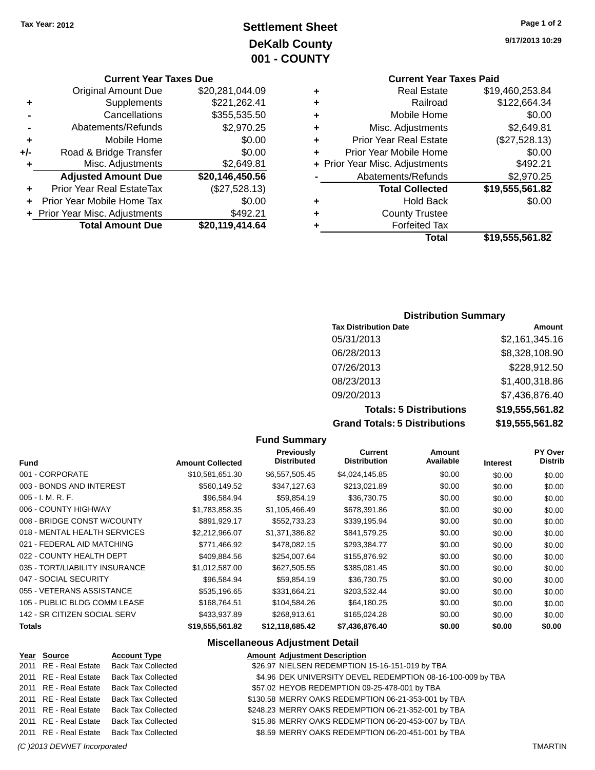Tax Year: 2012

# Settlement Sheet
## DeKalb County
## 001 - COUNTY

9/17/2013 10:29

### Current Year Taxes Due

| | | |
|---|---|---|
| | Original Amount Due | $20,281,044.09 |
| + | Supplements | $221,262.41 |
| - | Cancellations | $355,535.50 |
| - | Abatements/Refunds | $2,970.25 |
| + | Mobile Home | $0.00 |
| +/- | Road & Bridge Transfer | $0.00 |
| + | Misc. Adjustments | $2,649.81 |
| | **Adjusted Amount Due** | **$20,146,450.56** |
| + | Prior Year Real EstateTax | ($27,528.13) |
| + | Prior Year Mobile Home Tax | $0.00 |
| + | Prior Year Misc. Adjustments | $492.21 |
| | **Total Amount Due** | **$20,119,414.64** |

### Current Year Taxes Paid

| | | |
|---|---|---|
| + | Real Estate | $19,460,253.84 |
| + | Railroad | $122,664.34 |
| + | Mobile Home | $0.00 |
| + | Misc. Adjustments | $2,649.81 |
| + | Prior Year Real Estate | ($27,528.13) |
| + | Prior Year Mobile Home | $0.00 |
| + | Prior Year Misc. Adjustments | $492.21 |
| - | Abatements/Refunds | $2,970.25 |
| | **Total Collected** | **$19,555,561.82** |
| + | Hold Back | $0.00 |
| + | County Trustee | |
| + | Forfeited Tax | |
| | **Total** | **$19,555,561.82** |

### Distribution Summary

| Tax Distribution Date | Amount |
|---|---|
| 05/31/2013 | $2,161,345.16 |
| 06/28/2013 | $8,328,108.90 |
| 07/26/2013 | $228,912.50 |
| 08/23/2013 | $1,400,318.86 |
| 09/20/2013 | $7,436,876.40 |
| **Totals: 5 Distributions** | **$19,555,561.82** |
| **Grand Totals: 5 Distributions** | **$19,555,561.82** |

### Fund Summary

| Fund | Amount Collected | Previously Distributed | Current Distribution | Amount Available | Interest | PY Over Distrib |
|---|---|---|---|---|---|---|
| 001 - CORPORATE | $10,581,651.30 | $6,557,505.45 | $4,024,145.85 | $0.00 | $0.00 | $0.00 |
| 003 - BONDS AND INTEREST | $560,149.52 | $347,127.63 | $213,021.89 | $0.00 | $0.00 | $0.00 |
| 005 - I. M. R. F. | $96,584.94 | $59,854.19 | $36,730.75 | $0.00 | $0.00 | $0.00 |
| 006 - COUNTY HIGHWAY | $1,783,858.35 | $1,105,466.49 | $678,391.86 | $0.00 | $0.00 | $0.00 |
| 008 - BRIDGE CONST W/COUNTY | $891,929.17 | $552,733.23 | $339,195.94 | $0.00 | $0.00 | $0.00 |
| 018 - MENTAL HEALTH SERVICES | $2,212,966.07 | $1,371,386.82 | $841,579.25 | $0.00 | $0.00 | $0.00 |
| 021 - FEDERAL AID MATCHING | $771,466.92 | $478,082.15 | $293,384.77 | $0.00 | $0.00 | $0.00 |
| 022 - COUNTY HEALTH DEPT | $409,884.56 | $254,007.64 | $155,876.92 | $0.00 | $0.00 | $0.00 |
| 035 - TORT/LIABILITY INSURANCE | $1,012,587.00 | $627,505.55 | $385,081.45 | $0.00 | $0.00 | $0.00 |
| 047 - SOCIAL SECURITY | $96,584.94 | $59,854.19 | $36,730.75 | $0.00 | $0.00 | $0.00 |
| 055 - VETERANS ASSISTANCE | $535,196.65 | $331,664.21 | $203,532.44 | $0.00 | $0.00 | $0.00 |
| 105 - PUBLIC BLDG COMM LEASE | $168,764.51 | $104,584.26 | $64,180.25 | $0.00 | $0.00 | $0.00 |
| 142 - SR CITIZEN SOCIAL SERV | $433,937.89 | $268,913.61 | $165,024.28 | $0.00 | $0.00 | $0.00 |
| **Totals** | **$19,555,561.82** | **$12,118,685.42** | **$7,436,876.40** | **$0.00** | **$0.00** | **$0.00** |

### Miscellaneous Adjustment Detail

| Year | Source | Account Type | Amount | Adjustment Description |
|---|---|---|---|---|
| 2011 | RE - Real Estate | Back Tax Collected | $26.97 | NIELSEN REDEMPTION 15-16-151-019 by TBA |
| 2011 | RE - Real Estate | Back Tax Collected | $4.96 | DEK UNIVERSITY DEVEL REDEMPTION 08-16-100-009 by TBA |
| 2011 | RE - Real Estate | Back Tax Collected | $57.02 | HEYOB REDEMPTION 09-25-478-001 by TBA |
| 2011 | RE - Real Estate | Back Tax Collected | $130.58 | MERRY OAKS REDEMPTION 06-21-353-001 by TBA |
| 2011 | RE - Real Estate | Back Tax Collected | $248.23 | MERRY OAKS REDEMPTION 06-21-352-001 by TBA |
| 2011 | RE - Real Estate | Back Tax Collected | $15.86 | MERRY OAKS REDEMPTION 06-20-453-007 by TBA |
| 2011 | RE - Real Estate | Back Tax Collected | $8.59 | MERRY OAKS REDEMPTION 06-20-451-001 by TBA |

*(C )2013 DEVNET Incorporated* TMARTIN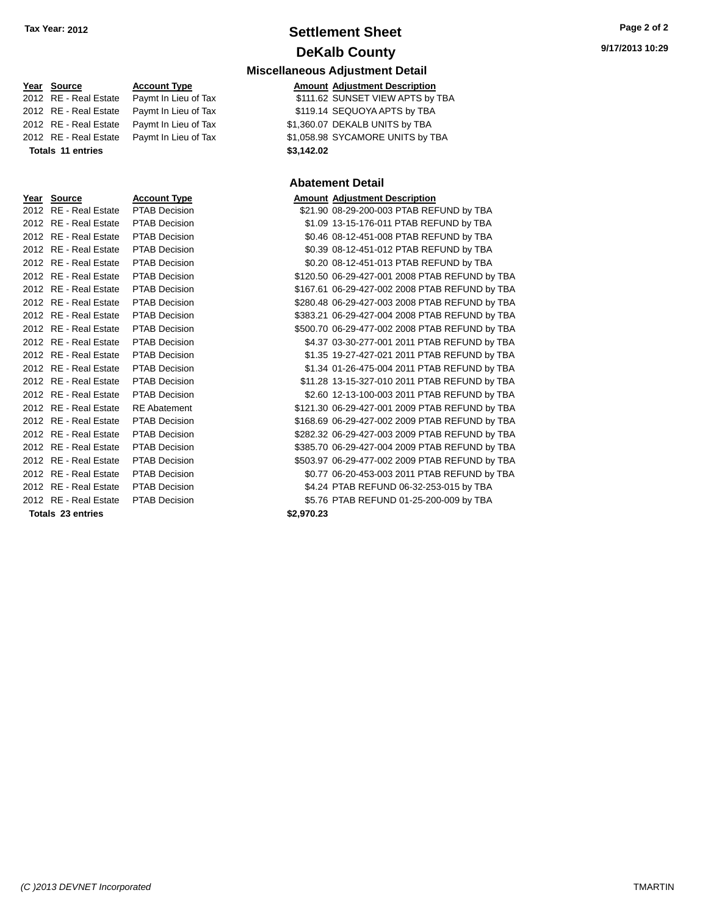Tax Year: 2012

# Settlement Sheet

## DeKalb County

### Miscellaneous Adjustment Detail

| Year | Source | Account Type | Amount | Adjustment Description |
|---|---|---|---|---|
| 2012 | RE - Real Estate | Paymt In Lieu of Tax | $111.62 | SUNSET VIEW APTS by TBA |
| 2012 | RE - Real Estate | Paymt In Lieu of Tax | $119.14 | SEQUOYA APTS by TBA |
| 2012 | RE - Real Estate | Paymt In Lieu of Tax | $1,360.07 | DEKALB UNITS by TBA |
| 2012 | RE - Real Estate | Paymt In Lieu of Tax | $1,058.98 | SYCAMORE UNITS by TBA |
| **Totals** | **11 entries** | | **$3,142.02** | |

### Abatement Detail

| Year | Source | Account Type | Amount | Adjustment Description |
|---|---|---|---|---|
| 2012 | RE - Real Estate | PTAB Decision | $21.90 | 08-29-200-003 PTAB REFUND by TBA |
| 2012 | RE - Real Estate | PTAB Decision | $1.09 | 13-15-176-011 PTAB REFUND by TBA |
| 2012 | RE - Real Estate | PTAB Decision | $0.46 | 08-12-451-008 PTAB REFUND by TBA |
| 2012 | RE - Real Estate | PTAB Decision | $0.39 | 08-12-451-012 PTAB REFUND by TBA |
| 2012 | RE - Real Estate | PTAB Decision | $0.20 | 08-12-451-013 PTAB REFUND by TBA |
| 2012 | RE - Real Estate | PTAB Decision | $120.50 | 06-29-427-001 2008 PTAB REFUND by TBA |
| 2012 | RE - Real Estate | PTAB Decision | $167.61 | 06-29-427-002 2008 PTAB REFUND by TBA |
| 2012 | RE - Real Estate | PTAB Decision | $280.48 | 06-29-427-003 2008 PTAB REFUND by TBA |
| 2012 | RE - Real Estate | PTAB Decision | $383.21 | 06-29-427-004 2008 PTAB REFUND by TBA |
| 2012 | RE - Real Estate | PTAB Decision | $500.70 | 06-29-477-002 2008 PTAB REFUND by TBA |
| 2012 | RE - Real Estate | PTAB Decision | $4.37 | 03-30-277-001 2011 PTAB REFUND by TBA |
| 2012 | RE - Real Estate | PTAB Decision | $1.35 | 19-27-427-021 2011 PTAB REFUND by TBA |
| 2012 | RE - Real Estate | PTAB Decision | $1.34 | 01-26-475-004 2011 PTAB REFUND by TBA |
| 2012 | RE - Real Estate | PTAB Decision | $11.28 | 13-15-327-010 2011 PTAB REFUND by TBA |
| 2012 | RE - Real Estate | PTAB Decision | $2.60 | 12-13-100-003 2011 PTAB REFUND by TBA |
| 2012 | RE - Real Estate | RE Abatement | $121.30 | 06-29-427-001 2009 PTAB REFUND by TBA |
| 2012 | RE - Real Estate | PTAB Decision | $168.69 | 06-29-427-002 2009 PTAB REFUND by TBA |
| 2012 | RE - Real Estate | PTAB Decision | $282.32 | 06-29-427-003 2009 PTAB REFUND by TBA |
| 2012 | RE - Real Estate | PTAB Decision | $385.70 | 06-29-427-004 2009 PTAB REFUND by TBA |
| 2012 | RE - Real Estate | PTAB Decision | $503.97 | 06-29-477-002 2009 PTAB REFUND by TBA |
| 2012 | RE - Real Estate | PTAB Decision | $0.77 | 06-20-453-003 2011 PTAB REFUND by TBA |
| 2012 | RE - Real Estate | PTAB Decision | $4.24 | PTAB REFUND 06-32-253-015 by TBA |
| 2012 | RE - Real Estate | PTAB Decision | $5.76 | PTAB REFUND 01-25-200-009 by TBA |
| **Totals** | **23 entries** | | **$2,970.23** | |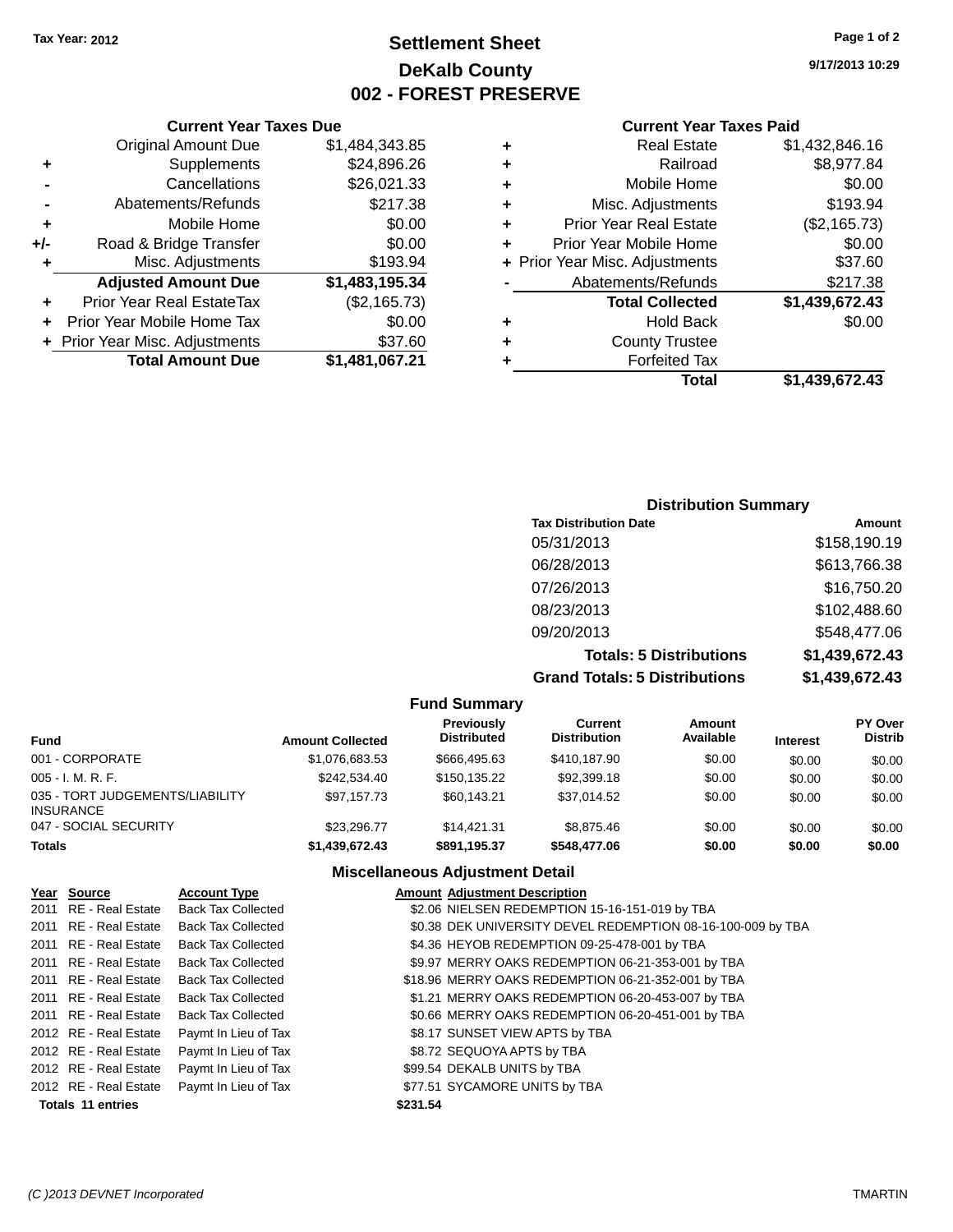Tax Year: 2012

# Settlement Sheet
## DeKalb County
## 002 - FOREST PRESERVE

9/17/2013 10:29

### Current Year Taxes Due

| | | |
|---|---|---|
| | Original Amount Due | $1,484,343.85 |
| + | Supplements | $24,896.26 |
| - | Cancellations | $26,021.33 |
| - | Abatements/Refunds | $217.38 |
| + | Mobile Home | $0.00 |
| +/- | Road & Bridge Transfer | $0.00 |
| + | Misc. Adjustments | $193.94 |
| | **Adjusted Amount Due** | **$1,483,195.34** |
| + | Prior Year Real EstateTax | ($2,165.73) |
| + | Prior Year Mobile Home Tax | $0.00 |
| + | Prior Year Misc. Adjustments | $37.60 |
| | **Total Amount Due** | **$1,481,067.21** |

### Current Year Taxes Paid

| | | |
|---|---|---|
| + | Real Estate | $1,432,846.16 |
| + | Railroad | $8,977.84 |
| + | Mobile Home | $0.00 |
| + | Misc. Adjustments | $193.94 |
| + | Prior Year Real Estate | ($2,165.73) |
| + | Prior Year Mobile Home | $0.00 |
| + | Prior Year Misc. Adjustments | $37.60 |
| - | Abatements/Refunds | $217.38 |
| | **Total Collected** | **$1,439,672.43** |
| + | Hold Back | $0.00 |
| + | County Trustee | |
| + | Forfeited Tax | |
| | **Total** | **$1,439,672.43** |

### Distribution Summary

| Tax Distribution Date | Amount |
|---|---|
| 05/31/2013 | $158,190.19 |
| 06/28/2013 | $613,766.38 |
| 07/26/2013 | $16,750.20 |
| 08/23/2013 | $102,488.60 |
| 09/20/2013 | $548,477.06 |
| **Totals: 5 Distributions** | **$1,439,672.43** |
| **Grand Totals: 5 Distributions** | **$1,439,672.43** |

### Fund Summary

| Fund | Amount Collected | Previously Distributed | Current Distribution | Amount Available | Interest | PY Over Distrib |
|---|---|---|---|---|---|---|
| 001 - CORPORATE | $1,076,683.53 | $666,495.63 | $410,187.90 | $0.00 | $0.00 | $0.00 |
| 005 - I. M. R. F. | $242,534.40 | $150,135.22 | $92,399.18 | $0.00 | $0.00 | $0.00 |
| 035 - TORT JUDGEMENTS/LIABILITY INSURANCE | $97,157.73 | $60,143.21 | $37,014.52 | $0.00 | $0.00 | $0.00 |
| 047 - SOCIAL SECURITY | $23,296.77 | $14,421.31 | $8,875.46 | $0.00 | $0.00 | $0.00 |
| **Totals** | **$1,439,672.43** | **$891,195.37** | **$548,477.06** | **$0.00** | **$0.00** | **$0.00** |

### Miscellaneous Adjustment Detail

| Year | Source | Account Type | Amount | Adjustment Description |
|---|---|---|---|---|
| 2011 | RE - Real Estate | Back Tax Collected | $2.06 | NIELSEN REDEMPTION 15-16-151-019 by TBA |
| 2011 | RE - Real Estate | Back Tax Collected | $0.38 | DEK UNIVERSITY DEVEL REDEMPTION 08-16-100-009 by TBA |
| 2011 | RE - Real Estate | Back Tax Collected | $4.36 | HEYOB REDEMPTION 09-25-478-001 by TBA |
| 2011 | RE - Real Estate | Back Tax Collected | $9.97 | MERRY OAKS REDEMPTION 06-21-353-001 by TBA |
| 2011 | RE - Real Estate | Back Tax Collected | $18.96 | MERRY OAKS REDEMPTION 06-21-352-001 by TBA |
| 2011 | RE - Real Estate | Back Tax Collected | $1.21 | MERRY OAKS REDEMPTION 06-20-453-007 by TBA |
| 2011 | RE - Real Estate | Back Tax Collected | $0.66 | MERRY OAKS REDEMPTION 06-20-451-001 by TBA |
| 2012 | RE - Real Estate | Paymt In Lieu of Tax | $8.17 | SUNSET VIEW APTS by TBA |
| 2012 | RE - Real Estate | Paymt In Lieu of Tax | $8.72 | SEQUOYA APTS by TBA |
| 2012 | RE - Real Estate | Paymt In Lieu of Tax | $99.54 | DEKALB UNITS by TBA |
| 2012 | RE - Real Estate | Paymt In Lieu of Tax | $77.51 | SYCAMORE UNITS by TBA |
| **Totals 11 entries** | | | **$231.54** | |

(C )2013 DEVNET Incorporated TMARTIN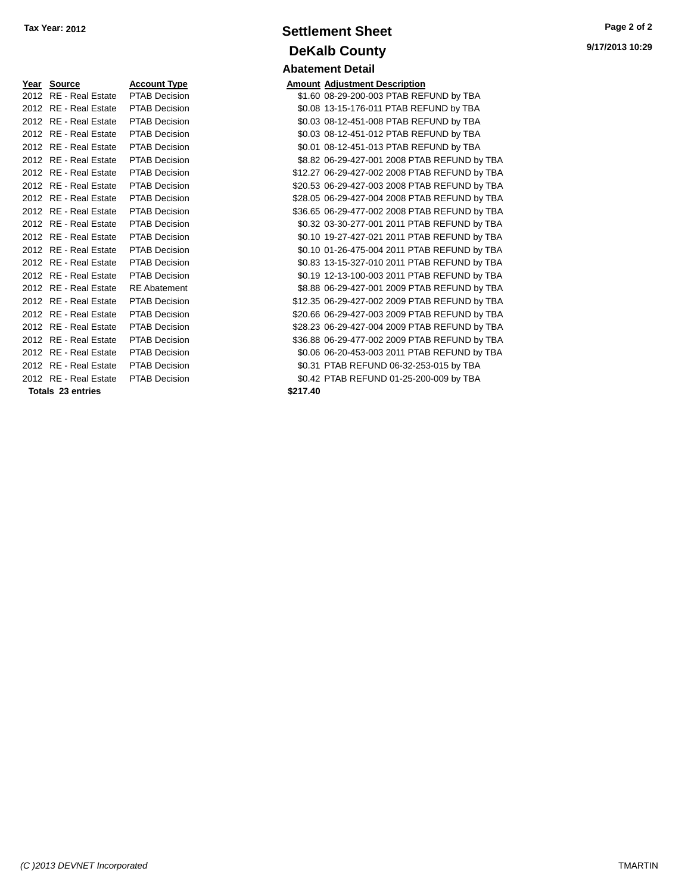Tax Year: 2012

# Settlement Sheet

## DeKalb County

### Abatement Detail

| Year | Source | Account Type | Amount | Adjustment Description |
|---|---|---|---|---|
| 2012 | RE - Real Estate | PTAB Decision | $1.60 | 08-29-200-003 PTAB REFUND by TBA |
| 2012 | RE - Real Estate | PTAB Decision | $0.08 | 13-15-176-011 PTAB REFUND by TBA |
| 2012 | RE - Real Estate | PTAB Decision | $0.03 | 08-12-451-008 PTAB REFUND by TBA |
| 2012 | RE - Real Estate | PTAB Decision | $0.03 | 08-12-451-012 PTAB REFUND by TBA |
| 2012 | RE - Real Estate | PTAB Decision | $0.01 | 08-12-451-013 PTAB REFUND by TBA |
| 2012 | RE - Real Estate | PTAB Decision | $8.82 | 06-29-427-001 2008 PTAB REFUND by TBA |
| 2012 | RE - Real Estate | PTAB Decision | $12.27 | 06-29-427-002 2008 PTAB REFUND by TBA |
| 2012 | RE - Real Estate | PTAB Decision | $20.53 | 06-29-427-003 2008 PTAB REFUND by TBA |
| 2012 | RE - Real Estate | PTAB Decision | $28.05 | 06-29-427-004 2008 PTAB REFUND by TBA |
| 2012 | RE - Real Estate | PTAB Decision | $36.65 | 06-29-477-002 2008 PTAB REFUND by TBA |
| 2012 | RE - Real Estate | PTAB Decision | $0.32 | 03-30-277-001 2011 PTAB REFUND by TBA |
| 2012 | RE - Real Estate | PTAB Decision | $0.10 | 19-27-427-021 2011 PTAB REFUND by TBA |
| 2012 | RE - Real Estate | PTAB Decision | $0.10 | 01-26-475-004 2011 PTAB REFUND by TBA |
| 2012 | RE - Real Estate | PTAB Decision | $0.83 | 13-15-327-010 2011 PTAB REFUND by TBA |
| 2012 | RE - Real Estate | PTAB Decision | $0.19 | 12-13-100-003 2011 PTAB REFUND by TBA |
| 2012 | RE - Real Estate | RE Abatement | $8.88 | 06-29-427-001 2009 PTAB REFUND by TBA |
| 2012 | RE - Real Estate | PTAB Decision | $12.35 | 06-29-427-002 2009 PTAB REFUND by TBA |
| 2012 | RE - Real Estate | PTAB Decision | $20.66 | 06-29-427-003 2009 PTAB REFUND by TBA |
| 2012 | RE - Real Estate | PTAB Decision | $28.23 | 06-29-427-004 2009 PTAB REFUND by TBA |
| 2012 | RE - Real Estate | PTAB Decision | $36.88 | 06-29-477-002 2009 PTAB REFUND by TBA |
| 2012 | RE - Real Estate | PTAB Decision | $0.06 | 06-20-453-003 2011 PTAB REFUND by TBA |
| 2012 | RE - Real Estate | PTAB Decision | $0.31 | PTAB REFUND 06-32-253-015 by TBA |
| 2012 | RE - Real Estate | PTAB Decision | $0.42 | PTAB REFUND 01-25-200-009 by TBA |
| **Totals 23 entries** | | | **$217.40** | |

9/17/2013 10:29

*(C )2013 DEVNET Incorporated*

TMARTIN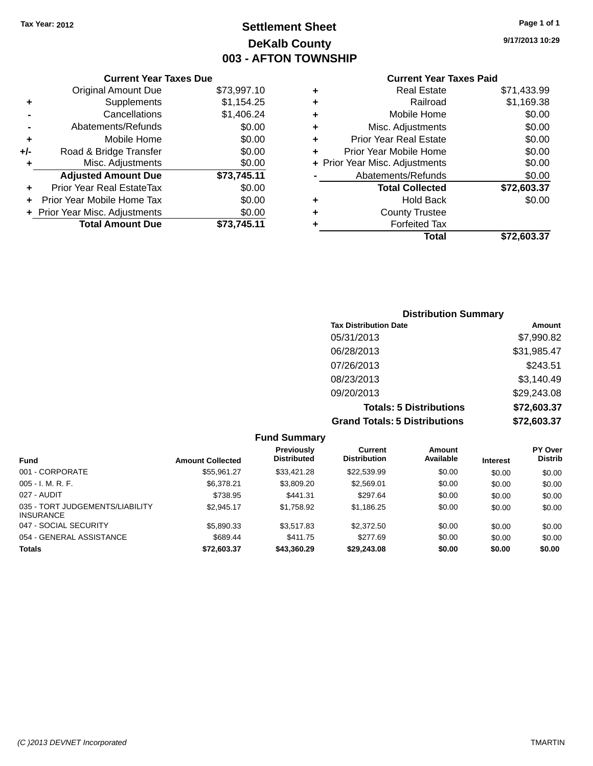Tax Year: 2012

# Settlement Sheet
## DeKalb County
## 003 - AFTON TOWNSHIP

9/17/2013 10:29

### Current Year Taxes Due

| | | |
|---|---|---|
| | Original Amount Due | $73,997.10 |
| + | Supplements | $1,154.25 |
| - | Cancellations | $1,406.24 |
| - | Abatements/Refunds | $0.00 |
| + | Mobile Home | $0.00 |
| +/- | Road & Bridge Transfer | $0.00 |
| + | Misc. Adjustments | $0.00 |
| | **Adjusted Amount Due** | **$73,745.11** |
| + | Prior Year Real EstateTax | $0.00 |
| + | Prior Year Mobile Home Tax | $0.00 |
| + | Prior Year Misc. Adjustments | $0.00 |
| | **Total Amount Due** | **$73,745.11** |

### Current Year Taxes Paid

| | | |
|---|---|---|
| + | Real Estate | $71,433.99 |
| + | Railroad | $1,169.38 |
| + | Mobile Home | $0.00 |
| + | Misc. Adjustments | $0.00 |
| + | Prior Year Real Estate | $0.00 |
| + | Prior Year Mobile Home | $0.00 |
| + | Prior Year Misc. Adjustments | $0.00 |
| - | Abatements/Refunds | $0.00 |
| | **Total Collected** | **$72,603.37** |
| + | Hold Back | $0.00 |
| + | County Trustee | |
| + | Forfeited Tax | |
| | **Total** | **$72,603.37** |

### Distribution Summary

| Tax Distribution Date | Amount |
|---|---|
| 05/31/2013 | $7,990.82 |
| 06/28/2013 | $31,985.47 |
| 07/26/2013 | $243.51 |
| 08/23/2013 | $3,140.49 |
| 09/20/2013 | $29,243.08 |
| **Totals: 5 Distributions** | **$72,603.37** |
| **Grand Totals: 5 Distributions** | **$72,603.37** |

### Fund Summary

| Fund | Amount Collected | Previously Distributed | Current Distribution | Amount Available | Interest | PY Over Distrib |
|---|---|---|---|---|---|---|
| 001 - CORPORATE | $55,961.27 | $33,421.28 | $22,539.99 | $0.00 | $0.00 | $0.00 |
| 005 - I. M. R. F. | $6,378.21 | $3,809.20 | $2,569.01 | $0.00 | $0.00 | $0.00 |
| 027 - AUDIT | $738.95 | $441.31 | $297.64 | $0.00 | $0.00 | $0.00 |
| 035 - TORT JUDGEMENTS/LIABILITY INSURANCE | $2,945.17 | $1,758.92 | $1,186.25 | $0.00 | $0.00 | $0.00 |
| 047 - SOCIAL SECURITY | $5,890.33 | $3,517.83 | $2,372.50 | $0.00 | $0.00 | $0.00 |
| 054 - GENERAL ASSISTANCE | $689.44 | $411.75 | $277.69 | $0.00 | $0.00 | $0.00 |
| **Totals** | **$72,603.37** | **$43,360.29** | **$29,243.08** | **$0.00** | **$0.00** | **$0.00** |

(C )2013 DEVNET Incorporated TMARTIN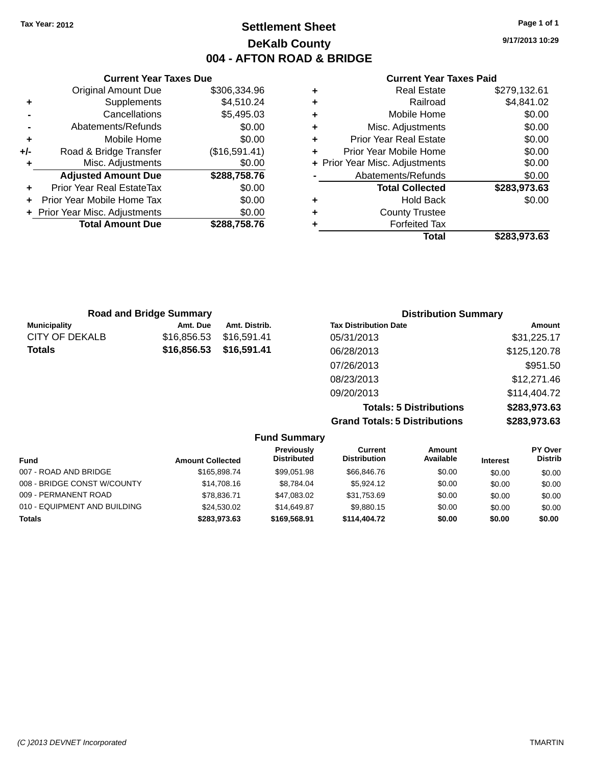Tax Year: 2012

# Settlement Sheet

## DeKalb County

## 004 - AFTON ROAD & BRIDGE

9/17/2013 10:29

### Current Year Taxes Due

| | | |
|---|---|---|
| | Original Amount Due | $306,334.96 |
| + | Supplements | $4,510.24 |
| - | Cancellations | $5,495.03 |
| - | Abatements/Refunds | $0.00 |
| + | Mobile Home | $0.00 |
| +/- | Road & Bridge Transfer | ($16,591.41) |
| + | Misc. Adjustments | $0.00 |
| | **Adjusted Amount Due** | **$288,758.76** |
| + | Prior Year Real EstateTax | $0.00 |
| + | Prior Year Mobile Home Tax | $0.00 |
| + | Prior Year Misc. Adjustments | $0.00 |
| | **Total Amount Due** | **$288,758.76** |

### Current Year Taxes Paid

| | | |
|---|---|---|
| + | Real Estate | $279,132.61 |
| + | Railroad | $4,841.02 |
| + | Mobile Home | $0.00 |
| + | Misc. Adjustments | $0.00 |
| + | Prior Year Real Estate | $0.00 |
| + | Prior Year Mobile Home | $0.00 |
| + | Prior Year Misc. Adjustments | $0.00 |
| - | Abatements/Refunds | $0.00 |
| | **Total Collected** | **$283,973.63** |
| + | Hold Back | $0.00 |
| + | County Trustee | |
| + | Forfeited Tax | |
| | **Total** | **$283,973.63** |

### Road and Bridge Summary

| Municipality | Amt. Due | Amt. Distrib. |
|---|---|---|
| CITY OF DEKALB | $16,856.53 | $16,591.41 |
| **Totals** | **$16,856.53** | **$16,591.41** |

### Distribution Summary

| Tax Distribution Date | Amount |
|---|---|
| 05/31/2013 | $31,225.17 |
| 06/28/2013 | $125,120.78 |
| 07/26/2013 | $951.50 |
| 08/23/2013 | $12,271.46 |
| 09/20/2013 | $114,404.72 |
| **Totals: 5 Distributions** | **$283,973.63** |
| **Grand Totals: 5 Distributions** | **$283,973.63** |

### Fund Summary

| Fund | Amount Collected | Previously Distributed | Current Distribution | Amount Available | Interest | PY Over Distrib |
|---|---|---|---|---|---|---|
| 007 - ROAD AND BRIDGE | $165,898.74 | $99,051.98 | $66,846.76 | $0.00 | $0.00 | $0.00 |
| 008 - BRIDGE CONST W/COUNTY | $14,708.16 | $8,784.04 | $5,924.12 | $0.00 | $0.00 | $0.00 |
| 009 - PERMANENT ROAD | $78,836.71 | $47,083.02 | $31,753.69 | $0.00 | $0.00 | $0.00 |
| 010 - EQUIPMENT AND BUILDING | $24,530.02 | $14,649.87 | $9,880.15 | $0.00 | $0.00 | $0.00 |
| **Totals** | **$283,973.63** | **$169,568.91** | **$114,404.72** | **$0.00** | **$0.00** | **$0.00** |

(C )2013 DEVNET Incorporated — TMARTIN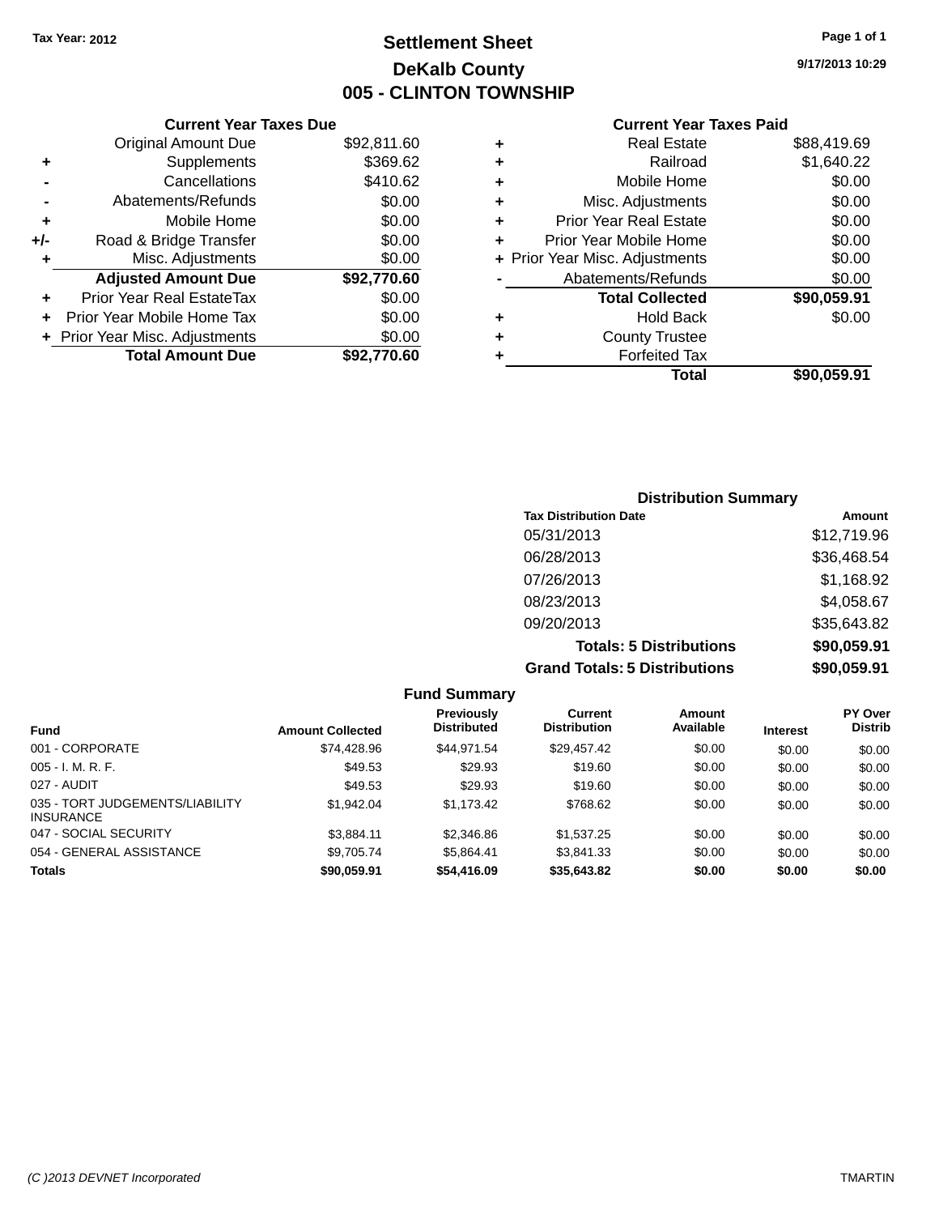Tax Year: 2012

# Settlement Sheet
## DeKalb County
## 005 - CLINTON TOWNSHIP

9/17/2013 10:29

### Current Year Taxes Due

| | | |
|---|---|---|
| | Original Amount Due | $92,811.60 |
| + | Supplements | $369.62 |
| - | Cancellations | $410.62 |
| - | Abatements/Refunds | $0.00 |
| + | Mobile Home | $0.00 |
| +/- | Road & Bridge Transfer | $0.00 |
| + | Misc. Adjustments | $0.00 |
| | **Adjusted Amount Due** | **$92,770.60** |
| + | Prior Year Real EstateTax | $0.00 |
| + | Prior Year Mobile Home Tax | $0.00 |
| + | Prior Year Misc. Adjustments | $0.00 |
| | **Total Amount Due** | **$92,770.60** |

### Current Year Taxes Paid

| | | |
|---|---|---|
| + | Real Estate | $88,419.69 |
| + | Railroad | $1,640.22 |
| + | Mobile Home | $0.00 |
| + | Misc. Adjustments | $0.00 |
| + | Prior Year Real Estate | $0.00 |
| + | Prior Year Mobile Home | $0.00 |
| + | Prior Year Misc. Adjustments | $0.00 |
| - | Abatements/Refunds | $0.00 |
| | **Total Collected** | **$90,059.91** |
| + | Hold Back | $0.00 |
| + | County Trustee | |
| + | Forfeited Tax | |
| | **Total** | **$90,059.91** |

### Distribution Summary

| Tax Distribution Date | Amount |
|---|---|
| 05/31/2013 | $12,719.96 |
| 06/28/2013 | $36,468.54 |
| 07/26/2013 | $1,168.92 |
| 08/23/2013 | $4,058.67 |
| 09/20/2013 | $35,643.82 |
| **Totals: 5 Distributions** | **$90,059.91** |
| **Grand Totals: 5 Distributions** | **$90,059.91** |

### Fund Summary

| Fund | Amount Collected | Previously Distributed | Current Distribution | Amount Available | Interest | PY Over Distrib |
|---|---|---|---|---|---|---|
| 001 - CORPORATE | $74,428.96 | $44,971.54 | $29,457.42 | $0.00 | $0.00 | $0.00 |
| 005 - I. M. R. F. | $49.53 | $29.93 | $19.60 | $0.00 | $0.00 | $0.00 |
| 027 - AUDIT | $49.53 | $29.93 | $19.60 | $0.00 | $0.00 | $0.00 |
| 035 - TORT JUDGEMENTS/LIABILITY INSURANCE | $1,942.04 | $1,173.42 | $768.62 | $0.00 | $0.00 | $0.00 |
| 047 - SOCIAL SECURITY | $3,884.11 | $2,346.86 | $1,537.25 | $0.00 | $0.00 | $0.00 |
| 054 - GENERAL ASSISTANCE | $9,705.74 | $5,864.41 | $3,841.33 | $0.00 | $0.00 | $0.00 |
| **Totals** | **$90,059.91** | **$54,416.09** | **$35,643.82** | **$0.00** | **$0.00** | **$0.00** |

(C )2013 DEVNET Incorporated

TMARTIN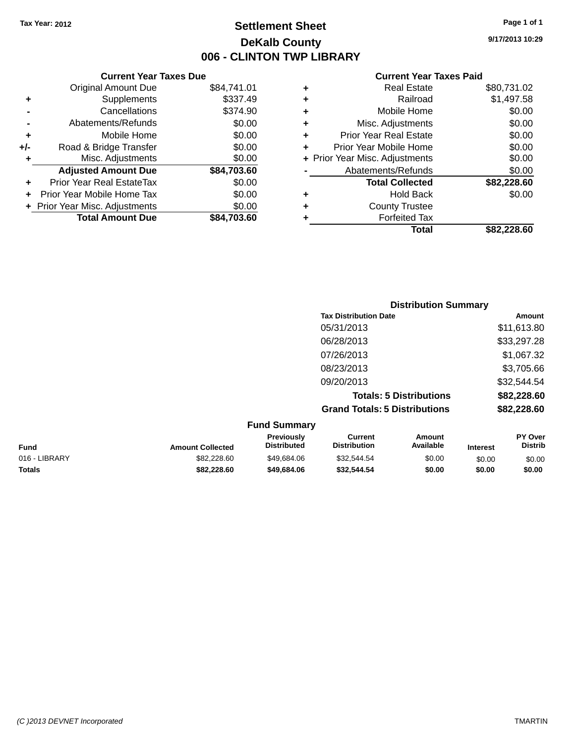Tax Year: 2012

# Settlement Sheet
## DeKalb County
## 006 - CLINTON TWP LIBRARY

9/17/2013 10:29

### Current Year Taxes Due

| | | |
|---|---|---|
| | Original Amount Due | $84,741.01 |
| + | Supplements | $337.49 |
| - | Cancellations | $374.90 |
| - | Abatements/Refunds | $0.00 |
| + | Mobile Home | $0.00 |
| +/- | Road & Bridge Transfer | $0.00 |
| + | Misc. Adjustments | $0.00 |
| | **Adjusted Amount Due** | **$84,703.60** |
| + | Prior Year Real EstateTax | $0.00 |
| + | Prior Year Mobile Home Tax | $0.00 |
| + | Prior Year Misc. Adjustments | $0.00 |
| | **Total Amount Due** | **$84,703.60** |

### Current Year Taxes Paid

| | | |
|---|---|---|
| + | Real Estate | $80,731.02 |
| + | Railroad | $1,497.58 |
| + | Mobile Home | $0.00 |
| + | Misc. Adjustments | $0.00 |
| + | Prior Year Real Estate | $0.00 |
| + | Prior Year Mobile Home | $0.00 |
| + | Prior Year Misc. Adjustments | $0.00 |
| - | Abatements/Refunds | $0.00 |
| | **Total Collected** | **$82,228.60** |
| + | Hold Back | $0.00 |
| + | County Trustee | |
| + | Forfeited Tax | |
| | **Total** | **$82,228.60** |

### Distribution Summary

| Tax Distribution Date | Amount |
|---|---|
| 05/31/2013 | $11,613.80 |
| 06/28/2013 | $33,297.28 |
| 07/26/2013 | $1,067.32 |
| 08/23/2013 | $3,705.66 |
| 09/20/2013 | $32,544.54 |
| **Totals: 5 Distributions** | **$82,228.60** |
| **Grand Totals: 5 Distributions** | **$82,228.60** |

### Fund Summary

| Fund | Amount Collected | Previously Distributed | Current Distribution | Amount Available | Interest | PY Over Distrib |
|---|---|---|---|---|---|---|
| 016 - LIBRARY | $82,228.60 | $49,684.06 | $32,544.54 | $0.00 | $0.00 | $0.00 |
| **Totals** | **$82,228.60** | **$49,684.06** | **$32,544.54** | **$0.00** | **$0.00** | **$0.00** |

(C )2013 DEVNET Incorporated TMARTIN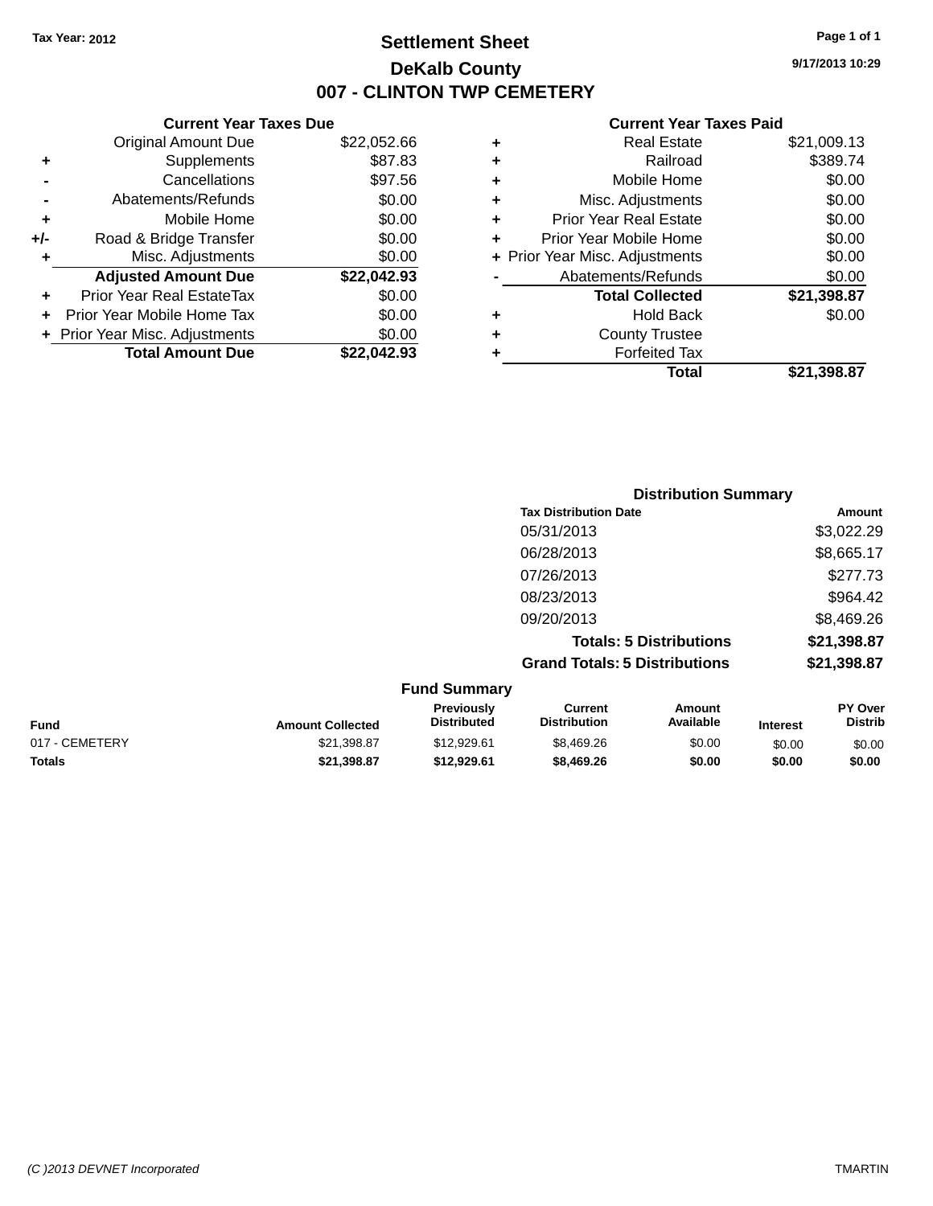Tax Year: 2012

# Settlement Sheet

## DeKalb County

## 007 - CLINTON TWP CEMETERY

9/17/2013 10:29

### Current Year Taxes Due

| | | |
|---|---|---|
| | Original Amount Due | $22,052.66 |
| + | Supplements | $87.83 |
| - | Cancellations | $97.56 |
| - | Abatements/Refunds | $0.00 |
| + | Mobile Home | $0.00 |
| +/- | Road & Bridge Transfer | $0.00 |
| + | Misc. Adjustments | $0.00 |
| | **Adjusted Amount Due** | **$22,042.93** |
| + | Prior Year Real EstateTax | $0.00 |
| + | Prior Year Mobile Home Tax | $0.00 |
| + | Prior Year Misc. Adjustments | $0.00 |
| | **Total Amount Due** | **$22,042.93** |

### Current Year Taxes Paid

| | | |
|---|---|---|
| + | Real Estate | $21,009.13 |
| + | Railroad | $389.74 |
| + | Mobile Home | $0.00 |
| + | Misc. Adjustments | $0.00 |
| + | Prior Year Real Estate | $0.00 |
| + | Prior Year Mobile Home | $0.00 |
| + | Prior Year Misc. Adjustments | $0.00 |
| - | Abatements/Refunds | $0.00 |
| | **Total Collected** | **$21,398.87** |
| + | Hold Back | $0.00 |
| + | County Trustee | |
| + | Forfeited Tax | |
| | **Total** | **$21,398.87** |

### Distribution Summary

| Tax Distribution Date | Amount |
|---|---|
| 05/31/2013 | $3,022.29 |
| 06/28/2013 | $8,665.17 |
| 07/26/2013 | $277.73 |
| 08/23/2013 | $964.42 |
| 09/20/2013 | $8,469.26 |
| **Totals: 5 Distributions** | **$21,398.87** |
| **Grand Totals: 5 Distributions** | **$21,398.87** |

### Fund Summary

| Fund | Amount Collected | Previously Distributed | Current Distribution | Amount Available | Interest | PY Over Distrib |
|---|---|---|---|---|---|---|
| 017 - CEMETERY | $21,398.87 | $12,929.61 | $8,469.26 | $0.00 | $0.00 | $0.00 |
| **Totals** | **$21,398.87** | **$12,929.61** | **$8,469.26** | **$0.00** | **$0.00** | **$0.00** |

(C )2013 DEVNET Incorporated TMARTIN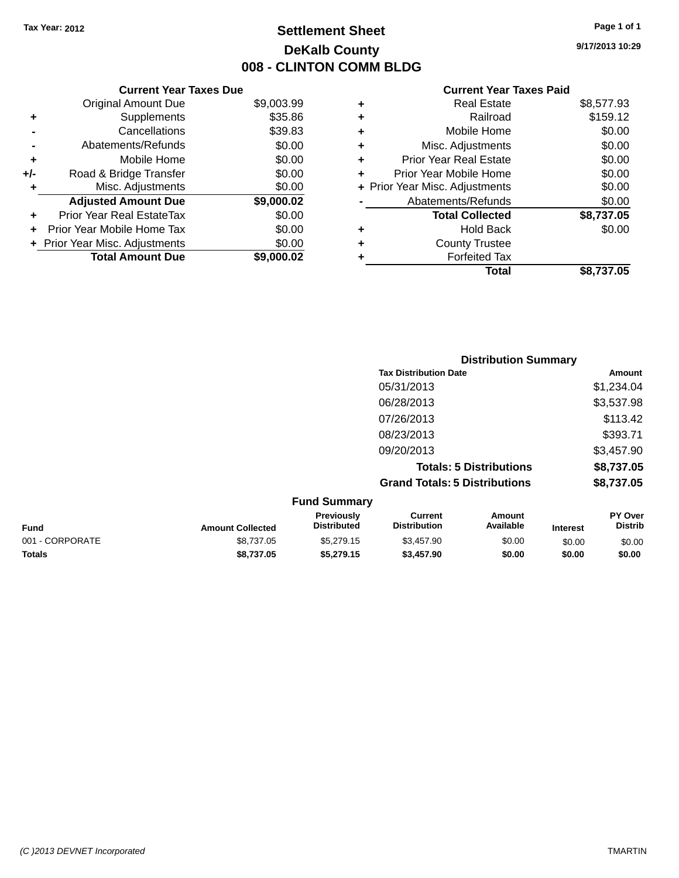Tax Year: 2012

# Settlement Sheet

## DeKalb County

## 008 - CLINTON COMM BLDG

9/17/2013 10:29

### Current Year Taxes Due

| | | |
|---|---|---|
| | Original Amount Due | $9,003.99 |
| + | Supplements | $35.86 |
| - | Cancellations | $39.83 |
| - | Abatements/Refunds | $0.00 |
| + | Mobile Home | $0.00 |
| +/- | Road & Bridge Transfer | $0.00 |
| + | Misc. Adjustments | $0.00 |
| | **Adjusted Amount Due** | **$9,000.02** |
| + | Prior Year Real EstateTax | $0.00 |
| + | Prior Year Mobile Home Tax | $0.00 |
| + | Prior Year Misc. Adjustments | $0.00 |
| | **Total Amount Due** | **$9,000.02** |

### Current Year Taxes Paid

| | | |
|---|---|---|
| + | Real Estate | $8,577.93 |
| + | Railroad | $159.12 |
| + | Mobile Home | $0.00 |
| + | Misc. Adjustments | $0.00 |
| + | Prior Year Real Estate | $0.00 |
| + | Prior Year Mobile Home | $0.00 |
| + | Prior Year Misc. Adjustments | $0.00 |
| - | Abatements/Refunds | $0.00 |
| | **Total Collected** | **$8,737.05** |
| + | Hold Back | $0.00 |
| + | County Trustee | |
| + | Forfeited Tax | |
| | **Total** | **$8,737.05** |

### Distribution Summary

| Tax Distribution Date | Amount |
|---|---|
| 05/31/2013 | $1,234.04 |
| 06/28/2013 | $3,537.98 |
| 07/26/2013 | $113.42 |
| 08/23/2013 | $393.71 |
| 09/20/2013 | $3,457.90 |
| **Totals: 5 Distributions** | **$8,737.05** |
| **Grand Totals: 5 Distributions** | **$8,737.05** |

### Fund Summary

| Fund | Amount Collected | Previously Distributed | Current Distribution | Amount Available | Interest | PY Over Distrib |
|---|---|---|---|---|---|---|
| 001 - CORPORATE | $8,737.05 | $5,279.15 | $3,457.90 | $0.00 | $0.00 | $0.00 |
| **Totals** | **$8,737.05** | **$5,279.15** | **$3,457.90** | **$0.00** | **$0.00** | **$0.00** |

(C )2013 DEVNET Incorporated TMARTIN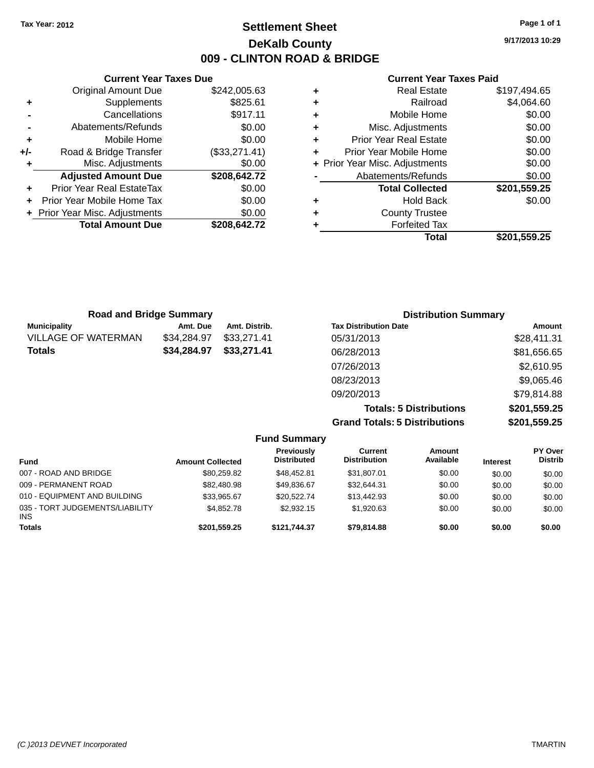Tax Year: 2012

# Settlement Sheet

## DeKalb County

## 009 - CLINTON ROAD & BRIDGE

9/17/2013 10:29

### Current Year Taxes Due

| | | |
|---|---|---|
| | Original Amount Due | $242,005.63 |
| + | Supplements | $825.61 |
| - | Cancellations | $917.11 |
| - | Abatements/Refunds | $0.00 |
| + | Mobile Home | $0.00 |
| +/- | Road & Bridge Transfer | ($33,271.41) |
| + | Misc. Adjustments | $0.00 |
| | **Adjusted Amount Due** | **$208,642.72** |
| + | Prior Year Real EstateTax | $0.00 |
| + | Prior Year Mobile Home Tax | $0.00 |
| + | Prior Year Misc. Adjustments | $0.00 |
| | **Total Amount Due** | **$208,642.72** |

### Current Year Taxes Paid

| | | |
|---|---|---|
| + | Real Estate | $197,494.65 |
| + | Railroad | $4,064.60 |
| + | Mobile Home | $0.00 |
| + | Misc. Adjustments | $0.00 |
| + | Prior Year Real Estate | $0.00 |
| + | Prior Year Mobile Home | $0.00 |
| + | Prior Year Misc. Adjustments | $0.00 |
| - | Abatements/Refunds | $0.00 |
| | **Total Collected** | **$201,559.25** |
| + | Hold Back | $0.00 |
| + | County Trustee | |
| + | Forfeited Tax | |
| | **Total** | **$201,559.25** |

### Road and Bridge Summary

| Municipality | Amt. Due | Amt. Distrib. |
|---|---|---|
| VILLAGE OF WATERMAN | $34,284.97 | $33,271.41 |
| **Totals** | **$34,284.97** | **$33,271.41** |

### Distribution Summary

| Tax Distribution Date | Amount |
|---|---|
| 05/31/2013 | $28,411.31 |
| 06/28/2013 | $81,656.65 |
| 07/26/2013 | $2,610.95 |
| 08/23/2013 | $9,065.46 |
| 09/20/2013 | $79,814.88 |
| **Totals: 5 Distributions** | **$201,559.25** |
| **Grand Totals: 5 Distributions** | **$201,559.25** |

### Fund Summary

| Fund | Amount Collected | Previously Distributed | Current Distribution | Amount Available | Interest | PY Over Distrib |
|---|---|---|---|---|---|---|
| 007 - ROAD AND BRIDGE | $80,259.82 | $48,452.81 | $31,807.01 | $0.00 | $0.00 | $0.00 |
| 009 - PERMANENT ROAD | $82,480.98 | $49,836.67 | $32,644.31 | $0.00 | $0.00 | $0.00 |
| 010 - EQUIPMENT AND BUILDING | $33,965.67 | $20,522.74 | $13,442.93 | $0.00 | $0.00 | $0.00 |
| 035 - TORT JUDGEMENTS/LIABILITY INS | $4,852.78 | $2,932.15 | $1,920.63 | $0.00 | $0.00 | $0.00 |
| **Totals** | **$201,559.25** | **$121,744.37** | **$79,814.88** | **$0.00** | **$0.00** | **$0.00** |

(C )2013 DEVNET Incorporated TMARTIN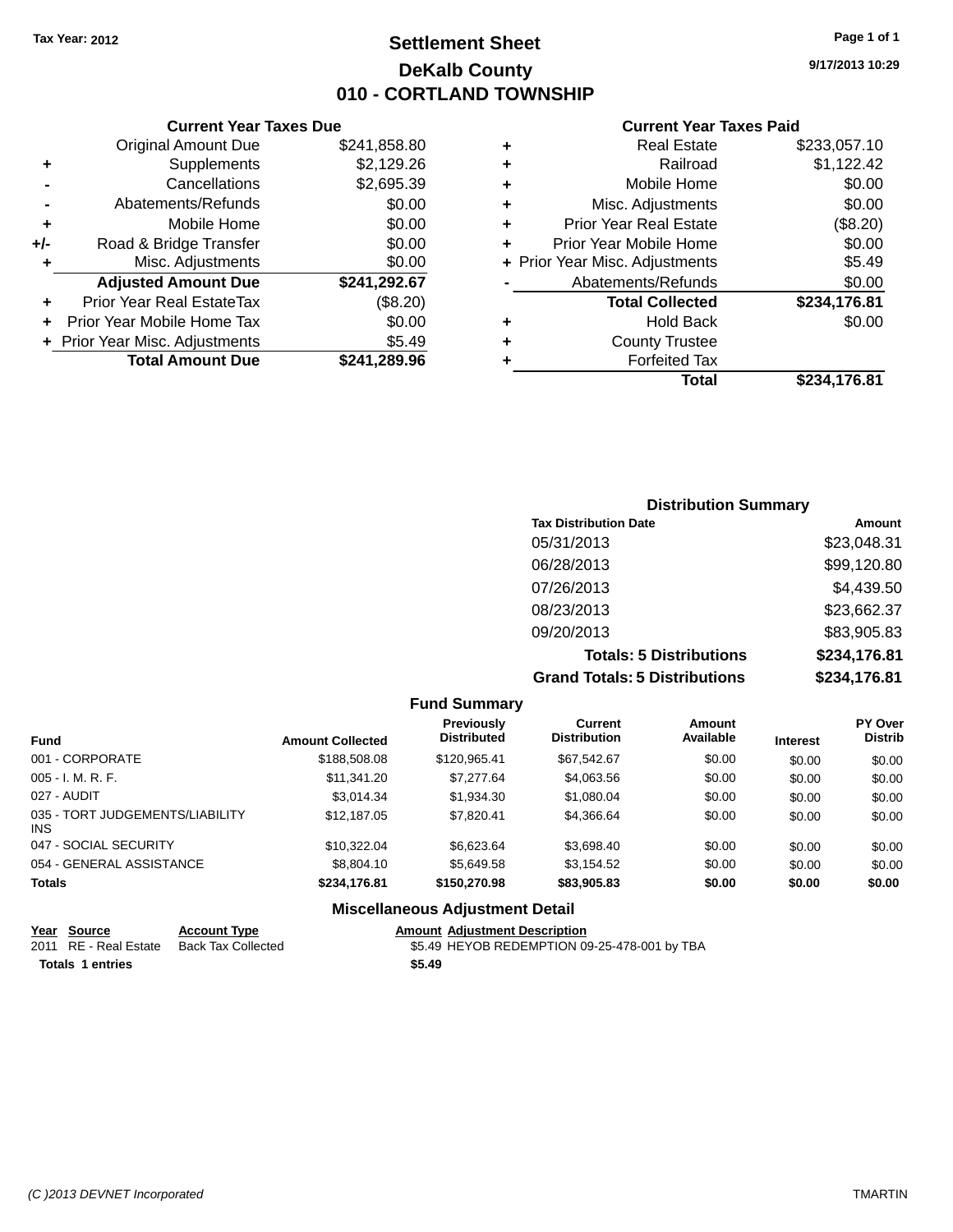Tax Year: 2012

# Settlement Sheet
## DeKalb County
## 010 - CORTLAND TOWNSHIP

9/17/2013 10:29

### Current Year Taxes Due

| | | |
|---|---|---|
| | Original Amount Due | $241,858.80 |
| + | Supplements | $2,129.26 |
| - | Cancellations | $2,695.39 |
| - | Abatements/Refunds | $0.00 |
| + | Mobile Home | $0.00 |
| +/- | Road & Bridge Transfer | $0.00 |
| + | Misc. Adjustments | $0.00 |
| | **Adjusted Amount Due** | **$241,292.67** |
| + | Prior Year Real EstateTax | ($8.20) |
| + | Prior Year Mobile Home Tax | $0.00 |
| + | Prior Year Misc. Adjustments | $5.49 |
| | **Total Amount Due** | **$241,289.96** |

### Current Year Taxes Paid

| | | |
|---|---|---|
| + | Real Estate | $233,057.10 |
| + | Railroad | $1,122.42 |
| + | Mobile Home | $0.00 |
| + | Misc. Adjustments | $0.00 |
| + | Prior Year Real Estate | ($8.20) |
| + | Prior Year Mobile Home | $0.00 |
| + | Prior Year Misc. Adjustments | $5.49 |
| - | Abatements/Refunds | $0.00 |
| | **Total Collected** | **$234,176.81** |
| + | Hold Back | $0.00 |
| + | County Trustee | |
| + | Forfeited Tax | |
| | **Total** | **$234,176.81** |

### Distribution Summary

| Tax Distribution Date | Amount |
|---|---|
| 05/31/2013 | $23,048.31 |
| 06/28/2013 | $99,120.80 |
| 07/26/2013 | $4,439.50 |
| 08/23/2013 | $23,662.37 |
| 09/20/2013 | $83,905.83 |
| **Totals: 5 Distributions** | **$234,176.81** |
| **Grand Totals: 5 Distributions** | **$234,176.81** |

### Fund Summary

| Fund | Amount Collected | Previously Distributed | Current Distribution | Amount Available | Interest | PY Over Distrib |
|---|---|---|---|---|---|---|
| 001 - CORPORATE | $188,508.08 | $120,965.41 | $67,542.67 | $0.00 | $0.00 | $0.00 |
| 005 - I. M. R. F. | $11,341.20 | $7,277.64 | $4,063.56 | $0.00 | $0.00 | $0.00 |
| 027 - AUDIT | $3,014.34 | $1,934.30 | $1,080.04 | $0.00 | $0.00 | $0.00 |
| 035 - TORT JUDGEMENTS/LIABILITY INS | $12,187.05 | $7,820.41 | $4,366.64 | $0.00 | $0.00 | $0.00 |
| 047 - SOCIAL SECURITY | $10,322.04 | $6,623.64 | $3,698.40 | $0.00 | $0.00 | $0.00 |
| 054 - GENERAL ASSISTANCE | $8,804.10 | $5,649.58 | $3,154.52 | $0.00 | $0.00 | $0.00 |
| **Totals** | **$234,176.81** | **$150,270.98** | **$83,905.83** | **$0.00** | **$0.00** | **$0.00** |

### Miscellaneous Adjustment Detail

| Year | Source | Account Type | Amount | Adjustment Description |
|---|---|---|---|---|
| 2011 | RE - Real Estate | Back Tax Collected | $5.49 | HEYOB REDEMPTION 09-25-478-001 by TBA |
| **Totals 1 entries** | | | **$5.49** | |

(C )2013 DEVNET Incorporated — TMARTIN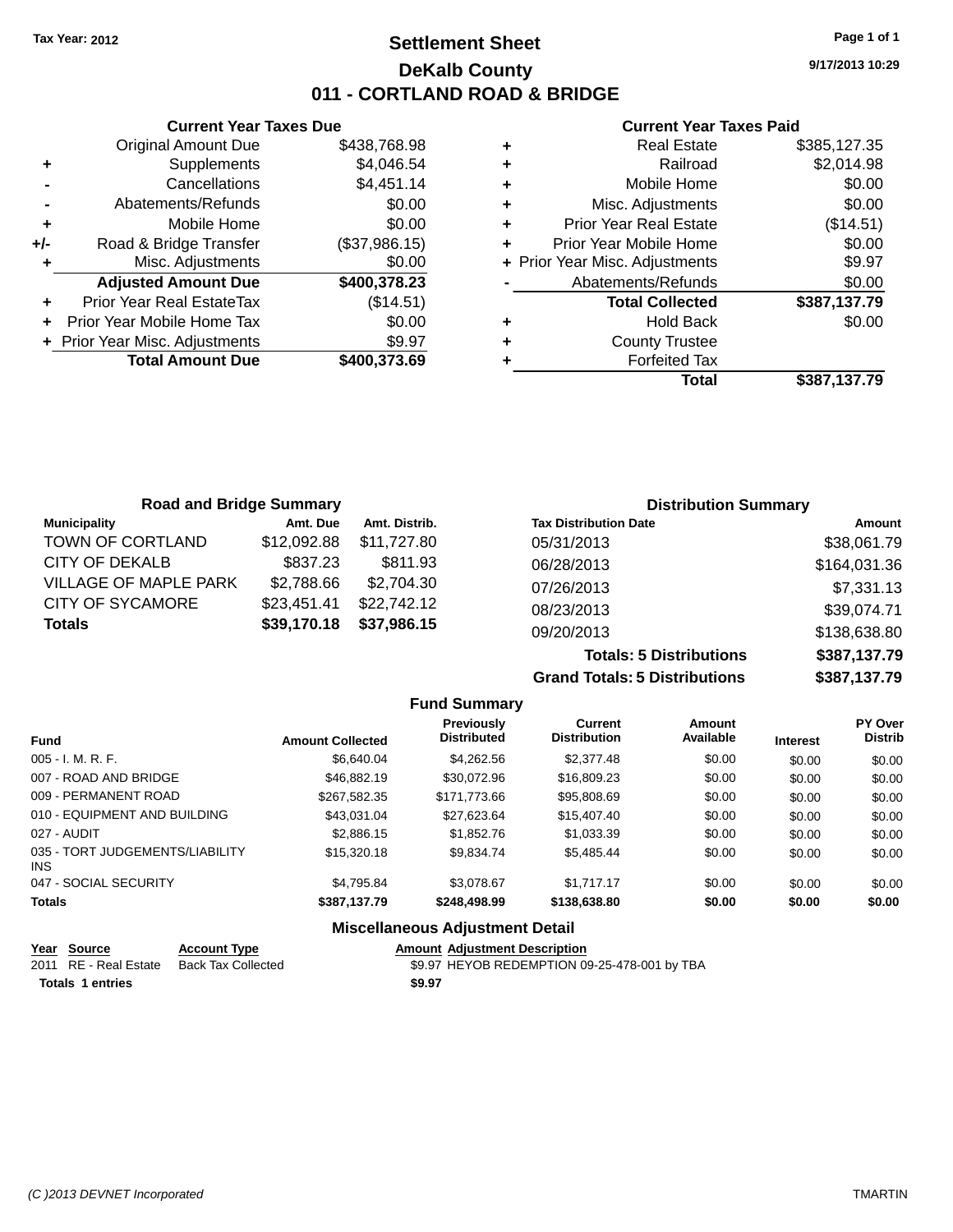Tax Year: 2012

# Settlement Sheet
## DeKalb County
## 011 - CORTLAND ROAD & BRIDGE

9/17/2013 10:29

### Current Year Taxes Due

| | | |
|---|---|---|
| | Original Amount Due | $438,768.98 |
| + | Supplements | $4,046.54 |
| - | Cancellations | $4,451.14 |
| - | Abatements/Refunds | $0.00 |
| + | Mobile Home | $0.00 |
| +/- | Road & Bridge Transfer | ($37,986.15) |
| + | Misc. Adjustments | $0.00 |
| | **Adjusted Amount Due** | **$400,378.23** |
| + | Prior Year Real EstateTax | ($14.51) |
| + | Prior Year Mobile Home Tax | $0.00 |
| + | Prior Year Misc. Adjustments | $9.97 |
| | **Total Amount Due** | **$400,373.69** |

### Current Year Taxes Paid

| | | |
|---|---|---|
| + | Real Estate | $385,127.35 |
| + | Railroad | $2,014.98 |
| + | Mobile Home | $0.00 |
| + | Misc. Adjustments | $0.00 |
| + | Prior Year Real Estate | ($14.51) |
| + | Prior Year Mobile Home | $0.00 |
| + | Prior Year Misc. Adjustments | $9.97 |
| - | Abatements/Refunds | $0.00 |
| | **Total Collected** | **$387,137.79** |
| + | Hold Back | $0.00 |
| + | County Trustee | |
| + | Forfeited Tax | |
| | **Total** | **$387,137.79** |

### Road and Bridge Summary

| Municipality | Amt. Due | Amt. Distrib. |
|---|---|---|
| TOWN OF CORTLAND | $12,092.88 | $11,727.80 |
| CITY OF DEKALB | $837.23 | $811.93 |
| VILLAGE OF MAPLE PARK | $2,788.66 | $2,704.30 |
| CITY OF SYCAMORE | $23,451.41 | $22,742.12 |
| **Totals** | **$39,170.18** | **$37,986.15** |

### Distribution Summary

| Tax Distribution Date | Amount |
|---|---|
| 05/31/2013 | $38,061.79 |
| 06/28/2013 | $164,031.36 |
| 07/26/2013 | $7,331.13 |
| 08/23/2013 | $39,074.71 |
| 09/20/2013 | $138,638.80 |
| **Totals: 5 Distributions** | **$387,137.79** |
| **Grand Totals: 5 Distributions** | **$387,137.79** |

### Fund Summary

| Fund | Amount Collected | Previously Distributed | Current Distribution | Amount Available | Interest | PY Over Distrib |
|---|---|---|---|---|---|---|
| 005 - I. M. R. F. | $6,640.04 | $4,262.56 | $2,377.48 | $0.00 | $0.00 | $0.00 |
| 007 - ROAD AND BRIDGE | $46,882.19 | $30,072.96 | $16,809.23 | $0.00 | $0.00 | $0.00 |
| 009 - PERMANENT ROAD | $267,582.35 | $171,773.66 | $95,808.69 | $0.00 | $0.00 | $0.00 |
| 010 - EQUIPMENT AND BUILDING | $43,031.04 | $27,623.64 | $15,407.40 | $0.00 | $0.00 | $0.00 |
| 027 - AUDIT | $2,886.15 | $1,852.76 | $1,033.39 | $0.00 | $0.00 | $0.00 |
| 035 - TORT JUDGEMENTS/LIABILITY INS | $15,320.18 | $9,834.74 | $5,485.44 | $0.00 | $0.00 | $0.00 |
| 047 - SOCIAL SECURITY | $4,795.84 | $3,078.67 | $1,717.17 | $0.00 | $0.00 | $0.00 |
| **Totals** | **$387,137.79** | **$248,498.99** | **$138,638.80** | **$0.00** | **$0.00** | **$0.00** |

### Miscellaneous Adjustment Detail

| Year | Source | Account Type | Amount | Adjustment Description |
|---|---|---|---|---|
| 2011 | RE - Real Estate | Back Tax Collected | $9.97 | HEYOB REDEMPTION 09-25-478-001 by TBA |
| **Totals 1 entries** | | | **$9.97** | |

(C )2013 DEVNET Incorporated TMARTIN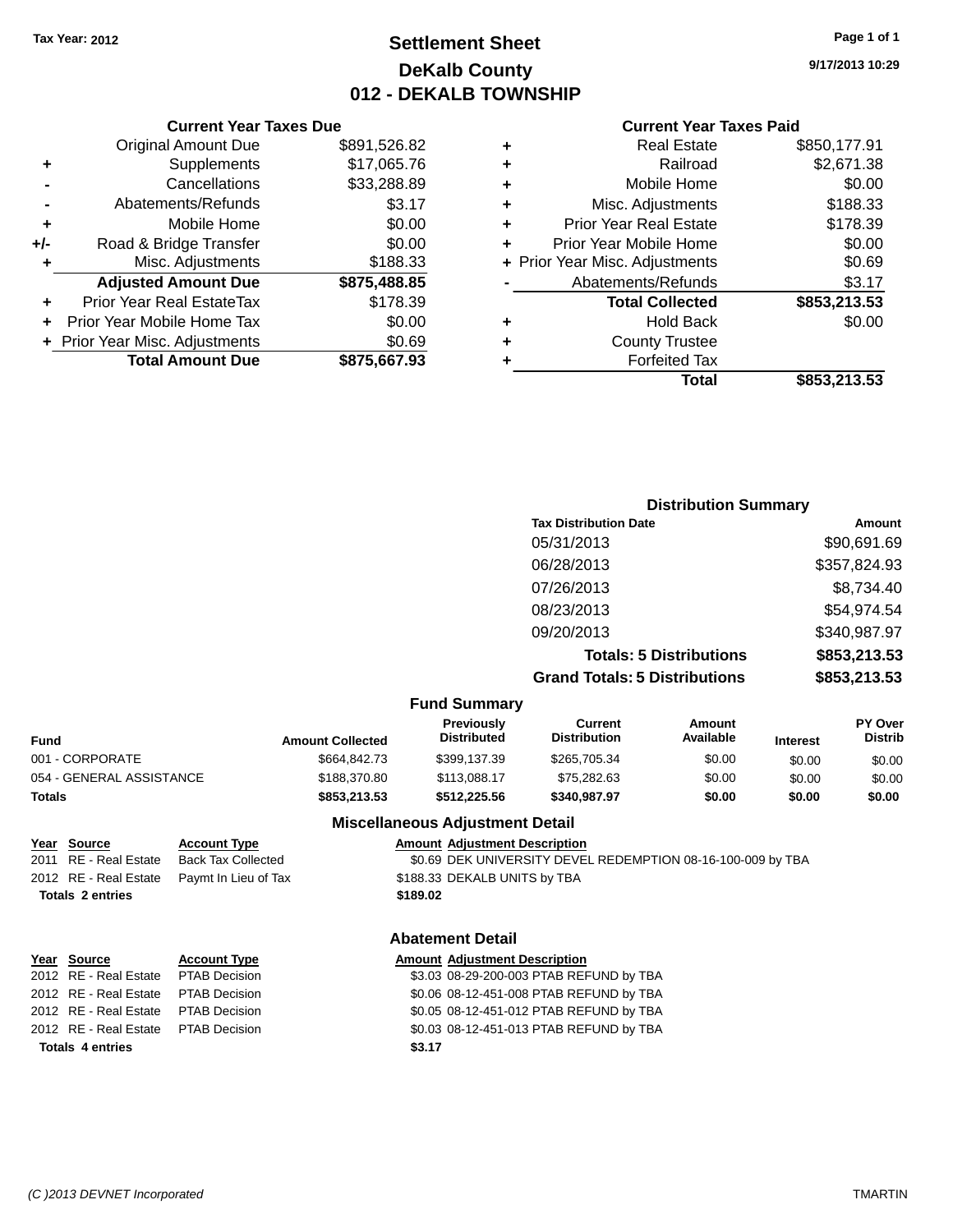Tax Year: 2012

# Settlement Sheet
## DeKalb County
## 012 - DEKALB TOWNSHIP

9/17/2013 10:29

### Current Year Taxes Due

| | | |
|---|---|---|
| | Original Amount Due | $891,526.82 |
| + | Supplements | $17,065.76 |
| - | Cancellations | $33,288.89 |
| - | Abatements/Refunds | $3.17 |
| + | Mobile Home | $0.00 |
| +/- | Road & Bridge Transfer | $0.00 |
| + | Misc. Adjustments | $188.33 |
| | **Adjusted Amount Due** | **$875,488.85** |
| + | Prior Year Real EstateTax | $178.39 |
| + | Prior Year Mobile Home Tax | $0.00 |
| + | Prior Year Misc. Adjustments | $0.69 |
| | **Total Amount Due** | **$875,667.93** |

### Current Year Taxes Paid

| | | |
|---|---|---|
| + | Real Estate | $850,177.91 |
| + | Railroad | $2,671.38 |
| + | Mobile Home | $0.00 |
| + | Misc. Adjustments | $188.33 |
| + | Prior Year Real Estate | $178.39 |
| + | Prior Year Mobile Home | $0.00 |
| + | Prior Year Misc. Adjustments | $0.69 |
| - | Abatements/Refunds | $3.17 |
| | **Total Collected** | **$853,213.53** |
| + | Hold Back | $0.00 |
| + | County Trustee | |
| + | Forfeited Tax | |
| | **Total** | **$853,213.53** |

### Distribution Summary

| Tax Distribution Date | Amount |
|---|---|
| 05/31/2013 | $90,691.69 |
| 06/28/2013 | $357,824.93 |
| 07/26/2013 | $8,734.40 |
| 08/23/2013 | $54,974.54 |
| 09/20/2013 | $340,987.97 |
| **Totals: 5 Distributions** | **$853,213.53** |
| **Grand Totals: 5 Distributions** | **$853,213.53** |

### Fund Summary

| Fund | Amount Collected | Previously Distributed | Current Distribution | Amount Available | Interest | PY Over Distrib |
|---|---|---|---|---|---|---|
| 001 - CORPORATE | $664,842.73 | $399,137.39 | $265,705.34 | $0.00 | $0.00 | $0.00 |
| 054 - GENERAL ASSISTANCE | $188,370.80 | $113,088.17 | $75,282.63 | $0.00 | $0.00 | $0.00 |
| **Totals** | **$853,213.53** | **$512,225.56** | **$340,987.97** | **$0.00** | **$0.00** | **$0.00** |

### Miscellaneous Adjustment Detail

| Year | Source | Account Type | Amount | Adjustment Description |
|---|---|---|---|---|
| 2011 | RE - Real Estate | Back Tax Collected | $0.69 | DEK UNIVERSITY DEVEL REDEMPTION 08-16-100-009 by TBA |
| 2012 | RE - Real Estate | Paymt In Lieu of Tax | $188.33 | DEKALB UNITS by TBA |
| **Totals 2 entries** | | | **$189.02** | |

### Abatement Detail

| Year | Source | Account Type | Amount | Adjustment Description |
|---|---|---|---|---|
| 2012 | RE - Real Estate | PTAB Decision | $3.03 | 08-29-200-003 PTAB REFUND by TBA |
| 2012 | RE - Real Estate | PTAB Decision | $0.06 | 08-12-451-008 PTAB REFUND by TBA |
| 2012 | RE - Real Estate | PTAB Decision | $0.05 | 08-12-451-012 PTAB REFUND by TBA |
| 2012 | RE - Real Estate | PTAB Decision | $0.03 | 08-12-451-013 PTAB REFUND by TBA |
| **Totals 4 entries** | | | **$3.17** | |

(C )2013 DEVNET Incorporated — TMARTIN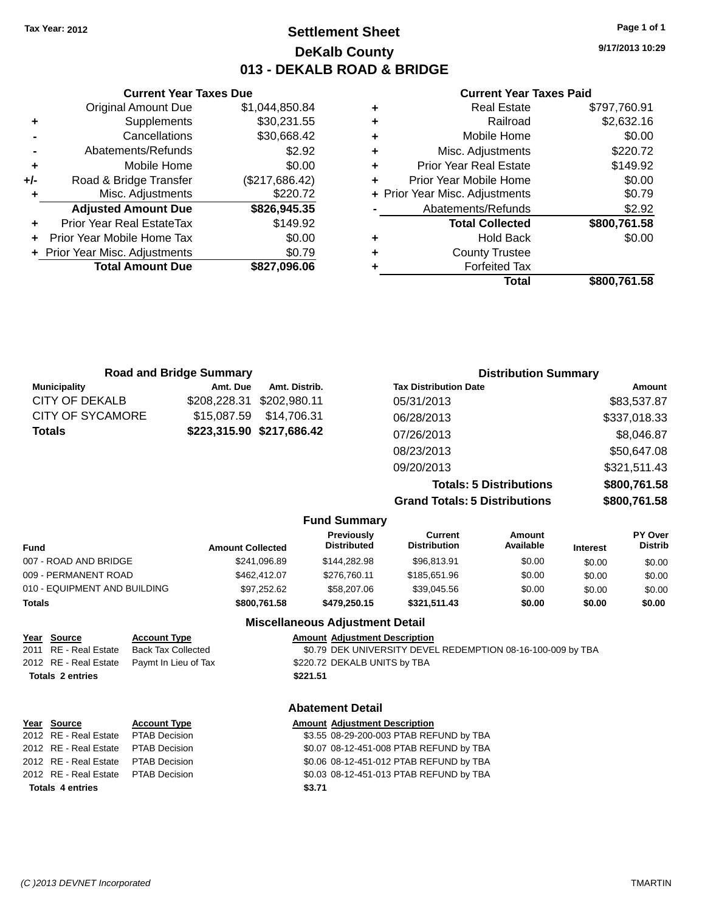Tax Year: 2012

# Settlement Sheet

## DeKalb County

## 013 - DEKALB ROAD & BRIDGE

9/17/2013 10:29

### Current Year Taxes Due

| | | |
|---|---|---|
| | Original Amount Due | $1,044,850.84 |
| + | Supplements | $30,231.55 |
| - | Cancellations | $30,668.42 |
| - | Abatements/Refunds | $2.92 |
| + | Mobile Home | $0.00 |
| +/- | Road & Bridge Transfer | ($217,686.42) |
| + | Misc. Adjustments | $220.72 |
| | **Adjusted Amount Due** | **$826,945.35** |
| + | Prior Year Real EstateTax | $149.92 |
| + | Prior Year Mobile Home Tax | $0.00 |
| + | Prior Year Misc. Adjustments | $0.79 |
| | **Total Amount Due** | **$827,096.06** |

### Current Year Taxes Paid

| | | |
|---|---|---|
| + | Real Estate | $797,760.91 |
| + | Railroad | $2,632.16 |
| + | Mobile Home | $0.00 |
| + | Misc. Adjustments | $220.72 |
| + | Prior Year Real Estate | $149.92 |
| + | Prior Year Mobile Home | $0.00 |
| + | Prior Year Misc. Adjustments | $0.79 |
| - | Abatements/Refunds | $2.92 |
| | **Total Collected** | **$800,761.58** |
| + | Hold Back | $0.00 |
| + | County Trustee | |
| + | Forfeited Tax | |
| | **Total** | **$800,761.58** |

### Road and Bridge Summary

| Municipality | Amt. Due | Amt. Distrib. |
|---|---|---|
| CITY OF DEKALB | $208,228.31 | $202,980.11 |
| CITY OF SYCAMORE | $15,087.59 | $14,706.31 |
| **Totals** | **$223,315.90** | **$217,686.42** |

### Distribution Summary

| Tax Distribution Date | Amount |
|---|---|
| 05/31/2013 | $83,537.87 |
| 06/28/2013 | $337,018.33 |
| 07/26/2013 | $8,046.87 |
| 08/23/2013 | $50,647.08 |
| 09/20/2013 | $321,511.43 |
| **Totals: 5 Distributions** | **$800,761.58** |
| **Grand Totals: 5 Distributions** | **$800,761.58** |

### Fund Summary

| Fund | Amount Collected | Previously Distributed | Current Distribution | Amount Available | Interest | PY Over Distrib |
|---|---|---|---|---|---|---|
| 007 - ROAD AND BRIDGE | $241,096.89 | $144,282.98 | $96,813.91 | $0.00 | $0.00 | $0.00 |
| 009 - PERMANENT ROAD | $462,412.07 | $276,760.11 | $185,651.96 | $0.00 | $0.00 | $0.00 |
| 010 - EQUIPMENT AND BUILDING | $97,252.62 | $58,207.06 | $39,045.56 | $0.00 | $0.00 | $0.00 |
| **Totals** | **$800,761.58** | **$479,250.15** | **$321,511.43** | **$0.00** | **$0.00** | **$0.00** |

### Miscellaneous Adjustment Detail

| Year | Source | Account Type | Amount | Adjustment Description |
|---|---|---|---|---|
| 2011 | RE - Real Estate | Back Tax Collected | $0.79 | DEK UNIVERSITY DEVEL REDEMPTION 08-16-100-009 by TBA |
| 2012 | RE - Real Estate | Paymt In Lieu of Tax | $220.72 | DEKALB UNITS by TBA |
| **Totals** | **2 entries** | | **$221.51** | |

### Abatement Detail

| Year | Source | Account Type | Amount | Adjustment Description |
|---|---|---|---|---|
| 2012 | RE - Real Estate | PTAB Decision | $3.55 | 08-29-200-003 PTAB REFUND by TBA |
| 2012 | RE - Real Estate | PTAB Decision | $0.07 | 08-12-451-008 PTAB REFUND by TBA |
| 2012 | RE - Real Estate | PTAB Decision | $0.06 | 08-12-451-012 PTAB REFUND by TBA |
| 2012 | RE - Real Estate | PTAB Decision | $0.03 | 08-12-451-013 PTAB REFUND by TBA |
| **Totals** | **4 entries** | | **$3.71** | |

(C )2013 DEVNET Incorporated — TMARTIN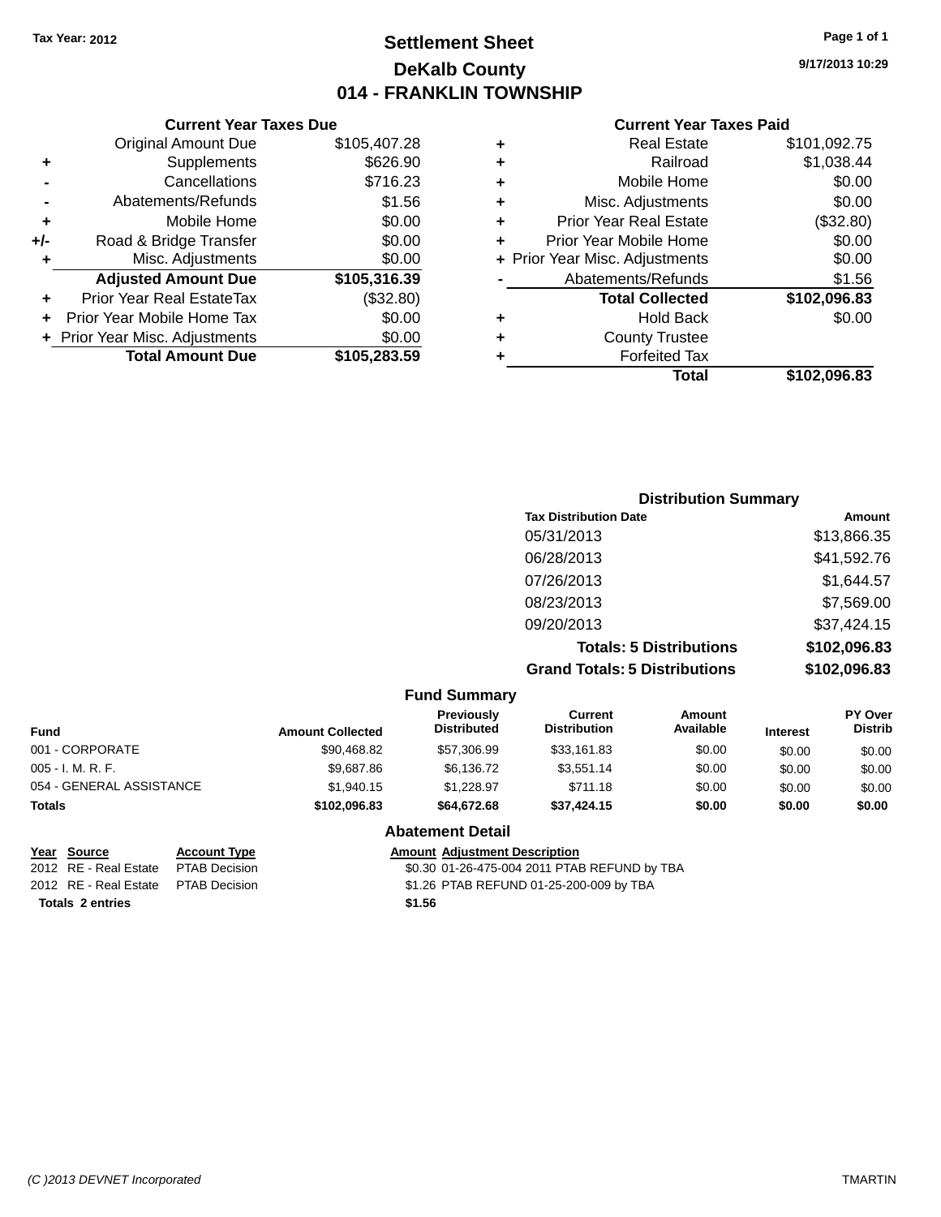Tax Year: 2012

# Settlement Sheet
## DeKalb County
## 014 - FRANKLIN TOWNSHIP

9/17/2013 10:29

### Current Year Taxes Due

| | | |
|---|---|---|
| | Original Amount Due | $105,407.28 |
| + | Supplements | $626.90 |
| - | Cancellations | $716.23 |
| - | Abatements/Refunds | $1.56 |
| + | Mobile Home | $0.00 |
| +/- | Road & Bridge Transfer | $0.00 |
| + | Misc. Adjustments | $0.00 |
| | **Adjusted Amount Due** | **$105,316.39** |
| + | Prior Year Real EstateTax | ($32.80) |
| + | Prior Year Mobile Home Tax | $0.00 |
| + | Prior Year Misc. Adjustments | $0.00 |
| | **Total Amount Due** | **$105,283.59** |

### Current Year Taxes Paid

| | | |
|---|---|---|
| + | Real Estate | $101,092.75 |
| + | Railroad | $1,038.44 |
| + | Mobile Home | $0.00 |
| + | Misc. Adjustments | $0.00 |
| + | Prior Year Real Estate | ($32.80) |
| + | Prior Year Mobile Home | $0.00 |
| + | Prior Year Misc. Adjustments | $0.00 |
| - | Abatements/Refunds | $1.56 |
| | **Total Collected** | **$102,096.83** |
| + | Hold Back | $0.00 |
| + | County Trustee | |
| + | Forfeited Tax | |
| | **Total** | **$102,096.83** |

### Distribution Summary

| Tax Distribution Date | Amount |
|---|---|
| 05/31/2013 | $13,866.35 |
| 06/28/2013 | $41,592.76 |
| 07/26/2013 | $1,644.57 |
| 08/23/2013 | $7,569.00 |
| 09/20/2013 | $37,424.15 |
| **Totals: 5 Distributions** | **$102,096.83** |
| **Grand Totals: 5 Distributions** | **$102,096.83** |

### Fund Summary

| Fund | Amount Collected | Previously Distributed | Current Distribution | Amount Available | Interest | PY Over Distrib |
|---|---|---|---|---|---|---|
| 001 - CORPORATE | $90,468.82 | $57,306.99 | $33,161.83 | $0.00 | $0.00 | $0.00 |
| 005 - I. M. R. F. | $9,687.86 | $6,136.72 | $3,551.14 | $0.00 | $0.00 | $0.00 |
| 054 - GENERAL ASSISTANCE | $1,940.15 | $1,228.97 | $711.18 | $0.00 | $0.00 | $0.00 |
| **Totals** | **$102,096.83** | **$64,672.68** | **$37,424.15** | **$0.00** | **$0.00** | **$0.00** |

### Abatement Detail

| Year | Source | Account Type | Amount | Adjustment Description |
|---|---|---|---|---|
| 2012 | RE - Real Estate | PTAB Decision | $0.30 | 01-26-475-004 2011 PTAB REFUND by TBA |
| 2012 | RE - Real Estate | PTAB Decision | $1.26 | PTAB REFUND 01-25-200-009 by TBA |
| **Totals** | **2 entries** | | **$1.56** | |

(C )2013 DEVNET Incorporated — TMARTIN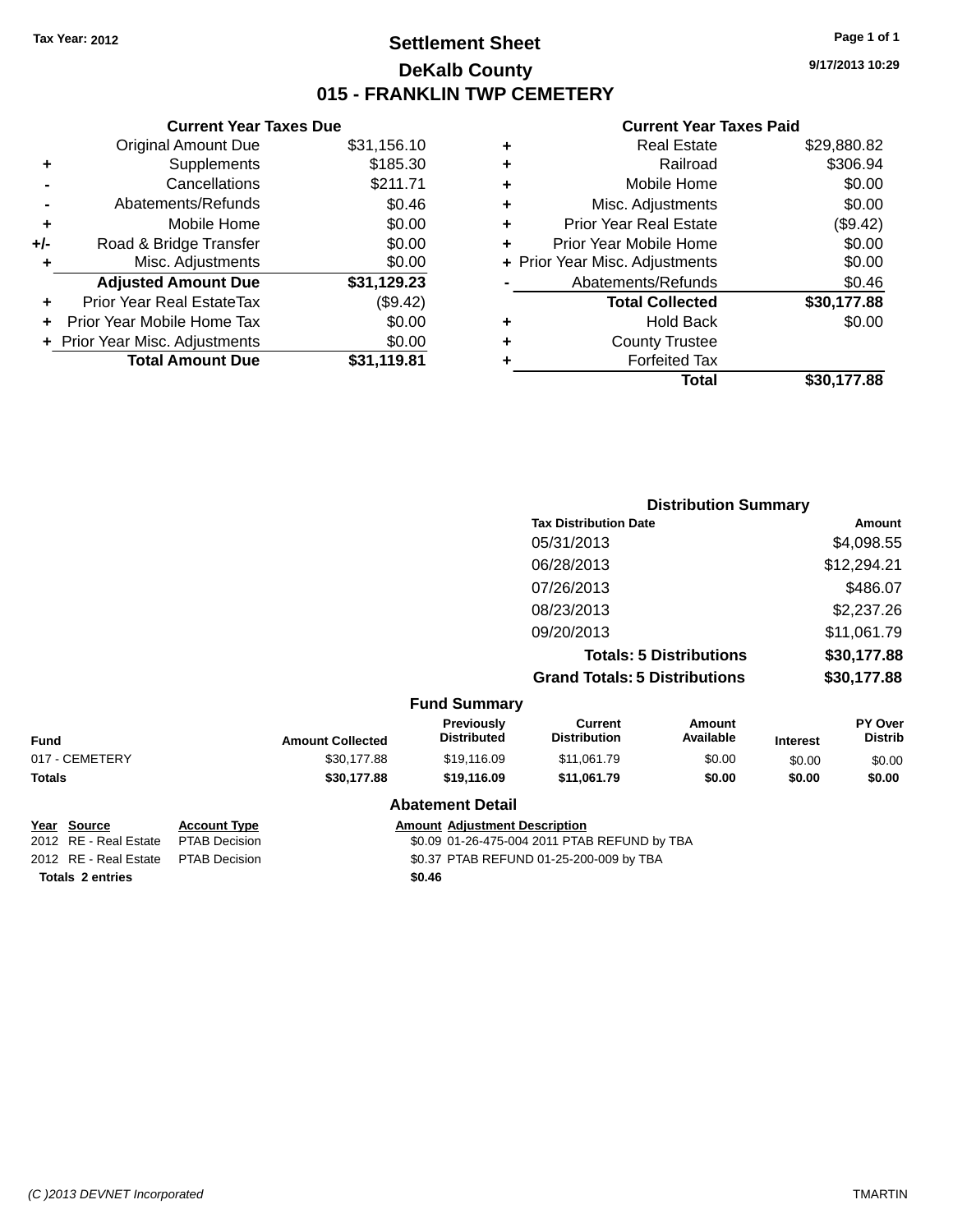Tax Year: 2012

# Settlement Sheet

## DeKalb County

## 015 - FRANKLIN TWP CEMETERY

9/17/2013 10:29

### Current Year Taxes Due

| | | |
|---|---|---|
| | Original Amount Due | $31,156.10 |
| + | Supplements | $185.30 |
| - | Cancellations | $211.71 |
| - | Abatements/Refunds | $0.46 |
| + | Mobile Home | $0.00 |
| +/- | Road & Bridge Transfer | $0.00 |
| + | Misc. Adjustments | $0.00 |
| | **Adjusted Amount Due** | **$31,129.23** |
| + | Prior Year Real EstateTax | ($9.42) |
| + | Prior Year Mobile Home Tax | $0.00 |
| + | Prior Year Misc. Adjustments | $0.00 |
| | **Total Amount Due** | **$31,119.81** |

### Current Year Taxes Paid

| | | |
|---|---|---|
| + | Real Estate | $29,880.82 |
| + | Railroad | $306.94 |
| + | Mobile Home | $0.00 |
| + | Misc. Adjustments | $0.00 |
| + | Prior Year Real Estate | ($9.42) |
| + | Prior Year Mobile Home | $0.00 |
| + | Prior Year Misc. Adjustments | $0.00 |
| - | Abatements/Refunds | $0.46 |
| | **Total Collected** | **$30,177.88** |
| + | Hold Back | $0.00 |
| + | County Trustee | |
| + | Forfeited Tax | |
| | **Total** | **$30,177.88** |

### Distribution Summary

| Tax Distribution Date | Amount |
|---|---|
| 05/31/2013 | $4,098.55 |
| 06/28/2013 | $12,294.21 |
| 07/26/2013 | $486.07 |
| 08/23/2013 | $2,237.26 |
| 09/20/2013 | $11,061.79 |
| **Totals: 5 Distributions** | **$30,177.88** |
| **Grand Totals: 5 Distributions** | **$30,177.88** |

### Fund Summary

| Fund | Amount Collected | Previously Distributed | Current Distribution | Amount Available | Interest | PY Over Distrib |
|---|---|---|---|---|---|---|
| 017 - CEMETERY | $30,177.88 | $19,116.09 | $11,061.79 | $0.00 | $0.00 | $0.00 |
| **Totals** | **$30,177.88** | **$19,116.09** | **$11,061.79** | **$0.00** | **$0.00** | **$0.00** |

### Abatement Detail

| Year | Source | Account Type | Amount | Adjustment Description |
|---|---|---|---|---|
| 2012 | RE - Real Estate | PTAB Decision | $0.09 | 01-26-475-004 2011 PTAB REFUND by TBA |
| 2012 | RE - Real Estate | PTAB Decision | $0.37 | PTAB REFUND 01-25-200-009 by TBA |
| **Totals 2 entries** | | | **$0.46** | |

(C )2013 DEVNET Incorporated

TMARTIN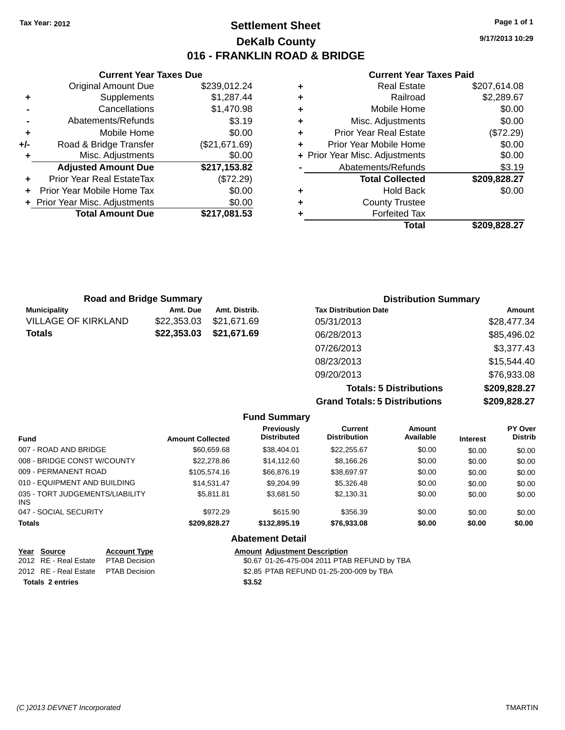Tax Year: 2012

# Settlement Sheet

## DeKalb County

## 016 - FRANKLIN ROAD & BRIDGE

9/17/2013 10:29

### Current Year Taxes Due

| | | |
|---|---|---|
| | Original Amount Due | $239,012.24 |
| + | Supplements | $1,287.44 |
| - | Cancellations | $1,470.98 |
| - | Abatements/Refunds | $3.19 |
| + | Mobile Home | $0.00 |
| +/- | Road & Bridge Transfer | ($21,671.69) |
| + | Misc. Adjustments | $0.00 |
| | **Adjusted Amount Due** | **$217,153.82** |
| + | Prior Year Real EstateTax | ($72.29) |
| + | Prior Year Mobile Home Tax | $0.00 |
| + | Prior Year Misc. Adjustments | $0.00 |
| | **Total Amount Due** | **$217,081.53** |

### Current Year Taxes Paid

| | | |
|---|---|---|
| + | Real Estate | $207,614.08 |
| + | Railroad | $2,289.67 |
| + | Mobile Home | $0.00 |
| + | Misc. Adjustments | $0.00 |
| + | Prior Year Real Estate | ($72.29) |
| + | Prior Year Mobile Home | $0.00 |
| + | Prior Year Misc. Adjustments | $0.00 |
| - | Abatements/Refunds | $3.19 |
| | **Total Collected** | **$209,828.27** |
| + | Hold Back | $0.00 |
| + | County Trustee | |
| + | Forfeited Tax | |
| | **Total** | **$209,828.27** |

### Road and Bridge Summary

| Municipality | Amt. Due | Amt. Distrib. |
|---|---|---|
| VILLAGE OF KIRKLAND | $22,353.03 | $21,671.69 |
| **Totals** | **$22,353.03** | **$21,671.69** |

### Distribution Summary

| Tax Distribution Date | Amount |
|---|---|
| 05/31/2013 | $28,477.34 |
| 06/28/2013 | $85,496.02 |
| 07/26/2013 | $3,377.43 |
| 08/23/2013 | $15,544.40 |
| 09/20/2013 | $76,933.08 |
| **Totals: 5 Distributions** | **$209,828.27** |
| **Grand Totals: 5 Distributions** | **$209,828.27** |

### Fund Summary

| Fund | Amount Collected | Previously Distributed | Current Distribution | Amount Available | Interest | PY Over Distrib |
|---|---|---|---|---|---|---|
| 007 - ROAD AND BRIDGE | $60,659.68 | $38,404.01 | $22,255.67 | $0.00 | $0.00 | $0.00 |
| 008 - BRIDGE CONST W/COUNTY | $22,278.86 | $14,112.60 | $8,166.26 | $0.00 | $0.00 | $0.00 |
| 009 - PERMANENT ROAD | $105,574.16 | $66,876.19 | $38,697.97 | $0.00 | $0.00 | $0.00 |
| 010 - EQUIPMENT AND BUILDING | $14,531.47 | $9,204.99 | $5,326.48 | $0.00 | $0.00 | $0.00 |
| 035 - TORT JUDGEMENTS/LIABILITY INS | $5,811.81 | $3,681.50 | $2,130.31 | $0.00 | $0.00 | $0.00 |
| 047 - SOCIAL SECURITY | $972.29 | $615.90 | $356.39 | $0.00 | $0.00 | $0.00 |
| **Totals** | **$209,828.27** | **$132,895.19** | **$76,933.08** | **$0.00** | **$0.00** | **$0.00** |

### Abatement Detail

| Year | Source | Account Type | Amount | Adjustment Description |
|---|---|---|---|---|
| 2012 | RE - Real Estate | PTAB Decision | $0.67 | 01-26-475-004 2011 PTAB REFUND by TBA |
| 2012 | RE - Real Estate | PTAB Decision | $2.85 | PTAB REFUND 01-25-200-009 by TBA |
| **Totals** | **2 entries** | | **$3.52** | |

(C )2013 DEVNET Incorporated TMARTIN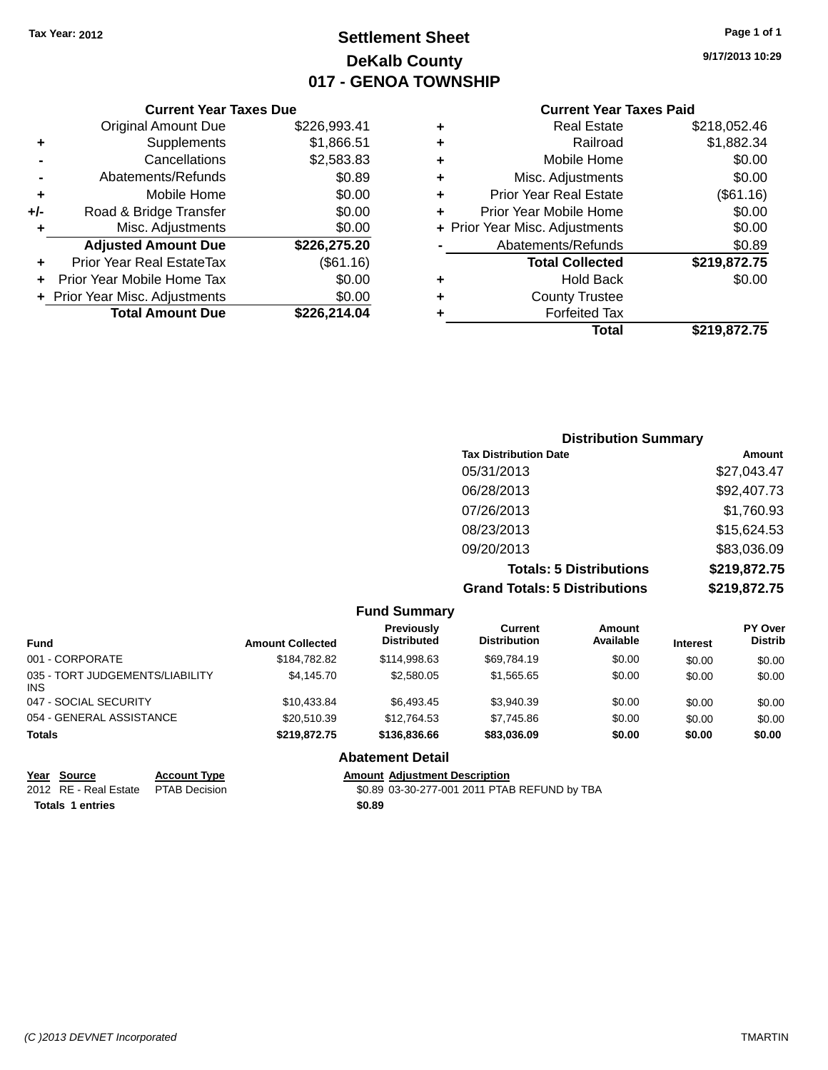Tax Year: 2012

# Settlement Sheet
## DeKalb County
## 017 - GENOA TOWNSHIP

9/17/2013 10:29

### Current Year Taxes Due

| | | |
|---|---|---|
| | Original Amount Due | $226,993.41 |
| + | Supplements | $1,866.51 |
| - | Cancellations | $2,583.83 |
| - | Abatements/Refunds | $0.89 |
| + | Mobile Home | $0.00 |
| +/- | Road & Bridge Transfer | $0.00 |
| + | Misc. Adjustments | $0.00 |
| | **Adjusted Amount Due** | **$226,275.20** |
| + | Prior Year Real EstateTax | ($61.16) |
| + | Prior Year Mobile Home Tax | $0.00 |
| + | Prior Year Misc. Adjustments | $0.00 |
| | **Total Amount Due** | **$226,214.04** |

### Current Year Taxes Paid

| | | |
|---|---|---|
| + | Real Estate | $218,052.46 |
| + | Railroad | $1,882.34 |
| + | Mobile Home | $0.00 |
| + | Misc. Adjustments | $0.00 |
| + | Prior Year Real Estate | ($61.16) |
| + | Prior Year Mobile Home | $0.00 |
| + | Prior Year Misc. Adjustments | $0.00 |
| - | Abatements/Refunds | $0.89 |
| | **Total Collected** | **$219,872.75** |
| + | Hold Back | $0.00 |
| + | County Trustee | |
| + | Forfeited Tax | |
| | **Total** | **$219,872.75** |

### Distribution Summary

| Tax Distribution Date | Amount |
|---|---|
| 05/31/2013 | $27,043.47 |
| 06/28/2013 | $92,407.73 |
| 07/26/2013 | $1,760.93 |
| 08/23/2013 | $15,624.53 |
| 09/20/2013 | $83,036.09 |
| **Totals: 5 Distributions** | **$219,872.75** |
| **Grand Totals: 5 Distributions** | **$219,872.75** |

### Fund Summary

| Fund | Amount Collected | Previously Distributed | Current Distribution | Amount Available | Interest | PY Over Distrib |
|---|---|---|---|---|---|---|
| 001 - CORPORATE | $184,782.82 | $114,998.63 | $69,784.19 | $0.00 | $0.00 | $0.00 |
| 035 - TORT JUDGEMENTS/LIABILITY INS | $4,145.70 | $2,580.05 | $1,565.65 | $0.00 | $0.00 | $0.00 |
| 047 - SOCIAL SECURITY | $10,433.84 | $6,493.45 | $3,940.39 | $0.00 | $0.00 | $0.00 |
| 054 - GENERAL ASSISTANCE | $20,510.39 | $12,764.53 | $7,745.86 | $0.00 | $0.00 | $0.00 |
| **Totals** | **$219,872.75** | **$136,836.66** | **$83,036.09** | **$0.00** | **$0.00** | **$0.00** |

### Abatement Detail

| Year | Source | Account Type | Amount | Adjustment Description |
|---|---|---|---|---|
| 2012 | RE - Real Estate | PTAB Decision | $0.89 | 03-30-277-001 2011 PTAB REFUND by TBA |
| **Totals 1 entries** | | | **$0.89** | |

(C )2013 DEVNET Incorporated — TMARTIN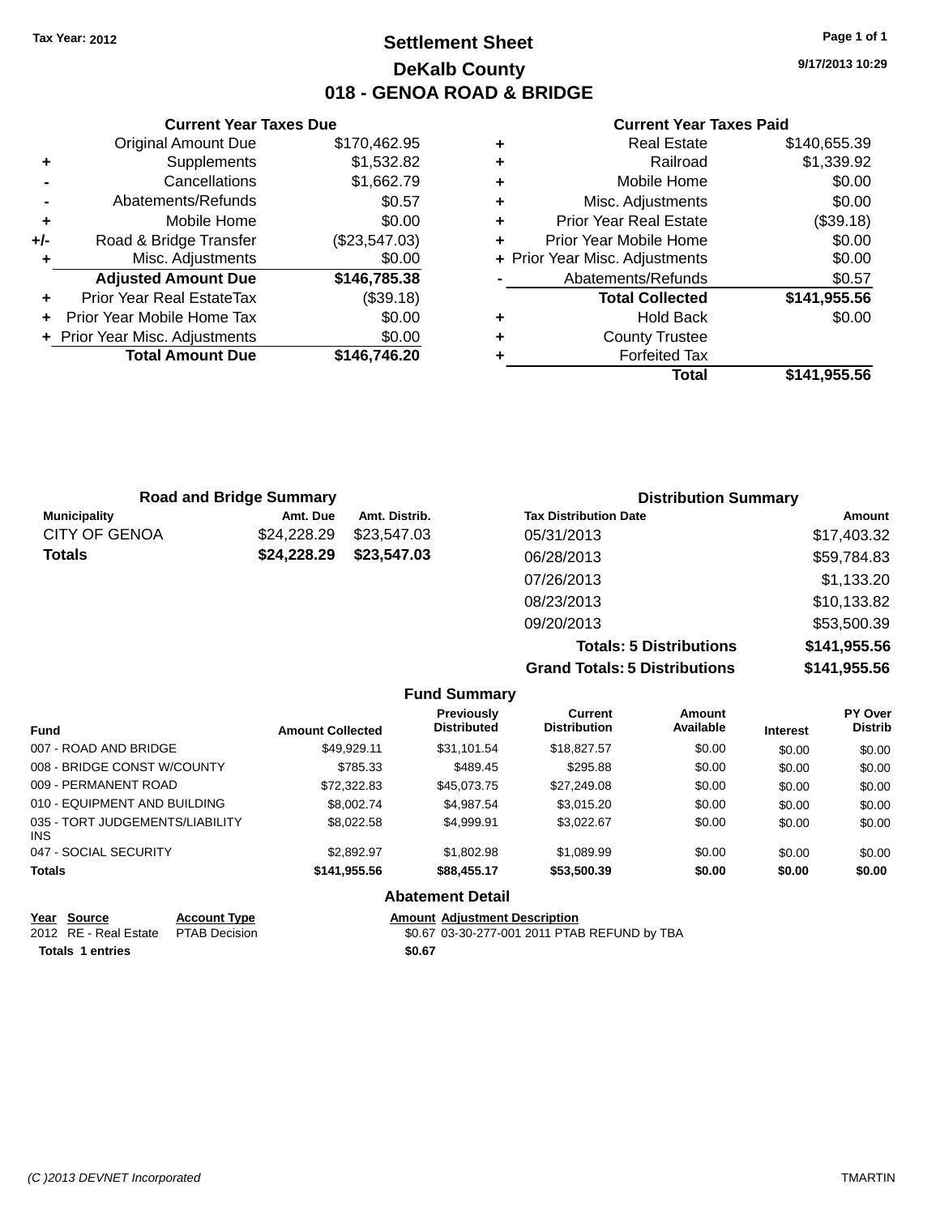Tax Year: 2012

# Settlement Sheet

## DeKalb County

## 018 - GENOA ROAD & BRIDGE

9/17/2013 10:29

### Current Year Taxes Due

| | | |
|---|---|---|
| | Original Amount Due | $170,462.95 |
| + | Supplements | $1,532.82 |
| - | Cancellations | $1,662.79 |
| - | Abatements/Refunds | $0.57 |
| + | Mobile Home | $0.00 |
| +/- | Road & Bridge Transfer | ($23,547.03) |
| + | Misc. Adjustments | $0.00 |
| | **Adjusted Amount Due** | **$146,785.38** |
| + | Prior Year Real EstateTax | ($39.18) |
| + | Prior Year Mobile Home Tax | $0.00 |
| + | Prior Year Misc. Adjustments | $0.00 |
| | **Total Amount Due** | **$146,746.20** |

### Current Year Taxes Paid

| | | |
|---|---|---|
| + | Real Estate | $140,655.39 |
| + | Railroad | $1,339.92 |
| + | Mobile Home | $0.00 |
| + | Misc. Adjustments | $0.00 |
| + | Prior Year Real Estate | ($39.18) |
| + | Prior Year Mobile Home | $0.00 |
| + | Prior Year Misc. Adjustments | $0.00 |
| - | Abatements/Refunds | $0.57 |
| | **Total Collected** | **$141,955.56** |
| + | Hold Back | $0.00 |
| + | County Trustee | |
| + | Forfeited Tax | |
| | **Total** | **$141,955.56** |

### Road and Bridge Summary

| Municipality | Amt. Due | Amt. Distrib. |
|---|---|---|
| CITY OF GENOA | $24,228.29 | $23,547.03 |
| **Totals** | **$24,228.29** | **$23,547.03** |

### Distribution Summary

| Tax Distribution Date | Amount |
|---|---|
| 05/31/2013 | $17,403.32 |
| 06/28/2013 | $59,784.83 |
| 07/26/2013 | $1,133.20 |
| 08/23/2013 | $10,133.82 |
| 09/20/2013 | $53,500.39 |
| **Totals: 5 Distributions** | **$141,955.56** |
| **Grand Totals: 5 Distributions** | **$141,955.56** |

### Fund Summary

| Fund | Amount Collected | Previously Distributed | Current Distribution | Amount Available | Interest | PY Over Distrib |
|---|---|---|---|---|---|---|
| 007 - ROAD AND BRIDGE | $49,929.11 | $31,101.54 | $18,827.57 | $0.00 | $0.00 | $0.00 |
| 008 - BRIDGE CONST W/COUNTY | $785.33 | $489.45 | $295.88 | $0.00 | $0.00 | $0.00 |
| 009 - PERMANENT ROAD | $72,322.83 | $45,073.75 | $27,249.08 | $0.00 | $0.00 | $0.00 |
| 010 - EQUIPMENT AND BUILDING | $8,002.74 | $4,987.54 | $3,015.20 | $0.00 | $0.00 | $0.00 |
| 035 - TORT JUDGEMENTS/LIABILITY INS | $8,022.58 | $4,999.91 | $3,022.67 | $0.00 | $0.00 | $0.00 |
| 047 - SOCIAL SECURITY | $2,892.97 | $1,802.98 | $1,089.99 | $0.00 | $0.00 | $0.00 |
| **Totals** | **$141,955.56** | **$88,455.17** | **$53,500.39** | **$0.00** | **$0.00** | **$0.00** |

### Abatement Detail

| Year | Source | Account Type | Amount | Adjustment Description |
|---|---|---|---|---|
| 2012 | RE - Real Estate | PTAB Decision | $0.67 | 03-30-277-001 2011 PTAB REFUND by TBA |
| **Totals 1 entries** | | | **$0.67** | |

(C )2013 DEVNET Incorporated TMARTIN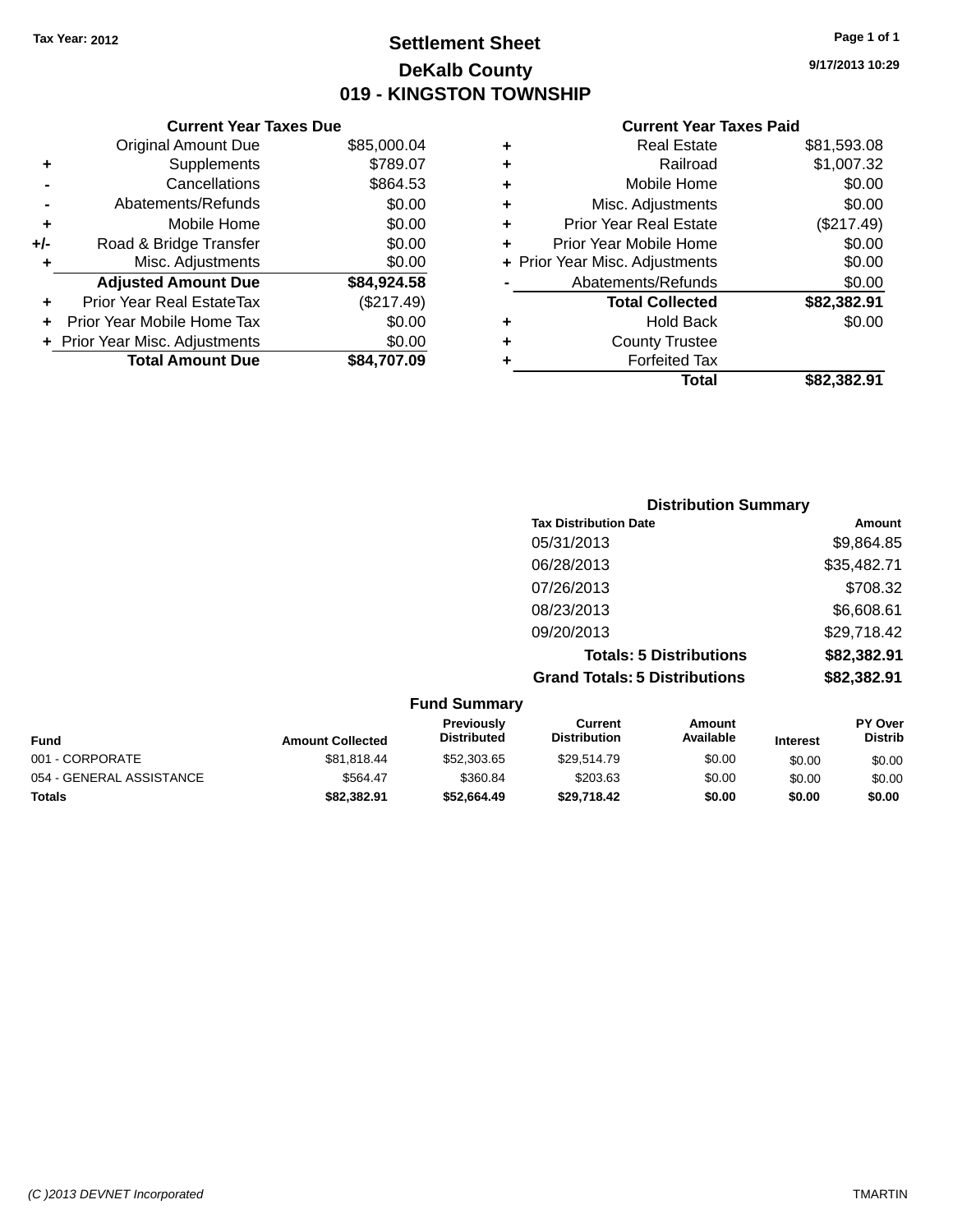Tax Year: 2012

# Settlement Sheet

## DeKalb County

## 019 - KINGSTON TOWNSHIP

9/17/2013 10:29

### Current Year Taxes Due

| | | |
|---|---|---|
| | Original Amount Due | $85,000.04 |
| + | Supplements | $789.07 |
| - | Cancellations | $864.53 |
| - | Abatements/Refunds | $0.00 |
| + | Mobile Home | $0.00 |
| +/- | Road & Bridge Transfer | $0.00 |
| + | Misc. Adjustments | $0.00 |
| | **Adjusted Amount Due** | **$84,924.58** |
| + | Prior Year Real EstateTax | ($217.49) |
| + | Prior Year Mobile Home Tax | $0.00 |
| + | Prior Year Misc. Adjustments | $0.00 |
| | **Total Amount Due** | **$84,707.09** |

### Current Year Taxes Paid

| | | |
|---|---|---|
| + | Real Estate | $81,593.08 |
| + | Railroad | $1,007.32 |
| + | Mobile Home | $0.00 |
| + | Misc. Adjustments | $0.00 |
| + | Prior Year Real Estate | ($217.49) |
| + | Prior Year Mobile Home | $0.00 |
| + | Prior Year Misc. Adjustments | $0.00 |
| - | Abatements/Refunds | $0.00 |
| | **Total Collected** | **$82,382.91** |
| + | Hold Back | $0.00 |
| + | County Trustee | |
| + | Forfeited Tax | |
| | **Total** | **$82,382.91** |

### Distribution Summary

| Tax Distribution Date | Amount |
|---|---|
| 05/31/2013 | $9,864.85 |
| 06/28/2013 | $35,482.71 |
| 07/26/2013 | $708.32 |
| 08/23/2013 | $6,608.61 |
| 09/20/2013 | $29,718.42 |
| **Totals: 5 Distributions** | **$82,382.91** |
| **Grand Totals: 5 Distributions** | **$82,382.91** |

### Fund Summary

| Fund | Amount Collected | Previously Distributed | Current Distribution | Amount Available | Interest | PY Over Distrib |
|---|---|---|---|---|---|---|
| 001 - CORPORATE | $81,818.44 | $52,303.65 | $29,514.79 | $0.00 | $0.00 | $0.00 |
| 054 - GENERAL ASSISTANCE | $564.47 | $360.84 | $203.63 | $0.00 | $0.00 | $0.00 |
| **Totals** | **$82,382.91** | **$52,664.49** | **$29,718.42** | **$0.00** | **$0.00** | **$0.00** |

(C )2013 DEVNET Incorporated TMARTIN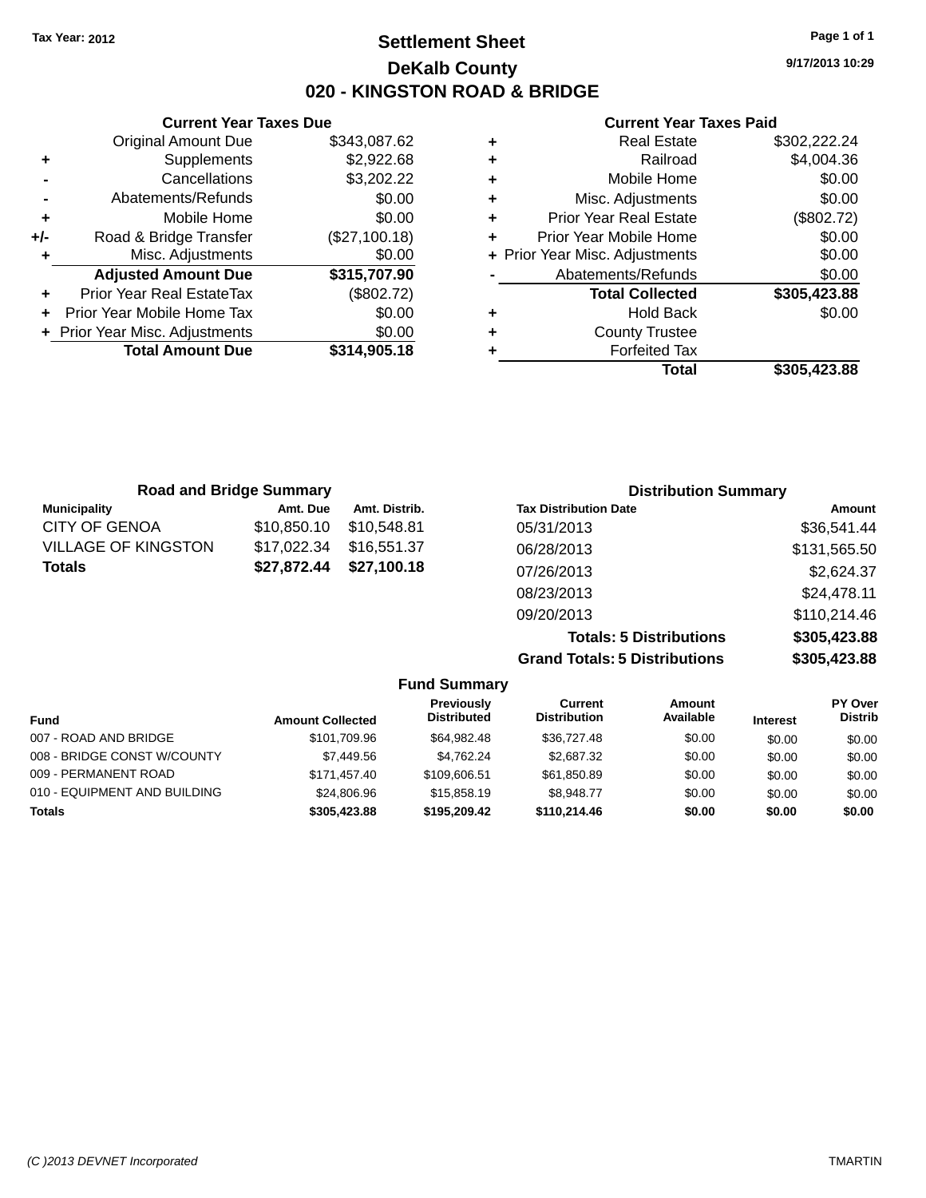Tax Year: 2012

# Settlement Sheet

## DeKalb County

## 020 - KINGSTON ROAD & BRIDGE

9/17/2013 10:29

### Current Year Taxes Due

| | | |
|---|---|---|
| | Original Amount Due | $343,087.62 |
| + | Supplements | $2,922.68 |
| - | Cancellations | $3,202.22 |
| - | Abatements/Refunds | $0.00 |
| + | Mobile Home | $0.00 |
| +/- | Road & Bridge Transfer | ($27,100.18) |
| + | Misc. Adjustments | $0.00 |
| | **Adjusted Amount Due** | **$315,707.90** |
| + | Prior Year Real EstateTax | ($802.72) |
| + | Prior Year Mobile Home Tax | $0.00 |
| + | Prior Year Misc. Adjustments | $0.00 |
| | **Total Amount Due** | **$314,905.18** |

### Current Year Taxes Paid

| | | |
|---|---|---|
| + | Real Estate | $302,222.24 |
| + | Railroad | $4,004.36 |
| + | Mobile Home | $0.00 |
| + | Misc. Adjustments | $0.00 |
| + | Prior Year Real Estate | ($802.72) |
| + | Prior Year Mobile Home | $0.00 |
| + | Prior Year Misc. Adjustments | $0.00 |
| - | Abatements/Refunds | $0.00 |
| | **Total Collected** | **$305,423.88** |
| + | Hold Back | $0.00 |
| + | County Trustee | |
| + | Forfeited Tax | |
| | **Total** | **$305,423.88** |

### Road and Bridge Summary

| Municipality | Amt. Due | Amt. Distrib. |
|---|---|---|
| CITY OF GENOA | $10,850.10 | $10,548.81 |
| VILLAGE OF KINGSTON | $17,022.34 | $16,551.37 |
| **Totals** | **$27,872.44** | **$27,100.18** |

### Distribution Summary

| Tax Distribution Date | Amount |
|---|---|
| 05/31/2013 | $36,541.44 |
| 06/28/2013 | $131,565.50 |
| 07/26/2013 | $2,624.37 |
| 08/23/2013 | $24,478.11 |
| 09/20/2013 | $110,214.46 |
| **Totals: 5 Distributions** | **$305,423.88** |
| **Grand Totals: 5 Distributions** | **$305,423.88** |

### Fund Summary

| Fund | Amount Collected | Previously Distributed | Current Distribution | Amount Available | Interest | PY Over Distrib |
|---|---|---|---|---|---|---|
| 007 - ROAD AND BRIDGE | $101,709.96 | $64,982.48 | $36,727.48 | $0.00 | $0.00 | $0.00 |
| 008 - BRIDGE CONST W/COUNTY | $7,449.56 | $4,762.24 | $2,687.32 | $0.00 | $0.00 | $0.00 |
| 009 - PERMANENT ROAD | $171,457.40 | $109,606.51 | $61,850.89 | $0.00 | $0.00 | $0.00 |
| 010 - EQUIPMENT AND BUILDING | $24,806.96 | $15,858.19 | $8,948.77 | $0.00 | $0.00 | $0.00 |
| **Totals** | **$305,423.88** | **$195,209.42** | **$110,214.46** | **$0.00** | **$0.00** | **$0.00** |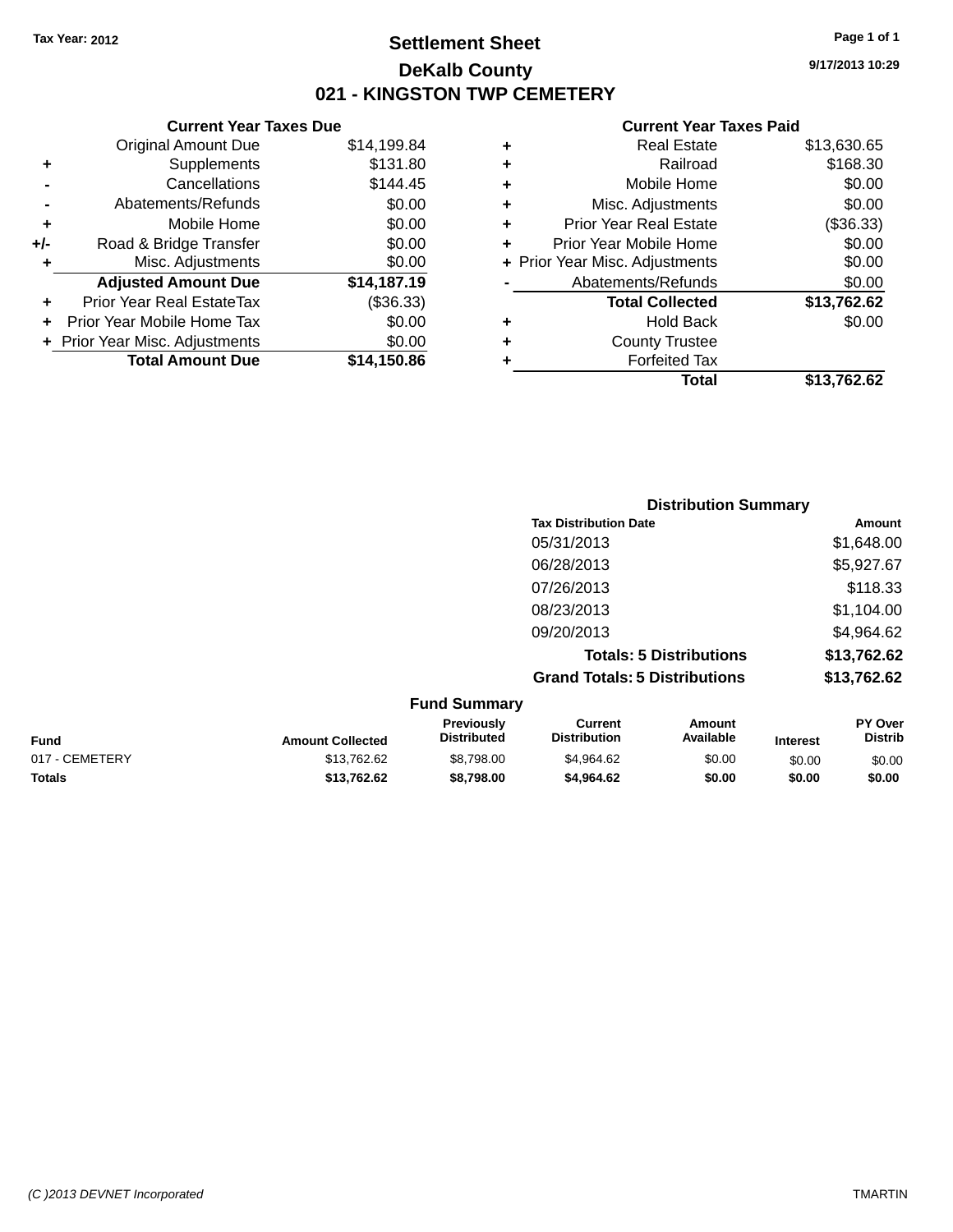Tax Year: 2012

# Settlement Sheet

## DeKalb County

## 021 - KINGSTON TWP CEMETERY

9/17/2013 10:29

### Current Year Taxes Due

| | | |
|---|---|---|
| | Original Amount Due | $14,199.84 |
| + | Supplements | $131.80 |
| - | Cancellations | $144.45 |
| - | Abatements/Refunds | $0.00 |
| + | Mobile Home | $0.00 |
| +/- | Road & Bridge Transfer | $0.00 |
| + | Misc. Adjustments | $0.00 |
| | **Adjusted Amount Due** | **$14,187.19** |
| + | Prior Year Real EstateTax | ($36.33) |
| + | Prior Year Mobile Home Tax | $0.00 |
| + | Prior Year Misc. Adjustments | $0.00 |
| | **Total Amount Due** | **$14,150.86** |

### Current Year Taxes Paid

| | | |
|---|---|---|
| + | Real Estate | $13,630.65 |
| + | Railroad | $168.30 |
| + | Mobile Home | $0.00 |
| + | Misc. Adjustments | $0.00 |
| + | Prior Year Real Estate | ($36.33) |
| + | Prior Year Mobile Home | $0.00 |
| + | Prior Year Misc. Adjustments | $0.00 |
| - | Abatements/Refunds | $0.00 |
| | **Total Collected** | **$13,762.62** |
| + | Hold Back | $0.00 |
| + | County Trustee | |
| + | Forfeited Tax | |
| | **Total** | **$13,762.62** |

### Distribution Summary

| Tax Distribution Date | Amount |
|---|---|
| 05/31/2013 | $1,648.00 |
| 06/28/2013 | $5,927.67 |
| 07/26/2013 | $118.33 |
| 08/23/2013 | $1,104.00 |
| 09/20/2013 | $4,964.62 |
| **Totals: 5 Distributions** | **$13,762.62** |
| **Grand Totals: 5 Distributions** | **$13,762.62** |

### Fund Summary

| Fund | Amount Collected | Previously Distributed | Current Distribution | Amount Available | Interest | PY Over Distrib |
|---|---|---|---|---|---|---|
| 017 - CEMETERY | $13,762.62 | $8,798.00 | $4,964.62 | $0.00 | $0.00 | $0.00 |
| **Totals** | **$13,762.62** | **$8,798.00** | **$4,964.62** | **$0.00** | **$0.00** | **$0.00** |

(C )2013 DEVNET Incorporated TMARTIN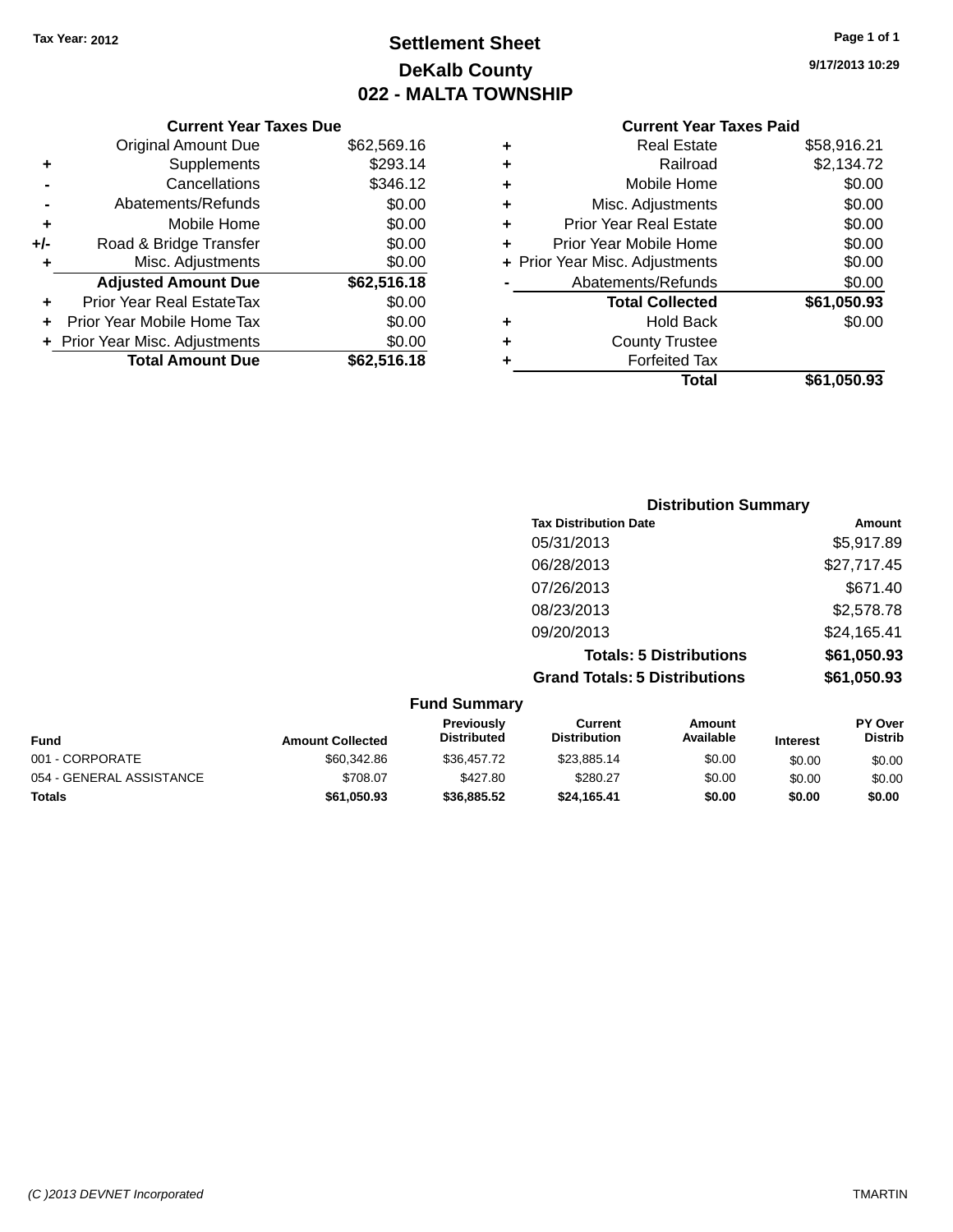Tax Year: 2012

# Settlement Sheet

## DeKalb County

## 022 - MALTA TOWNSHIP

9/17/2013 10:29

### Current Year Taxes Due

| | | |
|---|---|---|
| | Original Amount Due | $62,569.16 |
| + | Supplements | $293.14 |
| - | Cancellations | $346.12 |
| - | Abatements/Refunds | $0.00 |
| + | Mobile Home | $0.00 |
| +/- | Road & Bridge Transfer | $0.00 |
| + | Misc. Adjustments | $0.00 |
| | **Adjusted Amount Due** | **$62,516.18** |
| + | Prior Year Real EstateTax | $0.00 |
| + | Prior Year Mobile Home Tax | $0.00 |
| + | Prior Year Misc. Adjustments | $0.00 |
| | **Total Amount Due** | **$62,516.18** |

### Current Year Taxes Paid

| | | |
|---|---|---|
| + | Real Estate | $58,916.21 |
| + | Railroad | $2,134.72 |
| + | Mobile Home | $0.00 |
| + | Misc. Adjustments | $0.00 |
| + | Prior Year Real Estate | $0.00 |
| + | Prior Year Mobile Home | $0.00 |
| + | Prior Year Misc. Adjustments | $0.00 |
| - | Abatements/Refunds | $0.00 |
| | **Total Collected** | **$61,050.93** |
| + | Hold Back | $0.00 |
| + | County Trustee | |
| + | Forfeited Tax | |
| | **Total** | **$61,050.93** |

### Distribution Summary

| Tax Distribution Date | Amount |
|---|---|
| 05/31/2013 | $5,917.89 |
| 06/28/2013 | $27,717.45 |
| 07/26/2013 | $671.40 |
| 08/23/2013 | $2,578.78 |
| 09/20/2013 | $24,165.41 |
| **Totals: 5 Distributions** | **$61,050.93** |
| **Grand Totals: 5 Distributions** | **$61,050.93** |

### Fund Summary

| Fund | Amount Collected | Previously Distributed | Current Distribution | Amount Available | Interest | PY Over Distrib |
|---|---|---|---|---|---|---|
| 001 - CORPORATE | $60,342.86 | $36,457.72 | $23,885.14 | $0.00 | $0.00 | $0.00 |
| 054 - GENERAL ASSISTANCE | $708.07 | $427.80 | $280.27 | $0.00 | $0.00 | $0.00 |
| **Totals** | **$61,050.93** | **$36,885.52** | **$24,165.41** | **$0.00** | **$0.00** | **$0.00** |

(C )2013 DEVNET Incorporated TMARTIN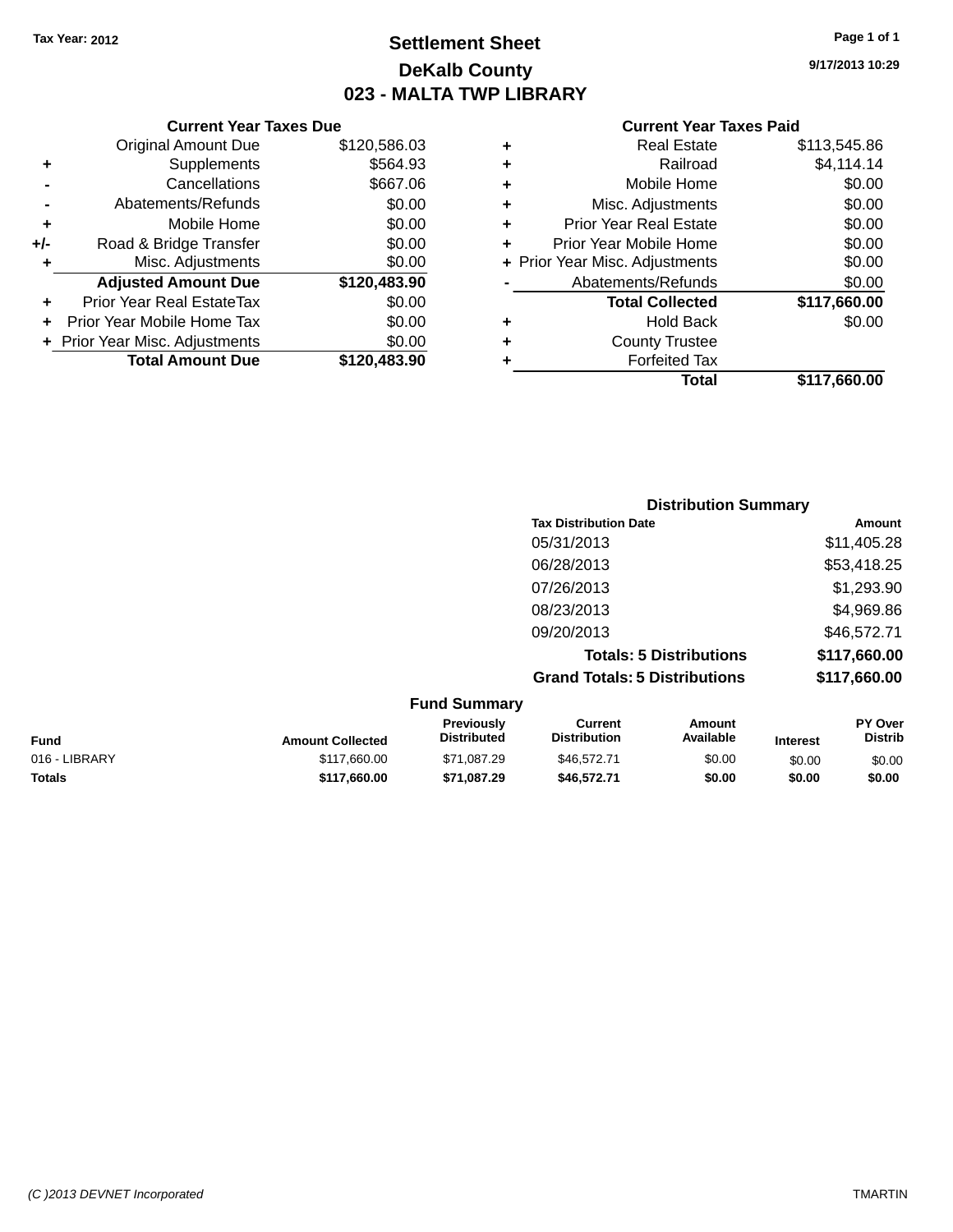Tax Year: 2012

# Settlement Sheet

## DeKalb County

## 023 - MALTA TWP LIBRARY

9/17/2013 10:29

### Current Year Taxes Due

| | | |
|---|---|---|
| | Original Amount Due | $120,586.03 |
| + | Supplements | $564.93 |
| - | Cancellations | $667.06 |
| - | Abatements/Refunds | $0.00 |
| + | Mobile Home | $0.00 |
| +/- | Road & Bridge Transfer | $0.00 |
| + | Misc. Adjustments | $0.00 |
| | **Adjusted Amount Due** | **$120,483.90** |
| + | Prior Year Real EstateTax | $0.00 |
| + | Prior Year Mobile Home Tax | $0.00 |
| + | Prior Year Misc. Adjustments | $0.00 |
| | **Total Amount Due** | **$120,483.90** |

### Current Year Taxes Paid

| | | |
|---|---|---|
| + | Real Estate | $113,545.86 |
| + | Railroad | $4,114.14 |
| + | Mobile Home | $0.00 |
| + | Misc. Adjustments | $0.00 |
| + | Prior Year Real Estate | $0.00 |
| + | Prior Year Mobile Home | $0.00 |
| + | Prior Year Misc. Adjustments | $0.00 |
| - | Abatements/Refunds | $0.00 |
| | **Total Collected** | **$117,660.00** |
| + | Hold Back | $0.00 |
| + | County Trustee | |
| + | Forfeited Tax | |
| | **Total** | **$117,660.00** |

### Distribution Summary

| Tax Distribution Date | Amount |
|---|---|
| 05/31/2013 | $11,405.28 |
| 06/28/2013 | $53,418.25 |
| 07/26/2013 | $1,293.90 |
| 08/23/2013 | $4,969.86 |
| 09/20/2013 | $46,572.71 |
| **Totals: 5 Distributions** | **$117,660.00** |
| **Grand Totals: 5 Distributions** | **$117,660.00** |

### Fund Summary

| Fund | Amount Collected | Previously Distributed | Current Distribution | Amount Available | Interest | PY Over Distrib |
|---|---|---|---|---|---|---|
| 016 - LIBRARY | $117,660.00 | $71,087.29 | $46,572.71 | $0.00 | $0.00 | $0.00 |
| **Totals** | **$117,660.00** | **$71,087.29** | **$46,572.71** | **$0.00** | **$0.00** | **$0.00** |

(C )2013 DEVNET Incorporated TMARTIN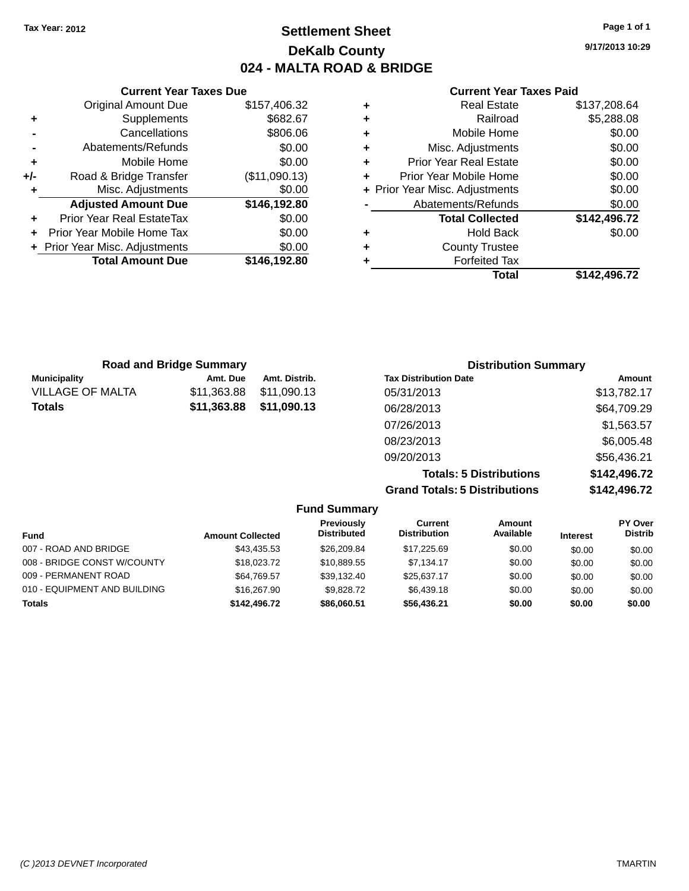Tax Year: 2012

# Settlement Sheet

## DeKalb County

## 024 - MALTA ROAD & BRIDGE

9/17/2013 10:29

### Current Year Taxes Due

| | | |
|---|---|---|
| | Original Amount Due | $157,406.32 |
| + | Supplements | $682.67 |
| - | Cancellations | $806.06 |
| - | Abatements/Refunds | $0.00 |
| + | Mobile Home | $0.00 |
| +/- | Road & Bridge Transfer | ($11,090.13) |
| + | Misc. Adjustments | $0.00 |
| | **Adjusted Amount Due** | **$146,192.80** |
| + | Prior Year Real EstateTax | $0.00 |
| + | Prior Year Mobile Home Tax | $0.00 |
| + | Prior Year Misc. Adjustments | $0.00 |
| | **Total Amount Due** | **$146,192.80** |

### Current Year Taxes Paid

| | | |
|---|---|---|
| + | Real Estate | $137,208.64 |
| + | Railroad | $5,288.08 |
| + | Mobile Home | $0.00 |
| + | Misc. Adjustments | $0.00 |
| + | Prior Year Real Estate | $0.00 |
| + | Prior Year Mobile Home | $0.00 |
| + | Prior Year Misc. Adjustments | $0.00 |
| - | Abatements/Refunds | $0.00 |
| | **Total Collected** | **$142,496.72** |
| + | Hold Back | $0.00 |
| + | County Trustee | |
| + | Forfeited Tax | |
| | **Total** | **$142,496.72** |

### Road and Bridge Summary

| Municipality | Amt. Due | Amt. Distrib. |
|---|---|---|
| VILLAGE OF MALTA | $11,363.88 | $11,090.13 |
| **Totals** | **$11,363.88** | **$11,090.13** |

### Distribution Summary

| Tax Distribution Date | Amount |
|---|---|
| 05/31/2013 | $13,782.17 |
| 06/28/2013 | $64,709.29 |
| 07/26/2013 | $1,563.57 |
| 08/23/2013 | $6,005.48 |
| 09/20/2013 | $56,436.21 |
| **Totals: 5 Distributions** | **$142,496.72** |
| **Grand Totals: 5 Distributions** | **$142,496.72** |

### Fund Summary

| Fund | Amount Collected | Previously Distributed | Current Distribution | Amount Available | Interest | PY Over Distrib |
|---|---|---|---|---|---|---|
| 007 - ROAD AND BRIDGE | $43,435.53 | $26,209.84 | $17,225.69 | $0.00 | $0.00 | $0.00 |
| 008 - BRIDGE CONST W/COUNTY | $18,023.72 | $10,889.55 | $7,134.17 | $0.00 | $0.00 | $0.00 |
| 009 - PERMANENT ROAD | $64,769.57 | $39,132.40 | $25,637.17 | $0.00 | $0.00 | $0.00 |
| 010 - EQUIPMENT AND BUILDING | $16,267.90 | $9,828.72 | $6,439.18 | $0.00 | $0.00 | $0.00 |
| **Totals** | **$142,496.72** | **$86,060.51** | **$56,436.21** | **$0.00** | **$0.00** | **$0.00** |

(C )2013 DEVNET Incorporated TMARTIN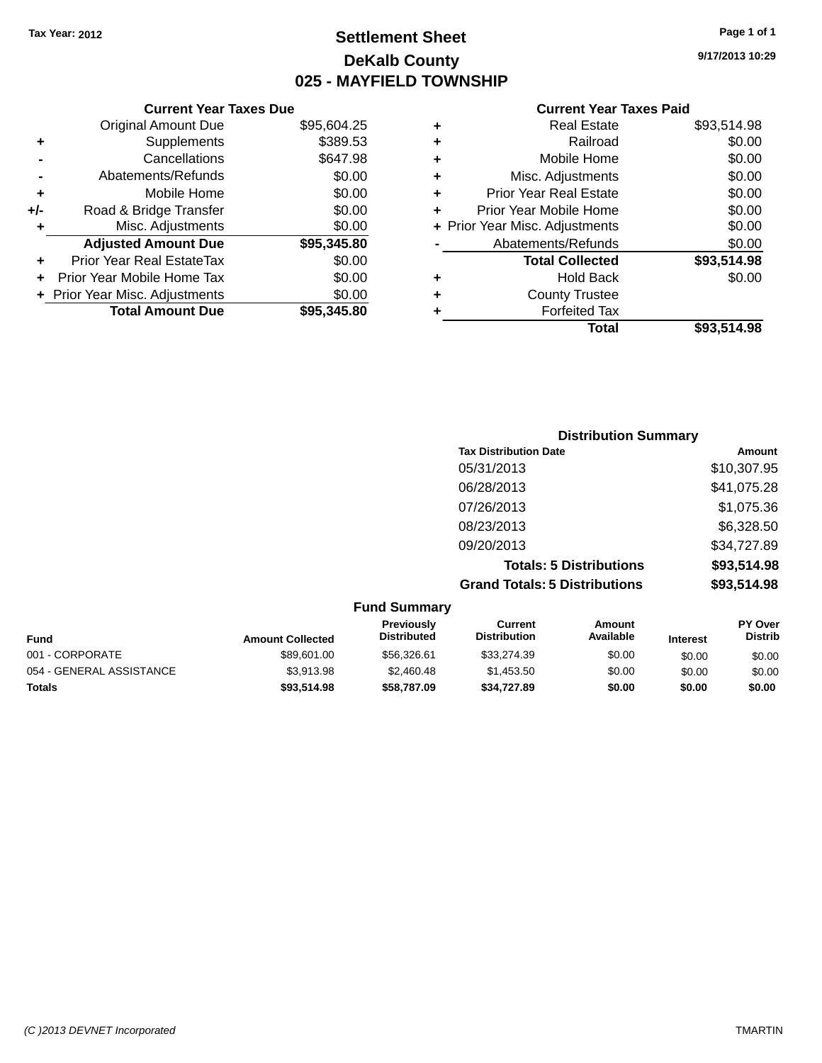Tax Year: 2012

# Settlement Sheet

## DeKalb County

## 025 - MAYFIELD TOWNSHIP

9/17/2013 10:29

### Current Year Taxes Due

| | | |
|---|---|---|
| | Original Amount Due | $95,604.25 |
| + | Supplements | $389.53 |
| - | Cancellations | $647.98 |
| - | Abatements/Refunds | $0.00 |
| + | Mobile Home | $0.00 |
| +/- | Road & Bridge Transfer | $0.00 |
| + | Misc. Adjustments | $0.00 |
| | **Adjusted Amount Due** | **$95,345.80** |
| + | Prior Year Real EstateTax | $0.00 |
| + | Prior Year Mobile Home Tax | $0.00 |
| + | Prior Year Misc. Adjustments | $0.00 |
| | **Total Amount Due** | **$95,345.80** |

### Current Year Taxes Paid

| | | |
|---|---|---|
| + | Real Estate | $93,514.98 |
| + | Railroad | $0.00 |
| + | Mobile Home | $0.00 |
| + | Misc. Adjustments | $0.00 |
| + | Prior Year Real Estate | $0.00 |
| + | Prior Year Mobile Home | $0.00 |
| + | Prior Year Misc. Adjustments | $0.00 |
| - | Abatements/Refunds | $0.00 |
| | **Total Collected** | **$93,514.98** |
| + | Hold Back | $0.00 |
| + | County Trustee | |
| + | Forfeited Tax | |
| | **Total** | **$93,514.98** |

### Distribution Summary

| Tax Distribution Date | Amount |
|---|---|
| 05/31/2013 | $10,307.95 |
| 06/28/2013 | $41,075.28 |
| 07/26/2013 | $1,075.36 |
| 08/23/2013 | $6,328.50 |
| 09/20/2013 | $34,727.89 |
| **Totals: 5 Distributions** | **$93,514.98** |
| **Grand Totals: 5 Distributions** | **$93,514.98** |

### Fund Summary

| Fund | Amount Collected | Previously Distributed | Current Distribution | Amount Available | Interest | PY Over Distrib |
|---|---|---|---|---|---|---|
| 001 - CORPORATE | $89,601.00 | $56,326.61 | $33,274.39 | $0.00 | $0.00 | $0.00 |
| 054 - GENERAL ASSISTANCE | $3,913.98 | $2,460.48 | $1,453.50 | $0.00 | $0.00 | $0.00 |
| **Totals** | **$93,514.98** | **$58,787.09** | **$34,727.89** | **$0.00** | **$0.00** | **$0.00** |

(C )2013 DEVNET Incorporated TMARTIN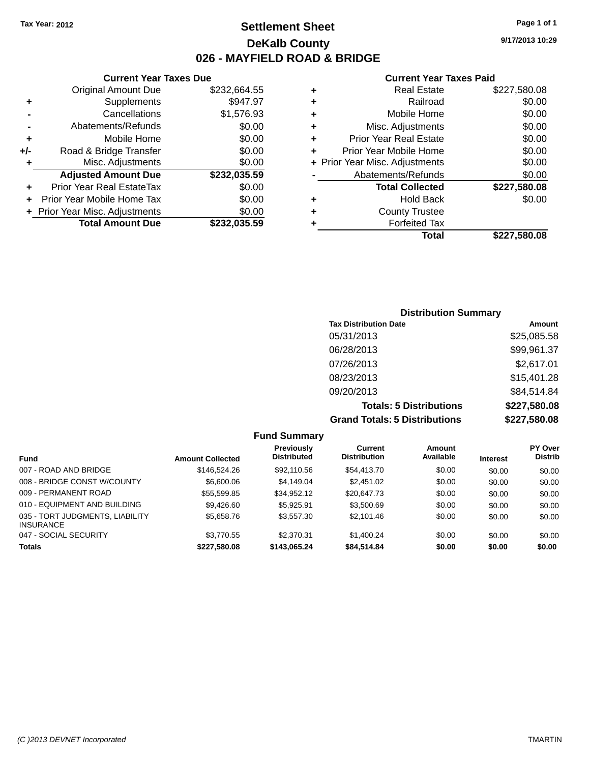Tax Year: 2012

# Settlement Sheet

## DeKalb County

## 026 - MAYFIELD ROAD & BRIDGE

9/17/2013 10:29

### Current Year Taxes Due

| | | |
|---|---|---|
| | Original Amount Due | $232,664.55 |
| + | Supplements | $947.97 |
| - | Cancellations | $1,576.93 |
| - | Abatements/Refunds | $0.00 |
| + | Mobile Home | $0.00 |
| +/- | Road & Bridge Transfer | $0.00 |
| + | Misc. Adjustments | $0.00 |
| | **Adjusted Amount Due** | **$232,035.59** |
| + | Prior Year Real EstateTax | $0.00 |
| + | Prior Year Mobile Home Tax | $0.00 |
| + | Prior Year Misc. Adjustments | $0.00 |
| | **Total Amount Due** | **$232,035.59** |

### Current Year Taxes Paid

| | | |
|---|---|---|
| + | Real Estate | $227,580.08 |
| + | Railroad | $0.00 |
| + | Mobile Home | $0.00 |
| + | Misc. Adjustments | $0.00 |
| + | Prior Year Real Estate | $0.00 |
| + | Prior Year Mobile Home | $0.00 |
| + | Prior Year Misc. Adjustments | $0.00 |
| - | Abatements/Refunds | $0.00 |
| | **Total Collected** | **$227,580.08** |
| + | Hold Back | $0.00 |
| + | County Trustee | |
| + | Forfeited Tax | |
| | **Total** | **$227,580.08** |

### Distribution Summary

| Tax Distribution Date | Amount |
|---|---|
| 05/31/2013 | $25,085.58 |
| 06/28/2013 | $99,961.37 |
| 07/26/2013 | $2,617.01 |
| 08/23/2013 | $15,401.28 |
| 09/20/2013 | $84,514.84 |
| **Totals: 5 Distributions** | **$227,580.08** |
| **Grand Totals: 5 Distributions** | **$227,580.08** |

### Fund Summary

| Fund | Amount Collected | Previously Distributed | Current Distribution | Amount Available | Interest | PY Over Distrib |
|---|---|---|---|---|---|---|
| 007 - ROAD AND BRIDGE | $146,524.26 | $92,110.56 | $54,413.70 | $0.00 | $0.00 | $0.00 |
| 008 - BRIDGE CONST W/COUNTY | $6,600.06 | $4,149.04 | $2,451.02 | $0.00 | $0.00 | $0.00 |
| 009 - PERMANENT ROAD | $55,599.85 | $34,952.12 | $20,647.73 | $0.00 | $0.00 | $0.00 |
| 010 - EQUIPMENT AND BUILDING | $9,426.60 | $5,925.91 | $3,500.69 | $0.00 | $0.00 | $0.00 |
| 035 - TORT JUDGMENTS, LIABILITY INSURANCE | $5,658.76 | $3,557.30 | $2,101.46 | $0.00 | $0.00 | $0.00 |
| 047 - SOCIAL SECURITY | $3,770.55 | $2,370.31 | $1,400.24 | $0.00 | $0.00 | $0.00 |
| **Totals** | **$227,580.08** | **$143,065.24** | **$84,514.84** | **$0.00** | **$0.00** | **$0.00** |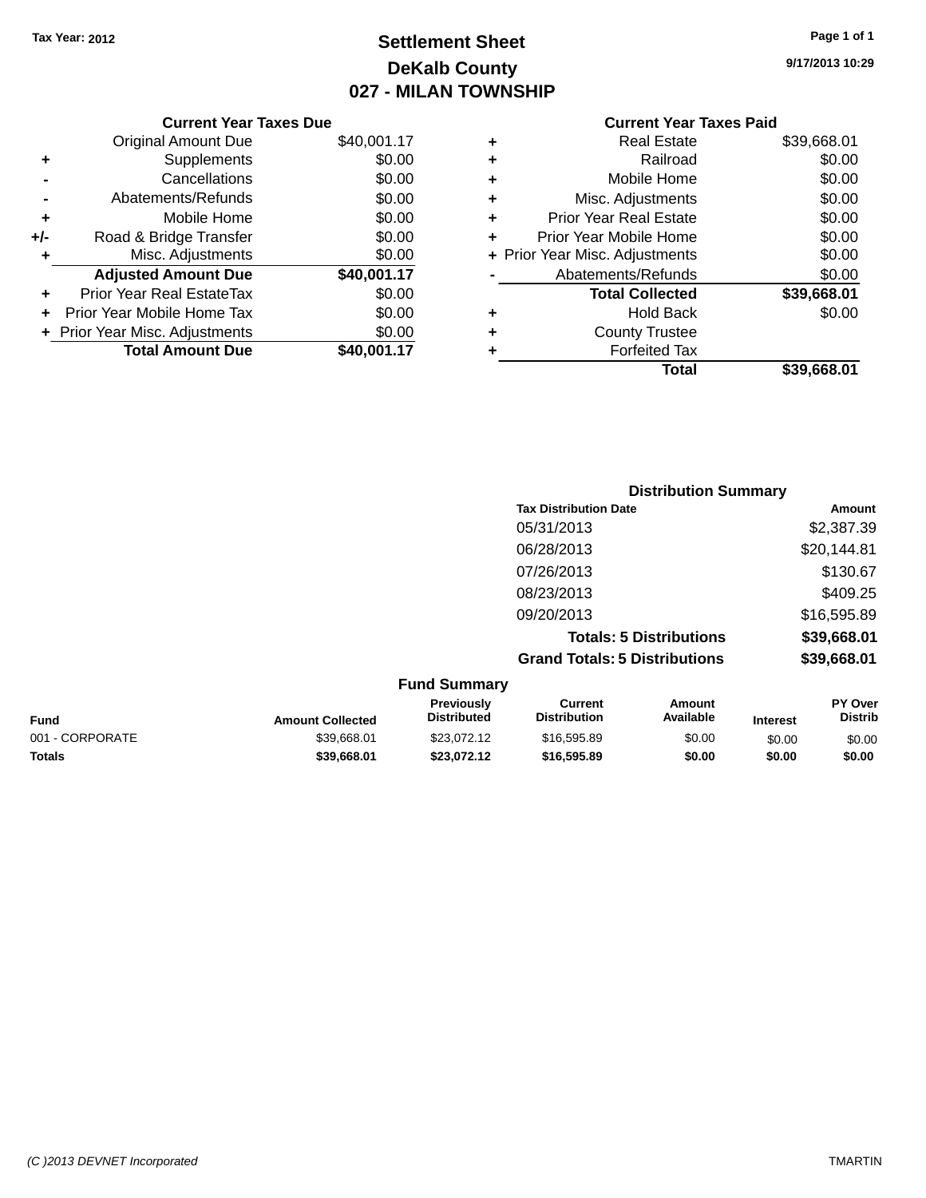Tax Year: 2012

# Settlement Sheet

## DeKalb County

## 027 - MILAN TOWNSHIP

9/17/2013 10:29

### Current Year Taxes Due

| | | |
|---|---|---|
| | Original Amount Due | $40,001.17 |
| + | Supplements | $0.00 |
| - | Cancellations | $0.00 |
| - | Abatements/Refunds | $0.00 |
| + | Mobile Home | $0.00 |
| +/- | Road & Bridge Transfer | $0.00 |
| + | Misc. Adjustments | $0.00 |
| | **Adjusted Amount Due** | **$40,001.17** |
| + | Prior Year Real EstateTax | $0.00 |
| + | Prior Year Mobile Home Tax | $0.00 |
| + | Prior Year Misc. Adjustments | $0.00 |
| | **Total Amount Due** | **$40,001.17** |

### Current Year Taxes Paid

| | | |
|---|---|---|
| + | Real Estate | $39,668.01 |
| + | Railroad | $0.00 |
| + | Mobile Home | $0.00 |
| + | Misc. Adjustments | $0.00 |
| + | Prior Year Real Estate | $0.00 |
| + | Prior Year Mobile Home | $0.00 |
| + | Prior Year Misc. Adjustments | $0.00 |
| - | Abatements/Refunds | $0.00 |
| | **Total Collected** | **$39,668.01** |
| + | Hold Back | $0.00 |
| + | County Trustee | |
| + | Forfeited Tax | |
| | **Total** | **$39,668.01** |

### Distribution Summary

| Tax Distribution Date | Amount |
|---|---|
| 05/31/2013 | $2,387.39 |
| 06/28/2013 | $20,144.81 |
| 07/26/2013 | $130.67 |
| 08/23/2013 | $409.25 |
| 09/20/2013 | $16,595.89 |
| **Totals: 5 Distributions** | **$39,668.01** |
| **Grand Totals: 5 Distributions** | **$39,668.01** |

### Fund Summary

| Fund | Amount Collected | Previously Distributed | Current Distribution | Amount Available | Interest | PY Over Distrib |
|---|---|---|---|---|---|---|
| 001 - CORPORATE | $39,668.01 | $23,072.12 | $16,595.89 | $0.00 | $0.00 | $0.00 |
| **Totals** | **$39,668.01** | **$23,072.12** | **$16,595.89** | **$0.00** | **$0.00** | **$0.00** |

(C )2013 DEVNET Incorporated TMARTIN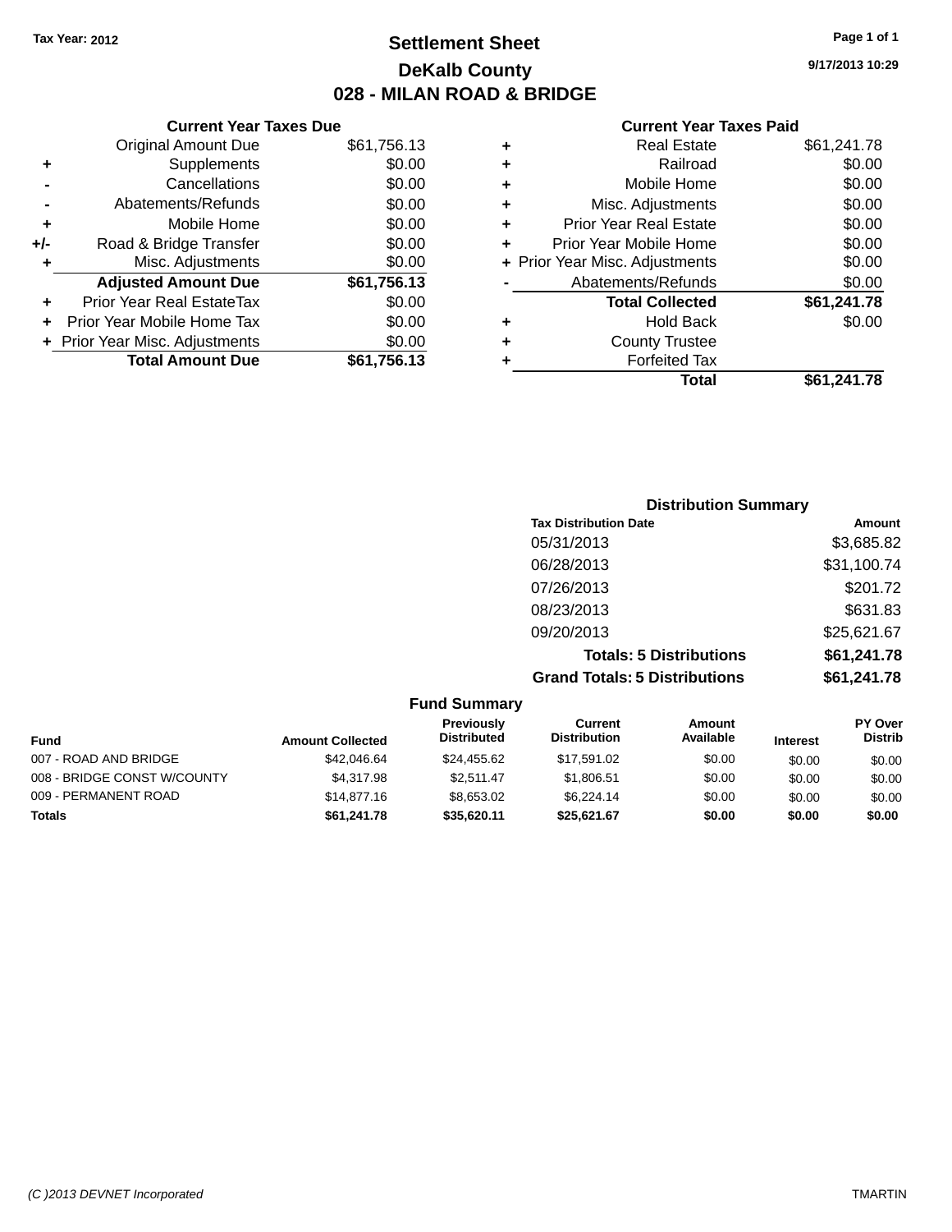**Tax Year: 2012**

# Settlement Sheet

## DeKalb County

## 028 - MILAN ROAD & BRIDGE

9/17/2013 10:29

### Current Year Taxes Due

| | | |
|---|---|---|
| | Original Amount Due | $61,756.13 |
| + | Supplements | $0.00 |
| - | Cancellations | $0.00 |
| - | Abatements/Refunds | $0.00 |
| + | Mobile Home | $0.00 |
| +/- | Road & Bridge Transfer | $0.00 |
| + | Misc. Adjustments | $0.00 |
| | **Adjusted Amount Due** | **$61,756.13** |
| + | Prior Year Real EstateTax | $0.00 |
| + | Prior Year Mobile Home Tax | $0.00 |
| + | Prior Year Misc. Adjustments | $0.00 |
| | **Total Amount Due** | **$61,756.13** |

### Current Year Taxes Paid

| | | |
|---|---|---|
| + | Real Estate | $61,241.78 |
| + | Railroad | $0.00 |
| + | Mobile Home | $0.00 |
| + | Misc. Adjustments | $0.00 |
| + | Prior Year Real Estate | $0.00 |
| + | Prior Year Mobile Home | $0.00 |
| + | Prior Year Misc. Adjustments | $0.00 |
| - | Abatements/Refunds | $0.00 |
| | **Total Collected** | **$61,241.78** |
| + | Hold Back | $0.00 |
| + | County Trustee | |
| + | Forfeited Tax | |
| | **Total** | **$61,241.78** |

### Distribution Summary

| Tax Distribution Date | Amount |
|---|---|
| 05/31/2013 | $3,685.82 |
| 06/28/2013 | $31,100.74 |
| 07/26/2013 | $201.72 |
| 08/23/2013 | $631.83 |
| 09/20/2013 | $25,621.67 |
| **Totals: 5 Distributions** | **$61,241.78** |
| **Grand Totals: 5 Distributions** | **$61,241.78** |

### Fund Summary

| Fund | Amount Collected | Previously Distributed | Current Distribution | Amount Available | Interest | PY Over Distrib |
|---|---|---|---|---|---|---|
| 007 - ROAD AND BRIDGE | $42,046.64 | $24,455.62 | $17,591.02 | $0.00 | $0.00 | $0.00 |
| 008 - BRIDGE CONST W/COUNTY | $4,317.98 | $2,511.47 | $1,806.51 | $0.00 | $0.00 | $0.00 |
| 009 - PERMANENT ROAD | $14,877.16 | $8,653.02 | $6,224.14 | $0.00 | $0.00 | $0.00 |
| **Totals** | **$61,241.78** | **$35,620.11** | **$25,621.67** | **$0.00** | **$0.00** | **$0.00** |

*(C )2013 DEVNET Incorporated* TMARTIN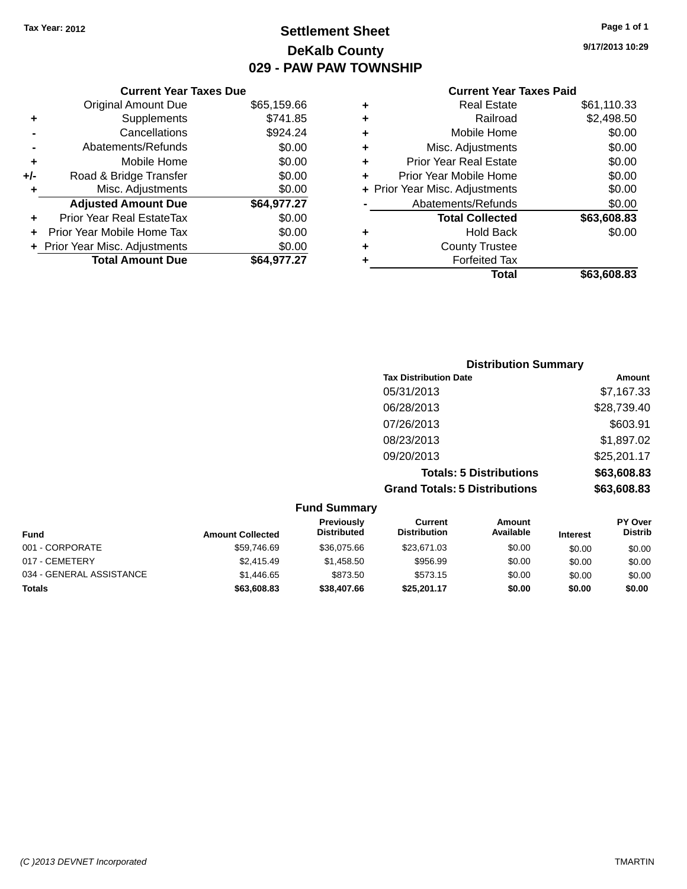Tax Year: 2012

# Settlement Sheet
## DeKalb County
## 029 - PAW PAW TOWNSHIP

9/17/2013 10:29

### Current Year Taxes Due

| | | |
|---|---|---|
| | Original Amount Due | $65,159.66 |
| + | Supplements | $741.85 |
| - | Cancellations | $924.24 |
| - | Abatements/Refunds | $0.00 |
| + | Mobile Home | $0.00 |
| +/- | Road & Bridge Transfer | $0.00 |
| + | Misc. Adjustments | $0.00 |
| | **Adjusted Amount Due** | **$64,977.27** |
| + | Prior Year Real EstateTax | $0.00 |
| + | Prior Year Mobile Home Tax | $0.00 |
| + | Prior Year Misc. Adjustments | $0.00 |
| | **Total Amount Due** | **$64,977.27** |

### Current Year Taxes Paid

| | | |
|---|---|---|
| + | Real Estate | $61,110.33 |
| + | Railroad | $2,498.50 |
| + | Mobile Home | $0.00 |
| + | Misc. Adjustments | $0.00 |
| + | Prior Year Real Estate | $0.00 |
| + | Prior Year Mobile Home | $0.00 |
| + | Prior Year Misc. Adjustments | $0.00 |
| - | Abatements/Refunds | $0.00 |
| | **Total Collected** | **$63,608.83** |
| + | Hold Back | $0.00 |
| + | County Trustee | |
| + | Forfeited Tax | |
| | **Total** | **$63,608.83** |

### Distribution Summary

| Tax Distribution Date | Amount |
|---|---|
| 05/31/2013 | $7,167.33 |
| 06/28/2013 | $28,739.40 |
| 07/26/2013 | $603.91 |
| 08/23/2013 | $1,897.02 |
| 09/20/2013 | $25,201.17 |
| **Totals: 5 Distributions** | **$63,608.83** |
| **Grand Totals: 5 Distributions** | **$63,608.83** |

### Fund Summary

| Fund | Amount Collected | Previously Distributed | Current Distribution | Amount Available | Interest | PY Over Distrib |
|---|---|---|---|---|---|---|
| 001 - CORPORATE | $59,746.69 | $36,075.66 | $23,671.03 | $0.00 | $0.00 | $0.00 |
| 017 - CEMETERY | $2,415.49 | $1,458.50 | $956.99 | $0.00 | $0.00 | $0.00 |
| 034 - GENERAL ASSISTANCE | $1,446.65 | $873.50 | $573.15 | $0.00 | $0.00 | $0.00 |
| **Totals** | **$63,608.83** | **$38,407.66** | **$25,201.17** | **$0.00** | **$0.00** | **$0.00** |

(C )2013 DEVNET Incorporated TMARTIN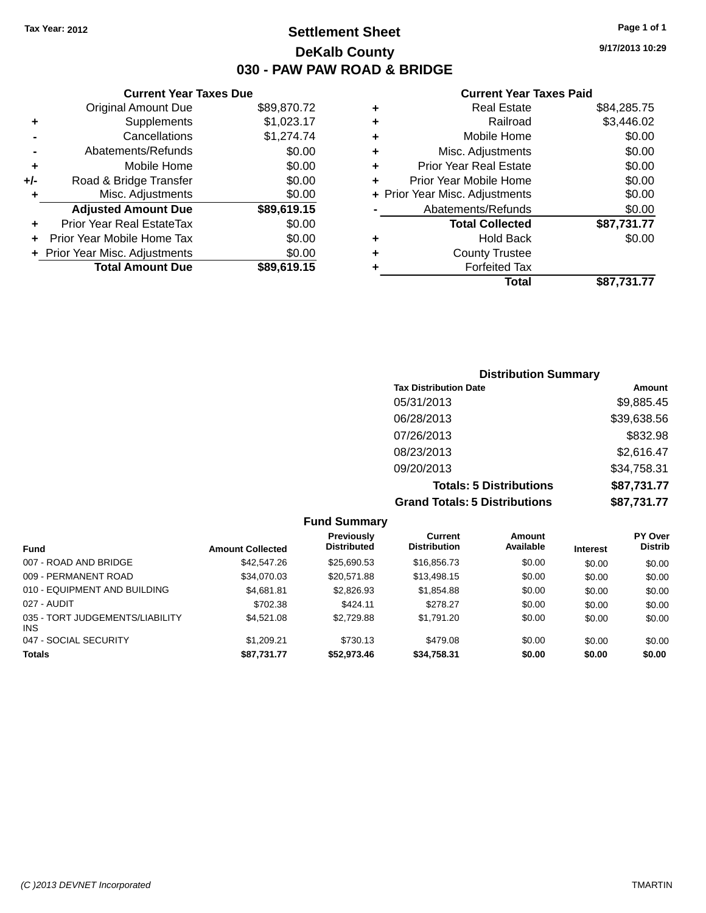Tax Year: 2012

# Settlement Sheet

## DeKalb County

## 030 - PAW PAW ROAD & BRIDGE

9/17/2013 10:29

### Current Year Taxes Due

| | | |
|---|---|---|
| | Original Amount Due | $89,870.72 |
| + | Supplements | $1,023.17 |
| - | Cancellations | $1,274.74 |
| - | Abatements/Refunds | $0.00 |
| + | Mobile Home | $0.00 |
| +/- | Road & Bridge Transfer | $0.00 |
| + | Misc. Adjustments | $0.00 |
| | **Adjusted Amount Due** | **$89,619.15** |
| + | Prior Year Real EstateTax | $0.00 |
| + | Prior Year Mobile Home Tax | $0.00 |
| + | Prior Year Misc. Adjustments | $0.00 |
| | **Total Amount Due** | **$89,619.15** |

### Current Year Taxes Paid

| | | |
|---|---|---|
| + | Real Estate | $84,285.75 |
| + | Railroad | $3,446.02 |
| + | Mobile Home | $0.00 |
| + | Misc. Adjustments | $0.00 |
| + | Prior Year Real Estate | $0.00 |
| + | Prior Year Mobile Home | $0.00 |
| + | Prior Year Misc. Adjustments | $0.00 |
| - | Abatements/Refunds | $0.00 |
| | **Total Collected** | **$87,731.77** |
| + | Hold Back | $0.00 |
| + | County Trustee | |
| + | Forfeited Tax | |
| | **Total** | **$87,731.77** |

### Distribution Summary

| Tax Distribution Date | Amount |
|---|---|
| 05/31/2013 | $9,885.45 |
| 06/28/2013 | $39,638.56 |
| 07/26/2013 | $832.98 |
| 08/23/2013 | $2,616.47 |
| 09/20/2013 | $34,758.31 |
| **Totals: 5 Distributions** | **$87,731.77** |
| **Grand Totals: 5 Distributions** | **$87,731.77** |

### Fund Summary

| Fund | Amount Collected | Previously Distributed | Current Distribution | Amount Available | Interest | PY Over Distrib |
|---|---|---|---|---|---|---|
| 007 - ROAD AND BRIDGE | $42,547.26 | $25,690.53 | $16,856.73 | $0.00 | $0.00 | $0.00 |
| 009 - PERMANENT ROAD | $34,070.03 | $20,571.88 | $13,498.15 | $0.00 | $0.00 | $0.00 |
| 010 - EQUIPMENT AND BUILDING | $4,681.81 | $2,826.93 | $1,854.88 | $0.00 | $0.00 | $0.00 |
| 027 - AUDIT | $702.38 | $424.11 | $278.27 | $0.00 | $0.00 | $0.00 |
| 035 - TORT JUDGEMENTS/LIABILITY INS | $4,521.08 | $2,729.88 | $1,791.20 | $0.00 | $0.00 | $0.00 |
| 047 - SOCIAL SECURITY | $1,209.21 | $730.13 | $479.08 | $0.00 | $0.00 | $0.00 |
| **Totals** | **$87,731.77** | **$52,973.46** | **$34,758.31** | **$0.00** | **$0.00** | **$0.00** |

(C )2013 DEVNET Incorporated TMARTIN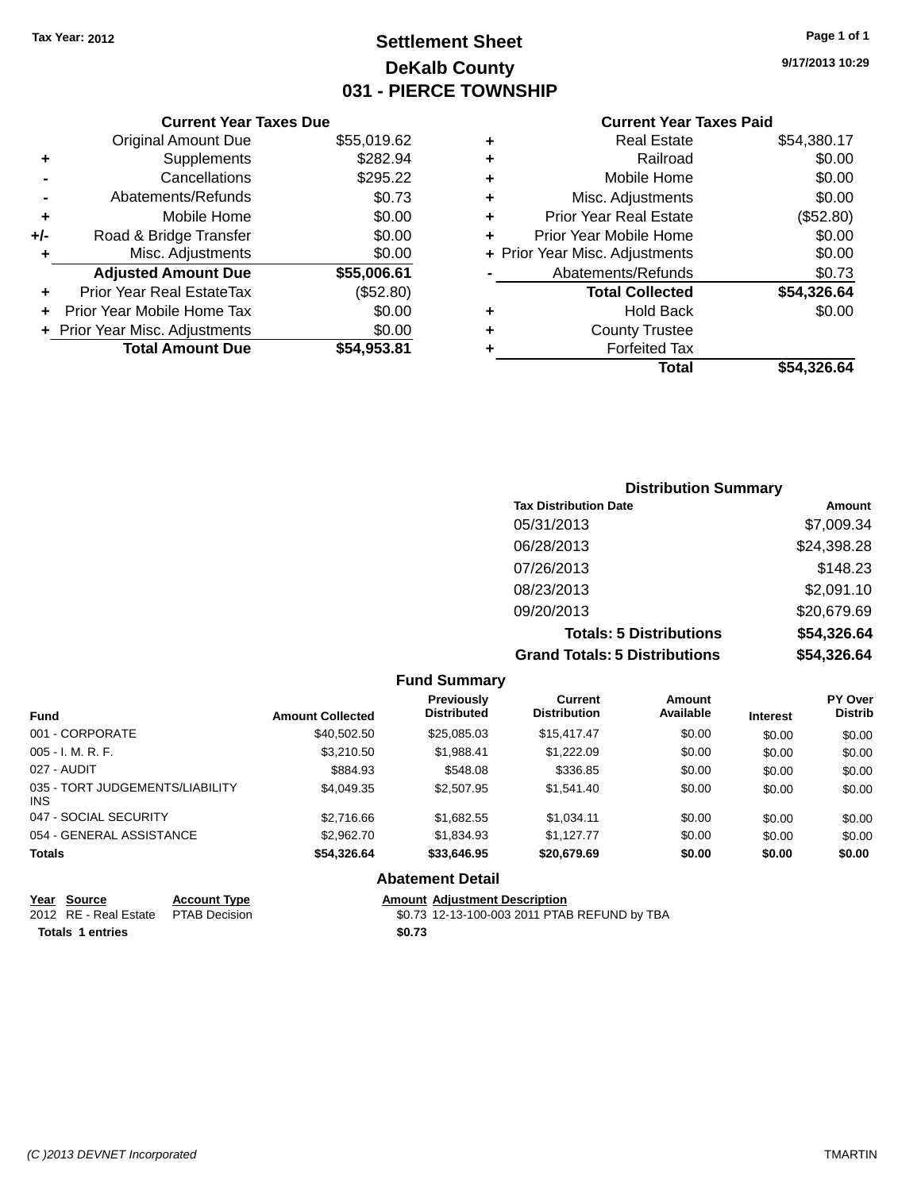Tax Year: 2012

# Settlement Sheet

## DeKalb County

## 031 - PIERCE TOWNSHIP

9/17/2013 10:29

### Current Year Taxes Due

| | | |
|---|---|---|
| | Original Amount Due | $55,019.62 |
| + | Supplements | $282.94 |
| - | Cancellations | $295.22 |
| - | Abatements/Refunds | $0.73 |
| + | Mobile Home | $0.00 |
| +/- | Road & Bridge Transfer | $0.00 |
| + | Misc. Adjustments | $0.00 |
| | **Adjusted Amount Due** | **$55,006.61** |
| + | Prior Year Real EstateTax | ($52.80) |
| + | Prior Year Mobile Home Tax | $0.00 |
| + | Prior Year Misc. Adjustments | $0.00 |
| | **Total Amount Due** | **$54,953.81** |

### Current Year Taxes Paid

| | | |
|---|---|---|
| + | Real Estate | $54,380.17 |
| + | Railroad | $0.00 |
| + | Mobile Home | $0.00 |
| + | Misc. Adjustments | $0.00 |
| + | Prior Year Real Estate | ($52.80) |
| + | Prior Year Mobile Home | $0.00 |
| + | Prior Year Misc. Adjustments | $0.00 |
| - | Abatements/Refunds | $0.73 |
| | **Total Collected** | **$54,326.64** |
| + | Hold Back | $0.00 |
| + | County Trustee | |
| + | Forfeited Tax | |
| | **Total** | **$54,326.64** |

### Distribution Summary

| Tax Distribution Date | Amount |
|---|---|
| 05/31/2013 | $7,009.34 |
| 06/28/2013 | $24,398.28 |
| 07/26/2013 | $148.23 |
| 08/23/2013 | $2,091.10 |
| 09/20/2013 | $20,679.69 |
| **Totals: 5 Distributions** | **$54,326.64** |
| **Grand Totals: 5 Distributions** | **$54,326.64** |

### Fund Summary

| Fund | Amount Collected | Previously Distributed | Current Distribution | Amount Available | Interest | PY Over Distrib |
|---|---|---|---|---|---|---|
| 001 - CORPORATE | $40,502.50 | $25,085.03 | $15,417.47 | $0.00 | $0.00 | $0.00 |
| 005 - I. M. R. F. | $3,210.50 | $1,988.41 | $1,222.09 | $0.00 | $0.00 | $0.00 |
| 027 - AUDIT | $884.93 | $548.08 | $336.85 | $0.00 | $0.00 | $0.00 |
| 035 - TORT JUDGEMENTS/LIABILITY INS | $4,049.35 | $2,507.95 | $1,541.40 | $0.00 | $0.00 | $0.00 |
| 047 - SOCIAL SECURITY | $2,716.66 | $1,682.55 | $1,034.11 | $0.00 | $0.00 | $0.00 |
| 054 - GENERAL ASSISTANCE | $2,962.70 | $1,834.93 | $1,127.77 | $0.00 | $0.00 | $0.00 |
| **Totals** | **$54,326.64** | **$33,646.95** | **$20,679.69** | **$0.00** | **$0.00** | **$0.00** |

### Abatement Detail

| Year | Source | Account Type | Amount | Adjustment Description |
|---|---|---|---|---|
| 2012 | RE - Real Estate | PTAB Decision | $0.73 | 12-13-100-003 2011 PTAB REFUND by TBA |
| **Totals 1 entries** | | | **$0.73** | |

(C )2013 DEVNET Incorporated TMARTIN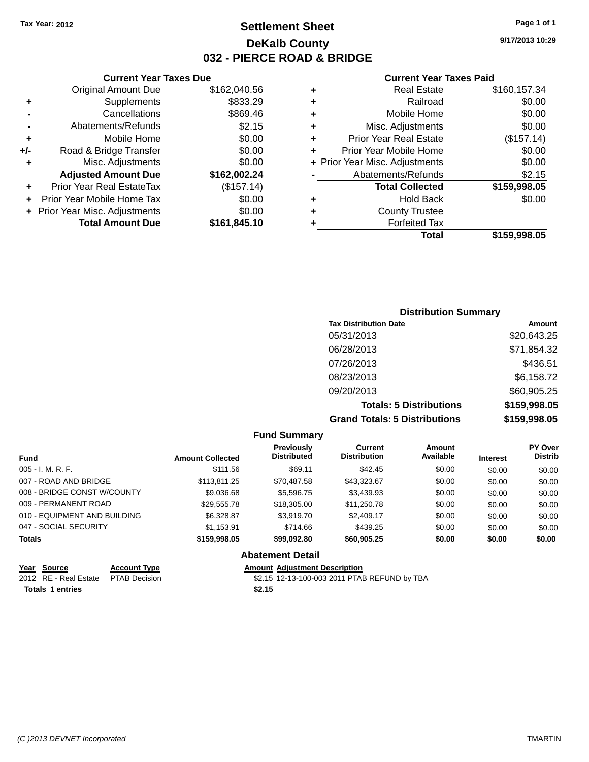Tax Year: 2012

# Settlement Sheet
## DeKalb County
## 032 - PIERCE ROAD & BRIDGE

9/17/2013 10:29

### Current Year Taxes Due

| | | |
|---|---|---|
| | Original Amount Due | $162,040.56 |
| + | Supplements | $833.29 |
| - | Cancellations | $869.46 |
| - | Abatements/Refunds | $2.15 |
| + | Mobile Home | $0.00 |
| +/- | Road & Bridge Transfer | $0.00 |
| + | Misc. Adjustments | $0.00 |
| | **Adjusted Amount Due** | **$162,002.24** |
| + | Prior Year Real EstateTax | ($157.14) |
| + | Prior Year Mobile Home Tax | $0.00 |
| + | Prior Year Misc. Adjustments | $0.00 |
| | **Total Amount Due** | **$161,845.10** |

### Current Year Taxes Paid

| | | |
|---|---|---|
| + | Real Estate | $160,157.34 |
| + | Railroad | $0.00 |
| + | Mobile Home | $0.00 |
| + | Misc. Adjustments | $0.00 |
| + | Prior Year Real Estate | ($157.14) |
| + | Prior Year Mobile Home | $0.00 |
| + | Prior Year Misc. Adjustments | $0.00 |
| - | Abatements/Refunds | $2.15 |
| | **Total Collected** | **$159,998.05** |
| + | Hold Back | $0.00 |
| + | County Trustee | |
| + | Forfeited Tax | |
| | **Total** | **$159,998.05** |

### Distribution Summary

| Tax Distribution Date | Amount |
|---|---|
| 05/31/2013 | $20,643.25 |
| 06/28/2013 | $71,854.32 |
| 07/26/2013 | $436.51 |
| 08/23/2013 | $6,158.72 |
| 09/20/2013 | $60,905.25 |
| **Totals: 5 Distributions** | **$159,998.05** |
| **Grand Totals: 5 Distributions** | **$159,998.05** |

### Fund Summary

| Fund | Amount Collected | Previously Distributed | Current Distribution | Amount Available | Interest | PY Over Distrib |
|---|---|---|---|---|---|---|
| 005 - I. M. R. F. | $111.56 | $69.11 | $42.45 | $0.00 | $0.00 | $0.00 |
| 007 - ROAD AND BRIDGE | $113,811.25 | $70,487.58 | $43,323.67 | $0.00 | $0.00 | $0.00 |
| 008 - BRIDGE CONST W/COUNTY | $9,036.68 | $5,596.75 | $3,439.93 | $0.00 | $0.00 | $0.00 |
| 009 - PERMANENT ROAD | $29,555.78 | $18,305.00 | $11,250.78 | $0.00 | $0.00 | $0.00 |
| 010 - EQUIPMENT AND BUILDING | $6,328.87 | $3,919.70 | $2,409.17 | $0.00 | $0.00 | $0.00 |
| 047 - SOCIAL SECURITY | $1,153.91 | $714.66 | $439.25 | $0.00 | $0.00 | $0.00 |
| **Totals** | **$159,998.05** | **$99,092.80** | **$60,905.25** | **$0.00** | **$0.00** | **$0.00** |

### Abatement Detail

| Year | Source | Account Type | Amount | Adjustment Description |
|---|---|---|---|---|
| 2012 | RE - Real Estate | PTAB Decision | $2.15 | 12-13-100-003 2011 PTAB REFUND by TBA |
| **Totals 1 entries** | | | **$2.15** | |

(C )2013 DEVNET Incorporated TMARTIN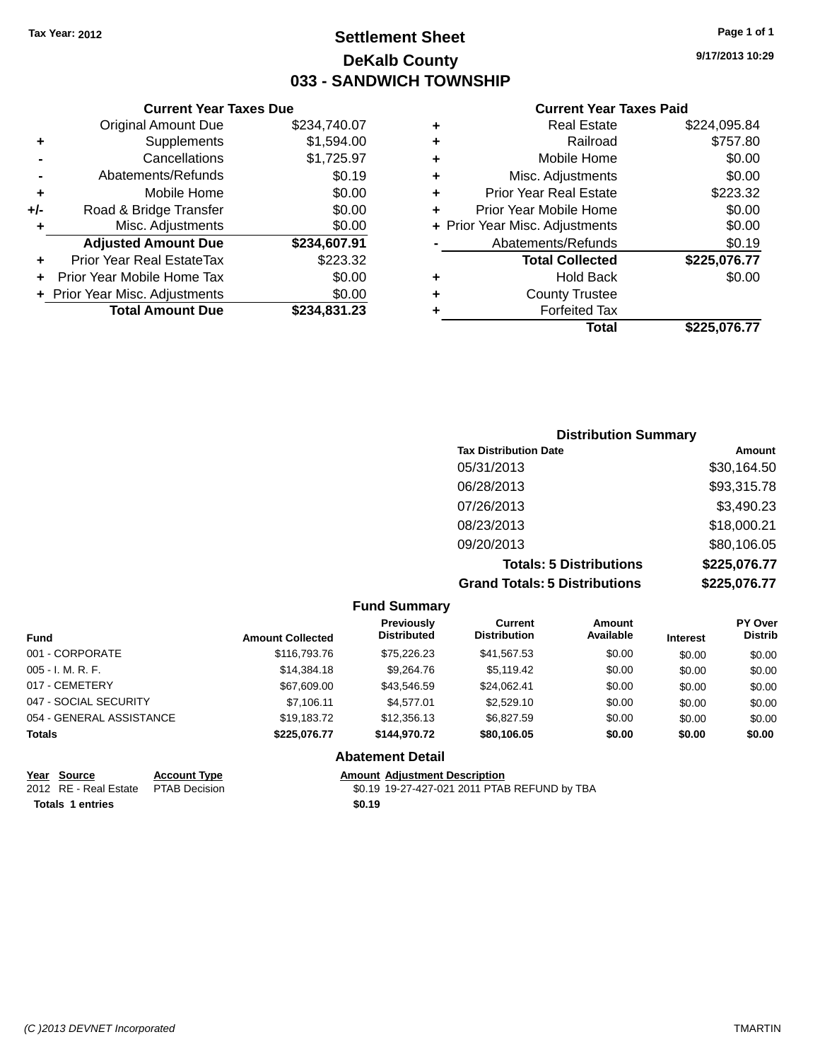**Tax Year: 2012**

# Settlement Sheet

## DeKalb County

## 033 - SANDWICH TOWNSHIP

**9/17/2013 10:29**

### Current Year Taxes Due

| | | |
|---|---|---|
| | Original Amount Due | $234,740.07 |
| + | Supplements | $1,594.00 |
| - | Cancellations | $1,725.97 |
| - | Abatements/Refunds | $0.19 |
| + | Mobile Home | $0.00 |
| +/- | Road & Bridge Transfer | $0.00 |
| + | Misc. Adjustments | $0.00 |
| | **Adjusted Amount Due** | **$234,607.91** |
| + | Prior Year Real EstateTax | $223.32 |
| + | Prior Year Mobile Home Tax | $0.00 |
| + | Prior Year Misc. Adjustments | $0.00 |
| | **Total Amount Due** | **$234,831.23** |

### Current Year Taxes Paid

| | | |
|---|---|---|
| + | Real Estate | $224,095.84 |
| + | Railroad | $757.80 |
| + | Mobile Home | $0.00 |
| + | Misc. Adjustments | $0.00 |
| + | Prior Year Real Estate | $223.32 |
| + | Prior Year Mobile Home | $0.00 |
| + | Prior Year Misc. Adjustments | $0.00 |
| - | Abatements/Refunds | $0.19 |
| | **Total Collected** | **$225,076.77** |
| + | Hold Back | $0.00 |
| + | County Trustee | |
| + | Forfeited Tax | |
| | **Total** | **$225,076.77** |

### Distribution Summary

| Tax Distribution Date | Amount |
|---|---|
| 05/31/2013 | $30,164.50 |
| 06/28/2013 | $93,315.78 |
| 07/26/2013 | $3,490.23 |
| 08/23/2013 | $18,000.21 |
| 09/20/2013 | $80,106.05 |
| **Totals: 5 Distributions** | **$225,076.77** |
| **Grand Totals: 5 Distributions** | **$225,076.77** |

### Fund Summary

| Fund | Amount Collected | Previously Distributed | Current Distribution | Amount Available | Interest | PY Over Distrib |
|---|---|---|---|---|---|---|
| 001 - CORPORATE | $116,793.76 | $75,226.23 | $41,567.53 | $0.00 | $0.00 | $0.00 |
| 005 - I. M. R. F. | $14,384.18 | $9,264.76 | $5,119.42 | $0.00 | $0.00 | $0.00 |
| 017 - CEMETERY | $67,609.00 | $43,546.59 | $24,062.41 | $0.00 | $0.00 | $0.00 |
| 047 - SOCIAL SECURITY | $7,106.11 | $4,577.01 | $2,529.10 | $0.00 | $0.00 | $0.00 |
| 054 - GENERAL ASSISTANCE | $19,183.72 | $12,356.13 | $6,827.59 | $0.00 | $0.00 | $0.00 |
| **Totals** | **$225,076.77** | **$144,970.72** | **$80,106.05** | **$0.00** | **$0.00** | **$0.00** |

### Abatement Detail

| Year | Source | Account Type | Amount | Adjustment Description |
|---|---|---|---|---|
| 2012 | RE - Real Estate | PTAB Decision | $0.19 | 19-27-427-021 2011 PTAB REFUND by TBA |
| **Totals** | **1 entries** | | **$0.19** | |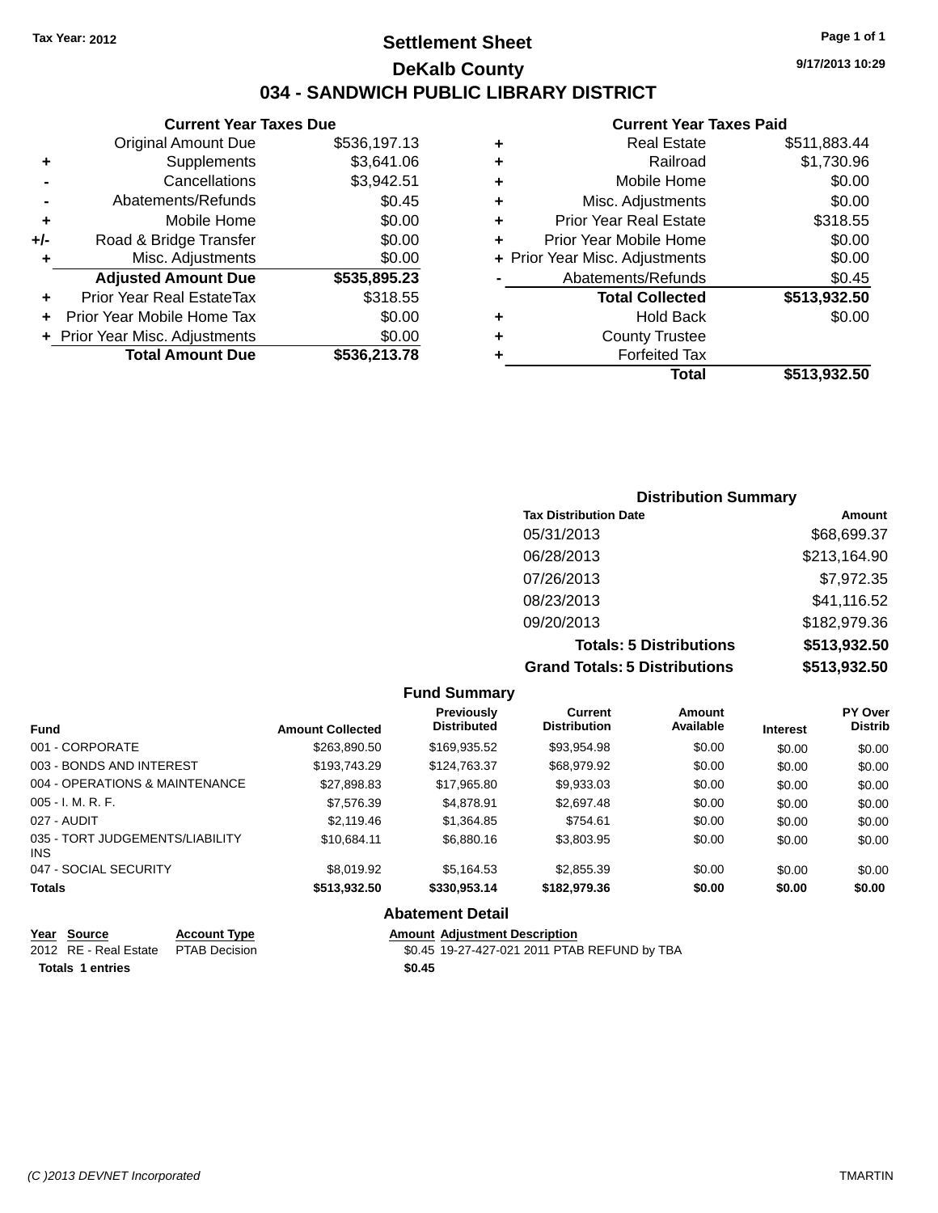Tax Year: 2012

# Settlement Sheet

## DeKalb County

## 034 - SANDWICH PUBLIC LIBRARY DISTRICT

9/17/2013 10:29

### Current Year Taxes Due

| | | |
|---|---|---|
| | Original Amount Due | $536,197.13 |
| + | Supplements | $3,641.06 |
| - | Cancellations | $3,942.51 |
| - | Abatements/Refunds | $0.45 |
| + | Mobile Home | $0.00 |
| +/- | Road & Bridge Transfer | $0.00 |
| + | Misc. Adjustments | $0.00 |
| | **Adjusted Amount Due** | **$535,895.23** |
| + | Prior Year Real EstateTax | $318.55 |
| + | Prior Year Mobile Home Tax | $0.00 |
| + | Prior Year Misc. Adjustments | $0.00 |
| | **Total Amount Due** | **$536,213.78** |

### Current Year Taxes Paid

| | | |
|---|---|---|
| + | Real Estate | $511,883.44 |
| + | Railroad | $1,730.96 |
| + | Mobile Home | $0.00 |
| + | Misc. Adjustments | $0.00 |
| + | Prior Year Real Estate | $318.55 |
| + | Prior Year Mobile Home | $0.00 |
| + | Prior Year Misc. Adjustments | $0.00 |
| - | Abatements/Refunds | $0.45 |
| | **Total Collected** | **$513,932.50** |
| + | Hold Back | $0.00 |
| + | County Trustee | |
| + | Forfeited Tax | |
| | **Total** | **$513,932.50** |

### Distribution Summary

| Tax Distribution Date | Amount |
|---|---|
| 05/31/2013 | $68,699.37 |
| 06/28/2013 | $213,164.90 |
| 07/26/2013 | $7,972.35 |
| 08/23/2013 | $41,116.52 |
| 09/20/2013 | $182,979.36 |
| **Totals: 5 Distributions** | **$513,932.50** |
| **Grand Totals: 5 Distributions** | **$513,932.50** |

### Fund Summary

| Fund | Amount Collected | Previously Distributed | Current Distribution | Amount Available | Interest | PY Over Distrib |
|---|---|---|---|---|---|---|
| 001 - CORPORATE | $263,890.50 | $169,935.52 | $93,954.98 | $0.00 | $0.00 | $0.00 |
| 003 - BONDS AND INTEREST | $193,743.29 | $124,763.37 | $68,979.92 | $0.00 | $0.00 | $0.00 |
| 004 - OPERATIONS & MAINTENANCE | $27,898.83 | $17,965.80 | $9,933.03 | $0.00 | $0.00 | $0.00 |
| 005 - I. M. R. F. | $7,576.39 | $4,878.91 | $2,697.48 | $0.00 | $0.00 | $0.00 |
| 027 - AUDIT | $2,119.46 | $1,364.85 | $754.61 | $0.00 | $0.00 | $0.00 |
| 035 - TORT JUDGEMENTS/LIABILITY INS | $10,684.11 | $6,880.16 | $3,803.95 | $0.00 | $0.00 | $0.00 |
| 047 - SOCIAL SECURITY | $8,019.92 | $5,164.53 | $2,855.39 | $0.00 | $0.00 | $0.00 |
| **Totals** | **$513,932.50** | **$330,953.14** | **$182,979.36** | **$0.00** | **$0.00** | **$0.00** |

### Abatement Detail

| Year | Source | Account Type | Amount | Adjustment Description |
|---|---|---|---|---|
| 2012 | RE - Real Estate | PTAB Decision | $0.45 | 19-27-427-021 2011 PTAB REFUND by TBA |
| **Totals** | **1 entries** | | **$0.45** | |

(C )2013 DEVNET Incorporated TMARTIN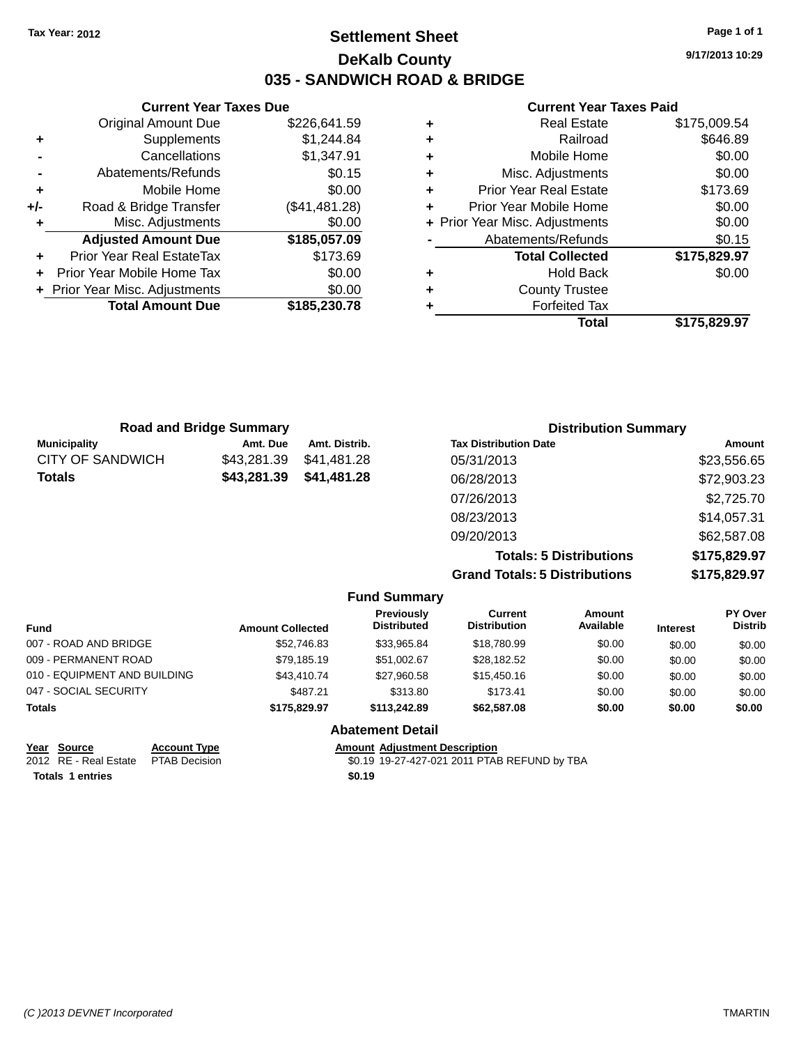Tax Year: 2012

# Settlement Sheet

## DeKalb County

## 035 - SANDWICH ROAD & BRIDGE

9/17/2013 10:29

### Current Year Taxes Due

| | | |
|---|---|---|
| | Original Amount Due | $226,641.59 |
| + | Supplements | $1,244.84 |
| - | Cancellations | $1,347.91 |
| - | Abatements/Refunds | $0.15 |
| + | Mobile Home | $0.00 |
| +/- | Road & Bridge Transfer | ($41,481.28) |
| + | Misc. Adjustments | $0.00 |
| | **Adjusted Amount Due** | **$185,057.09** |
| + | Prior Year Real EstateTax | $173.69 |
| + | Prior Year Mobile Home Tax | $0.00 |
| + | Prior Year Misc. Adjustments | $0.00 |
| | **Total Amount Due** | **$185,230.78** |

### Current Year Taxes Paid

| | | |
|---|---|---|
| + | Real Estate | $175,009.54 |
| + | Railroad | $646.89 |
| + | Mobile Home | $0.00 |
| + | Misc. Adjustments | $0.00 |
| + | Prior Year Real Estate | $173.69 |
| + | Prior Year Mobile Home | $0.00 |
| + | Prior Year Misc. Adjustments | $0.00 |
| - | Abatements/Refunds | $0.15 |
| | **Total Collected** | **$175,829.97** |
| + | Hold Back | $0.00 |
| + | County Trustee | |
| + | Forfeited Tax | |
| | **Total** | **$175,829.97** |

### Road and Bridge Summary

| Municipality | Amt. Due | Amt. Distrib. |
|---|---|---|
| CITY OF SANDWICH | $43,281.39 | $41,481.28 |
| **Totals** | **$43,281.39** | **$41,481.28** |

### Distribution Summary

| Tax Distribution Date | Amount |
|---|---|
| 05/31/2013 | $23,556.65 |
| 06/28/2013 | $72,903.23 |
| 07/26/2013 | $2,725.70 |
| 08/23/2013 | $14,057.31 |
| 09/20/2013 | $62,587.08 |
| **Totals: 5 Distributions** | **$175,829.97** |
| **Grand Totals: 5 Distributions** | **$175,829.97** |

### Fund Summary

| Fund | Amount Collected | Previously Distributed | Current Distribution | Amount Available | Interest | PY Over Distrib |
|---|---|---|---|---|---|---|
| 007 - ROAD AND BRIDGE | $52,746.83 | $33,965.84 | $18,780.99 | $0.00 | $0.00 | $0.00 |
| 009 - PERMANENT ROAD | $79,185.19 | $51,002.67 | $28,182.52 | $0.00 | $0.00 | $0.00 |
| 010 - EQUIPMENT AND BUILDING | $43,410.74 | $27,960.58 | $15,450.16 | $0.00 | $0.00 | $0.00 |
| 047 - SOCIAL SECURITY | $487.21 | $313.80 | $173.41 | $0.00 | $0.00 | $0.00 |
| **Totals** | **$175,829.97** | **$113,242.89** | **$62,587.08** | **$0.00** | **$0.00** | **$0.00** |

### Abatement Detail

| Year | Source | Account Type | Amount | Adjustment Description |
|---|---|---|---|---|
| 2012 | RE - Real Estate | PTAB Decision | $0.19 | 19-27-427-021 2011 PTAB REFUND by TBA |
| **Totals 1 entries** | | | **$0.19** | |

(C )2013 DEVNET Incorporated TMARTIN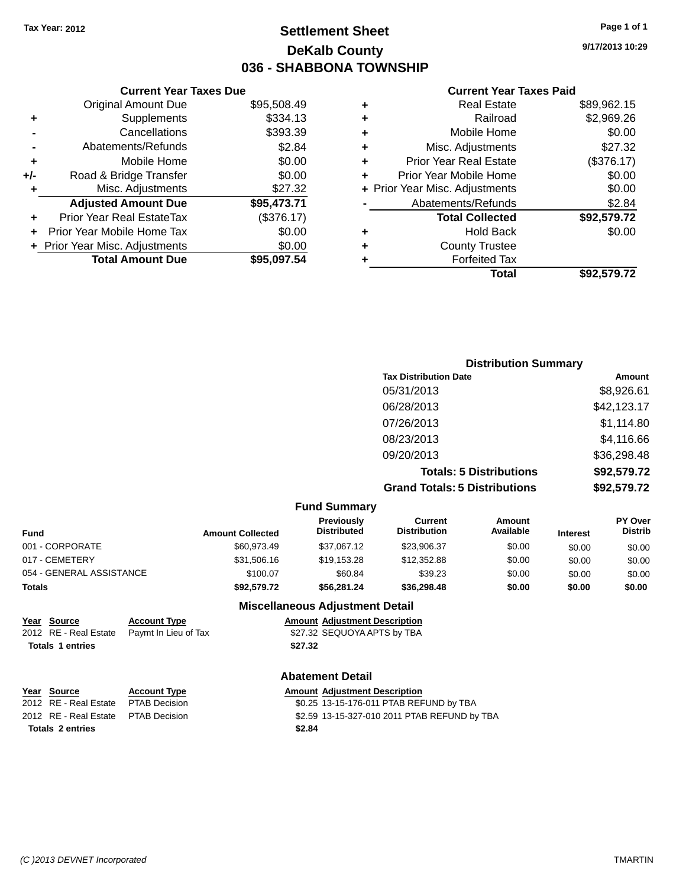Tax Year: 2012

# Settlement Sheet

## DeKalb County

## 036 - SHABBONA TOWNSHIP

9/17/2013 10:29

### Current Year Taxes Due

| | | |
|---|---|---|
| | Original Amount Due | $95,508.49 |
| + | Supplements | $334.13 |
| - | Cancellations | $393.39 |
| - | Abatements/Refunds | $2.84 |
| + | Mobile Home | $0.00 |
| +/- | Road & Bridge Transfer | $0.00 |
| + | Misc. Adjustments | $27.32 |
| | **Adjusted Amount Due** | **$95,473.71** |
| + | Prior Year Real EstateTax | ($376.17) |
| + | Prior Year Mobile Home Tax | $0.00 |
| + | Prior Year Misc. Adjustments | $0.00 |
| | **Total Amount Due** | **$95,097.54** |

### Current Year Taxes Paid

| | | |
|---|---|---|
| + | Real Estate | $89,962.15 |
| + | Railroad | $2,969.26 |
| + | Mobile Home | $0.00 |
| + | Misc. Adjustments | $27.32 |
| + | Prior Year Real Estate | ($376.17) |
| + | Prior Year Mobile Home | $0.00 |
| + | Prior Year Misc. Adjustments | $0.00 |
| - | Abatements/Refunds | $2.84 |
| | **Total Collected** | **$92,579.72** |
| + | Hold Back | $0.00 |
| + | County Trustee | |
| + | Forfeited Tax | |
| | **Total** | **$92,579.72** |

### Distribution Summary

| Tax Distribution Date | Amount |
|---|---|
| 05/31/2013 | $8,926.61 |
| 06/28/2013 | $42,123.17 |
| 07/26/2013 | $1,114.80 |
| 08/23/2013 | $4,116.66 |
| 09/20/2013 | $36,298.48 |
| **Totals: 5 Distributions** | **$92,579.72** |
| **Grand Totals: 5 Distributions** | **$92,579.72** |

### Fund Summary

| Fund | Amount Collected | Previously Distributed | Current Distribution | Amount Available | Interest | PY Over Distrib |
|---|---|---|---|---|---|---|
| 001 - CORPORATE | $60,973.49 | $37,067.12 | $23,906.37 | $0.00 | $0.00 | $0.00 |
| 017 - CEMETERY | $31,506.16 | $19,153.28 | $12,352.88 | $0.00 | $0.00 | $0.00 |
| 054 - GENERAL ASSISTANCE | $100.07 | $60.84 | $39.23 | $0.00 | $0.00 | $0.00 |
| **Totals** | **$92,579.72** | **$56,281.24** | **$36,298.48** | **$0.00** | **$0.00** | **$0.00** |

### Miscellaneous Adjustment Detail

| Year | Source | Account Type | Amount | Adjustment Description |
|---|---|---|---|---|
| 2012 | RE - Real Estate | Paymt In Lieu of Tax | $27.32 | SEQUOYA APTS by TBA |
| **Totals** | **1 entries** | | **$27.32** | |

### Abatement Detail

| Year | Source | Account Type | Amount | Adjustment Description |
|---|---|---|---|---|
| 2012 | RE - Real Estate | PTAB Decision | $0.25 | 13-15-176-011 PTAB REFUND by TBA |
| 2012 | RE - Real Estate | PTAB Decision | $2.59 | 13-15-327-010 2011 PTAB REFUND by TBA |
| **Totals** | **2 entries** | | **$2.84** | |

(C )2013 DEVNET Incorporated — TMARTIN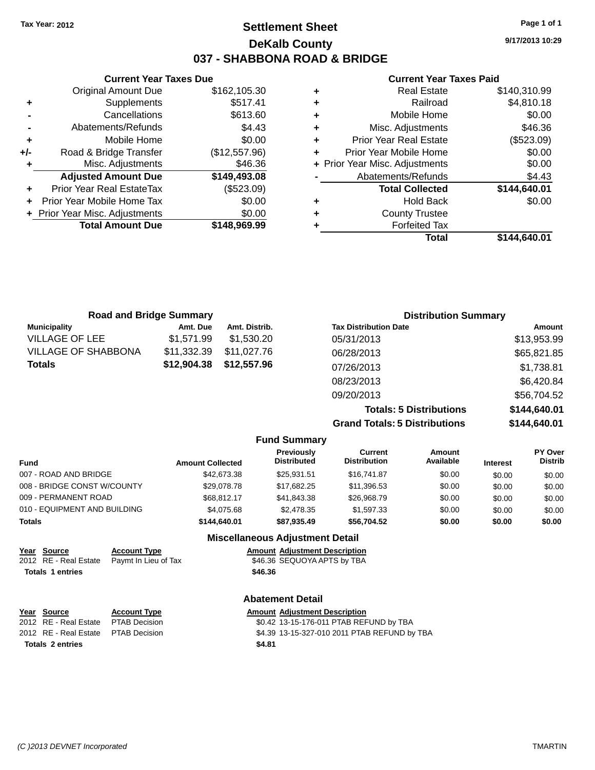Tax Year: 2012

# Settlement Sheet
## DeKalb County
## 037 - SHABBONA ROAD & BRIDGE

9/17/2013 10:29

### Current Year Taxes Due

| | | |
|---|---|---|
| | Original Amount Due | $162,105.30 |
| + | Supplements | $517.41 |
| - | Cancellations | $613.60 |
| - | Abatements/Refunds | $4.43 |
| + | Mobile Home | $0.00 |
| +/- | Road & Bridge Transfer | ($12,557.96) |
| + | Misc. Adjustments | $46.36 |
| | **Adjusted Amount Due** | **$149,493.08** |
| + | Prior Year Real EstateTax | ($523.09) |
| + | Prior Year Mobile Home Tax | $0.00 |
| + | Prior Year Misc. Adjustments | $0.00 |
| | **Total Amount Due** | **$148,969.99** |

### Current Year Taxes Paid

| | | |
|---|---|---|
| + | Real Estate | $140,310.99 |
| + | Railroad | $4,810.18 |
| + | Mobile Home | $0.00 |
| + | Misc. Adjustments | $46.36 |
| + | Prior Year Real Estate | ($523.09) |
| + | Prior Year Mobile Home | $0.00 |
| + | Prior Year Misc. Adjustments | $0.00 |
| - | Abatements/Refunds | $4.43 |
| | **Total Collected** | **$144,640.01** |
| + | Hold Back | $0.00 |
| + | County Trustee | |
| + | Forfeited Tax | |
| | **Total** | **$144,640.01** |

### Road and Bridge Summary

| Municipality | Amt. Due | Amt. Distrib. |
|---|---|---|
| VILLAGE OF LEE | $1,571.99 | $1,530.20 |
| VILLAGE OF SHABBONA | $11,332.39 | $11,027.76 |
| **Totals** | **$12,904.38** | **$12,557.96** |

### Distribution Summary

| Tax Distribution Date | Amount |
|---|---|
| 05/31/2013 | $13,953.99 |
| 06/28/2013 | $65,821.85 |
| 07/26/2013 | $1,738.81 |
| 08/23/2013 | $6,420.84 |
| 09/20/2013 | $56,704.52 |
| **Totals: 5 Distributions** | **$144,640.01** |
| **Grand Totals: 5 Distributions** | **$144,640.01** |

### Fund Summary

| Fund | Amount Collected | Previously Distributed | Current Distribution | Amount Available | Interest | PY Over Distrib |
|---|---|---|---|---|---|---|
| 007 - ROAD AND BRIDGE | $42,673.38 | $25,931.51 | $16,741.87 | $0.00 | $0.00 | $0.00 |
| 008 - BRIDGE CONST W/COUNTY | $29,078.78 | $17,682.25 | $11,396.53 | $0.00 | $0.00 | $0.00 |
| 009 - PERMANENT ROAD | $68,812.17 | $41,843.38 | $26,968.79 | $0.00 | $0.00 | $0.00 |
| 010 - EQUIPMENT AND BUILDING | $4,075.68 | $2,478.35 | $1,597.33 | $0.00 | $0.00 | $0.00 |
| **Totals** | **$144,640.01** | **$87,935.49** | **$56,704.52** | **$0.00** | **$0.00** | **$0.00** |

### Miscellaneous Adjustment Detail

| Year | Source | Account Type | Amount | Adjustment Description |
|---|---|---|---|---|
| 2012 | RE - Real Estate | Paymt In Lieu of Tax | $46.36 | SEQUOYA APTS by TBA |
| **Totals 1 entries** | | | **$46.36** | |

### Abatement Detail

| Year | Source | Account Type | Amount | Adjustment Description |
|---|---|---|---|---|
| 2012 | RE - Real Estate | PTAB Decision | $0.42 | 13-15-176-011 PTAB REFUND by TBA |
| 2012 | RE - Real Estate | PTAB Decision | $4.39 | 13-15-327-010 2011 PTAB REFUND by TBA |
| **Totals 2 entries** | | | **$4.81** | |

(C )2013 DEVNET Incorporated TMARTIN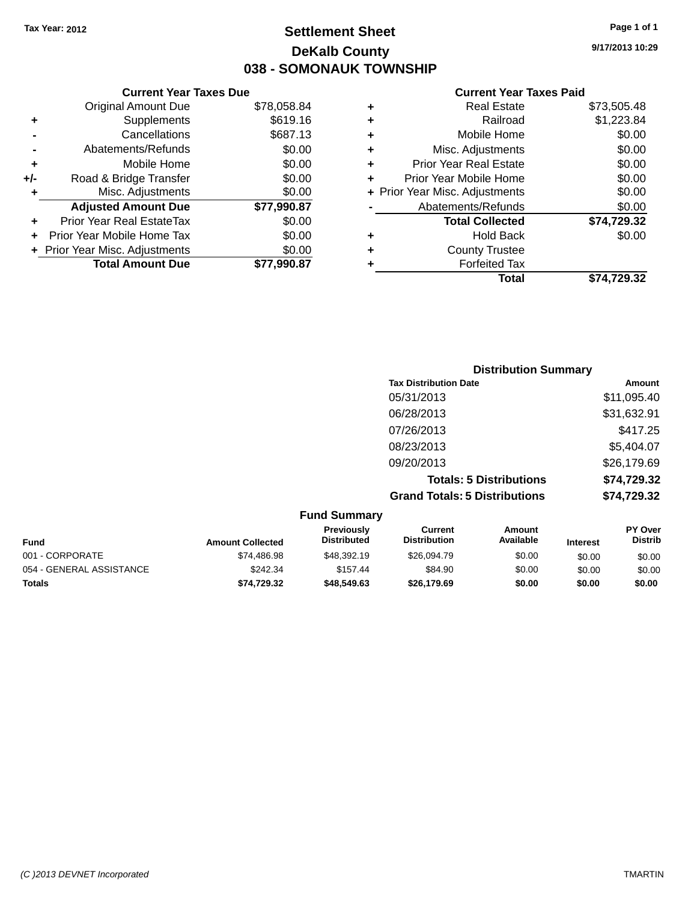Tax Year: 2012

# Settlement Sheet

## DeKalb County

## 038 - SOMONAUK TOWNSHIP

9/17/2013 10:29

### Current Year Taxes Due

| | | |
|---|---|---|
| | Original Amount Due | $78,058.84 |
| + | Supplements | $619.16 |
| - | Cancellations | $687.13 |
| - | Abatements/Refunds | $0.00 |
| + | Mobile Home | $0.00 |
| +/- | Road & Bridge Transfer | $0.00 |
| + | Misc. Adjustments | $0.00 |
| | **Adjusted Amount Due** | **$77,990.87** |
| + | Prior Year Real EstateTax | $0.00 |
| + | Prior Year Mobile Home Tax | $0.00 |
| + | Prior Year Misc. Adjustments | $0.00 |
| | **Total Amount Due** | **$77,990.87** |

### Current Year Taxes Paid

| | | |
|---|---|---|
| + | Real Estate | $73,505.48 |
| + | Railroad | $1,223.84 |
| + | Mobile Home | $0.00 |
| + | Misc. Adjustments | $0.00 |
| + | Prior Year Real Estate | $0.00 |
| + | Prior Year Mobile Home | $0.00 |
| + | Prior Year Misc. Adjustments | $0.00 |
| - | Abatements/Refunds | $0.00 |
| | **Total Collected** | **$74,729.32** |
| + | Hold Back | $0.00 |
| + | County Trustee | |
| + | Forfeited Tax | |
| | **Total** | **$74,729.32** |

### Distribution Summary

| Tax Distribution Date | Amount |
|---|---|
| 05/31/2013 | $11,095.40 |
| 06/28/2013 | $31,632.91 |
| 07/26/2013 | $417.25 |
| 08/23/2013 | $5,404.07 |
| 09/20/2013 | $26,179.69 |
| **Totals: 5 Distributions** | **$74,729.32** |
| **Grand Totals: 5 Distributions** | **$74,729.32** |

### Fund Summary

| Fund | Amount Collected | Previously Distributed | Current Distribution | Amount Available | Interest | PY Over Distrib |
|---|---|---|---|---|---|---|
| 001 - CORPORATE | $74,486.98 | $48,392.19 | $26,094.79 | $0.00 | $0.00 | $0.00 |
| 054 - GENERAL ASSISTANCE | $242.34 | $157.44 | $84.90 | $0.00 | $0.00 | $0.00 |
| **Totals** | **$74,729.32** | **$48,549.63** | **$26,179.69** | **$0.00** | **$0.00** | **$0.00** |

(C )2013 DEVNET Incorporated TMARTIN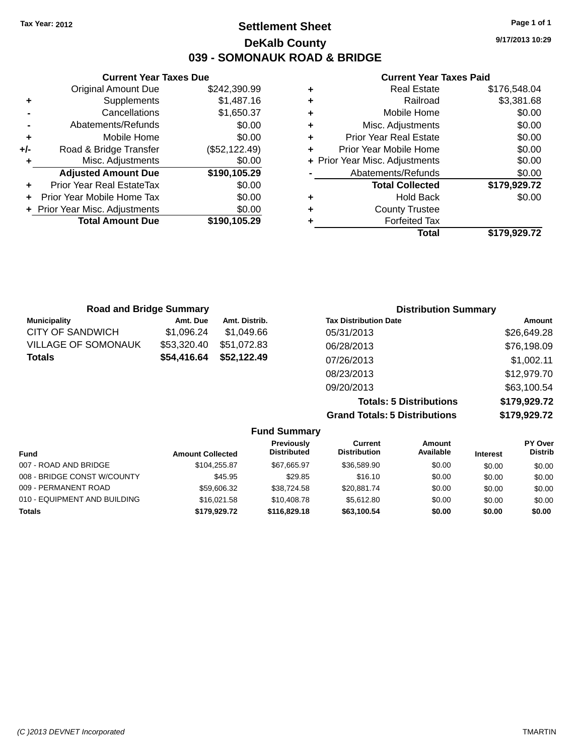Tax Year: 2012

# Settlement Sheet

## DeKalb County

## 039 - SOMONAUK ROAD & BRIDGE

9/17/2013 10:29

### Current Year Taxes Due

| | | |
|---|---|---|
| | Original Amount Due | $242,390.99 |
| + | Supplements | $1,487.16 |
| - | Cancellations | $1,650.37 |
| - | Abatements/Refunds | $0.00 |
| + | Mobile Home | $0.00 |
| +/- | Road & Bridge Transfer | ($52,122.49) |
| + | Misc. Adjustments | $0.00 |
| | **Adjusted Amount Due** | **$190,105.29** |
| + | Prior Year Real EstateTax | $0.00 |
| + | Prior Year Mobile Home Tax | $0.00 |
| + | Prior Year Misc. Adjustments | $0.00 |
| | **Total Amount Due** | **$190,105.29** |

### Current Year Taxes Paid

| | | |
|---|---|---|
| + | Real Estate | $176,548.04 |
| + | Railroad | $3,381.68 |
| + | Mobile Home | $0.00 |
| + | Misc. Adjustments | $0.00 |
| + | Prior Year Real Estate | $0.00 |
| + | Prior Year Mobile Home | $0.00 |
| + | Prior Year Misc. Adjustments | $0.00 |
| - | Abatements/Refunds | $0.00 |
| | **Total Collected** | **$179,929.72** |
| + | Hold Back | $0.00 |
| + | County Trustee | |
| + | Forfeited Tax | |
| | **Total** | **$179,929.72** |

### Road and Bridge Summary

| Municipality | Amt. Due | Amt. Distrib. |
|---|---|---|
| CITY OF SANDWICH | $1,096.24 | $1,049.66 |
| VILLAGE OF SOMONAUK | $53,320.40 | $51,072.83 |
| **Totals** | **$54,416.64** | **$52,122.49** |

### Distribution Summary

| Tax Distribution Date | Amount |
|---|---|
| 05/31/2013 | $26,649.28 |
| 06/28/2013 | $76,198.09 |
| 07/26/2013 | $1,002.11 |
| 08/23/2013 | $12,979.70 |
| 09/20/2013 | $63,100.54 |
| **Totals: 5 Distributions** | **$179,929.72** |
| **Grand Totals: 5 Distributions** | **$179,929.72** |

### Fund Summary

| Fund | Amount Collected | Previously Distributed | Current Distribution | Amount Available | Interest | PY Over Distrib |
|---|---|---|---|---|---|---|
| 007 - ROAD AND BRIDGE | $104,255.87 | $67,665.97 | $36,589.90 | $0.00 | $0.00 | $0.00 |
| 008 - BRIDGE CONST W/COUNTY | $45.95 | $29.85 | $16.10 | $0.00 | $0.00 | $0.00 |
| 009 - PERMANENT ROAD | $59,606.32 | $38,724.58 | $20,881.74 | $0.00 | $0.00 | $0.00 |
| 010 - EQUIPMENT AND BUILDING | $16,021.58 | $10,408.78 | $5,612.80 | $0.00 | $0.00 | $0.00 |
| **Totals** | **$179,929.72** | **$116,829.18** | **$63,100.54** | **$0.00** | **$0.00** | **$0.00** |

(C )2013 DEVNET Incorporated TMARTIN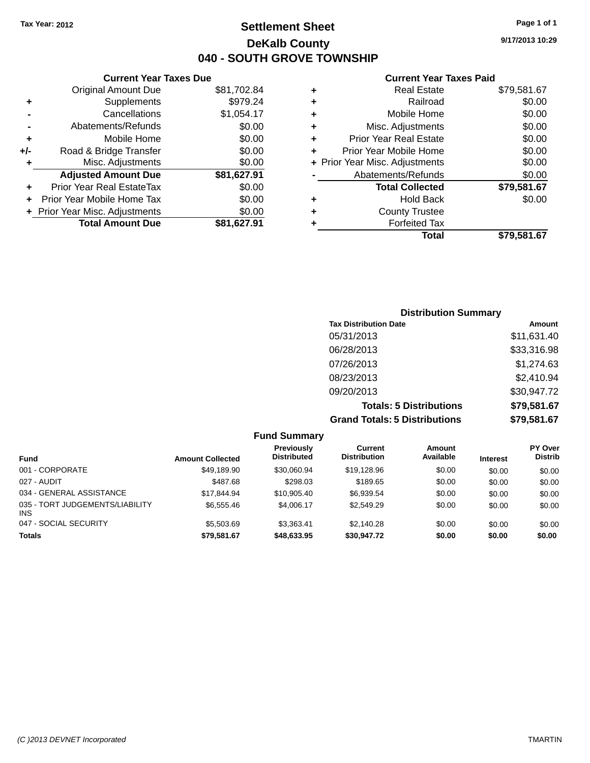Tax Year: 2012

# Settlement Sheet

## DeKalb County

## 040 - SOUTH GROVE TOWNSHIP

9/17/2013 10:29

### Current Year Taxes Due

| | | |
|---|---|---|
| | Original Amount Due | $81,702.84 |
| + | Supplements | $979.24 |
| - | Cancellations | $1,054.17 |
| - | Abatements/Refunds | $0.00 |
| + | Mobile Home | $0.00 |
| +/- | Road & Bridge Transfer | $0.00 |
| + | Misc. Adjustments | $0.00 |
| | **Adjusted Amount Due** | **$81,627.91** |
| + | Prior Year Real EstateTax | $0.00 |
| + | Prior Year Mobile Home Tax | $0.00 |
| + | Prior Year Misc. Adjustments | $0.00 |
| | **Total Amount Due** | **$81,627.91** |

### Current Year Taxes Paid

| | | |
|---|---|---|
| + | Real Estate | $79,581.67 |
| + | Railroad | $0.00 |
| + | Mobile Home | $0.00 |
| + | Misc. Adjustments | $0.00 |
| + | Prior Year Real Estate | $0.00 |
| + | Prior Year Mobile Home | $0.00 |
| + | Prior Year Misc. Adjustments | $0.00 |
| - | Abatements/Refunds | $0.00 |
| | **Total Collected** | **$79,581.67** |
| + | Hold Back | $0.00 |
| + | County Trustee | |
| + | Forfeited Tax | |
| | **Total** | **$79,581.67** |

### Distribution Summary

| Tax Distribution Date | Amount |
|---|---|
| 05/31/2013 | $11,631.40 |
| 06/28/2013 | $33,316.98 |
| 07/26/2013 | $1,274.63 |
| 08/23/2013 | $2,410.94 |
| 09/20/2013 | $30,947.72 |
| **Totals: 5 Distributions** | **$79,581.67** |
| **Grand Totals: 5 Distributions** | **$79,581.67** |

### Fund Summary

| Fund | Amount Collected | Previously Distributed | Current Distribution | Amount Available | Interest | PY Over Distrib |
|---|---|---|---|---|---|---|
| 001 - CORPORATE | $49,189.90 | $30,060.94 | $19,128.96 | $0.00 | $0.00 | $0.00 |
| 027 - AUDIT | $487.68 | $298.03 | $189.65 | $0.00 | $0.00 | $0.00 |
| 034 - GENERAL ASSISTANCE | $17,844.94 | $10,905.40 | $6,939.54 | $0.00 | $0.00 | $0.00 |
| 035 - TORT JUDGEMENTS/LIABILITY INS | $6,555.46 | $4,006.17 | $2,549.29 | $0.00 | $0.00 | $0.00 |
| 047 - SOCIAL SECURITY | $5,503.69 | $3,363.41 | $2,140.28 | $0.00 | $0.00 | $0.00 |
| **Totals** | **$79,581.67** | **$48,633.95** | **$30,947.72** | **$0.00** | **$0.00** | **$0.00** |

(C )2013 DEVNET Incorporated TMARTIN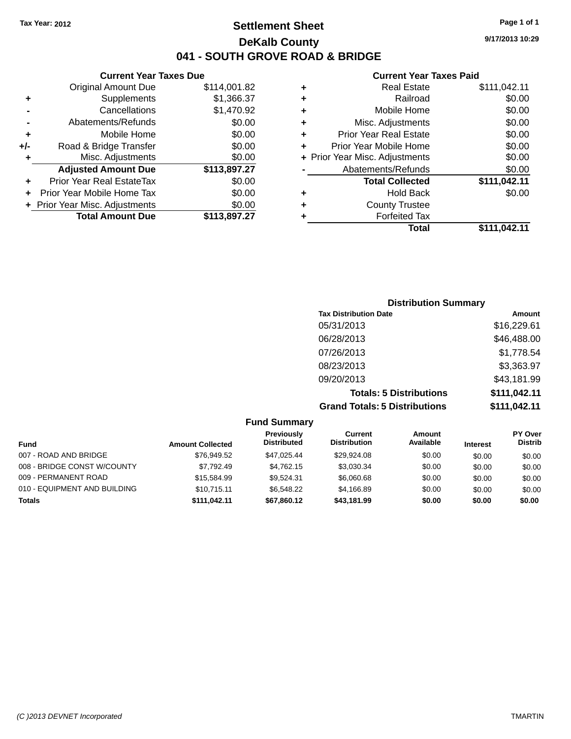Tax Year: 2012

# Settlement Sheet

## DeKalb County

## 041 - SOUTH GROVE ROAD & BRIDGE

9/17/2013 10:29

### Current Year Taxes Due

| | | |
|---|---|---|
| | Original Amount Due | $114,001.82 |
| + | Supplements | $1,366.37 |
| - | Cancellations | $1,470.92 |
| - | Abatements/Refunds | $0.00 |
| + | Mobile Home | $0.00 |
| +/- | Road & Bridge Transfer | $0.00 |
| + | Misc. Adjustments | $0.00 |
| | **Adjusted Amount Due** | **$113,897.27** |
| + | Prior Year Real EstateTax | $0.00 |
| + | Prior Year Mobile Home Tax | $0.00 |
| + | Prior Year Misc. Adjustments | $0.00 |
| | **Total Amount Due** | **$113,897.27** |

### Current Year Taxes Paid

| | | |
|---|---|---|
| + | Real Estate | $111,042.11 |
| + | Railroad | $0.00 |
| + | Mobile Home | $0.00 |
| + | Misc. Adjustments | $0.00 |
| + | Prior Year Real Estate | $0.00 |
| + | Prior Year Mobile Home | $0.00 |
| + | Prior Year Misc. Adjustments | $0.00 |
| - | Abatements/Refunds | $0.00 |
| | **Total Collected** | **$111,042.11** |
| + | Hold Back | $0.00 |
| + | County Trustee | |
| + | Forfeited Tax | |
| | **Total** | **$111,042.11** |

### Distribution Summary

| Tax Distribution Date | Amount |
|---|---|
| 05/31/2013 | $16,229.61 |
| 06/28/2013 | $46,488.00 |
| 07/26/2013 | $1,778.54 |
| 08/23/2013 | $3,363.97 |
| 09/20/2013 | $43,181.99 |
| **Totals: 5 Distributions** | **$111,042.11** |
| **Grand Totals: 5 Distributions** | **$111,042.11** |

### Fund Summary

| Fund | Amount Collected | Previously Distributed | Current Distribution | Amount Available | Interest | PY Over Distrib |
|---|---|---|---|---|---|---|
| 007 - ROAD AND BRIDGE | $76,949.52 | $47,025.44 | $29,924.08 | $0.00 | $0.00 | $0.00 |
| 008 - BRIDGE CONST W/COUNTY | $7,792.49 | $4,762.15 | $3,030.34 | $0.00 | $0.00 | $0.00 |
| 009 - PERMANENT ROAD | $15,584.99 | $9,524.31 | $6,060.68 | $0.00 | $0.00 | $0.00 |
| 010 - EQUIPMENT AND BUILDING | $10,715.11 | $6,548.22 | $4,166.89 | $0.00 | $0.00 | $0.00 |
| **Totals** | **$111,042.11** | **$67,860.12** | **$43,181.99** | **$0.00** | **$0.00** | **$0.00** |

(C )2013 DEVNET Incorporated TMARTIN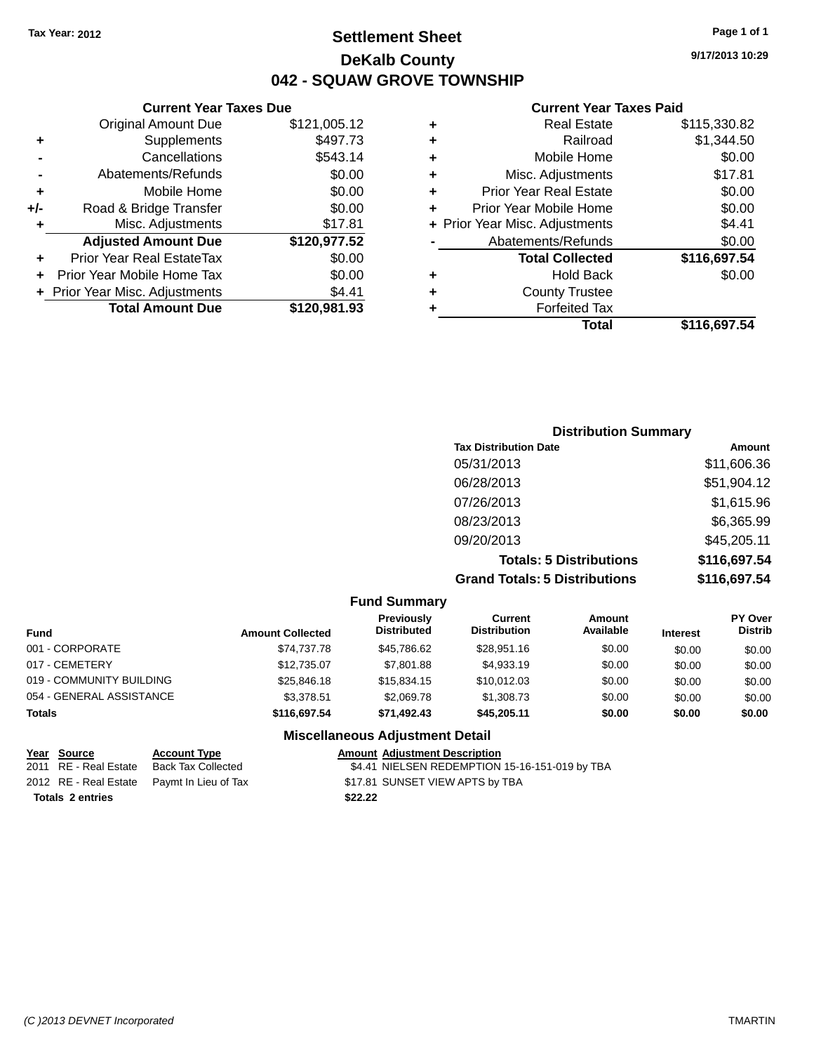Tax Year: 2012

# Settlement Sheet

## DeKalb County

## 042 - SQUAW GROVE TOWNSHIP

9/17/2013 10:29

### Current Year Taxes Due

| | | |
|---|---|---|
| | Original Amount Due | $121,005.12 |
| + | Supplements | $497.73 |
| - | Cancellations | $543.14 |
| - | Abatements/Refunds | $0.00 |
| + | Mobile Home | $0.00 |
| +/- | Road & Bridge Transfer | $0.00 |
| + | Misc. Adjustments | $17.81 |
| | **Adjusted Amount Due** | **$120,977.52** |
| + | Prior Year Real EstateTax | $0.00 |
| + | Prior Year Mobile Home Tax | $0.00 |
| + | Prior Year Misc. Adjustments | $4.41 |
| | **Total Amount Due** | **$120,981.93** |

### Current Year Taxes Paid

| | | |
|---|---|---|
| + | Real Estate | $115,330.82 |
| + | Railroad | $1,344.50 |
| + | Mobile Home | $0.00 |
| + | Misc. Adjustments | $17.81 |
| + | Prior Year Real Estate | $0.00 |
| + | Prior Year Mobile Home | $0.00 |
| + | Prior Year Misc. Adjustments | $4.41 |
| - | Abatements/Refunds | $0.00 |
| | **Total Collected** | **$116,697.54** |
| + | Hold Back | $0.00 |
| + | County Trustee | |
| + | Forfeited Tax | |
| | **Total** | **$116,697.54** |

### Distribution Summary

| Tax Distribution Date | Amount |
|---|---|
| 05/31/2013 | $11,606.36 |
| 06/28/2013 | $51,904.12 |
| 07/26/2013 | $1,615.96 |
| 08/23/2013 | $6,365.99 |
| 09/20/2013 | $45,205.11 |
| **Totals: 5 Distributions** | **$116,697.54** |
| **Grand Totals: 5 Distributions** | **$116,697.54** |

### Fund Summary

| Fund | Amount Collected | Previously Distributed | Current Distribution | Amount Available | Interest | PY Over Distrib |
|---|---|---|---|---|---|---|
| 001 - CORPORATE | $74,737.78 | $45,786.62 | $28,951.16 | $0.00 | $0.00 | $0.00 |
| 017 - CEMETERY | $12,735.07 | $7,801.88 | $4,933.19 | $0.00 | $0.00 | $0.00 |
| 019 - COMMUNITY BUILDING | $25,846.18 | $15,834.15 | $10,012.03 | $0.00 | $0.00 | $0.00 |
| 054 - GENERAL ASSISTANCE | $3,378.51 | $2,069.78 | $1,308.73 | $0.00 | $0.00 | $0.00 |
| **Totals** | **$116,697.54** | **$71,492.43** | **$45,205.11** | **$0.00** | **$0.00** | **$0.00** |

### Miscellaneous Adjustment Detail

| Year | Source | Account Type | Amount | Adjustment Description |
|---|---|---|---|---|
| 2011 | RE - Real Estate | Back Tax Collected | $4.41 | NIELSEN REDEMPTION 15-16-151-019 by TBA |
| 2012 | RE - Real Estate | Paymt In Lieu of Tax | $17.81 | SUNSET VIEW APTS by TBA |
| **Totals** | **2 entries** | | **$22.22** | |

(C )2013 DEVNET Incorporated TMARTIN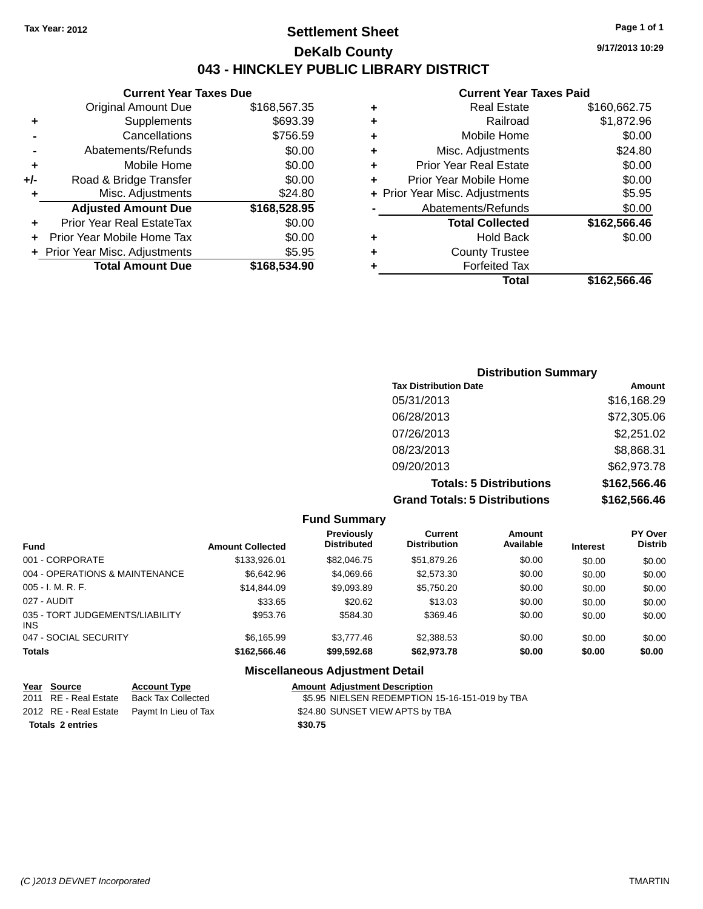Tax Year: 2012

# Settlement Sheet

## DeKalb County

## 043 - HINCKLEY PUBLIC LIBRARY DISTRICT

9/17/2013 10:29

### Current Year Taxes Due

| | | |
|---|---|---|
| | Original Amount Due | $168,567.35 |
| + | Supplements | $693.39 |
| - | Cancellations | $756.59 |
| - | Abatements/Refunds | $0.00 |
| + | Mobile Home | $0.00 |
| +/- | Road & Bridge Transfer | $0.00 |
| + | Misc. Adjustments | $24.80 |
| | **Adjusted Amount Due** | **$168,528.95** |
| + | Prior Year Real EstateTax | $0.00 |
| + | Prior Year Mobile Home Tax | $0.00 |
| + | Prior Year Misc. Adjustments | $5.95 |
| | **Total Amount Due** | **$168,534.90** |

### Current Year Taxes Paid

| | | |
|---|---|---|
| + | Real Estate | $160,662.75 |
| + | Railroad | $1,872.96 |
| + | Mobile Home | $0.00 |
| + | Misc. Adjustments | $24.80 |
| + | Prior Year Real Estate | $0.00 |
| + | Prior Year Mobile Home | $0.00 |
| + | Prior Year Misc. Adjustments | $5.95 |
| - | Abatements/Refunds | $0.00 |
| | **Total Collected** | **$162,566.46** |
| + | Hold Back | $0.00 |
| + | County Trustee | |
| + | Forfeited Tax | |
| | **Total** | **$162,566.46** |

### Distribution Summary

| Tax Distribution Date | Amount |
|---|---|
| 05/31/2013 | $16,168.29 |
| 06/28/2013 | $72,305.06 |
| 07/26/2013 | $2,251.02 |
| 08/23/2013 | $8,868.31 |
| 09/20/2013 | $62,973.78 |
| **Totals: 5 Distributions** | **$162,566.46** |
| **Grand Totals: 5 Distributions** | **$162,566.46** |

### Fund Summary

| Fund | Amount Collected | Previously Distributed | Current Distribution | Amount Available | Interest | PY Over Distrib |
|---|---|---|---|---|---|---|
| 001 - CORPORATE | $133,926.01 | $82,046.75 | $51,879.26 | $0.00 | $0.00 | $0.00 |
| 004 - OPERATIONS & MAINTENANCE | $6,642.96 | $4,069.66 | $2,573.30 | $0.00 | $0.00 | $0.00 |
| 005 - I. M. R. F. | $14,844.09 | $9,093.89 | $5,750.20 | $0.00 | $0.00 | $0.00 |
| 027 - AUDIT | $33.65 | $20.62 | $13.03 | $0.00 | $0.00 | $0.00 |
| 035 - TORT JUDGEMENTS/LIABILITY INS | $953.76 | $584.30 | $369.46 | $0.00 | $0.00 | $0.00 |
| 047 - SOCIAL SECURITY | $6,165.99 | $3,777.46 | $2,388.53 | $0.00 | $0.00 | $0.00 |
| **Totals** | **$162,566.46** | **$99,592.68** | **$62,973.78** | **$0.00** | **$0.00** | **$0.00** |

### Miscellaneous Adjustment Detail

| Year | Source | Account Type | Amount | Adjustment Description |
|---|---|---|---|---|
| 2011 | RE - Real Estate | Back Tax Collected | $5.95 | NIELSEN REDEMPTION 15-16-151-019 by TBA |
| 2012 | RE - Real Estate | Paymt In Lieu of Tax | $24.80 | SUNSET VIEW APTS by TBA |
| **Totals** | **2 entries** | | **$30.75** | |

(C )2013 DEVNET Incorporated TMARTIN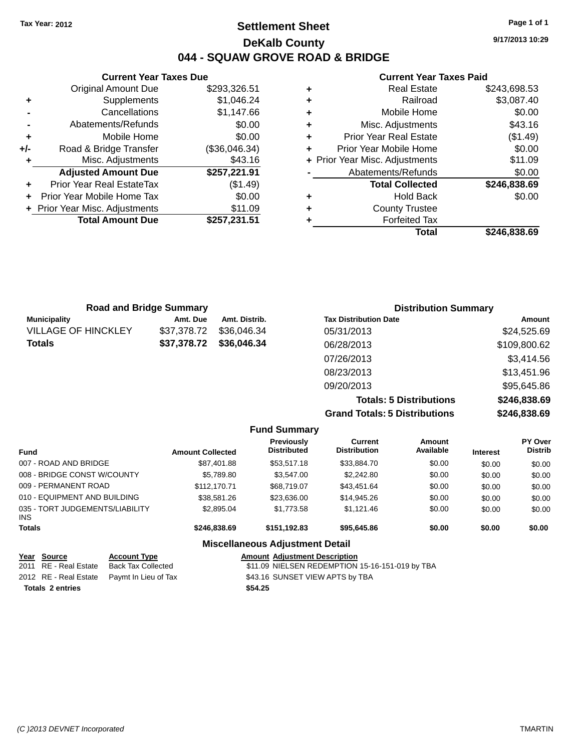Tax Year: 2012

# Settlement Sheet

## DeKalb County

## 044 - SQUAW GROVE ROAD & BRIDGE

9/17/2013 10:29

### Current Year Taxes Due

| | | |
|---|---|---|
| | Original Amount Due | $293,326.51 |
| + | Supplements | $1,046.24 |
| - | Cancellations | $1,147.66 |
| - | Abatements/Refunds | $0.00 |
| + | Mobile Home | $0.00 |
| +/- | Road & Bridge Transfer | ($36,046.34) |
| + | Misc. Adjustments | $43.16 |
| | **Adjusted Amount Due** | **$257,221.91** |
| + | Prior Year Real EstateTax | ($1.49) |
| + | Prior Year Mobile Home Tax | $0.00 |
| + | Prior Year Misc. Adjustments | $11.09 |
| | **Total Amount Due** | **$257,231.51** |

### Current Year Taxes Paid

| | | |
|---|---|---|
| + | Real Estate | $243,698.53 |
| + | Railroad | $3,087.40 |
| + | Mobile Home | $0.00 |
| + | Misc. Adjustments | $43.16 |
| + | Prior Year Real Estate | ($1.49) |
| + | Prior Year Mobile Home | $0.00 |
| + | Prior Year Misc. Adjustments | $11.09 |
| - | Abatements/Refunds | $0.00 |
| | **Total Collected** | **$246,838.69** |
| + | Hold Back | $0.00 |
| + | County Trustee | |
| + | Forfeited Tax | |
| | **Total** | **$246,838.69** |

### Road and Bridge Summary

| Municipality | Amt. Due | Amt. Distrib. |
|---|---|---|
| VILLAGE OF HINCKLEY | $37,378.72 | $36,046.34 |
| **Totals** | **$37,378.72** | **$36,046.34** |

### Distribution Summary

| Tax Distribution Date | Amount |
|---|---|
| 05/31/2013 | $24,525.69 |
| 06/28/2013 | $109,800.62 |
| 07/26/2013 | $3,414.56 |
| 08/23/2013 | $13,451.96 |
| 09/20/2013 | $95,645.86 |
| **Totals: 5 Distributions** | **$246,838.69** |
| **Grand Totals: 5 Distributions** | **$246,838.69** |

### Fund Summary

| Fund | Amount Collected | Previously Distributed | Current Distribution | Amount Available | Interest | PY Over Distrib |
|---|---|---|---|---|---|---|
| 007 - ROAD AND BRIDGE | $87,401.88 | $53,517.18 | $33,884.70 | $0.00 | $0.00 | $0.00 |
| 008 - BRIDGE CONST W/COUNTY | $5,789.80 | $3,547.00 | $2,242.80 | $0.00 | $0.00 | $0.00 |
| 009 - PERMANENT ROAD | $112,170.71 | $68,719.07 | $43,451.64 | $0.00 | $0.00 | $0.00 |
| 010 - EQUIPMENT AND BUILDING | $38,581.26 | $23,636.00 | $14,945.26 | $0.00 | $0.00 | $0.00 |
| 035 - TORT JUDGEMENTS/LIABILITY INS | $2,895.04 | $1,773.58 | $1,121.46 | $0.00 | $0.00 | $0.00 |
| **Totals** | **$246,838.69** | **$151,192.83** | **$95,645.86** | **$0.00** | **$0.00** | **$0.00** |

### Miscellaneous Adjustment Detail

| Year | Source | Account Type | Amount | Adjustment Description |
|---|---|---|---|---|
| 2011 | RE - Real Estate | Back Tax Collected | $11.09 | NIELSEN REDEMPTION 15-16-151-019 by TBA |
| 2012 | RE - Real Estate | Paymt In Lieu of Tax | $43.16 | SUNSET VIEW APTS by TBA |
| **Totals 2 entries** | | | **$54.25** | |

(C )2013 DEVNET Incorporated TMARTIN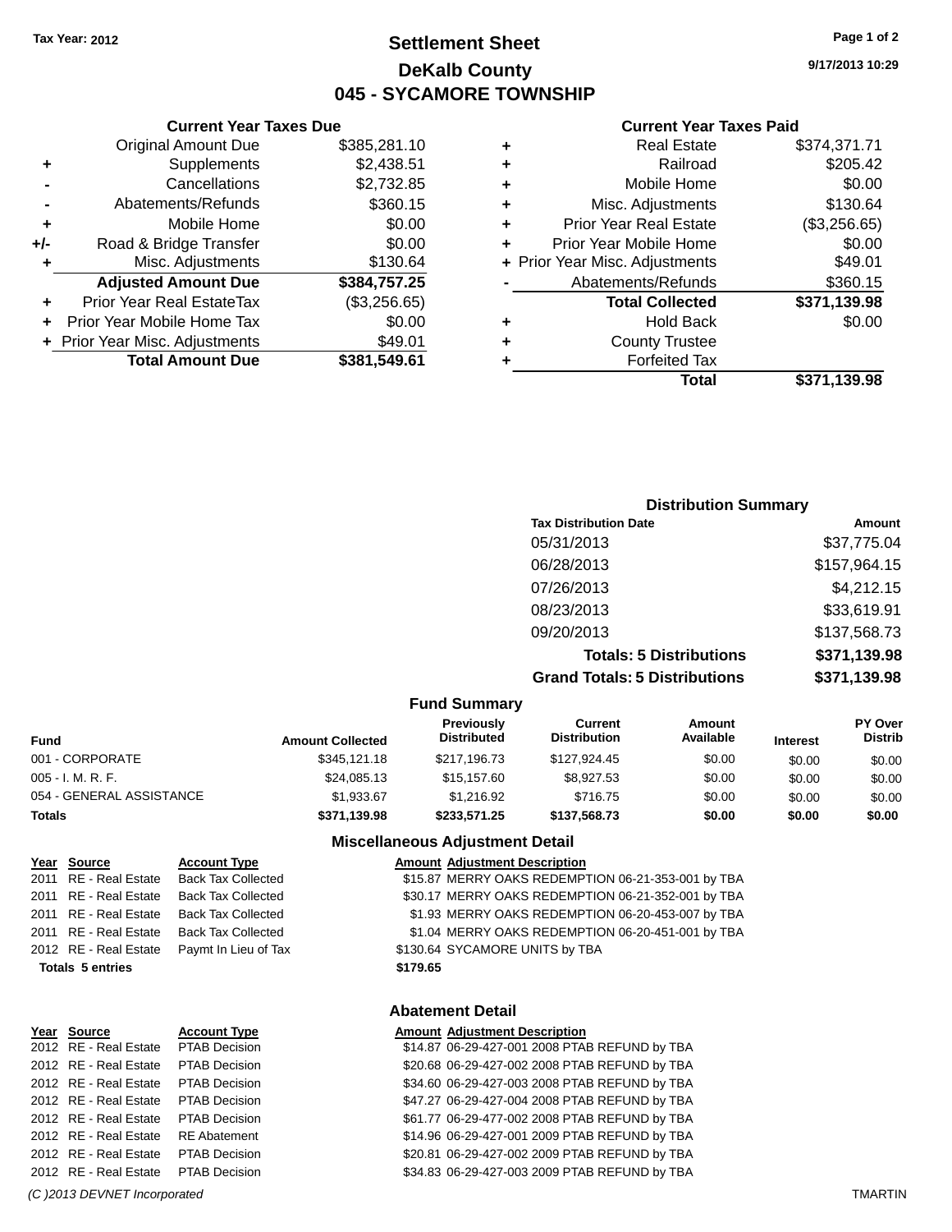Tax Year: 2012

# Settlement Sheet
## DeKalb County
## 045 - SYCAMORE TOWNSHIP

9/17/2013 10:29

### Current Year Taxes Due

| | | |
|---|---|---|
| | Original Amount Due | $385,281.10 |
| + | Supplements | $2,438.51 |
| - | Cancellations | $2,732.85 |
| - | Abatements/Refunds | $360.15 |
| + | Mobile Home | $0.00 |
| +/- | Road & Bridge Transfer | $0.00 |
| + | Misc. Adjustments | $130.64 |
| | **Adjusted Amount Due** | **$384,757.25** |
| + | Prior Year Real EstateTax | ($3,256.65) |
| + | Prior Year Mobile Home Tax | $0.00 |
| + | Prior Year Misc. Adjustments | $49.01 |
| | **Total Amount Due** | **$381,549.61** |

### Current Year Taxes Paid

| | | |
|---|---|---|
| + | Real Estate | $374,371.71 |
| + | Railroad | $205.42 |
| + | Mobile Home | $0.00 |
| + | Misc. Adjustments | $130.64 |
| + | Prior Year Real Estate | ($3,256.65) |
| + | Prior Year Mobile Home | $0.00 |
| + | Prior Year Misc. Adjustments | $49.01 |
| - | Abatements/Refunds | $360.15 |
| | **Total Collected** | **$371,139.98** |
| + | Hold Back | $0.00 |
| + | County Trustee | |
| + | Forfeited Tax | |
| | **Total** | **$371,139.98** |

### Distribution Summary

| Tax Distribution Date | Amount |
|---|---|
| 05/31/2013 | $37,775.04 |
| 06/28/2013 | $157,964.15 |
| 07/26/2013 | $4,212.15 |
| 08/23/2013 | $33,619.91 |
| 09/20/2013 | $137,568.73 |
| **Totals: 5 Distributions** | **$371,139.98** |
| **Grand Totals: 5 Distributions** | **$371,139.98** |

### Fund Summary

| Fund | Amount Collected | Previously Distributed | Current Distribution | Amount Available | Interest | PY Over Distrib |
|---|---|---|---|---|---|---|
| 001 - CORPORATE | $345,121.18 | $217,196.73 | $127,924.45 | $0.00 | $0.00 | $0.00 |
| 005 - I. M. R. F. | $24,085.13 | $15,157.60 | $8,927.53 | $0.00 | $0.00 | $0.00 |
| 054 - GENERAL ASSISTANCE | $1,933.67 | $1,216.92 | $716.75 | $0.00 | $0.00 | $0.00 |
| **Totals** | **$371,139.98** | **$233,571.25** | **$137,568.73** | **$0.00** | **$0.00** | **$0.00** |

### Miscellaneous Adjustment Detail

| Year | Source | Account Type | Amount | Adjustment Description |
|---|---|---|---|---|
| 2011 | RE - Real Estate | Back Tax Collected | $15.87 | MERRY OAKS REDEMPTION 06-21-353-001 by TBA |
| 2011 | RE - Real Estate | Back Tax Collected | $30.17 | MERRY OAKS REDEMPTION 06-21-352-001 by TBA |
| 2011 | RE - Real Estate | Back Tax Collected | $1.93 | MERRY OAKS REDEMPTION 06-20-453-007 by TBA |
| 2011 | RE - Real Estate | Back Tax Collected | $1.04 | MERRY OAKS REDEMPTION 06-20-451-001 by TBA |
| 2012 | RE - Real Estate | Paymt In Lieu of Tax | $130.64 | SYCAMORE UNITS by TBA |
| **Totals 5 entries** | | | **$179.65** | |

### Abatement Detail

| Year | Source | Account Type | Amount | Adjustment Description |
|---|---|---|---|---|
| 2012 | RE - Real Estate | PTAB Decision | $14.87 | 06-29-427-001 2008 PTAB REFUND by TBA |
| 2012 | RE - Real Estate | PTAB Decision | $20.68 | 06-29-427-002 2008 PTAB REFUND by TBA |
| 2012 | RE - Real Estate | PTAB Decision | $34.60 | 06-29-427-003 2008 PTAB REFUND by TBA |
| 2012 | RE - Real Estate | PTAB Decision | $47.27 | 06-29-427-004 2008 PTAB REFUND by TBA |
| 2012 | RE - Real Estate | PTAB Decision | $61.77 | 06-29-477-002 2008 PTAB REFUND by TBA |
| 2012 | RE - Real Estate | RE Abatement | $14.96 | 06-29-427-001 2009 PTAB REFUND by TBA |
| 2012 | RE - Real Estate | PTAB Decision | $20.81 | 06-29-427-002 2009 PTAB REFUND by TBA |
| 2012 | RE - Real Estate | PTAB Decision | $34.83 | 06-29-427-003 2009 PTAB REFUND by TBA |

(C )2013 DEVNET Incorporated TMARTIN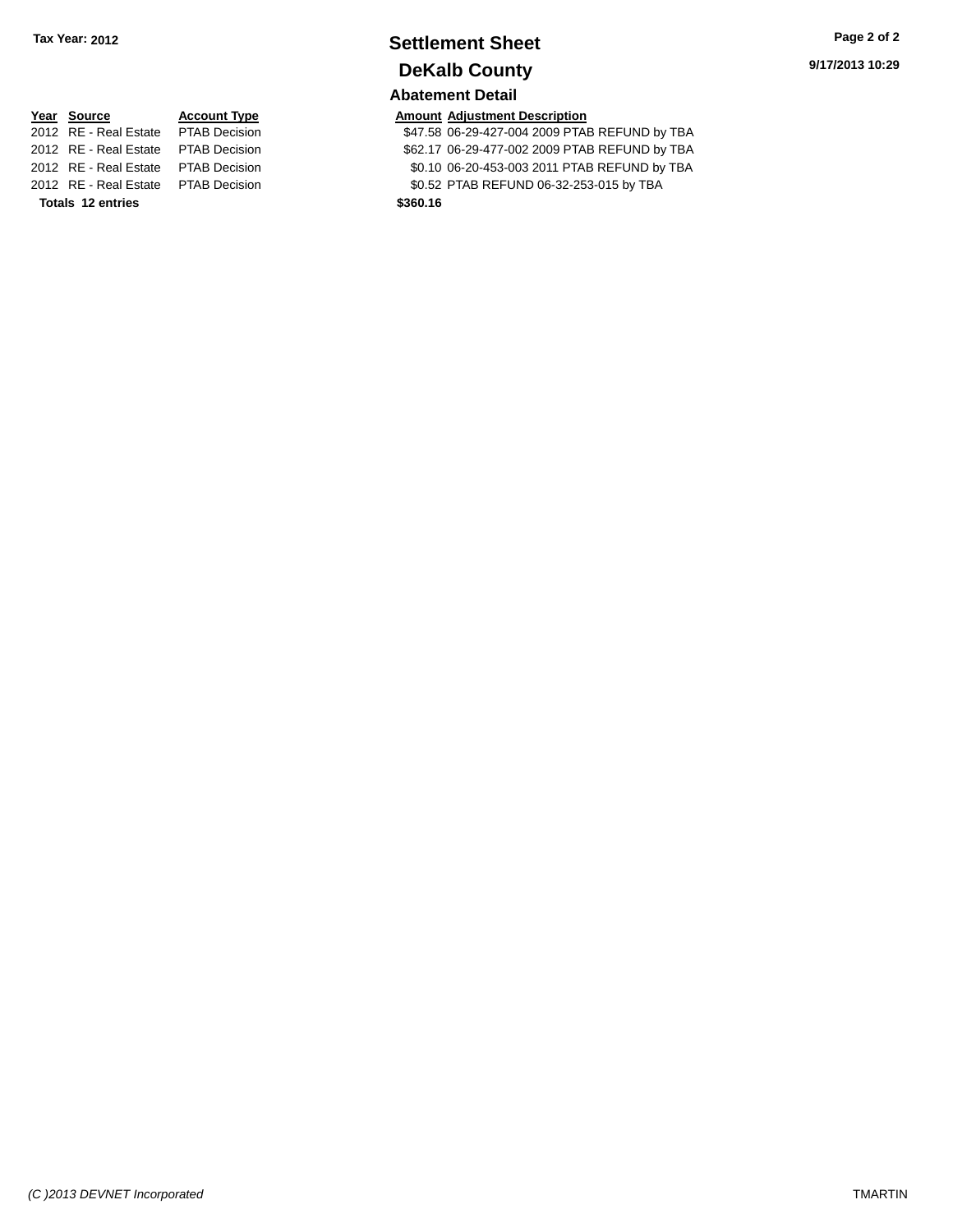**Tax Year: 2012**

# Settlement Sheet

## DeKalb County

9/17/2013 10:29

### Abatement Detail

| Year | Source | Account Type | Amount | Adjustment Description |
|---|---|---|---|---|
| 2012 | RE - Real Estate | PTAB Decision | $47.58 | 06-29-427-004 2009 PTAB REFUND by TBA |
| 2012 | RE - Real Estate | PTAB Decision | $62.17 | 06-29-477-002 2009 PTAB REFUND by TBA |
| 2012 | RE - Real Estate | PTAB Decision | $0.10 | 06-20-453-003 2011 PTAB REFUND by TBA |
| 2012 | RE - Real Estate | PTAB Decision | $0.52 | PTAB REFUND 06-32-253-015 by TBA |
| **Totals** | **12 entries** | | **$360.16** | |

(C )2013 DEVNET Incorporated TMARTIN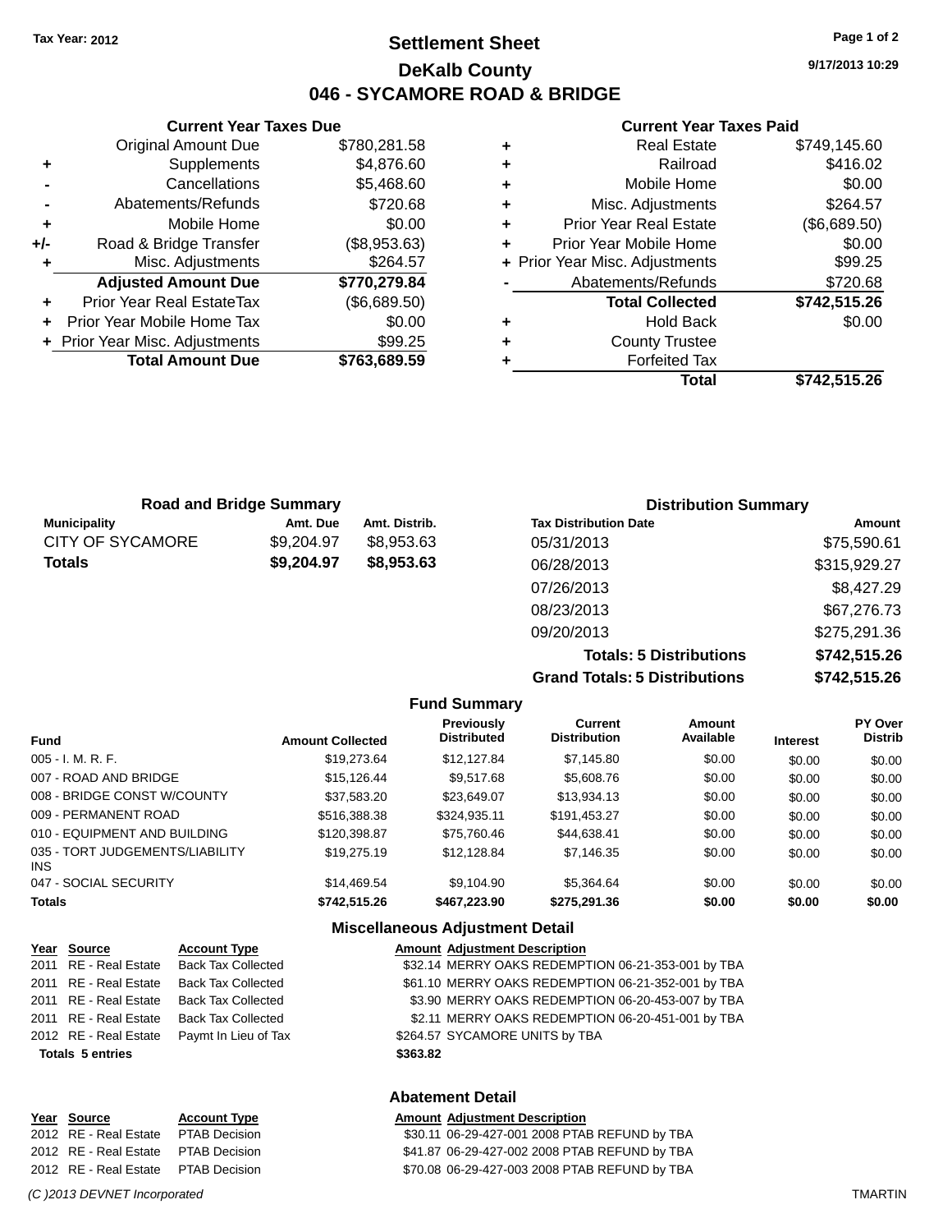**Tax Year: 2012**

# Settlement Sheet

## DeKalb County

## 046 - SYCAMORE ROAD & BRIDGE

9/17/2013 10:29

### Current Year Taxes Due

| | | |
|---|---|---|
| | Original Amount Due | $780,281.58 |
| + | Supplements | $4,876.60 |
| - | Cancellations | $5,468.60 |
| - | Abatements/Refunds | $720.68 |
| + | Mobile Home | $0.00 |
| +/- | Road & Bridge Transfer | ($8,953.63) |
| + | Misc. Adjustments | $264.57 |
| | **Adjusted Amount Due** | **$770,279.84** |
| + | Prior Year Real EstateTax | ($6,689.50) |
| + | Prior Year Mobile Home Tax | $0.00 |
| + | Prior Year Misc. Adjustments | $99.25 |
| | **Total Amount Due** | **$763,689.59** |

### Current Year Taxes Paid

| | | |
|---|---|---|
| + | Real Estate | $749,145.60 |
| + | Railroad | $416.02 |
| + | Mobile Home | $0.00 |
| + | Misc. Adjustments | $264.57 |
| + | Prior Year Real Estate | ($6,689.50) |
| + | Prior Year Mobile Home | $0.00 |
| + | Prior Year Misc. Adjustments | $99.25 |
| - | Abatements/Refunds | $720.68 |
| | **Total Collected** | **$742,515.26** |
| + | Hold Back | $0.00 |
| + | County Trustee | |
| + | Forfeited Tax | |
| | **Total** | **$742,515.26** |

### Road and Bridge Summary

| Municipality | Amt. Due | Amt. Distrib. |
|---|---|---|
| CITY OF SYCAMORE | $9,204.97 | $8,953.63 |
| **Totals** | **$9,204.97** | **$8,953.63** |

### Distribution Summary

| Tax Distribution Date | Amount |
|---|---|
| 05/31/2013 | $75,590.61 |
| 06/28/2013 | $315,929.27 |
| 07/26/2013 | $8,427.29 |
| 08/23/2013 | $67,276.73 |
| 09/20/2013 | $275,291.36 |
| **Totals: 5 Distributions** | **$742,515.26** |
| **Grand Totals: 5 Distributions** | **$742,515.26** |

### Fund Summary

| Fund | Amount Collected | Previously Distributed | Current Distribution | Amount Available | Interest | PY Over Distrib |
|---|---|---|---|---|---|---|
| 005 - I. M. R. F. | $19,273.64 | $12,127.84 | $7,145.80 | $0.00 | $0.00 | $0.00 |
| 007 - ROAD AND BRIDGE | $15,126.44 | $9,517.68 | $5,608.76 | $0.00 | $0.00 | $0.00 |
| 008 - BRIDGE CONST W/COUNTY | $37,583.20 | $23,649.07 | $13,934.13 | $0.00 | $0.00 | $0.00 |
| 009 - PERMANENT ROAD | $516,388.38 | $324,935.11 | $191,453.27 | $0.00 | $0.00 | $0.00 |
| 010 - EQUIPMENT AND BUILDING | $120,398.87 | $75,760.46 | $44,638.41 | $0.00 | $0.00 | $0.00 |
| 035 - TORT JUDGEMENTS/LIABILITY INS | $19,275.19 | $12,128.84 | $7,146.35 | $0.00 | $0.00 | $0.00 |
| 047 - SOCIAL SECURITY | $14,469.54 | $9,104.90 | $5,364.64 | $0.00 | $0.00 | $0.00 |
| **Totals** | **$742,515.26** | **$467,223.90** | **$275,291.36** | **$0.00** | **$0.00** | **$0.00** |

### Miscellaneous Adjustment Detail

| Year | Source | Account Type | Amount | Adjustment Description |
|---|---|---|---|---|
| 2011 | RE - Real Estate | Back Tax Collected | $32.14 | MERRY OAKS REDEMPTION 06-21-353-001 by TBA |
| 2011 | RE - Real Estate | Back Tax Collected | $61.10 | MERRY OAKS REDEMPTION 06-21-352-001 by TBA |
| 2011 | RE - Real Estate | Back Tax Collected | $3.90 | MERRY OAKS REDEMPTION 06-20-453-007 by TBA |
| 2011 | RE - Real Estate | Back Tax Collected | $2.11 | MERRY OAKS REDEMPTION 06-20-451-001 by TBA |
| 2012 | RE - Real Estate | Paymt In Lieu of Tax | $264.57 | SYCAMORE UNITS by TBA |
| **Totals 5 entries** | | | **$363.82** | |

### Abatement Detail

| Year | Source | Account Type | Amount | Adjustment Description |
|---|---|---|---|---|
| 2012 | RE - Real Estate | PTAB Decision | $30.11 | 06-29-427-001 2008 PTAB REFUND by TBA |
| 2012 | RE - Real Estate | PTAB Decision | $41.87 | 06-29-427-002 2008 PTAB REFUND by TBA |
| 2012 | RE - Real Estate | PTAB Decision | $70.08 | 06-29-427-003 2008 PTAB REFUND by TBA |

*(C )2013 DEVNET Incorporated* TMARTIN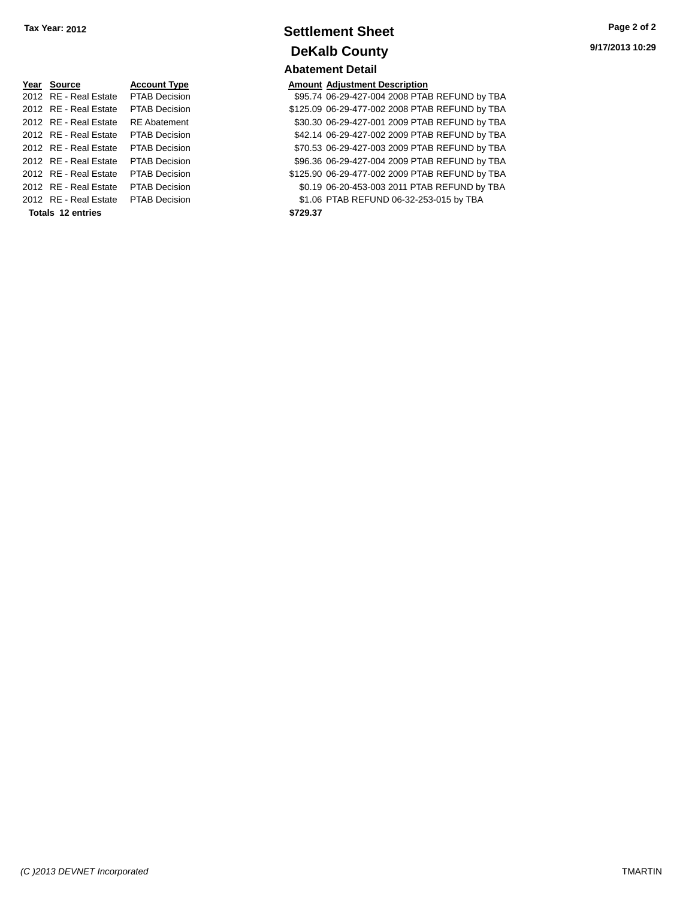Tax Year: 2012

# Settlement Sheet

## DeKalb County

9/17/2013 10:29

### Abatement Detail

| Year | Source | Account Type | Amount | Adjustment Description |
|---|---|---|---|---|
| 2012 | RE - Real Estate | PTAB Decision | $95.74 | 06-29-427-004 2008 PTAB REFUND by TBA |
| 2012 | RE - Real Estate | PTAB Decision | $125.09 | 06-29-477-002 2008 PTAB REFUND by TBA |
| 2012 | RE - Real Estate | RE Abatement | $30.30 | 06-29-427-001 2009 PTAB REFUND by TBA |
| 2012 | RE - Real Estate | PTAB Decision | $42.14 | 06-29-427-002 2009 PTAB REFUND by TBA |
| 2012 | RE - Real Estate | PTAB Decision | $70.53 | 06-29-427-003 2009 PTAB REFUND by TBA |
| 2012 | RE - Real Estate | PTAB Decision | $96.36 | 06-29-427-004 2009 PTAB REFUND by TBA |
| 2012 | RE - Real Estate | PTAB Decision | $125.90 | 06-29-477-002 2009 PTAB REFUND by TBA |
| 2012 | RE - Real Estate | PTAB Decision | $0.19 | 06-20-453-003 2011 PTAB REFUND by TBA |
| 2012 | RE - Real Estate | PTAB Decision | $1.06 | PTAB REFUND 06-32-253-015 by TBA |
| **Totals** | **12 entries** | | **$729.37** | |

*(C )2013 DEVNET Incorporated* TMARTIN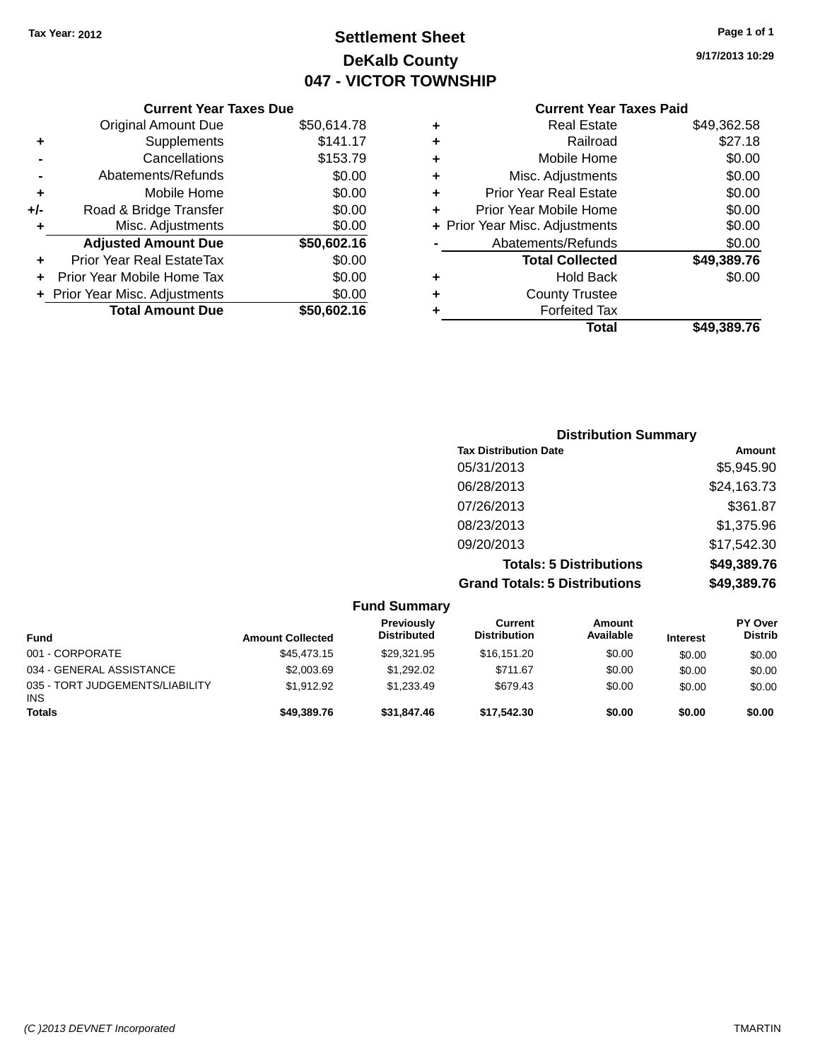Tax Year: 2012

# Settlement Sheet

## DeKalb County

## 047 - VICTOR TOWNSHIP

9/17/2013 10:29

### Current Year Taxes Due

| | | |
|---|---|---|
| | Original Amount Due | $50,614.78 |
| + | Supplements | $141.17 |
| - | Cancellations | $153.79 |
| - | Abatements/Refunds | $0.00 |
| + | Mobile Home | $0.00 |
| +/- | Road & Bridge Transfer | $0.00 |
| + | Misc. Adjustments | $0.00 |
| | **Adjusted Amount Due** | **$50,602.16** |
| + | Prior Year Real EstateTax | $0.00 |
| + | Prior Year Mobile Home Tax | $0.00 |
| + | Prior Year Misc. Adjustments | $0.00 |
| | **Total Amount Due** | **$50,602.16** |

### Current Year Taxes Paid

| | | |
|---|---|---|
| + | Real Estate | $49,362.58 |
| + | Railroad | $27.18 |
| + | Mobile Home | $0.00 |
| + | Misc. Adjustments | $0.00 |
| + | Prior Year Real Estate | $0.00 |
| + | Prior Year Mobile Home | $0.00 |
| + | Prior Year Misc. Adjustments | $0.00 |
| - | Abatements/Refunds | $0.00 |
| | **Total Collected** | **$49,389.76** |
| + | Hold Back | $0.00 |
| + | County Trustee | |
| + | Forfeited Tax | |
| | **Total** | **$49,389.76** |

### Distribution Summary

| Tax Distribution Date | Amount |
|---|---|
| 05/31/2013 | $5,945.90 |
| 06/28/2013 | $24,163.73 |
| 07/26/2013 | $361.87 |
| 08/23/2013 | $1,375.96 |
| 09/20/2013 | $17,542.30 |
| **Totals: 5 Distributions** | **$49,389.76** |
| **Grand Totals: 5 Distributions** | **$49,389.76** |

### Fund Summary

| Fund | Amount Collected | Previously Distributed | Current Distribution | Amount Available | Interest | PY Over Distrib |
|---|---|---|---|---|---|---|
| 001 - CORPORATE | $45,473.15 | $29,321.95 | $16,151.20 | $0.00 | $0.00 | $0.00 |
| 034 - GENERAL ASSISTANCE | $2,003.69 | $1,292.02 | $711.67 | $0.00 | $0.00 | $0.00 |
| 035 - TORT JUDGEMENTS/LIABILITY INS | $1,912.92 | $1,233.49 | $679.43 | $0.00 | $0.00 | $0.00 |
| **Totals** | **$49,389.76** | **$31,847.46** | **$17,542.30** | **$0.00** | **$0.00** | **$0.00** |

(C )2013 DEVNET Incorporated — TMARTIN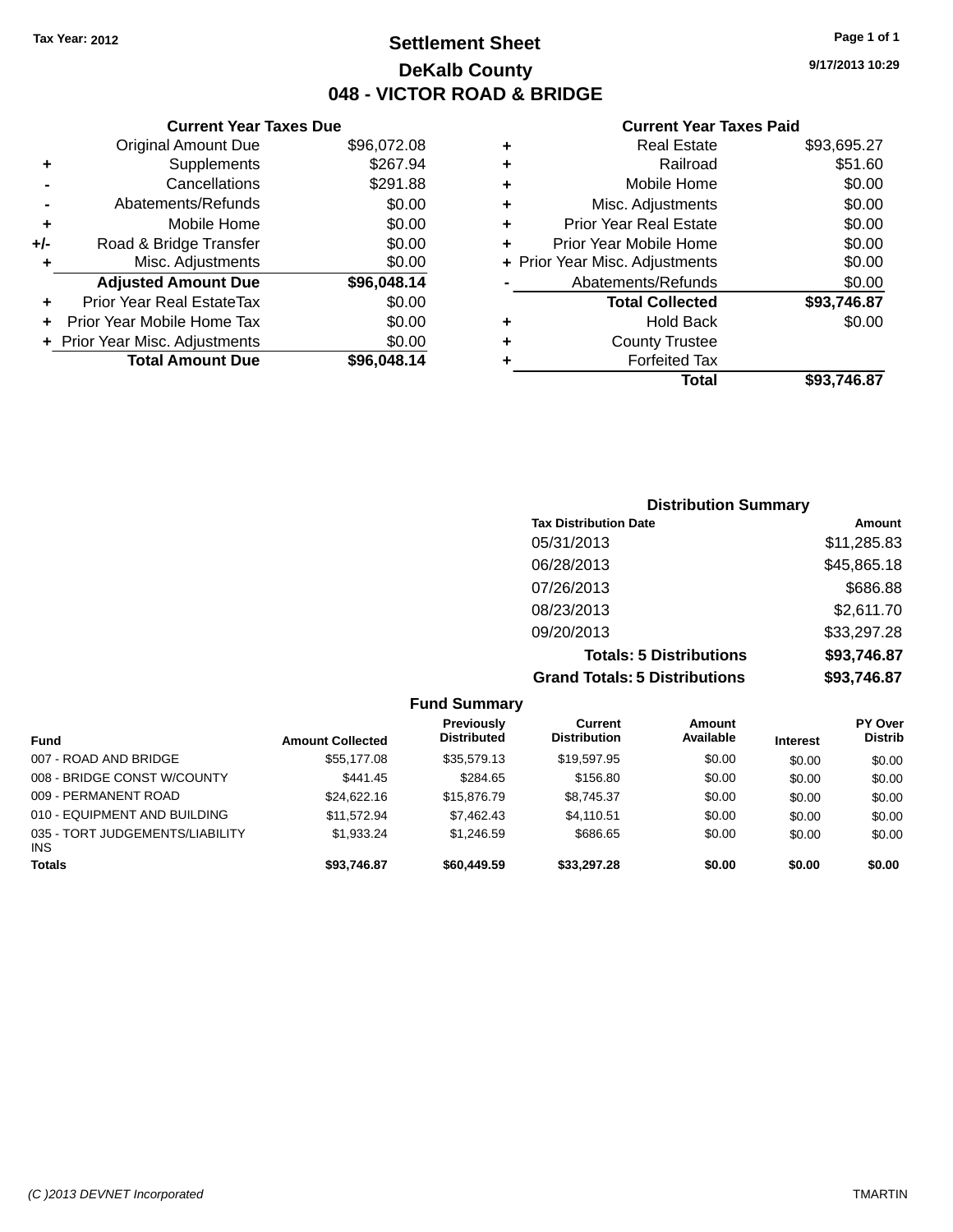Tax Year: 2012

# Settlement Sheet

## DeKalb County

## 048 - VICTOR ROAD & BRIDGE

9/17/2013 10:29

### Current Year Taxes Due

| | | |
|---|---|---|
| | Original Amount Due | $96,072.08 |
| + | Supplements | $267.94 |
| - | Cancellations | $291.88 |
| - | Abatements/Refunds | $0.00 |
| + | Mobile Home | $0.00 |
| +/- | Road & Bridge Transfer | $0.00 |
| + | Misc. Adjustments | $0.00 |
| | **Adjusted Amount Due** | **$96,048.14** |
| + | Prior Year Real EstateTax | $0.00 |
| + | Prior Year Mobile Home Tax | $0.00 |
| + | Prior Year Misc. Adjustments | $0.00 |
| | **Total Amount Due** | **$96,048.14** |

### Current Year Taxes Paid

| | | |
|---|---|---|
| + | Real Estate | $93,695.27 |
| + | Railroad | $51.60 |
| + | Mobile Home | $0.00 |
| + | Misc. Adjustments | $0.00 |
| + | Prior Year Real Estate | $0.00 |
| + | Prior Year Mobile Home | $0.00 |
| + | Prior Year Misc. Adjustments | $0.00 |
| - | Abatements/Refunds | $0.00 |
| | **Total Collected** | **$93,746.87** |
| + | Hold Back | $0.00 |
| + | County Trustee | |
| + | Forfeited Tax | |
| | **Total** | **$93,746.87** |

### Distribution Summary

| Tax Distribution Date | Amount |
|---|---|
| 05/31/2013 | $11,285.83 |
| 06/28/2013 | $45,865.18 |
| 07/26/2013 | $686.88 |
| 08/23/2013 | $2,611.70 |
| 09/20/2013 | $33,297.28 |
| **Totals: 5 Distributions** | **$93,746.87** |
| **Grand Totals: 5 Distributions** | **$93,746.87** |

### Fund Summary

| Fund | Amount Collected | Previously Distributed | Current Distribution | Amount Available | Interest | PY Over Distrib |
|---|---|---|---|---|---|---|
| 007 - ROAD AND BRIDGE | $55,177.08 | $35,579.13 | $19,597.95 | $0.00 | $0.00 | $0.00 |
| 008 - BRIDGE CONST W/COUNTY | $441.45 | $284.65 | $156.80 | $0.00 | $0.00 | $0.00 |
| 009 - PERMANENT ROAD | $24,622.16 | $15,876.79 | $8,745.37 | $0.00 | $0.00 | $0.00 |
| 010 - EQUIPMENT AND BUILDING | $11,572.94 | $7,462.43 | $4,110.51 | $0.00 | $0.00 | $0.00 |
| 035 - TORT JUDGEMENTS/LIABILITY INS | $1,933.24 | $1,246.59 | $686.65 | $0.00 | $0.00 | $0.00 |
| **Totals** | **$93,746.87** | **$60,449.59** | **$33,297.28** | **$0.00** | **$0.00** | **$0.00** |

(C )2013 DEVNET Incorporated TMARTIN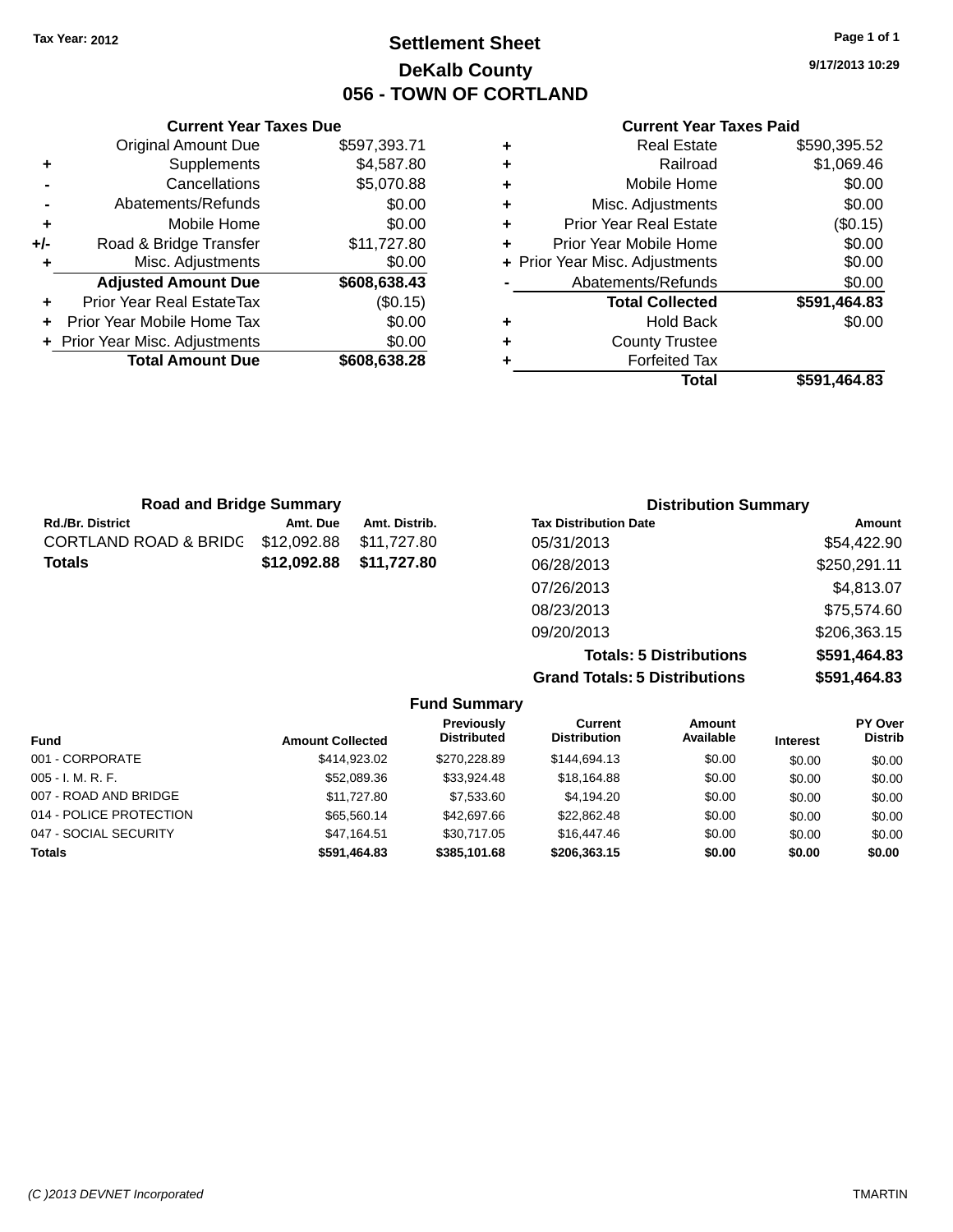Tax Year: 2012

# Settlement Sheet
## DeKalb County
## 056 - TOWN OF CORTLAND

9/17/2013 10:29

### Current Year Taxes Due

| | | |
|---|---|---|
| | Original Amount Due | $597,393.71 |
| + | Supplements | $4,587.80 |
| - | Cancellations | $5,070.88 |
| - | Abatements/Refunds | $0.00 |
| + | Mobile Home | $0.00 |
| +/- | Road & Bridge Transfer | $11,727.80 |
| + | Misc. Adjustments | $0.00 |
| | **Adjusted Amount Due** | **$608,638.43** |
| + | Prior Year Real EstateTax | ($0.15) |
| + | Prior Year Mobile Home Tax | $0.00 |
| + | Prior Year Misc. Adjustments | $0.00 |
| | **Total Amount Due** | **$608,638.28** |

### Current Year Taxes Paid

| | | |
|---|---|---|
| + | Real Estate | $590,395.52 |
| + | Railroad | $1,069.46 |
| + | Mobile Home | $0.00 |
| + | Misc. Adjustments | $0.00 |
| + | Prior Year Real Estate | ($0.15) |
| + | Prior Year Mobile Home | $0.00 |
| + | Prior Year Misc. Adjustments | $0.00 |
| - | Abatements/Refunds | $0.00 |
| | **Total Collected** | **$591,464.83** |
| + | Hold Back | $0.00 |
| + | County Trustee | |
| + | Forfeited Tax | |
| | **Total** | **$591,464.83** |

### Road and Bridge Summary

| Rd./Br. District | Amt. Due | Amt. Distrib. |
|---|---|---|
| CORTLAND ROAD & BRIDG | $12,092.88 | $11,727.80 |
| **Totals** | **$12,092.88** | **$11,727.80** |

### Distribution Summary

| Tax Distribution Date | Amount |
|---|---|
| 05/31/2013 | $54,422.90 |
| 06/28/2013 | $250,291.11 |
| 07/26/2013 | $4,813.07 |
| 08/23/2013 | $75,574.60 |
| 09/20/2013 | $206,363.15 |
| **Totals: 5 Distributions** | **$591,464.83** |
| **Grand Totals: 5 Distributions** | **$591,464.83** |

### Fund Summary

| Fund | Amount Collected | Previously Distributed | Current Distribution | Amount Available | Interest | PY Over Distrib |
|---|---|---|---|---|---|---|
| 001 - CORPORATE | $414,923.02 | $270,228.89 | $144,694.13 | $0.00 | $0.00 | $0.00 |
| 005 - I. M. R. F. | $52,089.36 | $33,924.48 | $18,164.88 | $0.00 | $0.00 | $0.00 |
| 007 - ROAD AND BRIDGE | $11,727.80 | $7,533.60 | $4,194.20 | $0.00 | $0.00 | $0.00 |
| 014 - POLICE PROTECTION | $65,560.14 | $42,697.66 | $22,862.48 | $0.00 | $0.00 | $0.00 |
| 047 - SOCIAL SECURITY | $47,164.51 | $30,717.05 | $16,447.46 | $0.00 | $0.00 | $0.00 |
| **Totals** | **$591,464.83** | **$385,101.68** | **$206,363.15** | **$0.00** | **$0.00** | **$0.00** |

(C )2013 DEVNET Incorporated — TMARTIN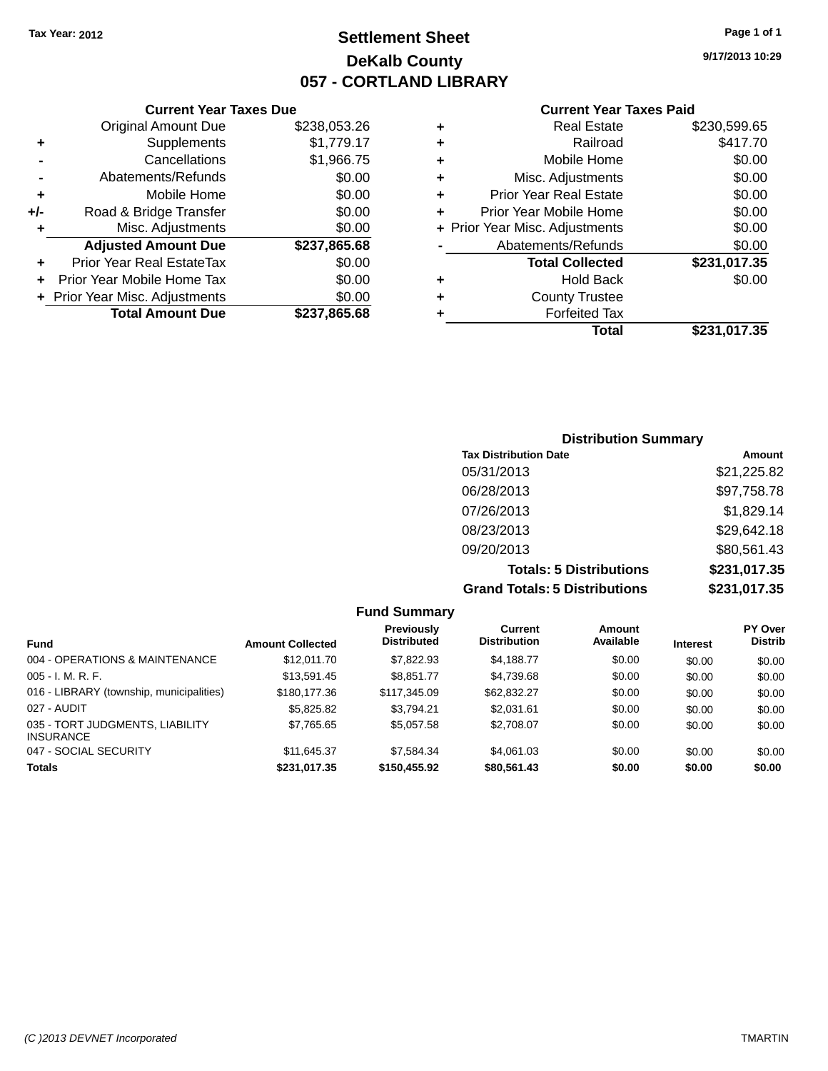Tax Year: 2012

# Settlement Sheet

## DeKalb County

## 057 - CORTLAND LIBRARY

9/17/2013 10:29

### Current Year Taxes Due

| | | |
|---|---|---|
| | Original Amount Due | $238,053.26 |
| + | Supplements | $1,779.17 |
| - | Cancellations | $1,966.75 |
| - | Abatements/Refunds | $0.00 |
| + | Mobile Home | $0.00 |
| +/- | Road & Bridge Transfer | $0.00 |
| + | Misc. Adjustments | $0.00 |
| | **Adjusted Amount Due** | **$237,865.68** |
| + | Prior Year Real EstateTax | $0.00 |
| + | Prior Year Mobile Home Tax | $0.00 |
| + | Prior Year Misc. Adjustments | $0.00 |
| | **Total Amount Due** | **$237,865.68** |

### Current Year Taxes Paid

| | | |
|---|---|---|
| + | Real Estate | $230,599.65 |
| + | Railroad | $417.70 |
| + | Mobile Home | $0.00 |
| + | Misc. Adjustments | $0.00 |
| + | Prior Year Real Estate | $0.00 |
| + | Prior Year Mobile Home | $0.00 |
| + | Prior Year Misc. Adjustments | $0.00 |
| - | Abatements/Refunds | $0.00 |
| | **Total Collected** | **$231,017.35** |
| + | Hold Back | $0.00 |
| + | County Trustee | |
| + | Forfeited Tax | |
| | **Total** | **$231,017.35** |

### Distribution Summary

| Tax Distribution Date | Amount |
|---|---|
| 05/31/2013 | $21,225.82 |
| 06/28/2013 | $97,758.78 |
| 07/26/2013 | $1,829.14 |
| 08/23/2013 | $29,642.18 |
| 09/20/2013 | $80,561.43 |
| **Totals: 5 Distributions** | **$231,017.35** |
| **Grand Totals: 5 Distributions** | **$231,017.35** |

### Fund Summary

| Fund | Amount Collected | Previously Distributed | Current Distribution | Amount Available | Interest | PY Over Distrib |
|---|---|---|---|---|---|---|
| 004 - OPERATIONS & MAINTENANCE | $12,011.70 | $7,822.93 | $4,188.77 | $0.00 | $0.00 | $0.00 |
| 005 - I. M. R. F. | $13,591.45 | $8,851.77 | $4,739.68 | $0.00 | $0.00 | $0.00 |
| 016 - LIBRARY (township, municipalities) | $180,177.36 | $117,345.09 | $62,832.27 | $0.00 | $0.00 | $0.00 |
| 027 - AUDIT | $5,825.82 | $3,794.21 | $2,031.61 | $0.00 | $0.00 | $0.00 |
| 035 - TORT JUDGMENTS, LIABILITY INSURANCE | $7,765.65 | $5,057.58 | $2,708.07 | $0.00 | $0.00 | $0.00 |
| 047 - SOCIAL SECURITY | $11,645.37 | $7,584.34 | $4,061.03 | $0.00 | $0.00 | $0.00 |
| **Totals** | **$231,017.35** | **$150,455.92** | **$80,561.43** | **$0.00** | **$0.00** | **$0.00** |

(C )2013 DEVNET Incorporated TMARTIN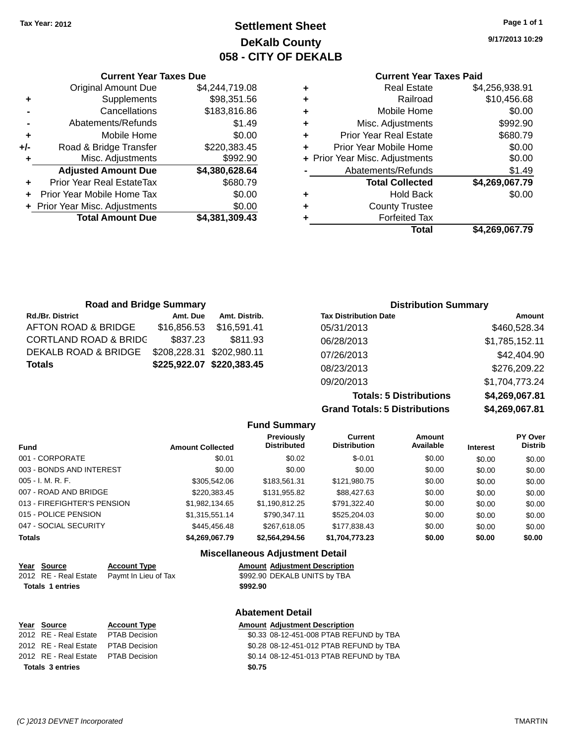Tax Year: 2012

# Settlement Sheet
## DeKalb County
## 058 - CITY OF DEKALB

9/17/2013 10:29

### Current Year Taxes Due

| | | |
|---|---|---|
| | Original Amount Due | $4,244,719.08 |
| + | Supplements | $98,351.56 |
| - | Cancellations | $183,816.86 |
| - | Abatements/Refunds | $1.49 |
| + | Mobile Home | $0.00 |
| +/- | Road & Bridge Transfer | $220,383.45 |
| + | Misc. Adjustments | $992.90 |
| | **Adjusted Amount Due** | **$4,380,628.64** |
| + | Prior Year Real EstateTax | $680.79 |
| + | Prior Year Mobile Home Tax | $0.00 |
| + | Prior Year Misc. Adjustments | $0.00 |
| | **Total Amount Due** | **$4,381,309.43** |

### Current Year Taxes Paid

| | | |
|---|---|---|
| + | Real Estate | $4,256,938.91 |
| + | Railroad | $10,456.68 |
| + | Mobile Home | $0.00 |
| + | Misc. Adjustments | $992.90 |
| + | Prior Year Real Estate | $680.79 |
| + | Prior Year Mobile Home | $0.00 |
| + | Prior Year Misc. Adjustments | $0.00 |
| - | Abatements/Refunds | $1.49 |
| | **Total Collected** | **$4,269,067.79** |
| + | Hold Back | $0.00 |
| + | County Trustee | |
| + | Forfeited Tax | |
| | **Total** | **$4,269,067.79** |

### Road and Bridge Summary

| Rd./Br. District | Amt. Due | Amt. Distrib. |
|---|---|---|
| AFTON ROAD & BRIDGE | $16,856.53 | $16,591.41 |
| CORTLAND ROAD & BRIDG | $837.23 | $811.93 |
| DEKALB ROAD & BRIDGE | $208,228.31 | $202,980.11 |
| **Totals** | **$225,922.07** | **$220,383.45** |

### Distribution Summary

| Tax Distribution Date | Amount |
|---|---|
| 05/31/2013 | $460,528.34 |
| 06/28/2013 | $1,785,152.11 |
| 07/26/2013 | $42,404.90 |
| 08/23/2013 | $276,209.22 |
| 09/20/2013 | $1,704,773.24 |
| **Totals: 5 Distributions** | **$4,269,067.81** |
| **Grand Totals: 5 Distributions** | **$4,269,067.81** |

### Fund Summary

| Fund | Amount Collected | Previously Distributed | Current Distribution | Amount Available | Interest | PY Over Distrib |
|---|---|---|---|---|---|---|
| 001 - CORPORATE | $0.01 | $0.02 | $-0.01 | $0.00 | $0.00 | $0.00 |
| 003 - BONDS AND INTEREST | $0.00 | $0.00 | $0.00 | $0.00 | $0.00 | $0.00 |
| 005 - I. M. R. F. | $305,542.06 | $183,561.31 | $121,980.75 | $0.00 | $0.00 | $0.00 |
| 007 - ROAD AND BRIDGE | $220,383.45 | $131,955.82 | $88,427.63 | $0.00 | $0.00 | $0.00 |
| 013 - FIREFIGHTER'S PENSION | $1,982,134.65 | $1,190,812.25 | $791,322.40 | $0.00 | $0.00 | $0.00 |
| 015 - POLICE PENSION | $1,315,551.14 | $790,347.11 | $525,204.03 | $0.00 | $0.00 | $0.00 |
| 047 - SOCIAL SECURITY | $445,456.48 | $267,618.05 | $177,838.43 | $0.00 | $0.00 | $0.00 |
| **Totals** | **$4,269,067.79** | **$2,564,294.56** | **$1,704,773.23** | **$0.00** | **$0.00** | **$0.00** |

### Miscellaneous Adjustment Detail

| Year | Source | Account Type | Amount | Adjustment Description |
|---|---|---|---|---|
| 2012 | RE - Real Estate | Paymt In Lieu of Tax | $992.90 | DEKALB UNITS by TBA |
| **Totals 1 entries** | | | **$992.90** | |

### Abatement Detail

| Year | Source | Account Type | Amount | Adjustment Description |
|---|---|---|---|---|
| 2012 | RE - Real Estate | PTAB Decision | $0.33 | 08-12-451-008 PTAB REFUND by TBA |
| 2012 | RE - Real Estate | PTAB Decision | $0.28 | 08-12-451-012 PTAB REFUND by TBA |
| 2012 | RE - Real Estate | PTAB Decision | $0.14 | 08-12-451-013 PTAB REFUND by TBA |
| **Totals 3 entries** | | | **$0.75** | |

(C )2013 DEVNET Incorporated TMARTIN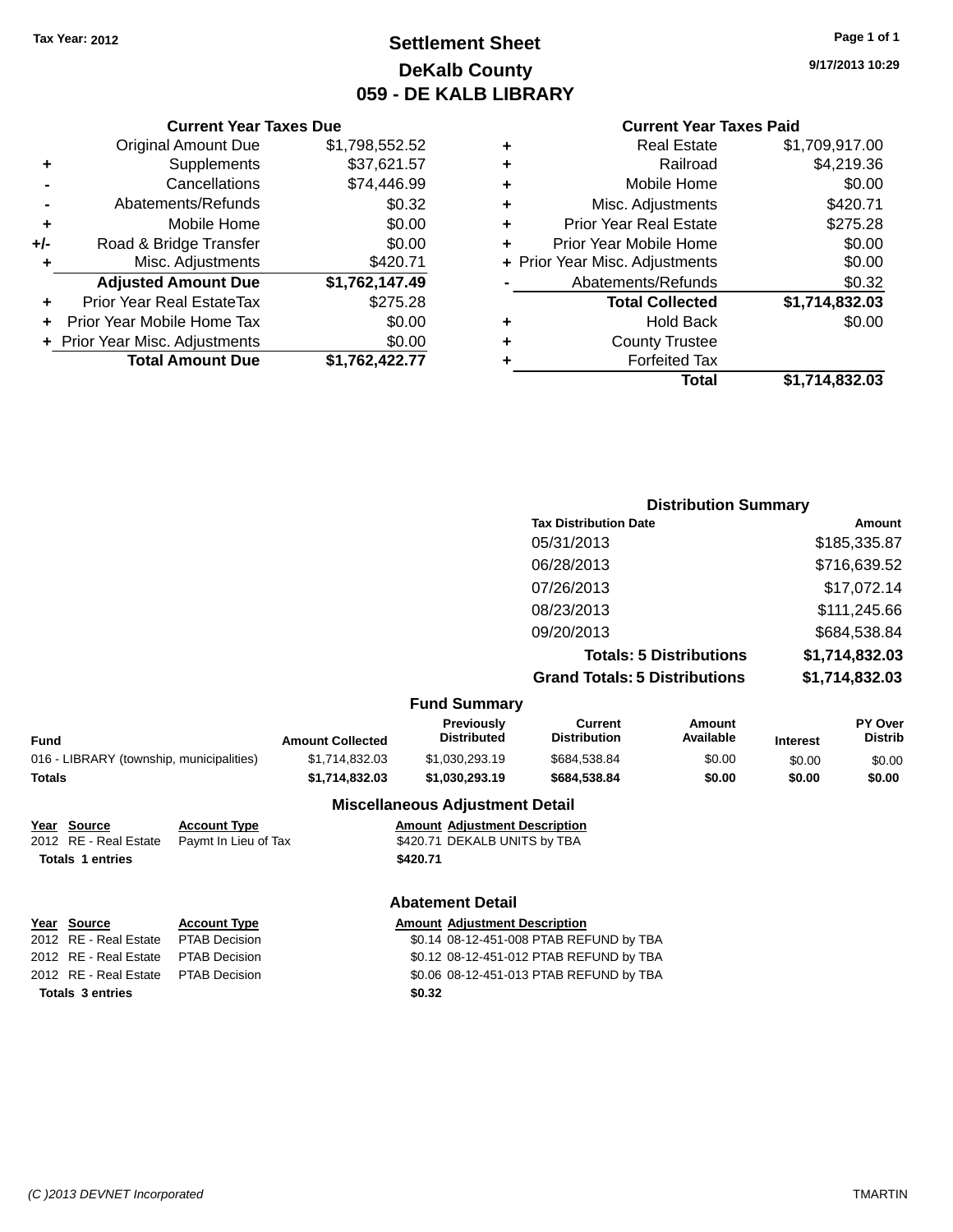Tax Year: 2012

# Settlement Sheet
## DeKalb County
## 059 - DE KALB LIBRARY

9/17/2013 10:29

### Current Year Taxes Due

| | | |
|---|---|---|
| | Original Amount Due | $1,798,552.52 |
| + | Supplements | $37,621.57 |
| - | Cancellations | $74,446.99 |
| - | Abatements/Refunds | $0.32 |
| + | Mobile Home | $0.00 |
| +/- | Road & Bridge Transfer | $0.00 |
| + | Misc. Adjustments | $420.71 |
| | **Adjusted Amount Due** | **$1,762,147.49** |
| + | Prior Year Real EstateTax | $275.28 |
| + | Prior Year Mobile Home Tax | $0.00 |
| + | Prior Year Misc. Adjustments | $0.00 |
| | **Total Amount Due** | **$1,762,422.77** |

### Current Year Taxes Paid

| | | |
|---|---|---|
| + | Real Estate | $1,709,917.00 |
| + | Railroad | $4,219.36 |
| + | Mobile Home | $0.00 |
| + | Misc. Adjustments | $420.71 |
| + | Prior Year Real Estate | $275.28 |
| + | Prior Year Mobile Home | $0.00 |
| + | Prior Year Misc. Adjustments | $0.00 |
| - | Abatements/Refunds | $0.32 |
| | **Total Collected** | **$1,714,832.03** |
| + | Hold Back | $0.00 |
| + | County Trustee | |
| + | Forfeited Tax | |
| | **Total** | **$1,714,832.03** |

### Distribution Summary

| Tax Distribution Date | Amount |
|---|---|
| 05/31/2013 | $185,335.87 |
| 06/28/2013 | $716,639.52 |
| 07/26/2013 | $17,072.14 |
| 08/23/2013 | $111,245.66 |
| 09/20/2013 | $684,538.84 |
| **Totals: 5 Distributions** | **$1,714,832.03** |
| **Grand Totals: 5 Distributions** | **$1,714,832.03** |

### Fund Summary

| Fund | Amount Collected | Previously Distributed | Current Distribution | Amount Available | Interest | PY Over Distrib |
|---|---|---|---|---|---|---|
| 016 - LIBRARY (township, municipalities) | $1,714,832.03 | $1,030,293.19 | $684,538.84 | $0.00 | $0.00 | $0.00 |
| **Totals** | **$1,714,832.03** | **$1,030,293.19** | **$684,538.84** | **$0.00** | **$0.00** | **$0.00** |

### Miscellaneous Adjustment Detail

| Year | Source | Account Type | Amount | Adjustment Description |
|---|---|---|---|---|
| 2012 | RE - Real Estate | Paymt In Lieu of Tax | $420.71 | DEKALB UNITS by TBA |
| **Totals 1 entries** | | | **$420.71** | |

### Abatement Detail

| Year | Source | Account Type | Amount | Adjustment Description |
|---|---|---|---|---|
| 2012 | RE - Real Estate | PTAB Decision | $0.14 | 08-12-451-008 PTAB REFUND by TBA |
| 2012 | RE - Real Estate | PTAB Decision | $0.12 | 08-12-451-012 PTAB REFUND by TBA |
| 2012 | RE - Real Estate | PTAB Decision | $0.06 | 08-12-451-013 PTAB REFUND by TBA |
| **Totals 3 entries** | | | **$0.32** | |

(C )2013 DEVNET Incorporated TMARTIN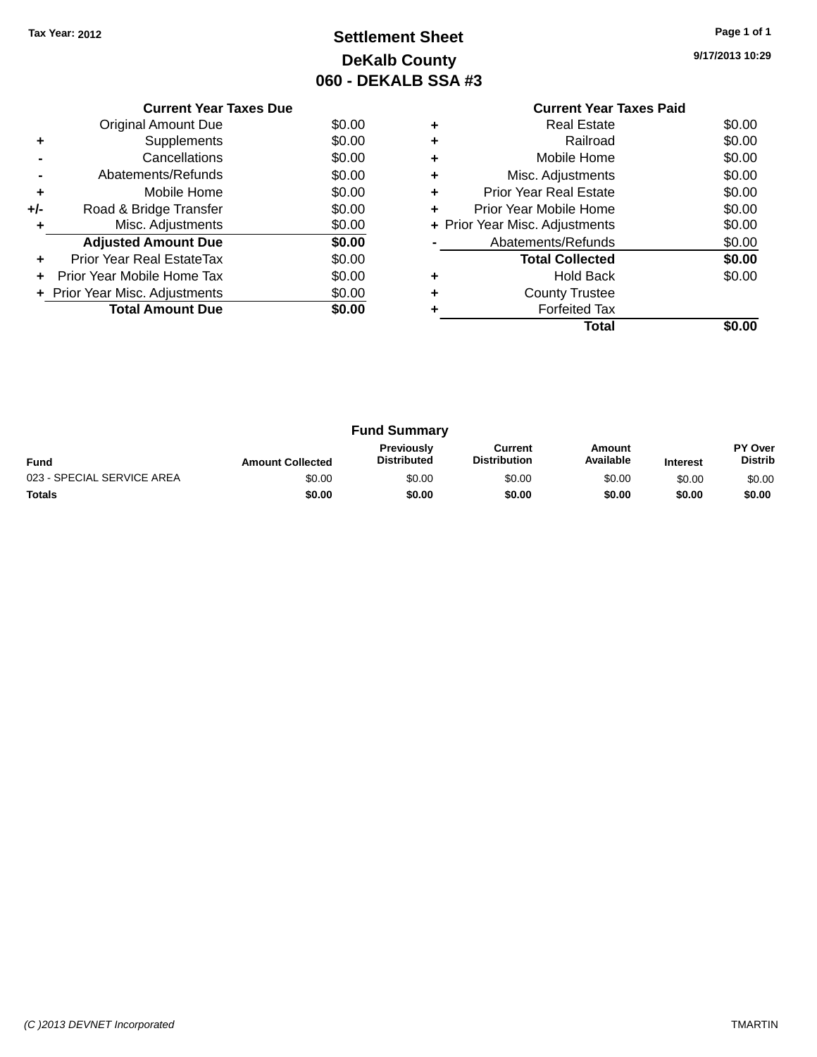Tax Year: 2012

# Settlement Sheet
## DeKalb County
## 060 - DEKALB SSA #3

9/17/2013 10:29

| | Current Year Taxes Due | |
|---|---|---|
| | Original Amount Due | $0.00 |
| + | Supplements | $0.00 |
| - | Cancellations | $0.00 |
| - | Abatements/Refunds | $0.00 |
| + | Mobile Home | $0.00 |
| +/- | Road & Bridge Transfer | $0.00 |
| + | Misc. Adjustments | $0.00 |
| | **Adjusted Amount Due** | **$0.00** |
| + | Prior Year Real EstateTax | $0.00 |
| + | Prior Year Mobile Home Tax | $0.00 |
| + | Prior Year Misc. Adjustments | $0.00 |
| | **Total Amount Due** | **$0.00** |

| | Current Year Taxes Paid | |
|---|---|---|
| + | Real Estate | $0.00 |
| + | Railroad | $0.00 |
| + | Mobile Home | $0.00 |
| + | Misc. Adjustments | $0.00 |
| + | Prior Year Real Estate | $0.00 |
| + | Prior Year Mobile Home | $0.00 |
| + | Prior Year Misc. Adjustments | $0.00 |
| - | Abatements/Refunds | $0.00 |
| | **Total Collected** | **$0.00** |
| + | Hold Back | $0.00 |
| + | County Trustee | |
| + | Forfeited Tax | |
| | **Total** | **$0.00** |

### Fund Summary

| Fund | Amount Collected | Previously Distributed | Current Distribution | Amount Available | Interest | PY Over Distrib |
|---|---|---|---|---|---|---|
| 023 - SPECIAL SERVICE AREA | $0.00 | $0.00 | $0.00 | $0.00 | $0.00 | $0.00 |
| **Totals** | **$0.00** | **$0.00** | **$0.00** | **$0.00** | **$0.00** | **$0.00** |

(C )2013 DEVNET Incorporated TMARTIN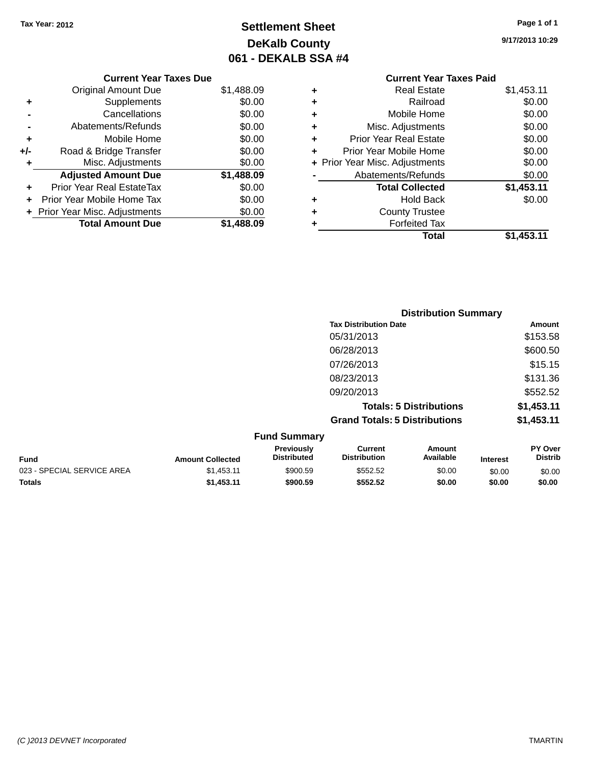Tax Year: 2012

# Settlement Sheet
## DeKalb County
## 061 - DEKALB SSA #4

9/17/2013 10:29

### Current Year Taxes Due

| | | |
|---|---|---|
| | Original Amount Due | $1,488.09 |
| + | Supplements | $0.00 |
| - | Cancellations | $0.00 |
| - | Abatements/Refunds | $0.00 |
| + | Mobile Home | $0.00 |
| +/- | Road & Bridge Transfer | $0.00 |
| + | Misc. Adjustments | $0.00 |
| | **Adjusted Amount Due** | **$1,488.09** |
| + | Prior Year Real EstateTax | $0.00 |
| + | Prior Year Mobile Home Tax | $0.00 |
| + | Prior Year Misc. Adjustments | $0.00 |
| | **Total Amount Due** | **$1,488.09** |

### Current Year Taxes Paid

| | | |
|---|---|---|
| + | Real Estate | $1,453.11 |
| + | Railroad | $0.00 |
| + | Mobile Home | $0.00 |
| + | Misc. Adjustments | $0.00 |
| + | Prior Year Real Estate | $0.00 |
| + | Prior Year Mobile Home | $0.00 |
| + | Prior Year Misc. Adjustments | $0.00 |
| - | Abatements/Refunds | $0.00 |
| | **Total Collected** | **$1,453.11** |
| + | Hold Back | $0.00 |
| + | County Trustee | |
| + | Forfeited Tax | |
| | **Total** | **$1,453.11** |

### Distribution Summary

| Tax Distribution Date | Amount |
|---|---|
| 05/31/2013 | $153.58 |
| 06/28/2013 | $600.50 |
| 07/26/2013 | $15.15 |
| 08/23/2013 | $131.36 |
| 09/20/2013 | $552.52 |
| **Totals: 5 Distributions** | **$1,453.11** |
| **Grand Totals: 5 Distributions** | **$1,453.11** |

### Fund Summary

| Fund | Amount Collected | Previously Distributed | Current Distribution | Amount Available | Interest | PY Over Distrib |
|---|---|---|---|---|---|---|
| 023 - SPECIAL SERVICE AREA | $1,453.11 | $900.59 | $552.52 | $0.00 | $0.00 | $0.00 |
| **Totals** | **$1,453.11** | **$900.59** | **$552.52** | **$0.00** | **$0.00** | **$0.00** |

(C )2013 DEVNET Incorporated TMARTIN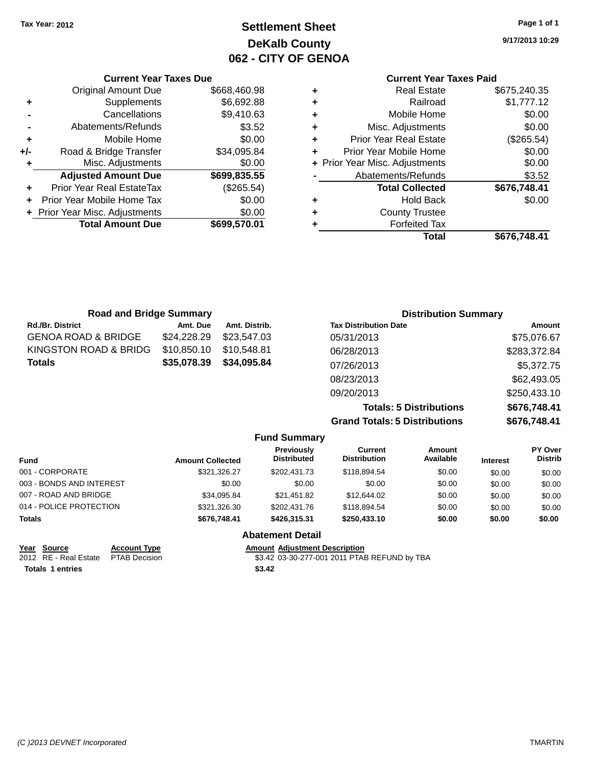Tax Year: 2012

# Settlement Sheet
## DeKalb County
## 062 - CITY OF GENOA

9/17/2013 10:29

### Current Year Taxes Due

| | | |
|---|---|---|
| | Original Amount Due | $668,460.98 |
| + | Supplements | $6,692.88 |
| - | Cancellations | $9,410.63 |
| - | Abatements/Refunds | $3.52 |
| + | Mobile Home | $0.00 |
| +/- | Road & Bridge Transfer | $34,095.84 |
| + | Misc. Adjustments | $0.00 |
| | **Adjusted Amount Due** | **$699,835.55** |
| + | Prior Year Real EstateTax | ($265.54) |
| + | Prior Year Mobile Home Tax | $0.00 |
| + | Prior Year Misc. Adjustments | $0.00 |
| | **Total Amount Due** | **$699,570.01** |

### Current Year Taxes Paid

| | | |
|---|---|---|
| + | Real Estate | $675,240.35 |
| + | Railroad | $1,777.12 |
| + | Mobile Home | $0.00 |
| + | Misc. Adjustments | $0.00 |
| + | Prior Year Real Estate | ($265.54) |
| + | Prior Year Mobile Home | $0.00 |
| + | Prior Year Misc. Adjustments | $0.00 |
| - | Abatements/Refunds | $3.52 |
| | **Total Collected** | **$676,748.41** |
| + | Hold Back | $0.00 |
| + | County Trustee | |
| + | Forfeited Tax | |
| | **Total** | **$676,748.41** |

### Road and Bridge Summary

| Rd./Br. District | Amt. Due | Amt. Distrib. |
|---|---|---|
| GENOA ROAD & BRIDGE | $24,228.29 | $23,547.03 |
| KINGSTON ROAD & BRIDG | $10,850.10 | $10,548.81 |
| **Totals** | **$35,078.39** | **$34,095.84** |

### Distribution Summary

| Tax Distribution Date | Amount |
|---|---|
| 05/31/2013 | $75,076.67 |
| 06/28/2013 | $283,372.84 |
| 07/26/2013 | $5,372.75 |
| 08/23/2013 | $62,493.05 |
| 09/20/2013 | $250,433.10 |
| **Totals: 5 Distributions** | **$676,748.41** |
| **Grand Totals: 5 Distributions** | **$676,748.41** |

### Fund Summary

| Fund | Amount Collected | Previously Distributed | Current Distribution | Amount Available | Interest | PY Over Distrib |
|---|---|---|---|---|---|---|
| 001 - CORPORATE | $321,326.27 | $202,431.73 | $118,894.54 | $0.00 | $0.00 | $0.00 |
| 003 - BONDS AND INTEREST | $0.00 | $0.00 | $0.00 | $0.00 | $0.00 | $0.00 |
| 007 - ROAD AND BRIDGE | $34,095.84 | $21,451.82 | $12,644.02 | $0.00 | $0.00 | $0.00 |
| 014 - POLICE PROTECTION | $321,326.30 | $202,431.76 | $118,894.54 | $0.00 | $0.00 | $0.00 |
| **Totals** | **$676,748.41** | **$426,315.31** | **$250,433.10** | **$0.00** | **$0.00** | **$0.00** |

### Abatement Detail

| Year | Source | Account Type | Amount | Adjustment Description |
|---|---|---|---|---|
| 2012 | RE - Real Estate | PTAB Decision | $3.42 | 03-30-277-001 2011 PTAB REFUND by TBA |
| **Totals** | **1 entries** | | **$3.42** | |

(C )2013 DEVNET Incorporated — TMARTIN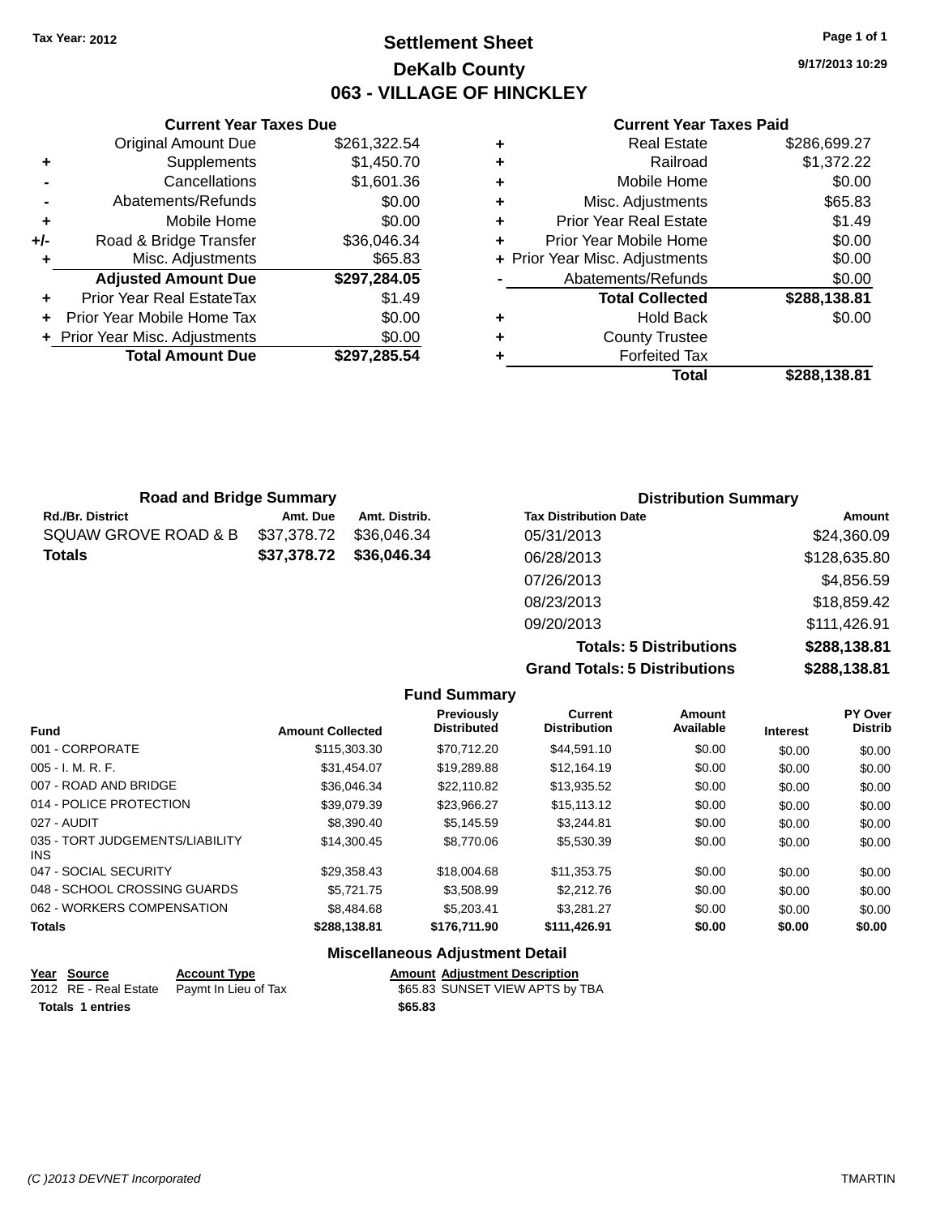Tax Year: 2012

# Settlement Sheet

## DeKalb County

## 063 - VILLAGE OF HINCKLEY

9/17/2013 10:29

### Current Year Taxes Due

| | | |
|---|---|---|
| | Original Amount Due | $261,322.54 |
| + | Supplements | $1,450.70 |
| - | Cancellations | $1,601.36 |
| - | Abatements/Refunds | $0.00 |
| + | Mobile Home | $0.00 |
| +/- | Road & Bridge Transfer | $36,046.34 |
| + | Misc. Adjustments | $65.83 |
| | **Adjusted Amount Due** | **$297,284.05** |
| + | Prior Year Real EstateTax | $1.49 |
| + | Prior Year Mobile Home Tax | $0.00 |
| + | Prior Year Misc. Adjustments | $0.00 |
| | **Total Amount Due** | **$297,285.54** |

### Current Year Taxes Paid

| | | |
|---|---|---|
| + | Real Estate | $286,699.27 |
| + | Railroad | $1,372.22 |
| + | Mobile Home | $0.00 |
| + | Misc. Adjustments | $65.83 |
| + | Prior Year Real Estate | $1.49 |
| + | Prior Year Mobile Home | $0.00 |
| + | Prior Year Misc. Adjustments | $0.00 |
| - | Abatements/Refunds | $0.00 |
| | **Total Collected** | **$288,138.81** |
| + | Hold Back | $0.00 |
| + | County Trustee | |
| + | Forfeited Tax | |
| | **Total** | **$288,138.81** |

### Road and Bridge Summary

| Rd./Br. District | Amt. Due | Amt. Distrib. |
|---|---|---|
| SQUAW GROVE ROAD & B | $37,378.72 | $36,046.34 |
| **Totals** | **$37,378.72** | **$36,046.34** |

### Distribution Summary

| Tax Distribution Date | Amount |
|---|---|
| 05/31/2013 | $24,360.09 |
| 06/28/2013 | $128,635.80 |
| 07/26/2013 | $4,856.59 |
| 08/23/2013 | $18,859.42 |
| 09/20/2013 | $111,426.91 |
| **Totals: 5 Distributions** | **$288,138.81** |
| **Grand Totals: 5 Distributions** | **$288,138.81** |

### Fund Summary

| Fund | Amount Collected | Previously Distributed | Current Distribution | Amount Available | Interest | PY Over Distrib |
|---|---|---|---|---|---|---|
| 001 - CORPORATE | $115,303.30 | $70,712.20 | $44,591.10 | $0.00 | $0.00 | $0.00 |
| 005 - I. M. R. F. | $31,454.07 | $19,289.88 | $12,164.19 | $0.00 | $0.00 | $0.00 |
| 007 - ROAD AND BRIDGE | $36,046.34 | $22,110.82 | $13,935.52 | $0.00 | $0.00 | $0.00 |
| 014 - POLICE PROTECTION | $39,079.39 | $23,966.27 | $15,113.12 | $0.00 | $0.00 | $0.00 |
| 027 - AUDIT | $8,390.40 | $5,145.59 | $3,244.81 | $0.00 | $0.00 | $0.00 |
| 035 - TORT JUDGEMENTS/LIABILITY INS | $14,300.45 | $8,770.06 | $5,530.39 | $0.00 | $0.00 | $0.00 |
| 047 - SOCIAL SECURITY | $29,358.43 | $18,004.68 | $11,353.75 | $0.00 | $0.00 | $0.00 |
| 048 - SCHOOL CROSSING GUARDS | $5,721.75 | $3,508.99 | $2,212.76 | $0.00 | $0.00 | $0.00 |
| 062 - WORKERS COMPENSATION | $8,484.68 | $5,203.41 | $3,281.27 | $0.00 | $0.00 | $0.00 |
| **Totals** | **$288,138.81** | **$176,711.90** | **$111,426.91** | **$0.00** | **$0.00** | **$0.00** |

### Miscellaneous Adjustment Detail

| Year | Source | Account Type | Amount | Adjustment Description |
|---|---|---|---|---|
| 2012 | RE - Real Estate | Paymt In Lieu of Tax | $65.83 | SUNSET VIEW APTS by TBA |
| **Totals** | **1 entries** | | **$65.83** | |

(C )2013 DEVNET Incorporated TMARTIN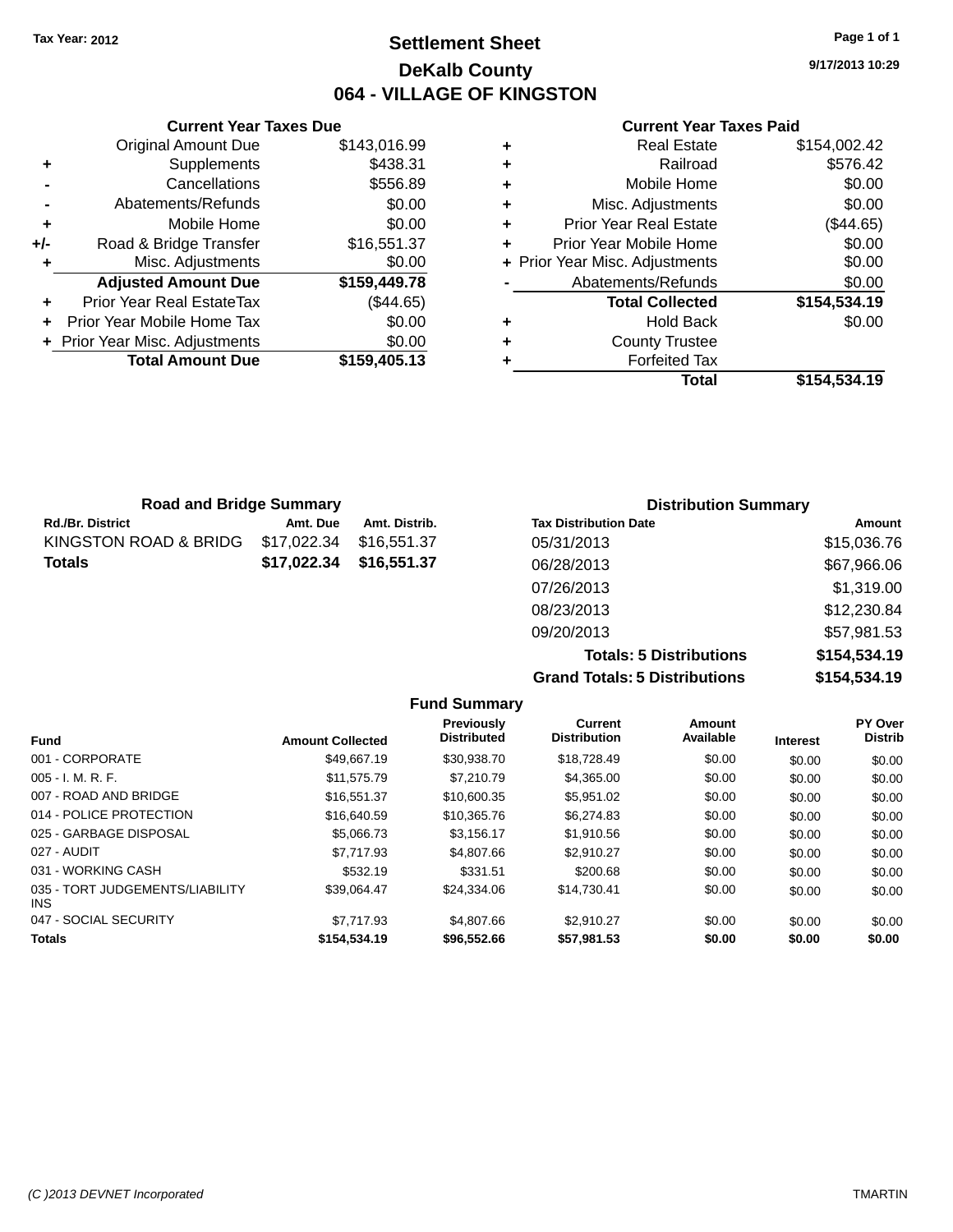Tax Year: 2012

# Settlement Sheet

## DeKalb County

## 064 - VILLAGE OF KINGSTON

9/17/2013 10:29

### Current Year Taxes Due

| | | |
|---|---|---|
| | Original Amount Due | $143,016.99 |
| + | Supplements | $438.31 |
| - | Cancellations | $556.89 |
| - | Abatements/Refunds | $0.00 |
| + | Mobile Home | $0.00 |
| +/- | Road & Bridge Transfer | $16,551.37 |
| + | Misc. Adjustments | $0.00 |
| | **Adjusted Amount Due** | **$159,449.78** |
| + | Prior Year Real EstateTax | ($44.65) |
| + | Prior Year Mobile Home Tax | $0.00 |
| + | Prior Year Misc. Adjustments | $0.00 |
| | **Total Amount Due** | **$159,405.13** |

### Current Year Taxes Paid

| | | |
|---|---|---|
| + | Real Estate | $154,002.42 |
| + | Railroad | $576.42 |
| + | Mobile Home | $0.00 |
| + | Misc. Adjustments | $0.00 |
| + | Prior Year Real Estate | ($44.65) |
| + | Prior Year Mobile Home | $0.00 |
| + | Prior Year Misc. Adjustments | $0.00 |
| - | Abatements/Refunds | $0.00 |
| | **Total Collected** | **$154,534.19** |
| + | Hold Back | $0.00 |
| + | County Trustee | |
| + | Forfeited Tax | |
| | **Total** | **$154,534.19** |

### Road and Bridge Summary

| Rd./Br. District | Amt. Due | Amt. Distrib. |
|---|---|---|
| KINGSTON ROAD & BRIDG | $17,022.34 | $16,551.37 |
| **Totals** | **$17,022.34** | **$16,551.37** |

### Distribution Summary

| Tax Distribution Date | Amount |
|---|---|
| 05/31/2013 | $15,036.76 |
| 06/28/2013 | $67,966.06 |
| 07/26/2013 | $1,319.00 |
| 08/23/2013 | $12,230.84 |
| 09/20/2013 | $57,981.53 |
| **Totals: 5 Distributions** | **$154,534.19** |
| **Grand Totals: 5 Distributions** | **$154,534.19** |

### Fund Summary

| Fund | Amount Collected | Previously Distributed | Current Distribution | Amount Available | Interest | PY Over Distrib |
|---|---|---|---|---|---|---|
| 001 - CORPORATE | $49,667.19 | $30,938.70 | $18,728.49 | $0.00 | $0.00 | $0.00 |
| 005 - I. M. R. F. | $11,575.79 | $7,210.79 | $4,365.00 | $0.00 | $0.00 | $0.00 |
| 007 - ROAD AND BRIDGE | $16,551.37 | $10,600.35 | $5,951.02 | $0.00 | $0.00 | $0.00 |
| 014 - POLICE PROTECTION | $16,640.59 | $10,365.76 | $6,274.83 | $0.00 | $0.00 | $0.00 |
| 025 - GARBAGE DISPOSAL | $5,066.73 | $3,156.17 | $1,910.56 | $0.00 | $0.00 | $0.00 |
| 027 - AUDIT | $7,717.93 | $4,807.66 | $2,910.27 | $0.00 | $0.00 | $0.00 |
| 031 - WORKING CASH | $532.19 | $331.51 | $200.68 | $0.00 | $0.00 | $0.00 |
| 035 - TORT JUDGEMENTS/LIABILITY INS | $39,064.47 | $24,334.06 | $14,730.41 | $0.00 | $0.00 | $0.00 |
| 047 - SOCIAL SECURITY | $7,717.93 | $4,807.66 | $2,910.27 | $0.00 | $0.00 | $0.00 |
| **Totals** | **$154,534.19** | **$96,552.66** | **$57,981.53** | **$0.00** | **$0.00** | **$0.00** |

(C )2013 DEVNET Incorporated TMARTIN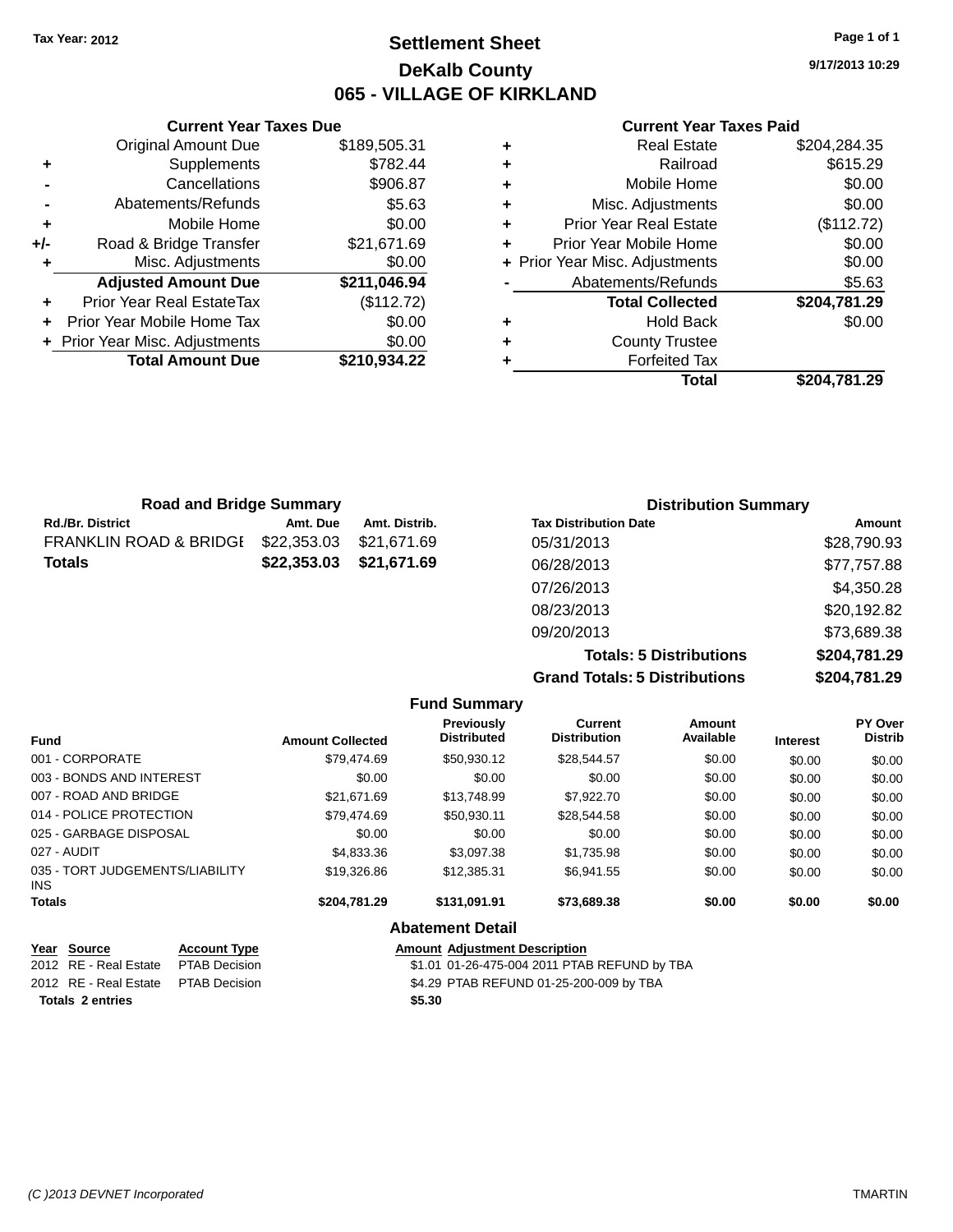Tax Year: 2012

# Settlement Sheet

## DeKalb County

## 065 - VILLAGE OF KIRKLAND

9/17/2013 10:29

### Current Year Taxes Due

| | | |
|---|---|---|
| | Original Amount Due | $189,505.31 |
| + | Supplements | $782.44 |
| - | Cancellations | $906.87 |
| - | Abatements/Refunds | $5.63 |
| + | Mobile Home | $0.00 |
| +/- | Road & Bridge Transfer | $21,671.69 |
| + | Misc. Adjustments | $0.00 |
| | **Adjusted Amount Due** | **$211,046.94** |
| + | Prior Year Real EstateTax | ($112.72) |
| + | Prior Year Mobile Home Tax | $0.00 |
| + | Prior Year Misc. Adjustments | $0.00 |
| | **Total Amount Due** | **$210,934.22** |

### Current Year Taxes Paid

| | | |
|---|---|---|
| + | Real Estate | $204,284.35 |
| + | Railroad | $615.29 |
| + | Mobile Home | $0.00 |
| + | Misc. Adjustments | $0.00 |
| + | Prior Year Real Estate | ($112.72) |
| + | Prior Year Mobile Home | $0.00 |
| + | Prior Year Misc. Adjustments | $0.00 |
| - | Abatements/Refunds | $5.63 |
| | **Total Collected** | **$204,781.29** |
| + | Hold Back | $0.00 |
| + | County Trustee | |
| + | Forfeited Tax | |
| | **Total** | **$204,781.29** |

### Road and Bridge Summary

| Rd./Br. District | Amt. Due | Amt. Distrib. |
|---|---|---|
| FRANKLIN ROAD & BRIDGE | $22,353.03 | $21,671.69 |
| **Totals** | **$22,353.03** | **$21,671.69** |

### Distribution Summary

| Tax Distribution Date | Amount |
|---|---|
| 05/31/2013 | $28,790.93 |
| 06/28/2013 | $77,757.88 |
| 07/26/2013 | $4,350.28 |
| 08/23/2013 | $20,192.82 |
| 09/20/2013 | $73,689.38 |
| **Totals: 5 Distributions** | **$204,781.29** |
| **Grand Totals: 5 Distributions** | **$204,781.29** |

### Fund Summary

| Fund | Amount Collected | Previously Distributed | Current Distribution | Amount Available | Interest | PY Over Distrib |
|---|---|---|---|---|---|---|
| 001 - CORPORATE | $79,474.69 | $50,930.12 | $28,544.57 | $0.00 | $0.00 | $0.00 |
| 003 - BONDS AND INTEREST | $0.00 | $0.00 | $0.00 | $0.00 | $0.00 | $0.00 |
| 007 - ROAD AND BRIDGE | $21,671.69 | $13,748.99 | $7,922.70 | $0.00 | $0.00 | $0.00 |
| 014 - POLICE PROTECTION | $79,474.69 | $50,930.11 | $28,544.58 | $0.00 | $0.00 | $0.00 |
| 025 - GARBAGE DISPOSAL | $0.00 | $0.00 | $0.00 | $0.00 | $0.00 | $0.00 |
| 027 - AUDIT | $4,833.36 | $3,097.38 | $1,735.98 | $0.00 | $0.00 | $0.00 |
| 035 - TORT JUDGEMENTS/LIABILITY INS | $19,326.86 | $12,385.31 | $6,941.55 | $0.00 | $0.00 | $0.00 |
| **Totals** | **$204,781.29** | **$131,091.91** | **$73,689.38** | **$0.00** | **$0.00** | **$0.00** |

### Abatement Detail

| Year | Source | Account Type | Amount | Adjustment Description |
|---|---|---|---|---|
| 2012 | RE - Real Estate | PTAB Decision | $1.01 | 01-26-475-004 2011 PTAB REFUND by TBA |
| 2012 | RE - Real Estate | PTAB Decision | $4.29 | PTAB REFUND 01-25-200-009 by TBA |
| **Totals** | **2 entries** | | **$5.30** | |

(C )2013 DEVNET Incorporated TMARTIN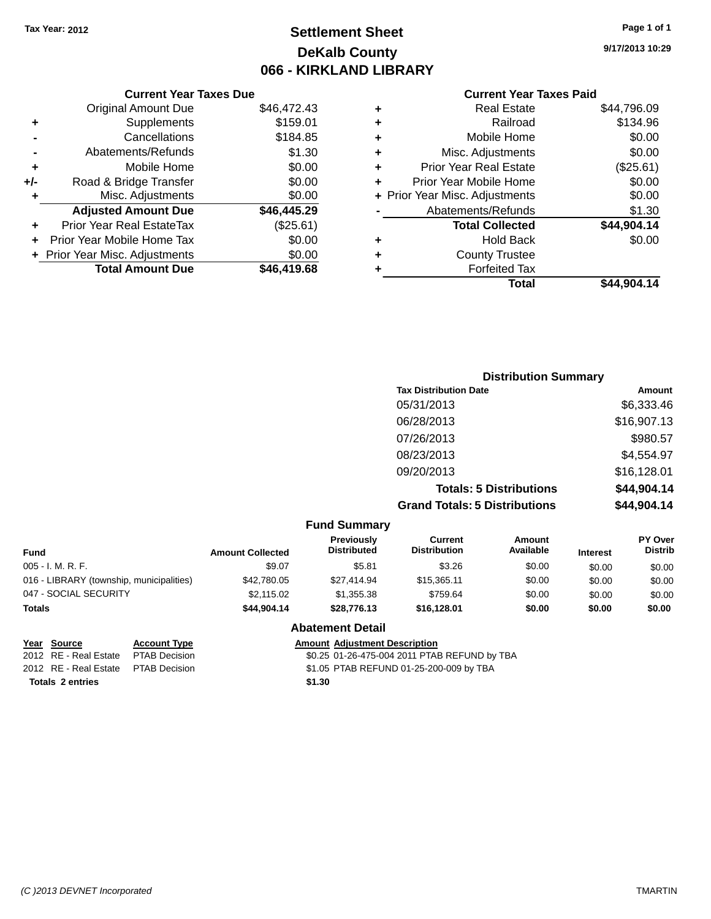Tax Year: 2012

# Settlement Sheet
# DeKalb County
# 066 - KIRKLAND LIBRARY

9/17/2013 10:29

### Current Year Taxes Due

| | | |
|---|---|---|
| | Original Amount Due | $46,472.43 |
| + | Supplements | $159.01 |
| - | Cancellations | $184.85 |
| - | Abatements/Refunds | $1.30 |
| + | Mobile Home | $0.00 |
| +/- | Road & Bridge Transfer | $0.00 |
| + | Misc. Adjustments | $0.00 |
| | **Adjusted Amount Due** | **$46,445.29** |
| + | Prior Year Real EstateTax | ($25.61) |
| + | Prior Year Mobile Home Tax | $0.00 |
| + | Prior Year Misc. Adjustments | $0.00 |
| | **Total Amount Due** | **$46,419.68** |

### Current Year Taxes Paid

| | | |
|---|---|---|
| + | Real Estate | $44,796.09 |
| + | Railroad | $134.96 |
| + | Mobile Home | $0.00 |
| + | Misc. Adjustments | $0.00 |
| + | Prior Year Real Estate | ($25.61) |
| + | Prior Year Mobile Home | $0.00 |
| + | Prior Year Misc. Adjustments | $0.00 |
| - | Abatements/Refunds | $1.30 |
| | **Total Collected** | **$44,904.14** |
| + | Hold Back | $0.00 |
| + | County Trustee | |
| + | Forfeited Tax | |
| | **Total** | **$44,904.14** |

### Distribution Summary

| Tax Distribution Date | Amount |
|---|---|
| 05/31/2013 | $6,333.46 |
| 06/28/2013 | $16,907.13 |
| 07/26/2013 | $980.57 |
| 08/23/2013 | $4,554.97 |
| 09/20/2013 | $16,128.01 |
| **Totals: 5 Distributions** | **$44,904.14** |
| **Grand Totals: 5 Distributions** | **$44,904.14** |

### Fund Summary

| Fund | Amount Collected | Previously Distributed | Current Distribution | Amount Available | Interest | PY Over Distrib |
|---|---|---|---|---|---|---|
| 005 - I. M. R. F. | $9.07 | $5.81 | $3.26 | $0.00 | $0.00 | $0.00 |
| 016 - LIBRARY (township, municipalities) | $42,780.05 | $27,414.94 | $15,365.11 | $0.00 | $0.00 | $0.00 |
| 047 - SOCIAL SECURITY | $2,115.02 | $1,355.38 | $759.64 | $0.00 | $0.00 | $0.00 |
| **Totals** | **$44,904.14** | **$28,776.13** | **$16,128.01** | **$0.00** | **$0.00** | **$0.00** |

### Abatement Detail

| Year | Source | Account Type | Amount | Adjustment Description |
|---|---|---|---|---|
| 2012 | RE - Real Estate | PTAB Decision | $0.25 | 01-26-475-004 2011 PTAB REFUND by TBA |
| 2012 | RE - Real Estate | PTAB Decision | $1.05 | PTAB REFUND 01-25-200-009 by TBA |
| **Totals 2 entries** | | | **$1.30** | |

(C )2013 DEVNET Incorporated TMARTIN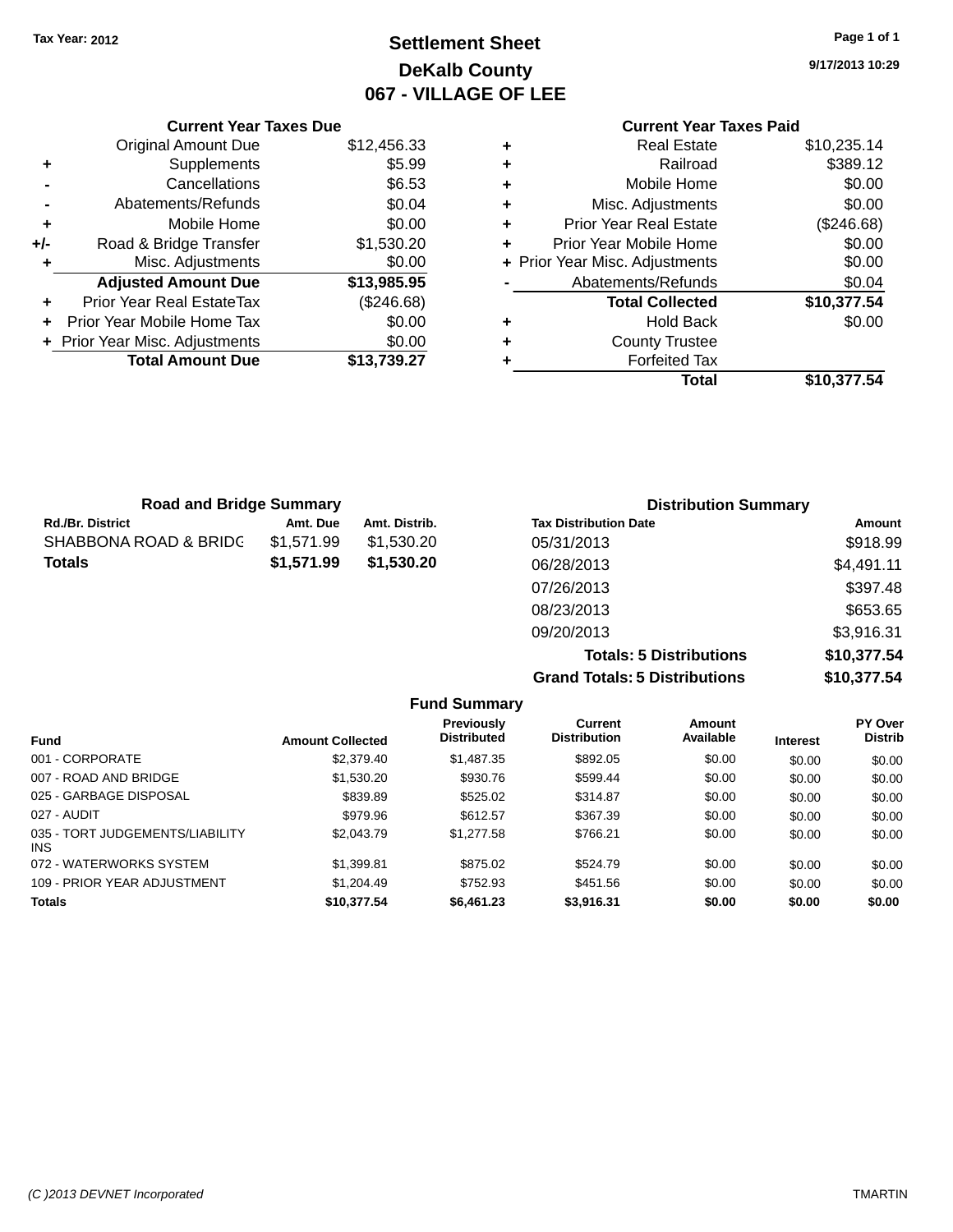Tax Year: 2012

# Settlement Sheet
## DeKalb County
## 067 - VILLAGE OF LEE

9/17/2013 10:29

### Current Year Taxes Due

| | | |
|---|---|---|
| | Original Amount Due | $12,456.33 |
| + | Supplements | $5.99 |
| - | Cancellations | $6.53 |
| - | Abatements/Refunds | $0.04 |
| + | Mobile Home | $0.00 |
| +/- | Road & Bridge Transfer | $1,530.20 |
| + | Misc. Adjustments | $0.00 |
| | **Adjusted Amount Due** | **$13,985.95** |
| + | Prior Year Real EstateTax | ($246.68) |
| + | Prior Year Mobile Home Tax | $0.00 |
| + | Prior Year Misc. Adjustments | $0.00 |
| | **Total Amount Due** | **$13,739.27** |

### Current Year Taxes Paid

| | | |
|---|---|---|
| + | Real Estate | $10,235.14 |
| + | Railroad | $389.12 |
| + | Mobile Home | $0.00 |
| + | Misc. Adjustments | $0.00 |
| + | Prior Year Real Estate | ($246.68) |
| + | Prior Year Mobile Home | $0.00 |
| + | Prior Year Misc. Adjustments | $0.00 |
| - | Abatements/Refunds | $0.04 |
| | **Total Collected** | **$10,377.54** |
| + | Hold Back | $0.00 |
| + | County Trustee | |
| + | Forfeited Tax | |
| | **Total** | **$10,377.54** |

### Road and Bridge Summary

| Rd./Br. District | Amt. Due | Amt. Distrib. |
|---|---|---|
| SHABBONA ROAD & BRIDG | $1,571.99 | $1,530.20 |
| **Totals** | **$1,571.99** | **$1,530.20** |

### Distribution Summary

| Tax Distribution Date | Amount |
|---|---|
| 05/31/2013 | $918.99 |
| 06/28/2013 | $4,491.11 |
| 07/26/2013 | $397.48 |
| 08/23/2013 | $653.65 |
| 09/20/2013 | $3,916.31 |
| **Totals: 5 Distributions** | **$10,377.54** |
| **Grand Totals: 5 Distributions** | **$10,377.54** |

### Fund Summary

| Fund | Amount Collected | Previously Distributed | Current Distribution | Amount Available | Interest | PY Over Distrib |
|---|---|---|---|---|---|---|
| 001 - CORPORATE | $2,379.40 | $1,487.35 | $892.05 | $0.00 | $0.00 | $0.00 |
| 007 - ROAD AND BRIDGE | $1,530.20 | $930.76 | $599.44 | $0.00 | $0.00 | $0.00 |
| 025 - GARBAGE DISPOSAL | $839.89 | $525.02 | $314.87 | $0.00 | $0.00 | $0.00 |
| 027 - AUDIT | $979.96 | $612.57 | $367.39 | $0.00 | $0.00 | $0.00 |
| 035 - TORT JUDGEMENTS/LIABILITY INS | $2,043.79 | $1,277.58 | $766.21 | $0.00 | $0.00 | $0.00 |
| 072 - WATERWORKS SYSTEM | $1,399.81 | $875.02 | $524.79 | $0.00 | $0.00 | $0.00 |
| 109 - PRIOR YEAR ADJUSTMENT | $1,204.49 | $752.93 | $451.56 | $0.00 | $0.00 | $0.00 |
| **Totals** | **$10,377.54** | **$6,461.23** | **$3,916.31** | **$0.00** | **$0.00** | **$0.00** |

(C )2013 DEVNET Incorporated — TMARTIN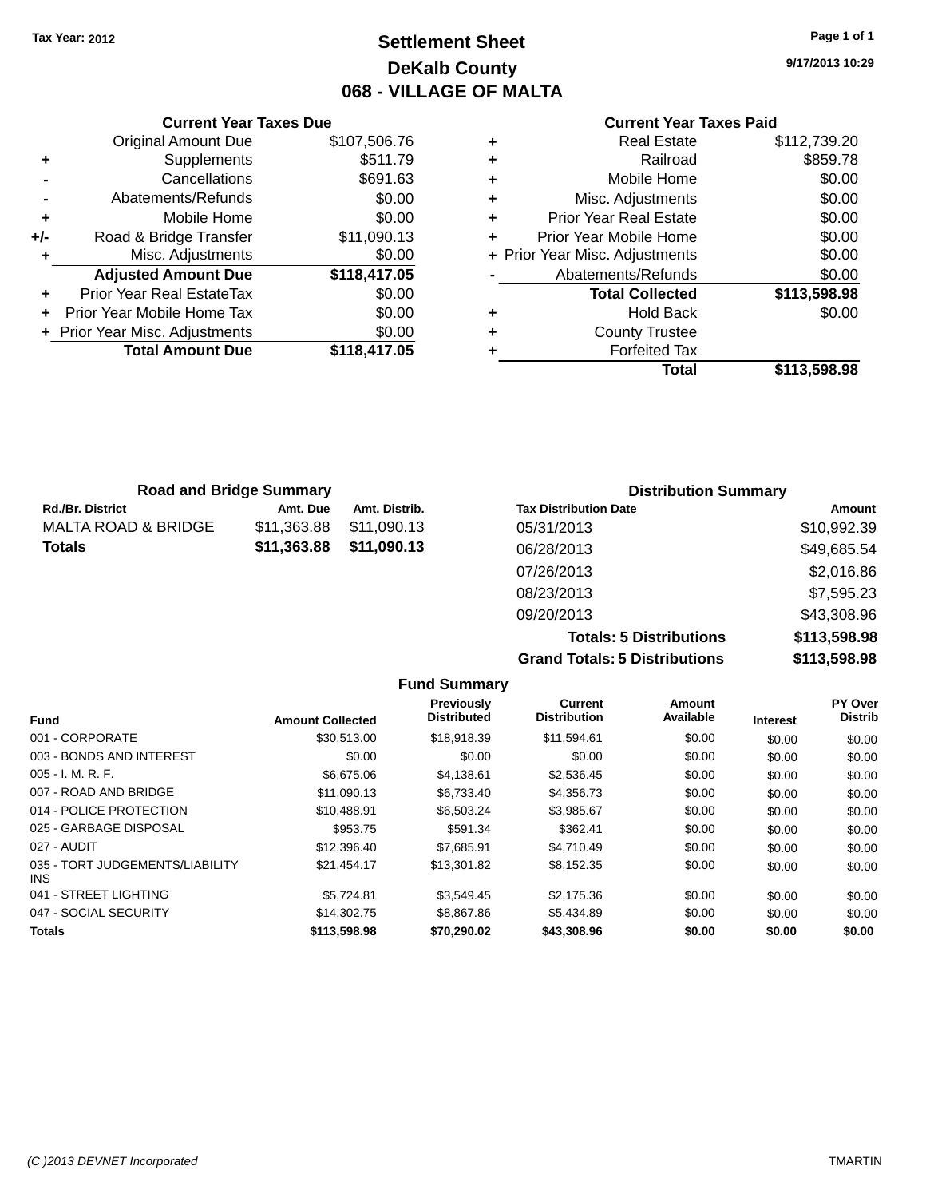Tax Year: 2012

# Settlement Sheet
## DeKalb County
## 068 - VILLAGE OF MALTA

9/17/2013 10:29

### Current Year Taxes Due

| | | |
|---|---|---|
| | Original Amount Due | $107,506.76 |
| + | Supplements | $511.79 |
| - | Cancellations | $691.63 |
| - | Abatements/Refunds | $0.00 |
| + | Mobile Home | $0.00 |
| +/- | Road & Bridge Transfer | $11,090.13 |
| + | Misc. Adjustments | $0.00 |
| | **Adjusted Amount Due** | **$118,417.05** |
| + | Prior Year Real EstateTax | $0.00 |
| + | Prior Year Mobile Home Tax | $0.00 |
| + | Prior Year Misc. Adjustments | $0.00 |
| | **Total Amount Due** | **$118,417.05** |

### Current Year Taxes Paid

| | | |
|---|---|---|
| + | Real Estate | $112,739.20 |
| + | Railroad | $859.78 |
| + | Mobile Home | $0.00 |
| + | Misc. Adjustments | $0.00 |
| + | Prior Year Real Estate | $0.00 |
| + | Prior Year Mobile Home | $0.00 |
| + | Prior Year Misc. Adjustments | $0.00 |
| - | Abatements/Refunds | $0.00 |
| | **Total Collected** | **$113,598.98** |
| + | Hold Back | $0.00 |
| + | County Trustee | |
| + | Forfeited Tax | |
| | **Total** | **$113,598.98** |

### Road and Bridge Summary

| Rd./Br. District | Amt. Due | Amt. Distrib. |
|---|---|---|
| MALTA ROAD & BRIDGE | $11,363.88 | $11,090.13 |
| **Totals** | **$11,363.88** | **$11,090.13** |

### Distribution Summary

| Tax Distribution Date | Amount |
|---|---|
| 05/31/2013 | $10,992.39 |
| 06/28/2013 | $49,685.54 |
| 07/26/2013 | $2,016.86 |
| 08/23/2013 | $7,595.23 |
| 09/20/2013 | $43,308.96 |
| **Totals: 5 Distributions** | **$113,598.98** |
| **Grand Totals: 5 Distributions** | **$113,598.98** |

### Fund Summary

| Fund | Amount Collected | Previously Distributed | Current Distribution | Amount Available | Interest | PY Over Distrib |
|---|---|---|---|---|---|---|
| 001 - CORPORATE | $30,513.00 | $18,918.39 | $11,594.61 | $0.00 | $0.00 | $0.00 |
| 003 - BONDS AND INTEREST | $0.00 | $0.00 | $0.00 | $0.00 | $0.00 | $0.00 |
| 005 - I. M. R. F. | $6,675.06 | $4,138.61 | $2,536.45 | $0.00 | $0.00 | $0.00 |
| 007 - ROAD AND BRIDGE | $11,090.13 | $6,733.40 | $4,356.73 | $0.00 | $0.00 | $0.00 |
| 014 - POLICE PROTECTION | $10,488.91 | $6,503.24 | $3,985.67 | $0.00 | $0.00 | $0.00 |
| 025 - GARBAGE DISPOSAL | $953.75 | $591.34 | $362.41 | $0.00 | $0.00 | $0.00 |
| 027 - AUDIT | $12,396.40 | $7,685.91 | $4,710.49 | $0.00 | $0.00 | $0.00 |
| 035 - TORT JUDGEMENTS/LIABILITY INS | $21,454.17 | $13,301.82 | $8,152.35 | $0.00 | $0.00 | $0.00 |
| 041 - STREET LIGHTING | $5,724.81 | $3,549.45 | $2,175.36 | $0.00 | $0.00 | $0.00 |
| 047 - SOCIAL SECURITY | $14,302.75 | $8,867.86 | $5,434.89 | $0.00 | $0.00 | $0.00 |
| **Totals** | **$113,598.98** | **$70,290.02** | **$43,308.96** | **$0.00** | **$0.00** | **$0.00** |

(C )2013 DEVNET Incorporated TMARTIN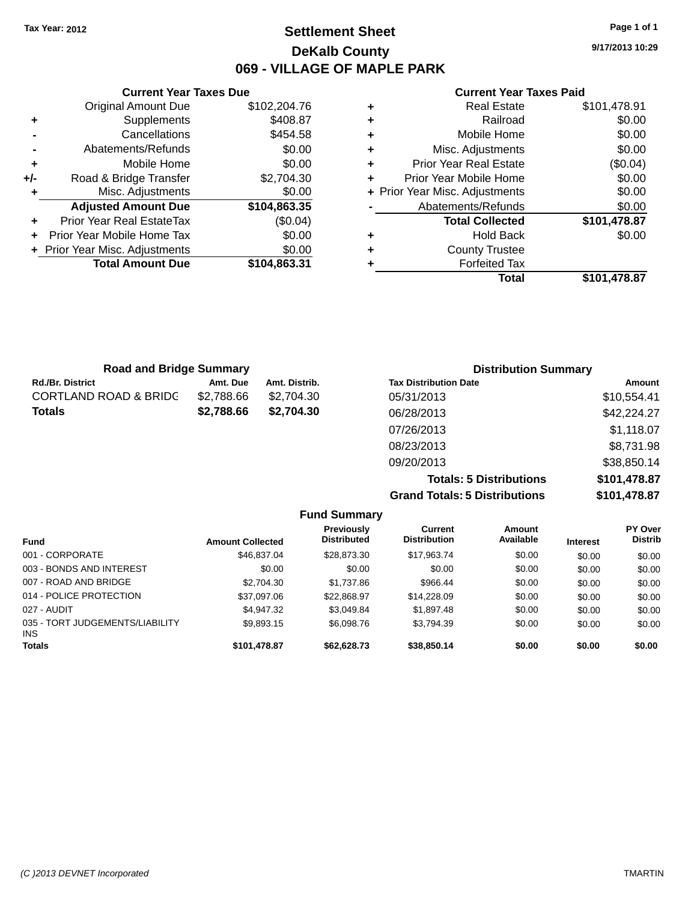Tax Year: 2012

# Settlement Sheet

## DeKalb County

## 069 - VILLAGE OF MAPLE PARK

9/17/2013 10:29

### Current Year Taxes Due

| | | |
|---|---|---|
| | Original Amount Due | $102,204.76 |
| + | Supplements | $408.87 |
| - | Cancellations | $454.58 |
| - | Abatements/Refunds | $0.00 |
| + | Mobile Home | $0.00 |
| +/- | Road & Bridge Transfer | $2,704.30 |
| + | Misc. Adjustments | $0.00 |
| | **Adjusted Amount Due** | **$104,863.35** |
| + | Prior Year Real EstateTax | ($0.04) |
| + | Prior Year Mobile Home Tax | $0.00 |
| + | Prior Year Misc. Adjustments | $0.00 |
| | **Total Amount Due** | **$104,863.31** |

### Current Year Taxes Paid

| | | |
|---|---|---|
| + | Real Estate | $101,478.91 |
| + | Railroad | $0.00 |
| + | Mobile Home | $0.00 |
| + | Misc. Adjustments | $0.00 |
| + | Prior Year Real Estate | ($0.04) |
| + | Prior Year Mobile Home | $0.00 |
| + | Prior Year Misc. Adjustments | $0.00 |
| - | Abatements/Refunds | $0.00 |
| | **Total Collected** | **$101,478.87** |
| + | Hold Back | $0.00 |
| + | County Trustee | |
| + | Forfeited Tax | |
| | **Total** | **$101,478.87** |

### Road and Bridge Summary

| Rd./Br. District | Amt. Due | Amt. Distrib. |
|---|---|---|
| CORTLAND ROAD & BRIDG | $2,788.66 | $2,704.30 |
| **Totals** | **$2,788.66** | **$2,704.30** |

### Distribution Summary

| Tax Distribution Date | Amount |
|---|---|
| 05/31/2013 | $10,554.41 |
| 06/28/2013 | $42,224.27 |
| 07/26/2013 | $1,118.07 |
| 08/23/2013 | $8,731.98 |
| 09/20/2013 | $38,850.14 |
| **Totals: 5 Distributions** | **$101,478.87** |
| **Grand Totals: 5 Distributions** | **$101,478.87** |

### Fund Summary

| Fund | Amount Collected | Previously Distributed | Current Distribution | Amount Available | Interest | PY Over Distrib |
|---|---|---|---|---|---|---|
| 001 - CORPORATE | $46,837.04 | $28,873.30 | $17,963.74 | $0.00 | $0.00 | $0.00 |
| 003 - BONDS AND INTEREST | $0.00 | $0.00 | $0.00 | $0.00 | $0.00 | $0.00 |
| 007 - ROAD AND BRIDGE | $2,704.30 | $1,737.86 | $966.44 | $0.00 | $0.00 | $0.00 |
| 014 - POLICE PROTECTION | $37,097.06 | $22,868.97 | $14,228.09 | $0.00 | $0.00 | $0.00 |
| 027 - AUDIT | $4,947.32 | $3,049.84 | $1,897.48 | $0.00 | $0.00 | $0.00 |
| 035 - TORT JUDGEMENTS/LIABILITY INS | $9,893.15 | $6,098.76 | $3,794.39 | $0.00 | $0.00 | $0.00 |
| **Totals** | **$101,478.87** | **$62,628.73** | **$38,850.14** | **$0.00** | **$0.00** | **$0.00** |

(C )2013 DEVNET Incorporated TMARTIN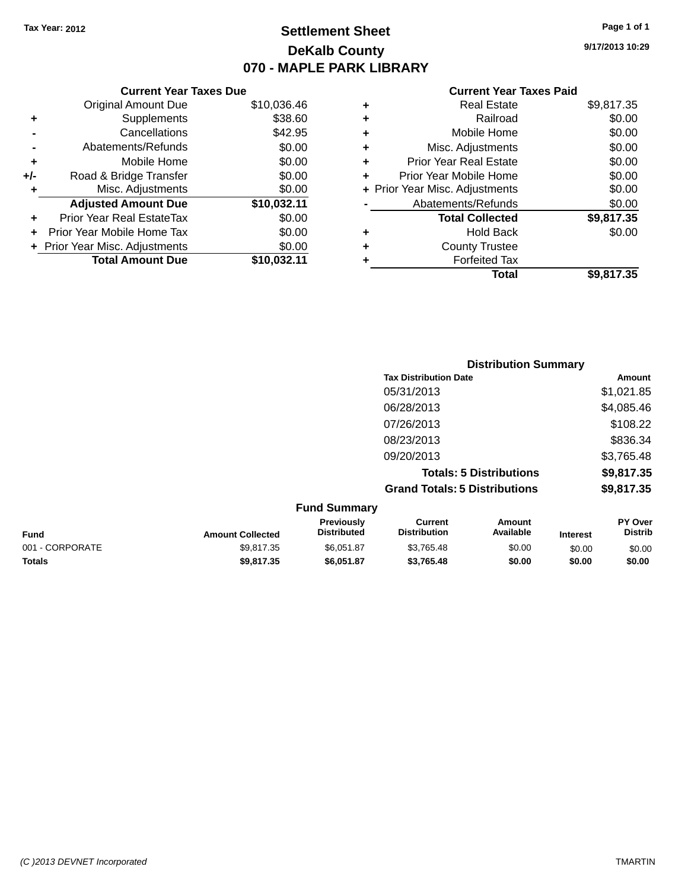Tax Year: 2012

# Settlement Sheet
## DeKalb County
## 070 - MAPLE PARK LIBRARY

9/17/2013 10:29

### Current Year Taxes Due

| | | Amount |
|---|---|---|
| | Original Amount Due | $10,036.46 |
| + | Supplements | $38.60 |
| - | Cancellations | $42.95 |
| - | Abatements/Refunds | $0.00 |
| + | Mobile Home | $0.00 |
| +/- | Road & Bridge Transfer | $0.00 |
| + | Misc. Adjustments | $0.00 |
| | **Adjusted Amount Due** | **$10,032.11** |
| + | Prior Year Real EstateTax | $0.00 |
| + | Prior Year Mobile Home Tax | $0.00 |
| + | Prior Year Misc. Adjustments | $0.00 |
| | **Total Amount Due** | **$10,032.11** |

### Current Year Taxes Paid

| | | Amount |
|---|---|---|
| + | Real Estate | $9,817.35 |
| + | Railroad | $0.00 |
| + | Mobile Home | $0.00 |
| + | Misc. Adjustments | $0.00 |
| + | Prior Year Real Estate | $0.00 |
| + | Prior Year Mobile Home | $0.00 |
| + | Prior Year Misc. Adjustments | $0.00 |
| - | Abatements/Refunds | $0.00 |
| | **Total Collected** | **$9,817.35** |
| + | Hold Back | $0.00 |
| + | County Trustee | |
| + | Forfeited Tax | |
| | **Total** | **$9,817.35** |

### Distribution Summary

| Tax Distribution Date | Amount |
|---|---|
| 05/31/2013 | $1,021.85 |
| 06/28/2013 | $4,085.46 |
| 07/26/2013 | $108.22 |
| 08/23/2013 | $836.34 |
| 09/20/2013 | $3,765.48 |
| **Totals: 5 Distributions** | **$9,817.35** |
| **Grand Totals: 5 Distributions** | **$9,817.35** |

### Fund Summary

| Fund | Amount Collected | Previously Distributed | Current Distribution | Amount Available | Interest | PY Over Distrib |
|---|---|---|---|---|---|---|
| 001 - CORPORATE | $9,817.35 | $6,051.87 | $3,765.48 | $0.00 | $0.00 | $0.00 |
| **Totals** | **$9,817.35** | **$6,051.87** | **$3,765.48** | **$0.00** | **$0.00** | **$0.00** |

(C )2013 DEVNET Incorporated TMARTIN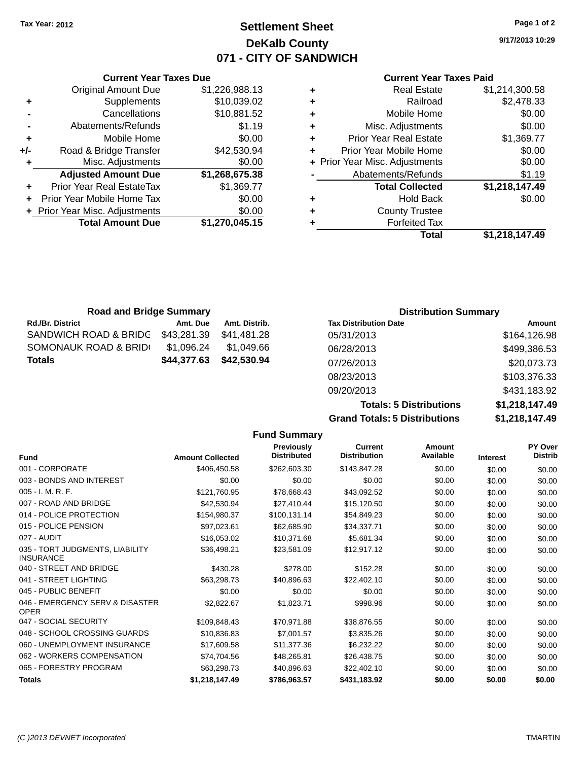Tax Year: 2012

# Settlement Sheet

## DeKalb County

## 071 - CITY OF SANDWICH

9/17/2013 10:29

### Current Year Taxes Due

| | | |
|---|---|---|
| | Original Amount Due | $1,226,988.13 |
| + | Supplements | $10,039.02 |
| - | Cancellations | $10,881.52 |
| - | Abatements/Refunds | $1.19 |
| + | Mobile Home | $0.00 |
| +/- | Road & Bridge Transfer | $42,530.94 |
| + | Misc. Adjustments | $0.00 |
| | **Adjusted Amount Due** | **$1,268,675.38** |
| + | Prior Year Real EstateTax | $1,369.77 |
| + | Prior Year Mobile Home Tax | $0.00 |
| + | Prior Year Misc. Adjustments | $0.00 |
| | **Total Amount Due** | **$1,270,045.15** |

### Current Year Taxes Paid

| | | |
|---|---|---|
| + | Real Estate | $1,214,300.58 |
| + | Railroad | $2,478.33 |
| + | Mobile Home | $0.00 |
| + | Misc. Adjustments | $0.00 |
| + | Prior Year Real Estate | $1,369.77 |
| + | Prior Year Mobile Home | $0.00 |
| + | Prior Year Misc. Adjustments | $0.00 |
| - | Abatements/Refunds | $1.19 |
| | **Total Collected** | **$1,218,147.49** |
| + | Hold Back | $0.00 |
| + | County Trustee | |
| + | Forfeited Tax | |
| | **Total** | **$1,218,147.49** |

### Road and Bridge Summary

| Rd./Br. District | Amt. Due | Amt. Distrib. |
|---|---|---|
| SANDWICH ROAD & BRIDG | $43,281.39 | $41,481.28 |
| SOMONAUK ROAD & BRID( | $1,096.24 | $1,049.66 |
| **Totals** | **$44,377.63** | **$42,530.94** |

### Distribution Summary

| Tax Distribution Date | Amount |
|---|---|
| 05/31/2013 | $164,126.98 |
| 06/28/2013 | $499,386.53 |
| 07/26/2013 | $20,073.73 |
| 08/23/2013 | $103,376.33 |
| 09/20/2013 | $431,183.92 |
| **Totals: 5 Distributions** | **$1,218,147.49** |
| **Grand Totals: 5 Distributions** | **$1,218,147.49** |

### Fund Summary

| Fund | Amount Collected | Previously Distributed | Current Distribution | Amount Available | Interest | PY Over Distrib |
|---|---|---|---|---|---|---|
| 001 - CORPORATE | $406,450.58 | $262,603.30 | $143,847.28 | $0.00 | $0.00 | $0.00 |
| 003 - BONDS AND INTEREST | $0.00 | $0.00 | $0.00 | $0.00 | $0.00 | $0.00 |
| 005 - I. M. R. F. | $121,760.95 | $78,668.43 | $43,092.52 | $0.00 | $0.00 | $0.00 |
| 007 - ROAD AND BRIDGE | $42,530.94 | $27,410.44 | $15,120.50 | $0.00 | $0.00 | $0.00 |
| 014 - POLICE PROTECTION | $154,980.37 | $100,131.14 | $54,849.23 | $0.00 | $0.00 | $0.00 |
| 015 - POLICE PENSION | $97,023.61 | $62,685.90 | $34,337.71 | $0.00 | $0.00 | $0.00 |
| 027 - AUDIT | $16,053.02 | $10,371.68 | $5,681.34 | $0.00 | $0.00 | $0.00 |
| 035 - TORT JUDGMENTS, LIABILITY INSURANCE | $36,498.21 | $23,581.09 | $12,917.12 | $0.00 | $0.00 | $0.00 |
| 040 - STREET AND BRIDGE | $430.28 | $278.00 | $152.28 | $0.00 | $0.00 | $0.00 |
| 041 - STREET LIGHTING | $63,298.73 | $40,896.63 | $22,402.10 | $0.00 | $0.00 | $0.00 |
| 045 - PUBLIC BENEFIT | $0.00 | $0.00 | $0.00 | $0.00 | $0.00 | $0.00 |
| 046 - EMERGENCY SERV & DISASTER OPER | $2,822.67 | $1,823.71 | $998.96 | $0.00 | $0.00 | $0.00 |
| 047 - SOCIAL SECURITY | $109,848.43 | $70,971.88 | $38,876.55 | $0.00 | $0.00 | $0.00 |
| 048 - SCHOOL CROSSING GUARDS | $10,836.83 | $7,001.57 | $3,835.26 | $0.00 | $0.00 | $0.00 |
| 060 - UNEMPLOYMENT INSURANCE | $17,609.58 | $11,377.36 | $6,232.22 | $0.00 | $0.00 | $0.00 |
| 062 - WORKERS COMPENSATION | $74,704.56 | $48,265.81 | $26,438.75 | $0.00 | $0.00 | $0.00 |
| 065 - FORESTRY PROGRAM | $63,298.73 | $40,896.63 | $22,402.10 | $0.00 | $0.00 | $0.00 |
| **Totals** | **$1,218,147.49** | **$786,963.57** | **$431,183.92** | **$0.00** | **$0.00** | **$0.00** |

(C )2013 DEVNET Incorporated TMARTIN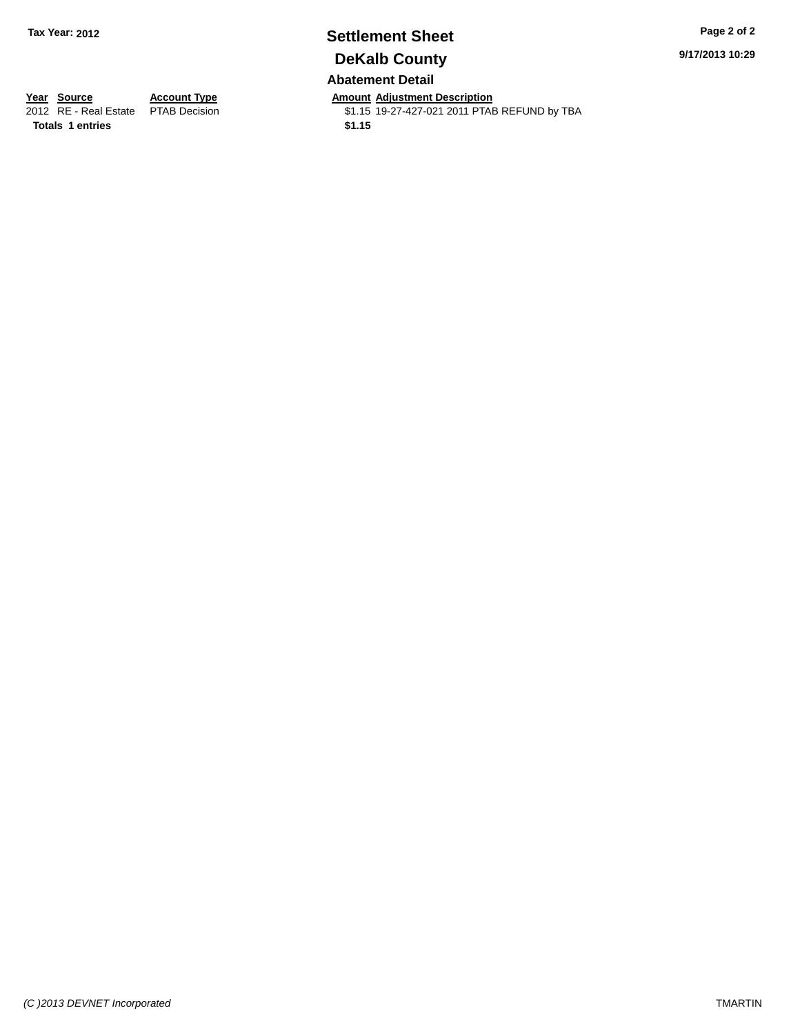**Tax Year: 2012**

# Settlement Sheet

## DeKalb County

9/17/2013 10:29

### Abatement Detail

| Year | Source | Account Type | Amount | Adjustment Description |
|---|---|---|---|---|
| 2012 | RE - Real Estate | PTAB Decision | $1.15 | 19-27-427-021 2011 PTAB REFUND by TBA |
| **Totals** | **1 entries** | | **$1.15** | |

*(C )2013 DEVNET Incorporated* TMARTIN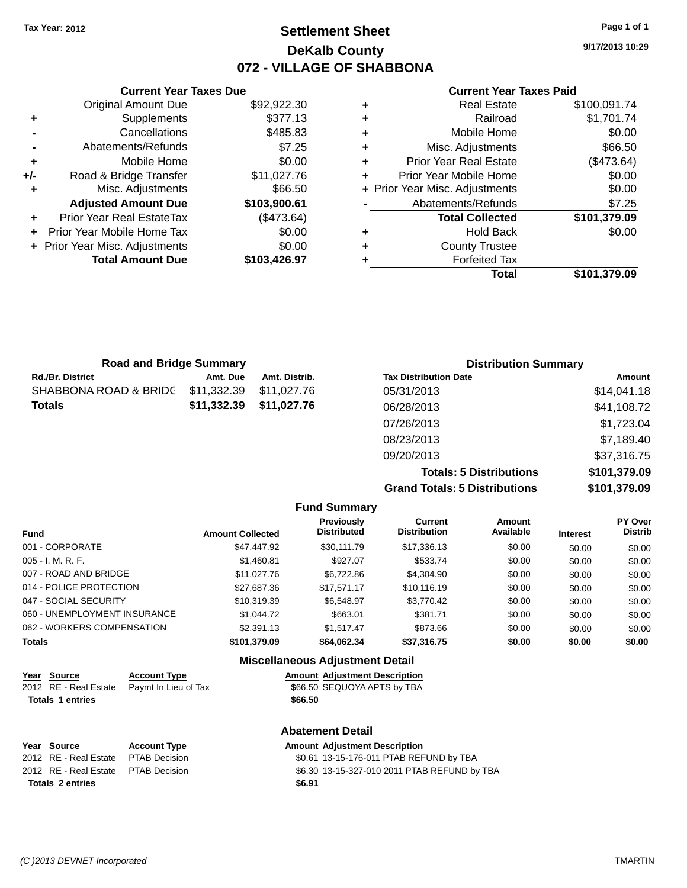Tax Year: 2012

# Settlement Sheet
## DeKalb County
## 072 - VILLAGE OF SHABBONA

9/17/2013 10:29

### Current Year Taxes Due

| | | |
|---|---|---|
| | Original Amount Due | $92,922.30 |
| + | Supplements | $377.13 |
| - | Cancellations | $485.83 |
| - | Abatements/Refunds | $7.25 |
| + | Mobile Home | $0.00 |
| +/- | Road & Bridge Transfer | $11,027.76 |
| + | Misc. Adjustments | $66.50 |
| | **Adjusted Amount Due** | **$103,900.61** |
| + | Prior Year Real EstateTax | ($473.64) |
| + | Prior Year Mobile Home Tax | $0.00 |
| + | Prior Year Misc. Adjustments | $0.00 |
| | **Total Amount Due** | **$103,426.97** |

### Current Year Taxes Paid

| | | |
|---|---|---|
| + | Real Estate | $100,091.74 |
| + | Railroad | $1,701.74 |
| + | Mobile Home | $0.00 |
| + | Misc. Adjustments | $66.50 |
| + | Prior Year Real Estate | ($473.64) |
| + | Prior Year Mobile Home | $0.00 |
| + | Prior Year Misc. Adjustments | $0.00 |
| - | Abatements/Refunds | $7.25 |
| | **Total Collected** | **$101,379.09** |
| + | Hold Back | $0.00 |
| + | County Trustee | |
| + | Forfeited Tax | |
| | **Total** | **$101,379.09** |

### Road and Bridge Summary

| Rd./Br. District | Amt. Due | Amt. Distrib. |
|---|---|---|
| SHABBONA ROAD & BRIDG | $11,332.39 | $11,027.76 |
| **Totals** | **$11,332.39** | **$11,027.76** |

### Distribution Summary

| Tax Distribution Date | Amount |
|---|---|
| 05/31/2013 | $14,041.18 |
| 06/28/2013 | $41,108.72 |
| 07/26/2013 | $1,723.04 |
| 08/23/2013 | $7,189.40 |
| 09/20/2013 | $37,316.75 |
| **Totals: 5 Distributions** | **$101,379.09** |
| **Grand Totals: 5 Distributions** | **$101,379.09** |

### Fund Summary

| Fund | Amount Collected | Previously Distributed | Current Distribution | Amount Available | Interest | PY Over Distrib |
|---|---|---|---|---|---|---|
| 001 - CORPORATE | $47,447.92 | $30,111.79 | $17,336.13 | $0.00 | $0.00 | $0.00 |
| 005 - I. M. R. F. | $1,460.81 | $927.07 | $533.74 | $0.00 | $0.00 | $0.00 |
| 007 - ROAD AND BRIDGE | $11,027.76 | $6,722.86 | $4,304.90 | $0.00 | $0.00 | $0.00 |
| 014 - POLICE PROTECTION | $27,687.36 | $17,571.17 | $10,116.19 | $0.00 | $0.00 | $0.00 |
| 047 - SOCIAL SECURITY | $10,319.39 | $6,548.97 | $3,770.42 | $0.00 | $0.00 | $0.00 |
| 060 - UNEMPLOYMENT INSURANCE | $1,044.72 | $663.01 | $381.71 | $0.00 | $0.00 | $0.00 |
| 062 - WORKERS COMPENSATION | $2,391.13 | $1,517.47 | $873.66 | $0.00 | $0.00 | $0.00 |
| **Totals** | **$101,379.09** | **$64,062.34** | **$37,316.75** | **$0.00** | **$0.00** | **$0.00** |

### Miscellaneous Adjustment Detail

| Year | Source | Account Type | Amount | Adjustment Description |
|---|---|---|---|---|
| 2012 | RE - Real Estate | Paymt In Lieu of Tax | $66.50 | SEQUOYA APTS by TBA |
| **Totals 1 entries** | | | **$66.50** | |

### Abatement Detail

| Year | Source | Account Type | Amount | Adjustment Description |
|---|---|---|---|---|
| 2012 | RE - Real Estate | PTAB Decision | $0.61 | 13-15-176-011 PTAB REFUND by TBA |
| 2012 | RE - Real Estate | PTAB Decision | $6.30 | 13-15-327-010 2011 PTAB REFUND by TBA |
| **Totals 2 entries** | | | **$6.91** | |

(C )2013 DEVNET Incorporated TMARTIN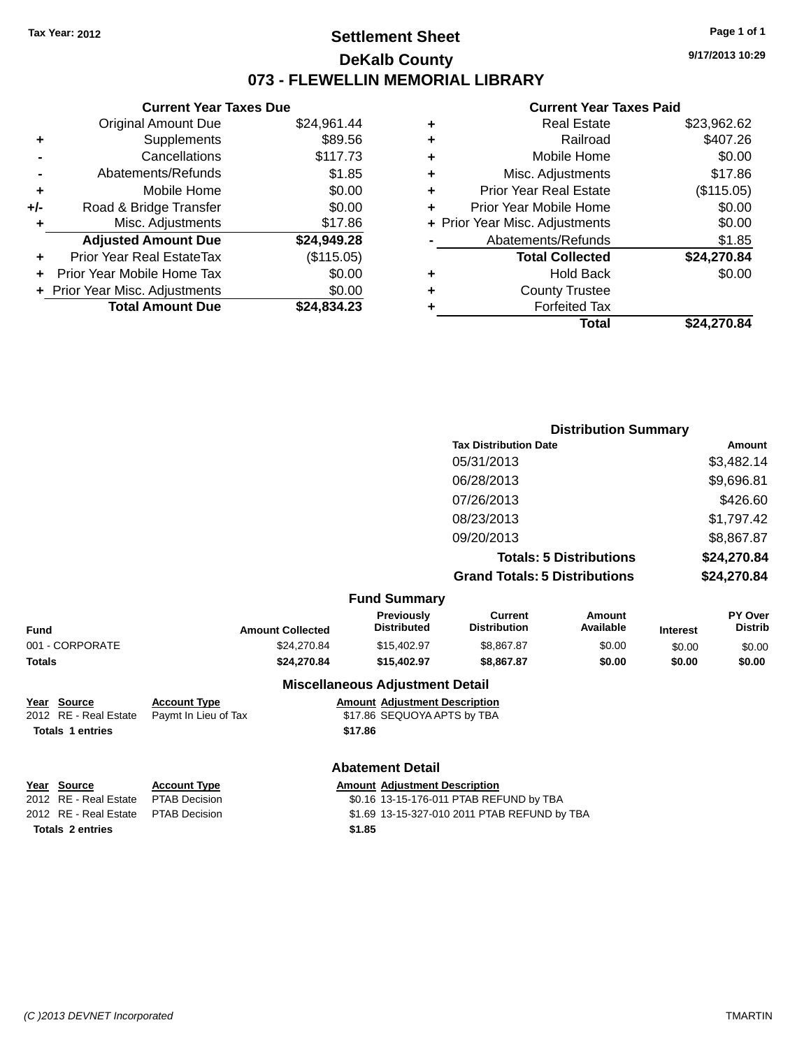Tax Year: 2012

# Settlement Sheet

## DeKalb County

## 073 - FLEWELLIN MEMORIAL LIBRARY

9/17/2013 10:29

### Current Year Taxes Due

| | | |
|---|---|---|
| | Original Amount Due | $24,961.44 |
| + | Supplements | $89.56 |
| - | Cancellations | $117.73 |
| - | Abatements/Refunds | $1.85 |
| + | Mobile Home | $0.00 |
| +/- | Road & Bridge Transfer | $0.00 |
| + | Misc. Adjustments | $17.86 |
| | **Adjusted Amount Due** | **$24,949.28** |
| + | Prior Year Real EstateTax | ($115.05) |
| + | Prior Year Mobile Home Tax | $0.00 |
| + | Prior Year Misc. Adjustments | $0.00 |
| | **Total Amount Due** | **$24,834.23** |

### Current Year Taxes Paid

| | | |
|---|---|---|
| + | Real Estate | $23,962.62 |
| + | Railroad | $407.26 |
| + | Mobile Home | $0.00 |
| + | Misc. Adjustments | $17.86 |
| + | Prior Year Real Estate | ($115.05) |
| + | Prior Year Mobile Home | $0.00 |
| + | Prior Year Misc. Adjustments | $0.00 |
| - | Abatements/Refunds | $1.85 |
| | **Total Collected** | **$24,270.84** |
| + | Hold Back | $0.00 |
| + | County Trustee | |
| + | Forfeited Tax | |
| | **Total** | **$24,270.84** |

### Distribution Summary

| Tax Distribution Date | Amount |
|---|---|
| 05/31/2013 | $3,482.14 |
| 06/28/2013 | $9,696.81 |
| 07/26/2013 | $426.60 |
| 08/23/2013 | $1,797.42 |
| 09/20/2013 | $8,867.87 |
| **Totals: 5 Distributions** | **$24,270.84** |
| **Grand Totals: 5 Distributions** | **$24,270.84** |

### Fund Summary

| Fund | Amount Collected | Previously Distributed | Current Distribution | Amount Available | Interest | PY Over Distrib |
|---|---|---|---|---|---|---|
| 001 - CORPORATE | $24,270.84 | $15,402.97 | $8,867.87 | $0.00 | $0.00 | $0.00 |
| **Totals** | **$24,270.84** | **$15,402.97** | **$8,867.87** | **$0.00** | **$0.00** | **$0.00** |

### Miscellaneous Adjustment Detail

| Year | Source | Account Type | Amount | Adjustment Description |
|---|---|---|---|---|
| 2012 | RE - Real Estate | Paymt In Lieu of Tax | $17.86 | SEQUOYA APTS by TBA |
| **Totals** | **1 entries** | | **$17.86** | |

### Abatement Detail

| Year | Source | Account Type | Amount | Adjustment Description |
|---|---|---|---|---|
| 2012 | RE - Real Estate | PTAB Decision | $0.16 | 13-15-176-011 PTAB REFUND by TBA |
| 2012 | RE - Real Estate | PTAB Decision | $1.69 | 13-15-327-010 2011 PTAB REFUND by TBA |
| **Totals** | **2 entries** | | **$1.85** | |

(C )2013 DEVNET Incorporated TMARTIN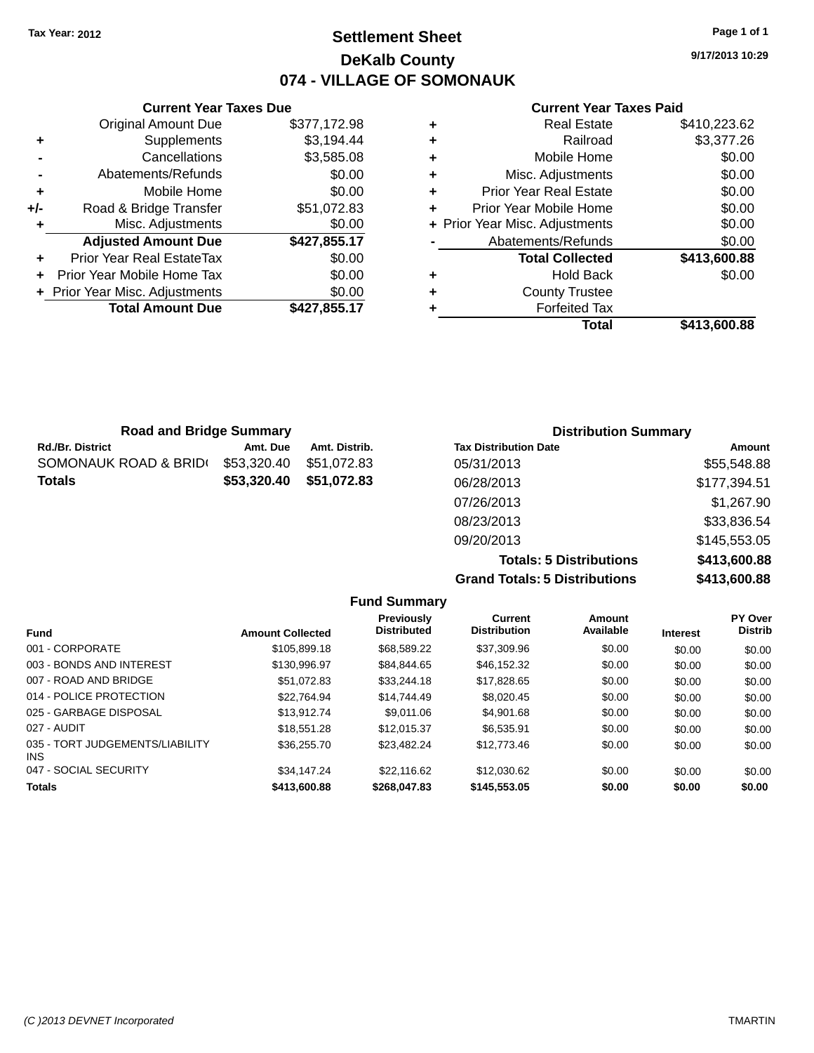Tax Year: 2012

# Settlement Sheet

## DeKalb County

## 074 - VILLAGE OF SOMONAUK

9/17/2013 10:29

### Current Year Taxes Due

| | | |
|---|---|---|
| | Original Amount Due | $377,172.98 |
| + | Supplements | $3,194.44 |
| - | Cancellations | $3,585.08 |
| - | Abatements/Refunds | $0.00 |
| + | Mobile Home | $0.00 |
| +/- | Road & Bridge Transfer | $51,072.83 |
| + | Misc. Adjustments | $0.00 |
| | **Adjusted Amount Due** | **$427,855.17** |
| + | Prior Year Real EstateTax | $0.00 |
| + | Prior Year Mobile Home Tax | $0.00 |
| + | Prior Year Misc. Adjustments | $0.00 |
| | **Total Amount Due** | **$427,855.17** |

### Current Year Taxes Paid

| | | |
|---|---|---|
| + | Real Estate | $410,223.62 |
| + | Railroad | $3,377.26 |
| + | Mobile Home | $0.00 |
| + | Misc. Adjustments | $0.00 |
| + | Prior Year Real Estate | $0.00 |
| + | Prior Year Mobile Home | $0.00 |
| + | Prior Year Misc. Adjustments | $0.00 |
| - | Abatements/Refunds | $0.00 |
| | **Total Collected** | **$413,600.88** |
| + | Hold Back | $0.00 |
| + | County Trustee | |
| + | Forfeited Tax | |
| | **Total** | **$413,600.88** |

### Road and Bridge Summary

| Rd./Br. District | Amt. Due | Amt. Distrib. |
|---|---|---|
| SOMONAUK ROAD & BRID( | $53,320.40 | $51,072.83 |
| **Totals** | **$53,320.40** | **$51,072.83** |

### Distribution Summary

| Tax Distribution Date | Amount |
|---|---|
| 05/31/2013 | $55,548.88 |
| 06/28/2013 | $177,394.51 |
| 07/26/2013 | $1,267.90 |
| 08/23/2013 | $33,836.54 |
| 09/20/2013 | $145,553.05 |
| **Totals: 5 Distributions** | **$413,600.88** |
| **Grand Totals: 5 Distributions** | **$413,600.88** |

### Fund Summary

| Fund | Amount Collected | Previously Distributed | Current Distribution | Amount Available | Interest | PY Over Distrib |
|---|---|---|---|---|---|---|
| 001 - CORPORATE | $105,899.18 | $68,589.22 | $37,309.96 | $0.00 | $0.00 | $0.00 |
| 003 - BONDS AND INTEREST | $130,996.97 | $84,844.65 | $46,152.32 | $0.00 | $0.00 | $0.00 |
| 007 - ROAD AND BRIDGE | $51,072.83 | $33,244.18 | $17,828.65 | $0.00 | $0.00 | $0.00 |
| 014 - POLICE PROTECTION | $22,764.94 | $14,744.49 | $8,020.45 | $0.00 | $0.00 | $0.00 |
| 025 - GARBAGE DISPOSAL | $13,912.74 | $9,011.06 | $4,901.68 | $0.00 | $0.00 | $0.00 |
| 027 - AUDIT | $18,551.28 | $12,015.37 | $6,535.91 | $0.00 | $0.00 | $0.00 |
| 035 - TORT JUDGEMENTS/LIABILITY INS | $36,255.70 | $23,482.24 | $12,773.46 | $0.00 | $0.00 | $0.00 |
| 047 - SOCIAL SECURITY | $34,147.24 | $22,116.62 | $12,030.62 | $0.00 | $0.00 | $0.00 |
| **Totals** | **$413,600.88** | **$268,047.83** | **$145,553.05** | **$0.00** | **$0.00** | **$0.00** |

(C )2013 DEVNET Incorporated TMARTIN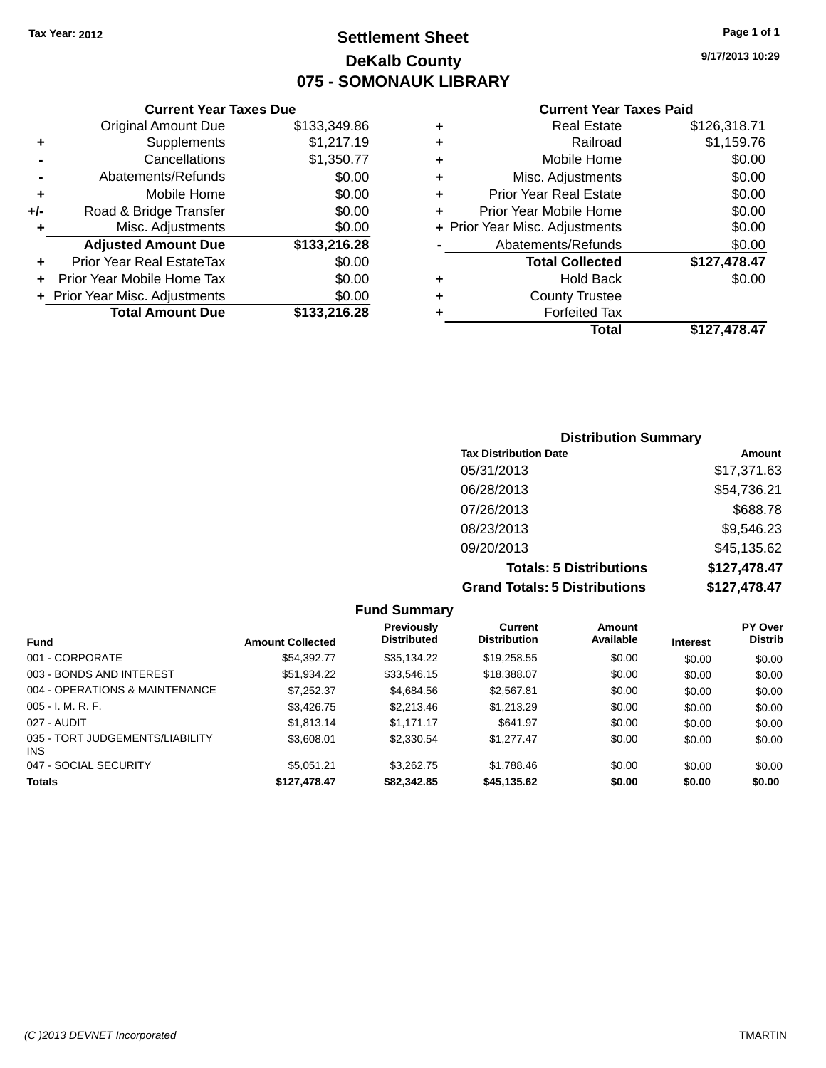Tax Year: 2012

# Settlement Sheet
## DeKalb County
## 075 - SOMONAUK LIBRARY

9/17/2013 10:29

### Current Year Taxes Due

| | | |
|---|---|---|
| | Original Amount Due | $133,349.86 |
| + | Supplements | $1,217.19 |
| - | Cancellations | $1,350.77 |
| - | Abatements/Refunds | $0.00 |
| + | Mobile Home | $0.00 |
| +/- | Road & Bridge Transfer | $0.00 |
| + | Misc. Adjustments | $0.00 |
| | **Adjusted Amount Due** | **$133,216.28** |
| + | Prior Year Real EstateTax | $0.00 |
| + | Prior Year Mobile Home Tax | $0.00 |
| + | Prior Year Misc. Adjustments | $0.00 |
| | **Total Amount Due** | **$133,216.28** |

### Current Year Taxes Paid

| | | |
|---|---|---|
| + | Real Estate | $126,318.71 |
| + | Railroad | $1,159.76 |
| + | Mobile Home | $0.00 |
| + | Misc. Adjustments | $0.00 |
| + | Prior Year Real Estate | $0.00 |
| + | Prior Year Mobile Home | $0.00 |
| + | Prior Year Misc. Adjustments | $0.00 |
| - | Abatements/Refunds | $0.00 |
| | **Total Collected** | **$127,478.47** |
| + | Hold Back | $0.00 |
| + | County Trustee | |
| + | Forfeited Tax | |
| | **Total** | **$127,478.47** |

### Distribution Summary

| Tax Distribution Date | Amount |
|---|---|
| 05/31/2013 | $17,371.63 |
| 06/28/2013 | $54,736.21 |
| 07/26/2013 | $688.78 |
| 08/23/2013 | $9,546.23 |
| 09/20/2013 | $45,135.62 |
| **Totals: 5 Distributions** | **$127,478.47** |
| **Grand Totals: 5 Distributions** | **$127,478.47** |

### Fund Summary

| Fund | Amount Collected | Previously Distributed | Current Distribution | Amount Available | Interest | PY Over Distrib |
|---|---|---|---|---|---|---|
| 001 - CORPORATE | $54,392.77 | $35,134.22 | $19,258.55 | $0.00 | $0.00 | $0.00 |
| 003 - BONDS AND INTEREST | $51,934.22 | $33,546.15 | $18,388.07 | $0.00 | $0.00 | $0.00 |
| 004 - OPERATIONS & MAINTENANCE | $7,252.37 | $4,684.56 | $2,567.81 | $0.00 | $0.00 | $0.00 |
| 005 - I. M. R. F. | $3,426.75 | $2,213.46 | $1,213.29 | $0.00 | $0.00 | $0.00 |
| 027 - AUDIT | $1,813.14 | $1,171.17 | $641.97 | $0.00 | $0.00 | $0.00 |
| 035 - TORT JUDGEMENTS/LIABILITY INS | $3,608.01 | $2,330.54 | $1,277.47 | $0.00 | $0.00 | $0.00 |
| 047 - SOCIAL SECURITY | $5,051.21 | $3,262.75 | $1,788.46 | $0.00 | $0.00 | $0.00 |
| **Totals** | **$127,478.47** | **$82,342.85** | **$45,135.62** | **$0.00** | **$0.00** | **$0.00** |

(C )2013 DEVNET Incorporated TMARTIN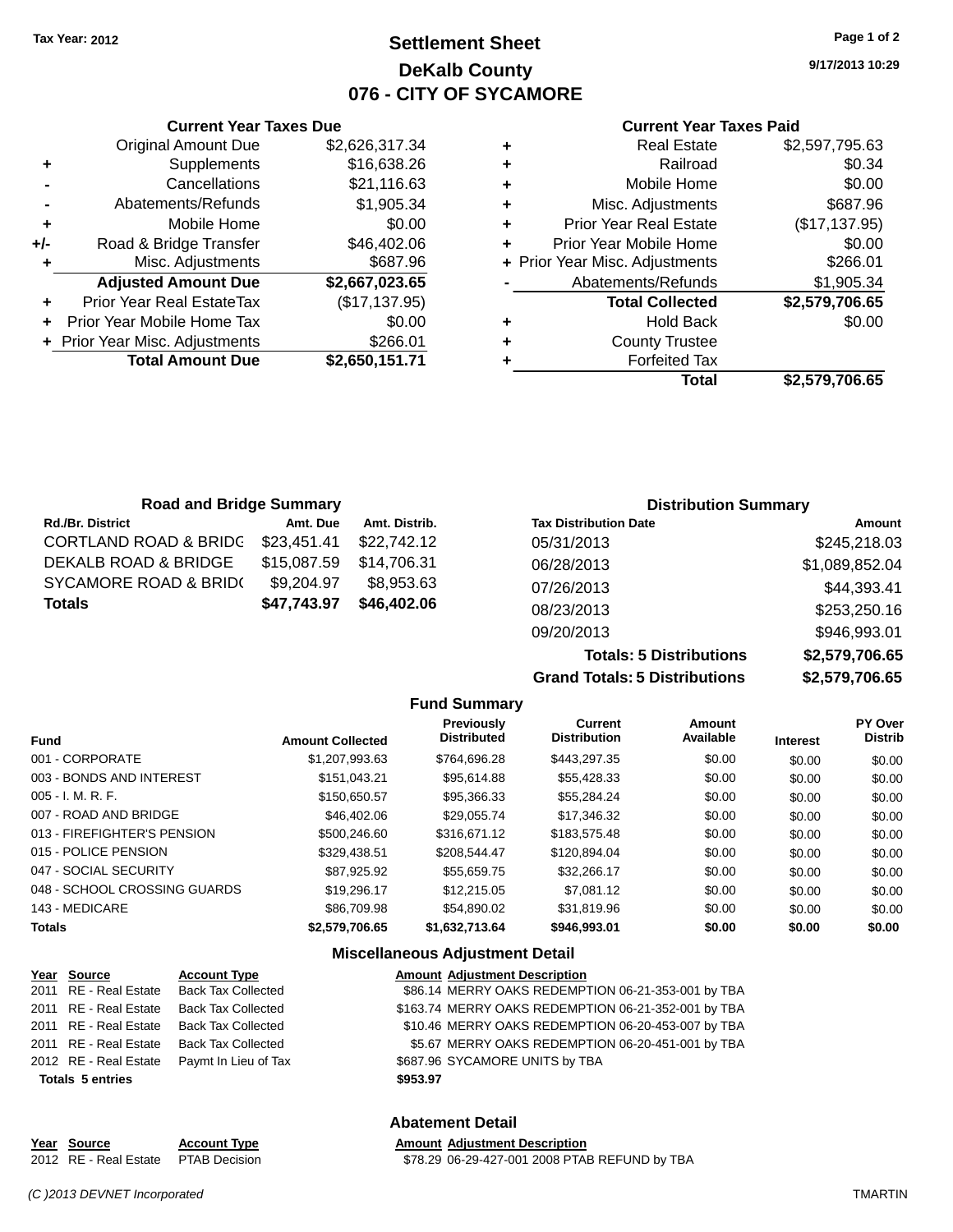Tax Year: 2012

# Settlement Sheet
## DeKalb County
## 076 - CITY OF SYCAMORE

9/17/2013 10:29

### Current Year Taxes Due

| | | |
|---|---|---|
| | Original Amount Due | $2,626,317.34 |
| + | Supplements | $16,638.26 |
| - | Cancellations | $21,116.63 |
| - | Abatements/Refunds | $1,905.34 |
| + | Mobile Home | $0.00 |
| +/- | Road & Bridge Transfer | $46,402.06 |
| + | Misc. Adjustments | $687.96 |
| | **Adjusted Amount Due** | **$2,667,023.65** |
| + | Prior Year Real EstateTax | ($17,137.95) |
| + | Prior Year Mobile Home Tax | $0.00 |
| + | Prior Year Misc. Adjustments | $266.01 |
| | **Total Amount Due** | **$2,650,151.71** |

### Current Year Taxes Paid

| | | |
|---|---|---|
| + | Real Estate | $2,597,795.63 |
| + | Railroad | $0.34 |
| + | Mobile Home | $0.00 |
| + | Misc. Adjustments | $687.96 |
| + | Prior Year Real Estate | ($17,137.95) |
| + | Prior Year Mobile Home | $0.00 |
| + | Prior Year Misc. Adjustments | $266.01 |
| - | Abatements/Refunds | $1,905.34 |
| | **Total Collected** | **$2,579,706.65** |
| + | Hold Back | $0.00 |
| + | County Trustee | |
| + | Forfeited Tax | |
| | **Total** | **$2,579,706.65** |

### Road and Bridge Summary

| Rd./Br. District | Amt. Due | Amt. Distrib. |
|---|---|---|
| CORTLAND ROAD & BRIDG | $23,451.41 | $22,742.12 |
| DEKALB ROAD & BRIDGE | $15,087.59 | $14,706.31 |
| SYCAMORE ROAD & BRID( | $9,204.97 | $8,953.63 |
| **Totals** | **$47,743.97** | **$46,402.06** |

### Distribution Summary

| Tax Distribution Date | Amount |
|---|---|
| 05/31/2013 | $245,218.03 |
| 06/28/2013 | $1,089,852.04 |
| 07/26/2013 | $44,393.41 |
| 08/23/2013 | $253,250.16 |
| 09/20/2013 | $946,993.01 |
| **Totals: 5 Distributions** | **$2,579,706.65** |
| **Grand Totals: 5 Distributions** | **$2,579,706.65** |

### Fund Summary

| Fund | Amount Collected | Previously Distributed | Current Distribution | Amount Available | Interest | PY Over Distrib |
|---|---|---|---|---|---|---|
| 001 - CORPORATE | $1,207,993.63 | $764,696.28 | $443,297.35 | $0.00 | $0.00 | $0.00 |
| 003 - BONDS AND INTEREST | $151,043.21 | $95,614.88 | $55,428.33 | $0.00 | $0.00 | $0.00 |
| 005 - I. M. R. F. | $150,650.57 | $95,366.33 | $55,284.24 | $0.00 | $0.00 | $0.00 |
| 007 - ROAD AND BRIDGE | $46,402.06 | $29,055.74 | $17,346.32 | $0.00 | $0.00 | $0.00 |
| 013 - FIREFIGHTER'S PENSION | $500,246.60 | $316,671.12 | $183,575.48 | $0.00 | $0.00 | $0.00 |
| 015 - POLICE PENSION | $329,438.51 | $208,544.47 | $120,894.04 | $0.00 | $0.00 | $0.00 |
| 047 - SOCIAL SECURITY | $87,925.92 | $55,659.75 | $32,266.17 | $0.00 | $0.00 | $0.00 |
| 048 - SCHOOL CROSSING GUARDS | $19,296.17 | $12,215.05 | $7,081.12 | $0.00 | $0.00 | $0.00 |
| 143 - MEDICARE | $86,709.98 | $54,890.02 | $31,819.96 | $0.00 | $0.00 | $0.00 |
| **Totals** | **$2,579,706.65** | **$1,632,713.64** | **$946,993.01** | **$0.00** | **$0.00** | **$0.00** |

### Miscellaneous Adjustment Detail

| Year | Source | Account Type | Amount | Adjustment Description |
|---|---|---|---|---|
| 2011 | RE - Real Estate | Back Tax Collected | $86.14 | MERRY OAKS REDEMPTION 06-21-353-001 by TBA |
| 2011 | RE - Real Estate | Back Tax Collected | $163.74 | MERRY OAKS REDEMPTION 06-21-352-001 by TBA |
| 2011 | RE - Real Estate | Back Tax Collected | $10.46 | MERRY OAKS REDEMPTION 06-20-453-007 by TBA |
| 2011 | RE - Real Estate | Back Tax Collected | $5.67 | MERRY OAKS REDEMPTION 06-20-451-001 by TBA |
| 2012 | RE - Real Estate | Paymt In Lieu of Tax | $687.96 | SYCAMORE UNITS by TBA |
| **Totals 5 entries** | | | **$953.97** | |

### Abatement Detail

| Year | Source | Account Type | Amount | Adjustment Description |
|---|---|---|---|---|
| 2012 | RE - Real Estate | PTAB Decision | $78.29 | 06-29-427-001 2008 PTAB REFUND by TBA |

(C )2013 DEVNET Incorporated TMARTIN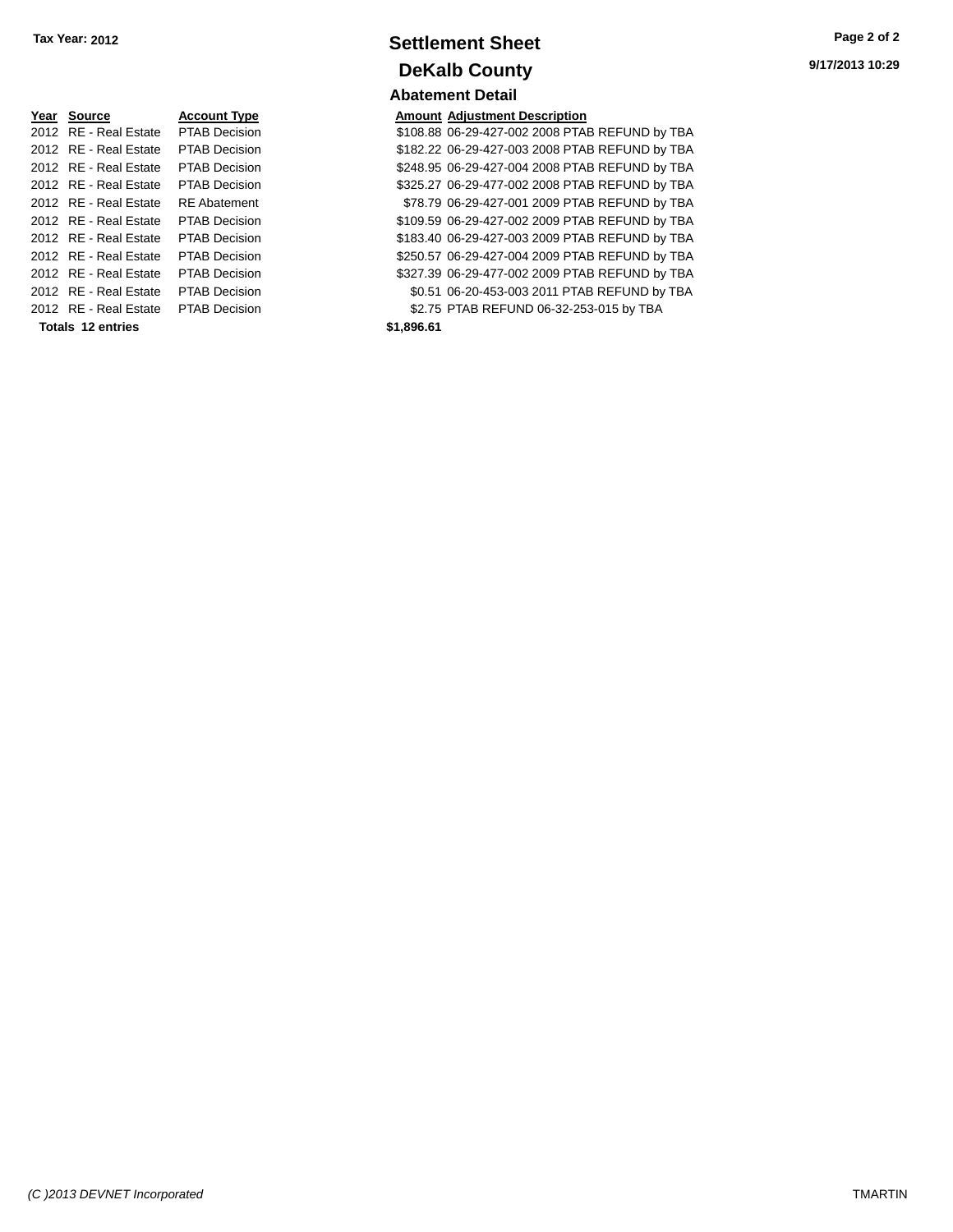Tax Year: 2012

# Settlement Sheet

## DeKalb County

9/17/2013 10:29

### Abatement Detail

| Year | Source | Account Type | Amount | Adjustment Description |
|---|---|---|---|---|
| 2012 | RE - Real Estate | PTAB Decision | $108.88 | 06-29-427-002 2008 PTAB REFUND by TBA |
| 2012 | RE - Real Estate | PTAB Decision | $182.22 | 06-29-427-003 2008 PTAB REFUND by TBA |
| 2012 | RE - Real Estate | PTAB Decision | $248.95 | 06-29-427-004 2008 PTAB REFUND by TBA |
| 2012 | RE - Real Estate | PTAB Decision | $325.27 | 06-29-477-002 2008 PTAB REFUND by TBA |
| 2012 | RE - Real Estate | RE Abatement | $78.79 | 06-29-427-001 2009 PTAB REFUND by TBA |
| 2012 | RE - Real Estate | PTAB Decision | $109.59 | 06-29-427-002 2009 PTAB REFUND by TBA |
| 2012 | RE - Real Estate | PTAB Decision | $183.40 | 06-29-427-003 2009 PTAB REFUND by TBA |
| 2012 | RE - Real Estate | PTAB Decision | $250.57 | 06-29-427-004 2009 PTAB REFUND by TBA |
| 2012 | RE - Real Estate | PTAB Decision | $327.39 | 06-29-477-002 2009 PTAB REFUND by TBA |
| 2012 | RE - Real Estate | PTAB Decision | $0.51 | 06-20-453-003 2011 PTAB REFUND by TBA |
| 2012 | RE - Real Estate | PTAB Decision | $2.75 | PTAB REFUND 06-32-253-015 by TBA |
| **Totals** | **12 entries** | | **$1,896.61** | |

(C )2013 DEVNET Incorporated TMARTIN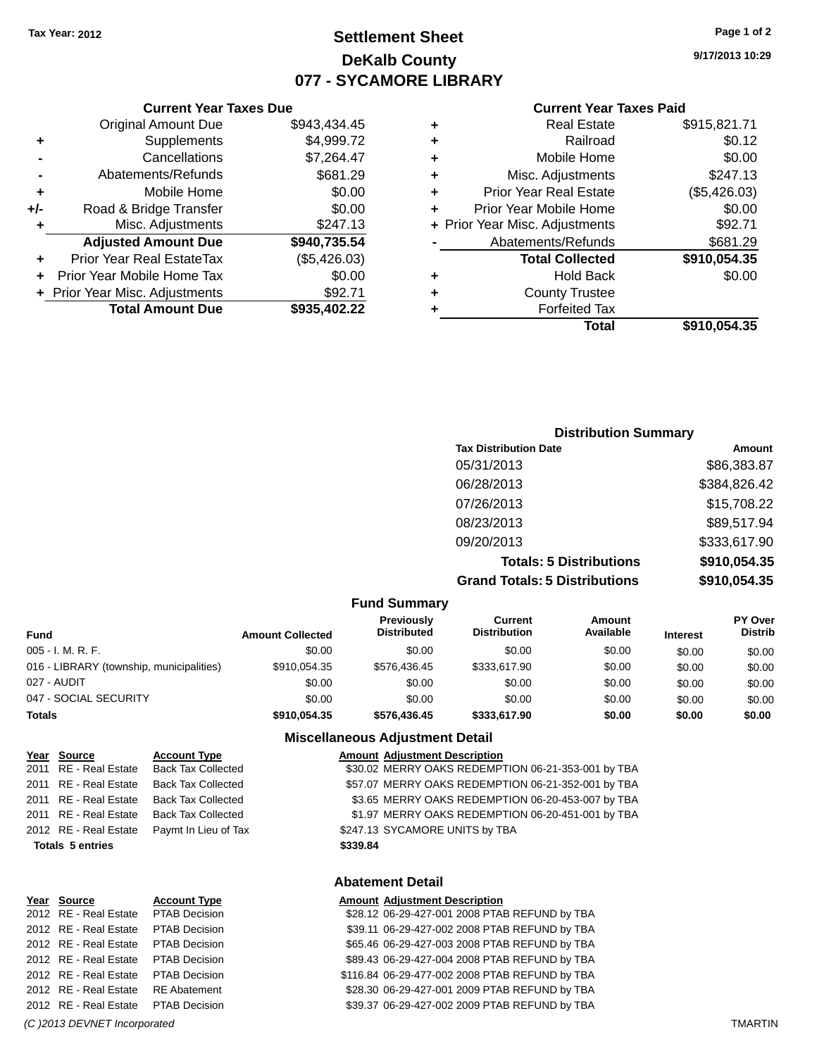Tax Year: 2012

# Settlement Sheet
## DeKalb County
## 077 - SYCAMORE LIBRARY

9/17/2013 10:29

### Current Year Taxes Due

| | | |
|---|---|---|
| | Original Amount Due | $943,434.45 |
| + | Supplements | $4,999.72 |
| - | Cancellations | $7,264.47 |
| - | Abatements/Refunds | $681.29 |
| + | Mobile Home | $0.00 |
| +/- | Road & Bridge Transfer | $0.00 |
| + | Misc. Adjustments | $247.13 |
| | **Adjusted Amount Due** | **$940,735.54** |
| + | Prior Year Real EstateTax | ($5,426.03) |
| + | Prior Year Mobile Home Tax | $0.00 |
| + | Prior Year Misc. Adjustments | $92.71 |
| | **Total Amount Due** | **$935,402.22** |

### Current Year Taxes Paid

| | | |
|---|---|---|
| + | Real Estate | $915,821.71 |
| + | Railroad | $0.12 |
| + | Mobile Home | $0.00 |
| + | Misc. Adjustments | $247.13 |
| + | Prior Year Real Estate | ($5,426.03) |
| + | Prior Year Mobile Home | $0.00 |
| + | Prior Year Misc. Adjustments | $92.71 |
| - | Abatements/Refunds | $681.29 |
| | **Total Collected** | **$910,054.35** |
| + | Hold Back | $0.00 |
| + | County Trustee | |
| + | Forfeited Tax | |
| | **Total** | **$910,054.35** |

### Distribution Summary

| Tax Distribution Date | Amount |
|---|---|
| 05/31/2013 | $86,383.87 |
| 06/28/2013 | $384,826.42 |
| 07/26/2013 | $15,708.22 |
| 08/23/2013 | $89,517.94 |
| 09/20/2013 | $333,617.90 |
| **Totals: 5 Distributions** | **$910,054.35** |
| **Grand Totals: 5 Distributions** | **$910,054.35** |

### Fund Summary

| Fund | Amount Collected | Previously Distributed | Current Distribution | Amount Available | Interest | PY Over Distrib |
|---|---|---|---|---|---|---|
| 005 - I. M. R. F. | $0.00 | $0.00 | $0.00 | $0.00 | $0.00 | $0.00 |
| 016 - LIBRARY (township, municipalities) | $910,054.35 | $576,436.45 | $333,617.90 | $0.00 | $0.00 | $0.00 |
| 027 - AUDIT | $0.00 | $0.00 | $0.00 | $0.00 | $0.00 | $0.00 |
| 047 - SOCIAL SECURITY | $0.00 | $0.00 | $0.00 | $0.00 | $0.00 | $0.00 |
| **Totals** | **$910,054.35** | **$576,436.45** | **$333,617.90** | **$0.00** | **$0.00** | **$0.00** |

### Miscellaneous Adjustment Detail

| Year | Source | Account Type | Amount | Adjustment Description |
|---|---|---|---|---|
| 2011 | RE - Real Estate | Back Tax Collected | $30.02 | MERRY OAKS REDEMPTION 06-21-353-001 by TBA |
| 2011 | RE - Real Estate | Back Tax Collected | $57.07 | MERRY OAKS REDEMPTION 06-21-352-001 by TBA |
| 2011 | RE - Real Estate | Back Tax Collected | $3.65 | MERRY OAKS REDEMPTION 06-20-453-007 by TBA |
| 2011 | RE - Real Estate | Back Tax Collected | $1.97 | MERRY OAKS REDEMPTION 06-20-451-001 by TBA |
| 2012 | RE - Real Estate | Paymt In Lieu of Tax | $247.13 | SYCAMORE UNITS by TBA |
| **Totals 5 entries** | | | **$339.84** | |

### Abatement Detail

| Year | Source | Account Type | Amount | Adjustment Description |
|---|---|---|---|---|
| 2012 | RE - Real Estate | PTAB Decision | $28.12 | 06-29-427-001 2008 PTAB REFUND by TBA |
| 2012 | RE - Real Estate | PTAB Decision | $39.11 | 06-29-427-002 2008 PTAB REFUND by TBA |
| 2012 | RE - Real Estate | PTAB Decision | $65.46 | 06-29-427-003 2008 PTAB REFUND by TBA |
| 2012 | RE - Real Estate | PTAB Decision | $89.43 | 06-29-427-004 2008 PTAB REFUND by TBA |
| 2012 | RE - Real Estate | PTAB Decision | $116.84 | 06-29-477-002 2008 PTAB REFUND by TBA |
| 2012 | RE - Real Estate | RE Abatement | $28.30 | 06-29-427-001 2009 PTAB REFUND by TBA |
| 2012 | RE - Real Estate | PTAB Decision | $39.37 | 06-29-427-002 2009 PTAB REFUND by TBA |

*(C )2013 DEVNET Incorporated* TMARTIN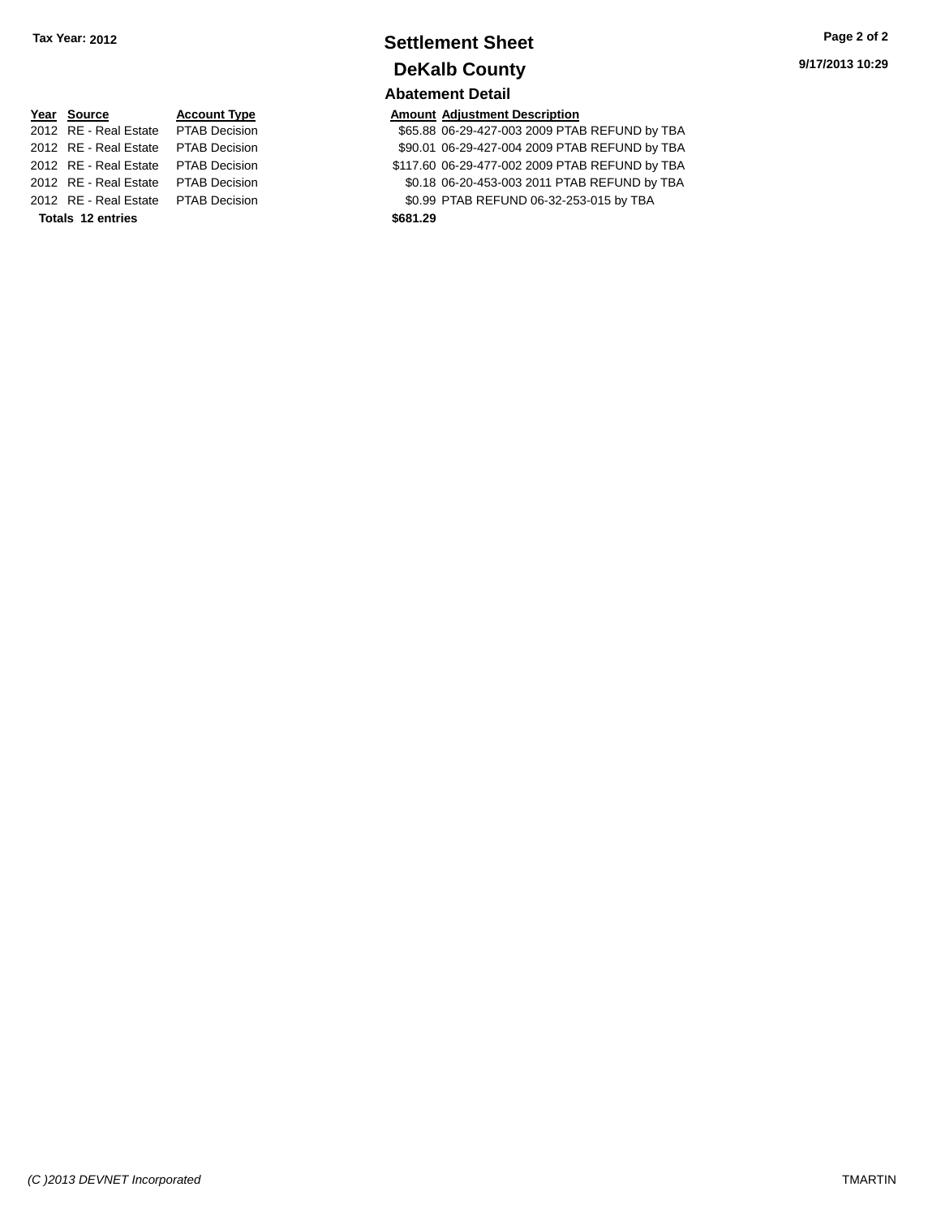**Tax Year: 2012**

# Settlement Sheet

## DeKalb County

### Abatement Detail

| Year | Source | Account Type | Amount | Adjustment Description |
|---|---|---|---|---|
| 2012 | RE - Real Estate | PTAB Decision | $65.88 | 06-29-427-003 2009 PTAB REFUND by TBA |
| 2012 | RE - Real Estate | PTAB Decision | $90.01 | 06-29-427-004 2009 PTAB REFUND by TBA |
| 2012 | RE - Real Estate | PTAB Decision | $117.60 | 06-29-477-002 2009 PTAB REFUND by TBA |
| 2012 | RE - Real Estate | PTAB Decision | $0.18 | 06-20-453-003 2011 PTAB REFUND by TBA |
| 2012 | RE - Real Estate | PTAB Decision | $0.99 | PTAB REFUND 06-32-253-015 by TBA |
| **Totals** | **12 entries** | | **$681.29** | |

9/17/2013 10:29

*(C )2013 DEVNET Incorporated* TMARTIN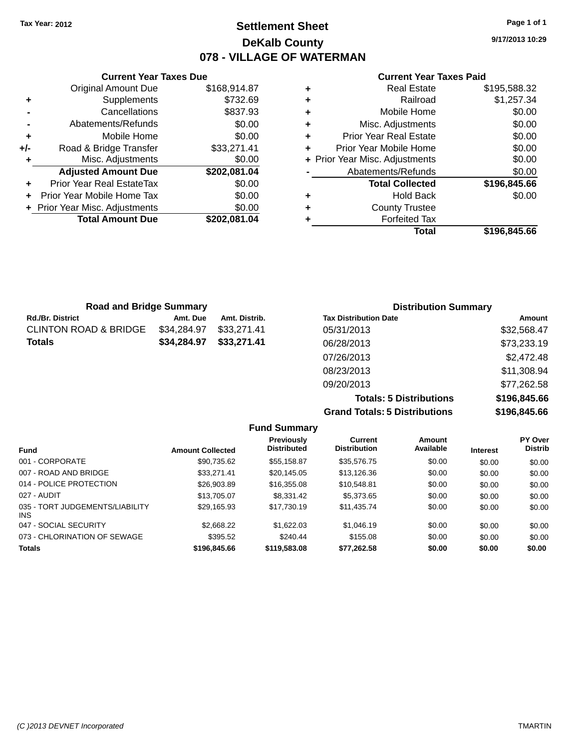Tax Year: 2012

# Settlement Sheet

## DeKalb County

## 078 - VILLAGE OF WATERMAN

9/17/2013 10:29

### Current Year Taxes Due

| | | |
|---|---|---|
| | Original Amount Due | $168,914.87 |
| + | Supplements | $732.69 |
| - | Cancellations | $837.93 |
| - | Abatements/Refunds | $0.00 |
| + | Mobile Home | $0.00 |
| +/- | Road & Bridge Transfer | $33,271.41 |
| + | Misc. Adjustments | $0.00 |
| | **Adjusted Amount Due** | **$202,081.04** |
| + | Prior Year Real EstateTax | $0.00 |
| + | Prior Year Mobile Home Tax | $0.00 |
| + | Prior Year Misc. Adjustments | $0.00 |
| | **Total Amount Due** | **$202,081.04** |

### Current Year Taxes Paid

| | | |
|---|---|---|
| + | Real Estate | $195,588.32 |
| + | Railroad | $1,257.34 |
| + | Mobile Home | $0.00 |
| + | Misc. Adjustments | $0.00 |
| + | Prior Year Real Estate | $0.00 |
| + | Prior Year Mobile Home | $0.00 |
| + | Prior Year Misc. Adjustments | $0.00 |
| - | Abatements/Refunds | $0.00 |
| | **Total Collected** | **$196,845.66** |
| + | Hold Back | $0.00 |
| + | County Trustee | |
| + | Forfeited Tax | |
| | **Total** | **$196,845.66** |

### Road and Bridge Summary

| Rd./Br. District | Amt. Due | Amt. Distrib. |
|---|---|---|
| CLINTON ROAD & BRIDGE | $34,284.97 | $33,271.41 |
| **Totals** | **$34,284.97** | **$33,271.41** |

### Distribution Summary

| Tax Distribution Date | Amount |
|---|---|
| 05/31/2013 | $32,568.47 |
| 06/28/2013 | $73,233.19 |
| 07/26/2013 | $2,472.48 |
| 08/23/2013 | $11,308.94 |
| 09/20/2013 | $77,262.58 |
| **Totals: 5 Distributions** | **$196,845.66** |
| **Grand Totals: 5 Distributions** | **$196,845.66** |

### Fund Summary

| Fund | Amount Collected | Previously Distributed | Current Distribution | Amount Available | Interest | PY Over Distrib |
|---|---|---|---|---|---|---|
| 001 - CORPORATE | $90,735.62 | $55,158.87 | $35,576.75 | $0.00 | $0.00 | $0.00 |
| 007 - ROAD AND BRIDGE | $33,271.41 | $20,145.05 | $13,126.36 | $0.00 | $0.00 | $0.00 |
| 014 - POLICE PROTECTION | $26,903.89 | $16,355.08 | $10,548.81 | $0.00 | $0.00 | $0.00 |
| 027 - AUDIT | $13,705.07 | $8,331.42 | $5,373.65 | $0.00 | $0.00 | $0.00 |
| 035 - TORT JUDGEMENTS/LIABILITY INS | $29,165.93 | $17,730.19 | $11,435.74 | $0.00 | $0.00 | $0.00 |
| 047 - SOCIAL SECURITY | $2,668.22 | $1,622.03 | $1,046.19 | $0.00 | $0.00 | $0.00 |
| 073 - CHLORINATION OF SEWAGE | $395.52 | $240.44 | $155.08 | $0.00 | $0.00 | $0.00 |
| **Totals** | **$196,845.66** | **$119,583.08** | **$77,262.58** | **$0.00** | **$0.00** | **$0.00** |

(C )2013 DEVNET Incorporated TMARTIN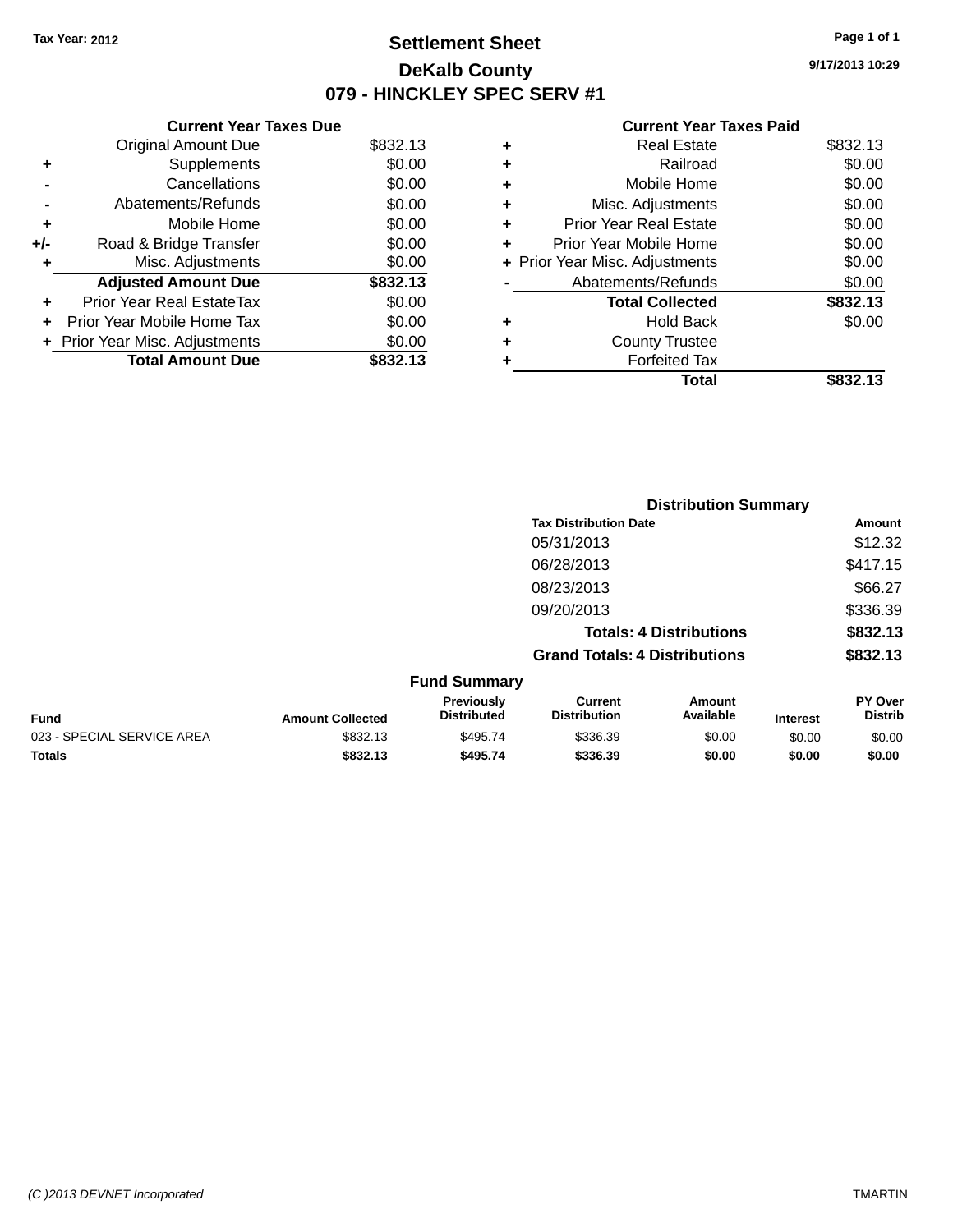Tax Year: 2012

# Settlement Sheet

## DeKalb County

## 079 - HINCKLEY SPEC SERV #1

9/17/2013 10:29

### Current Year Taxes Due

| | | |
|---|---|---|
| | Original Amount Due | $832.13 |
| + | Supplements | $0.00 |
| - | Cancellations | $0.00 |
| - | Abatements/Refunds | $0.00 |
| + | Mobile Home | $0.00 |
| +/- | Road & Bridge Transfer | $0.00 |
| + | Misc. Adjustments | $0.00 |
| | **Adjusted Amount Due** | **$832.13** |
| + | Prior Year Real EstateTax | $0.00 |
| + | Prior Year Mobile Home Tax | $0.00 |
| + | Prior Year Misc. Adjustments | $0.00 |
| | **Total Amount Due** | **$832.13** |

### Current Year Taxes Paid

| | | |
|---|---|---|
| + | Real Estate | $832.13 |
| + | Railroad | $0.00 |
| + | Mobile Home | $0.00 |
| + | Misc. Adjustments | $0.00 |
| + | Prior Year Real Estate | $0.00 |
| + | Prior Year Mobile Home | $0.00 |
| + | Prior Year Misc. Adjustments | $0.00 |
| - | Abatements/Refunds | $0.00 |
| | **Total Collected** | **$832.13** |
| + | Hold Back | $0.00 |
| + | County Trustee | |
| + | Forfeited Tax | |
| | **Total** | **$832.13** |

### Distribution Summary

| Tax Distribution Date | Amount |
|---|---|
| 05/31/2013 | $12.32 |
| 06/28/2013 | $417.15 |
| 08/23/2013 | $66.27 |
| 09/20/2013 | $336.39 |
| **Totals: 4 Distributions** | **$832.13** |
| **Grand Totals: 4 Distributions** | **$832.13** |

### Fund Summary

| Fund | Amount Collected | Previously Distributed | Current Distribution | Amount Available | Interest | PY Over Distrib |
|---|---|---|---|---|---|---|
| 023 - SPECIAL SERVICE AREA | $832.13 | $495.74 | $336.39 | $0.00 | $0.00 | $0.00 |
| **Totals** | **$832.13** | **$495.74** | **$336.39** | **$0.00** | **$0.00** | **$0.00** |

(C )2013 DEVNET Incorporated

TMARTIN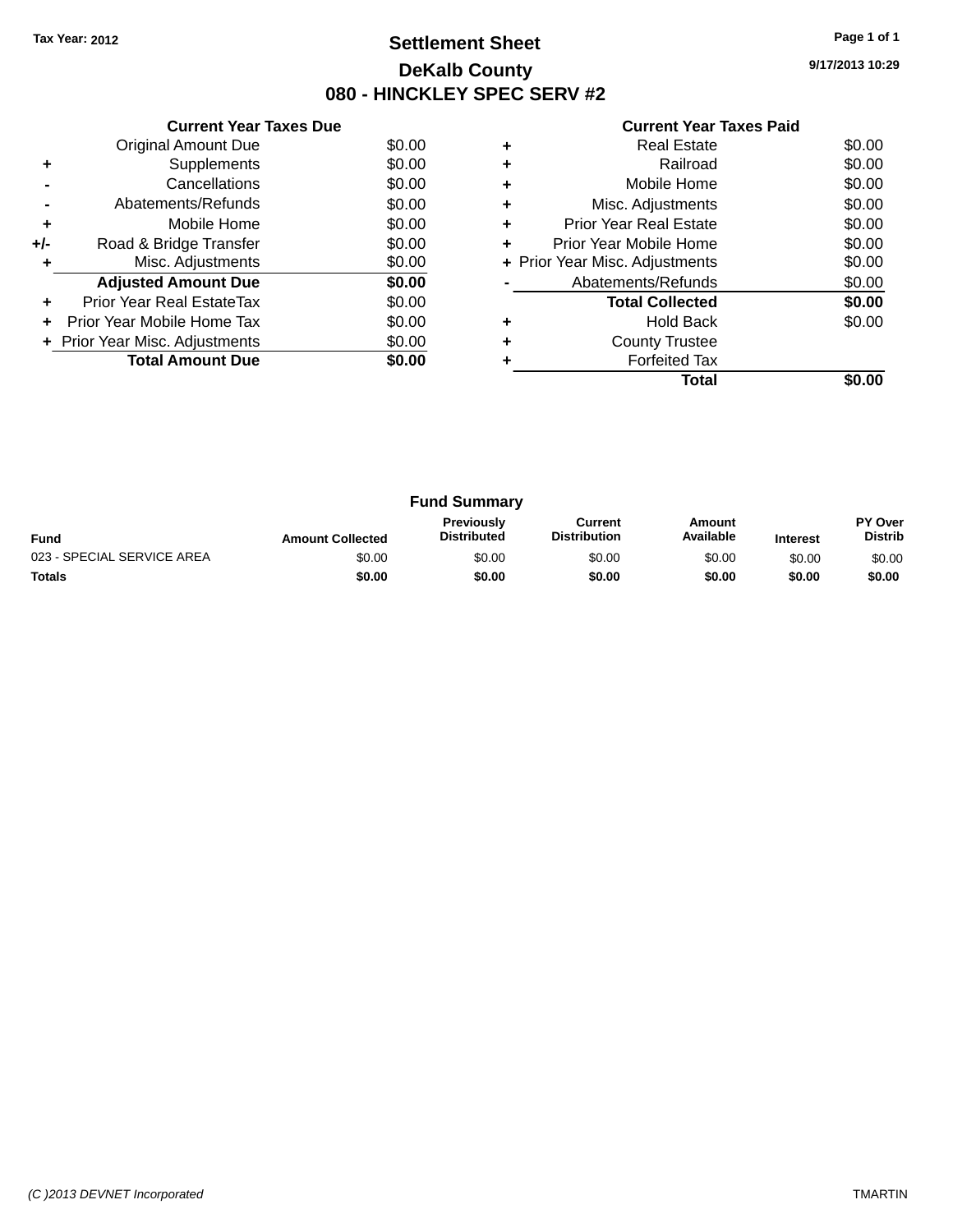Tax Year: 2012

# Settlement Sheet

## DeKalb County

## 080 - HINCKLEY SPEC SERV #2

9/17/2013 10:29

### Current Year Taxes Due

| | | |
|---|---|---|
| | Original Amount Due | $0.00 |
| + | Supplements | $0.00 |
| - | Cancellations | $0.00 |
| - | Abatements/Refunds | $0.00 |
| + | Mobile Home | $0.00 |
| +/- | Road & Bridge Transfer | $0.00 |
| + | Misc. Adjustments | $0.00 |
| | **Adjusted Amount Due** | **$0.00** |
| + | Prior Year Real EstateTax | $0.00 |
| + | Prior Year Mobile Home Tax | $0.00 |
| + | Prior Year Misc. Adjustments | $0.00 |
| | **Total Amount Due** | **$0.00** |

### Current Year Taxes Paid

| | | |
|---|---|---|
| + | Real Estate | $0.00 |
| + | Railroad | $0.00 |
| + | Mobile Home | $0.00 |
| + | Misc. Adjustments | $0.00 |
| + | Prior Year Real Estate | $0.00 |
| + | Prior Year Mobile Home | $0.00 |
| + | Prior Year Misc. Adjustments | $0.00 |
| - | Abatements/Refunds | $0.00 |
| | **Total Collected** | **$0.00** |
| + | Hold Back | $0.00 |
| + | County Trustee | |
| + | Forfeited Tax | |
| | **Total** | **$0.00** |

### Fund Summary

| Fund | Amount Collected | Previously Distributed | Current Distribution | Amount Available | Interest | PY Over Distrib |
|---|---|---|---|---|---|---|
| 023 - SPECIAL SERVICE AREA | $0.00 | $0.00 | $0.00 | $0.00 | $0.00 | $0.00 |
| **Totals** | **$0.00** | **$0.00** | **$0.00** | **$0.00** | **$0.00** | **$0.00** |

(C )2013 DEVNET Incorporated TMARTIN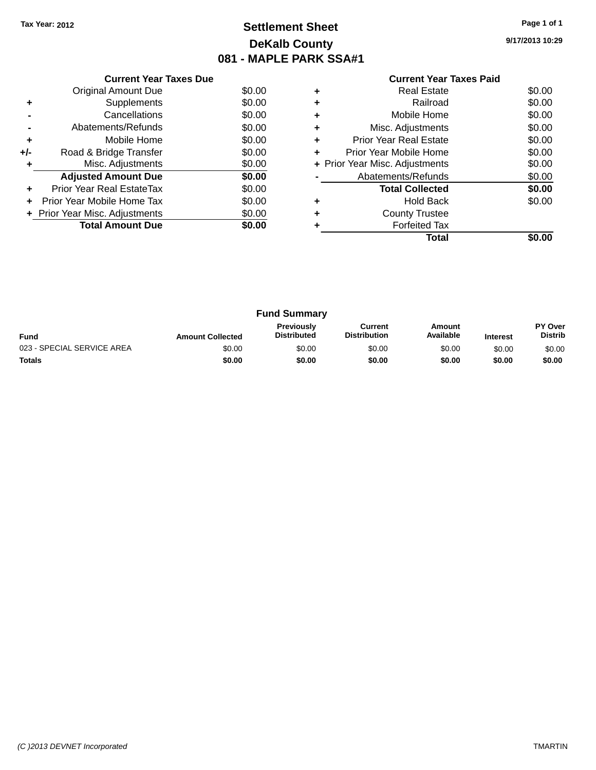Tax Year: 2012

# Settlement Sheet

## DeKalb County

## 081 - MAPLE PARK SSA#1

9/17/2013 10:29

### Current Year Taxes Due

| | | |
|---|---|---|
| | Original Amount Due | $0.00 |
| + | Supplements | $0.00 |
| - | Cancellations | $0.00 |
| - | Abatements/Refunds | $0.00 |
| + | Mobile Home | $0.00 |
| +/- | Road & Bridge Transfer | $0.00 |
| + | Misc. Adjustments | $0.00 |
| | **Adjusted Amount Due** | **$0.00** |
| + | Prior Year Real EstateTax | $0.00 |
| + | Prior Year Mobile Home Tax | $0.00 |
| + | Prior Year Misc. Adjustments | $0.00 |
| | **Total Amount Due** | **$0.00** |

### Current Year Taxes Paid

| | | |
|---|---|---|
| + | Real Estate | $0.00 |
| + | Railroad | $0.00 |
| + | Mobile Home | $0.00 |
| + | Misc. Adjustments | $0.00 |
| + | Prior Year Real Estate | $0.00 |
| + | Prior Year Mobile Home | $0.00 |
| + | Prior Year Misc. Adjustments | $0.00 |
| - | Abatements/Refunds | $0.00 |
| | **Total Collected** | **$0.00** |
| + | Hold Back | $0.00 |
| + | County Trustee | |
| + | Forfeited Tax | |
| | **Total** | **$0.00** |

### Fund Summary

| Fund | Amount Collected | Previously Distributed | Current Distribution | Amount Available | Interest | PY Over Distrib |
|---|---|---|---|---|---|---|
| 023 - SPECIAL SERVICE AREA | $0.00 | $0.00 | $0.00 | $0.00 | $0.00 | $0.00 |
| **Totals** | **$0.00** | **$0.00** | **$0.00** | **$0.00** | **$0.00** | **$0.00** |

(C )2013 DEVNET Incorporated TMARTIN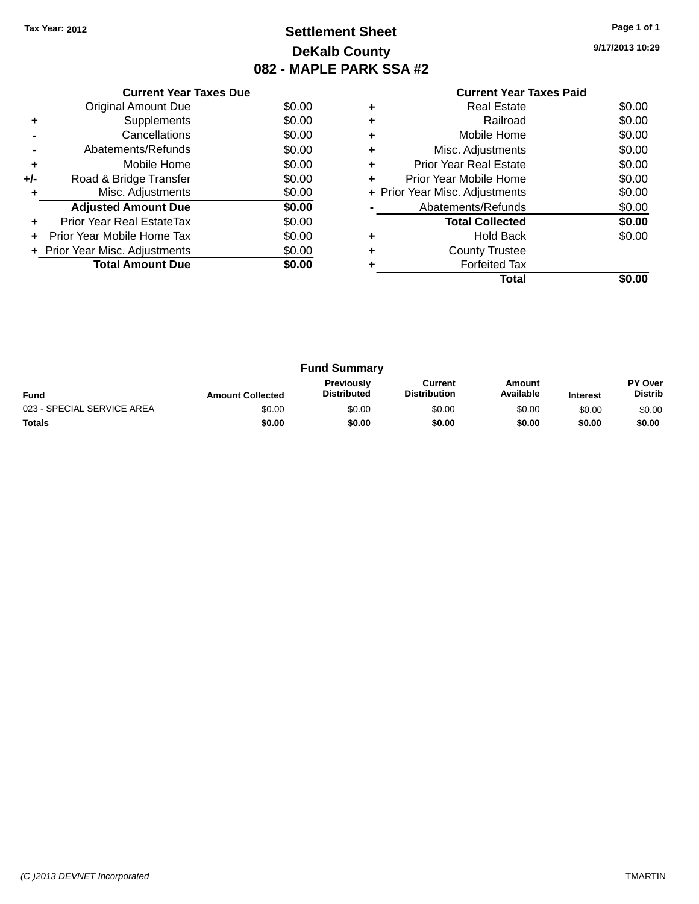Tax Year: 2012

# Settlement Sheet

## DeKalb County

## 082 - MAPLE PARK SSA #2

9/17/2013 10:29

### Current Year Taxes Due

| | | |
|---|---|---|
| | Original Amount Due | $0.00 |
| + | Supplements | $0.00 |
| - | Cancellations | $0.00 |
| - | Abatements/Refunds | $0.00 |
| + | Mobile Home | $0.00 |
| +/- | Road & Bridge Transfer | $0.00 |
| + | Misc. Adjustments | $0.00 |
| | **Adjusted Amount Due** | **$0.00** |
| + | Prior Year Real EstateTax | $0.00 |
| + | Prior Year Mobile Home Tax | $0.00 |
| + | Prior Year Misc. Adjustments | $0.00 |
| | **Total Amount Due** | **$0.00** |

### Current Year Taxes Paid

| | | |
|---|---|---|
| + | Real Estate | $0.00 |
| + | Railroad | $0.00 |
| + | Mobile Home | $0.00 |
| + | Misc. Adjustments | $0.00 |
| + | Prior Year Real Estate | $0.00 |
| + | Prior Year Mobile Home | $0.00 |
| + | Prior Year Misc. Adjustments | $0.00 |
| - | Abatements/Refunds | $0.00 |
| | **Total Collected** | **$0.00** |
| + | Hold Back | $0.00 |
| + | County Trustee | |
| + | Forfeited Tax | |
| | **Total** | **$0.00** |

### Fund Summary

| Fund | Amount Collected | Previously Distributed | Current Distribution | Amount Available | Interest | PY Over Distrib |
|---|---|---|---|---|---|---|
| 023 - SPECIAL SERVICE AREA | $0.00 | $0.00 | $0.00 | $0.00 | $0.00 | $0.00 |
| **Totals** | **$0.00** | **$0.00** | **$0.00** | **$0.00** | **$0.00** | **$0.00** |

(C )2013 DEVNET Incorporated TMARTIN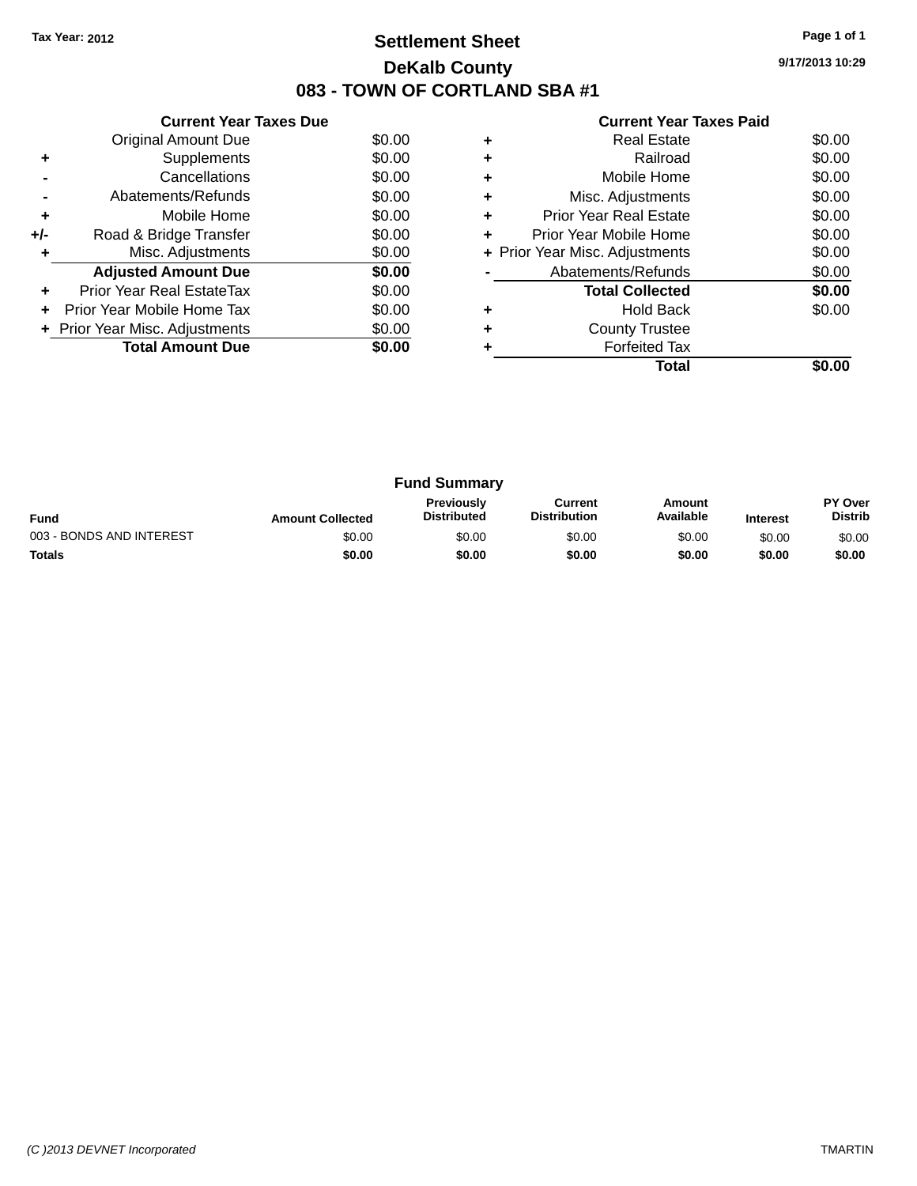Tax Year: 2012

# Settlement Sheet

## DeKalb County

## 083 - TOWN OF CORTLAND SBA #1

9/17/2013 10:29

### Current Year Taxes Due

| | | |
|---|---|---|
| | Original Amount Due | $0.00 |
| + | Supplements | $0.00 |
| - | Cancellations | $0.00 |
| - | Abatements/Refunds | $0.00 |
| + | Mobile Home | $0.00 |
| +/- | Road & Bridge Transfer | $0.00 |
| + | Misc. Adjustments | $0.00 |
| | **Adjusted Amount Due** | **$0.00** |
| + | Prior Year Real EstateTax | $0.00 |
| + | Prior Year Mobile Home Tax | $0.00 |
| + | Prior Year Misc. Adjustments | $0.00 |
| | **Total Amount Due** | **$0.00** |

### Current Year Taxes Paid

| | | |
|---|---|---|
| + | Real Estate | $0.00 |
| + | Railroad | $0.00 |
| + | Mobile Home | $0.00 |
| + | Misc. Adjustments | $0.00 |
| + | Prior Year Real Estate | $0.00 |
| + | Prior Year Mobile Home | $0.00 |
| + | Prior Year Misc. Adjustments | $0.00 |
| - | Abatements/Refunds | $0.00 |
| | **Total Collected** | **$0.00** |
| + | Hold Back | $0.00 |
| + | County Trustee | |
| + | Forfeited Tax | |
| | **Total** | **$0.00** |

### Fund Summary

| Fund | Amount Collected | Previously Distributed | Current Distribution | Amount Available | Interest | PY Over Distrib |
|---|---|---|---|---|---|---|
| 003 - BONDS AND INTEREST | $0.00 | $0.00 | $0.00 | $0.00 | $0.00 | $0.00 |
| **Totals** | **$0.00** | **$0.00** | **$0.00** | **$0.00** | **$0.00** | **$0.00** |

(C )2013 DEVNET Incorporated

TMARTIN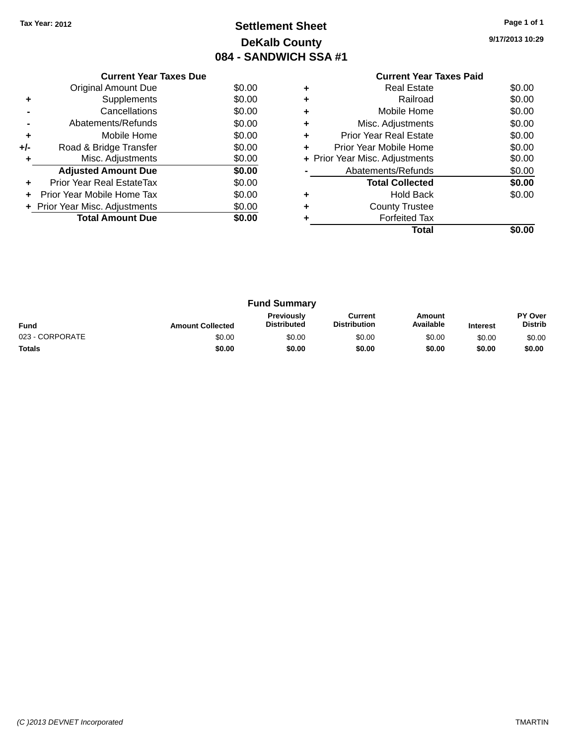Tax Year: 2012

# Settlement Sheet
## DeKalb County
## 084 - SANDWICH SSA #1

9/17/2013 10:29

### Current Year Taxes Due

| | | |
|---|---|---|
| | Original Amount Due | $0.00 |
| + | Supplements | $0.00 |
| - | Cancellations | $0.00 |
| - | Abatements/Refunds | $0.00 |
| + | Mobile Home | $0.00 |
| +/- | Road & Bridge Transfer | $0.00 |
| + | Misc. Adjustments | $0.00 |
| | **Adjusted Amount Due** | **$0.00** |
| + | Prior Year Real EstateTax | $0.00 |
| + | Prior Year Mobile Home Tax | $0.00 |
| + | Prior Year Misc. Adjustments | $0.00 |
| | **Total Amount Due** | **$0.00** |

### Current Year Taxes Paid

| | | |
|---|---|---|
| + | Real Estate | $0.00 |
| + | Railroad | $0.00 |
| + | Mobile Home | $0.00 |
| + | Misc. Adjustments | $0.00 |
| + | Prior Year Real Estate | $0.00 |
| + | Prior Year Mobile Home | $0.00 |
| + | Prior Year Misc. Adjustments | $0.00 |
| - | Abatements/Refunds | $0.00 |
| | **Total Collected** | **$0.00** |
| + | Hold Back | $0.00 |
| + | County Trustee | |
| + | Forfeited Tax | |
| | **Total** | **$0.00** |

### Fund Summary

| Fund | Amount Collected | Previously Distributed | Current Distribution | Amount Available | Interest | PY Over Distrib |
|---|---|---|---|---|---|---|
| 023 - CORPORATE | $0.00 | $0.00 | $0.00 | $0.00 | $0.00 | $0.00 |
| **Totals** | **$0.00** | **$0.00** | **$0.00** | **$0.00** | **$0.00** | **$0.00** |

(C )2013 DEVNET Incorporated TMARTIN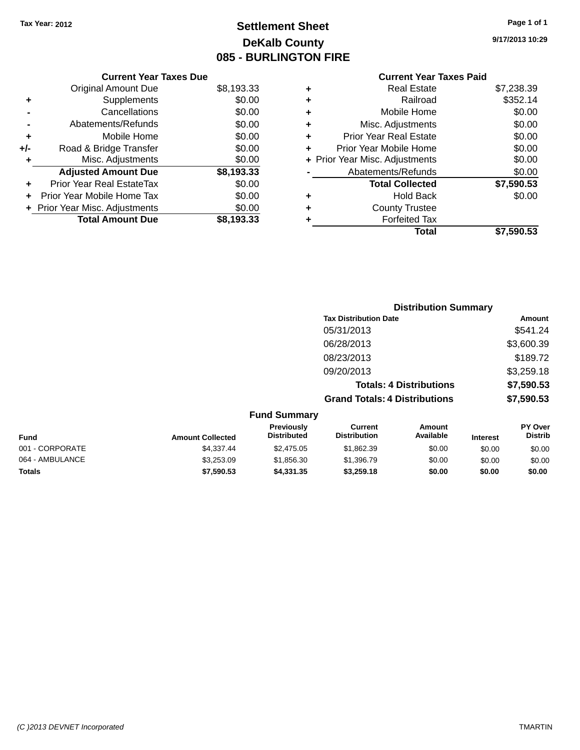Tax Year: 2012

# Settlement Sheet

## DeKalb County

## 085 - BURLINGTON FIRE

9/17/2013 10:29

### Current Year Taxes Due

| | | |
|---|---|---|
| | Original Amount Due | $8,193.33 |
| + | Supplements | $0.00 |
| - | Cancellations | $0.00 |
| - | Abatements/Refunds | $0.00 |
| + | Mobile Home | $0.00 |
| +/- | Road & Bridge Transfer | $0.00 |
| + | Misc. Adjustments | $0.00 |
| | **Adjusted Amount Due** | **$8,193.33** |
| + | Prior Year Real EstateTax | $0.00 |
| + | Prior Year Mobile Home Tax | $0.00 |
| + | Prior Year Misc. Adjustments | $0.00 |
| | **Total Amount Due** | **$8,193.33** |

### Current Year Taxes Paid

| | | |
|---|---|---|
| + | Real Estate | $7,238.39 |
| + | Railroad | $352.14 |
| + | Mobile Home | $0.00 |
| + | Misc. Adjustments | $0.00 |
| + | Prior Year Real Estate | $0.00 |
| + | Prior Year Mobile Home | $0.00 |
| + | Prior Year Misc. Adjustments | $0.00 |
| - | Abatements/Refunds | $0.00 |
| | **Total Collected** | **$7,590.53** |
| + | Hold Back | $0.00 |
| + | County Trustee | |
| + | Forfeited Tax | |
| | **Total** | **$7,590.53** |

### Distribution Summary

| Tax Distribution Date | Amount |
|---|---|
| 05/31/2013 | $541.24 |
| 06/28/2013 | $3,600.39 |
| 08/23/2013 | $189.72 |
| 09/20/2013 | $3,259.18 |
| **Totals: 4 Distributions** | **$7,590.53** |
| **Grand Totals: 4 Distributions** | **$7,590.53** |

### Fund Summary

| Fund | Amount Collected | Previously Distributed | Current Distribution | Amount Available | Interest | PY Over Distrib |
|---|---|---|---|---|---|---|
| 001 - CORPORATE | $4,337.44 | $2,475.05 | $1,862.39 | $0.00 | $0.00 | $0.00 |
| 064 - AMBULANCE | $3,253.09 | $1,856.30 | $1,396.79 | $0.00 | $0.00 | $0.00 |
| **Totals** | **$7,590.53** | **$4,331.35** | **$3,259.18** | **$0.00** | **$0.00** | **$0.00** |

(C )2013 DEVNET Incorporated TMARTIN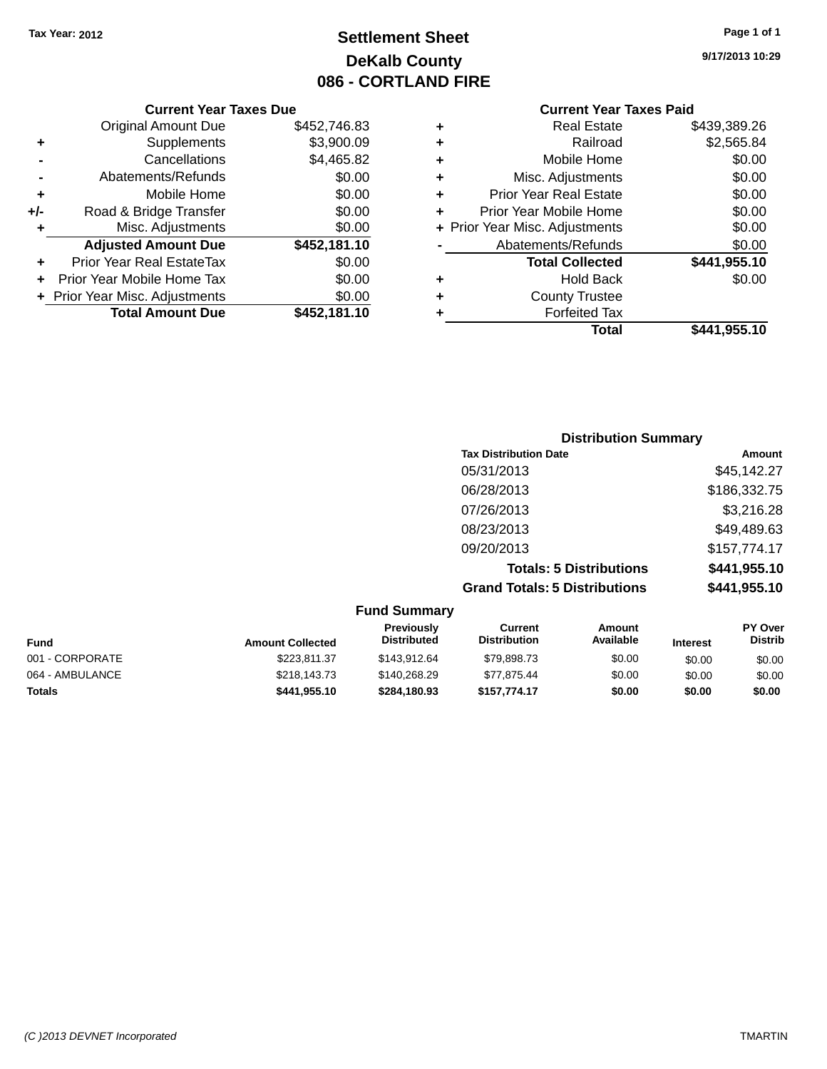Tax Year: 2012

# Settlement Sheet

## DeKalb County

## 086 - CORTLAND FIRE

9/17/2013 10:29

**Current Year Taxes Due**

| | | |
|---|---|---|
| | Original Amount Due | $452,746.83 |
| + | Supplements | $3,900.09 |
| - | Cancellations | $4,465.82 |
| - | Abatements/Refunds | $0.00 |
| + | Mobile Home | $0.00 |
| +/- | Road & Bridge Transfer | $0.00 |
| + | Misc. Adjustments | $0.00 |
| | **Adjusted Amount Due** | **$452,181.10** |
| + | Prior Year Real EstateTax | $0.00 |
| + | Prior Year Mobile Home Tax | $0.00 |
| + | Prior Year Misc. Adjustments | $0.00 |
| | **Total Amount Due** | **$452,181.10** |

**Current Year Taxes Paid**

| | | |
|---|---|---|
| + | Real Estate | $439,389.26 |
| + | Railroad | $2,565.84 |
| + | Mobile Home | $0.00 |
| + | Misc. Adjustments | $0.00 |
| + | Prior Year Real Estate | $0.00 |
| + | Prior Year Mobile Home | $0.00 |
| + | Prior Year Misc. Adjustments | $0.00 |
| - | Abatements/Refunds | $0.00 |
| | **Total Collected** | **$441,955.10** |
| + | Hold Back | $0.00 |
| + | County Trustee | |
| + | Forfeited Tax | |
| | **Total** | **$441,955.10** |

**Distribution Summary**

| Tax Distribution Date | Amount |
|---|---|
| 05/31/2013 | $45,142.27 |
| 06/28/2013 | $186,332.75 |
| 07/26/2013 | $3,216.28 |
| 08/23/2013 | $49,489.63 |
| 09/20/2013 | $157,774.17 |
| **Totals: 5 Distributions** | **$441,955.10** |
| **Grand Totals: 5 Distributions** | **$441,955.10** |

**Fund Summary**

| Fund | Amount Collected | Previously Distributed | Current Distribution | Amount Available | Interest | PY Over Distrib |
|---|---|---|---|---|---|---|
| 001 - CORPORATE | $223,811.37 | $143,912.64 | $79,898.73 | $0.00 | $0.00 | $0.00 |
| 064 - AMBULANCE | $218,143.73 | $140,268.29 | $77,875.44 | $0.00 | $0.00 | $0.00 |
| **Totals** | **$441,955.10** | **$284,180.93** | **$157,774.17** | **$0.00** | **$0.00** | **$0.00** |

(C )2013 DEVNET Incorporated TMARTIN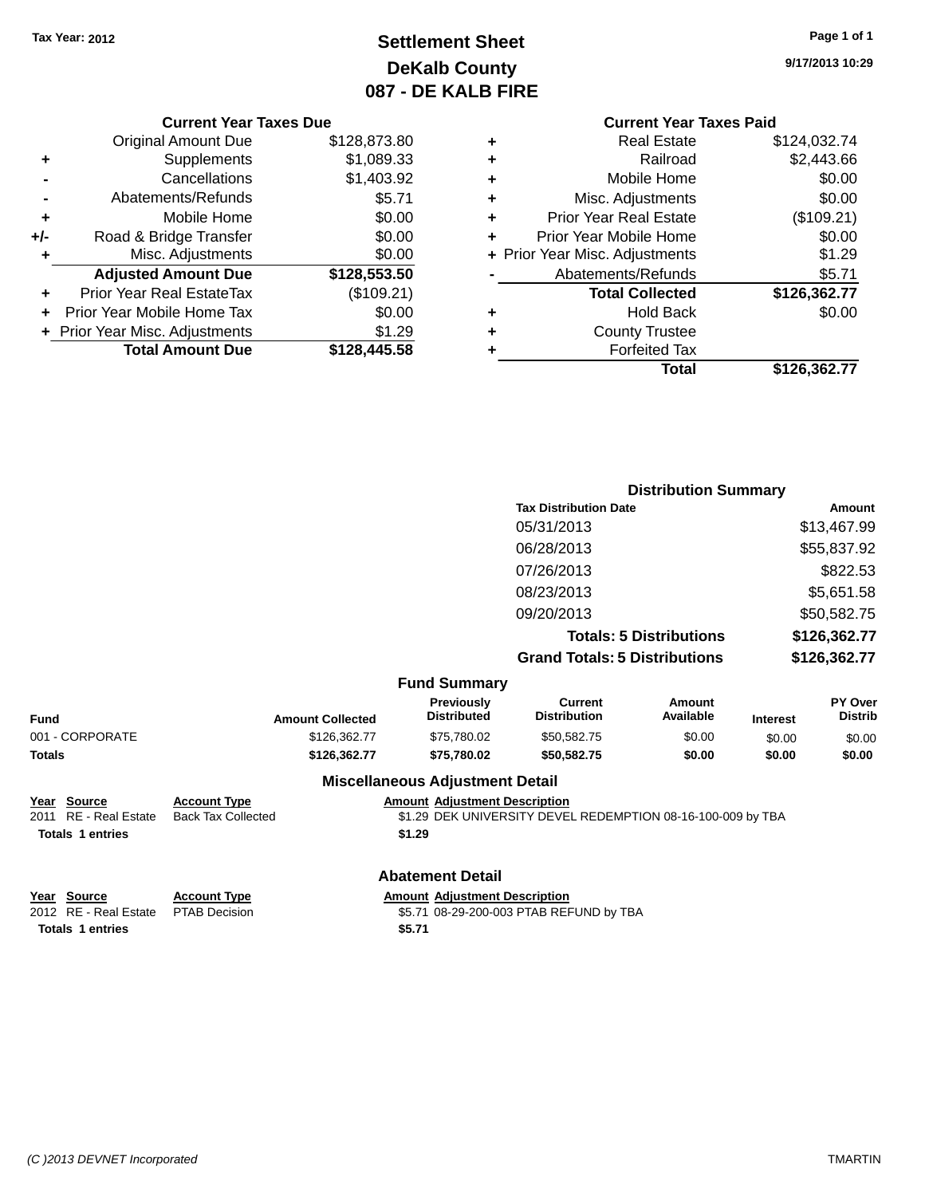Tax Year: 2012

# Settlement Sheet
## DeKalb County
## 087 - DE KALB FIRE

9/17/2013 10:29

### Current Year Taxes Due

| | | |
|---|---|---|
| | Original Amount Due | $128,873.80 |
| + | Supplements | $1,089.33 |
| - | Cancellations | $1,403.92 |
| - | Abatements/Refunds | $5.71 |
| + | Mobile Home | $0.00 |
| +/- | Road & Bridge Transfer | $0.00 |
| + | Misc. Adjustments | $0.00 |
| | **Adjusted Amount Due** | **$128,553.50** |
| + | Prior Year Real EstateTax | ($109.21) |
| + | Prior Year Mobile Home Tax | $0.00 |
| + | Prior Year Misc. Adjustments | $1.29 |
| | **Total Amount Due** | **$128,445.58** |

### Current Year Taxes Paid

| | | |
|---|---|---|
| + | Real Estate | $124,032.74 |
| + | Railroad | $2,443.66 |
| + | Mobile Home | $0.00 |
| + | Misc. Adjustments | $0.00 |
| + | Prior Year Real Estate | ($109.21) |
| + | Prior Year Mobile Home | $0.00 |
| + | Prior Year Misc. Adjustments | $1.29 |
| - | Abatements/Refunds | $5.71 |
| | **Total Collected** | **$126,362.77** |
| + | Hold Back | $0.00 |
| + | County Trustee | |
| + | Forfeited Tax | |
| | **Total** | **$126,362.77** |

### Distribution Summary

| Tax Distribution Date | Amount |
|---|---|
| 05/31/2013 | $13,467.99 |
| 06/28/2013 | $55,837.92 |
| 07/26/2013 | $822.53 |
| 08/23/2013 | $5,651.58 |
| 09/20/2013 | $50,582.75 |
| **Totals: 5 Distributions** | **$126,362.77** |
| **Grand Totals: 5 Distributions** | **$126,362.77** |

### Fund Summary

| Fund | Amount Collected | Previously Distributed | Current Distribution | Amount Available | Interest | PY Over Distrib |
|---|---|---|---|---|---|---|
| 001 - CORPORATE | $126,362.77 | $75,780.02 | $50,582.75 | $0.00 | $0.00 | $0.00 |
| **Totals** | **$126,362.77** | **$75,780.02** | **$50,582.75** | **$0.00** | **$0.00** | **$0.00** |

### Miscellaneous Adjustment Detail

| Year | Source | Account Type | Amount | Adjustment Description |
|---|---|---|---|---|
| 2011 | RE - Real Estate | Back Tax Collected | $1.29 | DEK UNIVERSITY DEVEL REDEMPTION 08-16-100-009 by TBA |
| **Totals 1 entries** | | | **$1.29** | |

### Abatement Detail

| Year | Source | Account Type | Amount | Adjustment Description |
|---|---|---|---|---|
| 2012 | RE - Real Estate | PTAB Decision | $5.71 | 08-29-200-003 PTAB REFUND by TBA |
| **Totals 1 entries** | | | **$5.71** | |

(C )2013 DEVNET Incorporated TMARTIN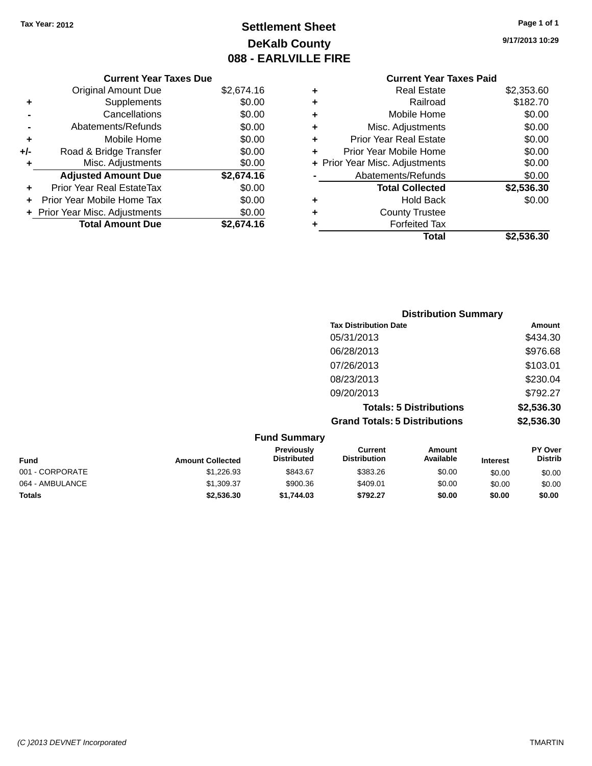Tax Year: 2012

# Settlement Sheet
## DeKalb County
## 088 - EARLVILLE FIRE

9/17/2013 10:29

### Current Year Taxes Due

| | | |
|---|---|---|
| | Original Amount Due | $2,674.16 |
| + | Supplements | $0.00 |
| - | Cancellations | $0.00 |
| - | Abatements/Refunds | $0.00 |
| + | Mobile Home | $0.00 |
| +/- | Road & Bridge Transfer | $0.00 |
| + | Misc. Adjustments | $0.00 |
| | **Adjusted Amount Due** | **$2,674.16** |
| + | Prior Year Real EstateTax | $0.00 |
| + | Prior Year Mobile Home Tax | $0.00 |
| + | Prior Year Misc. Adjustments | $0.00 |
| | **Total Amount Due** | **$2,674.16** |

### Current Year Taxes Paid

| | | |
|---|---|---|
| + | Real Estate | $2,353.60 |
| + | Railroad | $182.70 |
| + | Mobile Home | $0.00 |
| + | Misc. Adjustments | $0.00 |
| + | Prior Year Real Estate | $0.00 |
| + | Prior Year Mobile Home | $0.00 |
| + | Prior Year Misc. Adjustments | $0.00 |
| - | Abatements/Refunds | $0.00 |
| | **Total Collected** | **$2,536.30** |
| + | Hold Back | $0.00 |
| + | County Trustee | |
| + | Forfeited Tax | |
| | **Total** | **$2,536.30** |

### Distribution Summary

| Tax Distribution Date | Amount |
|---|---|
| 05/31/2013 | $434.30 |
| 06/28/2013 | $976.68 |
| 07/26/2013 | $103.01 |
| 08/23/2013 | $230.04 |
| 09/20/2013 | $792.27 |
| **Totals: 5 Distributions** | **$2,536.30** |
| **Grand Totals: 5 Distributions** | **$2,536.30** |

### Fund Summary

| Fund | Amount Collected | Previously Distributed | Current Distribution | Amount Available | Interest | PY Over Distrib |
|---|---|---|---|---|---|---|
| 001 - CORPORATE | $1,226.93 | $843.67 | $383.26 | $0.00 | $0.00 | $0.00 |
| 064 - AMBULANCE | $1,309.37 | $900.36 | $409.01 | $0.00 | $0.00 | $0.00 |
| **Totals** | **$2,536.30** | **$1,744.03** | **$792.27** | **$0.00** | **$0.00** | **$0.00** |

(C )2013 DEVNET Incorporated TMARTIN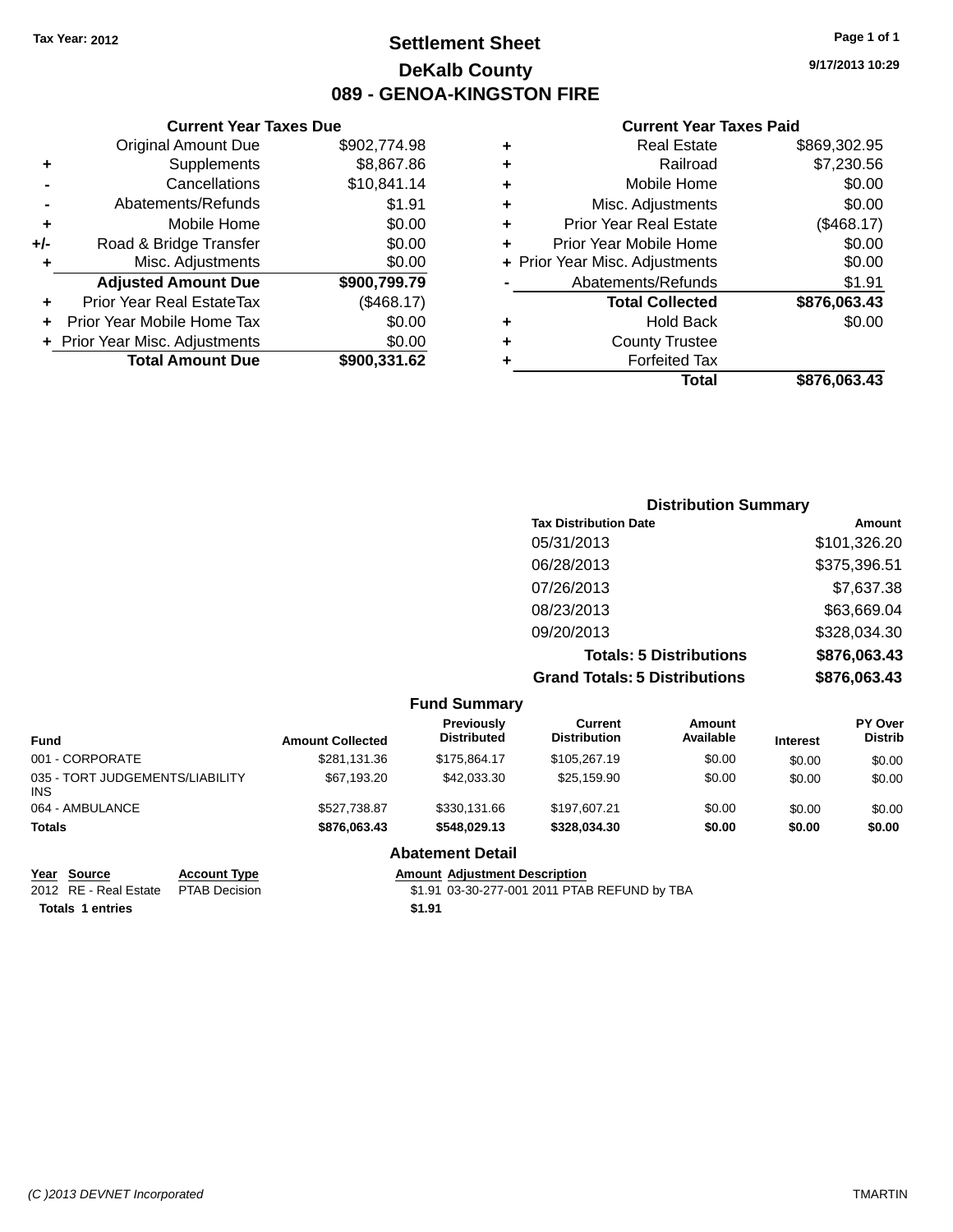Tax Year: 2012

# Settlement Sheet
## DeKalb County
## 089 - GENOA-KINGSTON FIRE

9/17/2013 10:29

### Current Year Taxes Due

| | | |
|---|---|---|
| | Original Amount Due | $902,774.98 |
| + | Supplements | $8,867.86 |
| - | Cancellations | $10,841.14 |
| - | Abatements/Refunds | $1.91 |
| + | Mobile Home | $0.00 |
| +/- | Road & Bridge Transfer | $0.00 |
| + | Misc. Adjustments | $0.00 |
| | **Adjusted Amount Due** | **$900,799.79** |
| + | Prior Year Real EstateTax | ($468.17) |
| + | Prior Year Mobile Home Tax | $0.00 |
| + | Prior Year Misc. Adjustments | $0.00 |
| | **Total Amount Due** | **$900,331.62** |

### Current Year Taxes Paid

| | | |
|---|---|---|
| + | Real Estate | $869,302.95 |
| + | Railroad | $7,230.56 |
| + | Mobile Home | $0.00 |
| + | Misc. Adjustments | $0.00 |
| + | Prior Year Real Estate | ($468.17) |
| + | Prior Year Mobile Home | $0.00 |
| + | Prior Year Misc. Adjustments | $0.00 |
| - | Abatements/Refunds | $1.91 |
| | **Total Collected** | **$876,063.43** |
| + | Hold Back | $0.00 |
| + | County Trustee | |
| + | Forfeited Tax | |
| | **Total** | **$876,063.43** |

### Distribution Summary

| Tax Distribution Date | Amount |
|---|---|
| 05/31/2013 | $101,326.20 |
| 06/28/2013 | $375,396.51 |
| 07/26/2013 | $7,637.38 |
| 08/23/2013 | $63,669.04 |
| 09/20/2013 | $328,034.30 |
| **Totals: 5 Distributions** | **$876,063.43** |
| **Grand Totals: 5 Distributions** | **$876,063.43** |

### Fund Summary

| Fund | Amount Collected | Previously Distributed | Current Distribution | Amount Available | Interest | PY Over Distrib |
|---|---|---|---|---|---|---|
| 001 - CORPORATE | $281,131.36 | $175,864.17 | $105,267.19 | $0.00 | $0.00 | $0.00 |
| 035 - TORT JUDGEMENTS/LIABILITY INS | $67,193.20 | $42,033.30 | $25,159.90 | $0.00 | $0.00 | $0.00 |
| 064 - AMBULANCE | $527,738.87 | $330,131.66 | $197,607.21 | $0.00 | $0.00 | $0.00 |
| **Totals** | **$876,063.43** | **$548,029.13** | **$328,034.30** | **$0.00** | **$0.00** | **$0.00** |

### Abatement Detail

| Year | Source | Account Type | Amount | Adjustment Description |
|---|---|---|---|---|
| 2012 | RE - Real Estate | PTAB Decision | $1.91 | 03-30-277-001 2011 PTAB REFUND by TBA |
| **Totals** | **1 entries** | | **$1.91** | |

(C )2013 DEVNET Incorporated TMARTIN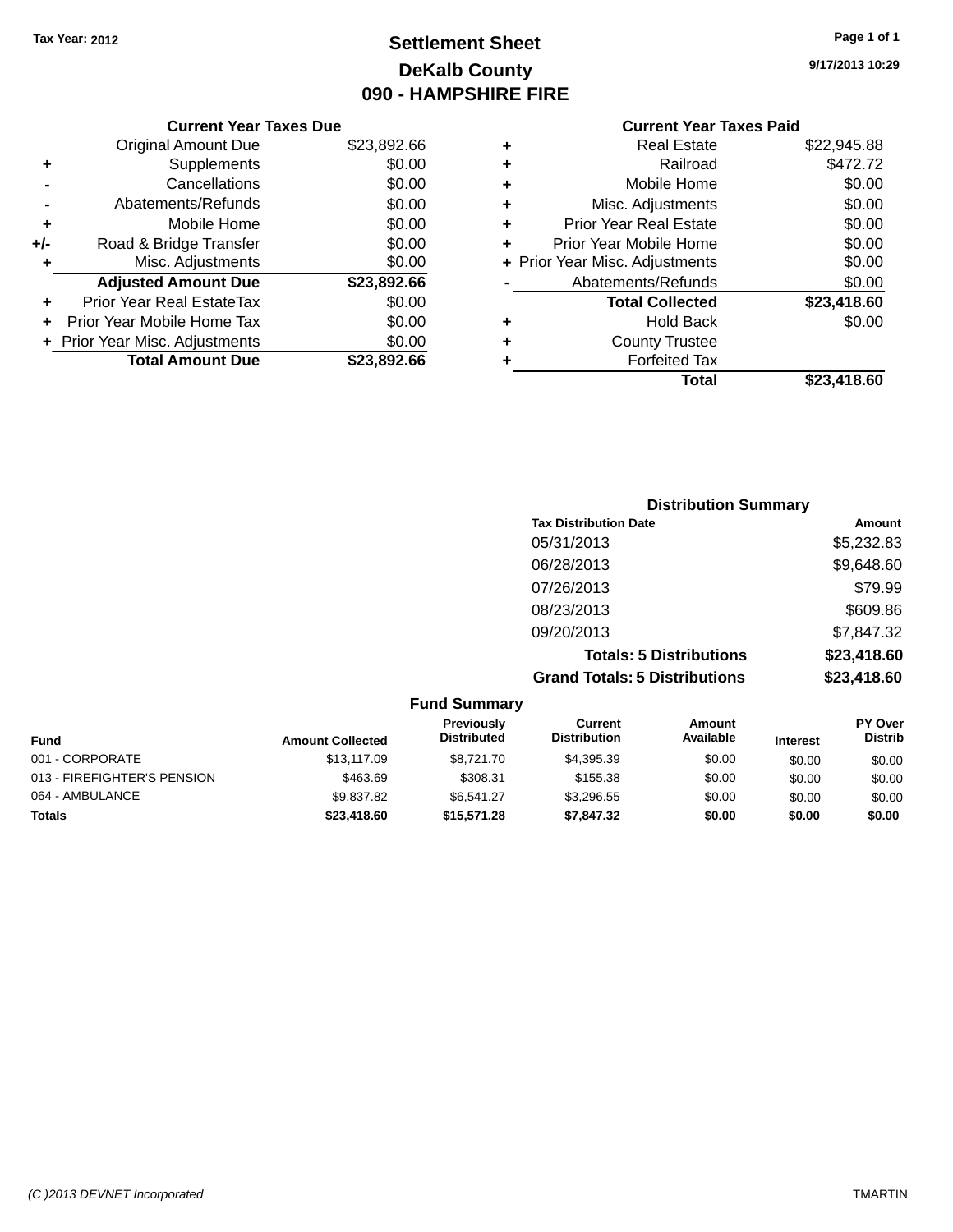Tax Year: 2012

# Settlement Sheet
## DeKalb County
## 090 - HAMPSHIRE FIRE

9/17/2013 10:29

### Current Year Taxes Due

| | | |
|---|---|---|
| | Original Amount Due | $23,892.66 |
| + | Supplements | $0.00 |
| - | Cancellations | $0.00 |
| - | Abatements/Refunds | $0.00 |
| + | Mobile Home | $0.00 |
| +/- | Road & Bridge Transfer | $0.00 |
| + | Misc. Adjustments | $0.00 |
| | **Adjusted Amount Due** | **$23,892.66** |
| + | Prior Year Real EstateTax | $0.00 |
| + | Prior Year Mobile Home Tax | $0.00 |
| + | Prior Year Misc. Adjustments | $0.00 |
| | **Total Amount Due** | **$23,892.66** |

### Current Year Taxes Paid

| | | |
|---|---|---|
| + | Real Estate | $22,945.88 |
| + | Railroad | $472.72 |
| + | Mobile Home | $0.00 |
| + | Misc. Adjustments | $0.00 |
| + | Prior Year Real Estate | $0.00 |
| + | Prior Year Mobile Home | $0.00 |
| + | Prior Year Misc. Adjustments | $0.00 |
| - | Abatements/Refunds | $0.00 |
| | **Total Collected** | **$23,418.60** |
| + | Hold Back | $0.00 |
| + | County Trustee | |
| + | Forfeited Tax | |
| | **Total** | **$23,418.60** |

### Distribution Summary

| Tax Distribution Date | Amount |
|---|---|
| 05/31/2013 | $5,232.83 |
| 06/28/2013 | $9,648.60 |
| 07/26/2013 | $79.99 |
| 08/23/2013 | $609.86 |
| 09/20/2013 | $7,847.32 |
| **Totals: 5 Distributions** | **$23,418.60** |
| **Grand Totals: 5 Distributions** | **$23,418.60** |

### Fund Summary

| Fund | Amount Collected | Previously Distributed | Current Distribution | Amount Available | Interest | PY Over Distrib |
|---|---|---|---|---|---|---|
| 001 - CORPORATE | $13,117.09 | $8,721.70 | $4,395.39 | $0.00 | $0.00 | $0.00 |
| 013 - FIREFIGHTER'S PENSION | $463.69 | $308.31 | $155.38 | $0.00 | $0.00 | $0.00 |
| 064 - AMBULANCE | $9,837.82 | $6,541.27 | $3,296.55 | $0.00 | $0.00 | $0.00 |
| **Totals** | **$23,418.60** | **$15,571.28** | **$7,847.32** | **$0.00** | **$0.00** | **$0.00** |

(C )2013 DEVNET Incorporated TMARTIN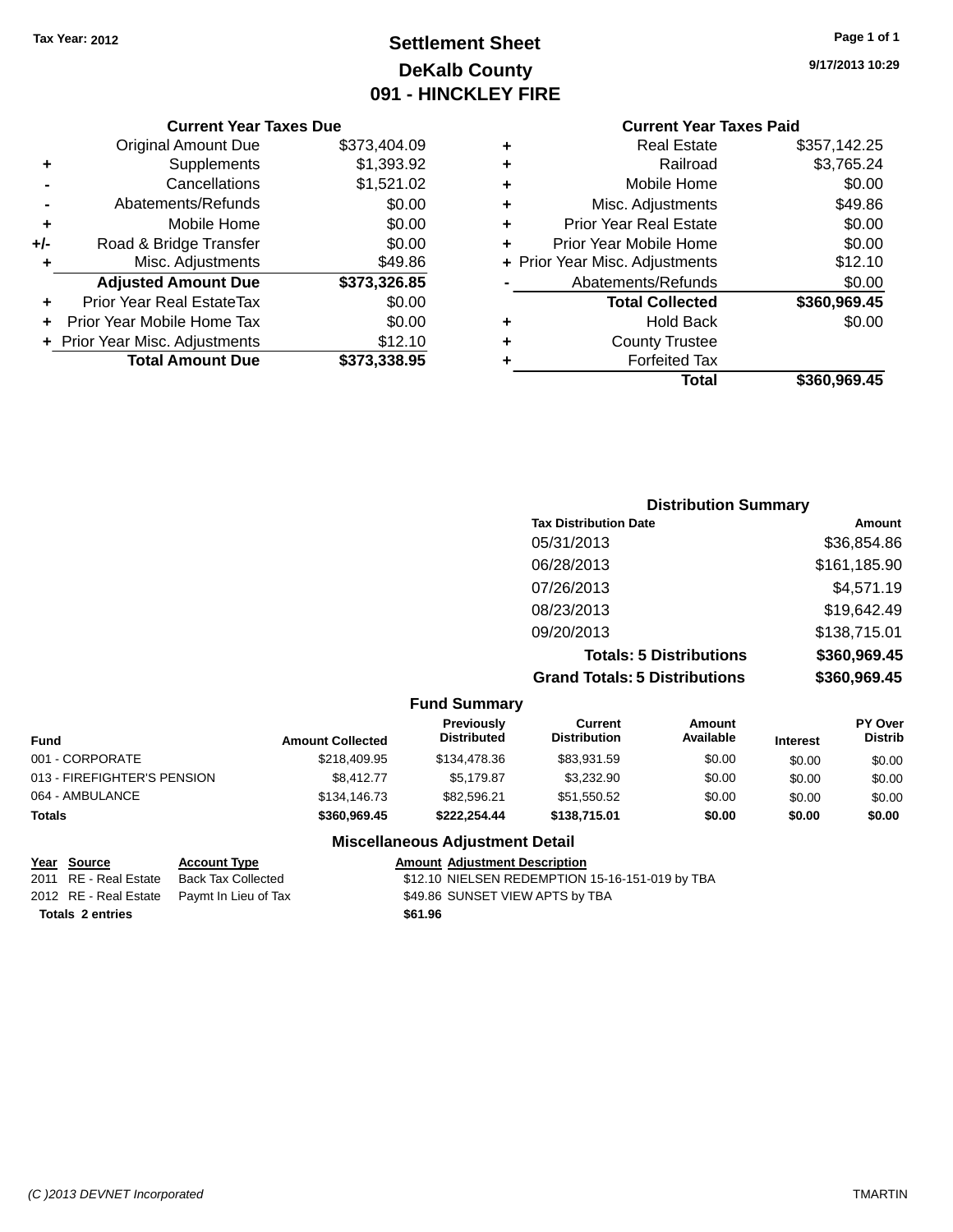Tax Year: 2012

# Settlement Sheet
## DeKalb County
## 091 - HINCKLEY FIRE

9/17/2013 10:29

### Current Year Taxes Due

| | | |
|---|---|---|
| | Original Amount Due | $373,404.09 |
| + | Supplements | $1,393.92 |
| - | Cancellations | $1,521.02 |
| - | Abatements/Refunds | $0.00 |
| + | Mobile Home | $0.00 |
| +/- | Road & Bridge Transfer | $0.00 |
| + | Misc. Adjustments | $49.86 |
| | **Adjusted Amount Due** | **$373,326.85** |
| + | Prior Year Real EstateTax | $0.00 |
| + | Prior Year Mobile Home Tax | $0.00 |
| + | Prior Year Misc. Adjustments | $12.10 |
| | **Total Amount Due** | **$373,338.95** |

### Current Year Taxes Paid

| | | |
|---|---|---|
| + | Real Estate | $357,142.25 |
| + | Railroad | $3,765.24 |
| + | Mobile Home | $0.00 |
| + | Misc. Adjustments | $49.86 |
| + | Prior Year Real Estate | $0.00 |
| + | Prior Year Mobile Home | $0.00 |
| + | Prior Year Misc. Adjustments | $12.10 |
| - | Abatements/Refunds | $0.00 |
| | **Total Collected** | **$360,969.45** |
| + | Hold Back | $0.00 |
| + | County Trustee | |
| + | Forfeited Tax | |
| | **Total** | **$360,969.45** |

### Distribution Summary

| Tax Distribution Date | Amount |
|---|---|
| 05/31/2013 | $36,854.86 |
| 06/28/2013 | $161,185.90 |
| 07/26/2013 | $4,571.19 |
| 08/23/2013 | $19,642.49 |
| 09/20/2013 | $138,715.01 |
| **Totals: 5 Distributions** | **$360,969.45** |
| **Grand Totals: 5 Distributions** | **$360,969.45** |

### Fund Summary

| Fund | Amount Collected | Previously Distributed | Current Distribution | Amount Available | Interest | PY Over Distrib |
|---|---|---|---|---|---|---|
| 001 - CORPORATE | $218,409.95 | $134,478.36 | $83,931.59 | $0.00 | $0.00 | $0.00 |
| 013 - FIREFIGHTER'S PENSION | $8,412.77 | $5,179.87 | $3,232.90 | $0.00 | $0.00 | $0.00 |
| 064 - AMBULANCE | $134,146.73 | $82,596.21 | $51,550.52 | $0.00 | $0.00 | $0.00 |
| **Totals** | **$360,969.45** | **$222,254.44** | **$138,715.01** | **$0.00** | **$0.00** | **$0.00** |

### Miscellaneous Adjustment Detail

| Year | Source | Account Type | Amount | Adjustment Description |
|---|---|---|---|---|
| 2011 | RE - Real Estate | Back Tax Collected | $12.10 | NIELSEN REDEMPTION 15-16-151-019 by TBA |
| 2012 | RE - Real Estate | Paymt In Lieu of Tax | $49.86 | SUNSET VIEW APTS by TBA |
| **Totals 2 entries** | | | **$61.96** | |

(C )2013 DEVNET Incorporated TMARTIN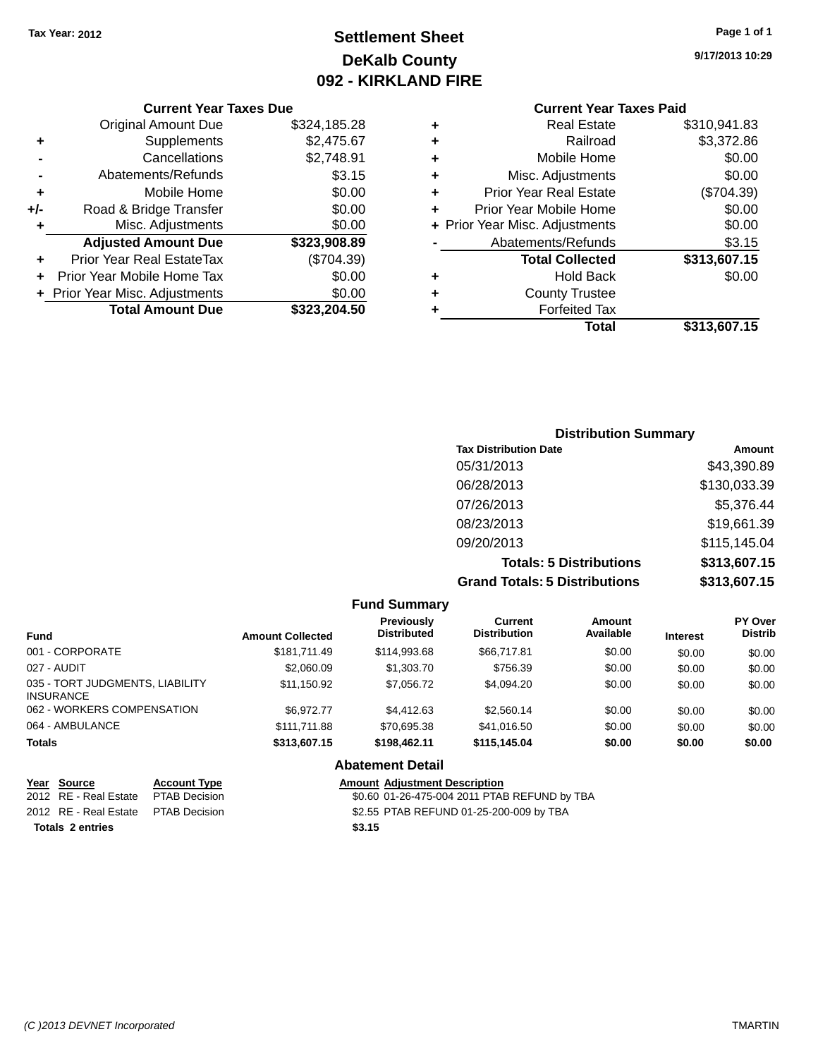Tax Year: 2012

# Settlement Sheet
## DeKalb County
## 092 - KIRKLAND FIRE

9/17/2013 10:29

### Current Year Taxes Due

| | | |
|---|---|---|
| | Original Amount Due | $324,185.28 |
| + | Supplements | $2,475.67 |
| - | Cancellations | $2,748.91 |
| - | Abatements/Refunds | $3.15 |
| + | Mobile Home | $0.00 |
| +/- | Road & Bridge Transfer | $0.00 |
| + | Misc. Adjustments | $0.00 |
| | **Adjusted Amount Due** | **$323,908.89** |
| + | Prior Year Real EstateTax | ($704.39) |
| + | Prior Year Mobile Home Tax | $0.00 |
| + | Prior Year Misc. Adjustments | $0.00 |
| | **Total Amount Due** | **$323,204.50** |

### Current Year Taxes Paid

| | | |
|---|---|---|
| + | Real Estate | $310,941.83 |
| + | Railroad | $3,372.86 |
| + | Mobile Home | $0.00 |
| + | Misc. Adjustments | $0.00 |
| + | Prior Year Real Estate | ($704.39) |
| + | Prior Year Mobile Home | $0.00 |
| + | Prior Year Misc. Adjustments | $0.00 |
| - | Abatements/Refunds | $3.15 |
| | **Total Collected** | **$313,607.15** |
| + | Hold Back | $0.00 |
| + | County Trustee | |
| + | Forfeited Tax | |
| | **Total** | **$313,607.15** |

### Distribution Summary

| Tax Distribution Date | Amount |
|---|---|
| 05/31/2013 | $43,390.89 |
| 06/28/2013 | $130,033.39 |
| 07/26/2013 | $5,376.44 |
| 08/23/2013 | $19,661.39 |
| 09/20/2013 | $115,145.04 |
| **Totals: 5 Distributions** | **$313,607.15** |
| **Grand Totals: 5 Distributions** | **$313,607.15** |

### Fund Summary

| Fund | Amount Collected | Previously Distributed | Current Distribution | Amount Available | Interest | PY Over Distrib |
|---|---|---|---|---|---|---|
| 001 - CORPORATE | $181,711.49 | $114,993.68 | $66,717.81 | $0.00 | $0.00 | $0.00 |
| 027 - AUDIT | $2,060.09 | $1,303.70 | $756.39 | $0.00 | $0.00 | $0.00 |
| 035 - TORT JUDGMENTS, LIABILITY INSURANCE | $11,150.92 | $7,056.72 | $4,094.20 | $0.00 | $0.00 | $0.00 |
| 062 - WORKERS COMPENSATION | $6,972.77 | $4,412.63 | $2,560.14 | $0.00 | $0.00 | $0.00 |
| 064 - AMBULANCE | $111,711.88 | $70,695.38 | $41,016.50 | $0.00 | $0.00 | $0.00 |
| **Totals** | **$313,607.15** | **$198,462.11** | **$115,145.04** | **$0.00** | **$0.00** | **$0.00** |

### Abatement Detail

| Year | Source | Account Type | Amount | Adjustment Description |
|---|---|---|---|---|
| 2012 | RE - Real Estate | PTAB Decision | $0.60 | 01-26-475-004 2011 PTAB REFUND by TBA |
| 2012 | RE - Real Estate | PTAB Decision | $2.55 | PTAB REFUND 01-25-200-009 by TBA |
| **Totals 2 entries** | | | **$3.15** | |

(C )2013 DEVNET Incorporated TMARTIN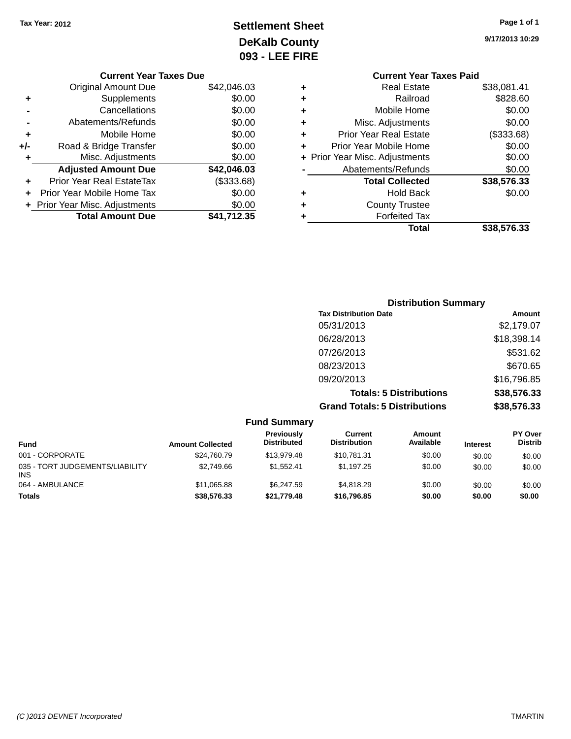Tax Year: 2012

# Settlement Sheet
## DeKalb County
## 093 - LEE FIRE

9/17/2013 10:29

### Current Year Taxes Due

| | | |
|---|---|---|
| | Original Amount Due | $42,046.03 |
| + | Supplements | $0.00 |
| - | Cancellations | $0.00 |
| - | Abatements/Refunds | $0.00 |
| + | Mobile Home | $0.00 |
| +/- | Road & Bridge Transfer | $0.00 |
| + | Misc. Adjustments | $0.00 |
| | **Adjusted Amount Due** | **$42,046.03** |
| + | Prior Year Real EstateTax | ($333.68) |
| + | Prior Year Mobile Home Tax | $0.00 |
| + | Prior Year Misc. Adjustments | $0.00 |
| | **Total Amount Due** | **$41,712.35** |

### Current Year Taxes Paid

| | | |
|---|---|---|
| + | Real Estate | $38,081.41 |
| + | Railroad | $828.60 |
| + | Mobile Home | $0.00 |
| + | Misc. Adjustments | $0.00 |
| + | Prior Year Real Estate | ($333.68) |
| + | Prior Year Mobile Home | $0.00 |
| + | Prior Year Misc. Adjustments | $0.00 |
| - | Abatements/Refunds | $0.00 |
| | **Total Collected** | **$38,576.33** |
| + | Hold Back | $0.00 |
| + | County Trustee | |
| + | Forfeited Tax | |
| | **Total** | **$38,576.33** |

### Distribution Summary

| Tax Distribution Date | Amount |
|---|---|
| 05/31/2013 | $2,179.07 |
| 06/28/2013 | $18,398.14 |
| 07/26/2013 | $531.62 |
| 08/23/2013 | $670.65 |
| 09/20/2013 | $16,796.85 |
| **Totals: 5 Distributions** | **$38,576.33** |
| **Grand Totals: 5 Distributions** | **$38,576.33** |

### Fund Summary

| Fund | Amount Collected | Previously Distributed | Current Distribution | Amount Available | Interest | PY Over Distrib |
|---|---|---|---|---|---|---|
| 001 - CORPORATE | $24,760.79 | $13,979.48 | $10,781.31 | $0.00 | $0.00 | $0.00 |
| 035 - TORT JUDGEMENTS/LIABILITY INS | $2,749.66 | $1,552.41 | $1,197.25 | $0.00 | $0.00 | $0.00 |
| 064 - AMBULANCE | $11,065.88 | $6,247.59 | $4,818.29 | $0.00 | $0.00 | $0.00 |
| **Totals** | **$38,576.33** | **$21,779.48** | **$16,796.85** | **$0.00** | **$0.00** | **$0.00** |

(C )2013 DEVNET Incorporated TMARTIN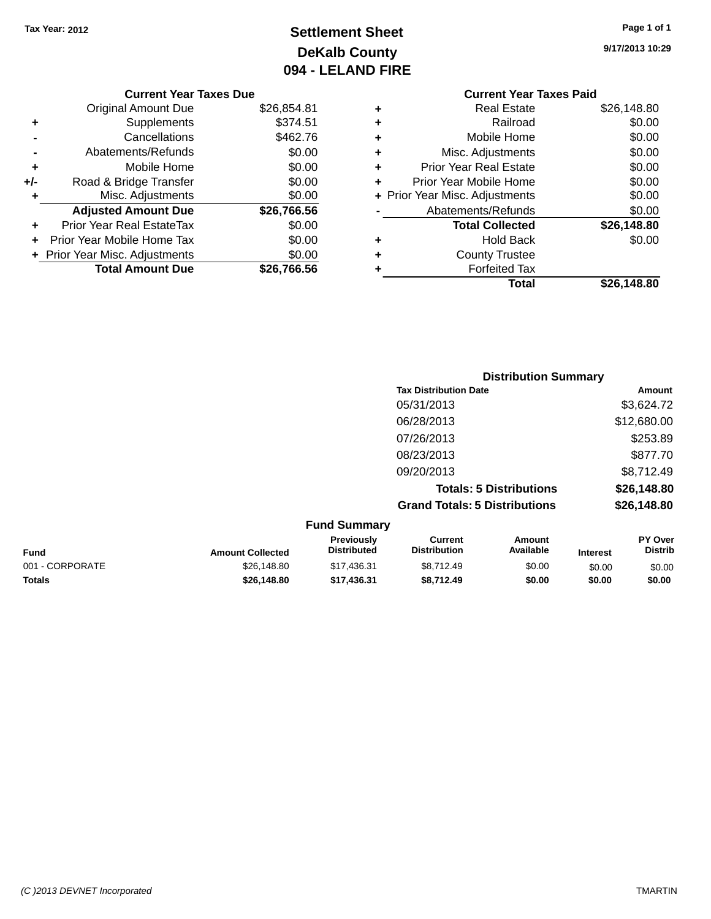Tax Year: 2012

# Settlement Sheet
## DeKalb County
## 094 - LELAND FIRE

9/17/2013 10:29

### Current Year Taxes Due

| | | |
|---|---|---|
| | Original Amount Due | $26,854.81 |
| + | Supplements | $374.51 |
| - | Cancellations | $462.76 |
| - | Abatements/Refunds | $0.00 |
| + | Mobile Home | $0.00 |
| +/- | Road & Bridge Transfer | $0.00 |
| + | Misc. Adjustments | $0.00 |
| | **Adjusted Amount Due** | **$26,766.56** |
| + | Prior Year Real EstateTax | $0.00 |
| + | Prior Year Mobile Home Tax | $0.00 |
| + | Prior Year Misc. Adjustments | $0.00 |
| | **Total Amount Due** | **$26,766.56** |

### Current Year Taxes Paid

| | | |
|---|---|---|
| + | Real Estate | $26,148.80 |
| + | Railroad | $0.00 |
| + | Mobile Home | $0.00 |
| + | Misc. Adjustments | $0.00 |
| + | Prior Year Real Estate | $0.00 |
| + | Prior Year Mobile Home | $0.00 |
| + | Prior Year Misc. Adjustments | $0.00 |
| - | Abatements/Refunds | $0.00 |
| | **Total Collected** | **$26,148.80** |
| + | Hold Back | $0.00 |
| + | County Trustee | |
| + | Forfeited Tax | |
| | **Total** | **$26,148.80** |

### Distribution Summary

| Tax Distribution Date | Amount |
|---|---|
| 05/31/2013 | $3,624.72 |
| 06/28/2013 | $12,680.00 |
| 07/26/2013 | $253.89 |
| 08/23/2013 | $877.70 |
| 09/20/2013 | $8,712.49 |
| **Totals: 5 Distributions** | **$26,148.80** |
| **Grand Totals: 5 Distributions** | **$26,148.80** |

### Fund Summary

| Fund | Amount Collected | Previously Distributed | Current Distribution | Amount Available | Interest | PY Over Distrib |
|---|---|---|---|---|---|---|
| 001 - CORPORATE | $26,148.80 | $17,436.31 | $8,712.49 | $0.00 | $0.00 | $0.00 |
| **Totals** | **$26,148.80** | **$17,436.31** | **$8,712.49** | **$0.00** | **$0.00** | **$0.00** |

(C )2013 DEVNET Incorporated TMARTIN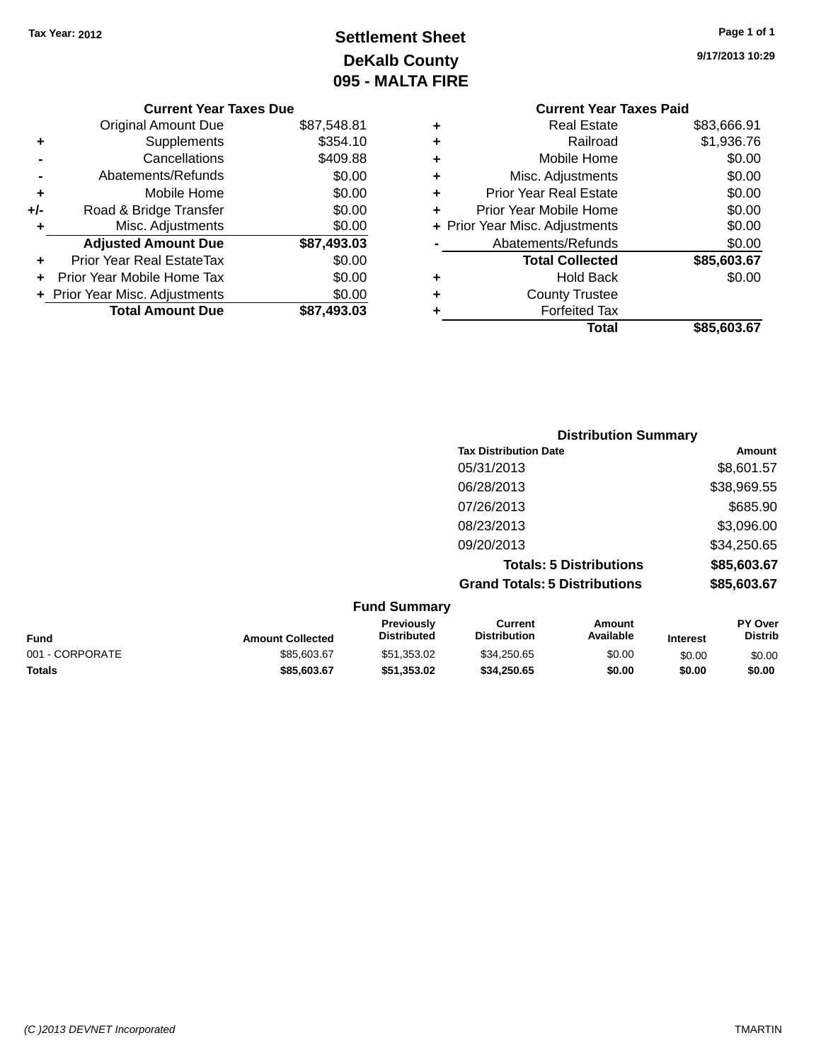Tax Year: 2012

# Settlement Sheet
## DeKalb County
## 095 - MALTA FIRE

9/17/2013 10:29

### Current Year Taxes Due

| | | |
|---|---|---|
| | Original Amount Due | $87,548.81 |
| + | Supplements | $354.10 |
| - | Cancellations | $409.88 |
| - | Abatements/Refunds | $0.00 |
| + | Mobile Home | $0.00 |
| +/- | Road & Bridge Transfer | $0.00 |
| + | Misc. Adjustments | $0.00 |
| | **Adjusted Amount Due** | **$87,493.03** |
| + | Prior Year Real EstateTax | $0.00 |
| + | Prior Year Mobile Home Tax | $0.00 |
| + | Prior Year Misc. Adjustments | $0.00 |
| | **Total Amount Due** | **$87,493.03** |

### Current Year Taxes Paid

| | | |
|---|---|---|
| + | Real Estate | $83,666.91 |
| + | Railroad | $1,936.76 |
| + | Mobile Home | $0.00 |
| + | Misc. Adjustments | $0.00 |
| + | Prior Year Real Estate | $0.00 |
| + | Prior Year Mobile Home | $0.00 |
| + | Prior Year Misc. Adjustments | $0.00 |
| - | Abatements/Refunds | $0.00 |
| | **Total Collected** | **$85,603.67** |
| + | Hold Back | $0.00 |
| + | County Trustee | |
| + | Forfeited Tax | |
| | **Total** | **$85,603.67** |

### Distribution Summary

| Tax Distribution Date | Amount |
|---|---|
| 05/31/2013 | $8,601.57 |
| 06/28/2013 | $38,969.55 |
| 07/26/2013 | $685.90 |
| 08/23/2013 | $3,096.00 |
| 09/20/2013 | $34,250.65 |
| **Totals: 5 Distributions** | **$85,603.67** |
| **Grand Totals: 5 Distributions** | **$85,603.67** |

### Fund Summary

| Fund | Amount Collected | Previously Distributed | Current Distribution | Amount Available | Interest | PY Over Distrib |
|---|---|---|---|---|---|---|
| 001 - CORPORATE | $85,603.67 | $51,353.02 | $34,250.65 | $0.00 | $0.00 | $0.00 |
| **Totals** | **$85,603.67** | **$51,353.02** | **$34,250.65** | **$0.00** | **$0.00** | **$0.00** |

(C )2013 DEVNET Incorporated TMARTIN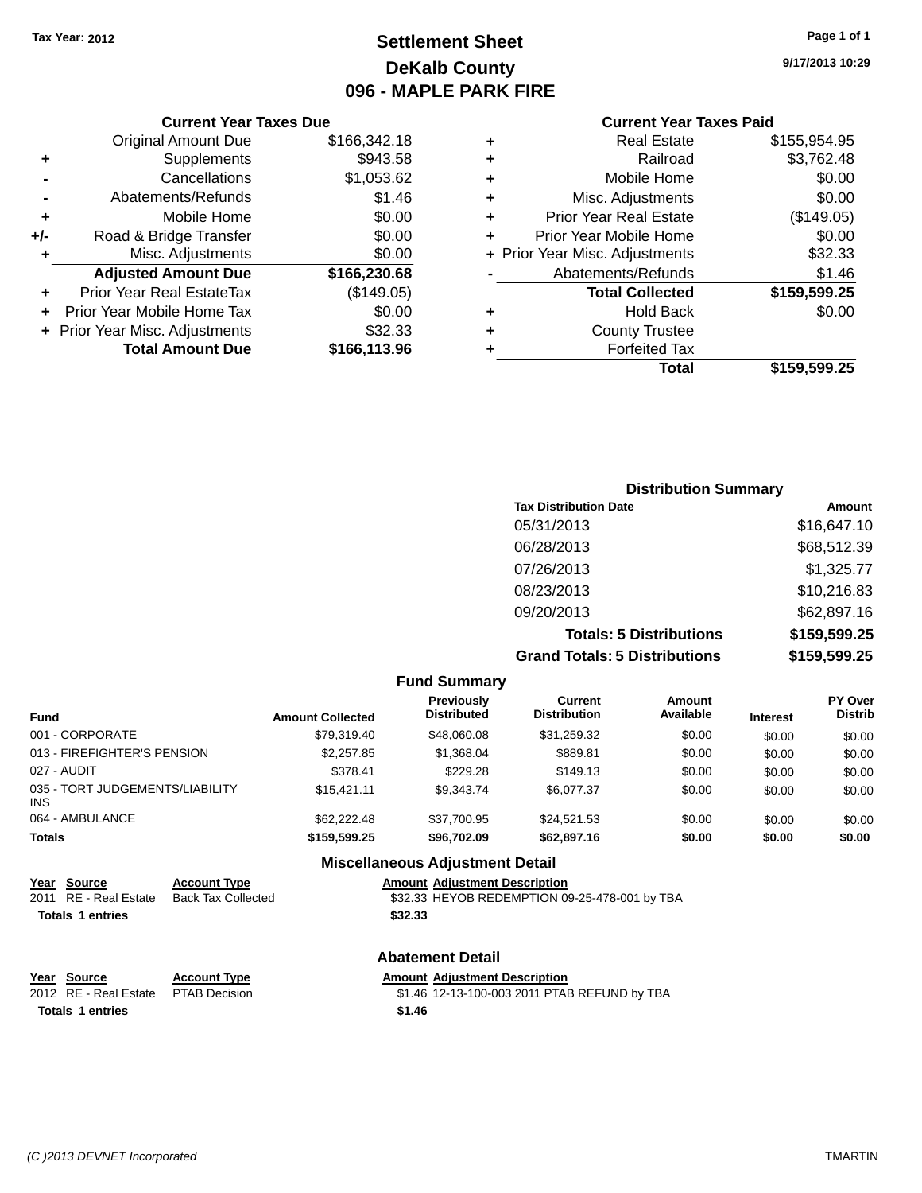Tax Year: 2012

# Settlement Sheet
## DeKalb County
## 096 - MAPLE PARK FIRE

9/17/2013 10:29

### Current Year Taxes Due

| | | |
|---|---|---|
| | Original Amount Due | $166,342.18 |
| + | Supplements | $943.58 |
| - | Cancellations | $1,053.62 |
| - | Abatements/Refunds | $1.46 |
| + | Mobile Home | $0.00 |
| +/- | Road & Bridge Transfer | $0.00 |
| + | Misc. Adjustments | $0.00 |
| | **Adjusted Amount Due** | **$166,230.68** |
| + | Prior Year Real EstateTax | ($149.05) |
| + | Prior Year Mobile Home Tax | $0.00 |
| + | Prior Year Misc. Adjustments | $32.33 |
| | **Total Amount Due** | **$166,113.96** |

### Current Year Taxes Paid

| | | |
|---|---|---|
| + | Real Estate | $155,954.95 |
| + | Railroad | $3,762.48 |
| + | Mobile Home | $0.00 |
| + | Misc. Adjustments | $0.00 |
| + | Prior Year Real Estate | ($149.05) |
| + | Prior Year Mobile Home | $0.00 |
| + | Prior Year Misc. Adjustments | $32.33 |
| - | Abatements/Refunds | $1.46 |
| | **Total Collected** | **$159,599.25** |
| + | Hold Back | $0.00 |
| + | County Trustee | |
| + | Forfeited Tax | |
| | **Total** | **$159,599.25** |

### Distribution Summary

| Tax Distribution Date | Amount |
|---|---|
| 05/31/2013 | $16,647.10 |
| 06/28/2013 | $68,512.39 |
| 07/26/2013 | $1,325.77 |
| 08/23/2013 | $10,216.83 |
| 09/20/2013 | $62,897.16 |
| **Totals: 5 Distributions** | **$159,599.25** |
| **Grand Totals: 5 Distributions** | **$159,599.25** |

### Fund Summary

| Fund | Amount Collected | Previously Distributed | Current Distribution | Amount Available | Interest | PY Over Distrib |
|---|---|---|---|---|---|---|
| 001 - CORPORATE | $79,319.40 | $48,060.08 | $31,259.32 | $0.00 | $0.00 | $0.00 |
| 013 - FIREFIGHTER'S PENSION | $2,257.85 | $1,368.04 | $889.81 | $0.00 | $0.00 | $0.00 |
| 027 - AUDIT | $378.41 | $229.28 | $149.13 | $0.00 | $0.00 | $0.00 |
| 035 - TORT JUDGEMENTS/LIABILITY INS | $15,421.11 | $9,343.74 | $6,077.37 | $0.00 | $0.00 | $0.00 |
| 064 - AMBULANCE | $62,222.48 | $37,700.95 | $24,521.53 | $0.00 | $0.00 | $0.00 |
| **Totals** | **$159,599.25** | **$96,702.09** | **$62,897.16** | **$0.00** | **$0.00** | **$0.00** |

### Miscellaneous Adjustment Detail

| Year | Source | Account Type | Amount | Adjustment Description |
|---|---|---|---|---|
| 2011 | RE - Real Estate | Back Tax Collected | $32.33 | HEYOB REDEMPTION 09-25-478-001 by TBA |
| **Totals** | **1 entries** | | **$32.33** | |

### Abatement Detail

| Year | Source | Account Type | Amount | Adjustment Description |
|---|---|---|---|---|
| 2012 | RE - Real Estate | PTAB Decision | $1.46 | 12-13-100-003 2011 PTAB REFUND by TBA |
| **Totals** | **1 entries** | | **$1.46** | |

(C )2013 DEVNET Incorporated TMARTIN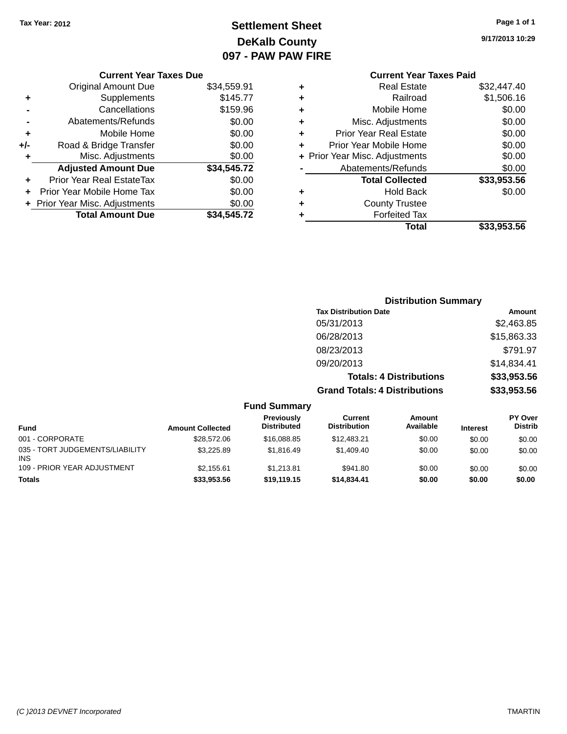Tax Year: 2012

# Settlement Sheet
## DeKalb County
## 097 - PAW PAW FIRE

9/17/2013 10:29

### Current Year Taxes Due

| | | |
|---|---|---|
| | Original Amount Due | $34,559.91 |
| + | Supplements | $145.77 |
| - | Cancellations | $159.96 |
| - | Abatements/Refunds | $0.00 |
| + | Mobile Home | $0.00 |
| +/- | Road & Bridge Transfer | $0.00 |
| + | Misc. Adjustments | $0.00 |
| | **Adjusted Amount Due** | **$34,545.72** |
| + | Prior Year Real EstateTax | $0.00 |
| + | Prior Year Mobile Home Tax | $0.00 |
| + | Prior Year Misc. Adjustments | $0.00 |
| | **Total Amount Due** | **$34,545.72** |

### Current Year Taxes Paid

| | | |
|---|---|---|
| + | Real Estate | $32,447.40 |
| + | Railroad | $1,506.16 |
| + | Mobile Home | $0.00 |
| + | Misc. Adjustments | $0.00 |
| + | Prior Year Real Estate | $0.00 |
| + | Prior Year Mobile Home | $0.00 |
| + | Prior Year Misc. Adjustments | $0.00 |
| - | Abatements/Refunds | $0.00 |
| | **Total Collected** | **$33,953.56** |
| + | Hold Back | $0.00 |
| + | County Trustee | |
| + | Forfeited Tax | |
| | **Total** | **$33,953.56** |

### Distribution Summary

| Tax Distribution Date | Amount |
|---|---|
| 05/31/2013 | $2,463.85 |
| 06/28/2013 | $15,863.33 |
| 08/23/2013 | $791.97 |
| 09/20/2013 | $14,834.41 |
| **Totals: 4 Distributions** | **$33,953.56** |
| **Grand Totals: 4 Distributions** | **$33,953.56** |

### Fund Summary

| Fund | Amount Collected | Previously Distributed | Current Distribution | Amount Available | Interest | PY Over Distrib |
|---|---|---|---|---|---|---|
| 001 - CORPORATE | $28,572.06 | $16,088.85 | $12,483.21 | $0.00 | $0.00 | $0.00 |
| 035 - TORT JUDGEMENTS/LIABILITY INS | $3,225.89 | $1,816.49 | $1,409.40 | $0.00 | $0.00 | $0.00 |
| 109 - PRIOR YEAR ADJUSTMENT | $2,155.61 | $1,213.81 | $941.80 | $0.00 | $0.00 | $0.00 |
| **Totals** | **$33,953.56** | **$19,119.15** | **$14,834.41** | **$0.00** | **$0.00** | **$0.00** |

(C )2013 DEVNET Incorporated TMARTIN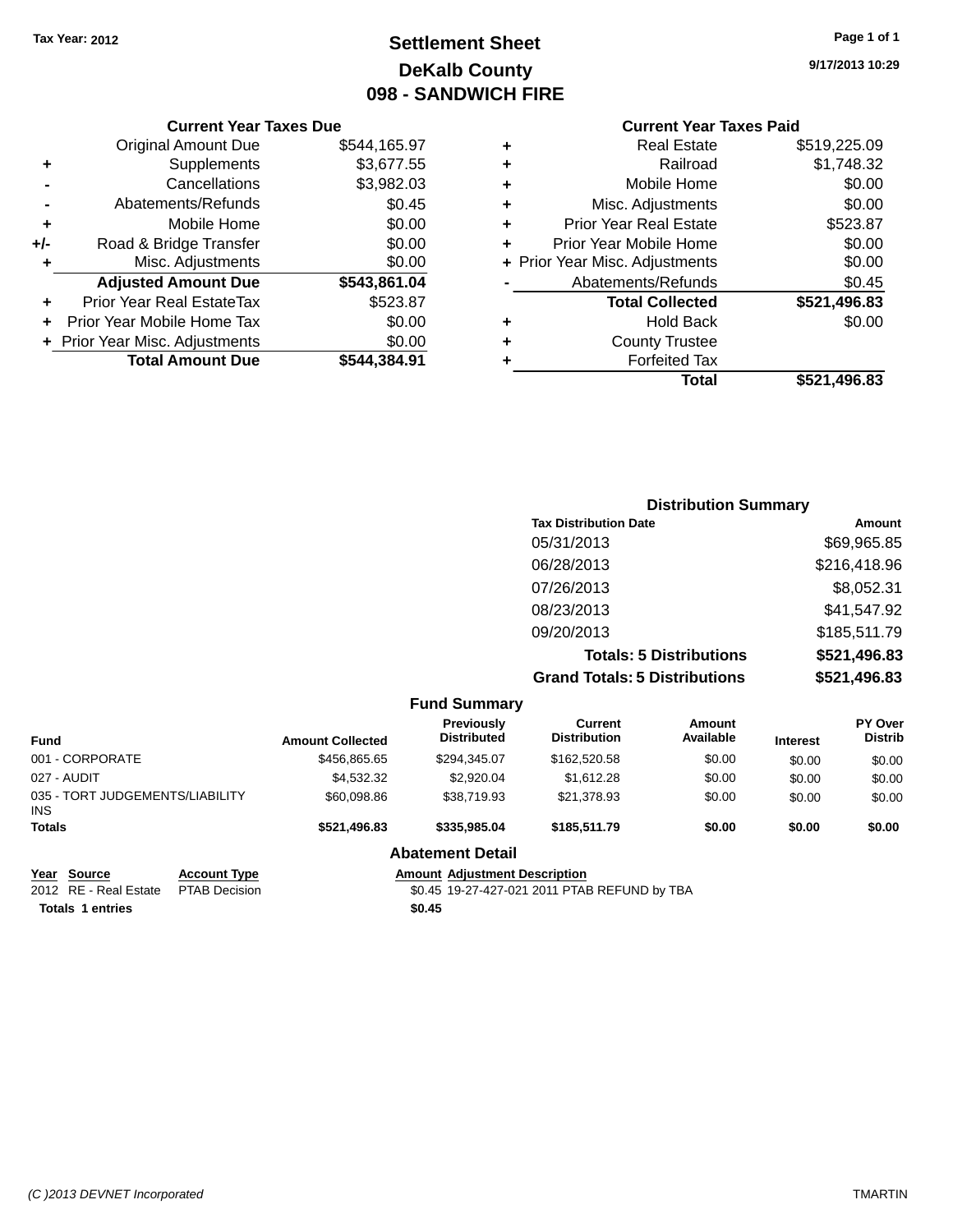Tax Year: 2012

# Settlement Sheet
## DeKalb County
## 098 - SANDWICH FIRE

9/17/2013 10:29

### Current Year Taxes Due

| | | |
|---|---|---|
| | Original Amount Due | $544,165.97 |
| + | Supplements | $3,677.55 |
| - | Cancellations | $3,982.03 |
| - | Abatements/Refunds | $0.45 |
| + | Mobile Home | $0.00 |
| +/- | Road & Bridge Transfer | $0.00 |
| + | Misc. Adjustments | $0.00 |
| | **Adjusted Amount Due** | **$543,861.04** |
| + | Prior Year Real EstateTax | $523.87 |
| + | Prior Year Mobile Home Tax | $0.00 |
| + | Prior Year Misc. Adjustments | $0.00 |
| | **Total Amount Due** | **$544,384.91** |

### Current Year Taxes Paid

| | | |
|---|---|---|
| + | Real Estate | $519,225.09 |
| + | Railroad | $1,748.32 |
| + | Mobile Home | $0.00 |
| + | Misc. Adjustments | $0.00 |
| + | Prior Year Real Estate | $523.87 |
| + | Prior Year Mobile Home | $0.00 |
| + | Prior Year Misc. Adjustments | $0.00 |
| - | Abatements/Refunds | $0.45 |
| | **Total Collected** | **$521,496.83** |
| + | Hold Back | $0.00 |
| + | County Trustee | |
| + | Forfeited Tax | |
| | **Total** | **$521,496.83** |

### Distribution Summary

| Tax Distribution Date | Amount |
|---|---|
| 05/31/2013 | $69,965.85 |
| 06/28/2013 | $216,418.96 |
| 07/26/2013 | $8,052.31 |
| 08/23/2013 | $41,547.92 |
| 09/20/2013 | $185,511.79 |
| **Totals: 5 Distributions** | **$521,496.83** |
| **Grand Totals: 5 Distributions** | **$521,496.83** |

### Fund Summary

| Fund | Amount Collected | Previously Distributed | Current Distribution | Amount Available | Interest | PY Over Distrib |
|---|---|---|---|---|---|---|
| 001 - CORPORATE | $456,865.65 | $294,345.07 | $162,520.58 | $0.00 | $0.00 | $0.00 |
| 027 - AUDIT | $4,532.32 | $2,920.04 | $1,612.28 | $0.00 | $0.00 | $0.00 |
| 035 - TORT JUDGEMENTS/LIABILITY INS | $60,098.86 | $38,719.93 | $21,378.93 | $0.00 | $0.00 | $0.00 |
| **Totals** | **$521,496.83** | **$335,985.04** | **$185,511.79** | **$0.00** | **$0.00** | **$0.00** |

### Abatement Detail

| Year | Source | Account Type | Amount | Adjustment Description |
|---|---|---|---|---|
| 2012 | RE - Real Estate | PTAB Decision | $0.45 | 19-27-427-021 2011 PTAB REFUND by TBA |
| **Totals** | **1 entries** | | **$0.45** | |

(C )2013 DEVNET Incorporated TMARTIN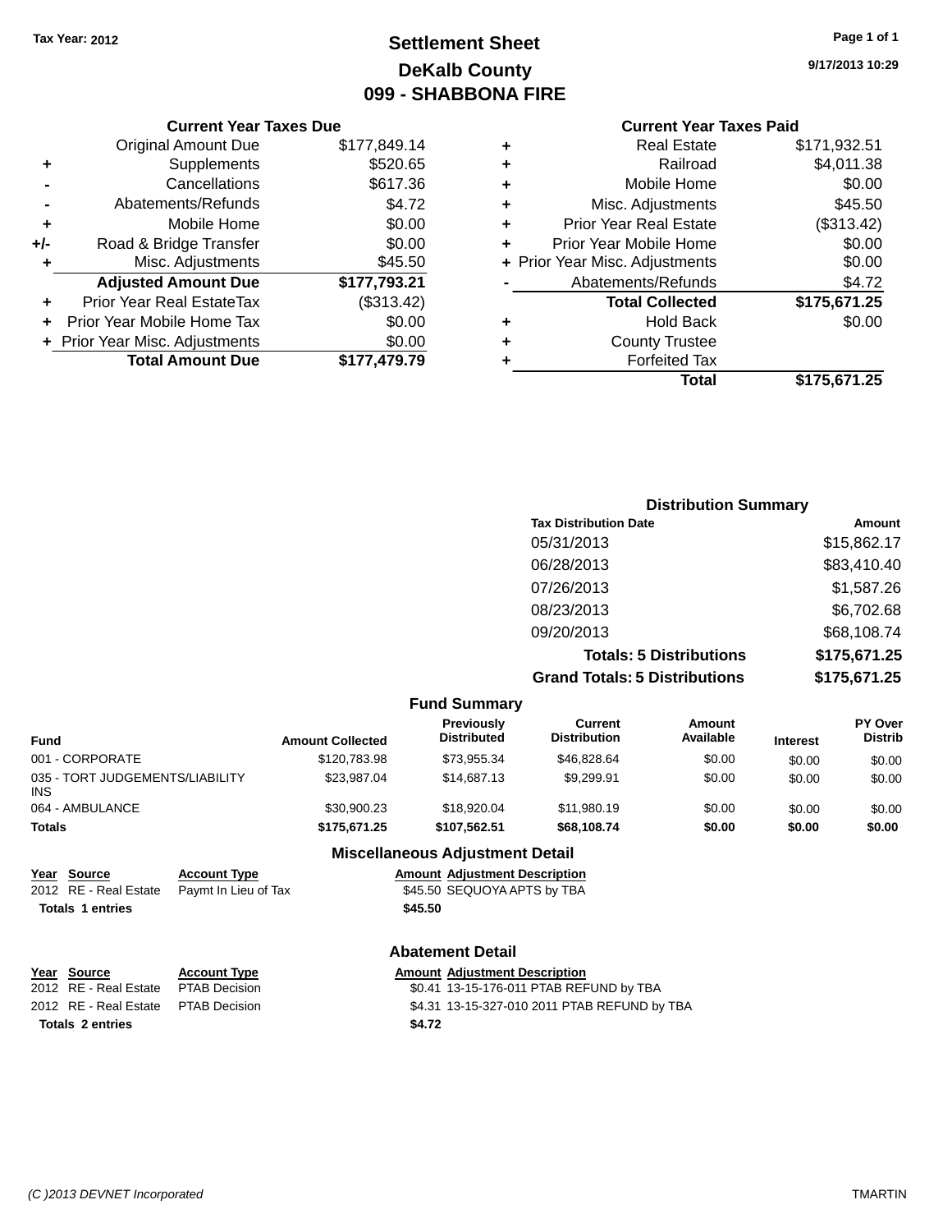Tax Year: 2012

# Settlement Sheet
## DeKalb County
## 099 - SHABBONA FIRE

9/17/2013 10:29

### Current Year Taxes Due

| | | |
|---|---|---|
| | Original Amount Due | $177,849.14 |
| + | Supplements | $520.65 |
| - | Cancellations | $617.36 |
| - | Abatements/Refunds | $4.72 |
| + | Mobile Home | $0.00 |
| +/- | Road & Bridge Transfer | $0.00 |
| + | Misc. Adjustments | $45.50 |
| | **Adjusted Amount Due** | **$177,793.21** |
| + | Prior Year Real EstateTax | ($313.42) |
| + | Prior Year Mobile Home Tax | $0.00 |
| + | Prior Year Misc. Adjustments | $0.00 |
| | **Total Amount Due** | **$177,479.79** |

### Current Year Taxes Paid

| | | |
|---|---|---|
| + | Real Estate | $171,932.51 |
| + | Railroad | $4,011.38 |
| + | Mobile Home | $0.00 |
| + | Misc. Adjustments | $45.50 |
| + | Prior Year Real Estate | ($313.42) |
| + | Prior Year Mobile Home | $0.00 |
| + | Prior Year Misc. Adjustments | $0.00 |
| - | Abatements/Refunds | $4.72 |
| | **Total Collected** | **$175,671.25** |
| + | Hold Back | $0.00 |
| + | County Trustee | |
| + | Forfeited Tax | |
| | **Total** | **$175,671.25** |

### Distribution Summary

| Tax Distribution Date | Amount |
|---|---|
| 05/31/2013 | $15,862.17 |
| 06/28/2013 | $83,410.40 |
| 07/26/2013 | $1,587.26 |
| 08/23/2013 | $6,702.68 |
| 09/20/2013 | $68,108.74 |
| **Totals: 5 Distributions** | **$175,671.25** |
| **Grand Totals: 5 Distributions** | **$175,671.25** |

### Fund Summary

| Fund | Amount Collected | Previously Distributed | Current Distribution | Amount Available | Interest | PY Over Distrib |
|---|---|---|---|---|---|---|
| 001 - CORPORATE | $120,783.98 | $73,955.34 | $46,828.64 | $0.00 | $0.00 | $0.00 |
| 035 - TORT JUDGEMENTS/LIABILITY INS | $23,987.04 | $14,687.13 | $9,299.91 | $0.00 | $0.00 | $0.00 |
| 064 - AMBULANCE | $30,900.23 | $18,920.04 | $11,980.19 | $0.00 | $0.00 | $0.00 |
| **Totals** | **$175,671.25** | **$107,562.51** | **$68,108.74** | **$0.00** | **$0.00** | **$0.00** |

### Miscellaneous Adjustment Detail

| Year | Source | Account Type | Amount | Adjustment Description |
|---|---|---|---|---|
| 2012 | RE - Real Estate | Paymt In Lieu of Tax | $45.50 | SEQUOYA APTS by TBA |
| **Totals** | **1 entries** | | **$45.50** | |

### Abatement Detail

| Year | Source | Account Type | Amount | Adjustment Description |
|---|---|---|---|---|
| 2012 | RE - Real Estate | PTAB Decision | $0.41 | 13-15-176-011 PTAB REFUND by TBA |
| 2012 | RE - Real Estate | PTAB Decision | $4.31 | 13-15-327-010 2011 PTAB REFUND by TBA |
| **Totals** | **2 entries** | | **$4.72** | |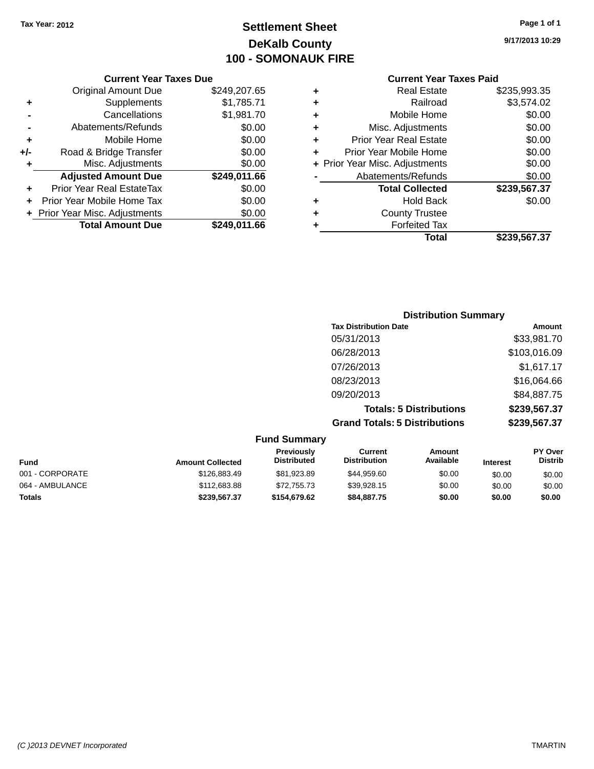Tax Year: 2012

# Settlement Sheet
## DeKalb County
## 100 - SOMONAUK FIRE

9/17/2013 10:29

### Current Year Taxes Due

| | | |
|---|---|---|
| | Original Amount Due | $249,207.65 |
| + | Supplements | $1,785.71 |
| - | Cancellations | $1,981.70 |
| - | Abatements/Refunds | $0.00 |
| + | Mobile Home | $0.00 |
| +/- | Road & Bridge Transfer | $0.00 |
| + | Misc. Adjustments | $0.00 |
| | **Adjusted Amount Due** | **$249,011.66** |
| + | Prior Year Real EstateTax | $0.00 |
| + | Prior Year Mobile Home Tax | $0.00 |
| + | Prior Year Misc. Adjustments | $0.00 |
| | **Total Amount Due** | **$249,011.66** |

### Current Year Taxes Paid

| | | |
|---|---|---|
| + | Real Estate | $235,993.35 |
| + | Railroad | $3,574.02 |
| + | Mobile Home | $0.00 |
| + | Misc. Adjustments | $0.00 |
| + | Prior Year Real Estate | $0.00 |
| + | Prior Year Mobile Home | $0.00 |
| + | Prior Year Misc. Adjustments | $0.00 |
| - | Abatements/Refunds | $0.00 |
| | **Total Collected** | **$239,567.37** |
| + | Hold Back | $0.00 |
| + | County Trustee | |
| + | Forfeited Tax | |
| | **Total** | **$239,567.37** |

### Distribution Summary

| Tax Distribution Date | Amount |
|---|---|
| 05/31/2013 | $33,981.70 |
| 06/28/2013 | $103,016.09 |
| 07/26/2013 | $1,617.17 |
| 08/23/2013 | $16,064.66 |
| 09/20/2013 | $84,887.75 |
| **Totals: 5 Distributions** | **$239,567.37** |
| **Grand Totals: 5 Distributions** | **$239,567.37** |

### Fund Summary

| Fund | Amount Collected | Previously Distributed | Current Distribution | Amount Available | Interest | PY Over Distrib |
|---|---|---|---|---|---|---|
| 001 - CORPORATE | $126,883.49 | $81,923.89 | $44,959.60 | $0.00 | $0.00 | $0.00 |
| 064 - AMBULANCE | $112,683.88 | $72,755.73 | $39,928.15 | $0.00 | $0.00 | $0.00 |
| **Totals** | **$239,567.37** | **$154,679.62** | **$84,887.75** | **$0.00** | **$0.00** | **$0.00** |

(C )2013 DEVNET Incorporated TMARTIN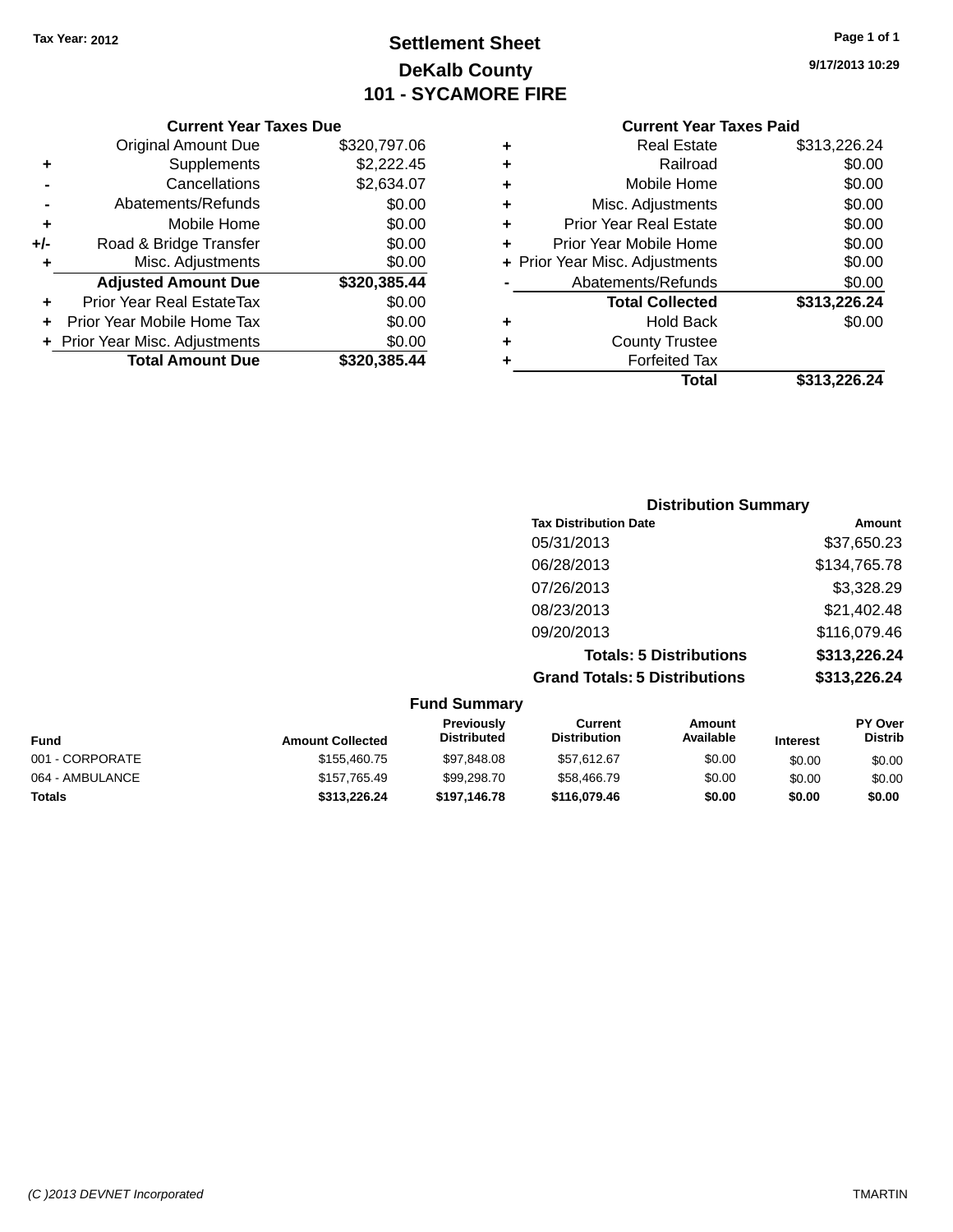Tax Year: 2012

# Settlement Sheet

## DeKalb County

## 101 - SYCAMORE FIRE

9/17/2013 10:29

### Current Year Taxes Due

| | | |
|---|---|---|
| | Original Amount Due | $320,797.06 |
| + | Supplements | $2,222.45 |
| - | Cancellations | $2,634.07 |
| - | Abatements/Refunds | $0.00 |
| + | Mobile Home | $0.00 |
| +/- | Road & Bridge Transfer | $0.00 |
| + | Misc. Adjustments | $0.00 |
| | **Adjusted Amount Due** | **$320,385.44** |
| + | Prior Year Real EstateTax | $0.00 |
| + | Prior Year Mobile Home Tax | $0.00 |
| + | Prior Year Misc. Adjustments | $0.00 |
| | **Total Amount Due** | **$320,385.44** |

### Current Year Taxes Paid

| | | |
|---|---|---|
| + | Real Estate | $313,226.24 |
| + | Railroad | $0.00 |
| + | Mobile Home | $0.00 |
| + | Misc. Adjustments | $0.00 |
| + | Prior Year Real Estate | $0.00 |
| + | Prior Year Mobile Home | $0.00 |
| + | Prior Year Misc. Adjustments | $0.00 |
| - | Abatements/Refunds | $0.00 |
| | **Total Collected** | **$313,226.24** |
| + | Hold Back | $0.00 |
| + | County Trustee | |
| + | Forfeited Tax | |
| | **Total** | **$313,226.24** |

### Distribution Summary

| Tax Distribution Date | Amount |
|---|---|
| 05/31/2013 | $37,650.23 |
| 06/28/2013 | $134,765.78 |
| 07/26/2013 | $3,328.29 |
| 08/23/2013 | $21,402.48 |
| 09/20/2013 | $116,079.46 |
| **Totals: 5 Distributions** | **$313,226.24** |
| **Grand Totals: 5 Distributions** | **$313,226.24** |

### Fund Summary

| Fund | Amount Collected | Previously Distributed | Current Distribution | Amount Available | Interest | PY Over Distrib |
|---|---|---|---|---|---|---|
| 001 - CORPORATE | $155,460.75 | $97,848.08 | $57,612.67 | $0.00 | $0.00 | $0.00 |
| 064 - AMBULANCE | $157,765.49 | $99,298.70 | $58,466.79 | $0.00 | $0.00 | $0.00 |
| **Totals** | **$313,226.24** | **$197,146.78** | **$116,079.46** | **$0.00** | **$0.00** | **$0.00** |

(C )2013 DEVNET Incorporated TMARTIN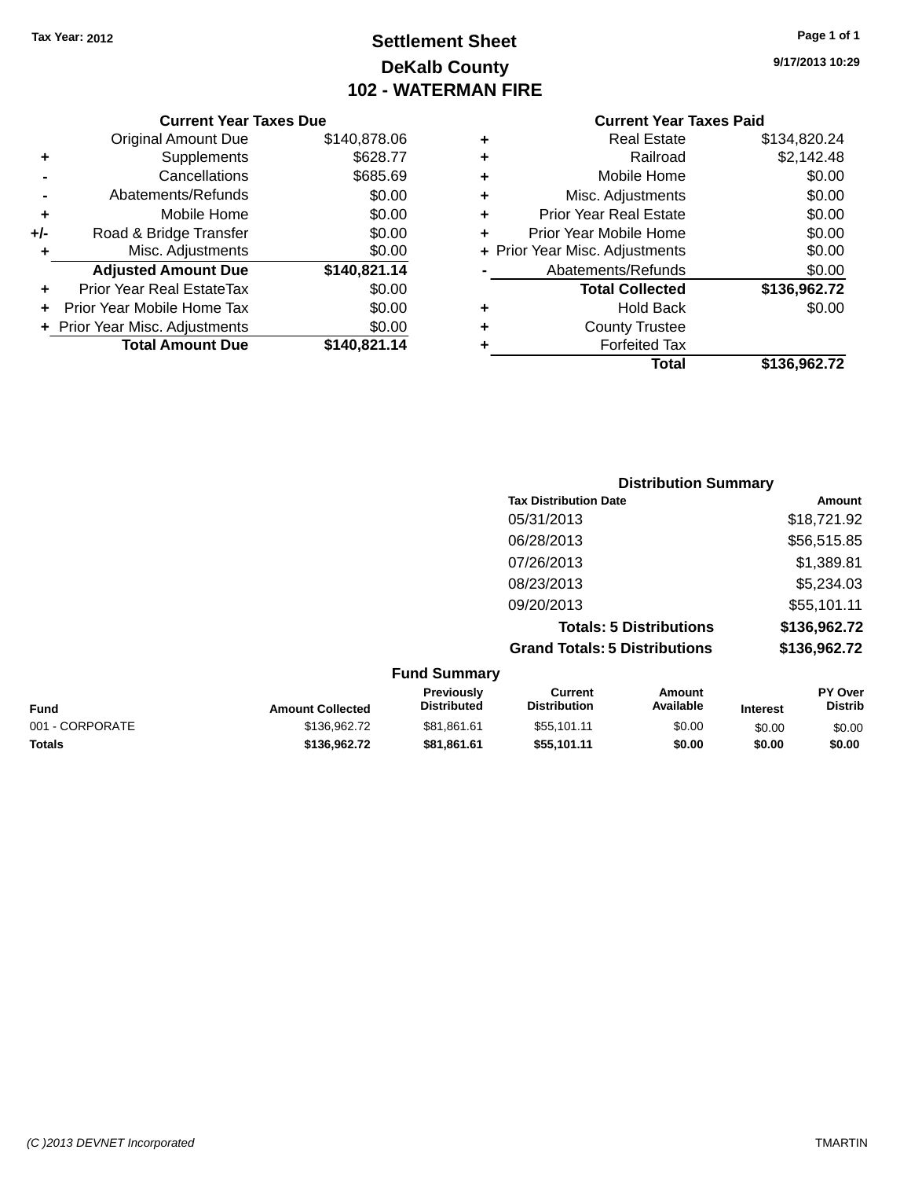Tax Year: 2012

# Settlement Sheet

## DeKalb County

## 102 - WATERMAN FIRE

9/17/2013 10:29

### Current Year Taxes Due

| | | |
|---|---|---|
| | Original Amount Due | $140,878.06 |
| + | Supplements | $628.77 |
| - | Cancellations | $685.69 |
| - | Abatements/Refunds | $0.00 |
| + | Mobile Home | $0.00 |
| +/- | Road & Bridge Transfer | $0.00 |
| + | Misc. Adjustments | $0.00 |
| | **Adjusted Amount Due** | **$140,821.14** |
| + | Prior Year Real EstateTax | $0.00 |
| + | Prior Year Mobile Home Tax | $0.00 |
| + | Prior Year Misc. Adjustments | $0.00 |
| | **Total Amount Due** | **$140,821.14** |

### Current Year Taxes Paid

| | | |
|---|---|---|
| + | Real Estate | $134,820.24 |
| + | Railroad | $2,142.48 |
| + | Mobile Home | $0.00 |
| + | Misc. Adjustments | $0.00 |
| + | Prior Year Real Estate | $0.00 |
| + | Prior Year Mobile Home | $0.00 |
| + | Prior Year Misc. Adjustments | $0.00 |
| - | Abatements/Refunds | $0.00 |
| | **Total Collected** | **$136,962.72** |
| + | Hold Back | $0.00 |
| + | County Trustee | |
| + | Forfeited Tax | |
| | **Total** | **$136,962.72** |

### Distribution Summary

| Tax Distribution Date | Amount |
|---|---|
| 05/31/2013 | $18,721.92 |
| 06/28/2013 | $56,515.85 |
| 07/26/2013 | $1,389.81 |
| 08/23/2013 | $5,234.03 |
| 09/20/2013 | $55,101.11 |
| **Totals: 5 Distributions** | **$136,962.72** |
| **Grand Totals: 5 Distributions** | **$136,962.72** |

### Fund Summary

| Fund | Amount Collected | Previously Distributed | Current Distribution | Amount Available | Interest | PY Over Distrib |
|---|---|---|---|---|---|---|
| 001 - CORPORATE | $136,962.72 | $81,861.61 | $55,101.11 | $0.00 | $0.00 | $0.00 |
| **Totals** | **$136,962.72** | **$81,861.61** | **$55,101.11** | **$0.00** | **$0.00** | **$0.00** |

(C )2013 DEVNET Incorporated TMARTIN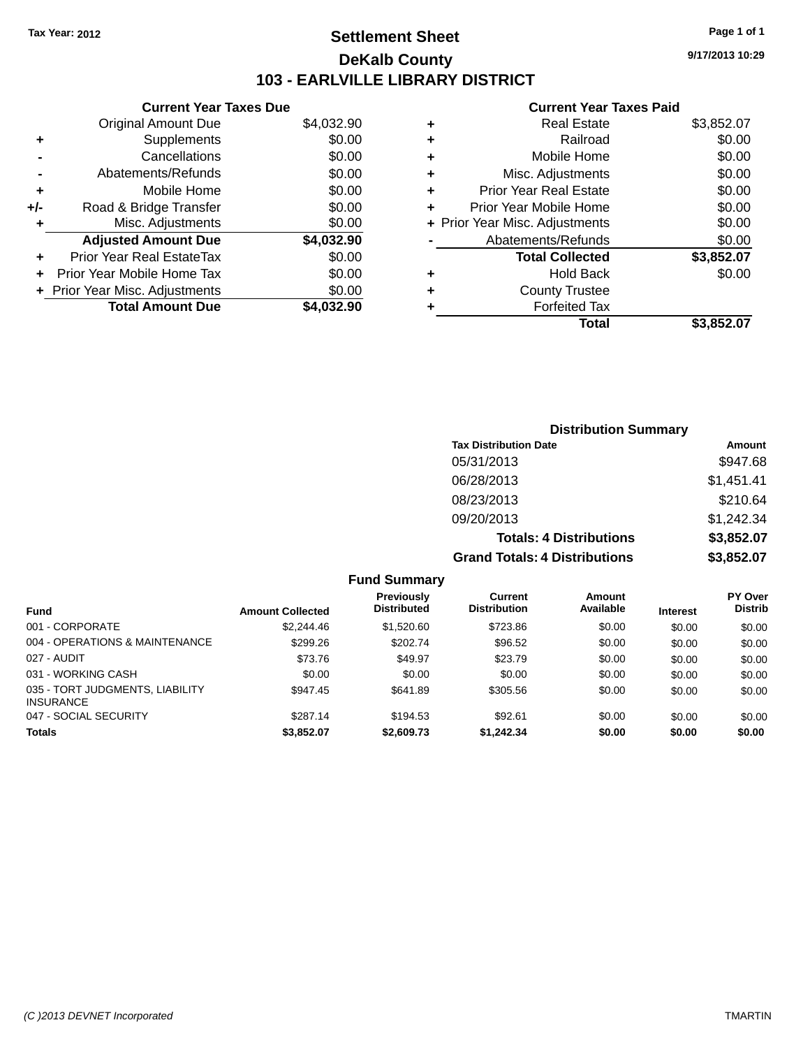Tax Year: 2012

# Settlement Sheet

## DeKalb County

## 103 - EARLVILLE LIBRARY DISTRICT

9/17/2013 10:29

### Current Year Taxes Due

| | | |
|---|---|---|
| | Original Amount Due | $4,032.90 |
| + | Supplements | $0.00 |
| - | Cancellations | $0.00 |
| - | Abatements/Refunds | $0.00 |
| + | Mobile Home | $0.00 |
| +/- | Road & Bridge Transfer | $0.00 |
| + | Misc. Adjustments | $0.00 |
| | **Adjusted Amount Due** | **$4,032.90** |
| + | Prior Year Real EstateTax | $0.00 |
| + | Prior Year Mobile Home Tax | $0.00 |
| + | Prior Year Misc. Adjustments | $0.00 |
| | **Total Amount Due** | **$4,032.90** |

### Current Year Taxes Paid

| | | |
|---|---|---|
| + | Real Estate | $3,852.07 |
| + | Railroad | $0.00 |
| + | Mobile Home | $0.00 |
| + | Misc. Adjustments | $0.00 |
| + | Prior Year Real Estate | $0.00 |
| + | Prior Year Mobile Home | $0.00 |
| + | Prior Year Misc. Adjustments | $0.00 |
| - | Abatements/Refunds | $0.00 |
| | **Total Collected** | **$3,852.07** |
| + | Hold Back | $0.00 |
| + | County Trustee | |
| + | Forfeited Tax | |
| | **Total** | **$3,852.07** |

### Distribution Summary

| Tax Distribution Date | Amount |
|---|---|
| 05/31/2013 | $947.68 |
| 06/28/2013 | $1,451.41 |
| 08/23/2013 | $210.64 |
| 09/20/2013 | $1,242.34 |
| **Totals: 4 Distributions** | **$3,852.07** |
| **Grand Totals: 4 Distributions** | **$3,852.07** |

### Fund Summary

| Fund | Amount Collected | Previously Distributed | Current Distribution | Amount Available | Interest | PY Over Distrib |
|---|---|---|---|---|---|---|
| 001 - CORPORATE | $2,244.46 | $1,520.60 | $723.86 | $0.00 | $0.00 | $0.00 |
| 004 - OPERATIONS & MAINTENANCE | $299.26 | $202.74 | $96.52 | $0.00 | $0.00 | $0.00 |
| 027 - AUDIT | $73.76 | $49.97 | $23.79 | $0.00 | $0.00 | $0.00 |
| 031 - WORKING CASH | $0.00 | $0.00 | $0.00 | $0.00 | $0.00 | $0.00 |
| 035 - TORT JUDGMENTS, LIABILITY INSURANCE | $947.45 | $641.89 | $305.56 | $0.00 | $0.00 | $0.00 |
| 047 - SOCIAL SECURITY | $287.14 | $194.53 | $92.61 | $0.00 | $0.00 | $0.00 |
| **Totals** | **$3,852.07** | **$2,609.73** | **$1,242.34** | **$0.00** | **$0.00** | **$0.00** |

(C )2013 DEVNET Incorporated TMARTIN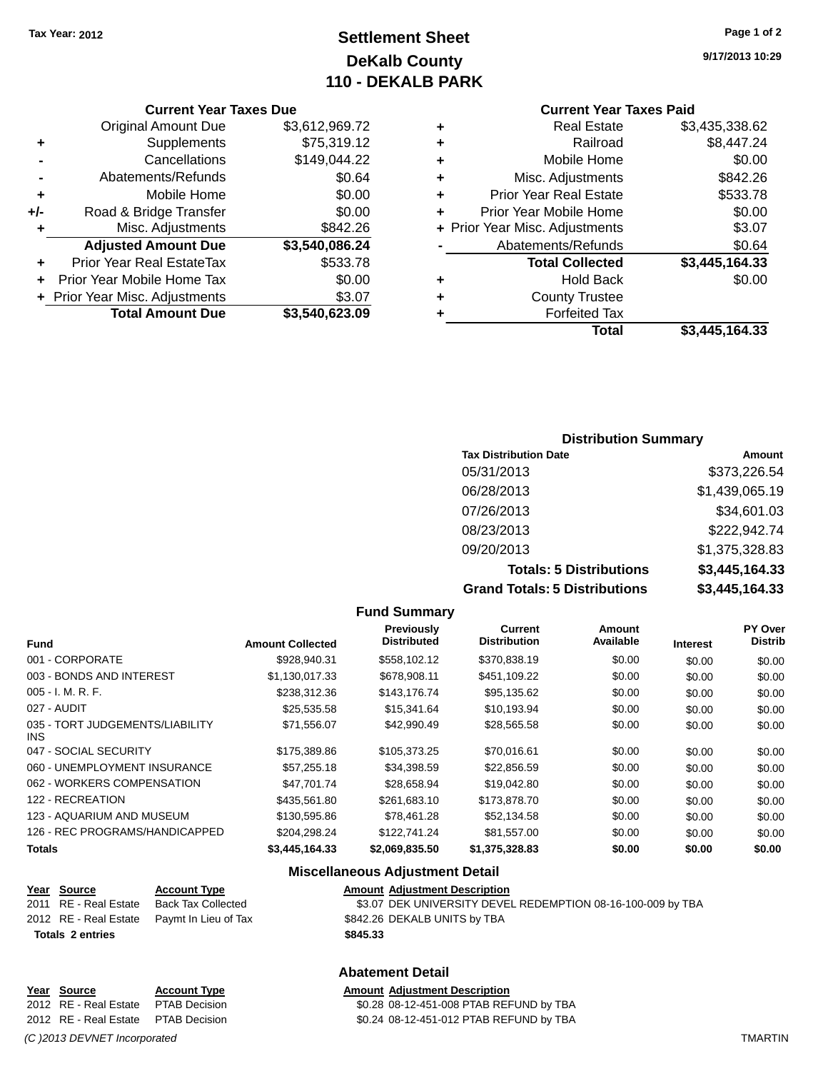Tax Year: 2012

# Settlement Sheet
## DeKalb County
## 110 - DEKALB PARK

9/17/2013 10:29

### Current Year Taxes Due

| | | |
|---|---|---|
| | Original Amount Due | $3,612,969.72 |
| + | Supplements | $75,319.12 |
| - | Cancellations | $149,044.22 |
| - | Abatements/Refunds | $0.64 |
| + | Mobile Home | $0.00 |
| +/- | Road & Bridge Transfer | $0.00 |
| + | Misc. Adjustments | $842.26 |
| | **Adjusted Amount Due** | **$3,540,086.24** |
| + | Prior Year Real EstateTax | $533.78 |
| + | Prior Year Mobile Home Tax | $0.00 |
| + | Prior Year Misc. Adjustments | $3.07 |
| | **Total Amount Due** | **$3,540,623.09** |

### Current Year Taxes Paid

| | | |
|---|---|---|
| + | Real Estate | $3,435,338.62 |
| + | Railroad | $8,447.24 |
| + | Mobile Home | $0.00 |
| + | Misc. Adjustments | $842.26 |
| + | Prior Year Real Estate | $533.78 |
| + | Prior Year Mobile Home | $0.00 |
| + | Prior Year Misc. Adjustments | $3.07 |
| - | Abatements/Refunds | $0.64 |
| | **Total Collected** | **$3,445,164.33** |
| + | Hold Back | $0.00 |
| + | County Trustee | |
| + | Forfeited Tax | |
| | **Total** | **$3,445,164.33** |

### Distribution Summary

| Tax Distribution Date | Amount |
|---|---|
| 05/31/2013 | $373,226.54 |
| 06/28/2013 | $1,439,065.19 |
| 07/26/2013 | $34,601.03 |
| 08/23/2013 | $222,942.74 |
| 09/20/2013 | $1,375,328.83 |
| **Totals: 5 Distributions** | **$3,445,164.33** |
| **Grand Totals: 5 Distributions** | **$3,445,164.33** |

### Fund Summary

| Fund | Amount Collected | Previously Distributed | Current Distribution | Amount Available | Interest | PY Over Distrib |
|---|---|---|---|---|---|---|
| 001 - CORPORATE | $928,940.31 | $558,102.12 | $370,838.19 | $0.00 | $0.00 | $0.00 |
| 003 - BONDS AND INTEREST | $1,130,017.33 | $678,908.11 | $451,109.22 | $0.00 | $0.00 | $0.00 |
| 005 - I. M. R. F. | $238,312.36 | $143,176.74 | $95,135.62 | $0.00 | $0.00 | $0.00 |
| 027 - AUDIT | $25,535.58 | $15,341.64 | $10,193.94 | $0.00 | $0.00 | $0.00 |
| 035 - TORT JUDGEMENTS/LIABILITY INS | $71,556.07 | $42,990.49 | $28,565.58 | $0.00 | $0.00 | $0.00 |
| 047 - SOCIAL SECURITY | $175,389.86 | $105,373.25 | $70,016.61 | $0.00 | $0.00 | $0.00 |
| 060 - UNEMPLOYMENT INSURANCE | $57,255.18 | $34,398.59 | $22,856.59 | $0.00 | $0.00 | $0.00 |
| 062 - WORKERS COMPENSATION | $47,701.74 | $28,658.94 | $19,042.80 | $0.00 | $0.00 | $0.00 |
| 122 - RECREATION | $435,561.80 | $261,683.10 | $173,878.70 | $0.00 | $0.00 | $0.00 |
| 123 - AQUARIUM AND MUSEUM | $130,595.86 | $78,461.28 | $52,134.58 | $0.00 | $0.00 | $0.00 |
| 126 - REC PROGRAMS/HANDICAPPED | $204,298.24 | $122,741.24 | $81,557.00 | $0.00 | $0.00 | $0.00 |
| **Totals** | **$3,445,164.33** | **$2,069,835.50** | **$1,375,328.83** | **$0.00** | **$0.00** | **$0.00** |

### Miscellaneous Adjustment Detail

| Year | Source | Account Type | Amount | Adjustment Description |
|---|---|---|---|---|
| 2011 | RE - Real Estate | Back Tax Collected | $3.07 | DEK UNIVERSITY DEVEL REDEMPTION 08-16-100-009 by TBA |
| 2012 | RE - Real Estate | Paymt In Lieu of Tax | $842.26 | DEKALB UNITS by TBA |
| **Totals 2 entries** | | | **$845.33** | |

### Abatement Detail

| Year | Source | Account Type | Amount | Adjustment Description |
|---|---|---|---|---|
| 2012 | RE - Real Estate | PTAB Decision | $0.28 | 08-12-451-008 PTAB REFUND by TBA |
| 2012 | RE - Real Estate | PTAB Decision | $0.24 | 08-12-451-012 PTAB REFUND by TBA |

(C )2013 DEVNET Incorporated TMARTIN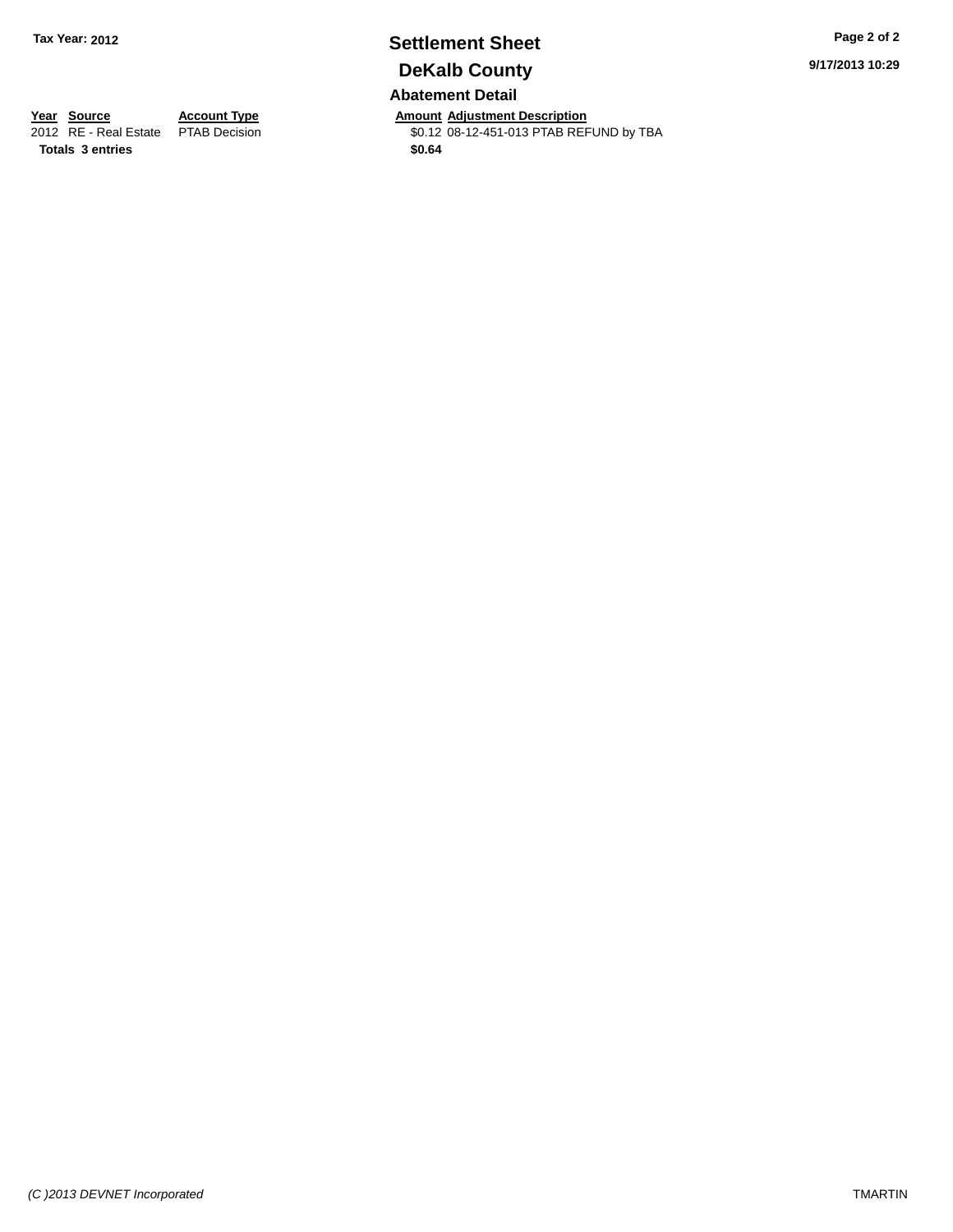**Tax Year: 2012**

# Settlement Sheet

## DeKalb County

### Abatement Detail

| Year | Source | Account Type | Amount | Adjustment Description |
|---|---|---|---|---|
| 2012 | RE - Real Estate | PTAB Decision | $0.12 | 08-12-451-013 PTAB REFUND by TBA |
| **Totals** | **3 entries** | | **$0.64** | |

9/17/2013 10:29

*(C )2013 DEVNET Incorporated*

TMARTIN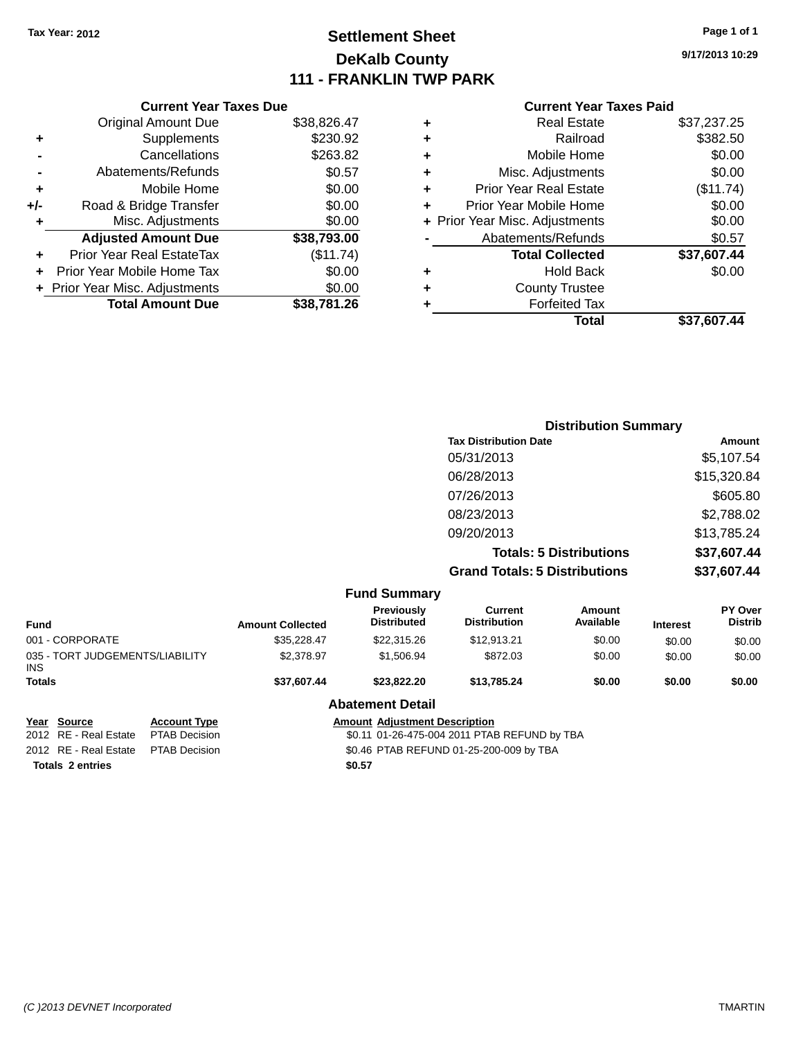Tax Year: 2012

# Settlement Sheet

## DeKalb County

## 111 - FRANKLIN TWP PARK

9/17/2013 10:29

### Current Year Taxes Due

| | | |
|---|---|---|
| | Original Amount Due | $38,826.47 |
| + | Supplements | $230.92 |
| - | Cancellations | $263.82 |
| - | Abatements/Refunds | $0.57 |
| + | Mobile Home | $0.00 |
| +/- | Road & Bridge Transfer | $0.00 |
| + | Misc. Adjustments | $0.00 |
| | **Adjusted Amount Due** | **$38,793.00** |
| + | Prior Year Real EstateTax | ($11.74) |
| + | Prior Year Mobile Home Tax | $0.00 |
| + | Prior Year Misc. Adjustments | $0.00 |
| | **Total Amount Due** | **$38,781.26** |

### Current Year Taxes Paid

| | | |
|---|---|---|
| + | Real Estate | $37,237.25 |
| + | Railroad | $382.50 |
| + | Mobile Home | $0.00 |
| + | Misc. Adjustments | $0.00 |
| + | Prior Year Real Estate | ($11.74) |
| + | Prior Year Mobile Home | $0.00 |
| + | Prior Year Misc. Adjustments | $0.00 |
| - | Abatements/Refunds | $0.57 |
| | **Total Collected** | **$37,607.44** |
| + | Hold Back | $0.00 |
| + | County Trustee | |
| + | Forfeited Tax | |
| | **Total** | **$37,607.44** |

### Distribution Summary

| Tax Distribution Date | Amount |
|---|---|
| 05/31/2013 | $5,107.54 |
| 06/28/2013 | $15,320.84 |
| 07/26/2013 | $605.80 |
| 08/23/2013 | $2,788.02 |
| 09/20/2013 | $13,785.24 |
| **Totals: 5 Distributions** | **$37,607.44** |
| **Grand Totals: 5 Distributions** | **$37,607.44** |

### Fund Summary

| Fund | Amount Collected | Previously Distributed | Current Distribution | Amount Available | Interest | PY Over Distrib |
|---|---|---|---|---|---|---|
| 001 - CORPORATE | $35,228.47 | $22,315.26 | $12,913.21 | $0.00 | $0.00 | $0.00 |
| 035 - TORT JUDGEMENTS/LIABILITY INS | $2,378.97 | $1,506.94 | $872.03 | $0.00 | $0.00 | $0.00 |
| **Totals** | **$37,607.44** | **$23,822.20** | **$13,785.24** | **$0.00** | **$0.00** | **$0.00** |

### Abatement Detail

| Year | Source | Account Type | Amount | Adjustment Description |
|---|---|---|---|---|
| 2012 | RE - Real Estate | PTAB Decision | $0.11 | 01-26-475-004 2011 PTAB REFUND by TBA |
| 2012 | RE - Real Estate | PTAB Decision | $0.46 | PTAB REFUND 01-25-200-009 by TBA |
| **Totals 2 entries** | | | **$0.57** | |

(C )2013 DEVNET Incorporated TMARTIN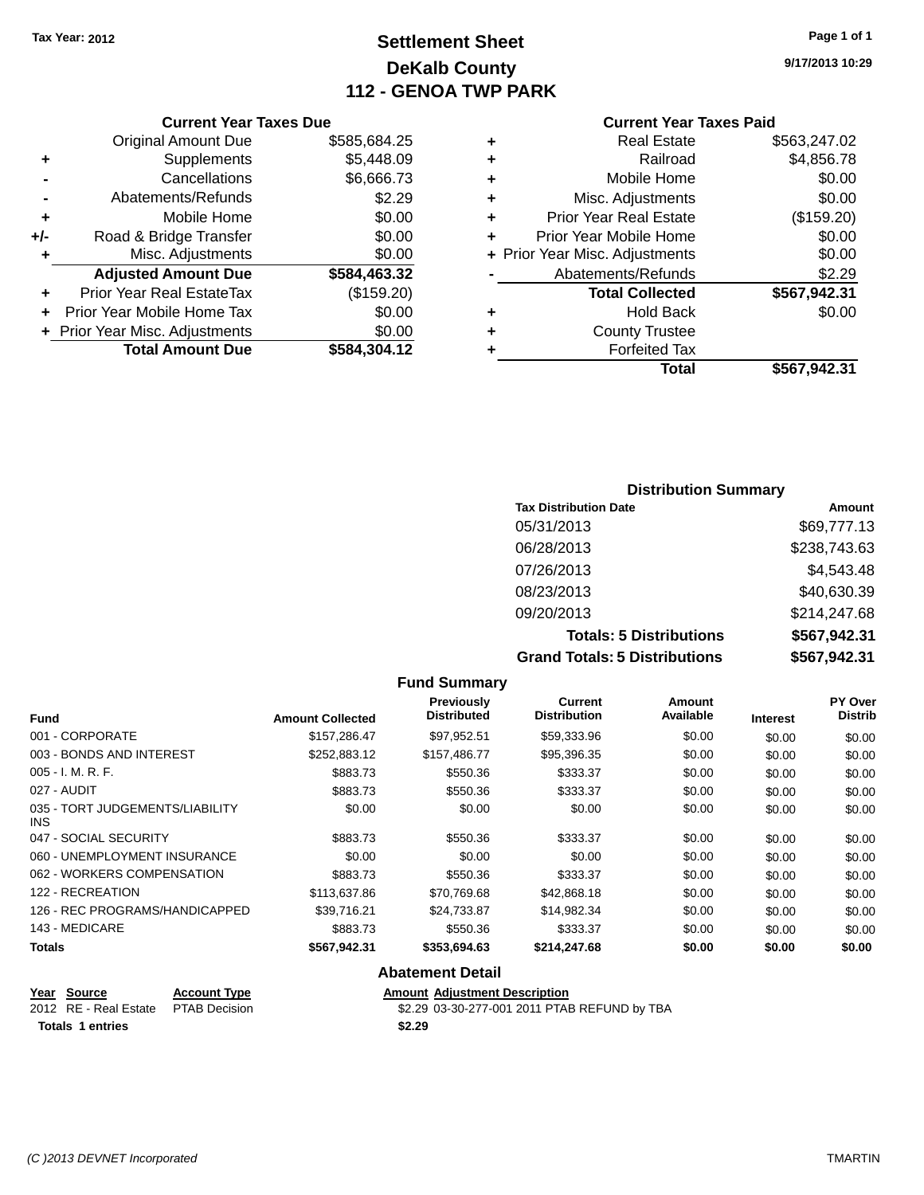Tax Year: 2012

# Settlement Sheet
## DeKalb County
## 112 - GENOA TWP PARK

9/17/2013 10:29

### Current Year Taxes Due

| | | |
|---|---|---|
| | Original Amount Due | $585,684.25 |
| + | Supplements | $5,448.09 |
| - | Cancellations | $6,666.73 |
| - | Abatements/Refunds | $2.29 |
| + | Mobile Home | $0.00 |
| +/- | Road & Bridge Transfer | $0.00 |
| + | Misc. Adjustments | $0.00 |
| | **Adjusted Amount Due** | **$584,463.32** |
| + | Prior Year Real EstateTax | ($159.20) |
| + | Prior Year Mobile Home Tax | $0.00 |
| + | Prior Year Misc. Adjustments | $0.00 |
| | **Total Amount Due** | **$584,304.12** |

### Current Year Taxes Paid

| | | |
|---|---|---|
| + | Real Estate | $563,247.02 |
| + | Railroad | $4,856.78 |
| + | Mobile Home | $0.00 |
| + | Misc. Adjustments | $0.00 |
| + | Prior Year Real Estate | ($159.20) |
| + | Prior Year Mobile Home | $0.00 |
| + | Prior Year Misc. Adjustments | $0.00 |
| - | Abatements/Refunds | $2.29 |
| | **Total Collected** | **$567,942.31** |
| + | Hold Back | $0.00 |
| + | County Trustee | |
| + | Forfeited Tax | |
| | **Total** | **$567,942.31** |

### Distribution Summary

| Tax Distribution Date | Amount |
|---|---|
| 05/31/2013 | $69,777.13 |
| 06/28/2013 | $238,743.63 |
| 07/26/2013 | $4,543.48 |
| 08/23/2013 | $40,630.39 |
| 09/20/2013 | $214,247.68 |
| **Totals: 5 Distributions** | **$567,942.31** |
| **Grand Totals: 5 Distributions** | **$567,942.31** |

### Fund Summary

| Fund | Amount Collected | Previously Distributed | Current Distribution | Amount Available | Interest | PY Over Distrib |
|---|---|---|---|---|---|---|
| 001 - CORPORATE | $157,286.47 | $97,952.51 | $59,333.96 | $0.00 | $0.00 | $0.00 |
| 003 - BONDS AND INTEREST | $252,883.12 | $157,486.77 | $95,396.35 | $0.00 | $0.00 | $0.00 |
| 005 - I. M. R. F. | $883.73 | $550.36 | $333.37 | $0.00 | $0.00 | $0.00 |
| 027 - AUDIT | $883.73 | $550.36 | $333.37 | $0.00 | $0.00 | $0.00 |
| 035 - TORT JUDGEMENTS/LIABILITY INS | $0.00 | $0.00 | $0.00 | $0.00 | $0.00 | $0.00 |
| 047 - SOCIAL SECURITY | $883.73 | $550.36 | $333.37 | $0.00 | $0.00 | $0.00 |
| 060 - UNEMPLOYMENT INSURANCE | $0.00 | $0.00 | $0.00 | $0.00 | $0.00 | $0.00 |
| 062 - WORKERS COMPENSATION | $883.73 | $550.36 | $333.37 | $0.00 | $0.00 | $0.00 |
| 122 - RECREATION | $113,637.86 | $70,769.68 | $42,868.18 | $0.00 | $0.00 | $0.00 |
| 126 - REC PROGRAMS/HANDICAPPED | $39,716.21 | $24,733.87 | $14,982.34 | $0.00 | $0.00 | $0.00 |
| 143 - MEDICARE | $883.73 | $550.36 | $333.37 | $0.00 | $0.00 | $0.00 |
| **Totals** | **$567,942.31** | **$353,694.63** | **$214,247.68** | **$0.00** | **$0.00** | **$0.00** |

### Abatement Detail

| Year | Source | Account Type | Amount | Adjustment Description |
|---|---|---|---|---|
| 2012 | RE - Real Estate | PTAB Decision | $2.29 | 03-30-277-001 2011 PTAB REFUND by TBA |
| **Totals 1 entries** | | | **$2.29** | |

(C )2013 DEVNET Incorporated TMARTIN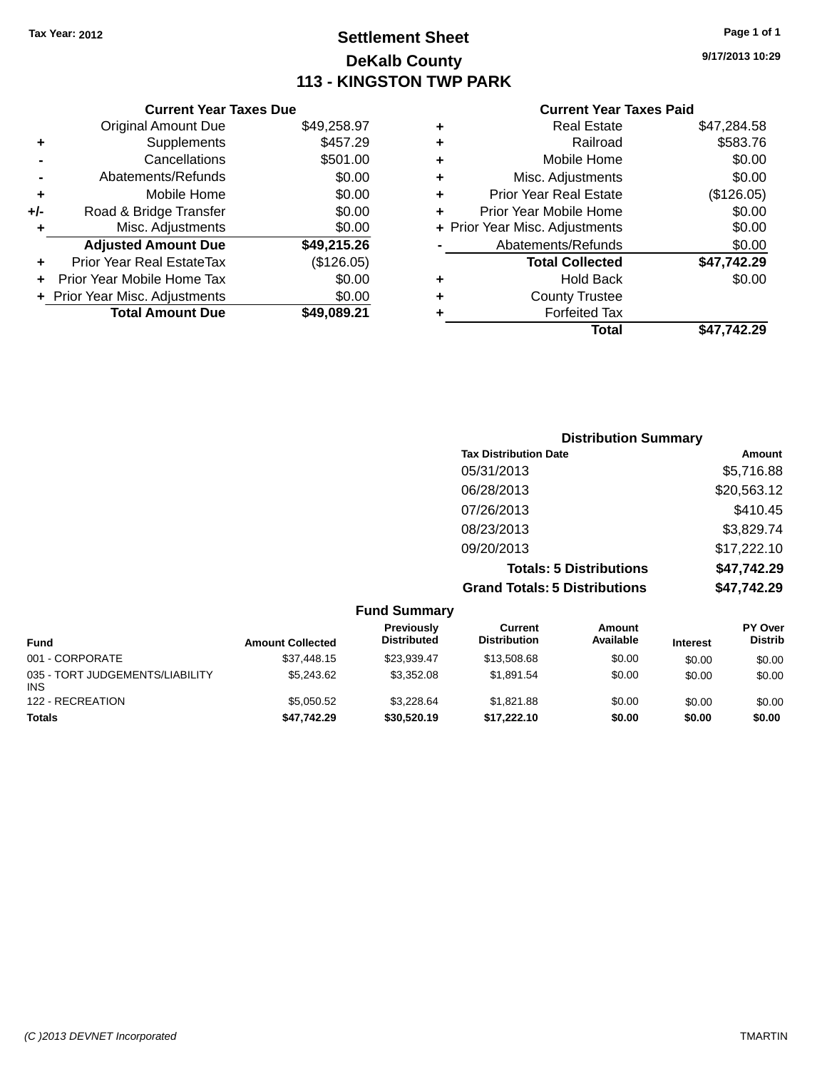Tax Year: 2012

# Settlement Sheet

## DeKalb County

## 113 - KINGSTON TWP PARK

9/17/2013 10:29

### Current Year Taxes Due

| | | |
|---|---|---|
| | Original Amount Due | $49,258.97 |
| + | Supplements | $457.29 |
| - | Cancellations | $501.00 |
| - | Abatements/Refunds | $0.00 |
| + | Mobile Home | $0.00 |
| +/- | Road & Bridge Transfer | $0.00 |
| + | Misc. Adjustments | $0.00 |
| | **Adjusted Amount Due** | **$49,215.26** |
| + | Prior Year Real EstateTax | ($126.05) |
| + | Prior Year Mobile Home Tax | $0.00 |
| + | Prior Year Misc. Adjustments | $0.00 |
| | **Total Amount Due** | **$49,089.21** |

### Current Year Taxes Paid

| | | |
|---|---|---|
| + | Real Estate | $47,284.58 |
| + | Railroad | $583.76 |
| + | Mobile Home | $0.00 |
| + | Misc. Adjustments | $0.00 |
| + | Prior Year Real Estate | ($126.05) |
| + | Prior Year Mobile Home | $0.00 |
| + | Prior Year Misc. Adjustments | $0.00 |
| - | Abatements/Refunds | $0.00 |
| | **Total Collected** | **$47,742.29** |
| + | Hold Back | $0.00 |
| + | County Trustee | |
| + | Forfeited Tax | |
| | **Total** | **$47,742.29** |

### Distribution Summary

| Tax Distribution Date | Amount |
|---|---|
| 05/31/2013 | $5,716.88 |
| 06/28/2013 | $20,563.12 |
| 07/26/2013 | $410.45 |
| 08/23/2013 | $3,829.74 |
| 09/20/2013 | $17,222.10 |
| **Totals: 5 Distributions** | **$47,742.29** |
| **Grand Totals: 5 Distributions** | **$47,742.29** |

### Fund Summary

| Fund | Amount Collected | Previously Distributed | Current Distribution | Amount Available | Interest | PY Over Distrib |
|---|---|---|---|---|---|---|
| 001 - CORPORATE | $37,448.15 | $23,939.47 | $13,508.68 | $0.00 | $0.00 | $0.00 |
| 035 - TORT JUDGEMENTS/LIABILITY INS | $5,243.62 | $3,352.08 | $1,891.54 | $0.00 | $0.00 | $0.00 |
| 122 - RECREATION | $5,050.52 | $3,228.64 | $1,821.88 | $0.00 | $0.00 | $0.00 |
| **Totals** | **$47,742.29** | **$30,520.19** | **$17,222.10** | **$0.00** | **$0.00** | **$0.00** |

(C )2013 DEVNET Incorporated TMARTIN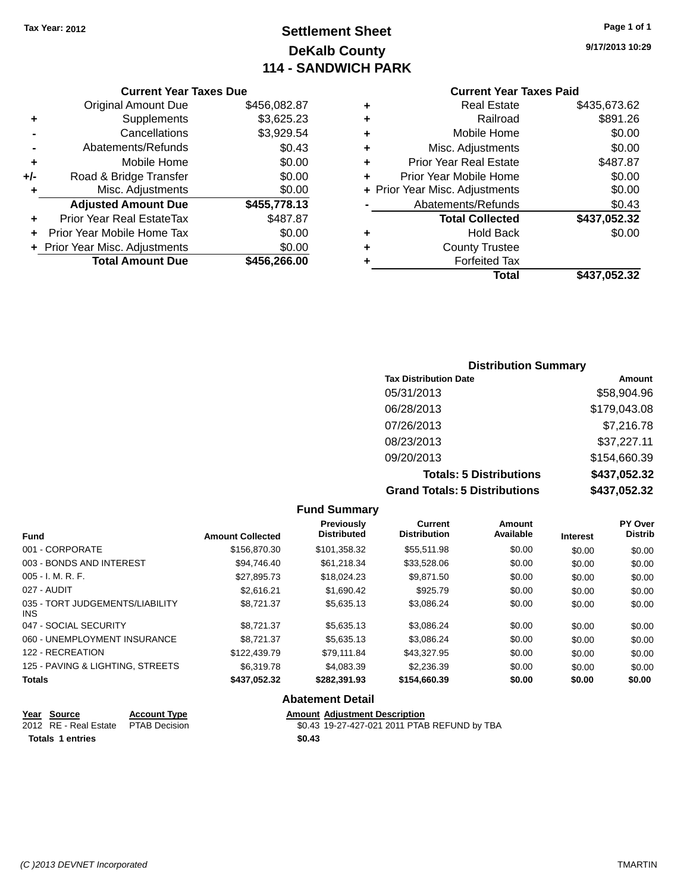Tax Year: 2012

# Settlement Sheet
## DeKalb County
## 114 - SANDWICH PARK

9/17/2013 10:29

### Current Year Taxes Due

| | | |
|---|---|---|
| | Original Amount Due | $456,082.87 |
| + | Supplements | $3,625.23 |
| - | Cancellations | $3,929.54 |
| - | Abatements/Refunds | $0.43 |
| + | Mobile Home | $0.00 |
| +/- | Road & Bridge Transfer | $0.00 |
| + | Misc. Adjustments | $0.00 |
| | **Adjusted Amount Due** | **$455,778.13** |
| + | Prior Year Real EstateTax | $487.87 |
| + | Prior Year Mobile Home Tax | $0.00 |
| + | Prior Year Misc. Adjustments | $0.00 |
| | **Total Amount Due** | **$456,266.00** |

### Current Year Taxes Paid

| | | |
|---|---|---|
| + | Real Estate | $435,673.62 |
| + | Railroad | $891.26 |
| + | Mobile Home | $0.00 |
| + | Misc. Adjustments | $0.00 |
| + | Prior Year Real Estate | $487.87 |
| + | Prior Year Mobile Home | $0.00 |
| + | Prior Year Misc. Adjustments | $0.00 |
| - | Abatements/Refunds | $0.43 |
| | **Total Collected** | **$437,052.32** |
| + | Hold Back | $0.00 |
| + | County Trustee | |
| + | Forfeited Tax | |
| | **Total** | **$437,052.32** |

### Distribution Summary

| Tax Distribution Date | Amount |
|---|---|
| 05/31/2013 | $58,904.96 |
| 06/28/2013 | $179,043.08 |
| 07/26/2013 | $7,216.78 |
| 08/23/2013 | $37,227.11 |
| 09/20/2013 | $154,660.39 |
| **Totals: 5 Distributions** | **$437,052.32** |
| **Grand Totals: 5 Distributions** | **$437,052.32** |

### Fund Summary

| Fund | Amount Collected | Previously Distributed | Current Distribution | Amount Available | Interest | PY Over Distrib |
|---|---|---|---|---|---|---|
| 001 - CORPORATE | $156,870.30 | $101,358.32 | $55,511.98 | $0.00 | $0.00 | $0.00 |
| 003 - BONDS AND INTEREST | $94,746.40 | $61,218.34 | $33,528.06 | $0.00 | $0.00 | $0.00 |
| 005 - I. M. R. F. | $27,895.73 | $18,024.23 | $9,871.50 | $0.00 | $0.00 | $0.00 |
| 027 - AUDIT | $2,616.21 | $1,690.42 | $925.79 | $0.00 | $0.00 | $0.00 |
| 035 - TORT JUDGEMENTS/LIABILITY INS | $8,721.37 | $5,635.13 | $3,086.24 | $0.00 | $0.00 | $0.00 |
| 047 - SOCIAL SECURITY | $8,721.37 | $5,635.13 | $3,086.24 | $0.00 | $0.00 | $0.00 |
| 060 - UNEMPLOYMENT INSURANCE | $8,721.37 | $5,635.13 | $3,086.24 | $0.00 | $0.00 | $0.00 |
| 122 - RECREATION | $122,439.79 | $79,111.84 | $43,327.95 | $0.00 | $0.00 | $0.00 |
| 125 - PAVING & LIGHTING, STREETS | $6,319.78 | $4,083.39 | $2,236.39 | $0.00 | $0.00 | $0.00 |
| **Totals** | **$437,052.32** | **$282,391.93** | **$154,660.39** | **$0.00** | **$0.00** | **$0.00** |

### Abatement Detail

| Year | Source | Account Type | Amount | Adjustment Description |
|---|---|---|---|---|
| 2012 | RE - Real Estate | PTAB Decision | $0.43 | 19-27-427-021 2011 PTAB REFUND by TBA |
| **Totals** | **1 entries** | | **$0.43** | |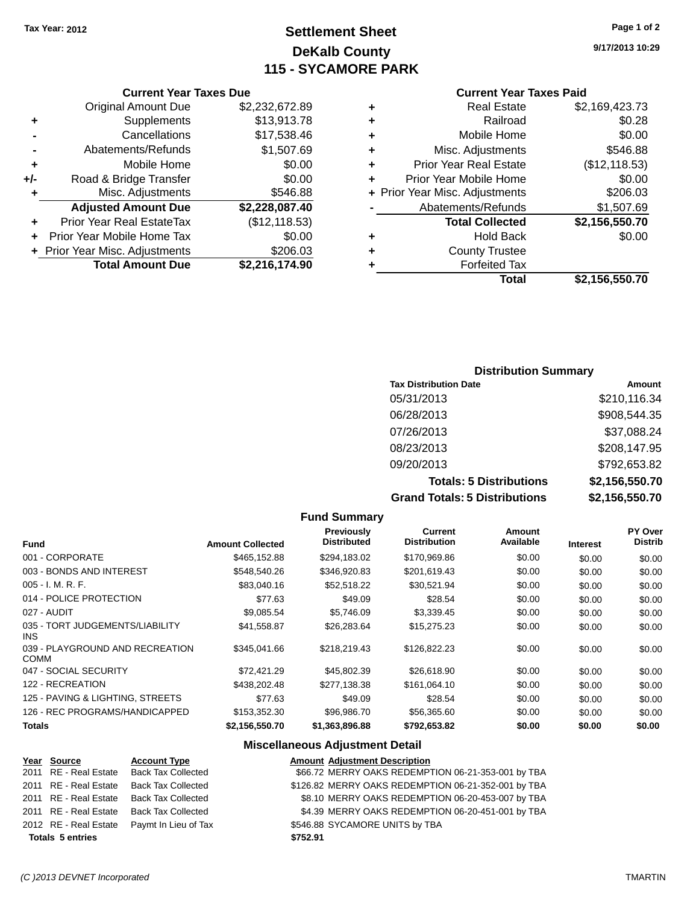Tax Year: 2012

# Settlement Sheet
## DeKalb County
## 115 - SYCAMORE PARK

9/17/2013 10:29

### Current Year Taxes Due

| | | |
|---|---|---|
| | Original Amount Due | $2,232,672.89 |
| + | Supplements | $13,913.78 |
| - | Cancellations | $17,538.46 |
| - | Abatements/Refunds | $1,507.69 |
| + | Mobile Home | $0.00 |
| +/- | Road & Bridge Transfer | $0.00 |
| + | Misc. Adjustments | $546.88 |
| | **Adjusted Amount Due** | **$2,228,087.40** |
| + | Prior Year Real EstateTax | ($12,118.53) |
| + | Prior Year Mobile Home Tax | $0.00 |
| + | Prior Year Misc. Adjustments | $206.03 |
| | **Total Amount Due** | **$2,216,174.90** |

### Current Year Taxes Paid

| | | |
|---|---|---|
| + | Real Estate | $2,169,423.73 |
| + | Railroad | $0.28 |
| + | Mobile Home | $0.00 |
| + | Misc. Adjustments | $546.88 |
| + | Prior Year Real Estate | ($12,118.53) |
| + | Prior Year Mobile Home | $0.00 |
| + | Prior Year Misc. Adjustments | $206.03 |
| - | Abatements/Refunds | $1,507.69 |
| | **Total Collected** | **$2,156,550.70** |
| + | Hold Back | $0.00 |
| + | County Trustee | |
| + | Forfeited Tax | |
| | **Total** | **$2,156,550.70** |

### Distribution Summary

| Tax Distribution Date | Amount |
|---|---|
| 05/31/2013 | $210,116.34 |
| 06/28/2013 | $908,544.35 |
| 07/26/2013 | $37,088.24 |
| 08/23/2013 | $208,147.95 |
| 09/20/2013 | $792,653.82 |
| **Totals: 5 Distributions** | **$2,156,550.70** |
| **Grand Totals: 5 Distributions** | **$2,156,550.70** |

### Fund Summary

| Fund | Amount Collected | Previously Distributed | Current Distribution | Amount Available | Interest | PY Over Distrib |
|---|---|---|---|---|---|---|
| 001 - CORPORATE | $465,152.88 | $294,183.02 | $170,969.86 | $0.00 | $0.00 | $0.00 |
| 003 - BONDS AND INTEREST | $548,540.26 | $346,920.83 | $201,619.43 | $0.00 | $0.00 | $0.00 |
| 005 - I. M. R. F. | $83,040.16 | $52,518.22 | $30,521.94 | $0.00 | $0.00 | $0.00 |
| 014 - POLICE PROTECTION | $77.63 | $49.09 | $28.54 | $0.00 | $0.00 | $0.00 |
| 027 - AUDIT | $9,085.54 | $5,746.09 | $3,339.45 | $0.00 | $0.00 | $0.00 |
| 035 - TORT JUDGEMENTS/LIABILITY INS | $41,558.87 | $26,283.64 | $15,275.23 | $0.00 | $0.00 | $0.00 |
| 039 - PLAYGROUND AND RECREATION COMM | $345,041.66 | $218,219.43 | $126,822.23 | $0.00 | $0.00 | $0.00 |
| 047 - SOCIAL SECURITY | $72,421.29 | $45,802.39 | $26,618.90 | $0.00 | $0.00 | $0.00 |
| 122 - RECREATION | $438,202.48 | $277,138.38 | $161,064.10 | $0.00 | $0.00 | $0.00 |
| 125 - PAVING & LIGHTING, STREETS | $77.63 | $49.09 | $28.54 | $0.00 | $0.00 | $0.00 |
| 126 - REC PROGRAMS/HANDICAPPED | $153,352.30 | $96,986.70 | $56,365.60 | $0.00 | $0.00 | $0.00 |
| **Totals** | **$2,156,550.70** | **$1,363,896.88** | **$792,653.82** | **$0.00** | **$0.00** | **$0.00** |

### Miscellaneous Adjustment Detail

| Year | Source | Account Type | Amount | Adjustment Description |
|---|---|---|---|---|
| 2011 | RE - Real Estate | Back Tax Collected | $66.72 | MERRY OAKS REDEMPTION 06-21-353-001 by TBA |
| 2011 | RE - Real Estate | Back Tax Collected | $126.82 | MERRY OAKS REDEMPTION 06-21-352-001 by TBA |
| 2011 | RE - Real Estate | Back Tax Collected | $8.10 | MERRY OAKS REDEMPTION 06-20-453-007 by TBA |
| 2011 | RE - Real Estate | Back Tax Collected | $4.39 | MERRY OAKS REDEMPTION 06-20-451-001 by TBA |
| 2012 | RE - Real Estate | Paymt In Lieu of Tax | $546.88 | SYCAMORE UNITS by TBA |
| **Totals 5 entries** | | | **$752.91** | |

(C )2013 DEVNET Incorporated — TMARTIN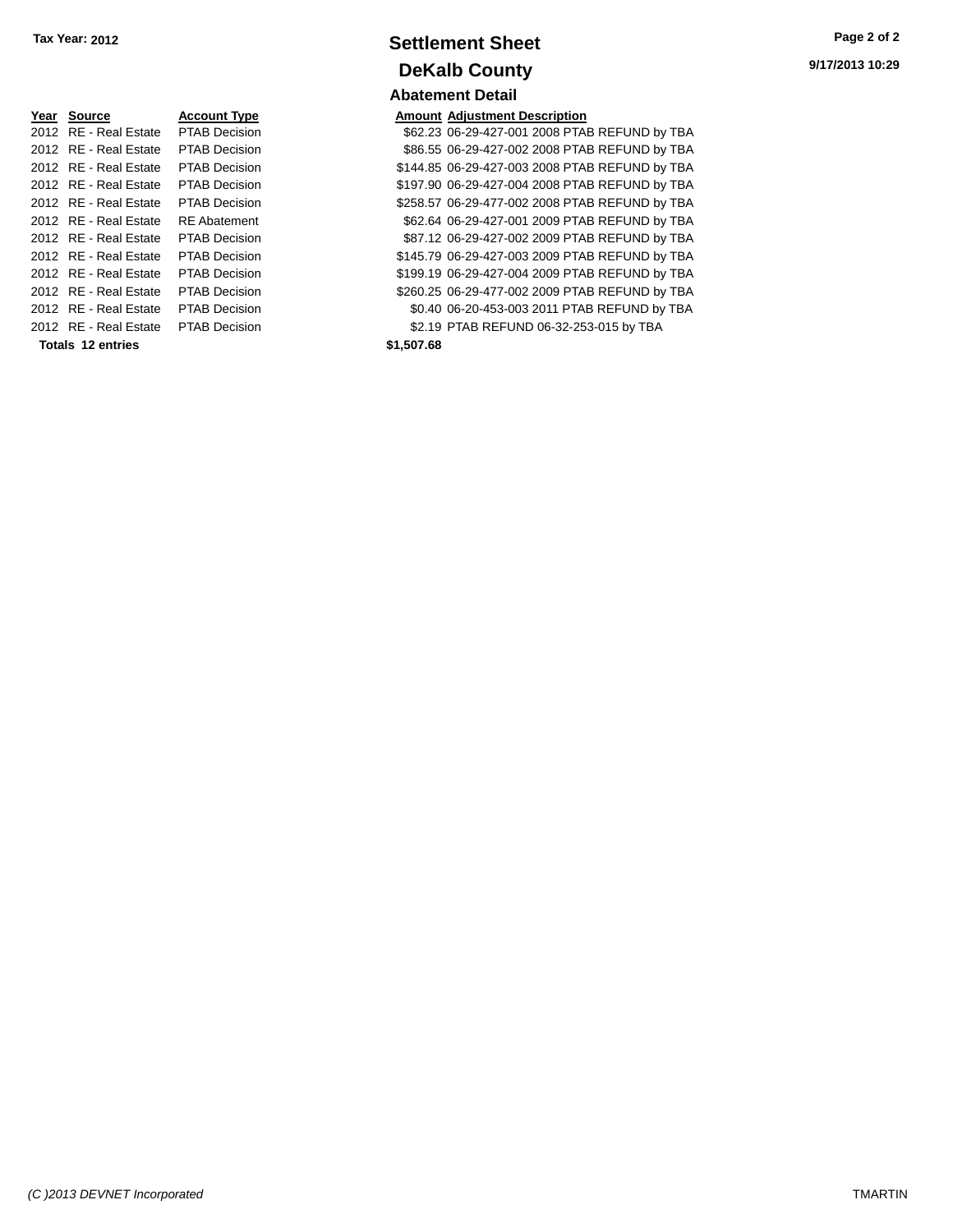Tax Year: 2012

# Settlement Sheet

## DeKalb County

9/17/2013 10:29

### Abatement Detail

| Year | Source | Account Type | Amount | Adjustment Description |
|---|---|---|---|---|
| 2012 | RE - Real Estate | PTAB Decision | $62.23 | 06-29-427-001 2008 PTAB REFUND by TBA |
| 2012 | RE - Real Estate | PTAB Decision | $86.55 | 06-29-427-002 2008 PTAB REFUND by TBA |
| 2012 | RE - Real Estate | PTAB Decision | $144.85 | 06-29-427-003 2008 PTAB REFUND by TBA |
| 2012 | RE - Real Estate | PTAB Decision | $197.90 | 06-29-427-004 2008 PTAB REFUND by TBA |
| 2012 | RE - Real Estate | PTAB Decision | $258.57 | 06-29-477-002 2008 PTAB REFUND by TBA |
| 2012 | RE - Real Estate | RE Abatement | $62.64 | 06-29-427-001 2009 PTAB REFUND by TBA |
| 2012 | RE - Real Estate | PTAB Decision | $87.12 | 06-29-427-002 2009 PTAB REFUND by TBA |
| 2012 | RE - Real Estate | PTAB Decision | $145.79 | 06-29-427-003 2009 PTAB REFUND by TBA |
| 2012 | RE - Real Estate | PTAB Decision | $199.19 | 06-29-427-004 2009 PTAB REFUND by TBA |
| 2012 | RE - Real Estate | PTAB Decision | $260.25 | 06-29-477-002 2009 PTAB REFUND by TBA |
| 2012 | RE - Real Estate | PTAB Decision | $0.40 | 06-20-453-003 2011 PTAB REFUND by TBA |
| 2012 | RE - Real Estate | PTAB Decision | $2.19 | PTAB REFUND 06-32-253-015 by TBA |
| **Totals 12 entries** | | | **$1,507.68** | |

(C )2013 DEVNET Incorporated TMARTIN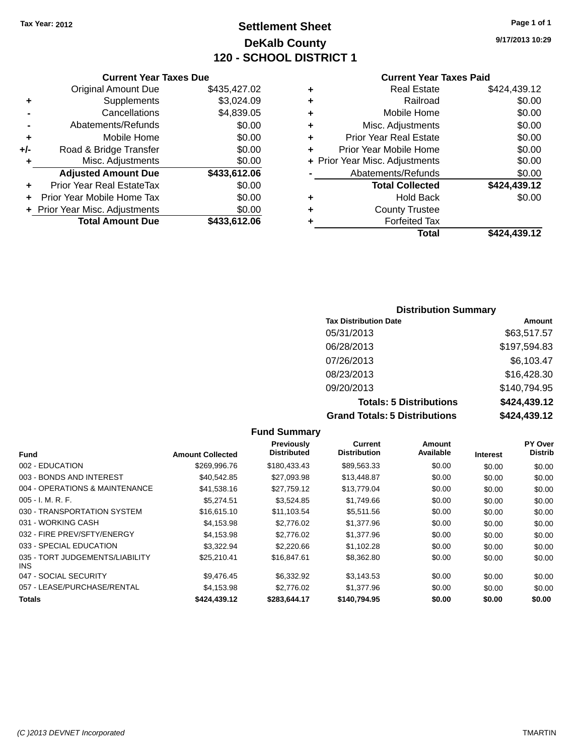Tax Year: 2012

# Settlement Sheet

## DeKalb County

## 120 - SCHOOL DISTRICT 1

9/17/2013 10:29

### Current Year Taxes Due

| | | |
|---|---|---|
| | Original Amount Due | $435,427.02 |
| + | Supplements | $3,024.09 |
| - | Cancellations | $4,839.05 |
| - | Abatements/Refunds | $0.00 |
| + | Mobile Home | $0.00 |
| +/- | Road & Bridge Transfer | $0.00 |
| + | Misc. Adjustments | $0.00 |
| | **Adjusted Amount Due** | **$433,612.06** |
| + | Prior Year Real EstateTax | $0.00 |
| + | Prior Year Mobile Home Tax | $0.00 |
| + | Prior Year Misc. Adjustments | $0.00 |
| | **Total Amount Due** | **$433,612.06** |

### Current Year Taxes Paid

| | | |
|---|---|---|
| + | Real Estate | $424,439.12 |
| + | Railroad | $0.00 |
| + | Mobile Home | $0.00 |
| + | Misc. Adjustments | $0.00 |
| + | Prior Year Real Estate | $0.00 |
| + | Prior Year Mobile Home | $0.00 |
| + | Prior Year Misc. Adjustments | $0.00 |
| - | Abatements/Refunds | $0.00 |
| | **Total Collected** | **$424,439.12** |
| + | Hold Back | $0.00 |
| + | County Trustee | |
| + | Forfeited Tax | |
| | **Total** | **$424,439.12** |

### Distribution Summary

| Tax Distribution Date | Amount |
|---|---|
| 05/31/2013 | $63,517.57 |
| 06/28/2013 | $197,594.83 |
| 07/26/2013 | $6,103.47 |
| 08/23/2013 | $16,428.30 |
| 09/20/2013 | $140,794.95 |
| **Totals: 5 Distributions** | **$424,439.12** |
| **Grand Totals: 5 Distributions** | **$424,439.12** |

### Fund Summary

| Fund | Amount Collected | Previously Distributed | Current Distribution | Amount Available | Interest | PY Over Distrib |
|---|---|---|---|---|---|---|
| 002 - EDUCATION | $269,996.76 | $180,433.43 | $89,563.33 | $0.00 | $0.00 | $0.00 |
| 003 - BONDS AND INTEREST | $40,542.85 | $27,093.98 | $13,448.87 | $0.00 | $0.00 | $0.00 |
| 004 - OPERATIONS & MAINTENANCE | $41,538.16 | $27,759.12 | $13,779.04 | $0.00 | $0.00 | $0.00 |
| 005 - I. M. R. F. | $5,274.51 | $3,524.85 | $1,749.66 | $0.00 | $0.00 | $0.00 |
| 030 - TRANSPORTATION SYSTEM | $16,615.10 | $11,103.54 | $5,511.56 | $0.00 | $0.00 | $0.00 |
| 031 - WORKING CASH | $4,153.98 | $2,776.02 | $1,377.96 | $0.00 | $0.00 | $0.00 |
| 032 - FIRE PREV/SFTY/ENERGY | $4,153.98 | $2,776.02 | $1,377.96 | $0.00 | $0.00 | $0.00 |
| 033 - SPECIAL EDUCATION | $3,322.94 | $2,220.66 | $1,102.28 | $0.00 | $0.00 | $0.00 |
| 035 - TORT JUDGEMENTS/LIABILITY INS | $25,210.41 | $16,847.61 | $8,362.80 | $0.00 | $0.00 | $0.00 |
| 047 - SOCIAL SECURITY | $9,476.45 | $6,332.92 | $3,143.53 | $0.00 | $0.00 | $0.00 |
| 057 - LEASE/PURCHASE/RENTAL | $4,153.98 | $2,776.02 | $1,377.96 | $0.00 | $0.00 | $0.00 |
| **Totals** | **$424,439.12** | **$283,644.17** | **$140,794.95** | **$0.00** | **$0.00** | **$0.00** |

(C )2013 DEVNET Incorporated TMARTIN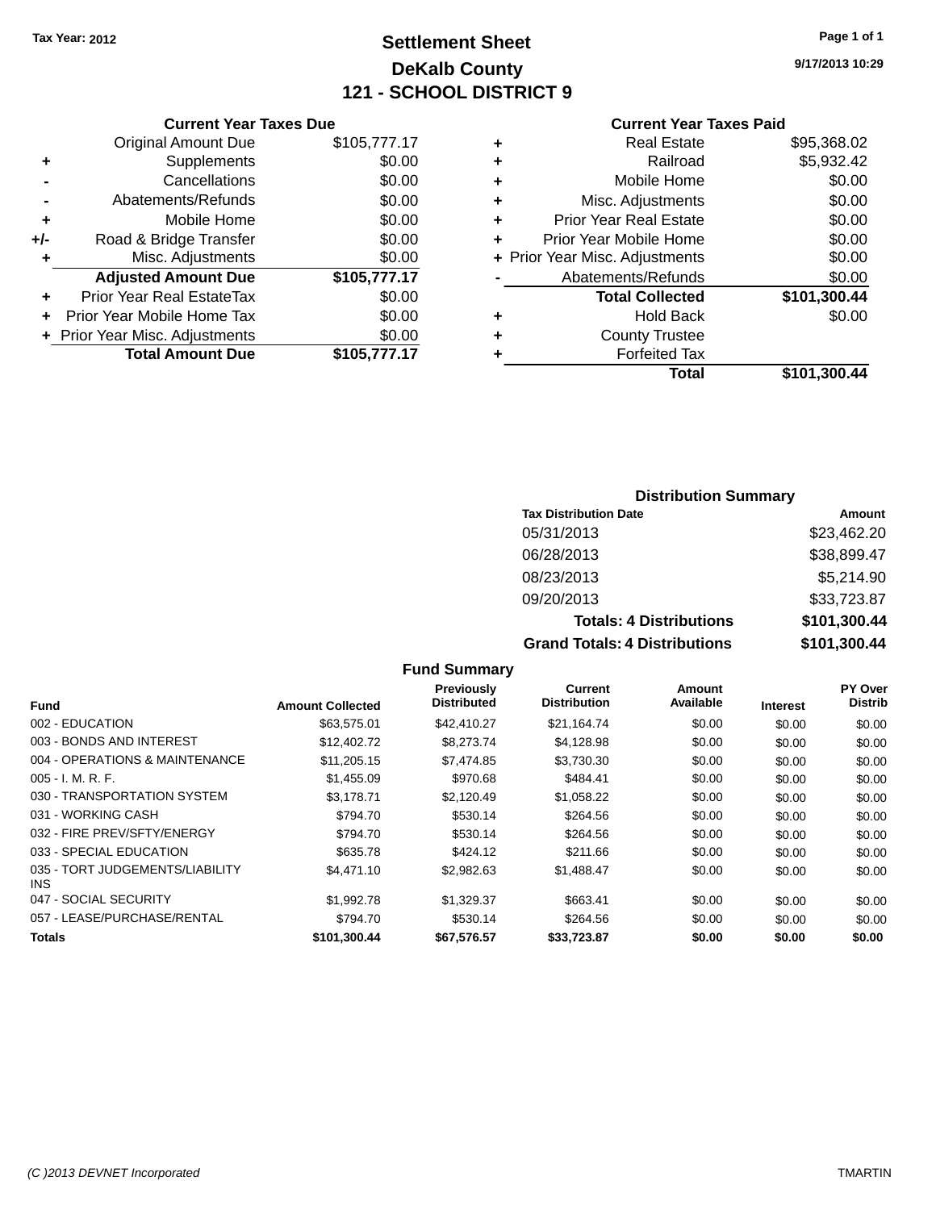Tax Year: 2012

# Settlement Sheet

## DeKalb County

## 121 - SCHOOL DISTRICT 9

9/17/2013 10:29

### Current Year Taxes Due

| | | |
|---|---|---|
| | Original Amount Due | $105,777.17 |
| + | Supplements | $0.00 |
| - | Cancellations | $0.00 |
| - | Abatements/Refunds | $0.00 |
| + | Mobile Home | $0.00 |
| +/- | Road & Bridge Transfer | $0.00 |
| + | Misc. Adjustments | $0.00 |
| | **Adjusted Amount Due** | **$105,777.17** |
| + | Prior Year Real EstateTax | $0.00 |
| + | Prior Year Mobile Home Tax | $0.00 |
| + | Prior Year Misc. Adjustments | $0.00 |
| | **Total Amount Due** | **$105,777.17** |

### Current Year Taxes Paid

| | | |
|---|---|---|
| + | Real Estate | $95,368.02 |
| + | Railroad | $5,932.42 |
| + | Mobile Home | $0.00 |
| + | Misc. Adjustments | $0.00 |
| + | Prior Year Real Estate | $0.00 |
| + | Prior Year Mobile Home | $0.00 |
| + | Prior Year Misc. Adjustments | $0.00 |
| - | Abatements/Refunds | $0.00 |
| | **Total Collected** | **$101,300.44** |
| + | Hold Back | $0.00 |
| + | County Trustee | |
| + | Forfeited Tax | |
| | **Total** | **$101,300.44** |

### Distribution Summary

| Tax Distribution Date | Amount |
|---|---|
| 05/31/2013 | $23,462.20 |
| 06/28/2013 | $38,899.47 |
| 08/23/2013 | $5,214.90 |
| 09/20/2013 | $33,723.87 |
| **Totals: 4 Distributions** | **$101,300.44** |
| **Grand Totals: 4 Distributions** | **$101,300.44** |

### Fund Summary

| Fund | Amount Collected | Previously Distributed | Current Distribution | Amount Available | Interest | PY Over Distrib |
|---|---|---|---|---|---|---|
| 002 - EDUCATION | $63,575.01 | $42,410.27 | $21,164.74 | $0.00 | $0.00 | $0.00 |
| 003 - BONDS AND INTEREST | $12,402.72 | $8,273.74 | $4,128.98 | $0.00 | $0.00 | $0.00 |
| 004 - OPERATIONS & MAINTENANCE | $11,205.15 | $7,474.85 | $3,730.30 | $0.00 | $0.00 | $0.00 |
| 005 - I. M. R. F. | $1,455.09 | $970.68 | $484.41 | $0.00 | $0.00 | $0.00 |
| 030 - TRANSPORTATION SYSTEM | $3,178.71 | $2,120.49 | $1,058.22 | $0.00 | $0.00 | $0.00 |
| 031 - WORKING CASH | $794.70 | $530.14 | $264.56 | $0.00 | $0.00 | $0.00 |
| 032 - FIRE PREV/SFTY/ENERGY | $794.70 | $530.14 | $264.56 | $0.00 | $0.00 | $0.00 |
| 033 - SPECIAL EDUCATION | $635.78 | $424.12 | $211.66 | $0.00 | $0.00 | $0.00 |
| 035 - TORT JUDGEMENTS/LIABILITY INS | $4,471.10 | $2,982.63 | $1,488.47 | $0.00 | $0.00 | $0.00 |
| 047 - SOCIAL SECURITY | $1,992.78 | $1,329.37 | $663.41 | $0.00 | $0.00 | $0.00 |
| 057 - LEASE/PURCHASE/RENTAL | $794.70 | $530.14 | $264.56 | $0.00 | $0.00 | $0.00 |
| **Totals** | **$101,300.44** | **$67,576.57** | **$33,723.87** | **$0.00** | **$0.00** | **$0.00** |

(C )2013 DEVNET Incorporated TMARTIN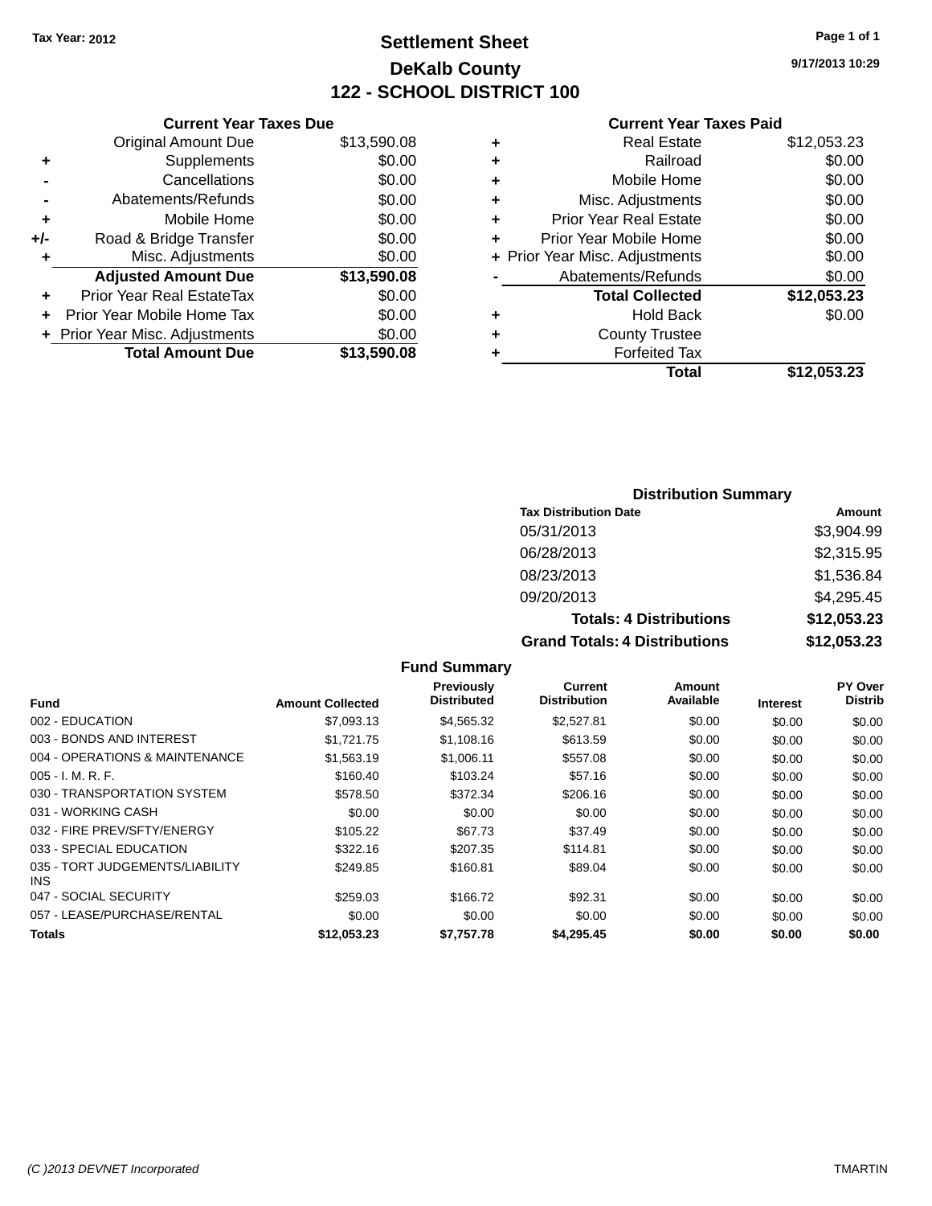Tax Year: 2012

# Settlement Sheet

## DeKalb County

## 122 - SCHOOL DISTRICT 100

9/17/2013 10:29

### Current Year Taxes Due

| | | |
|---|---|---|
| | Original Amount Due | $13,590.08 |
| + | Supplements | $0.00 |
| - | Cancellations | $0.00 |
| - | Abatements/Refunds | $0.00 |
| + | Mobile Home | $0.00 |
| +/- | Road & Bridge Transfer | $0.00 |
| + | Misc. Adjustments | $0.00 |
| | **Adjusted Amount Due** | **$13,590.08** |
| + | Prior Year Real EstateTax | $0.00 |
| + | Prior Year Mobile Home Tax | $0.00 |
| + | Prior Year Misc. Adjustments | $0.00 |
| | **Total Amount Due** | **$13,590.08** |

### Current Year Taxes Paid

| | | |
|---|---|---|
| + | Real Estate | $12,053.23 |
| + | Railroad | $0.00 |
| + | Mobile Home | $0.00 |
| + | Misc. Adjustments | $0.00 |
| + | Prior Year Real Estate | $0.00 |
| + | Prior Year Mobile Home | $0.00 |
| + | Prior Year Misc. Adjustments | $0.00 |
| - | Abatements/Refunds | $0.00 |
| | **Total Collected** | **$12,053.23** |
| + | Hold Back | $0.00 |
| + | County Trustee | |
| + | Forfeited Tax | |
| | **Total** | **$12,053.23** |

### Distribution Summary

| Tax Distribution Date | Amount |
|---|---|
| 05/31/2013 | $3,904.99 |
| 06/28/2013 | $2,315.95 |
| 08/23/2013 | $1,536.84 |
| 09/20/2013 | $4,295.45 |
| **Totals: 4 Distributions** | **$12,053.23** |
| **Grand Totals: 4 Distributions** | **$12,053.23** |

### Fund Summary

| Fund | Amount Collected | Previously Distributed | Current Distribution | Amount Available | Interest | PY Over Distrib |
|---|---|---|---|---|---|---|
| 002 - EDUCATION | $7,093.13 | $4,565.32 | $2,527.81 | $0.00 | $0.00 | $0.00 |
| 003 - BONDS AND INTEREST | $1,721.75 | $1,108.16 | $613.59 | $0.00 | $0.00 | $0.00 |
| 004 - OPERATIONS & MAINTENANCE | $1,563.19 | $1,006.11 | $557.08 | $0.00 | $0.00 | $0.00 |
| 005 - I. M. R. F. | $160.40 | $103.24 | $57.16 | $0.00 | $0.00 | $0.00 |
| 030 - TRANSPORTATION SYSTEM | $578.50 | $372.34 | $206.16 | $0.00 | $0.00 | $0.00 |
| 031 - WORKING CASH | $0.00 | $0.00 | $0.00 | $0.00 | $0.00 | $0.00 |
| 032 - FIRE PREV/SFTY/ENERGY | $105.22 | $67.73 | $37.49 | $0.00 | $0.00 | $0.00 |
| 033 - SPECIAL EDUCATION | $322.16 | $207.35 | $114.81 | $0.00 | $0.00 | $0.00 |
| 035 - TORT JUDGEMENTS/LIABILITY INS | $249.85 | $160.81 | $89.04 | $0.00 | $0.00 | $0.00 |
| 047 - SOCIAL SECURITY | $259.03 | $166.72 | $92.31 | $0.00 | $0.00 | $0.00 |
| 057 - LEASE/PURCHASE/RENTAL | $0.00 | $0.00 | $0.00 | $0.00 | $0.00 | $0.00 |
| **Totals** | **$12,053.23** | **$7,757.78** | **$4,295.45** | **$0.00** | **$0.00** | **$0.00** |

(C )2013 DEVNET Incorporated — TMARTIN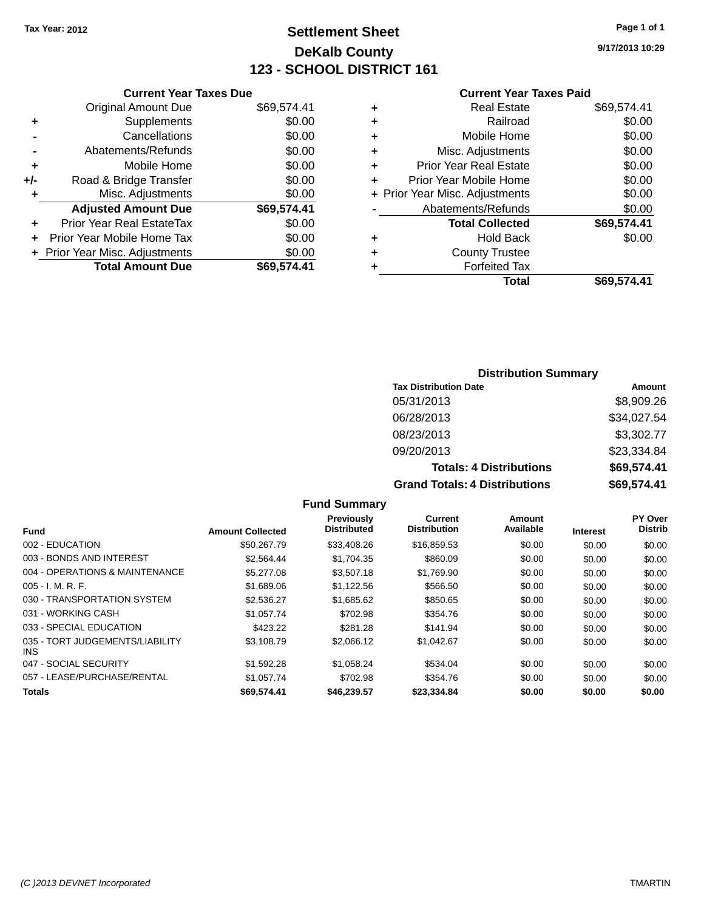Tax Year: 2012

# Settlement Sheet

## DeKalb County

## 123 - SCHOOL DISTRICT 161

9/17/2013 10:29

### Current Year Taxes Due

| | | |
|---|---|---|
| | Original Amount Due | $69,574.41 |
| + | Supplements | $0.00 |
| - | Cancellations | $0.00 |
| - | Abatements/Refunds | $0.00 |
| + | Mobile Home | $0.00 |
| +/- | Road & Bridge Transfer | $0.00 |
| + | Misc. Adjustments | $0.00 |
| | **Adjusted Amount Due** | **$69,574.41** |
| + | Prior Year Real EstateTax | $0.00 |
| + | Prior Year Mobile Home Tax | $0.00 |
| + | Prior Year Misc. Adjustments | $0.00 |
| | **Total Amount Due** | **$69,574.41** |

### Current Year Taxes Paid

| | | |
|---|---|---|
| + | Real Estate | $69,574.41 |
| + | Railroad | $0.00 |
| + | Mobile Home | $0.00 |
| + | Misc. Adjustments | $0.00 |
| + | Prior Year Real Estate | $0.00 |
| + | Prior Year Mobile Home | $0.00 |
| + | Prior Year Misc. Adjustments | $0.00 |
| - | Abatements/Refunds | $0.00 |
| | **Total Collected** | **$69,574.41** |
| + | Hold Back | $0.00 |
| + | County Trustee | |
| + | Forfeited Tax | |
| | **Total** | **$69,574.41** |

### Distribution Summary

| Tax Distribution Date | Amount |
|---|---|
| 05/31/2013 | $8,909.26 |
| 06/28/2013 | $34,027.54 |
| 08/23/2013 | $3,302.77 |
| 09/20/2013 | $23,334.84 |
| **Totals: 4 Distributions** | **$69,574.41** |
| **Grand Totals: 4 Distributions** | **$69,574.41** |

### Fund Summary

| Fund | Amount Collected | Previously Distributed | Current Distribution | Amount Available | Interest | PY Over Distrib |
|---|---|---|---|---|---|---|
| 002 - EDUCATION | $50,267.79 | $33,408.26 | $16,859.53 | $0.00 | $0.00 | $0.00 |
| 003 - BONDS AND INTEREST | $2,564.44 | $1,704.35 | $860.09 | $0.00 | $0.00 | $0.00 |
| 004 - OPERATIONS & MAINTENANCE | $5,277.08 | $3,507.18 | $1,769.90 | $0.00 | $0.00 | $0.00 |
| 005 - I. M. R. F. | $1,689.06 | $1,122.56 | $566.50 | $0.00 | $0.00 | $0.00 |
| 030 - TRANSPORTATION SYSTEM | $2,536.27 | $1,685.62 | $850.65 | $0.00 | $0.00 | $0.00 |
| 031 - WORKING CASH | $1,057.74 | $702.98 | $354.76 | $0.00 | $0.00 | $0.00 |
| 033 - SPECIAL EDUCATION | $423.22 | $281.28 | $141.94 | $0.00 | $0.00 | $0.00 |
| 035 - TORT JUDGEMENTS/LIABILITY INS | $3,108.79 | $2,066.12 | $1,042.67 | $0.00 | $0.00 | $0.00 |
| 047 - SOCIAL SECURITY | $1,592.28 | $1,058.24 | $534.04 | $0.00 | $0.00 | $0.00 |
| 057 - LEASE/PURCHASE/RENTAL | $1,057.74 | $702.98 | $354.76 | $0.00 | $0.00 | $0.00 |
| **Totals** | **$69,574.41** | **$46,239.57** | **$23,334.84** | **$0.00** | **$0.00** | **$0.00** |

(C )2013 DEVNET Incorporated TMARTIN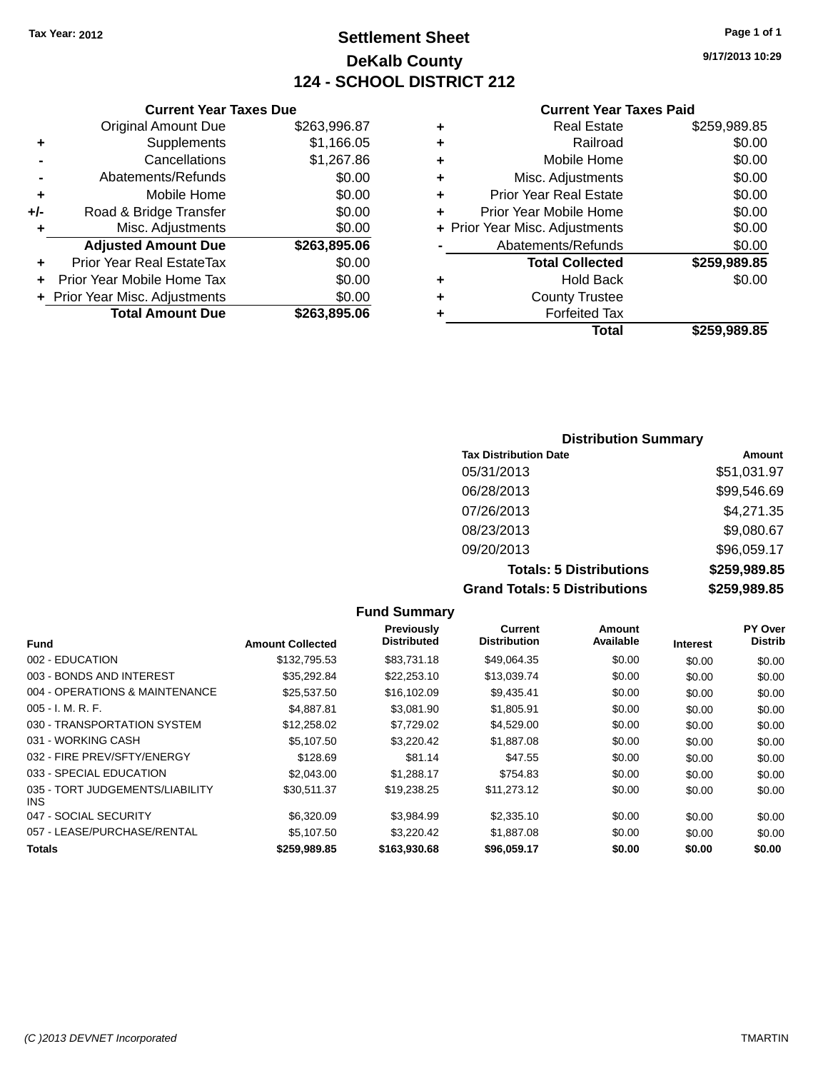Tax Year: 2012

# Settlement Sheet

## DeKalb County

## 124 - SCHOOL DISTRICT 212

9/17/2013 10:29

### Current Year Taxes Due

| | | |
|---|---|---|
| | Original Amount Due | $263,996.87 |
| + | Supplements | $1,166.05 |
| - | Cancellations | $1,267.86 |
| - | Abatements/Refunds | $0.00 |
| + | Mobile Home | $0.00 |
| +/- | Road & Bridge Transfer | $0.00 |
| + | Misc. Adjustments | $0.00 |
| | **Adjusted Amount Due** | **$263,895.06** |
| + | Prior Year Real EstateTax | $0.00 |
| + | Prior Year Mobile Home Tax | $0.00 |
| + | Prior Year Misc. Adjustments | $0.00 |
| | **Total Amount Due** | **$263,895.06** |

### Current Year Taxes Paid

| | | |
|---|---|---|
| + | Real Estate | $259,989.85 |
| + | Railroad | $0.00 |
| + | Mobile Home | $0.00 |
| + | Misc. Adjustments | $0.00 |
| + | Prior Year Real Estate | $0.00 |
| + | Prior Year Mobile Home | $0.00 |
| + | Prior Year Misc. Adjustments | $0.00 |
| - | Abatements/Refunds | $0.00 |
| | **Total Collected** | **$259,989.85** |
| + | Hold Back | $0.00 |
| + | County Trustee | |
| + | Forfeited Tax | |
| | **Total** | **$259,989.85** |

### Distribution Summary

| Tax Distribution Date | Amount |
|---|---|
| 05/31/2013 | $51,031.97 |
| 06/28/2013 | $99,546.69 |
| 07/26/2013 | $4,271.35 |
| 08/23/2013 | $9,080.67 |
| 09/20/2013 | $96,059.17 |
| **Totals: 5 Distributions** | **$259,989.85** |
| **Grand Totals: 5 Distributions** | **$259,989.85** |

### Fund Summary

| Fund | Amount Collected | Previously Distributed | Current Distribution | Amount Available | Interest | PY Over Distrib |
|---|---|---|---|---|---|---|
| 002 - EDUCATION | $132,795.53 | $83,731.18 | $49,064.35 | $0.00 | $0.00 | $0.00 |
| 003 - BONDS AND INTEREST | $35,292.84 | $22,253.10 | $13,039.74 | $0.00 | $0.00 | $0.00 |
| 004 - OPERATIONS & MAINTENANCE | $25,537.50 | $16,102.09 | $9,435.41 | $0.00 | $0.00 | $0.00 |
| 005 - I. M. R. F. | $4,887.81 | $3,081.90 | $1,805.91 | $0.00 | $0.00 | $0.00 |
| 030 - TRANSPORTATION SYSTEM | $12,258.02 | $7,729.02 | $4,529.00 | $0.00 | $0.00 | $0.00 |
| 031 - WORKING CASH | $5,107.50 | $3,220.42 | $1,887.08 | $0.00 | $0.00 | $0.00 |
| 032 - FIRE PREV/SFTY/ENERGY | $128.69 | $81.14 | $47.55 | $0.00 | $0.00 | $0.00 |
| 033 - SPECIAL EDUCATION | $2,043.00 | $1,288.17 | $754.83 | $0.00 | $0.00 | $0.00 |
| 035 - TORT JUDGEMENTS/LIABILITY INS | $30,511.37 | $19,238.25 | $11,273.12 | $0.00 | $0.00 | $0.00 |
| 047 - SOCIAL SECURITY | $6,320.09 | $3,984.99 | $2,335.10 | $0.00 | $0.00 | $0.00 |
| 057 - LEASE/PURCHASE/RENTAL | $5,107.50 | $3,220.42 | $1,887.08 | $0.00 | $0.00 | $0.00 |
| **Totals** | **$259,989.85** | **$163,930.68** | **$96,059.17** | **$0.00** | **$0.00** | **$0.00** |

(C )2013 DEVNET Incorporated TMARTIN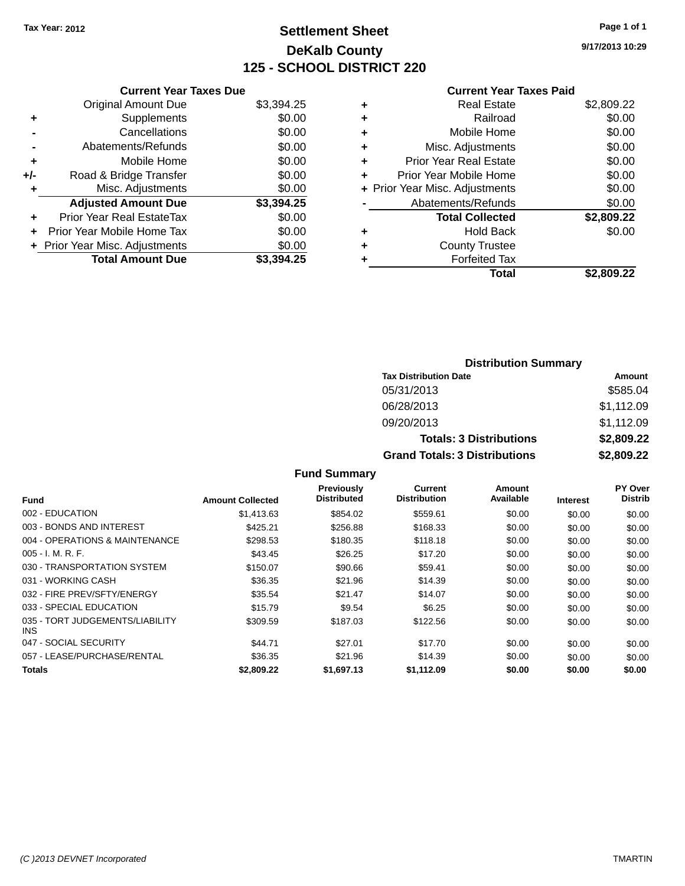Tax Year: 2012

# Settlement Sheet

## DeKalb County

## 125 - SCHOOL DISTRICT 220

9/17/2013 10:29

### Current Year Taxes Due

| | | |
|---|---|---|
| | Original Amount Due | $3,394.25 |
| + | Supplements | $0.00 |
| - | Cancellations | $0.00 |
| - | Abatements/Refunds | $0.00 |
| + | Mobile Home | $0.00 |
| +/- | Road & Bridge Transfer | $0.00 |
| + | Misc. Adjustments | $0.00 |
| | **Adjusted Amount Due** | **$3,394.25** |
| + | Prior Year Real EstateTax | $0.00 |
| + | Prior Year Mobile Home Tax | $0.00 |
| + | Prior Year Misc. Adjustments | $0.00 |
| | **Total Amount Due** | **$3,394.25** |

### Current Year Taxes Paid

| | | |
|---|---|---|
| + | Real Estate | $2,809.22 |
| + | Railroad | $0.00 |
| + | Mobile Home | $0.00 |
| + | Misc. Adjustments | $0.00 |
| + | Prior Year Real Estate | $0.00 |
| + | Prior Year Mobile Home | $0.00 |
| + | Prior Year Misc. Adjustments | $0.00 |
| - | Abatements/Refunds | $0.00 |
| | **Total Collected** | **$2,809.22** |
| + | Hold Back | $0.00 |
| + | County Trustee | |
| + | Forfeited Tax | |
| | **Total** | **$2,809.22** |

### Distribution Summary

| Tax Distribution Date | Amount |
|---|---|
| 05/31/2013 | $585.04 |
| 06/28/2013 | $1,112.09 |
| 09/20/2013 | $1,112.09 |
| **Totals: 3 Distributions** | **$2,809.22** |
| **Grand Totals: 3 Distributions** | **$2,809.22** |

### Fund Summary

| Fund | Amount Collected | Previously Distributed | Current Distribution | Amount Available | Interest | PY Over Distrib |
|---|---|---|---|---|---|---|
| 002 - EDUCATION | $1,413.63 | $854.02 | $559.61 | $0.00 | $0.00 | $0.00 |
| 003 - BONDS AND INTEREST | $425.21 | $256.88 | $168.33 | $0.00 | $0.00 | $0.00 |
| 004 - OPERATIONS & MAINTENANCE | $298.53 | $180.35 | $118.18 | $0.00 | $0.00 | $0.00 |
| 005 - I. M. R. F. | $43.45 | $26.25 | $17.20 | $0.00 | $0.00 | $0.00 |
| 030 - TRANSPORTATION SYSTEM | $150.07 | $90.66 | $59.41 | $0.00 | $0.00 | $0.00 |
| 031 - WORKING CASH | $36.35 | $21.96 | $14.39 | $0.00 | $0.00 | $0.00 |
| 032 - FIRE PREV/SFTY/ENERGY | $35.54 | $21.47 | $14.07 | $0.00 | $0.00 | $0.00 |
| 033 - SPECIAL EDUCATION | $15.79 | $9.54 | $6.25 | $0.00 | $0.00 | $0.00 |
| 035 - TORT JUDGEMENTS/LIABILITY INS | $309.59 | $187.03 | $122.56 | $0.00 | $0.00 | $0.00 |
| 047 - SOCIAL SECURITY | $44.71 | $27.01 | $17.70 | $0.00 | $0.00 | $0.00 |
| 057 - LEASE/PURCHASE/RENTAL | $36.35 | $21.96 | $14.39 | $0.00 | $0.00 | $0.00 |
| **Totals** | **$2,809.22** | **$1,697.13** | **$1,112.09** | **$0.00** | **$0.00** | **$0.00** |

(C )2013 DEVNET Incorporated TMARTIN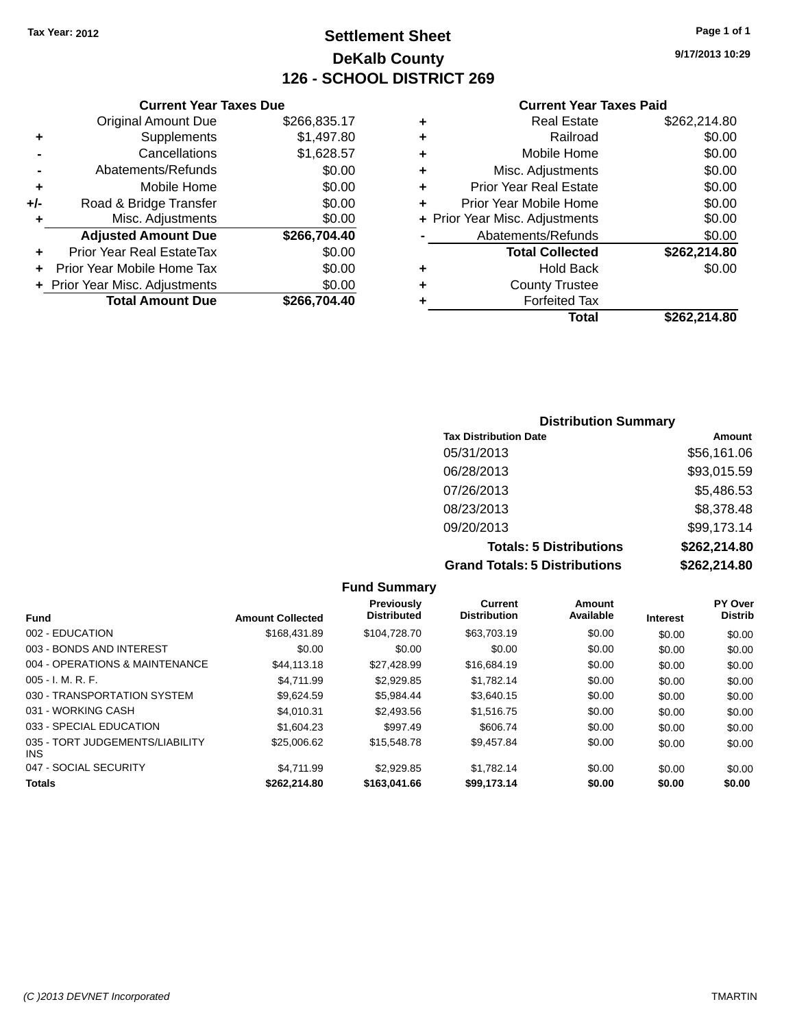Tax Year: 2012

# Settlement Sheet

## DeKalb County

## 126 - SCHOOL DISTRICT 269

9/17/2013 10:29

### Current Year Taxes Due

| | | |
|---|---|---|
| | Original Amount Due | $266,835.17 |
| + | Supplements | $1,497.80 |
| - | Cancellations | $1,628.57 |
| - | Abatements/Refunds | $0.00 |
| + | Mobile Home | $0.00 |
| +/- | Road & Bridge Transfer | $0.00 |
| + | Misc. Adjustments | $0.00 |
| | **Adjusted Amount Due** | **$266,704.40** |
| + | Prior Year Real EstateTax | $0.00 |
| + | Prior Year Mobile Home Tax | $0.00 |
| + | Prior Year Misc. Adjustments | $0.00 |
| | **Total Amount Due** | **$266,704.40** |

### Current Year Taxes Paid

| | | |
|---|---|---|
| + | Real Estate | $262,214.80 |
| + | Railroad | $0.00 |
| + | Mobile Home | $0.00 |
| + | Misc. Adjustments | $0.00 |
| + | Prior Year Real Estate | $0.00 |
| + | Prior Year Mobile Home | $0.00 |
| + | Prior Year Misc. Adjustments | $0.00 |
| - | Abatements/Refunds | $0.00 |
| | **Total Collected** | **$262,214.80** |
| + | Hold Back | $0.00 |
| + | County Trustee | |
| + | Forfeited Tax | |
| | **Total** | **$262,214.80** |

### Distribution Summary

| Tax Distribution Date | Amount |
|---|---|
| 05/31/2013 | $56,161.06 |
| 06/28/2013 | $93,015.59 |
| 07/26/2013 | $5,486.53 |
| 08/23/2013 | $8,378.48 |
| 09/20/2013 | $99,173.14 |
| **Totals: 5 Distributions** | **$262,214.80** |
| **Grand Totals: 5 Distributions** | **$262,214.80** |

### Fund Summary

| Fund | Amount Collected | Previously Distributed | Current Distribution | Amount Available | Interest | PY Over Distrib |
|---|---|---|---|---|---|---|
| 002 - EDUCATION | $168,431.89 | $104,728.70 | $63,703.19 | $0.00 | $0.00 | $0.00 |
| 003 - BONDS AND INTEREST | $0.00 | $0.00 | $0.00 | $0.00 | $0.00 | $0.00 |
| 004 - OPERATIONS & MAINTENANCE | $44,113.18 | $27,428.99 | $16,684.19 | $0.00 | $0.00 | $0.00 |
| 005 - I. M. R. F. | $4,711.99 | $2,929.85 | $1,782.14 | $0.00 | $0.00 | $0.00 |
| 030 - TRANSPORTATION SYSTEM | $9,624.59 | $5,984.44 | $3,640.15 | $0.00 | $0.00 | $0.00 |
| 031 - WORKING CASH | $4,010.31 | $2,493.56 | $1,516.75 | $0.00 | $0.00 | $0.00 |
| 033 - SPECIAL EDUCATION | $1,604.23 | $997.49 | $606.74 | $0.00 | $0.00 | $0.00 |
| 035 - TORT JUDGEMENTS/LIABILITY INS | $25,006.62 | $15,548.78 | $9,457.84 | $0.00 | $0.00 | $0.00 |
| 047 - SOCIAL SECURITY | $4,711.99 | $2,929.85 | $1,782.14 | $0.00 | $0.00 | $0.00 |
| **Totals** | **$262,214.80** | **$163,041.66** | **$99,173.14** | **$0.00** | **$0.00** | **$0.00** |

(C )2013 DEVNET Incorporated TMARTIN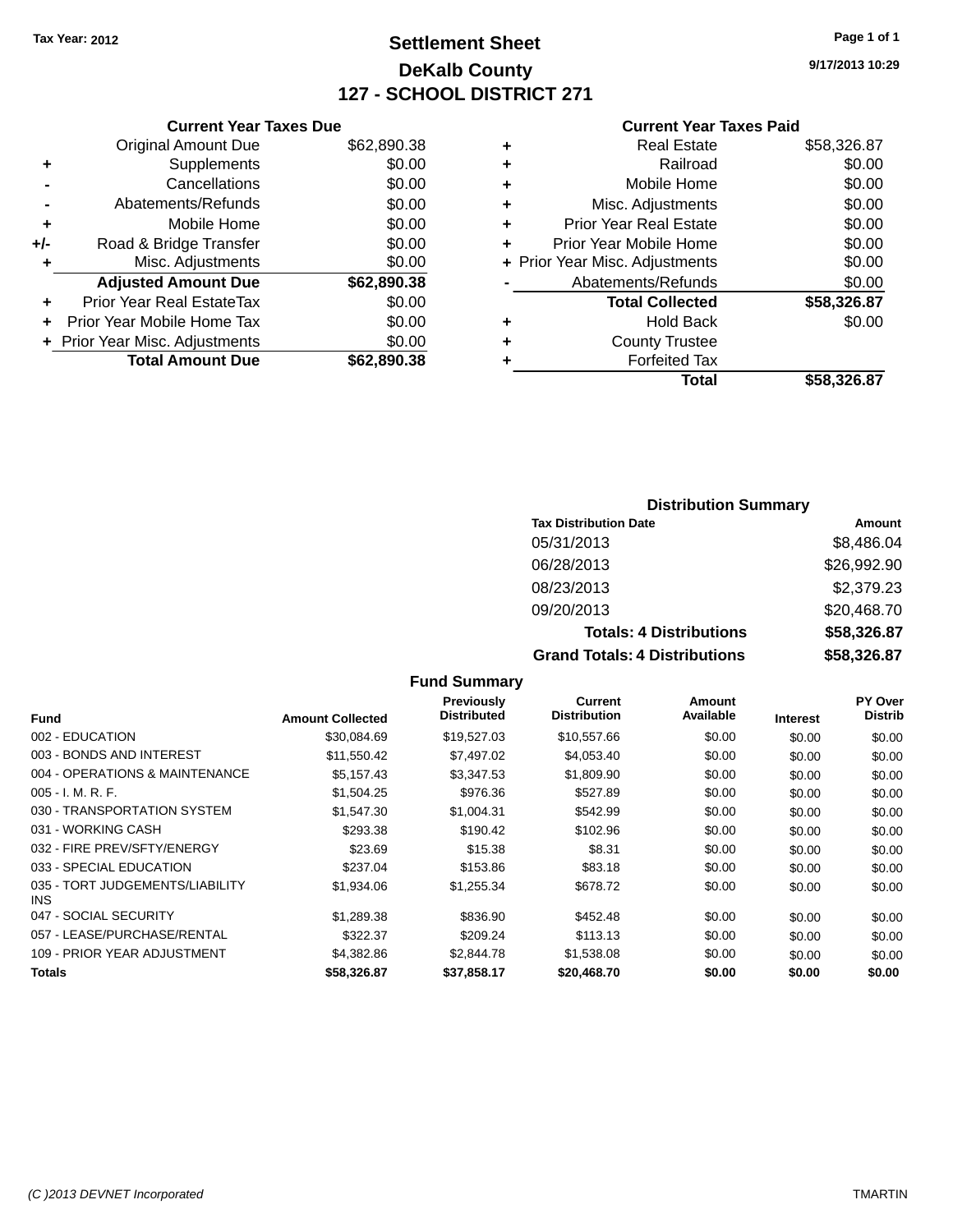Tax Year: 2012

# Settlement Sheet

## DeKalb County

## 127 - SCHOOL DISTRICT 271

9/17/2013 10:29

### Current Year Taxes Due

| | | |
|---|---|---|
| | Original Amount Due | $62,890.38 |
| + | Supplements | $0.00 |
| - | Cancellations | $0.00 |
| - | Abatements/Refunds | $0.00 |
| + | Mobile Home | $0.00 |
| +/- | Road & Bridge Transfer | $0.00 |
| + | Misc. Adjustments | $0.00 |
| | **Adjusted Amount Due** | **$62,890.38** |
| + | Prior Year Real EstateTax | $0.00 |
| + | Prior Year Mobile Home Tax | $0.00 |
| + | Prior Year Misc. Adjustments | $0.00 |
| | **Total Amount Due** | **$62,890.38** |

### Current Year Taxes Paid

| | | |
|---|---|---|
| + | Real Estate | $58,326.87 |
| + | Railroad | $0.00 |
| + | Mobile Home | $0.00 |
| + | Misc. Adjustments | $0.00 |
| + | Prior Year Real Estate | $0.00 |
| + | Prior Year Mobile Home | $0.00 |
| + | Prior Year Misc. Adjustments | $0.00 |
| - | Abatements/Refunds | $0.00 |
| | **Total Collected** | **$58,326.87** |
| + | Hold Back | $0.00 |
| + | County Trustee | |
| + | Forfeited Tax | |
| | **Total** | **$58,326.87** |

### Distribution Summary

| Tax Distribution Date | Amount |
|---|---|
| 05/31/2013 | $8,486.04 |
| 06/28/2013 | $26,992.90 |
| 08/23/2013 | $2,379.23 |
| 09/20/2013 | $20,468.70 |
| **Totals: 4 Distributions** | **$58,326.87** |
| **Grand Totals: 4 Distributions** | **$58,326.87** |

### Fund Summary

| Fund | Amount Collected | Previously Distributed | Current Distribution | Amount Available | Interest | PY Over Distrib |
|---|---|---|---|---|---|---|
| 002 - EDUCATION | $30,084.69 | $19,527.03 | $10,557.66 | $0.00 | $0.00 | $0.00 |
| 003 - BONDS AND INTEREST | $11,550.42 | $7,497.02 | $4,053.40 | $0.00 | $0.00 | $0.00 |
| 004 - OPERATIONS & MAINTENANCE | $5,157.43 | $3,347.53 | $1,809.90 | $0.00 | $0.00 | $0.00 |
| 005 - I. M. R. F. | $1,504.25 | $976.36 | $527.89 | $0.00 | $0.00 | $0.00 |
| 030 - TRANSPORTATION SYSTEM | $1,547.30 | $1,004.31 | $542.99 | $0.00 | $0.00 | $0.00 |
| 031 - WORKING CASH | $293.38 | $190.42 | $102.96 | $0.00 | $0.00 | $0.00 |
| 032 - FIRE PREV/SFTY/ENERGY | $23.69 | $15.38 | $8.31 | $0.00 | $0.00 | $0.00 |
| 033 - SPECIAL EDUCATION | $237.04 | $153.86 | $83.18 | $0.00 | $0.00 | $0.00 |
| 035 - TORT JUDGEMENTS/LIABILITY INS | $1,934.06 | $1,255.34 | $678.72 | $0.00 | $0.00 | $0.00 |
| 047 - SOCIAL SECURITY | $1,289.38 | $836.90 | $452.48 | $0.00 | $0.00 | $0.00 |
| 057 - LEASE/PURCHASE/RENTAL | $322.37 | $209.24 | $113.13 | $0.00 | $0.00 | $0.00 |
| 109 - PRIOR YEAR ADJUSTMENT | $4,382.86 | $2,844.78 | $1,538.08 | $0.00 | $0.00 | $0.00 |
| **Totals** | **$58,326.87** | **$37,858.17** | **$20,468.70** | **$0.00** | **$0.00** | **$0.00** |

(C )2013 DEVNET Incorporated — TMARTIN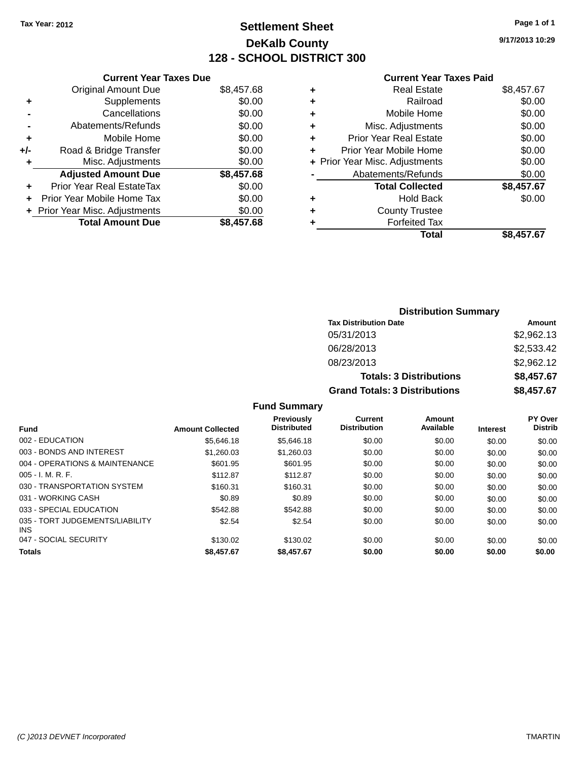Tax Year: 2012

# Settlement Sheet

## DeKalb County

## 128 - SCHOOL DISTRICT 300

9/17/2013 10:29

### Current Year Taxes Due

| | | |
|---|---|---|
| | Original Amount Due | $8,457.68 |
| + | Supplements | $0.00 |
| - | Cancellations | $0.00 |
| - | Abatements/Refunds | $0.00 |
| + | Mobile Home | $0.00 |
| +/- | Road & Bridge Transfer | $0.00 |
| + | Misc. Adjustments | $0.00 |
| | **Adjusted Amount Due** | **$8,457.68** |
| + | Prior Year Real EstateTax | $0.00 |
| + | Prior Year Mobile Home Tax | $0.00 |
| + | Prior Year Misc. Adjustments | $0.00 |
| | **Total Amount Due** | **$8,457.68** |

### Current Year Taxes Paid

| | | |
|---|---|---|
| + | Real Estate | $8,457.67 |
| + | Railroad | $0.00 |
| + | Mobile Home | $0.00 |
| + | Misc. Adjustments | $0.00 |
| + | Prior Year Real Estate | $0.00 |
| + | Prior Year Mobile Home | $0.00 |
| + | Prior Year Misc. Adjustments | $0.00 |
| - | Abatements/Refunds | $0.00 |
| | **Total Collected** | **$8,457.67** |
| + | Hold Back | $0.00 |
| + | County Trustee | |
| + | Forfeited Tax | |
| | **Total** | **$8,457.67** |

### Distribution Summary

| Tax Distribution Date | Amount |
|---|---|
| 05/31/2013 | $2,962.13 |
| 06/28/2013 | $2,533.42 |
| 08/23/2013 | $2,962.12 |
| **Totals: 3 Distributions** | **$8,457.67** |
| **Grand Totals: 3 Distributions** | **$8,457.67** |

### Fund Summary

| Fund | Amount Collected | Previously Distributed | Current Distribution | Amount Available | Interest | PY Over Distrib |
|---|---|---|---|---|---|---|
| 002 - EDUCATION | $5,646.18 | $5,646.18 | $0.00 | $0.00 | $0.00 | $0.00 |
| 003 - BONDS AND INTEREST | $1,260.03 | $1,260.03 | $0.00 | $0.00 | $0.00 | $0.00 |
| 004 - OPERATIONS & MAINTENANCE | $601.95 | $601.95 | $0.00 | $0.00 | $0.00 | $0.00 |
| 005 - I. M. R. F. | $112.87 | $112.87 | $0.00 | $0.00 | $0.00 | $0.00 |
| 030 - TRANSPORTATION SYSTEM | $160.31 | $160.31 | $0.00 | $0.00 | $0.00 | $0.00 |
| 031 - WORKING CASH | $0.89 | $0.89 | $0.00 | $0.00 | $0.00 | $0.00 |
| 033 - SPECIAL EDUCATION | $542.88 | $542.88 | $0.00 | $0.00 | $0.00 | $0.00 |
| 035 - TORT JUDGEMENTS/LIABILITY INS | $2.54 | $2.54 | $0.00 | $0.00 | $0.00 | $0.00 |
| 047 - SOCIAL SECURITY | $130.02 | $130.02 | $0.00 | $0.00 | $0.00 | $0.00 |
| **Totals** | **$8,457.67** | **$8,457.67** | **$0.00** | **$0.00** | **$0.00** | **$0.00** |

(C )2013 DEVNET Incorporated TMARTIN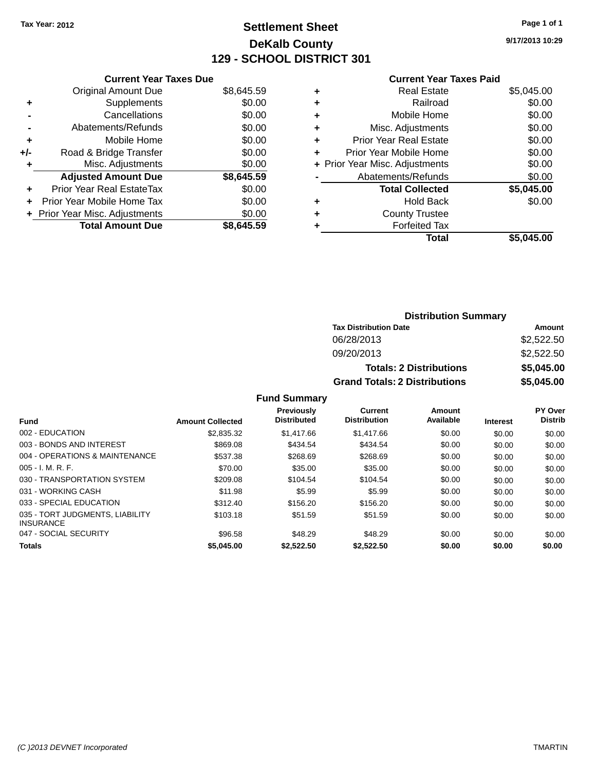Tax Year: 2012

# Settlement Sheet

## DeKalb County

## 129 - SCHOOL DISTRICT 301

9/17/2013 10:29

### Current Year Taxes Due

| | | |
|---|---|---|
| | Original Amount Due | $8,645.59 |
| + | Supplements | $0.00 |
| - | Cancellations | $0.00 |
| - | Abatements/Refunds | $0.00 |
| + | Mobile Home | $0.00 |
| +/- | Road & Bridge Transfer | $0.00 |
| + | Misc. Adjustments | $0.00 |
| | **Adjusted Amount Due** | **$8,645.59** |
| + | Prior Year Real EstateTax | $0.00 |
| + | Prior Year Mobile Home Tax | $0.00 |
| + | Prior Year Misc. Adjustments | $0.00 |
| | **Total Amount Due** | **$8,645.59** |

### Current Year Taxes Paid

| | | |
|---|---|---|
| + | Real Estate | $5,045.00 |
| + | Railroad | $0.00 |
| + | Mobile Home | $0.00 |
| + | Misc. Adjustments | $0.00 |
| + | Prior Year Real Estate | $0.00 |
| + | Prior Year Mobile Home | $0.00 |
| + | Prior Year Misc. Adjustments | $0.00 |
| - | Abatements/Refunds | $0.00 |
| | **Total Collected** | **$5,045.00** |
| + | Hold Back | $0.00 |
| + | County Trustee | |
| + | Forfeited Tax | |
| | **Total** | **$5,045.00** |

### Distribution Summary

| Tax Distribution Date | Amount |
|---|---|
| 06/28/2013 | $2,522.50 |
| 09/20/2013 | $2,522.50 |
| **Totals: 2 Distributions** | **$5,045.00** |
| **Grand Totals: 2 Distributions** | **$5,045.00** |

### Fund Summary

| Fund | Amount Collected | Previously Distributed | Current Distribution | Amount Available | Interest | PY Over Distrib |
|---|---|---|---|---|---|---|
| 002 - EDUCATION | $2,835.32 | $1,417.66 | $1,417.66 | $0.00 | $0.00 | $0.00 |
| 003 - BONDS AND INTEREST | $869.08 | $434.54 | $434.54 | $0.00 | $0.00 | $0.00 |
| 004 - OPERATIONS & MAINTENANCE | $537.38 | $268.69 | $268.69 | $0.00 | $0.00 | $0.00 |
| 005 - I. M. R. F. | $70.00 | $35.00 | $35.00 | $0.00 | $0.00 | $0.00 |
| 030 - TRANSPORTATION SYSTEM | $209.08 | $104.54 | $104.54 | $0.00 | $0.00 | $0.00 |
| 031 - WORKING CASH | $11.98 | $5.99 | $5.99 | $0.00 | $0.00 | $0.00 |
| 033 - SPECIAL EDUCATION | $312.40 | $156.20 | $156.20 | $0.00 | $0.00 | $0.00 |
| 035 - TORT JUDGMENTS, LIABILITY INSURANCE | $103.18 | $51.59 | $51.59 | $0.00 | $0.00 | $0.00 |
| 047 - SOCIAL SECURITY | $96.58 | $48.29 | $48.29 | $0.00 | $0.00 | $0.00 |
| **Totals** | **$5,045.00** | **$2,522.50** | **$2,522.50** | **$0.00** | **$0.00** | **$0.00** |

(C )2013 DEVNET Incorporated TMARTIN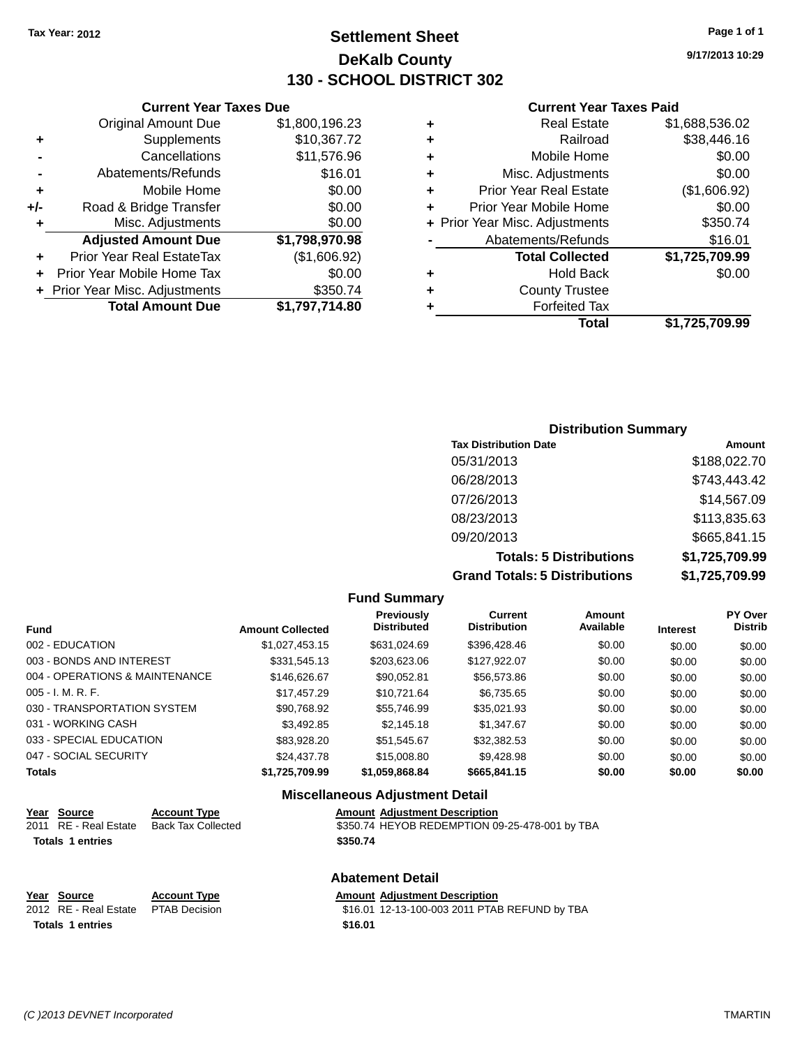Tax Year: 2012

# Settlement Sheet

## DeKalb County

## 130 - SCHOOL DISTRICT 302

9/17/2013 10:29

### Current Year Taxes Due

| | | |
|---|---|---|
| | Original Amount Due | $1,800,196.23 |
| + | Supplements | $10,367.72 |
| - | Cancellations | $11,576.96 |
| - | Abatements/Refunds | $16.01 |
| + | Mobile Home | $0.00 |
| +/- | Road & Bridge Transfer | $0.00 |
| + | Misc. Adjustments | $0.00 |
| | **Adjusted Amount Due** | **$1,798,970.98** |
| + | Prior Year Real EstateTax | ($1,606.92) |
| + | Prior Year Mobile Home Tax | $0.00 |
| + | Prior Year Misc. Adjustments | $350.74 |
| | **Total Amount Due** | **$1,797,714.80** |

### Current Year Taxes Paid

| | | |
|---|---|---|
| + | Real Estate | $1,688,536.02 |
| + | Railroad | $38,446.16 |
| + | Mobile Home | $0.00 |
| + | Misc. Adjustments | $0.00 |
| + | Prior Year Real Estate | ($1,606.92) |
| + | Prior Year Mobile Home | $0.00 |
| + | Prior Year Misc. Adjustments | $350.74 |
| - | Abatements/Refunds | $16.01 |
| | **Total Collected** | **$1,725,709.99** |
| + | Hold Back | $0.00 |
| + | County Trustee | |
| + | Forfeited Tax | |
| | **Total** | **$1,725,709.99** |

### Distribution Summary

| Tax Distribution Date | Amount |
|---|---|
| 05/31/2013 | $188,022.70 |
| 06/28/2013 | $743,443.42 |
| 07/26/2013 | $14,567.09 |
| 08/23/2013 | $113,835.63 |
| 09/20/2013 | $665,841.15 |
| **Totals: 5 Distributions** | **$1,725,709.99** |
| **Grand Totals: 5 Distributions** | **$1,725,709.99** |

### Fund Summary

| Fund | Amount Collected | Previously Distributed | Current Distribution | Amount Available | Interest | PY Over Distrib |
|---|---|---|---|---|---|---|
| 002 - EDUCATION | $1,027,453.15 | $631,024.69 | $396,428.46 | $0.00 | $0.00 | $0.00 |
| 003 - BONDS AND INTEREST | $331,545.13 | $203,623.06 | $127,922.07 | $0.00 | $0.00 | $0.00 |
| 004 - OPERATIONS & MAINTENANCE | $146,626.67 | $90,052.81 | $56,573.86 | $0.00 | $0.00 | $0.00 |
| 005 - I. M. R. F. | $17,457.29 | $10,721.64 | $6,735.65 | $0.00 | $0.00 | $0.00 |
| 030 - TRANSPORTATION SYSTEM | $90,768.92 | $55,746.99 | $35,021.93 | $0.00 | $0.00 | $0.00 |
| 031 - WORKING CASH | $3,492.85 | $2,145.18 | $1,347.67 | $0.00 | $0.00 | $0.00 |
| 033 - SPECIAL EDUCATION | $83,928.20 | $51,545.67 | $32,382.53 | $0.00 | $0.00 | $0.00 |
| 047 - SOCIAL SECURITY | $24,437.78 | $15,008.80 | $9,428.98 | $0.00 | $0.00 | $0.00 |
| **Totals** | **$1,725,709.99** | **$1,059,868.84** | **$665,841.15** | **$0.00** | **$0.00** | **$0.00** |

### Miscellaneous Adjustment Detail

| Year | Source | Account Type | Amount | Adjustment Description |
|---|---|---|---|---|
| 2011 | RE - Real Estate | Back Tax Collected | $350.74 | HEYOB REDEMPTION 09-25-478-001 by TBA |
| **Totals 1 entries** | | | **$350.74** | |

### Abatement Detail

| Year | Source | Account Type | Amount | Adjustment Description |
|---|---|---|---|---|
| 2012 | RE - Real Estate | PTAB Decision | $16.01 | 12-13-100-003 2011 PTAB REFUND by TBA |
| **Totals 1 entries** | | | **$16.01** | |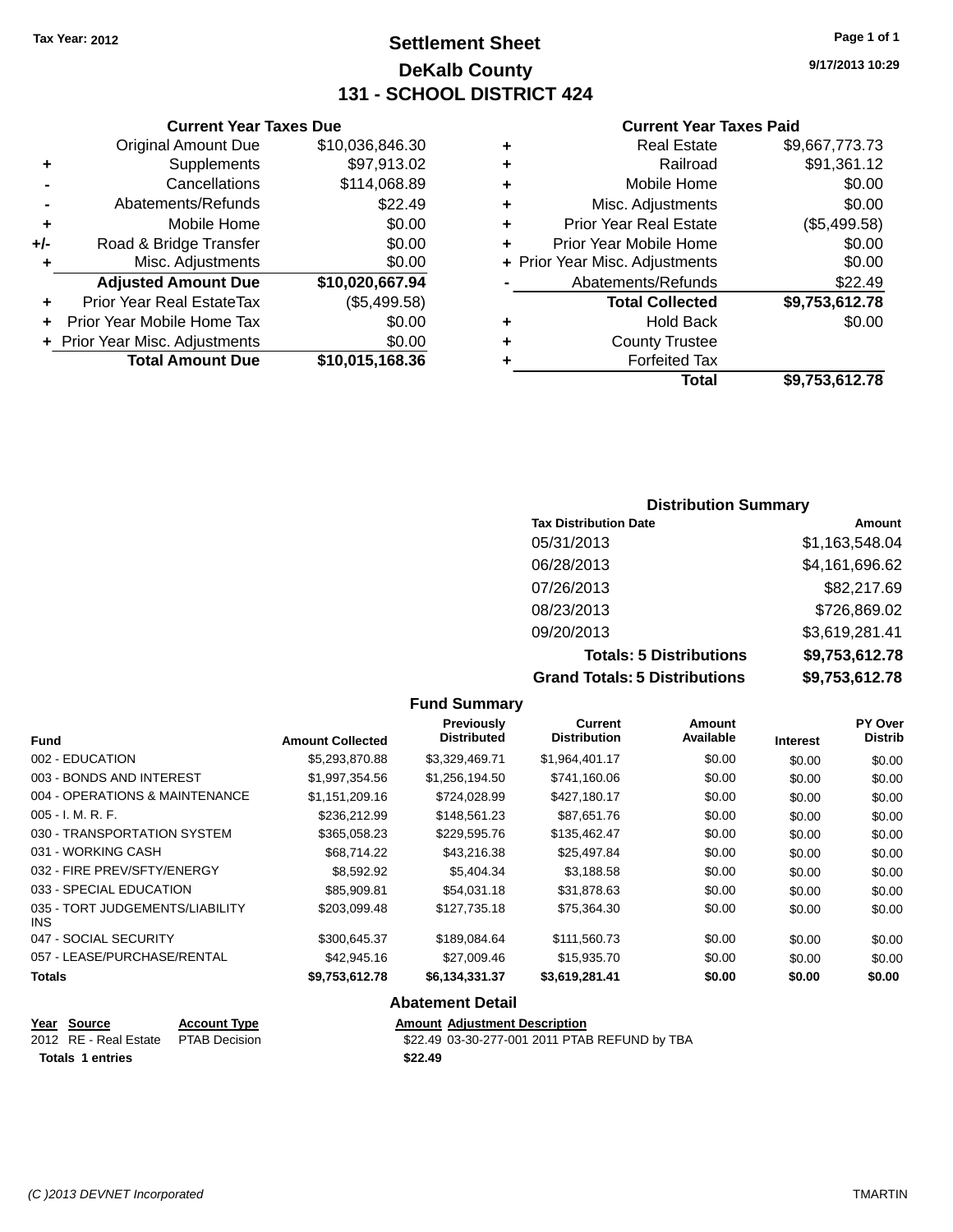Tax Year: 2012

# Settlement Sheet
## DeKalb County
## 131 - SCHOOL DISTRICT 424

9/17/2013 10:29

### Current Year Taxes Due

| | | |
|---|---|---|
| | Original Amount Due | $10,036,846.30 |
| + | Supplements | $97,913.02 |
| - | Cancellations | $114,068.89 |
| - | Abatements/Refunds | $22.49 |
| + | Mobile Home | $0.00 |
| +/- | Road & Bridge Transfer | $0.00 |
| + | Misc. Adjustments | $0.00 |
| | **Adjusted Amount Due** | **$10,020,667.94** |
| + | Prior Year Real EstateTax | ($5,499.58) |
| + | Prior Year Mobile Home Tax | $0.00 |
| + | Prior Year Misc. Adjustments | $0.00 |
| | **Total Amount Due** | **$10,015,168.36** |

### Current Year Taxes Paid

| | | |
|---|---|---|
| + | Real Estate | $9,667,773.73 |
| + | Railroad | $91,361.12 |
| + | Mobile Home | $0.00 |
| + | Misc. Adjustments | $0.00 |
| + | Prior Year Real Estate | ($5,499.58) |
| + | Prior Year Mobile Home | $0.00 |
| + | Prior Year Misc. Adjustments | $0.00 |
| - | Abatements/Refunds | $22.49 |
| | **Total Collected** | **$9,753,612.78** |
| + | Hold Back | $0.00 |
| + | County Trustee | |
| + | Forfeited Tax | |
| | **Total** | **$9,753,612.78** |

### Distribution Summary

| Tax Distribution Date | Amount |
|---|---|
| 05/31/2013 | $1,163,548.04 |
| 06/28/2013 | $4,161,696.62 |
| 07/26/2013 | $82,217.69 |
| 08/23/2013 | $726,869.02 |
| 09/20/2013 | $3,619,281.41 |
| **Totals: 5 Distributions** | **$9,753,612.78** |
| **Grand Totals: 5 Distributions** | **$9,753,612.78** |

### Fund Summary

| Fund | Amount Collected | Previously Distributed | Current Distribution | Amount Available | Interest | PY Over Distrib |
|---|---|---|---|---|---|---|
| 002 - EDUCATION | $5,293,870.88 | $3,329,469.71 | $1,964,401.17 | $0.00 | $0.00 | $0.00 |
| 003 - BONDS AND INTEREST | $1,997,354.56 | $1,256,194.50 | $741,160.06 | $0.00 | $0.00 | $0.00 |
| 004 - OPERATIONS & MAINTENANCE | $1,151,209.16 | $724,028.99 | $427,180.17 | $0.00 | $0.00 | $0.00 |
| 005 - I. M. R. F. | $236,212.99 | $148,561.23 | $87,651.76 | $0.00 | $0.00 | $0.00 |
| 030 - TRANSPORTATION SYSTEM | $365,058.23 | $229,595.76 | $135,462.47 | $0.00 | $0.00 | $0.00 |
| 031 - WORKING CASH | $68,714.22 | $43,216.38 | $25,497.84 | $0.00 | $0.00 | $0.00 |
| 032 - FIRE PREV/SFTY/ENERGY | $8,592.92 | $5,404.34 | $3,188.58 | $0.00 | $0.00 | $0.00 |
| 033 - SPECIAL EDUCATION | $85,909.81 | $54,031.18 | $31,878.63 | $0.00 | $0.00 | $0.00 |
| 035 - TORT JUDGEMENTS/LIABILITY INS | $203,099.48 | $127,735.18 | $75,364.30 | $0.00 | $0.00 | $0.00 |
| 047 - SOCIAL SECURITY | $300,645.37 | $189,084.64 | $111,560.73 | $0.00 | $0.00 | $0.00 |
| 057 - LEASE/PURCHASE/RENTAL | $42,945.16 | $27,009.46 | $15,935.70 | $0.00 | $0.00 | $0.00 |
| **Totals** | **$9,753,612.78** | **$6,134,331.37** | **$3,619,281.41** | **$0.00** | **$0.00** | **$0.00** |

### Abatement Detail

| Year | Source | Account Type | Amount | Adjustment Description |
|---|---|---|---|---|
| 2012 | RE - Real Estate | PTAB Decision | $22.49 | 03-30-277-001 2011 PTAB REFUND by TBA |
| **Totals** | **1 entries** | | **$22.49** | |

(C )2013 DEVNET Incorporated TMARTIN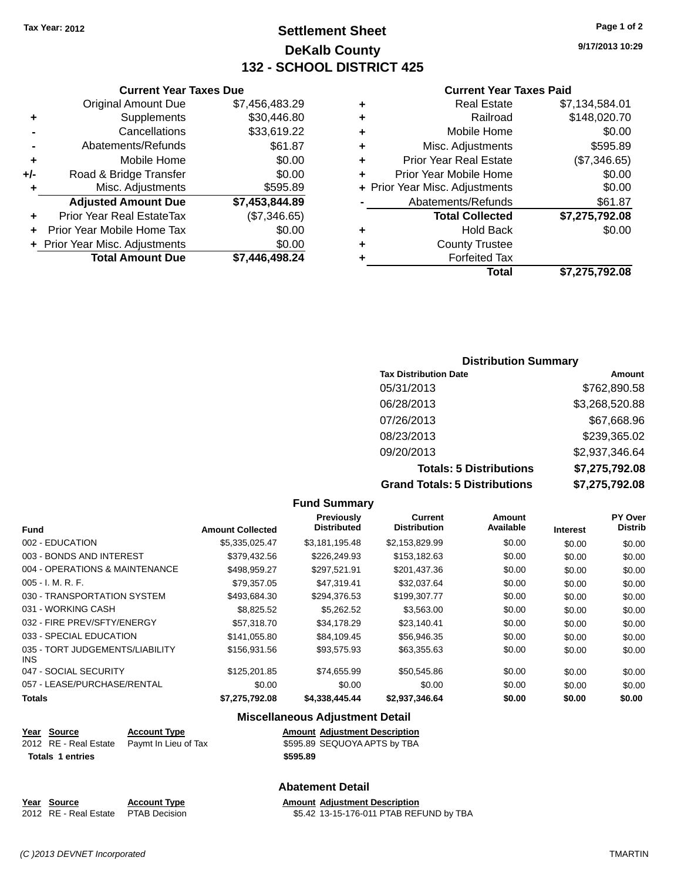**Tax Year: 2012**

# Settlement Sheet
## DeKalb County
## 132 - SCHOOL DISTRICT 425

9/17/2013 10:29

### Current Year Taxes Due

| | | |
|---|---|---|
| | Original Amount Due | $7,456,483.29 |
| + | Supplements | $30,446.80 |
| - | Cancellations | $33,619.22 |
| - | Abatements/Refunds | $61.87 |
| + | Mobile Home | $0.00 |
| +/- | Road & Bridge Transfer | $0.00 |
| + | Misc. Adjustments | $595.89 |
| | **Adjusted Amount Due** | **$7,453,844.89** |
| + | Prior Year Real EstateTax | ($7,346.65) |
| + | Prior Year Mobile Home Tax | $0.00 |
| + | Prior Year Misc. Adjustments | $0.00 |
| | **Total Amount Due** | **$7,446,498.24** |

### Current Year Taxes Paid

| | | |
|---|---|---|
| + | Real Estate | $7,134,584.01 |
| + | Railroad | $148,020.70 |
| + | Mobile Home | $0.00 |
| + | Misc. Adjustments | $595.89 |
| + | Prior Year Real Estate | ($7,346.65) |
| + | Prior Year Mobile Home | $0.00 |
| + | Prior Year Misc. Adjustments | $0.00 |
| - | Abatements/Refunds | $61.87 |
| | **Total Collected** | **$7,275,792.08** |
| + | Hold Back | $0.00 |
| + | County Trustee | |
| + | Forfeited Tax | |
| | **Total** | **$7,275,792.08** |

### Distribution Summary

| Tax Distribution Date | Amount |
|---|---|
| 05/31/2013 | $762,890.58 |
| 06/28/2013 | $3,268,520.88 |
| 07/26/2013 | $67,668.96 |
| 08/23/2013 | $239,365.02 |
| 09/20/2013 | $2,937,346.64 |
| **Totals: 5 Distributions** | **$7,275,792.08** |
| **Grand Totals: 5 Distributions** | **$7,275,792.08** |

### Fund Summary

| Fund | Amount Collected | Previously Distributed | Current Distribution | Amount Available | Interest | PY Over Distrib |
|---|---|---|---|---|---|---|
| 002 - EDUCATION | $5,335,025.47 | $3,181,195.48 | $2,153,829.99 | $0.00 | $0.00 | $0.00 |
| 003 - BONDS AND INTEREST | $379,432.56 | $226,249.93 | $153,182.63 | $0.00 | $0.00 | $0.00 |
| 004 - OPERATIONS & MAINTENANCE | $498,959.27 | $297,521.91 | $201,437.36 | $0.00 | $0.00 | $0.00 |
| 005 - I. M. R. F. | $79,357.05 | $47,319.41 | $32,037.64 | $0.00 | $0.00 | $0.00 |
| 030 - TRANSPORTATION SYSTEM | $493,684.30 | $294,376.53 | $199,307.77 | $0.00 | $0.00 | $0.00 |
| 031 - WORKING CASH | $8,825.52 | $5,262.52 | $3,563.00 | $0.00 | $0.00 | $0.00 |
| 032 - FIRE PREV/SFTY/ENERGY | $57,318.70 | $34,178.29 | $23,140.41 | $0.00 | $0.00 | $0.00 |
| 033 - SPECIAL EDUCATION | $141,055.80 | $84,109.45 | $56,946.35 | $0.00 | $0.00 | $0.00 |
| 035 - TORT JUDGEMENTS/LIABILITY INS | $156,931.56 | $93,575.93 | $63,355.63 | $0.00 | $0.00 | $0.00 |
| 047 - SOCIAL SECURITY | $125,201.85 | $74,655.99 | $50,545.86 | $0.00 | $0.00 | $0.00 |
| 057 - LEASE/PURCHASE/RENTAL | $0.00 | $0.00 | $0.00 | $0.00 | $0.00 | $0.00 |
| **Totals** | **$7,275,792.08** | **$4,338,445.44** | **$2,937,346.64** | **$0.00** | **$0.00** | **$0.00** |

### Miscellaneous Adjustment Detail

| Year | Source | Account Type | Amount | Adjustment Description |
|---|---|---|---|---|
| 2012 | RE - Real Estate | Paymt In Lieu of Tax | $595.89 | SEQUOYA APTS by TBA |
| **Totals** | **1 entries** | | **$595.89** | |

### Abatement Detail

| Year | Source | Account Type | Amount | Adjustment Description |
|---|---|---|---|---|
| 2012 | RE - Real Estate | PTAB Decision | $5.42 | 13-15-176-011 PTAB REFUND by TBA |

(C )2013 DEVNET Incorporated TMARTIN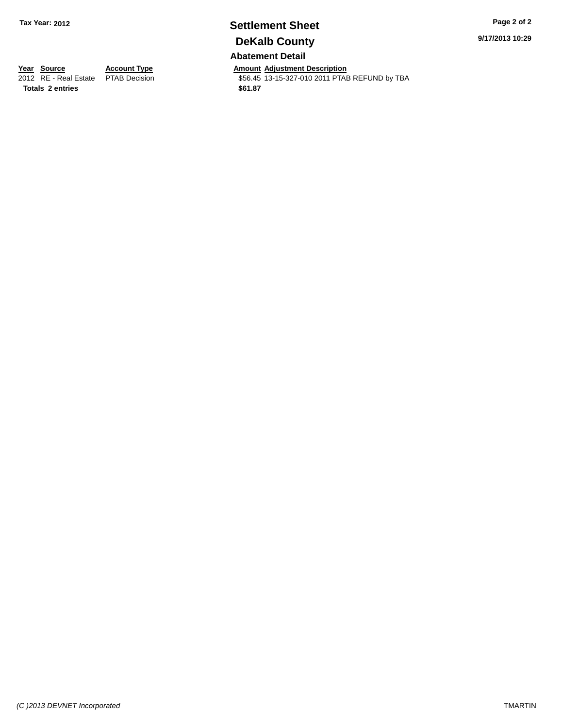**Tax Year: 2012**

# Settlement Sheet

## DeKalb County

9/17/2013 10:29

### Abatement Detail

| Year | Source | Account Type | Amount | Adjustment Description |
|---|---|---|---|---|
| 2012 | RE - Real Estate | PTAB Decision | $56.45 | 13-15-327-010 2011 PTAB REFUND by TBA |
| **Totals** | **2 entries** | | **$61.87** | |

*(C )2013 DEVNET Incorporated*

TMARTIN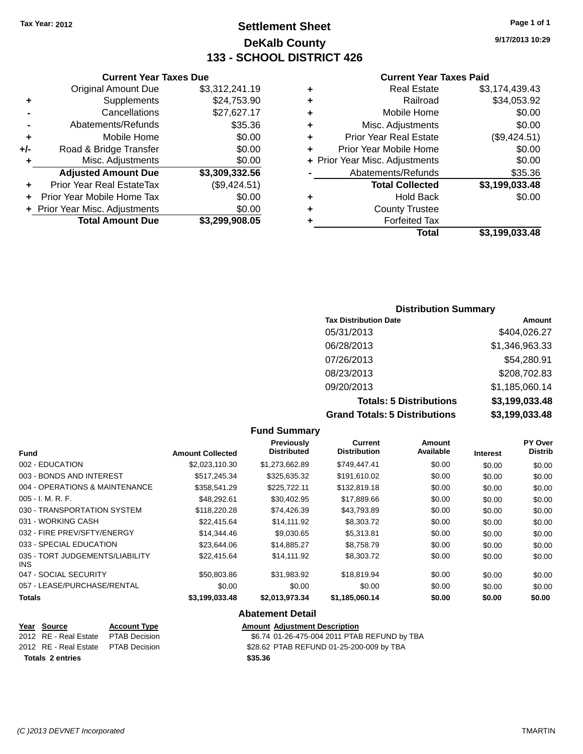Tax Year: 2012

# Settlement Sheet
## DeKalb County
## 133 - SCHOOL DISTRICT 426

9/17/2013 10:29

### Current Year Taxes Due

| | | |
|---|---|---|
| | Original Amount Due | $3,312,241.19 |
| + | Supplements | $24,753.90 |
| - | Cancellations | $27,627.17 |
| - | Abatements/Refunds | $35.36 |
| + | Mobile Home | $0.00 |
| +/- | Road & Bridge Transfer | $0.00 |
| + | Misc. Adjustments | $0.00 |
| | **Adjusted Amount Due** | **$3,309,332.56** |
| + | Prior Year Real EstateTax | ($9,424.51) |
| + | Prior Year Mobile Home Tax | $0.00 |
| + | Prior Year Misc. Adjustments | $0.00 |
| | **Total Amount Due** | **$3,299,908.05** |

### Current Year Taxes Paid

| | | |
|---|---|---|
| + | Real Estate | $3,174,439.43 |
| + | Railroad | $34,053.92 |
| + | Mobile Home | $0.00 |
| + | Misc. Adjustments | $0.00 |
| + | Prior Year Real Estate | ($9,424.51) |
| + | Prior Year Mobile Home | $0.00 |
| + | Prior Year Misc. Adjustments | $0.00 |
| - | Abatements/Refunds | $35.36 |
| | **Total Collected** | **$3,199,033.48** |
| + | Hold Back | $0.00 |
| + | County Trustee | |
| + | Forfeited Tax | |
| | **Total** | **$3,199,033.48** |

### Distribution Summary

| Tax Distribution Date | Amount |
|---|---|
| 05/31/2013 | $404,026.27 |
| 06/28/2013 | $1,346,963.33 |
| 07/26/2013 | $54,280.91 |
| 08/23/2013 | $208,702.83 |
| 09/20/2013 | $1,185,060.14 |
| **Totals: 5 Distributions** | **$3,199,033.48** |
| **Grand Totals: 5 Distributions** | **$3,199,033.48** |

### Fund Summary

| Fund | Amount Collected | Previously Distributed | Current Distribution | Amount Available | Interest | PY Over Distrib |
|---|---|---|---|---|---|---|
| 002 - EDUCATION | $2,023,110.30 | $1,273,662.89 | $749,447.41 | $0.00 | $0.00 | $0.00 |
| 003 - BONDS AND INTEREST | $517,245.34 | $325,635.32 | $191,610.02 | $0.00 | $0.00 | $0.00 |
| 004 - OPERATIONS & MAINTENANCE | $358,541.29 | $225,722.11 | $132,819.18 | $0.00 | $0.00 | $0.00 |
| 005 - I. M. R. F. | $48,292.61 | $30,402.95 | $17,889.66 | $0.00 | $0.00 | $0.00 |
| 030 - TRANSPORTATION SYSTEM | $118,220.28 | $74,426.39 | $43,793.89 | $0.00 | $0.00 | $0.00 |
| 031 - WORKING CASH | $22,415.64 | $14,111.92 | $8,303.72 | $0.00 | $0.00 | $0.00 |
| 032 - FIRE PREV/SFTY/ENERGY | $14,344.46 | $9,030.65 | $5,313.81 | $0.00 | $0.00 | $0.00 |
| 033 - SPECIAL EDUCATION | $23,644.06 | $14,885.27 | $8,758.79 | $0.00 | $0.00 | $0.00 |
| 035 - TORT JUDGEMENTS/LIABILITY INS | $22,415.64 | $14,111.92 | $8,303.72 | $0.00 | $0.00 | $0.00 |
| 047 - SOCIAL SECURITY | $50,803.86 | $31,983.92 | $18,819.94 | $0.00 | $0.00 | $0.00 |
| 057 - LEASE/PURCHASE/RENTAL | $0.00 | $0.00 | $0.00 | $0.00 | $0.00 | $0.00 |
| **Totals** | **$3,199,033.48** | **$2,013,973.34** | **$1,185,060.14** | **$0.00** | **$0.00** | **$0.00** |

### Abatement Detail

| Year | Source | Account Type | Amount | Adjustment Description |
|---|---|---|---|---|
| 2012 | RE - Real Estate | PTAB Decision | $6.74 | 01-26-475-004 2011 PTAB REFUND by TBA |
| 2012 | RE - Real Estate | PTAB Decision | $28.62 | PTAB REFUND 01-25-200-009 by TBA |
| **Totals** | **2 entries** | | **$35.36** | |

(C )2013 DEVNET Incorporated TMARTIN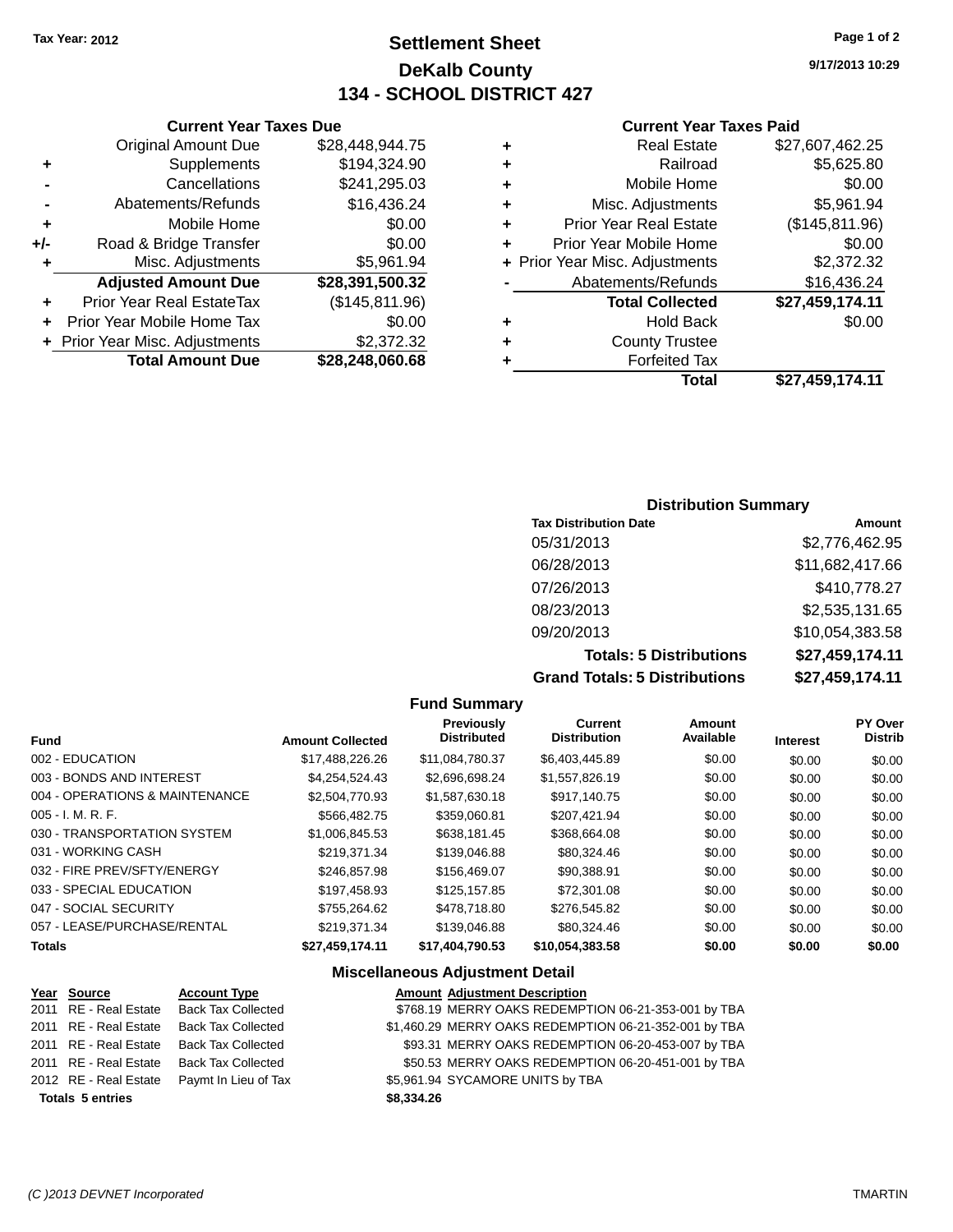Tax Year: 2012

# Settlement Sheet
## DeKalb County
## 134 - SCHOOL DISTRICT 427

9/17/2013 10:29

### Current Year Taxes Due

| | | |
|---|---|---|
| | Original Amount Due | $28,448,944.75 |
| + | Supplements | $194,324.90 |
| - | Cancellations | $241,295.03 |
| - | Abatements/Refunds | $16,436.24 |
| + | Mobile Home | $0.00 |
| +/- | Road & Bridge Transfer | $0.00 |
| + | Misc. Adjustments | $5,961.94 |
| | **Adjusted Amount Due** | **$28,391,500.32** |
| + | Prior Year Real EstateTax | ($145,811.96) |
| + | Prior Year Mobile Home Tax | $0.00 |
| + | Prior Year Misc. Adjustments | $2,372.32 |
| | **Total Amount Due** | **$28,248,060.68** |

### Current Year Taxes Paid

| | | |
|---|---|---|
| + | Real Estate | $27,607,462.25 |
| + | Railroad | $5,625.80 |
| + | Mobile Home | $0.00 |
| + | Misc. Adjustments | $5,961.94 |
| + | Prior Year Real Estate | ($145,811.96) |
| + | Prior Year Mobile Home | $0.00 |
| + | Prior Year Misc. Adjustments | $2,372.32 |
| - | Abatements/Refunds | $16,436.24 |
| | **Total Collected** | **$27,459,174.11** |
| + | Hold Back | $0.00 |
| + | County Trustee | |
| + | Forfeited Tax | |
| | **Total** | **$27,459,174.11** |

### Distribution Summary

| Tax Distribution Date | Amount |
|---|---|
| 05/31/2013 | $2,776,462.95 |
| 06/28/2013 | $11,682,417.66 |
| 07/26/2013 | $410,778.27 |
| 08/23/2013 | $2,535,131.65 |
| 09/20/2013 | $10,054,383.58 |
| **Totals: 5 Distributions** | **$27,459,174.11** |
| **Grand Totals: 5 Distributions** | **$27,459,174.11** |

### Fund Summary

| Fund | Amount Collected | Previously Distributed | Current Distribution | Amount Available | Interest | PY Over Distrib |
|---|---|---|---|---|---|---|
| 002 - EDUCATION | $17,488,226.26 | $11,084,780.37 | $6,403,445.89 | $0.00 | $0.00 | $0.00 |
| 003 - BONDS AND INTEREST | $4,254,524.43 | $2,696,698.24 | $1,557,826.19 | $0.00 | $0.00 | $0.00 |
| 004 - OPERATIONS & MAINTENANCE | $2,504,770.93 | $1,587,630.18 | $917,140.75 | $0.00 | $0.00 | $0.00 |
| 005 - I. M. R. F. | $566,482.75 | $359,060.81 | $207,421.94 | $0.00 | $0.00 | $0.00 |
| 030 - TRANSPORTATION SYSTEM | $1,006,845.53 | $638,181.45 | $368,664.08 | $0.00 | $0.00 | $0.00 |
| 031 - WORKING CASH | $219,371.34 | $139,046.88 | $80,324.46 | $0.00 | $0.00 | $0.00 |
| 032 - FIRE PREV/SFTY/ENERGY | $246,857.98 | $156,469.07 | $90,388.91 | $0.00 | $0.00 | $0.00 |
| 033 - SPECIAL EDUCATION | $197,458.93 | $125,157.85 | $72,301.08 | $0.00 | $0.00 | $0.00 |
| 047 - SOCIAL SECURITY | $755,264.62 | $478,718.80 | $276,545.82 | $0.00 | $0.00 | $0.00 |
| 057 - LEASE/PURCHASE/RENTAL | $219,371.34 | $139,046.88 | $80,324.46 | $0.00 | $0.00 | $0.00 |
| **Totals** | **$27,459,174.11** | **$17,404,790.53** | **$10,054,383.58** | **$0.00** | **$0.00** | **$0.00** |

### Miscellaneous Adjustment Detail

| Year | Source | Account Type | Amount | Adjustment Description |
|---|---|---|---|---|
| 2011 | RE - Real Estate | Back Tax Collected | $768.19 | MERRY OAKS REDEMPTION 06-21-353-001 by TBA |
| 2011 | RE - Real Estate | Back Tax Collected | $1,460.29 | MERRY OAKS REDEMPTION 06-21-352-001 by TBA |
| 2011 | RE - Real Estate | Back Tax Collected | $93.31 | MERRY OAKS REDEMPTION 06-20-453-007 by TBA |
| 2011 | RE - Real Estate | Back Tax Collected | $50.53 | MERRY OAKS REDEMPTION 06-20-451-001 by TBA |
| 2012 | RE - Real Estate | Paymt In Lieu of Tax | $5,961.94 | SYCAMORE UNITS by TBA |
| **Totals 5 entries** | | | **$8,334.26** | |

(C )2013 DEVNET Incorporated — TMARTIN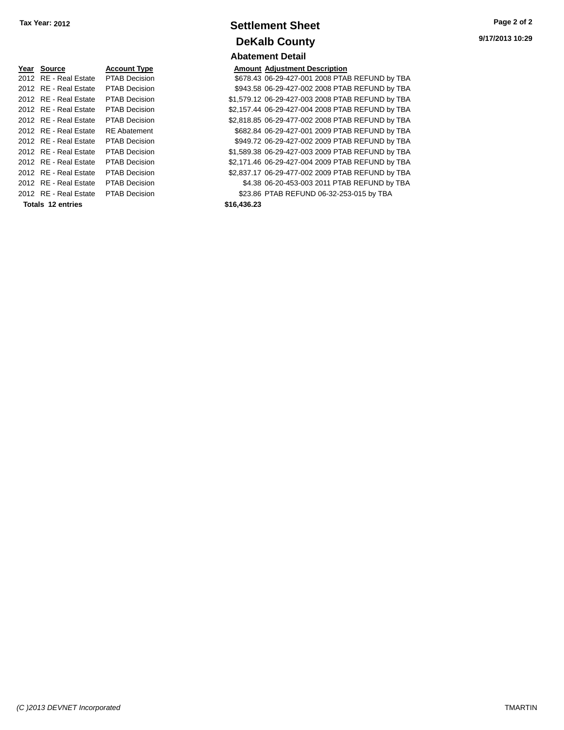Tax Year: 2012

# Settlement Sheet

## DeKalb County

### Abatement Detail

| Year | Source | Account Type | Amount | Adjustment Description |
|---|---|---|---|---|
| 2012 | RE - Real Estate | PTAB Decision | $678.43 | 06-29-427-001 2008 PTAB REFUND by TBA |
| 2012 | RE - Real Estate | PTAB Decision | $943.58 | 06-29-427-002 2008 PTAB REFUND by TBA |
| 2012 | RE - Real Estate | PTAB Decision | $1,579.12 | 06-29-427-003 2008 PTAB REFUND by TBA |
| 2012 | RE - Real Estate | PTAB Decision | $2,157.44 | 06-29-427-004 2008 PTAB REFUND by TBA |
| 2012 | RE - Real Estate | PTAB Decision | $2,818.85 | 06-29-477-002 2008 PTAB REFUND by TBA |
| 2012 | RE - Real Estate | RE Abatement | $682.84 | 06-29-427-001 2009 PTAB REFUND by TBA |
| 2012 | RE - Real Estate | PTAB Decision | $949.72 | 06-29-427-002 2009 PTAB REFUND by TBA |
| 2012 | RE - Real Estate | PTAB Decision | $1,589.38 | 06-29-427-003 2009 PTAB REFUND by TBA |
| 2012 | RE - Real Estate | PTAB Decision | $2,171.46 | 06-29-427-004 2009 PTAB REFUND by TBA |
| 2012 | RE - Real Estate | PTAB Decision | $2,837.17 | 06-29-477-002 2009 PTAB REFUND by TBA |
| 2012 | RE - Real Estate | PTAB Decision | $4.38 | 06-20-453-003 2011 PTAB REFUND by TBA |
| 2012 | RE - Real Estate | PTAB Decision | $23.86 | PTAB REFUND 06-32-253-015 by TBA |
| **Totals** | **12 entries** | | **$16,436.23** | |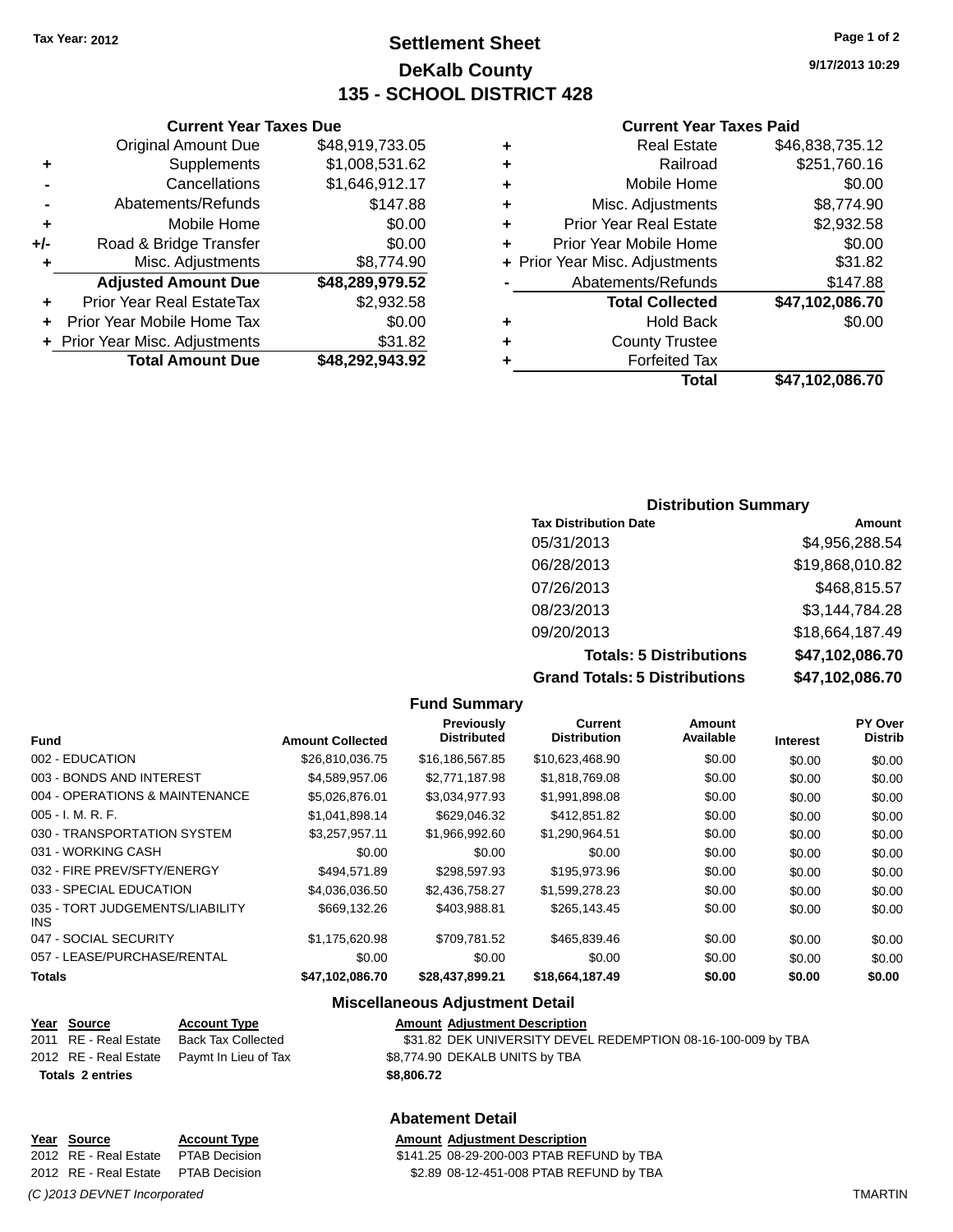**Tax Year: 2012**

# Settlement Sheet
## DeKalb County
## 135 - SCHOOL DISTRICT 428

9/17/2013 10:29

### Current Year Taxes Due

| | | |
|---|---|---|
| | Original Amount Due | $48,919,733.05 |
| + | Supplements | $1,008,531.62 |
| - | Cancellations | $1,646,912.17 |
| - | Abatements/Refunds | $147.88 |
| + | Mobile Home | $0.00 |
| +/- | Road & Bridge Transfer | $0.00 |
| + | Misc. Adjustments | $8,774.90 |
| | **Adjusted Amount Due** | **$48,289,979.52** |
| + | Prior Year Real EstateTax | $2,932.58 |
| + | Prior Year Mobile Home Tax | $0.00 |
| + | Prior Year Misc. Adjustments | $31.82 |
| | **Total Amount Due** | **$48,292,943.92** |

### Current Year Taxes Paid

| | | |
|---|---|---|
| + | Real Estate | $46,838,735.12 |
| + | Railroad | $251,760.16 |
| + | Mobile Home | $0.00 |
| + | Misc. Adjustments | $8,774.90 |
| + | Prior Year Real Estate | $2,932.58 |
| + | Prior Year Mobile Home | $0.00 |
| + | Prior Year Misc. Adjustments | $31.82 |
| - | Abatements/Refunds | $147.88 |
| | **Total Collected** | **$47,102,086.70** |
| + | Hold Back | $0.00 |
| + | County Trustee | |
| + | Forfeited Tax | |
| | **Total** | **$47,102,086.70** |

### Distribution Summary

| Tax Distribution Date | Amount |
|---|---|
| 05/31/2013 | $4,956,288.54 |
| 06/28/2013 | $19,868,010.82 |
| 07/26/2013 | $468,815.57 |
| 08/23/2013 | $3,144,784.28 |
| 09/20/2013 | $18,664,187.49 |
| **Totals: 5 Distributions** | **$47,102,086.70** |
| **Grand Totals: 5 Distributions** | **$47,102,086.70** |

### Fund Summary

| Fund | Amount Collected | Previously Distributed | Current Distribution | Amount Available | Interest | PY Over Distrib |
|---|---|---|---|---|---|---|
| 002 - EDUCATION | $26,810,036.75 | $16,186,567.85 | $10,623,468.90 | $0.00 | $0.00 | $0.00 |
| 003 - BONDS AND INTEREST | $4,589,957.06 | $2,771,187.98 | $1,818,769.08 | $0.00 | $0.00 | $0.00 |
| 004 - OPERATIONS & MAINTENANCE | $5,026,876.01 | $3,034,977.93 | $1,991,898.08 | $0.00 | $0.00 | $0.00 |
| 005 - I. M. R. F. | $1,041,898.14 | $629,046.32 | $412,851.82 | $0.00 | $0.00 | $0.00 |
| 030 - TRANSPORTATION SYSTEM | $3,257,957.11 | $1,966,992.60 | $1,290,964.51 | $0.00 | $0.00 | $0.00 |
| 031 - WORKING CASH | $0.00 | $0.00 | $0.00 | $0.00 | $0.00 | $0.00 |
| 032 - FIRE PREV/SFTY/ENERGY | $494,571.89 | $298,597.93 | $195,973.96 | $0.00 | $0.00 | $0.00 |
| 033 - SPECIAL EDUCATION | $4,036,036.50 | $2,436,758.27 | $1,599,278.23 | $0.00 | $0.00 | $0.00 |
| 035 - TORT JUDGEMENTS/LIABILITY INS | $669,132.26 | $403,988.81 | $265,143.45 | $0.00 | $0.00 | $0.00 |
| 047 - SOCIAL SECURITY | $1,175,620.98 | $709,781.52 | $465,839.46 | $0.00 | $0.00 | $0.00 |
| 057 - LEASE/PURCHASE/RENTAL | $0.00 | $0.00 | $0.00 | $0.00 | $0.00 | $0.00 |
| **Totals** | **$47,102,086.70** | **$28,437,899.21** | **$18,664,187.49** | **$0.00** | **$0.00** | **$0.00** |

### Miscellaneous Adjustment Detail

| Year | Source | Account Type | Amount | Adjustment Description |
|---|---|---|---|---|
| 2011 | RE - Real Estate | Back Tax Collected | $31.82 | DEK UNIVERSITY DEVEL REDEMPTION 08-16-100-009 by TBA |
| 2012 | RE - Real Estate | Paymt In Lieu of Tax | $8,774.90 | DEKALB UNITS by TBA |
| **Totals 2 entries** | | | **$8,806.72** | |

### Abatement Detail

| Year | Source | Account Type | Amount | Adjustment Description |
|---|---|---|---|---|
| 2012 | RE - Real Estate | PTAB Decision | $141.25 | 08-29-200-003 PTAB REFUND by TBA |
| 2012 | RE - Real Estate | PTAB Decision | $2.89 | 08-12-451-008 PTAB REFUND by TBA |

*(C )2013 DEVNET Incorporated* TMARTIN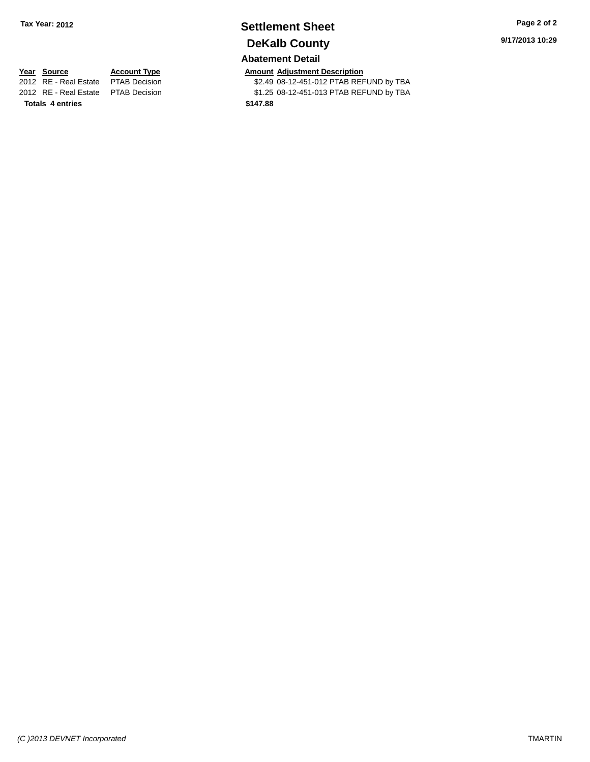Tax Year: 2012

# Settlement Sheet

## DeKalb County

9/17/2013 10:29

### Abatement Detail

| Year | Source | Account Type | Amount | Adjustment Description |
|---|---|---|---|---|
| 2012 | RE - Real Estate | PTAB Decision | $2.49 | 08-12-451-012 PTAB REFUND by TBA |
| 2012 | RE - Real Estate | PTAB Decision | $1.25 | 08-12-451-013 PTAB REFUND by TBA |
| **Totals 4 entries** | | | **$147.88** | |

*(C )2013 DEVNET Incorporated*

TMARTIN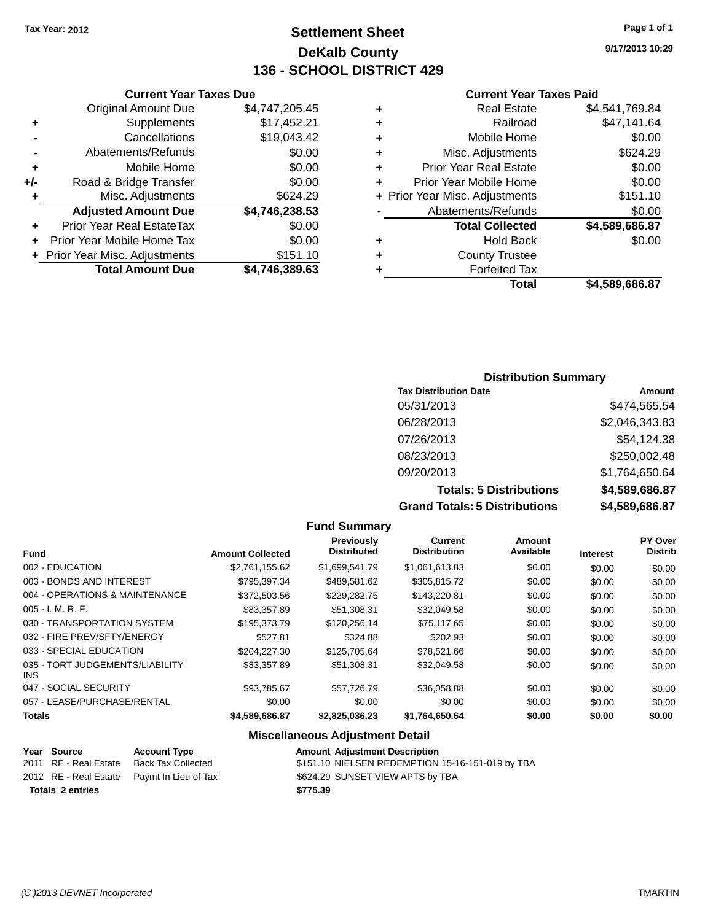Tax Year: 2012

# Settlement Sheet

## DeKalb County

## 136 - SCHOOL DISTRICT 429

9/17/2013 10:29

### Current Year Taxes Due

| | | |
|---|---|---|
| | Original Amount Due | $4,747,205.45 |
| + | Supplements | $17,452.21 |
| - | Cancellations | $19,043.42 |
| - | Abatements/Refunds | $0.00 |
| + | Mobile Home | $0.00 |
| +/- | Road & Bridge Transfer | $0.00 |
| + | Misc. Adjustments | $624.29 |
| | **Adjusted Amount Due** | **$4,746,238.53** |
| + | Prior Year Real EstateTax | $0.00 |
| + | Prior Year Mobile Home Tax | $0.00 |
| + | Prior Year Misc. Adjustments | $151.10 |
| | **Total Amount Due** | **$4,746,389.63** |

### Current Year Taxes Paid

| | | |
|---|---|---|
| + | Real Estate | $4,541,769.84 |
| + | Railroad | $47,141.64 |
| + | Mobile Home | $0.00 |
| + | Misc. Adjustments | $624.29 |
| + | Prior Year Real Estate | $0.00 |
| + | Prior Year Mobile Home | $0.00 |
| + | Prior Year Misc. Adjustments | $151.10 |
| - | Abatements/Refunds | $0.00 |
| | **Total Collected** | **$4,589,686.87** |
| + | Hold Back | $0.00 |
| + | County Trustee | |
| + | Forfeited Tax | |
| | **Total** | **$4,589,686.87** |

### Distribution Summary

| Tax Distribution Date | Amount |
|---|---|
| 05/31/2013 | $474,565.54 |
| 06/28/2013 | $2,046,343.83 |
| 07/26/2013 | $54,124.38 |
| 08/23/2013 | $250,002.48 |
| 09/20/2013 | $1,764,650.64 |
| **Totals: 5 Distributions** | **$4,589,686.87** |
| **Grand Totals: 5 Distributions** | **$4,589,686.87** |

### Fund Summary

| Fund | Amount Collected | Previously Distributed | Current Distribution | Amount Available | Interest | PY Over Distrib |
|---|---|---|---|---|---|---|
| 002 - EDUCATION | $2,761,155.62 | $1,699,541.79 | $1,061,613.83 | $0.00 | $0.00 | $0.00 |
| 003 - BONDS AND INTEREST | $795,397.34 | $489,581.62 | $305,815.72 | $0.00 | $0.00 | $0.00 |
| 004 - OPERATIONS & MAINTENANCE | $372,503.56 | $229,282.75 | $143,220.81 | $0.00 | $0.00 | $0.00 |
| 005 - I. M. R. F. | $83,357.89 | $51,308.31 | $32,049.58 | $0.00 | $0.00 | $0.00 |
| 030 - TRANSPORTATION SYSTEM | $195,373.79 | $120,256.14 | $75,117.65 | $0.00 | $0.00 | $0.00 |
| 032 - FIRE PREV/SFTY/ENERGY | $527.81 | $324.88 | $202.93 | $0.00 | $0.00 | $0.00 |
| 033 - SPECIAL EDUCATION | $204,227.30 | $125,705.64 | $78,521.66 | $0.00 | $0.00 | $0.00 |
| 035 - TORT JUDGEMENTS/LIABILITY INS | $83,357.89 | $51,308.31 | $32,049.58 | $0.00 | $0.00 | $0.00 |
| 047 - SOCIAL SECURITY | $93,785.67 | $57,726.79 | $36,058.88 | $0.00 | $0.00 | $0.00 |
| 057 - LEASE/PURCHASE/RENTAL | $0.00 | $0.00 | $0.00 | $0.00 | $0.00 | $0.00 |
| **Totals** | **$4,589,686.87** | **$2,825,036.23** | **$1,764,650.64** | **$0.00** | **$0.00** | **$0.00** |

### Miscellaneous Adjustment Detail

| Year | Source | Account Type | Amount | Adjustment Description |
|---|---|---|---|---|
| 2011 | RE - Real Estate | Back Tax Collected | $151.10 | NIELSEN REDEMPTION 15-16-151-019 by TBA |
| 2012 | RE - Real Estate | Paymt In Lieu of Tax | $624.29 | SUNSET VIEW APTS by TBA |
| **Totals 2 entries** | | | **$775.39** | |

(C )2013 DEVNET Incorporated

TMARTIN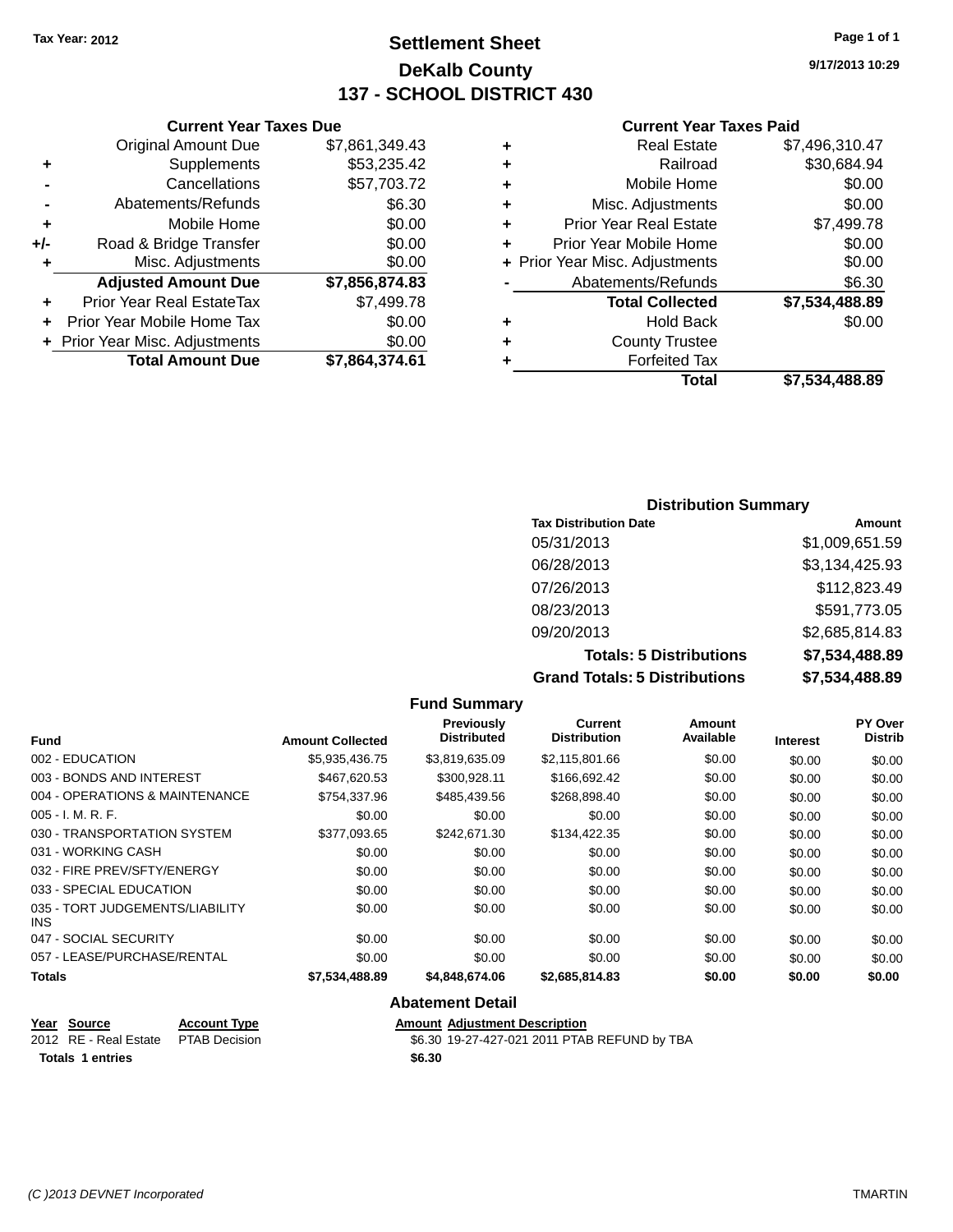Tax Year: 2012

# Settlement Sheet
## DeKalb County
## 137 - SCHOOL DISTRICT 430

9/17/2013 10:29

### Current Year Taxes Due

| | | |
|---|---|---|
| | Original Amount Due | $7,861,349.43 |
| + | Supplements | $53,235.42 |
| - | Cancellations | $57,703.72 |
| - | Abatements/Refunds | $6.30 |
| + | Mobile Home | $0.00 |
| +/- | Road & Bridge Transfer | $0.00 |
| + | Misc. Adjustments | $0.00 |
| | **Adjusted Amount Due** | **$7,856,874.83** |
| + | Prior Year Real EstateTax | $7,499.78 |
| + | Prior Year Mobile Home Tax | $0.00 |
| + | Prior Year Misc. Adjustments | $0.00 |
| | **Total Amount Due** | **$7,864,374.61** |

### Current Year Taxes Paid

| | | |
|---|---|---|
| + | Real Estate | $7,496,310.47 |
| + | Railroad | $30,684.94 |
| + | Mobile Home | $0.00 |
| + | Misc. Adjustments | $0.00 |
| + | Prior Year Real Estate | $7,499.78 |
| + | Prior Year Mobile Home | $0.00 |
| + | Prior Year Misc. Adjustments | $0.00 |
| - | Abatements/Refunds | $6.30 |
| | **Total Collected** | **$7,534,488.89** |
| + | Hold Back | $0.00 |
| + | County Trustee | |
| + | Forfeited Tax | |
| | **Total** | **$7,534,488.89** |

### Distribution Summary

| Tax Distribution Date | Amount |
|---|---|
| 05/31/2013 | $1,009,651.59 |
| 06/28/2013 | $3,134,425.93 |
| 07/26/2013 | $112,823.49 |
| 08/23/2013 | $591,773.05 |
| 09/20/2013 | $2,685,814.83 |
| **Totals: 5 Distributions** | **$7,534,488.89** |
| **Grand Totals: 5 Distributions** | **$7,534,488.89** |

### Fund Summary

| Fund | Amount Collected | Previously Distributed | Current Distribution | Amount Available | Interest | PY Over Distrib |
|---|---|---|---|---|---|---|
| 002 - EDUCATION | $5,935,436.75 | $3,819,635.09 | $2,115,801.66 | $0.00 | $0.00 | $0.00 |
| 003 - BONDS AND INTEREST | $467,620.53 | $300,928.11 | $166,692.42 | $0.00 | $0.00 | $0.00 |
| 004 - OPERATIONS & MAINTENANCE | $754,337.96 | $485,439.56 | $268,898.40 | $0.00 | $0.00 | $0.00 |
| 005 - I. M. R. F. | $0.00 | $0.00 | $0.00 | $0.00 | $0.00 | $0.00 |
| 030 - TRANSPORTATION SYSTEM | $377,093.65 | $242,671.30 | $134,422.35 | $0.00 | $0.00 | $0.00 |
| 031 - WORKING CASH | $0.00 | $0.00 | $0.00 | $0.00 | $0.00 | $0.00 |
| 032 - FIRE PREV/SFTY/ENERGY | $0.00 | $0.00 | $0.00 | $0.00 | $0.00 | $0.00 |
| 033 - SPECIAL EDUCATION | $0.00 | $0.00 | $0.00 | $0.00 | $0.00 | $0.00 |
| 035 - TORT JUDGEMENTS/LIABILITY INS | $0.00 | $0.00 | $0.00 | $0.00 | $0.00 | $0.00 |
| 047 - SOCIAL SECURITY | $0.00 | $0.00 | $0.00 | $0.00 | $0.00 | $0.00 |
| 057 - LEASE/PURCHASE/RENTAL | $0.00 | $0.00 | $0.00 | $0.00 | $0.00 | $0.00 |
| **Totals** | **$7,534,488.89** | **$4,848,674.06** | **$2,685,814.83** | **$0.00** | **$0.00** | **$0.00** |

### Abatement Detail

| Year | Source | Account Type | Amount | Adjustment Description |
|---|---|---|---|---|
| 2012 | RE - Real Estate | PTAB Decision | $6.30 | 19-27-427-021 2011 PTAB REFUND by TBA |
| **Totals 1 entries** | | | **$6.30** | |

(C )2013 DEVNET Incorporated TMARTIN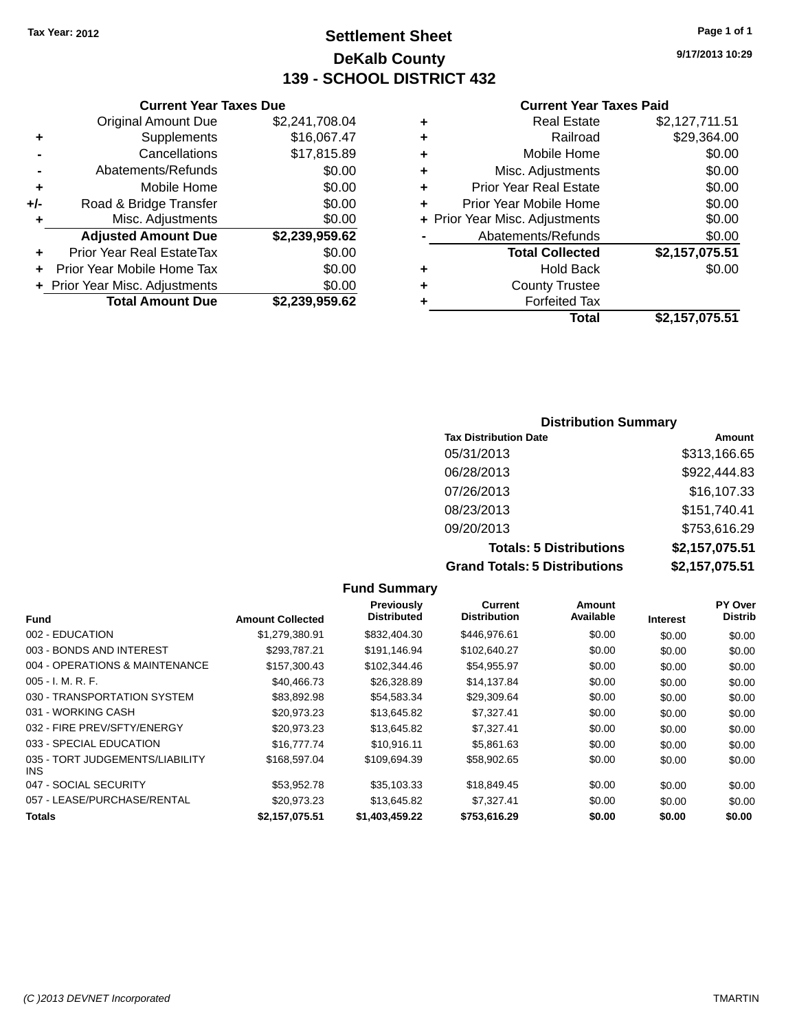Tax Year: 2012

# Settlement Sheet

## DeKalb County

## 139 - SCHOOL DISTRICT 432

9/17/2013 10:29

### Current Year Taxes Due

| | | |
|---|---|---|
| | Original Amount Due | $2,241,708.04 |
| + | Supplements | $16,067.47 |
| - | Cancellations | $17,815.89 |
| - | Abatements/Refunds | $0.00 |
| + | Mobile Home | $0.00 |
| +/- | Road & Bridge Transfer | $0.00 |
| + | Misc. Adjustments | $0.00 |
| | **Adjusted Amount Due** | **$2,239,959.62** |
| + | Prior Year Real EstateTax | $0.00 |
| + | Prior Year Mobile Home Tax | $0.00 |
| + | Prior Year Misc. Adjustments | $0.00 |
| | **Total Amount Due** | **$2,239,959.62** |

### Current Year Taxes Paid

| | | |
|---|---|---|
| + | Real Estate | $2,127,711.51 |
| + | Railroad | $29,364.00 |
| + | Mobile Home | $0.00 |
| + | Misc. Adjustments | $0.00 |
| + | Prior Year Real Estate | $0.00 |
| + | Prior Year Mobile Home | $0.00 |
| + | Prior Year Misc. Adjustments | $0.00 |
| - | Abatements/Refunds | $0.00 |
| | **Total Collected** | **$2,157,075.51** |
| + | Hold Back | $0.00 |
| + | County Trustee | |
| + | Forfeited Tax | |
| | **Total** | **$2,157,075.51** |

### Distribution Summary

| Tax Distribution Date | Amount |
|---|---|
| 05/31/2013 | $313,166.65 |
| 06/28/2013 | $922,444.83 |
| 07/26/2013 | $16,107.33 |
| 08/23/2013 | $151,740.41 |
| 09/20/2013 | $753,616.29 |
| **Totals: 5 Distributions** | **$2,157,075.51** |
| **Grand Totals: 5 Distributions** | **$2,157,075.51** |

### Fund Summary

| Fund | Amount Collected | Previously Distributed | Current Distribution | Amount Available | Interest | PY Over Distrib |
|---|---|---|---|---|---|---|
| 002 - EDUCATION | $1,279,380.91 | $832,404.30 | $446,976.61 | $0.00 | $0.00 | $0.00 |
| 003 - BONDS AND INTEREST | $293,787.21 | $191,146.94 | $102,640.27 | $0.00 | $0.00 | $0.00 |
| 004 - OPERATIONS & MAINTENANCE | $157,300.43 | $102,344.46 | $54,955.97 | $0.00 | $0.00 | $0.00 |
| 005 - I. M. R. F. | $40,466.73 | $26,328.89 | $14,137.84 | $0.00 | $0.00 | $0.00 |
| 030 - TRANSPORTATION SYSTEM | $83,892.98 | $54,583.34 | $29,309.64 | $0.00 | $0.00 | $0.00 |
| 031 - WORKING CASH | $20,973.23 | $13,645.82 | $7,327.41 | $0.00 | $0.00 | $0.00 |
| 032 - FIRE PREV/SFTY/ENERGY | $20,973.23 | $13,645.82 | $7,327.41 | $0.00 | $0.00 | $0.00 |
| 033 - SPECIAL EDUCATION | $16,777.74 | $10,916.11 | $5,861.63 | $0.00 | $0.00 | $0.00 |
| 035 - TORT JUDGEMENTS/LIABILITY INS | $168,597.04 | $109,694.39 | $58,902.65 | $0.00 | $0.00 | $0.00 |
| 047 - SOCIAL SECURITY | $53,952.78 | $35,103.33 | $18,849.45 | $0.00 | $0.00 | $0.00 |
| 057 - LEASE/PURCHASE/RENTAL | $20,973.23 | $13,645.82 | $7,327.41 | $0.00 | $0.00 | $0.00 |
| **Totals** | **$2,157,075.51** | **$1,403,459.22** | **$753,616.29** | **$0.00** | **$0.00** | **$0.00** |

(C )2013 DEVNET Incorporated TMARTIN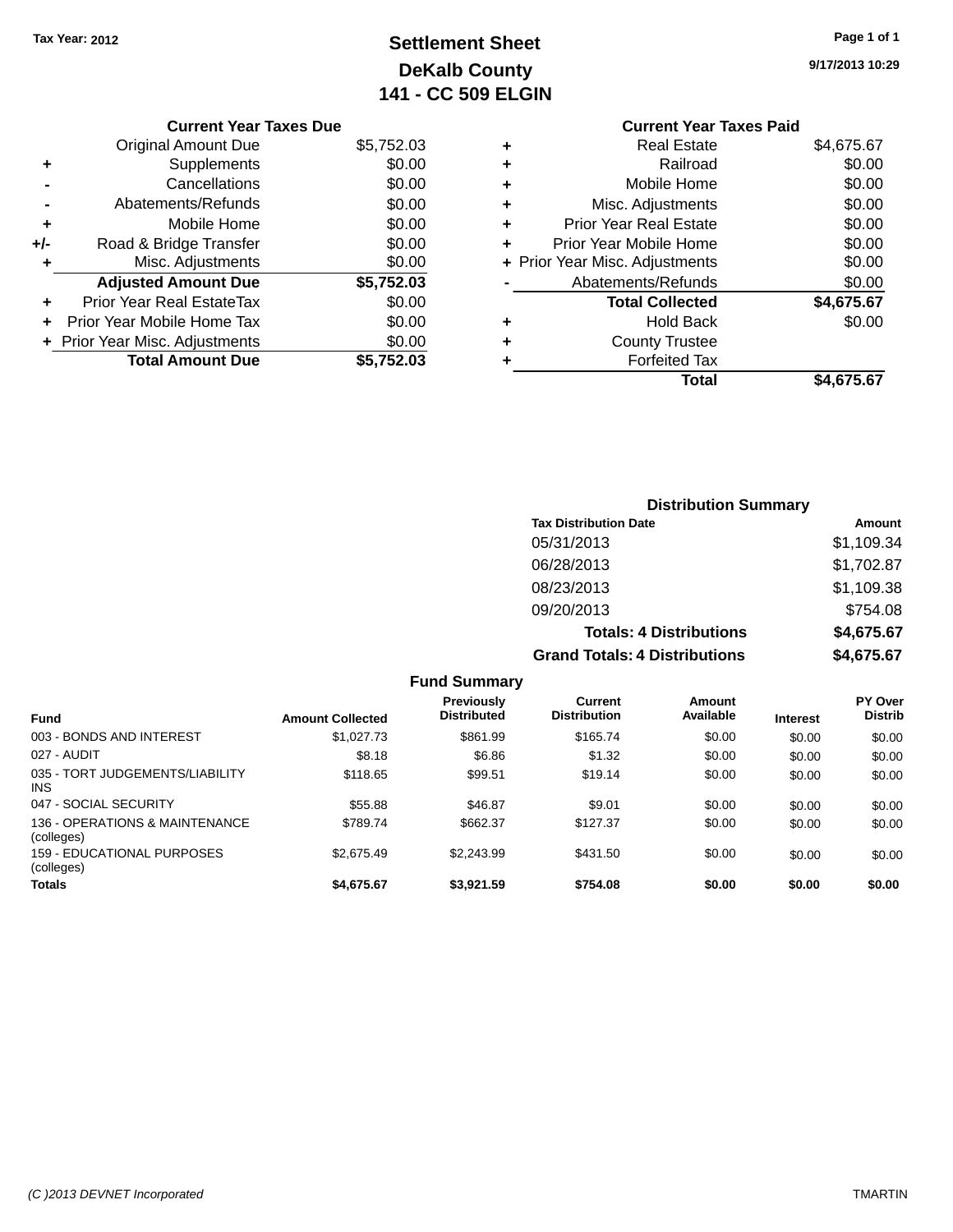Tax Year: 2012

# Settlement Sheet

## DeKalb County

## 141 - CC 509 ELGIN

9/17/2013 10:29

### Current Year Taxes Due

| | | |
|---|---|---|
| | Original Amount Due | $5,752.03 |
| + | Supplements | $0.00 |
| - | Cancellations | $0.00 |
| - | Abatements/Refunds | $0.00 |
| + | Mobile Home | $0.00 |
| +/- | Road & Bridge Transfer | $0.00 |
| + | Misc. Adjustments | $0.00 |
| | **Adjusted Amount Due** | **$5,752.03** |
| + | Prior Year Real EstateTax | $0.00 |
| + | Prior Year Mobile Home Tax | $0.00 |
| + | Prior Year Misc. Adjustments | $0.00 |
| | **Total Amount Due** | **$5,752.03** |

### Current Year Taxes Paid

| | | |
|---|---|---|
| + | Real Estate | $4,675.67 |
| + | Railroad | $0.00 |
| + | Mobile Home | $0.00 |
| + | Misc. Adjustments | $0.00 |
| + | Prior Year Real Estate | $0.00 |
| + | Prior Year Mobile Home | $0.00 |
| + | Prior Year Misc. Adjustments | $0.00 |
| - | Abatements/Refunds | $0.00 |
| | **Total Collected** | **$4,675.67** |
| + | Hold Back | $0.00 |
| + | County Trustee | |
| + | Forfeited Tax | |
| | **Total** | **$4,675.67** |

### Distribution Summary

| Tax Distribution Date | Amount |
|---|---|
| 05/31/2013 | $1,109.34 |
| 06/28/2013 | $1,702.87 |
| 08/23/2013 | $1,109.38 |
| 09/20/2013 | $754.08 |
| **Totals: 4 Distributions** | **$4,675.67** |
| **Grand Totals: 4 Distributions** | **$4,675.67** |

### Fund Summary

| Fund | Amount Collected | Previously Distributed | Current Distribution | Amount Available | Interest | PY Over Distrib |
|---|---|---|---|---|---|---|
| 003 - BONDS AND INTEREST | $1,027.73 | $861.99 | $165.74 | $0.00 | $0.00 | $0.00 |
| 027 - AUDIT | $8.18 | $6.86 | $1.32 | $0.00 | $0.00 | $0.00 |
| 035 - TORT JUDGEMENTS/LIABILITY INS | $118.65 | $99.51 | $19.14 | $0.00 | $0.00 | $0.00 |
| 047 - SOCIAL SECURITY | $55.88 | $46.87 | $9.01 | $0.00 | $0.00 | $0.00 |
| 136 - OPERATIONS & MAINTENANCE (colleges) | $789.74 | $662.37 | $127.37 | $0.00 | $0.00 | $0.00 |
| 159 - EDUCATIONAL PURPOSES (colleges) | $2,675.49 | $2,243.99 | $431.50 | $0.00 | $0.00 | $0.00 |
| **Totals** | **$4,675.67** | **$3,921.59** | **$754.08** | **$0.00** | **$0.00** | **$0.00** |

(C )2013 DEVNET Incorporated TMARTIN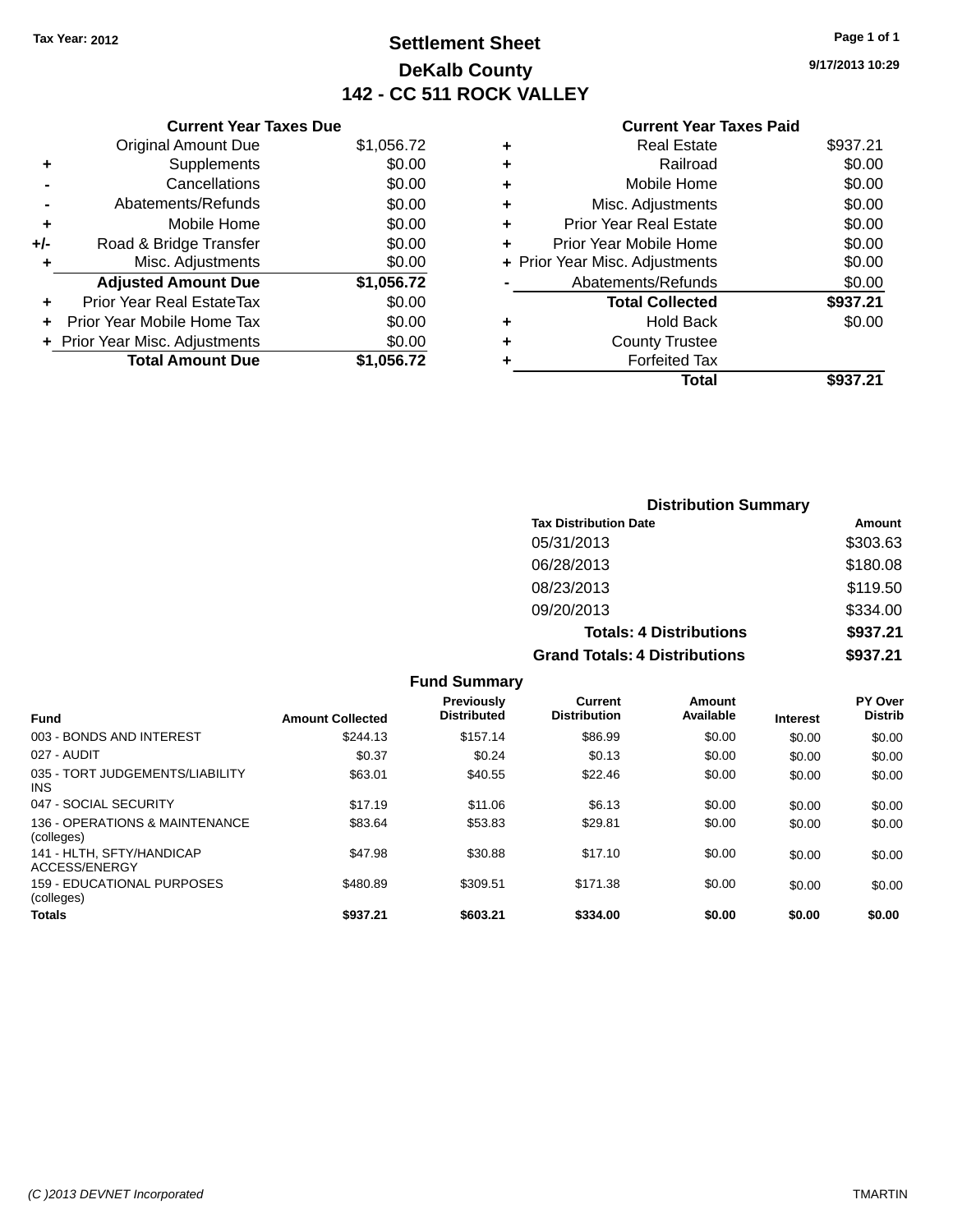Tax Year: 2012

# Settlement Sheet

## DeKalb County

## 142 - CC 511 ROCK VALLEY

9/17/2013 10:29

### Current Year Taxes Due

| | | |
|---|---|---|
| | Original Amount Due | $1,056.72 |
| + | Supplements | $0.00 |
| - | Cancellations | $0.00 |
| - | Abatements/Refunds | $0.00 |
| + | Mobile Home | $0.00 |
| +/- | Road & Bridge Transfer | $0.00 |
| + | Misc. Adjustments | $0.00 |
| | **Adjusted Amount Due** | **$1,056.72** |
| + | Prior Year Real EstateTax | $0.00 |
| + | Prior Year Mobile Home Tax | $0.00 |
| + | Prior Year Misc. Adjustments | $0.00 |
| | **Total Amount Due** | **$1,056.72** |

### Current Year Taxes Paid

| | | |
|---|---|---|
| + | Real Estate | $937.21 |
| + | Railroad | $0.00 |
| + | Mobile Home | $0.00 |
| + | Misc. Adjustments | $0.00 |
| + | Prior Year Real Estate | $0.00 |
| + | Prior Year Mobile Home | $0.00 |
| + | Prior Year Misc. Adjustments | $0.00 |
| - | Abatements/Refunds | $0.00 |
| | **Total Collected** | **$937.21** |
| + | Hold Back | $0.00 |
| + | County Trustee | |
| + | Forfeited Tax | |
| | **Total** | **$937.21** |

### Distribution Summary

| Tax Distribution Date | Amount |
|---|---|
| 05/31/2013 | $303.63 |
| 06/28/2013 | $180.08 |
| 08/23/2013 | $119.50 |
| 09/20/2013 | $334.00 |
| **Totals: 4 Distributions** | **$937.21** |
| **Grand Totals: 4 Distributions** | **$937.21** |

### Fund Summary

| Fund | Amount Collected | Previously Distributed | Current Distribution | Amount Available | Interest | PY Over Distrib |
|---|---|---|---|---|---|---|
| 003 - BONDS AND INTEREST | $244.13 | $157.14 | $86.99 | $0.00 | $0.00 | $0.00 |
| 027 - AUDIT | $0.37 | $0.24 | $0.13 | $0.00 | $0.00 | $0.00 |
| 035 - TORT JUDGEMENTS/LIABILITY INS | $63.01 | $40.55 | $22.46 | $0.00 | $0.00 | $0.00 |
| 047 - SOCIAL SECURITY | $17.19 | $11.06 | $6.13 | $0.00 | $0.00 | $0.00 |
| 136 - OPERATIONS & MAINTENANCE (colleges) | $83.64 | $53.83 | $29.81 | $0.00 | $0.00 | $0.00 |
| 141 - HLTH, SFTY/HANDICAP ACCESS/ENERGY | $47.98 | $30.88 | $17.10 | $0.00 | $0.00 | $0.00 |
| 159 - EDUCATIONAL PURPOSES (colleges) | $480.89 | $309.51 | $171.38 | $0.00 | $0.00 | $0.00 |
| **Totals** | **$937.21** | **$603.21** | **$334.00** | **$0.00** | **$0.00** | **$0.00** |

(C )2013 DEVNET Incorporated — TMARTIN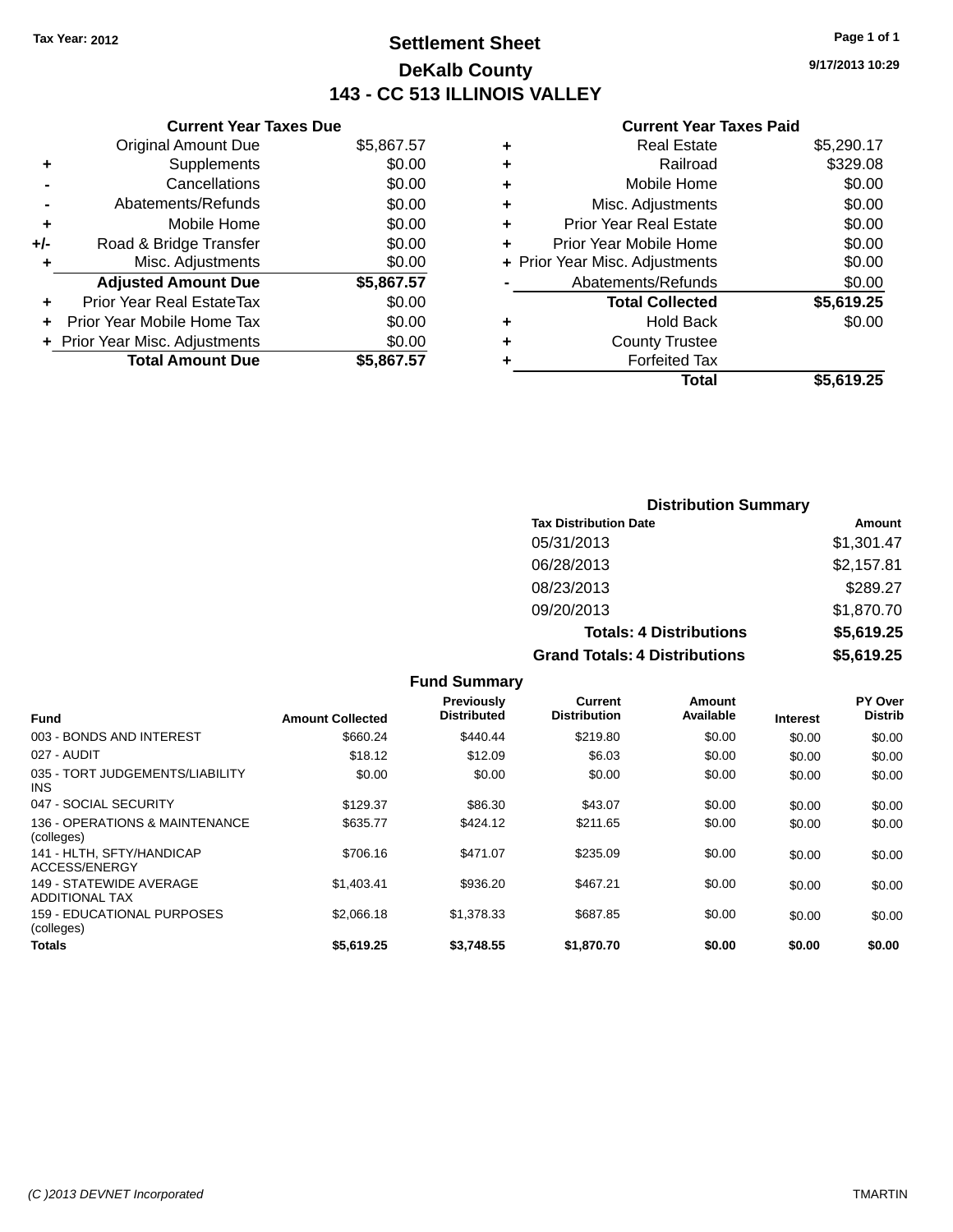Tax Year: 2012

# Settlement Sheet
## DeKalb County
## 143 - CC 513 ILLINOIS VALLEY

9/17/2013 10:29

### Current Year Taxes Due

| | | |
|---|---|---|
| | Original Amount Due | $5,867.57 |
| + | Supplements | $0.00 |
| - | Cancellations | $0.00 |
| - | Abatements/Refunds | $0.00 |
| + | Mobile Home | $0.00 |
| +/- | Road & Bridge Transfer | $0.00 |
| + | Misc. Adjustments | $0.00 |
| | **Adjusted Amount Due** | **$5,867.57** |
| + | Prior Year Real EstateTax | $0.00 |
| + | Prior Year Mobile Home Tax | $0.00 |
| + | Prior Year Misc. Adjustments | $0.00 |
| | **Total Amount Due** | **$5,867.57** |

### Current Year Taxes Paid

| | | |
|---|---|---|
| + | Real Estate | $5,290.17 |
| + | Railroad | $329.08 |
| + | Mobile Home | $0.00 |
| + | Misc. Adjustments | $0.00 |
| + | Prior Year Real Estate | $0.00 |
| + | Prior Year Mobile Home | $0.00 |
| + | Prior Year Misc. Adjustments | $0.00 |
| - | Abatements/Refunds | $0.00 |
| | **Total Collected** | **$5,619.25** |
| + | Hold Back | $0.00 |
| + | County Trustee | |
| + | Forfeited Tax | |
| | **Total** | **$5,619.25** |

### Distribution Summary

| Tax Distribution Date | Amount |
|---|---|
| 05/31/2013 | $1,301.47 |
| 06/28/2013 | $2,157.81 |
| 08/23/2013 | $289.27 |
| 09/20/2013 | $1,870.70 |
| **Totals: 4 Distributions** | **$5,619.25** |
| **Grand Totals: 4 Distributions** | **$5,619.25** |

### Fund Summary

| Fund | Amount Collected | Previously Distributed | Current Distribution | Amount Available | Interest | PY Over Distrib |
|---|---|---|---|---|---|---|
| 003 - BONDS AND INTEREST | $660.24 | $440.44 | $219.80 | $0.00 | $0.00 | $0.00 |
| 027 - AUDIT | $18.12 | $12.09 | $6.03 | $0.00 | $0.00 | $0.00 |
| 035 - TORT JUDGEMENTS/LIABILITY INS | $0.00 | $0.00 | $0.00 | $0.00 | $0.00 | $0.00 |
| 047 - SOCIAL SECURITY | $129.37 | $86.30 | $43.07 | $0.00 | $0.00 | $0.00 |
| 136 - OPERATIONS & MAINTENANCE (colleges) | $635.77 | $424.12 | $211.65 | $0.00 | $0.00 | $0.00 |
| 141 - HLTH, SFTY/HANDICAP ACCESS/ENERGY | $706.16 | $471.07 | $235.09 | $0.00 | $0.00 | $0.00 |
| 149 - STATEWIDE AVERAGE ADDITIONAL TAX | $1,403.41 | $936.20 | $467.21 | $0.00 | $0.00 | $0.00 |
| 159 - EDUCATIONAL PURPOSES (colleges) | $2,066.18 | $1,378.33 | $687.85 | $0.00 | $0.00 | $0.00 |
| **Totals** | **$5,619.25** | **$3,748.55** | **$1,870.70** | **$0.00** | **$0.00** | **$0.00** |

(C )2013 DEVNET Incorporated TMARTIN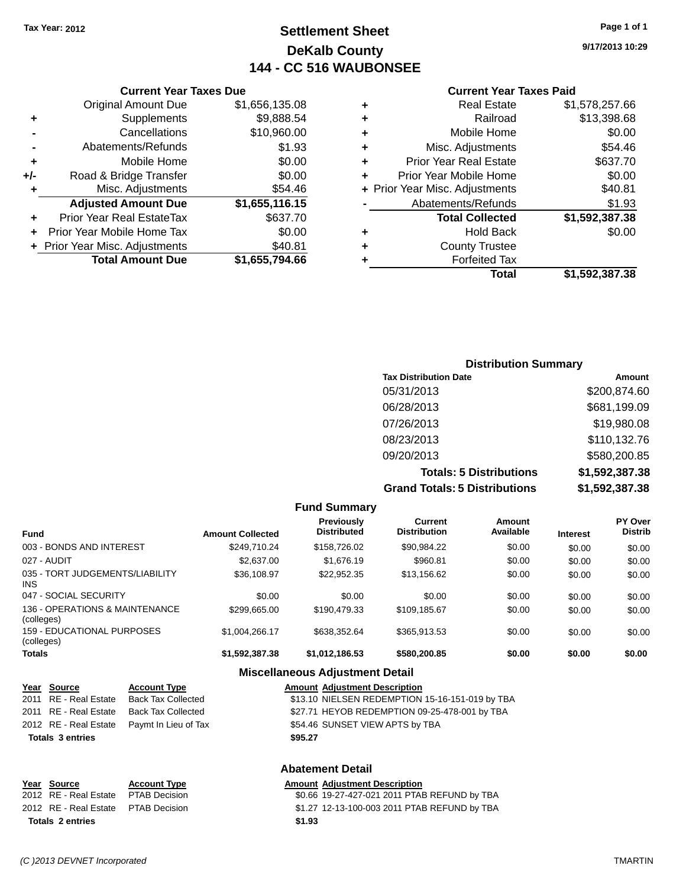Tax Year: 2012

# Settlement Sheet
## DeKalb County
## 144 - CC 516 WAUBONSEE

9/17/2013 10:29

### Current Year Taxes Due

| | | |
|---|---|---|
| | Original Amount Due | $1,656,135.08 |
| + | Supplements | $9,888.54 |
| - | Cancellations | $10,960.00 |
| - | Abatements/Refunds | $1.93 |
| + | Mobile Home | $0.00 |
| +/- | Road & Bridge Transfer | $0.00 |
| + | Misc. Adjustments | $54.46 |
| | **Adjusted Amount Due** | **$1,655,116.15** |
| + | Prior Year Real EstateTax | $637.70 |
| + | Prior Year Mobile Home Tax | $0.00 |
| + | Prior Year Misc. Adjustments | $40.81 |
| | **Total Amount Due** | **$1,655,794.66** |

### Current Year Taxes Paid

| | | |
|---|---|---|
| + | Real Estate | $1,578,257.66 |
| + | Railroad | $13,398.68 |
| + | Mobile Home | $0.00 |
| + | Misc. Adjustments | $54.46 |
| + | Prior Year Real Estate | $637.70 |
| + | Prior Year Mobile Home | $0.00 |
| + | Prior Year Misc. Adjustments | $40.81 |
| - | Abatements/Refunds | $1.93 |
| | **Total Collected** | **$1,592,387.38** |
| + | Hold Back | $0.00 |
| + | County Trustee | |
| + | Forfeited Tax | |
| | **Total** | **$1,592,387.38** |

### Distribution Summary

| Tax Distribution Date | Amount |
|---|---|
| 05/31/2013 | $200,874.60 |
| 06/28/2013 | $681,199.09 |
| 07/26/2013 | $19,980.08 |
| 08/23/2013 | $110,132.76 |
| 09/20/2013 | $580,200.85 |
| **Totals: 5 Distributions** | **$1,592,387.38** |
| **Grand Totals: 5 Distributions** | **$1,592,387.38** |

### Fund Summary

| Fund | Amount Collected | Previously Distributed | Current Distribution | Amount Available | Interest | PY Over Distrib |
|---|---|---|---|---|---|---|
| 003 - BONDS AND INTEREST | $249,710.24 | $158,726.02 | $90,984.22 | $0.00 | $0.00 | $0.00 |
| 027 - AUDIT | $2,637.00 | $1,676.19 | $960.81 | $0.00 | $0.00 | $0.00 |
| 035 - TORT JUDGEMENTS/LIABILITY INS | $36,108.97 | $22,952.35 | $13,156.62 | $0.00 | $0.00 | $0.00 |
| 047 - SOCIAL SECURITY | $0.00 | $0.00 | $0.00 | $0.00 | $0.00 | $0.00 |
| 136 - OPERATIONS & MAINTENANCE (colleges) | $299,665.00 | $190,479.33 | $109,185.67 | $0.00 | $0.00 | $0.00 |
| 159 - EDUCATIONAL PURPOSES (colleges) | $1,004,266.17 | $638,352.64 | $365,913.53 | $0.00 | $0.00 | $0.00 |
| **Totals** | **$1,592,387.38** | **$1,012,186.53** | **$580,200.85** | **$0.00** | **$0.00** | **$0.00** |

### Miscellaneous Adjustment Detail

| Year | Source | Account Type | Amount | Adjustment Description |
|---|---|---|---|---|
| 2011 | RE - Real Estate | Back Tax Collected | $13.10 | NIELSEN REDEMPTION 15-16-151-019 by TBA |
| 2011 | RE - Real Estate | Back Tax Collected | $27.71 | HEYOB REDEMPTION 09-25-478-001 by TBA |
| 2012 | RE - Real Estate | Paymt In Lieu of Tax | $54.46 | SUNSET VIEW APTS by TBA |
| **Totals 3 entries** | | | **$95.27** | |

### Abatement Detail

| Year | Source | Account Type | Amount | Adjustment Description |
|---|---|---|---|---|
| 2012 | RE - Real Estate | PTAB Decision | $0.66 | 19-27-427-021 2011 PTAB REFUND by TBA |
| 2012 | RE - Real Estate | PTAB Decision | $1.27 | 12-13-100-003 2011 PTAB REFUND by TBA |
| **Totals 2 entries** | | | **$1.93** | |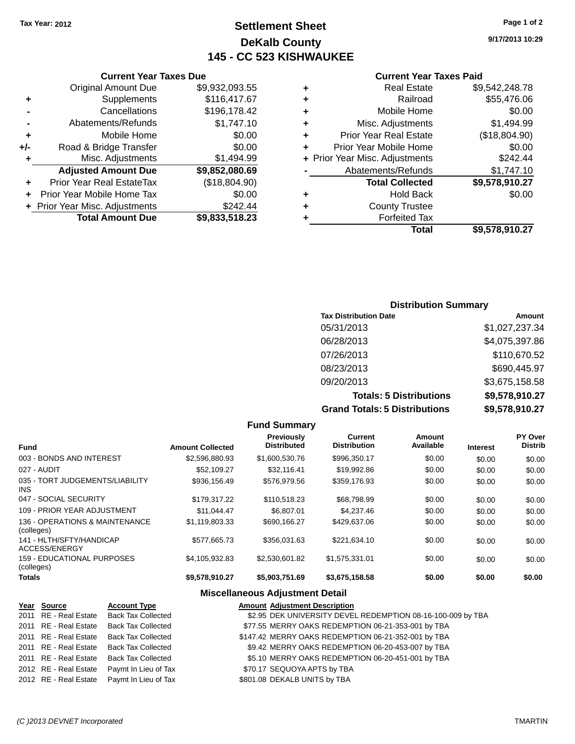Tax Year: 2012

# Settlement Sheet
## DeKalb County
## 145 - CC 523 KISHWAUKEE

9/17/2013 10:29

### Current Year Taxes Due

| | | |
|---|---|---|
| | Original Amount Due | $9,932,093.55 |
| + | Supplements | $116,417.67 |
| - | Cancellations | $196,178.42 |
| - | Abatements/Refunds | $1,747.10 |
| + | Mobile Home | $0.00 |
| +/- | Road & Bridge Transfer | $0.00 |
| + | Misc. Adjustments | $1,494.99 |
| | **Adjusted Amount Due** | **$9,852,080.69** |
| + | Prior Year Real EstateTax | ($18,804.90) |
| + | Prior Year Mobile Home Tax | $0.00 |
| + | Prior Year Misc. Adjustments | $242.44 |
| | **Total Amount Due** | **$9,833,518.23** |

### Current Year Taxes Paid

| | | |
|---|---|---|
| + | Real Estate | $9,542,248.78 |
| + | Railroad | $55,476.06 |
| + | Mobile Home | $0.00 |
| + | Misc. Adjustments | $1,494.99 |
| + | Prior Year Real Estate | ($18,804.90) |
| + | Prior Year Mobile Home | $0.00 |
| + | Prior Year Misc. Adjustments | $242.44 |
| - | Abatements/Refunds | $1,747.10 |
| | **Total Collected** | **$9,578,910.27** |
| + | Hold Back | $0.00 |
| + | County Trustee | |
| + | Forfeited Tax | |
| | **Total** | **$9,578,910.27** |

### Distribution Summary

| Tax Distribution Date | Amount |
|---|---|
| 05/31/2013 | $1,027,237.34 |
| 06/28/2013 | $4,075,397.86 |
| 07/26/2013 | $110,670.52 |
| 08/23/2013 | $690,445.97 |
| 09/20/2013 | $3,675,158.58 |
| **Totals: 5 Distributions** | **$9,578,910.27** |
| **Grand Totals: 5 Distributions** | **$9,578,910.27** |

### Fund Summary

| Fund | Amount Collected | Previously Distributed | Current Distribution | Amount Available | Interest | PY Over Distrib |
|---|---|---|---|---|---|---|
| 003 - BONDS AND INTEREST | $2,596,880.93 | $1,600,530.76 | $996,350.17 | $0.00 | $0.00 | $0.00 |
| 027 - AUDIT | $52,109.27 | $32,116.41 | $19,992.86 | $0.00 | $0.00 | $0.00 |
| 035 - TORT JUDGEMENTS/LIABILITY INS | $936,156.49 | $576,979.56 | $359,176.93 | $0.00 | $0.00 | $0.00 |
| 047 - SOCIAL SECURITY | $179,317.22 | $110,518.23 | $68,798.99 | $0.00 | $0.00 | $0.00 |
| 109 - PRIOR YEAR ADJUSTMENT | $11,044.47 | $6,807.01 | $4,237.46 | $0.00 | $0.00 | $0.00 |
| 136 - OPERATIONS & MAINTENANCE (colleges) | $1,119,803.33 | $690,166.27 | $429,637.06 | $0.00 | $0.00 | $0.00 |
| 141 - HLTH/SFTY/HANDICAP ACCESS/ENERGY | $577,665.73 | $356,031.63 | $221,634.10 | $0.00 | $0.00 | $0.00 |
| 159 - EDUCATIONAL PURPOSES (colleges) | $4,105,932.83 | $2,530,601.82 | $1,575,331.01 | $0.00 | $0.00 | $0.00 |
| **Totals** | **$9,578,910.27** | **$5,903,751.69** | **$3,675,158.58** | **$0.00** | **$0.00** | **$0.00** |

### Miscellaneous Adjustment Detail

| Year | Source | Account Type | Amount | Adjustment Description |
|---|---|---|---|---|
| 2011 | RE - Real Estate | Back Tax Collected | $2.95 | DEK UNIVERSITY DEVEL REDEMPTION 08-16-100-009 by TBA |
| 2011 | RE - Real Estate | Back Tax Collected | $77.55 | MERRY OAKS REDEMPTION 06-21-353-001 by TBA |
| 2011 | RE - Real Estate | Back Tax Collected | $147.42 | MERRY OAKS REDEMPTION 06-21-352-001 by TBA |
| 2011 | RE - Real Estate | Back Tax Collected | $9.42 | MERRY OAKS REDEMPTION 06-20-453-007 by TBA |
| 2011 | RE - Real Estate | Back Tax Collected | $5.10 | MERRY OAKS REDEMPTION 06-20-451-001 by TBA |
| 2012 | RE - Real Estate | Paymt In Lieu of Tax | $70.17 | SEQUOYA APTS by TBA |
| 2012 | RE - Real Estate | Paymt In Lieu of Tax | $801.08 | DEKALB UNITS by TBA |

(C )2013 DEVNET Incorporated TMARTIN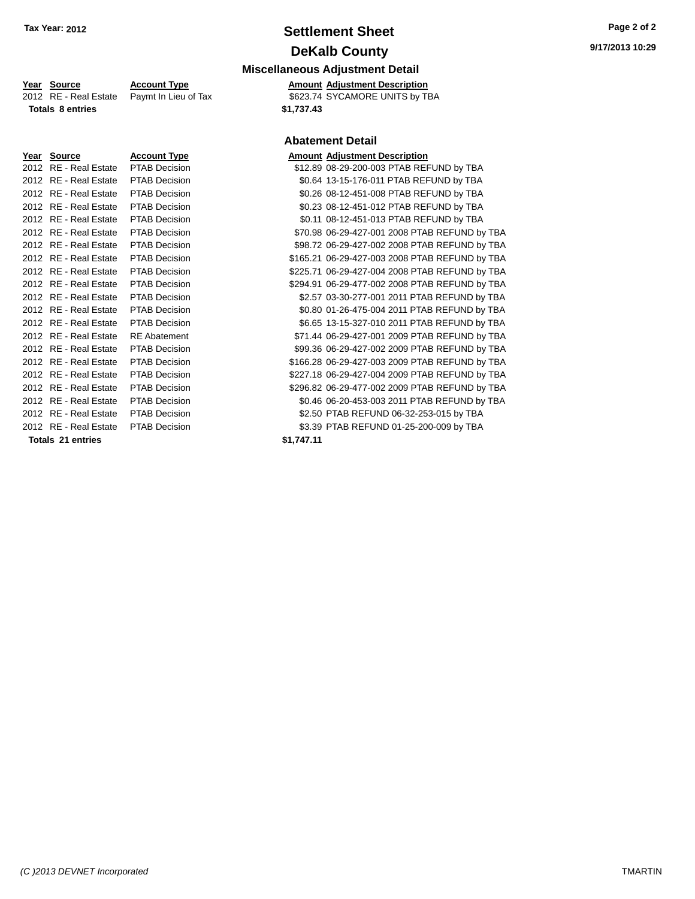# Settlement Sheet

## DeKalb County

Tax Year: 2012

### Miscellaneous Adjustment Detail

| Year | Source | Account Type | Amount | Adjustment Description |
|---|---|---|---|---|
| 2012 | RE - Real Estate | Paymt In Lieu of Tax | $623.74 | SYCAMORE UNITS by TBA |
| **Totals 8 entries** | | | **$1,737.43** | |

### Abatement Detail

| Year | Source | Account Type | Amount | Adjustment Description |
|---|---|---|---|---|
| 2012 | RE - Real Estate | PTAB Decision | $12.89 | 08-29-200-003 PTAB REFUND by TBA |
| 2012 | RE - Real Estate | PTAB Decision | $0.64 | 13-15-176-011 PTAB REFUND by TBA |
| 2012 | RE - Real Estate | PTAB Decision | $0.26 | 08-12-451-008 PTAB REFUND by TBA |
| 2012 | RE - Real Estate | PTAB Decision | $0.23 | 08-12-451-012 PTAB REFUND by TBA |
| 2012 | RE - Real Estate | PTAB Decision | $0.11 | 08-12-451-013 PTAB REFUND by TBA |
| 2012 | RE - Real Estate | PTAB Decision | $70.98 | 06-29-427-001 2008 PTAB REFUND by TBA |
| 2012 | RE - Real Estate | PTAB Decision | $98.72 | 06-29-427-002 2008 PTAB REFUND by TBA |
| 2012 | RE - Real Estate | PTAB Decision | $165.21 | 06-29-427-003 2008 PTAB REFUND by TBA |
| 2012 | RE - Real Estate | PTAB Decision | $225.71 | 06-29-427-004 2008 PTAB REFUND by TBA |
| 2012 | RE - Real Estate | PTAB Decision | $294.91 | 06-29-477-002 2008 PTAB REFUND by TBA |
| 2012 | RE - Real Estate | PTAB Decision | $2.57 | 03-30-277-001 2011 PTAB REFUND by TBA |
| 2012 | RE - Real Estate | PTAB Decision | $0.80 | 01-26-475-004 2011 PTAB REFUND by TBA |
| 2012 | RE - Real Estate | PTAB Decision | $6.65 | 13-15-327-010 2011 PTAB REFUND by TBA |
| 2012 | RE - Real Estate | RE Abatement | $71.44 | 06-29-427-001 2009 PTAB REFUND by TBA |
| 2012 | RE - Real Estate | PTAB Decision | $99.36 | 06-29-427-002 2009 PTAB REFUND by TBA |
| 2012 | RE - Real Estate | PTAB Decision | $166.28 | 06-29-427-003 2009 PTAB REFUND by TBA |
| 2012 | RE - Real Estate | PTAB Decision | $227.18 | 06-29-427-004 2009 PTAB REFUND by TBA |
| 2012 | RE - Real Estate | PTAB Decision | $296.82 | 06-29-477-002 2009 PTAB REFUND by TBA |
| 2012 | RE - Real Estate | PTAB Decision | $0.46 | 06-20-453-003 2011 PTAB REFUND by TBA |
| 2012 | RE - Real Estate | PTAB Decision | $2.50 | PTAB REFUND 06-32-253-015 by TBA |
| 2012 | RE - Real Estate | PTAB Decision | $3.39 | PTAB REFUND 01-25-200-009 by TBA |
| **Totals 21 entries** | | | **$1,747.11** | |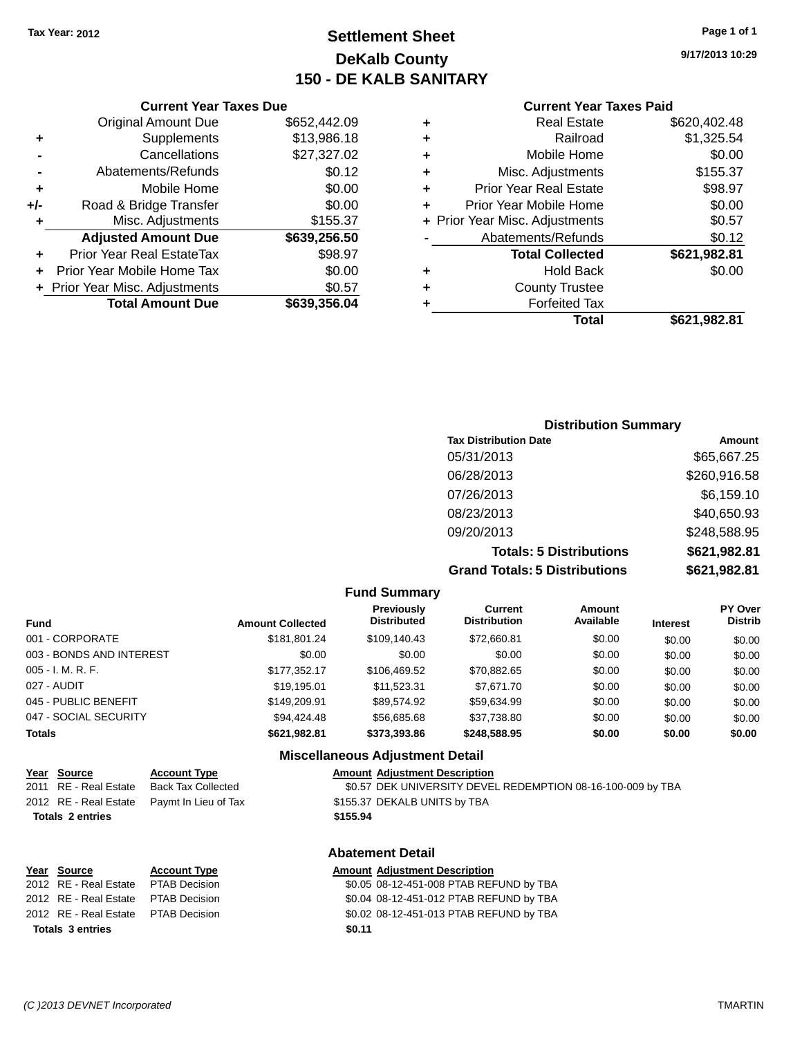Tax Year: 2012

# Settlement Sheet
## DeKalb County
## 150 - DE KALB SANITARY

9/17/2013 10:29

### Current Year Taxes Due

| | | |
|---|---|---|
| | Original Amount Due | $652,442.09 |
| + | Supplements | $13,986.18 |
| - | Cancellations | $27,327.02 |
| - | Abatements/Refunds | $0.12 |
| + | Mobile Home | $0.00 |
| +/- | Road & Bridge Transfer | $0.00 |
| + | Misc. Adjustments | $155.37 |
| | **Adjusted Amount Due** | **$639,256.50** |
| + | Prior Year Real EstateTax | $98.97 |
| + | Prior Year Mobile Home Tax | $0.00 |
| + | Prior Year Misc. Adjustments | $0.57 |
| | **Total Amount Due** | **$639,356.04** |

### Current Year Taxes Paid

| | | |
|---|---|---|
| + | Real Estate | $620,402.48 |
| + | Railroad | $1,325.54 |
| + | Mobile Home | $0.00 |
| + | Misc. Adjustments | $155.37 |
| + | Prior Year Real Estate | $98.97 |
| + | Prior Year Mobile Home | $0.00 |
| + | Prior Year Misc. Adjustments | $0.57 |
| - | Abatements/Refunds | $0.12 |
| | **Total Collected** | **$621,982.81** |
| + | Hold Back | $0.00 |
| + | County Trustee | |
| + | Forfeited Tax | |
| | **Total** | **$621,982.81** |

### Distribution Summary

| Tax Distribution Date | Amount |
|---|---|
| 05/31/2013 | $65,667.25 |
| 06/28/2013 | $260,916.58 |
| 07/26/2013 | $6,159.10 |
| 08/23/2013 | $40,650.93 |
| 09/20/2013 | $248,588.95 |
| **Totals: 5 Distributions** | **$621,982.81** |
| **Grand Totals: 5 Distributions** | **$621,982.81** |

### Fund Summary

| Fund | Amount Collected | Previously Distributed | Current Distribution | Amount Available | Interest | PY Over Distrib |
|---|---|---|---|---|---|---|
| 001 - CORPORATE | $181,801.24 | $109,140.43 | $72,660.81 | $0.00 | $0.00 | $0.00 |
| 003 - BONDS AND INTEREST | $0.00 | $0.00 | $0.00 | $0.00 | $0.00 | $0.00 |
| 005 - I. M. R. F. | $177,352.17 | $106,469.52 | $70,882.65 | $0.00 | $0.00 | $0.00 |
| 027 - AUDIT | $19,195.01 | $11,523.31 | $7,671.70 | $0.00 | $0.00 | $0.00 |
| 045 - PUBLIC BENEFIT | $149,209.91 | $89,574.92 | $59,634.99 | $0.00 | $0.00 | $0.00 |
| 047 - SOCIAL SECURITY | $94,424.48 | $56,685.68 | $37,738.80 | $0.00 | $0.00 | $0.00 |
| **Totals** | **$621,982.81** | **$373,393.86** | **$248,588.95** | **$0.00** | **$0.00** | **$0.00** |

### Miscellaneous Adjustment Detail

| Year | Source | Account Type | Amount | Adjustment Description |
|---|---|---|---|---|
| 2011 | RE - Real Estate | Back Tax Collected | $0.57 | DEK UNIVERSITY DEVEL REDEMPTION 08-16-100-009 by TBA |
| 2012 | RE - Real Estate | Paymt In Lieu of Tax | $155.37 | DEKALB UNITS by TBA |
| **Totals 2 entries** | | | **$155.94** | |

### Abatement Detail

| Year | Source | Account Type | Amount | Adjustment Description |
|---|---|---|---|---|
| 2012 | RE - Real Estate | PTAB Decision | $0.05 | 08-12-451-008 PTAB REFUND by TBA |
| 2012 | RE - Real Estate | PTAB Decision | $0.04 | 08-12-451-012 PTAB REFUND by TBA |
| 2012 | RE - Real Estate | PTAB Decision | $0.02 | 08-12-451-013 PTAB REFUND by TBA |
| **Totals 3 entries** | | | **$0.11** | |

(C )2013 DEVNET Incorporated TMARTIN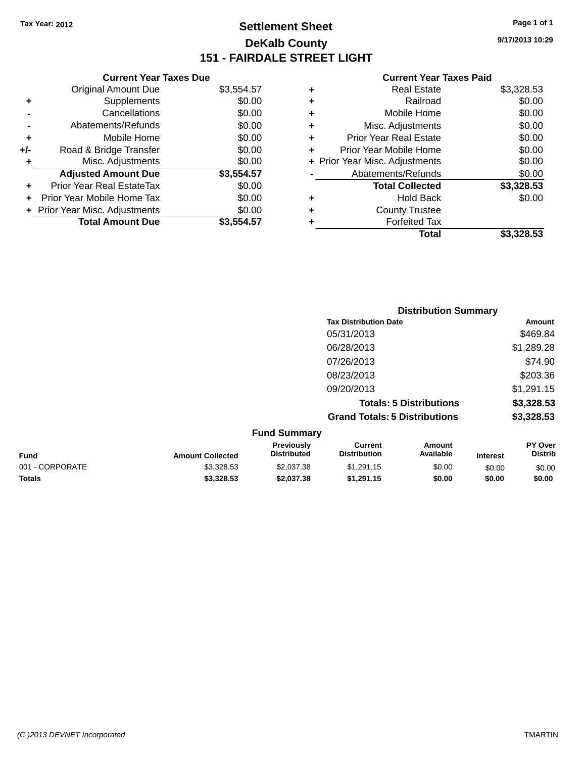Tax Year: 2012

# Settlement Sheet

## DeKalb County

## 151 - FAIRDALE STREET LIGHT

9/17/2013 10:29

### Current Year Taxes Due

| | | |
|---|---|---|
| | Original Amount Due | $3,554.57 |
| + | Supplements | $0.00 |
| - | Cancellations | $0.00 |
| - | Abatements/Refunds | $0.00 |
| + | Mobile Home | $0.00 |
| +/- | Road & Bridge Transfer | $0.00 |
| + | Misc. Adjustments | $0.00 |
| | **Adjusted Amount Due** | **$3,554.57** |
| + | Prior Year Real EstateTax | $0.00 |
| + | Prior Year Mobile Home Tax | $0.00 |
| + | Prior Year Misc. Adjustments | $0.00 |
| | **Total Amount Due** | **$3,554.57** |

### Current Year Taxes Paid

| | | |
|---|---|---|
| + | Real Estate | $3,328.53 |
| + | Railroad | $0.00 |
| + | Mobile Home | $0.00 |
| + | Misc. Adjustments | $0.00 |
| + | Prior Year Real Estate | $0.00 |
| + | Prior Year Mobile Home | $0.00 |
| + | Prior Year Misc. Adjustments | $0.00 |
| - | Abatements/Refunds | $0.00 |
| | **Total Collected** | **$3,328.53** |
| + | Hold Back | $0.00 |
| + | County Trustee | |
| + | Forfeited Tax | |
| | **Total** | **$3,328.53** |

### Distribution Summary

| Tax Distribution Date | Amount |
|---|---|
| 05/31/2013 | $469.84 |
| 06/28/2013 | $1,289.28 |
| 07/26/2013 | $74.90 |
| 08/23/2013 | $203.36 |
| 09/20/2013 | $1,291.15 |
| **Totals: 5 Distributions** | **$3,328.53** |
| **Grand Totals: 5 Distributions** | **$3,328.53** |

### Fund Summary

| Fund | Amount Collected | Previously Distributed | Current Distribution | Amount Available | Interest | PY Over Distrib |
|---|---|---|---|---|---|---|
| 001 - CORPORATE | $3,328.53 | $2,037.38 | $1,291.15 | $0.00 | $0.00 | $0.00 |
| **Totals** | **$3,328.53** | **$2,037.38** | **$1,291.15** | **$0.00** | **$0.00** | **$0.00** |

(C )2013 DEVNET Incorporated TMARTIN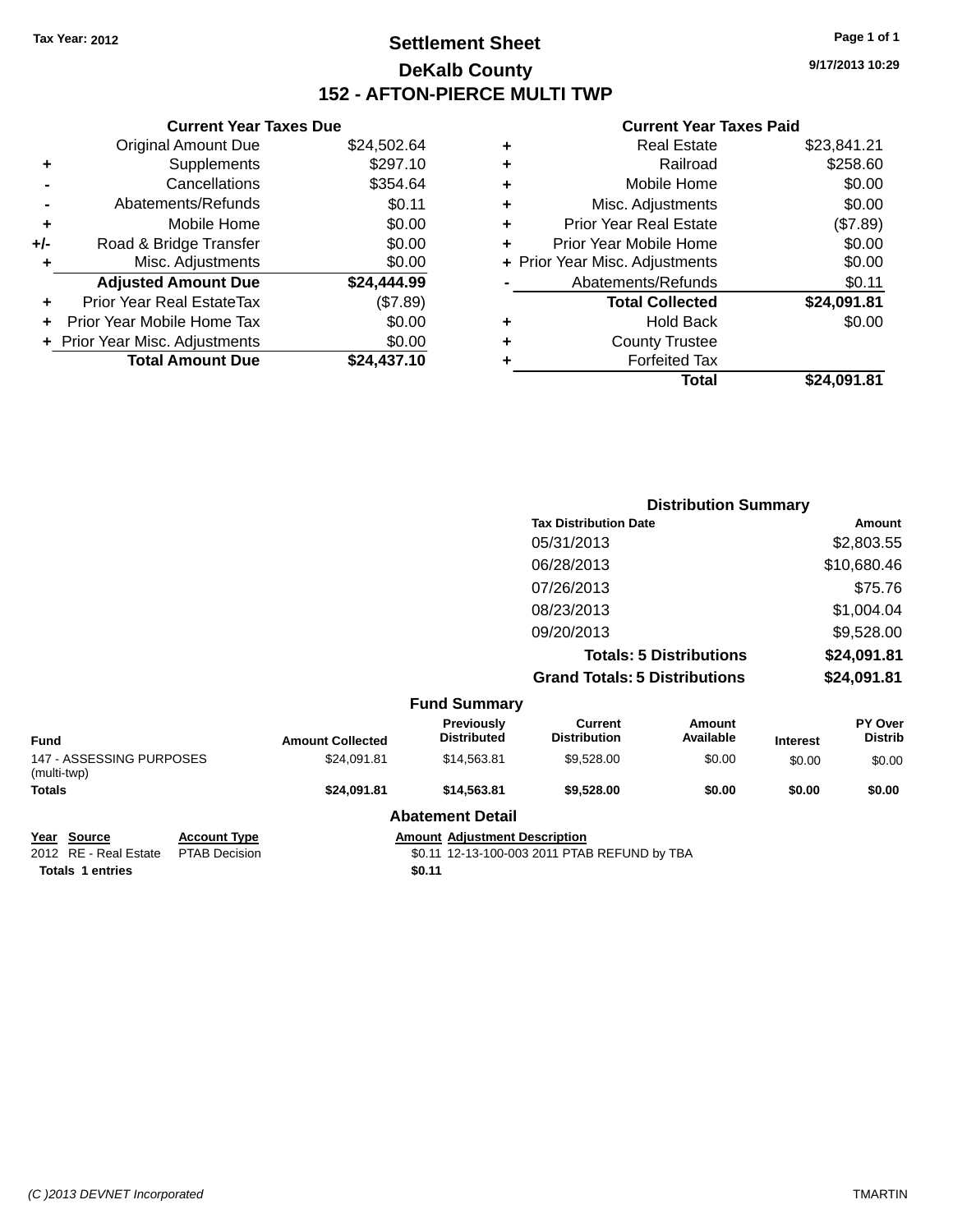Tax Year: 2012

# Settlement Sheet

## DeKalb County

## 152 - AFTON-PIERCE MULTI TWP

9/17/2013 10:29

### Current Year Taxes Due

| | | |
|---|---|---|
| | Original Amount Due | $24,502.64 |
| + | Supplements | $297.10 |
| - | Cancellations | $354.64 |
| - | Abatements/Refunds | $0.11 |
| + | Mobile Home | $0.00 |
| +/- | Road & Bridge Transfer | $0.00 |
| + | Misc. Adjustments | $0.00 |
| | **Adjusted Amount Due** | **$24,444.99** |
| + | Prior Year Real EstateTax | ($7.89) |
| + | Prior Year Mobile Home Tax | $0.00 |
| + | Prior Year Misc. Adjustments | $0.00 |
| | **Total Amount Due** | **$24,437.10** |

### Current Year Taxes Paid

| | | |
|---|---|---|
| + | Real Estate | $23,841.21 |
| + | Railroad | $258.60 |
| + | Mobile Home | $0.00 |
| + | Misc. Adjustments | $0.00 |
| + | Prior Year Real Estate | ($7.89) |
| + | Prior Year Mobile Home | $0.00 |
| + | Prior Year Misc. Adjustments | $0.00 |
| - | Abatements/Refunds | $0.11 |
| | **Total Collected** | **$24,091.81** |
| + | Hold Back | $0.00 |
| + | County Trustee | |
| + | Forfeited Tax | |
| | **Total** | **$24,091.81** |

### Distribution Summary

| Tax Distribution Date | Amount |
|---|---|
| 05/31/2013 | $2,803.55 |
| 06/28/2013 | $10,680.46 |
| 07/26/2013 | $75.76 |
| 08/23/2013 | $1,004.04 |
| 09/20/2013 | $9,528.00 |
| **Totals: 5 Distributions** | **$24,091.81** |
| **Grand Totals: 5 Distributions** | **$24,091.81** |

### Fund Summary

| Fund | Amount Collected | Previously Distributed | Current Distribution | Amount Available | Interest | PY Over Distrib |
|---|---|---|---|---|---|---|
| 147 - ASSESSING PURPOSES (multi-twp) | $24,091.81 | $14,563.81 | $9,528.00 | $0.00 | $0.00 | $0.00 |
| **Totals** | **$24,091.81** | **$14,563.81** | **$9,528.00** | **$0.00** | **$0.00** | **$0.00** |

### Abatement Detail

| Year | Source | Account Type | Amount | Adjustment Description |
|---|---|---|---|---|
| 2012 | RE - Real Estate | PTAB Decision | $0.11 | 12-13-100-003 2011 PTAB REFUND by TBA |
| **Totals 1 entries** | | | **$0.11** | |

(C )2013 DEVNET Incorporated TMARTIN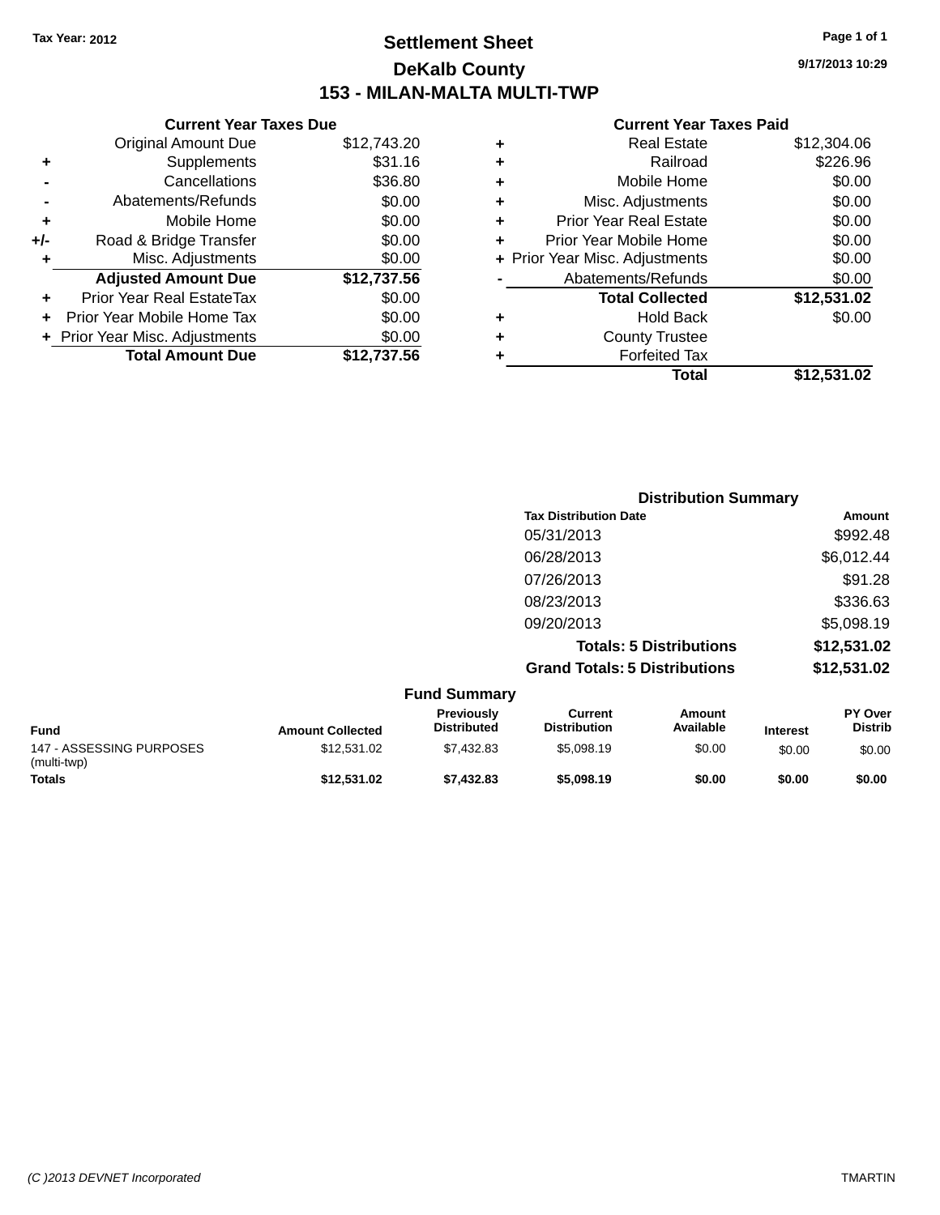Tax Year: 2012

# Settlement Sheet

## DeKalb County

## 153 - MILAN-MALTA MULTI-TWP

9/17/2013 10:29

### Current Year Taxes Due

| | | |
|---|---|---|
| | Original Amount Due | $12,743.20 |
| + | Supplements | $31.16 |
| - | Cancellations | $36.80 |
| - | Abatements/Refunds | $0.00 |
| + | Mobile Home | $0.00 |
| +/- | Road & Bridge Transfer | $0.00 |
| + | Misc. Adjustments | $0.00 |
| | **Adjusted Amount Due** | **$12,737.56** |
| + | Prior Year Real EstateTax | $0.00 |
| + | Prior Year Mobile Home Tax | $0.00 |
| + | Prior Year Misc. Adjustments | $0.00 |
| | **Total Amount Due** | **$12,737.56** |

### Current Year Taxes Paid

| | | |
|---|---|---|
| + | Real Estate | $12,304.06 |
| + | Railroad | $226.96 |
| + | Mobile Home | $0.00 |
| + | Misc. Adjustments | $0.00 |
| + | Prior Year Real Estate | $0.00 |
| + | Prior Year Mobile Home | $0.00 |
| + | Prior Year Misc. Adjustments | $0.00 |
| - | Abatements/Refunds | $0.00 |
| | **Total Collected** | **$12,531.02** |
| + | Hold Back | $0.00 |
| + | County Trustee | |
| + | Forfeited Tax | |
| | **Total** | **$12,531.02** |

### Distribution Summary

| Tax Distribution Date | Amount |
|---|---|
| 05/31/2013 | $992.48 |
| 06/28/2013 | $6,012.44 |
| 07/26/2013 | $91.28 |
| 08/23/2013 | $336.63 |
| 09/20/2013 | $5,098.19 |
| **Totals: 5 Distributions** | **$12,531.02** |
| **Grand Totals: 5 Distributions** | **$12,531.02** |

### Fund Summary

| Fund | Amount Collected | Previously Distributed | Current Distribution | Amount Available | Interest | PY Over Distrib |
|---|---|---|---|---|---|---|
| 147 - ASSESSING PURPOSES (multi-twp) | $12,531.02 | $7,432.83 | $5,098.19 | $0.00 | $0.00 | $0.00 |
| **Totals** | **$12,531.02** | **$7,432.83** | **$5,098.19** | **$0.00** | **$0.00** | **$0.00** |

(C )2013 DEVNET Incorporated TMARTIN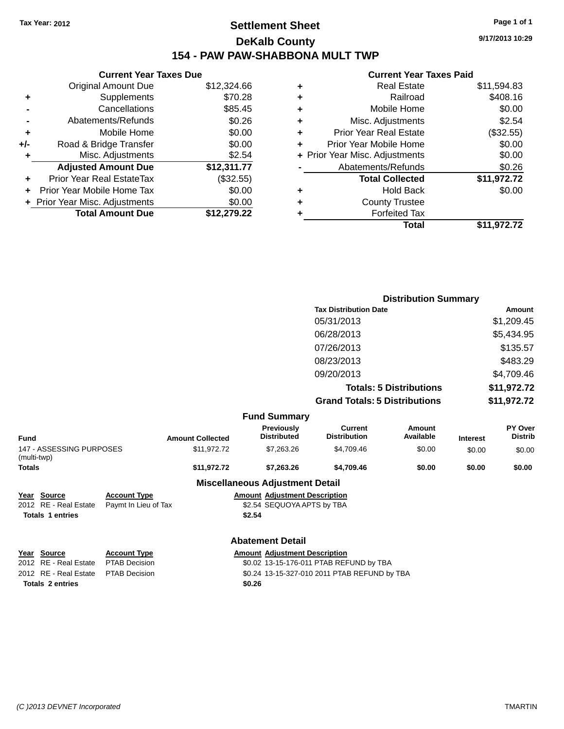Tax Year: 2012

# Settlement Sheet

## DeKalb County

## 154 - PAW PAW-SHABBONA MULT TWP

9/17/2013 10:29

### Current Year Taxes Due

| | | |
|---|---|---|
| | Original Amount Due | $12,324.66 |
| + | Supplements | $70.28 |
| - | Cancellations | $85.45 |
| - | Abatements/Refunds | $0.26 |
| + | Mobile Home | $0.00 |
| +/- | Road & Bridge Transfer | $0.00 |
| + | Misc. Adjustments | $2.54 |
| | **Adjusted Amount Due** | **$12,311.77** |
| + | Prior Year Real EstateTax | ($32.55) |
| + | Prior Year Mobile Home Tax | $0.00 |
| + | Prior Year Misc. Adjustments | $0.00 |
| | **Total Amount Due** | **$12,279.22** |

### Current Year Taxes Paid

| | | |
|---|---|---|
| + | Real Estate | $11,594.83 |
| + | Railroad | $408.16 |
| + | Mobile Home | $0.00 |
| + | Misc. Adjustments | $2.54 |
| + | Prior Year Real Estate | ($32.55) |
| + | Prior Year Mobile Home | $0.00 |
| + | Prior Year Misc. Adjustments | $0.00 |
| - | Abatements/Refunds | $0.26 |
| | **Total Collected** | **$11,972.72** |
| + | Hold Back | $0.00 |
| + | County Trustee | |
| + | Forfeited Tax | |
| | **Total** | **$11,972.72** |

### Distribution Summary

| Tax Distribution Date | Amount |
|---|---|
| 05/31/2013 | $1,209.45 |
| 06/28/2013 | $5,434.95 |
| 07/26/2013 | $135.57 |
| 08/23/2013 | $483.29 |
| 09/20/2013 | $4,709.46 |
| **Totals: 5 Distributions** | **$11,972.72** |
| **Grand Totals: 5 Distributions** | **$11,972.72** |

### Fund Summary

| Fund | Amount Collected | Previously Distributed | Current Distribution | Amount Available | Interest | PY Over Distrib |
|---|---|---|---|---|---|---|
| 147 - ASSESSING PURPOSES (multi-twp) | $11,972.72 | $7,263.26 | $4,709.46 | $0.00 | $0.00 | $0.00 |
| **Totals** | **$11,972.72** | **$7,263.26** | **$4,709.46** | **$0.00** | **$0.00** | **$0.00** |

### Miscellaneous Adjustment Detail

| Year | Source | Account Type | Amount | Adjustment Description |
|---|---|---|---|---|
| 2012 | RE - Real Estate | Paymt In Lieu of Tax | $2.54 | SEQUOYA APTS by TBA |
| **Totals 1 entries** | | | **$2.54** | |

### Abatement Detail

| Year | Source | Account Type | Amount | Adjustment Description |
|---|---|---|---|---|
| 2012 | RE - Real Estate | PTAB Decision | $0.02 | 13-15-176-011 PTAB REFUND by TBA |
| 2012 | RE - Real Estate | PTAB Decision | $0.24 | 13-15-327-010 2011 PTAB REFUND by TBA |
| **Totals 2 entries** | | | **$0.26** | |

(C )2013 DEVNET Incorporated TMARTIN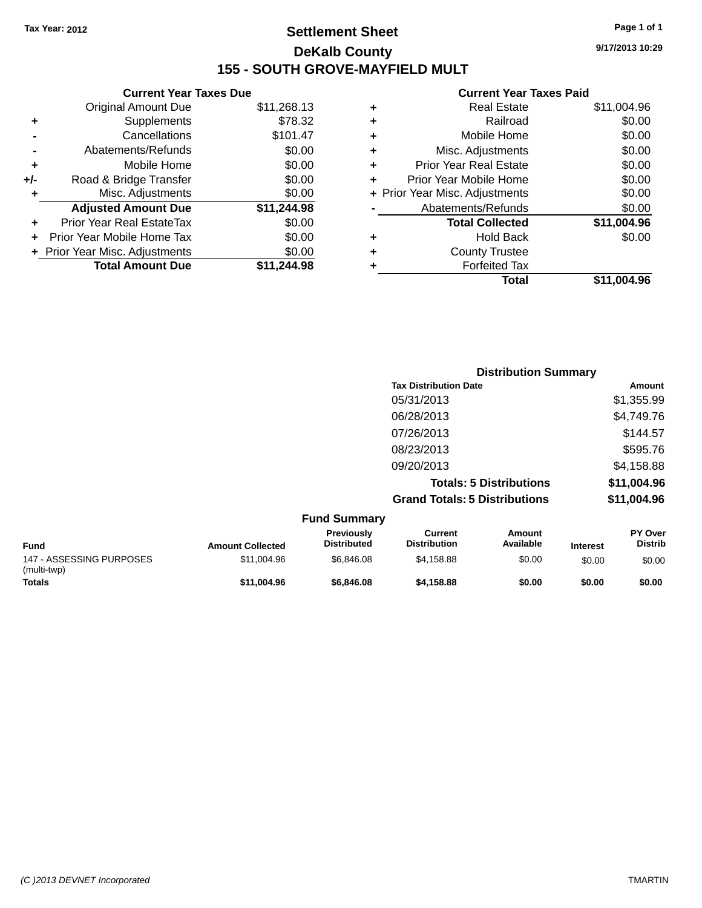Tax Year: 2012

# Settlement Sheet

## DeKalb County

## 155 - SOUTH GROVE-MAYFIELD MULT

9/17/2013 10:29

### Current Year Taxes Due

| | | |
|---|---|---|
| | Original Amount Due | $11,268.13 |
| + | Supplements | $78.32 |
| - | Cancellations | $101.47 |
| - | Abatements/Refunds | $0.00 |
| + | Mobile Home | $0.00 |
| +/- | Road & Bridge Transfer | $0.00 |
| + | Misc. Adjustments | $0.00 |
| | **Adjusted Amount Due** | **$11,244.98** |
| + | Prior Year Real EstateTax | $0.00 |
| + | Prior Year Mobile Home Tax | $0.00 |
| + | Prior Year Misc. Adjustments | $0.00 |
| | **Total Amount Due** | **$11,244.98** |

### Current Year Taxes Paid

| | | |
|---|---|---|
| + | Real Estate | $11,004.96 |
| + | Railroad | $0.00 |
| + | Mobile Home | $0.00 |
| + | Misc. Adjustments | $0.00 |
| + | Prior Year Real Estate | $0.00 |
| + | Prior Year Mobile Home | $0.00 |
| + | Prior Year Misc. Adjustments | $0.00 |
| - | Abatements/Refunds | $0.00 |
| | **Total Collected** | **$11,004.96** |
| + | Hold Back | $0.00 |
| + | County Trustee | |
| + | Forfeited Tax | |
| | **Total** | **$11,004.96** |

### Distribution Summary

| Tax Distribution Date | Amount |
|---|---|
| 05/31/2013 | $1,355.99 |
| 06/28/2013 | $4,749.76 |
| 07/26/2013 | $144.57 |
| 08/23/2013 | $595.76 |
| 09/20/2013 | $4,158.88 |
| **Totals: 5 Distributions** | **$11,004.96** |
| **Grand Totals: 5 Distributions** | **$11,004.96** |

### Fund Summary

| Fund | Amount Collected | Previously Distributed | Current Distribution | Amount Available | Interest | PY Over Distrib |
|---|---|---|---|---|---|---|
| 147 - ASSESSING PURPOSES (multi-twp) | $11,004.96 | $6,846.08 | $4,158.88 | $0.00 | $0.00 | $0.00 |
| **Totals** | **$11,004.96** | **$6,846.08** | **$4,158.88** | **$0.00** | **$0.00** | **$0.00** |

(C )2013 DEVNET Incorporated TMARTIN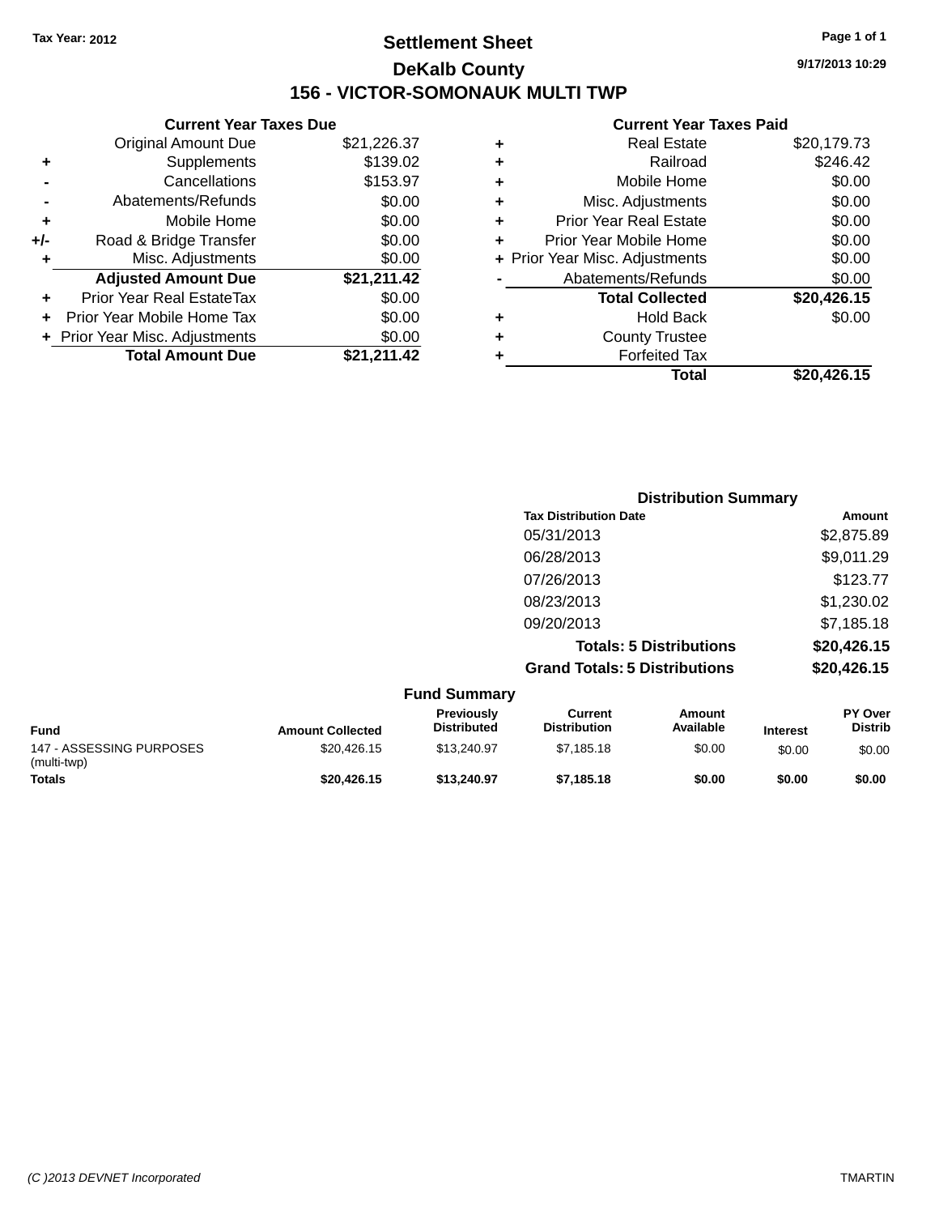Tax Year: 2012

# Settlement Sheet

## DeKalb County

## 156 - VICTOR-SOMONAUK MULTI TWP

9/17/2013 10:29

### Current Year Taxes Due

| | | |
|---|---|---|
| | Original Amount Due | $21,226.37 |
| + | Supplements | $139.02 |
| - | Cancellations | $153.97 |
| - | Abatements/Refunds | $0.00 |
| + | Mobile Home | $0.00 |
| +/- | Road & Bridge Transfer | $0.00 |
| + | Misc. Adjustments | $0.00 |
| | **Adjusted Amount Due** | **$21,211.42** |
| + | Prior Year Real EstateTax | $0.00 |
| + | Prior Year Mobile Home Tax | $0.00 |
| + | Prior Year Misc. Adjustments | $0.00 |
| | **Total Amount Due** | **$21,211.42** |

### Current Year Taxes Paid

| | | |
|---|---|---|
| + | Real Estate | $20,179.73 |
| + | Railroad | $246.42 |
| + | Mobile Home | $0.00 |
| + | Misc. Adjustments | $0.00 |
| + | Prior Year Real Estate | $0.00 |
| + | Prior Year Mobile Home | $0.00 |
| + | Prior Year Misc. Adjustments | $0.00 |
| - | Abatements/Refunds | $0.00 |
| | **Total Collected** | **$20,426.15** |
| + | Hold Back | $0.00 |
| + | County Trustee | |
| + | Forfeited Tax | |
| | **Total** | **$20,426.15** |

### Distribution Summary

| Tax Distribution Date | Amount |
|---|---|
| 05/31/2013 | $2,875.89 |
| 06/28/2013 | $9,011.29 |
| 07/26/2013 | $123.77 |
| 08/23/2013 | $1,230.02 |
| 09/20/2013 | $7,185.18 |
| **Totals: 5 Distributions** | **$20,426.15** |
| **Grand Totals: 5 Distributions** | **$20,426.15** |

### Fund Summary

| Fund | Amount Collected | Previously Distributed | Current Distribution | Amount Available | Interest | PY Over Distrib |
|---|---|---|---|---|---|---|
| 147 - ASSESSING PURPOSES (multi-twp) | $20,426.15 | $13,240.97 | $7,185.18 | $0.00 | $0.00 | $0.00 |
| **Totals** | **$20,426.15** | **$13,240.97** | **$7,185.18** | **$0.00** | **$0.00** | **$0.00** |

(C )2013 DEVNET Incorporated TMARTIN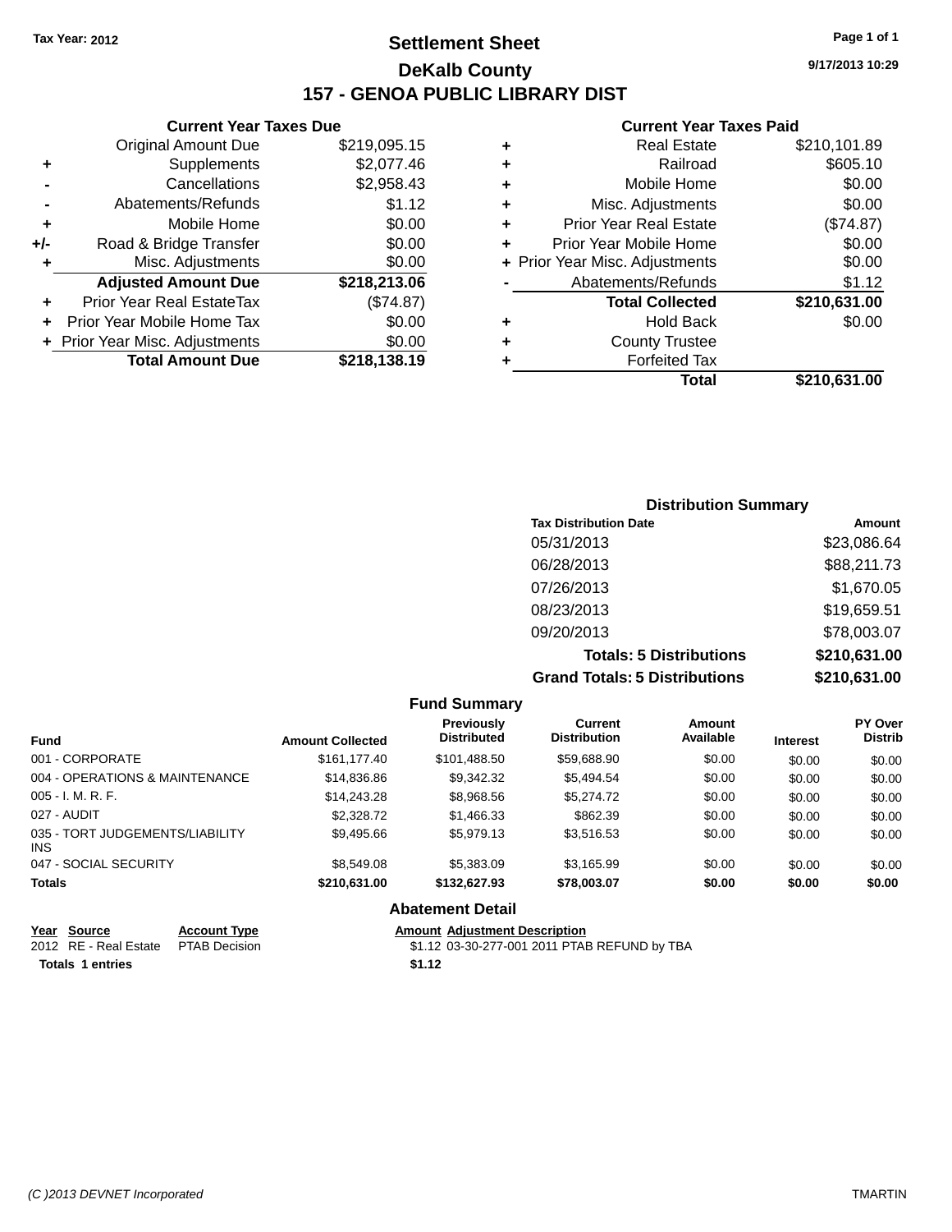Tax Year: 2012

# Settlement Sheet

## DeKalb County

## 157 - GENOA PUBLIC LIBRARY DIST

9/17/2013 10:29

### Current Year Taxes Due

| | | |
|---|---|---|
| | Original Amount Due | $219,095.15 |
| + | Supplements | $2,077.46 |
| - | Cancellations | $2,958.43 |
| - | Abatements/Refunds | $1.12 |
| + | Mobile Home | $0.00 |
| +/- | Road & Bridge Transfer | $0.00 |
| + | Misc. Adjustments | $0.00 |
| | **Adjusted Amount Due** | **$218,213.06** |
| + | Prior Year Real EstateTax | ($74.87) |
| + | Prior Year Mobile Home Tax | $0.00 |
| + | Prior Year Misc. Adjustments | $0.00 |
| | **Total Amount Due** | **$218,138.19** |

### Current Year Taxes Paid

| | | |
|---|---|---|
| + | Real Estate | $210,101.89 |
| + | Railroad | $605.10 |
| + | Mobile Home | $0.00 |
| + | Misc. Adjustments | $0.00 |
| + | Prior Year Real Estate | ($74.87) |
| + | Prior Year Mobile Home | $0.00 |
| + | Prior Year Misc. Adjustments | $0.00 |
| - | Abatements/Refunds | $1.12 |
| | **Total Collected** | **$210,631.00** |
| + | Hold Back | $0.00 |
| + | County Trustee | |
| + | Forfeited Tax | |
| | **Total** | **$210,631.00** |

### Distribution Summary

| Tax Distribution Date | Amount |
|---|---|
| 05/31/2013 | $23,086.64 |
| 06/28/2013 | $88,211.73 |
| 07/26/2013 | $1,670.05 |
| 08/23/2013 | $19,659.51 |
| 09/20/2013 | $78,003.07 |
| **Totals: 5 Distributions** | **$210,631.00** |
| **Grand Totals: 5 Distributions** | **$210,631.00** |

### Fund Summary

| Fund | Amount Collected | Previously Distributed | Current Distribution | Amount Available | Interest | PY Over Distrib |
|---|---|---|---|---|---|---|
| 001 - CORPORATE | $161,177.40 | $101,488.50 | $59,688.90 | $0.00 | $0.00 | $0.00 |
| 004 - OPERATIONS & MAINTENANCE | $14,836.86 | $9,342.32 | $5,494.54 | $0.00 | $0.00 | $0.00 |
| 005 - I. M. R. F. | $14,243.28 | $8,968.56 | $5,274.72 | $0.00 | $0.00 | $0.00 |
| 027 - AUDIT | $2,328.72 | $1,466.33 | $862.39 | $0.00 | $0.00 | $0.00 |
| 035 - TORT JUDGEMENTS/LIABILITY INS | $9,495.66 | $5,979.13 | $3,516.53 | $0.00 | $0.00 | $0.00 |
| 047 - SOCIAL SECURITY | $8,549.08 | $5,383.09 | $3,165.99 | $0.00 | $0.00 | $0.00 |
| **Totals** | **$210,631.00** | **$132,627.93** | **$78,003.07** | **$0.00** | **$0.00** | **$0.00** |

### Abatement Detail

| Year | Source | Account Type | Amount | Adjustment Description |
|---|---|---|---|---|
| 2012 | RE - Real Estate | PTAB Decision | $1.12 | 03-30-277-001 2011 PTAB REFUND by TBA |
| **Totals 1 entries** | | | **$1.12** | |

(C )2013 DEVNET Incorporated TMARTIN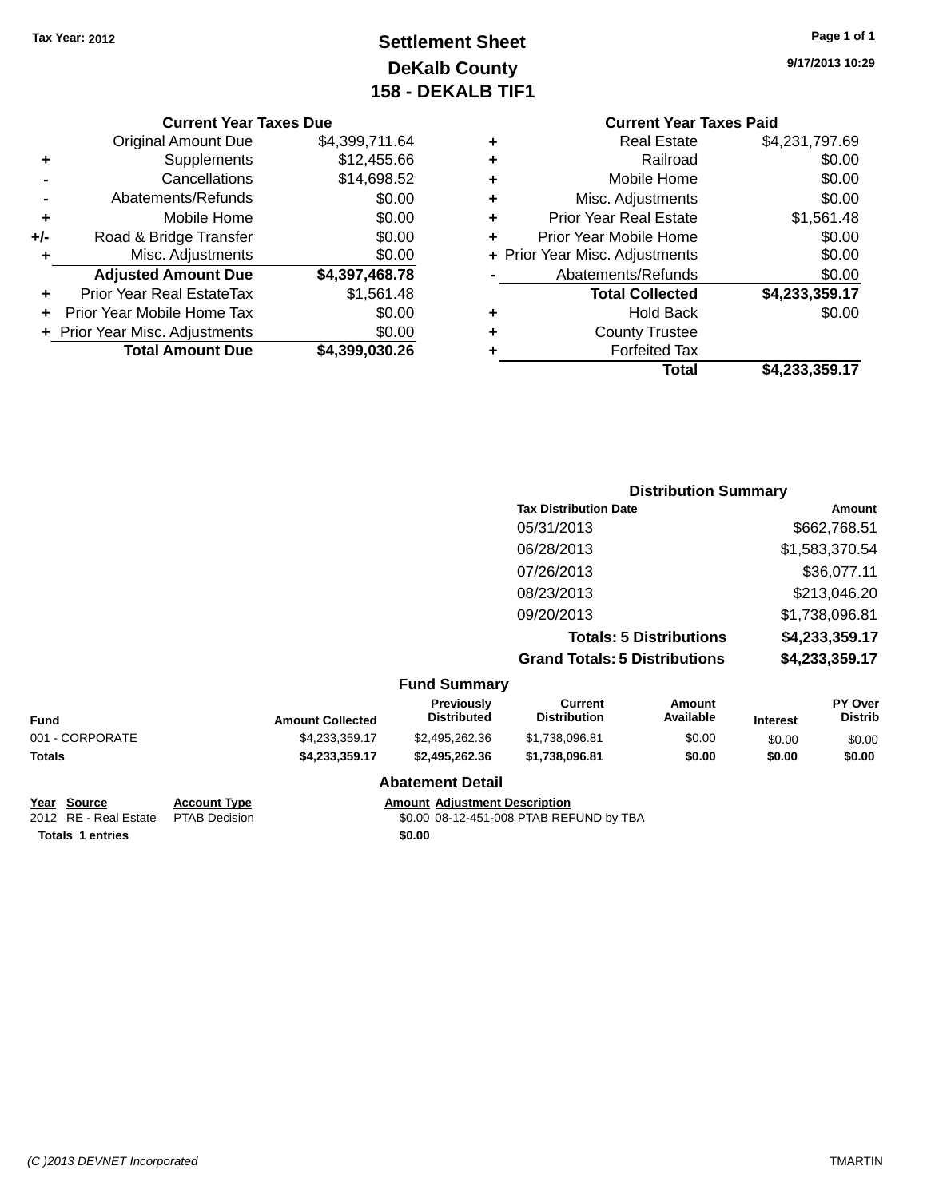Tax Year: 2012

# Settlement Sheet
## DeKalb County
## 158 - DEKALB TIF1

9/17/2013 10:29

### Current Year Taxes Due

| | | |
|---|---|---|
| | Original Amount Due | $4,399,711.64 |
| + | Supplements | $12,455.66 |
| - | Cancellations | $14,698.52 |
| - | Abatements/Refunds | $0.00 |
| + | Mobile Home | $0.00 |
| +/- | Road & Bridge Transfer | $0.00 |
| + | Misc. Adjustments | $0.00 |
| | **Adjusted Amount Due** | **$4,397,468.78** |
| + | Prior Year Real EstateTax | $1,561.48 |
| + | Prior Year Mobile Home Tax | $0.00 |
| + | Prior Year Misc. Adjustments | $0.00 |
| | **Total Amount Due** | **$4,399,030.26** |

### Current Year Taxes Paid

| | | |
|---|---|---|
| + | Real Estate | $4,231,797.69 |
| + | Railroad | $0.00 |
| + | Mobile Home | $0.00 |
| + | Misc. Adjustments | $0.00 |
| + | Prior Year Real Estate | $1,561.48 |
| + | Prior Year Mobile Home | $0.00 |
| + | Prior Year Misc. Adjustments | $0.00 |
| - | Abatements/Refunds | $0.00 |
| | **Total Collected** | **$4,233,359.17** |
| + | Hold Back | $0.00 |
| + | County Trustee | |
| + | Forfeited Tax | |
| | **Total** | **$4,233,359.17** |

### Distribution Summary

| Tax Distribution Date | Amount |
|---|---|
| 05/31/2013 | $662,768.51 |
| 06/28/2013 | $1,583,370.54 |
| 07/26/2013 | $36,077.11 |
| 08/23/2013 | $213,046.20 |
| 09/20/2013 | $1,738,096.81 |
| **Totals: 5 Distributions** | **$4,233,359.17** |
| **Grand Totals: 5 Distributions** | **$4,233,359.17** |

### Fund Summary

| Fund | Amount Collected | Previously Distributed | Current Distribution | Amount Available | Interest | PY Over Distrib |
|---|---|---|---|---|---|---|
| 001 - CORPORATE | $4,233,359.17 | $2,495,262.36 | $1,738,096.81 | $0.00 | $0.00 | $0.00 |
| **Totals** | **$4,233,359.17** | **$2,495,262.36** | **$1,738,096.81** | **$0.00** | **$0.00** | **$0.00** |

### Abatement Detail

| Year | Source | Account Type | Amount | Adjustment Description |
|---|---|---|---|---|
| 2012 | RE - Real Estate | PTAB Decision | $0.00 | 08-12-451-008 PTAB REFUND by TBA |
| **Totals** | **1 entries** | | **$0.00** | |

(C )2013 DEVNET Incorporated — TMARTIN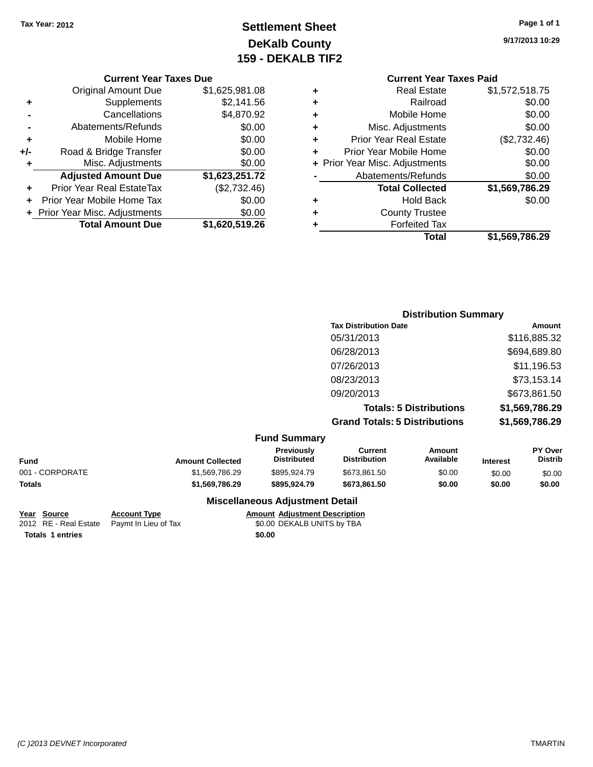Tax Year: 2012

# Settlement Sheet
## DeKalb County
## 159 - DEKALB TIF2

9/17/2013 10:29

### Current Year Taxes Due

| | | |
|---|---|---|
| | Original Amount Due | $1,625,981.08 |
| + | Supplements | $2,141.56 |
| - | Cancellations | $4,870.92 |
| - | Abatements/Refunds | $0.00 |
| + | Mobile Home | $0.00 |
| +/- | Road & Bridge Transfer | $0.00 |
| + | Misc. Adjustments | $0.00 |
| | **Adjusted Amount Due** | **$1,623,251.72** |
| + | Prior Year Real EstateTax | ($2,732.46) |
| + | Prior Year Mobile Home Tax | $0.00 |
| + | Prior Year Misc. Adjustments | $0.00 |
| | **Total Amount Due** | **$1,620,519.26** |

### Current Year Taxes Paid

| | | |
|---|---|---|
| + | Real Estate | $1,572,518.75 |
| + | Railroad | $0.00 |
| + | Mobile Home | $0.00 |
| + | Misc. Adjustments | $0.00 |
| + | Prior Year Real Estate | ($2,732.46) |
| + | Prior Year Mobile Home | $0.00 |
| + | Prior Year Misc. Adjustments | $0.00 |
| - | Abatements/Refunds | $0.00 |
| | **Total Collected** | **$1,569,786.29** |
| + | Hold Back | $0.00 |
| + | County Trustee | |
| + | Forfeited Tax | |
| | **Total** | **$1,569,786.29** |

### Distribution Summary

| Tax Distribution Date | Amount |
|---|---|
| 05/31/2013 | $116,885.32 |
| 06/28/2013 | $694,689.80 |
| 07/26/2013 | $11,196.53 |
| 08/23/2013 | $73,153.14 |
| 09/20/2013 | $673,861.50 |
| **Totals: 5 Distributions** | **$1,569,786.29** |
| **Grand Totals: 5 Distributions** | **$1,569,786.29** |

### Fund Summary

| Fund | Amount Collected | Previously Distributed | Current Distribution | Amount Available | Interest | PY Over Distrib |
|---|---|---|---|---|---|---|
| 001 - CORPORATE | $1,569,786.29 | $895,924.79 | $673,861.50 | $0.00 | $0.00 | $0.00 |
| **Totals** | **$1,569,786.29** | **$895,924.79** | **$673,861.50** | **$0.00** | **$0.00** | **$0.00** |

### Miscellaneous Adjustment Detail

| Year | Source | Account Type | Amount | Adjustment Description |
|---|---|---|---|---|
| 2012 | RE - Real Estate | Paymt In Lieu of Tax | $0.00 | DEKALB UNITS by TBA |
| **Totals 1 entries** | | | **$0.00** | |

(C )2013 DEVNET Incorporated — TMARTIN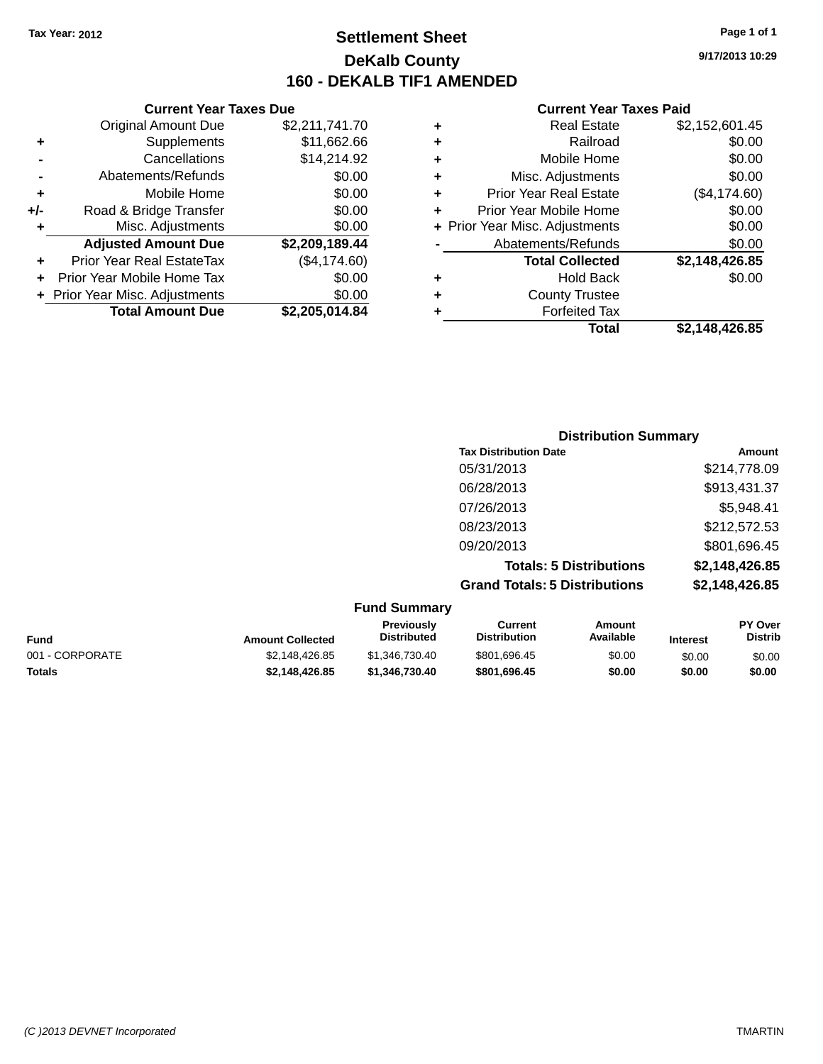Tax Year: 2012

# Settlement Sheet

## DeKalb County

## 160 - DEKALB TIF1 AMENDED

9/17/2013 10:29

### Current Year Taxes Due

| | | |
|---|---|---|
| | Original Amount Due | $2,211,741.70 |
| + | Supplements | $11,662.66 |
| - | Cancellations | $14,214.92 |
| - | Abatements/Refunds | $0.00 |
| + | Mobile Home | $0.00 |
| +/- | Road & Bridge Transfer | $0.00 |
| + | Misc. Adjustments | $0.00 |
| | **Adjusted Amount Due** | **$2,209,189.44** |
| + | Prior Year Real EstateTax | ($4,174.60) |
| + | Prior Year Mobile Home Tax | $0.00 |
| + | Prior Year Misc. Adjustments | $0.00 |
| | **Total Amount Due** | **$2,205,014.84** |

### Current Year Taxes Paid

| | | |
|---|---|---|
| + | Real Estate | $2,152,601.45 |
| + | Railroad | $0.00 |
| + | Mobile Home | $0.00 |
| + | Misc. Adjustments | $0.00 |
| + | Prior Year Real Estate | ($4,174.60) |
| + | Prior Year Mobile Home | $0.00 |
| + | Prior Year Misc. Adjustments | $0.00 |
| - | Abatements/Refunds | $0.00 |
| | **Total Collected** | **$2,148,426.85** |
| + | Hold Back | $0.00 |
| + | County Trustee | |
| + | Forfeited Tax | |
| | **Total** | **$2,148,426.85** |

### Distribution Summary

| Tax Distribution Date | Amount |
|---|---|
| 05/31/2013 | $214,778.09 |
| 06/28/2013 | $913,431.37 |
| 07/26/2013 | $5,948.41 |
| 08/23/2013 | $212,572.53 |
| 09/20/2013 | $801,696.45 |
| **Totals: 5 Distributions** | **$2,148,426.85** |
| **Grand Totals: 5 Distributions** | **$2,148,426.85** |

### Fund Summary

| Fund | Amount Collected | Previously Distributed | Current Distribution | Amount Available | Interest | PY Over Distrib |
|---|---|---|---|---|---|---|
| 001 - CORPORATE | $2,148,426.85 | $1,346,730.40 | $801,696.45 | $0.00 | $0.00 | $0.00 |
| **Totals** | **$2,148,426.85** | **$1,346,730.40** | **$801,696.45** | **$0.00** | **$0.00** | **$0.00** |

(C )2013 DEVNET Incorporated TMARTIN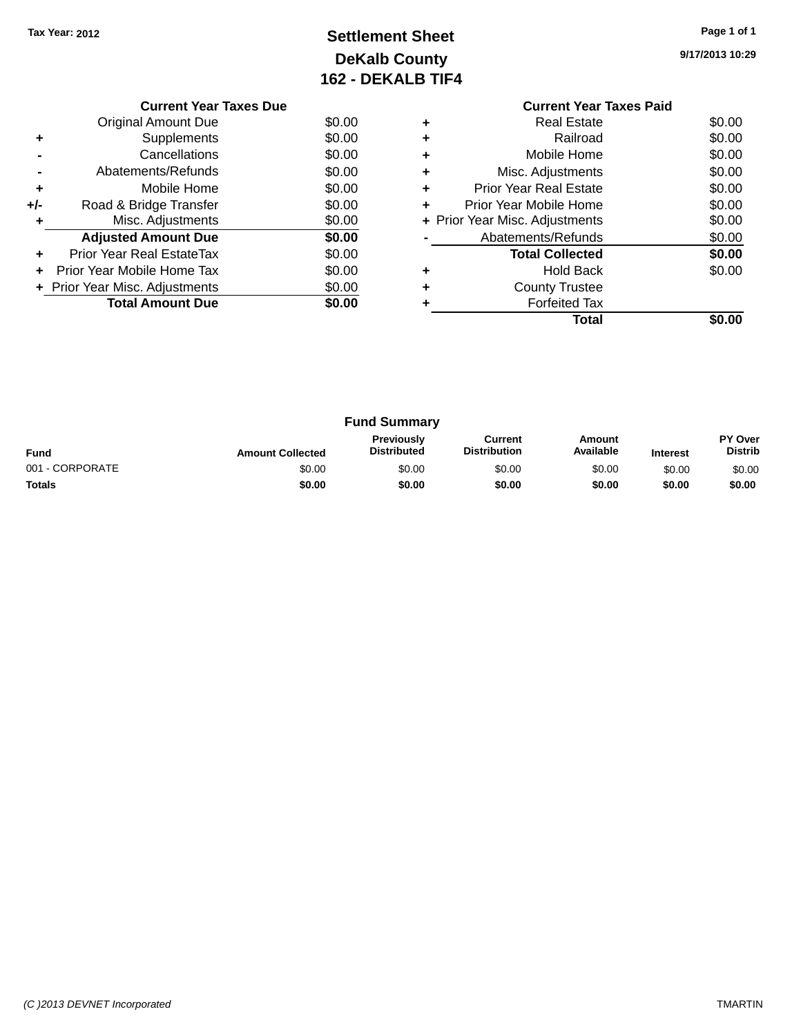Tax Year: 2012

# Settlement Sheet
## DeKalb County
## 162 - DEKALB TIF4

9/17/2013 10:29

### Current Year Taxes Due

| | | |
|---|---|---|
| | Original Amount Due | $0.00 |
| + | Supplements | $0.00 |
| - | Cancellations | $0.00 |
| - | Abatements/Refunds | $0.00 |
| + | Mobile Home | $0.00 |
| +/- | Road & Bridge Transfer | $0.00 |
| + | Misc. Adjustments | $0.00 |
| | **Adjusted Amount Due** | **$0.00** |
| + | Prior Year Real EstateTax | $0.00 |
| + | Prior Year Mobile Home Tax | $0.00 |
| + | Prior Year Misc. Adjustments | $0.00 |
| | **Total Amount Due** | **$0.00** |

### Current Year Taxes Paid

| | | |
|---|---|---|
| + | Real Estate | $0.00 |
| + | Railroad | $0.00 |
| + | Mobile Home | $0.00 |
| + | Misc. Adjustments | $0.00 |
| + | Prior Year Real Estate | $0.00 |
| + | Prior Year Mobile Home | $0.00 |
| + | Prior Year Misc. Adjustments | $0.00 |
| - | Abatements/Refunds | $0.00 |
| | **Total Collected** | **$0.00** |
| + | Hold Back | $0.00 |
| + | County Trustee | |
| + | Forfeited Tax | |
| | **Total** | **$0.00** |

### Fund Summary

| Fund | Amount Collected | Previously Distributed | Current Distribution | Amount Available | Interest | PY Over Distrib |
|---|---|---|---|---|---|---|
| 001 - CORPORATE | $0.00 | $0.00 | $0.00 | $0.00 | $0.00 | $0.00 |
| **Totals** | **$0.00** | **$0.00** | **$0.00** | **$0.00** | **$0.00** | **$0.00** |

(C )2013 DEVNET Incorporated — TMARTIN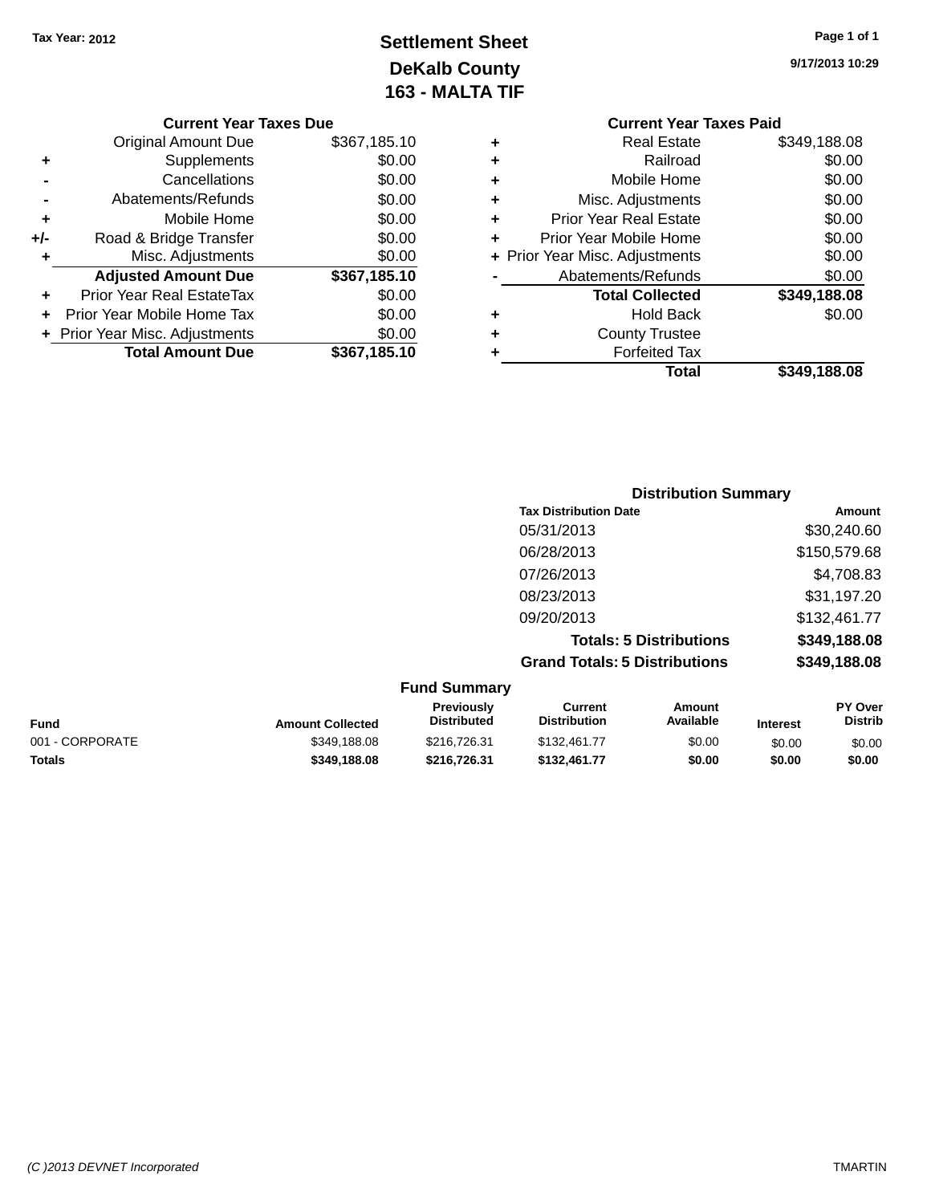Tax Year: 2012

# Settlement Sheet
## DeKalb County
## 163 - MALTA TIF

9/17/2013 10:29

### Current Year Taxes Due

| | | |
|---|---|---|
| | Original Amount Due | $367,185.10 |
| + | Supplements | $0.00 |
| - | Cancellations | $0.00 |
| - | Abatements/Refunds | $0.00 |
| + | Mobile Home | $0.00 |
| +/- | Road & Bridge Transfer | $0.00 |
| + | Misc. Adjustments | $0.00 |
| | **Adjusted Amount Due** | **$367,185.10** |
| + | Prior Year Real EstateTax | $0.00 |
| + | Prior Year Mobile Home Tax | $0.00 |
| + | Prior Year Misc. Adjustments | $0.00 |
| | **Total Amount Due** | **$367,185.10** |

### Current Year Taxes Paid

| | | |
|---|---|---|
| + | Real Estate | $349,188.08 |
| + | Railroad | $0.00 |
| + | Mobile Home | $0.00 |
| + | Misc. Adjustments | $0.00 |
| + | Prior Year Real Estate | $0.00 |
| + | Prior Year Mobile Home | $0.00 |
| + | Prior Year Misc. Adjustments | $0.00 |
| - | Abatements/Refunds | $0.00 |
| | **Total Collected** | **$349,188.08** |
| + | Hold Back | $0.00 |
| + | County Trustee | |
| + | Forfeited Tax | |
| | **Total** | **$349,188.08** |

### Distribution Summary

| Tax Distribution Date | Amount |
|---|---|
| 05/31/2013 | $30,240.60 |
| 06/28/2013 | $150,579.68 |
| 07/26/2013 | $4,708.83 |
| 08/23/2013 | $31,197.20 |
| 09/20/2013 | $132,461.77 |
| **Totals: 5 Distributions** | **$349,188.08** |
| **Grand Totals: 5 Distributions** | **$349,188.08** |

### Fund Summary

| Fund | Amount Collected | Previously Distributed | Current Distribution | Amount Available | Interest | PY Over Distrib |
|---|---|---|---|---|---|---|
| 001 - CORPORATE | $349,188.08 | $216,726.31 | $132,461.77 | $0.00 | $0.00 | $0.00 |
| **Totals** | **$349,188.08** | **$216,726.31** | **$132,461.77** | **$0.00** | **$0.00** | **$0.00** |

(C )2013 DEVNET Incorporated TMARTIN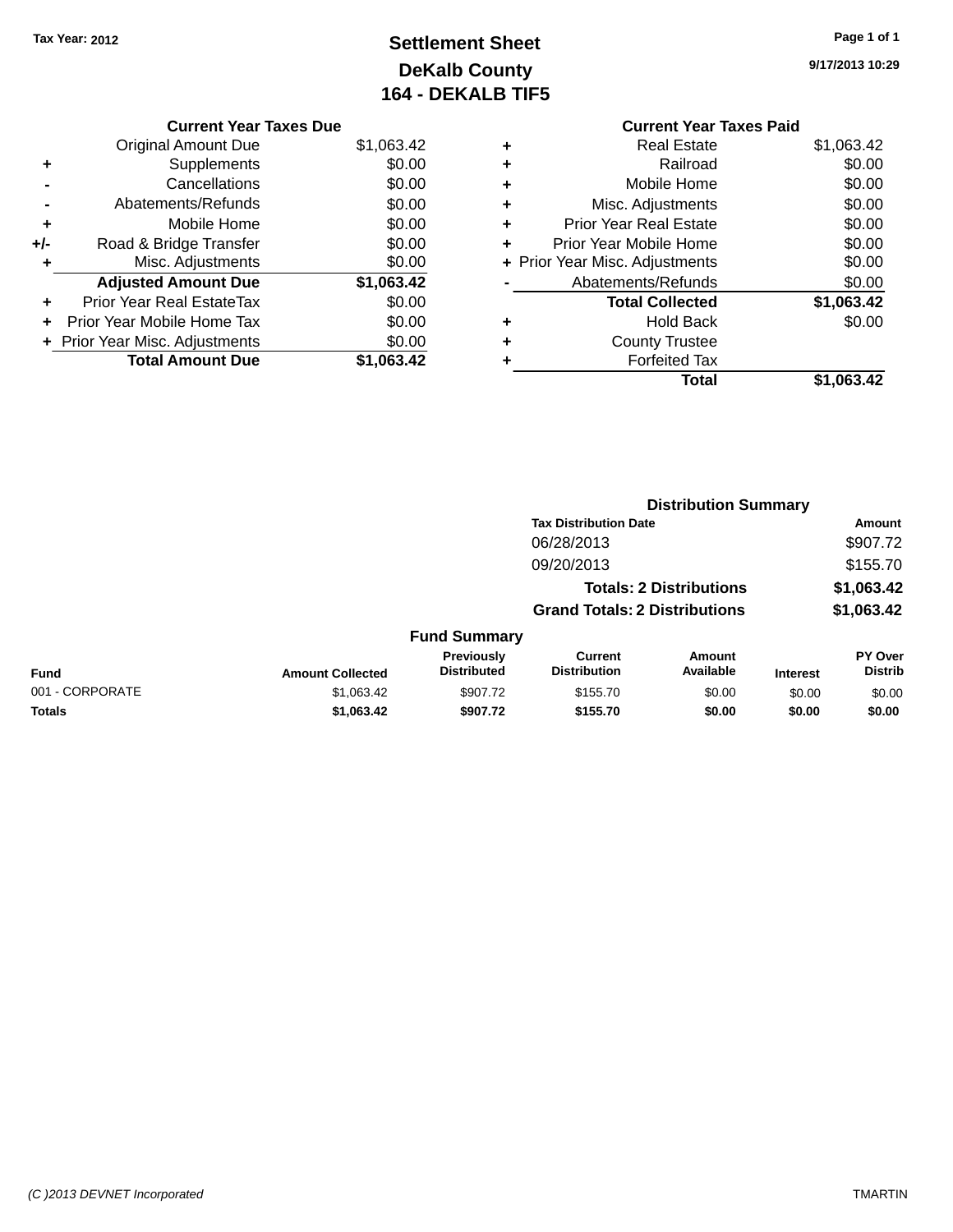**Tax Year: 2012**

# Settlement Sheet
## DeKalb County
## 164 - DEKALB TIF5

9/17/2013 10:29

### Current Year Taxes Due

| | | |
|---|---|---|
| | Original Amount Due | $1,063.42 |
| + | Supplements | $0.00 |
| - | Cancellations | $0.00 |
| - | Abatements/Refunds | $0.00 |
| + | Mobile Home | $0.00 |
| +/- | Road & Bridge Transfer | $0.00 |
| + | Misc. Adjustments | $0.00 |
| | **Adjusted Amount Due** | **$1,063.42** |
| + | Prior Year Real EstateTax | $0.00 |
| + | Prior Year Mobile Home Tax | $0.00 |
| + | Prior Year Misc. Adjustments | $0.00 |
| | **Total Amount Due** | **$1,063.42** |

### Current Year Taxes Paid

| | | |
|---|---|---|
| + | Real Estate | $1,063.42 |
| + | Railroad | $0.00 |
| + | Mobile Home | $0.00 |
| + | Misc. Adjustments | $0.00 |
| + | Prior Year Real Estate | $0.00 |
| + | Prior Year Mobile Home | $0.00 |
| + | Prior Year Misc. Adjustments | $0.00 |
| - | Abatements/Refunds | $0.00 |
| | **Total Collected** | **$1,063.42** |
| + | Hold Back | $0.00 |
| + | County Trustee | |
| + | Forfeited Tax | |
| | **Total** | **$1,063.42** |

### Distribution Summary

| Tax Distribution Date | Amount |
|---|---|
| 06/28/2013 | $907.72 |
| 09/20/2013 | $155.70 |
| **Totals: 2 Distributions** | **$1,063.42** |
| **Grand Totals: 2 Distributions** | **$1,063.42** |

### Fund Summary

| Fund | Amount Collected | Previously Distributed | Current Distribution | Amount Available | Interest | PY Over Distrib |
|---|---|---|---|---|---|---|
| 001 - CORPORATE | $1,063.42 | $907.72 | $155.70 | $0.00 | $0.00 | $0.00 |
| **Totals** | **$1,063.42** | **$907.72** | **$155.70** | **$0.00** | **$0.00** | **$0.00** |

(C )2013 DEVNET Incorporated — TMARTIN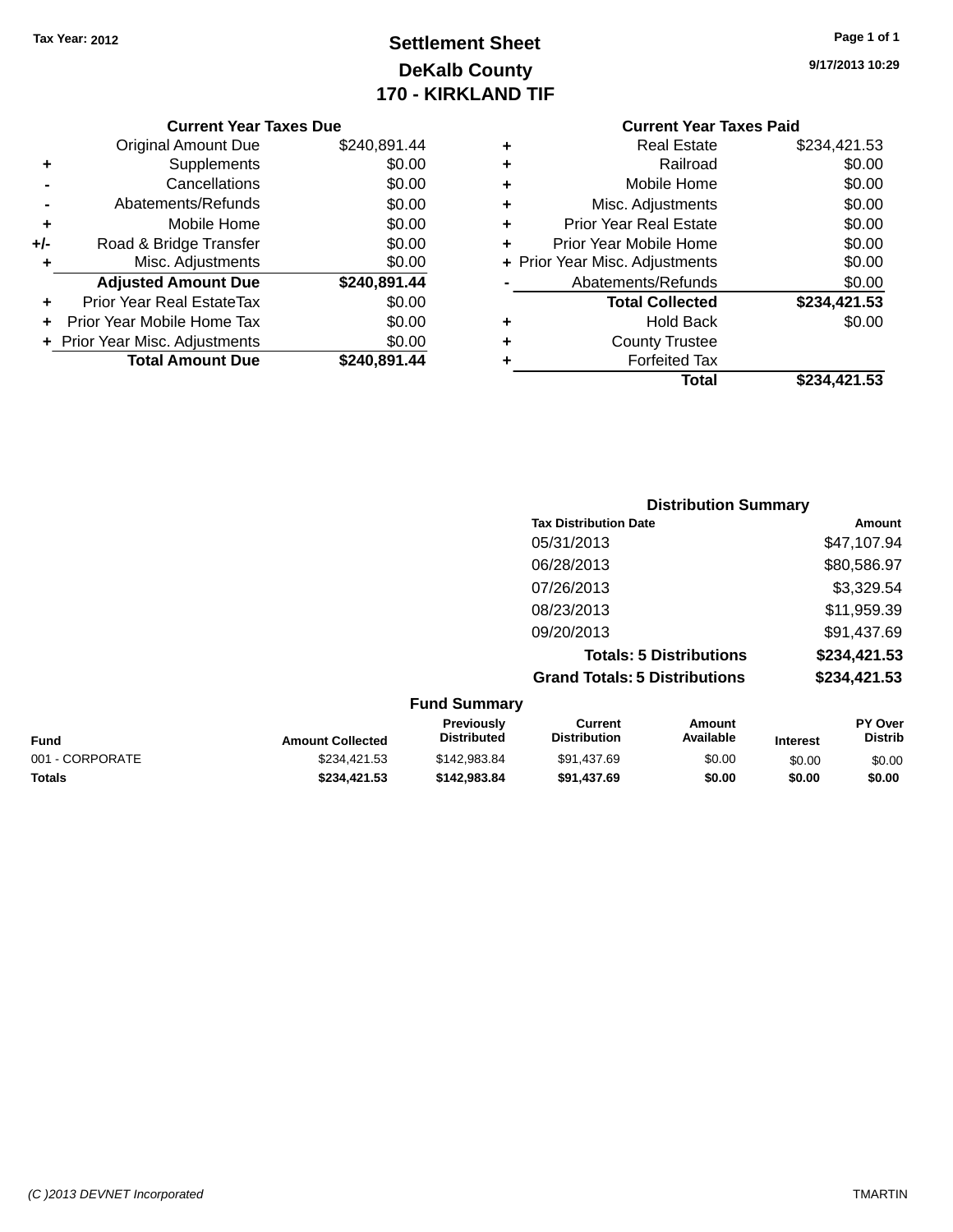Tax Year: 2012

# Settlement Sheet
## DeKalb County
## 170 - KIRKLAND TIF

9/17/2013 10:29

### Current Year Taxes Due

| | | |
|---|---|---|
| | Original Amount Due | $240,891.44 |
| + | Supplements | $0.00 |
| - | Cancellations | $0.00 |
| - | Abatements/Refunds | $0.00 |
| + | Mobile Home | $0.00 |
| +/- | Road & Bridge Transfer | $0.00 |
| + | Misc. Adjustments | $0.00 |
| | **Adjusted Amount Due** | **$240,891.44** |
| + | Prior Year Real EstateTax | $0.00 |
| + | Prior Year Mobile Home Tax | $0.00 |
| + | Prior Year Misc. Adjustments | $0.00 |
| | **Total Amount Due** | **$240,891.44** |

### Current Year Taxes Paid

| | | |
|---|---|---|
| + | Real Estate | $234,421.53 |
| + | Railroad | $0.00 |
| + | Mobile Home | $0.00 |
| + | Misc. Adjustments | $0.00 |
| + | Prior Year Real Estate | $0.00 |
| + | Prior Year Mobile Home | $0.00 |
| + | Prior Year Misc. Adjustments | $0.00 |
| - | Abatements/Refunds | $0.00 |
| | **Total Collected** | **$234,421.53** |
| + | Hold Back | $0.00 |
| + | County Trustee | |
| + | Forfeited Tax | |
| | **Total** | **$234,421.53** |

### Distribution Summary

| Tax Distribution Date | Amount |
|---|---|
| 05/31/2013 | $47,107.94 |
| 06/28/2013 | $80,586.97 |
| 07/26/2013 | $3,329.54 |
| 08/23/2013 | $11,959.39 |
| 09/20/2013 | $91,437.69 |
| **Totals: 5 Distributions** | **$234,421.53** |
| **Grand Totals: 5 Distributions** | **$234,421.53** |

### Fund Summary

| Fund | Amount Collected | Previously Distributed | Current Distribution | Amount Available | Interest | PY Over Distrib |
|---|---|---|---|---|---|---|
| 001 - CORPORATE | $234,421.53 | $142,983.84 | $91,437.69 | $0.00 | $0.00 | $0.00 |
| **Totals** | **$234,421.53** | **$142,983.84** | **$91,437.69** | **$0.00** | **$0.00** | **$0.00** |

(C )2013 DEVNET Incorporated TMARTIN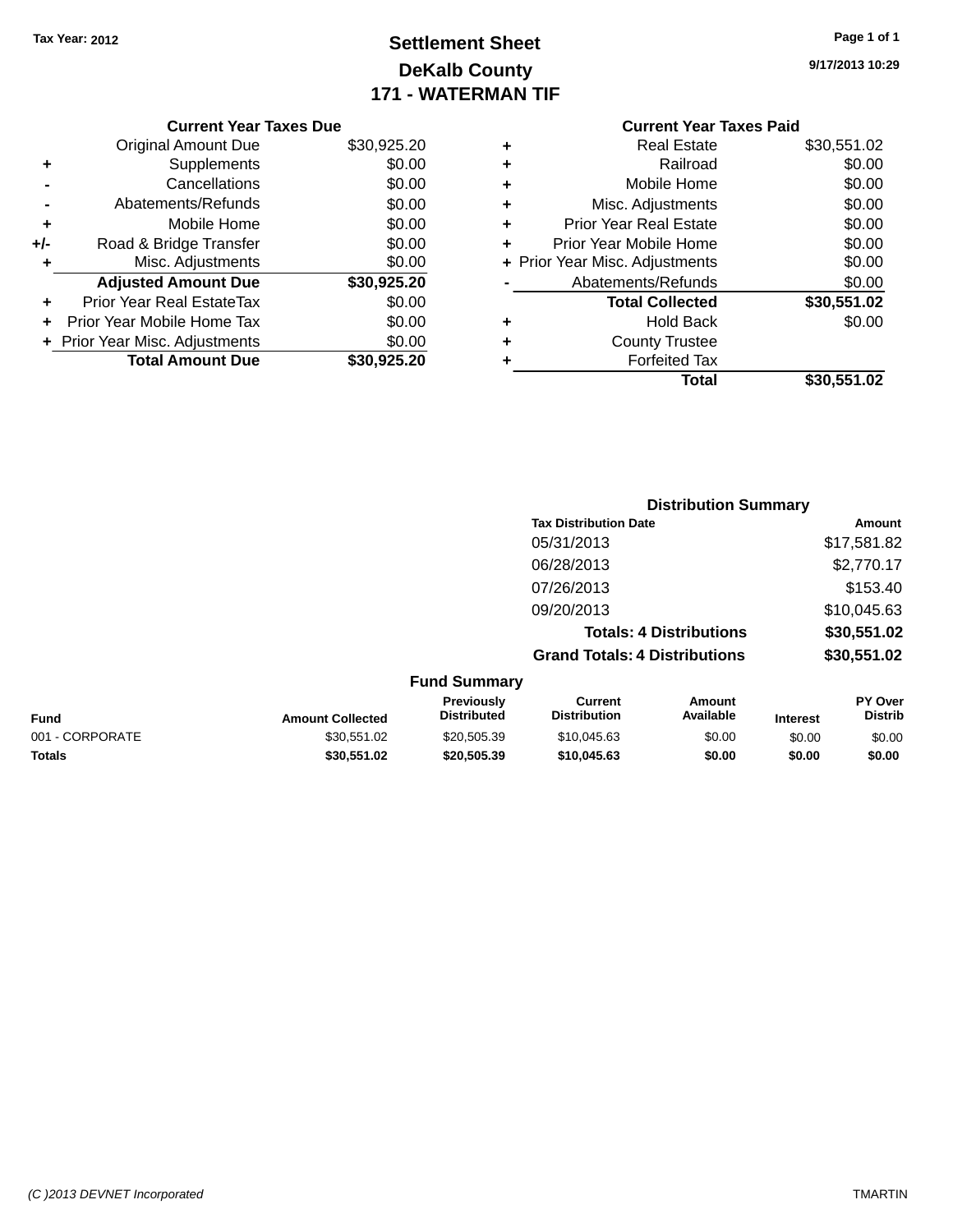Tax Year: 2012

# Settlement Sheet
## DeKalb County
## 171 - WATERMAN TIF

9/17/2013 10:29

### Current Year Taxes Due

| | | |
|---|---|---|
| | Original Amount Due | $30,925.20 |
| + | Supplements | $0.00 |
| - | Cancellations | $0.00 |
| - | Abatements/Refunds | $0.00 |
| + | Mobile Home | $0.00 |
| +/- | Road & Bridge Transfer | $0.00 |
| + | Misc. Adjustments | $0.00 |
| | **Adjusted Amount Due** | **$30,925.20** |
| + | Prior Year Real EstateTax | $0.00 |
| + | Prior Year Mobile Home Tax | $0.00 |
| + | Prior Year Misc. Adjustments | $0.00 |
| | **Total Amount Due** | **$30,925.20** |

### Current Year Taxes Paid

| | | |
|---|---|---|
| + | Real Estate | $30,551.02 |
| + | Railroad | $0.00 |
| + | Mobile Home | $0.00 |
| + | Misc. Adjustments | $0.00 |
| + | Prior Year Real Estate | $0.00 |
| + | Prior Year Mobile Home | $0.00 |
| + | Prior Year Misc. Adjustments | $0.00 |
| - | Abatements/Refunds | $0.00 |
| | **Total Collected** | **$30,551.02** |
| + | Hold Back | $0.00 |
| + | County Trustee | |
| + | Forfeited Tax | |
| | **Total** | **$30,551.02** |

### Distribution Summary

| Tax Distribution Date | Amount |
|---|---|
| 05/31/2013 | $17,581.82 |
| 06/28/2013 | $2,770.17 |
| 07/26/2013 | $153.40 |
| 09/20/2013 | $10,045.63 |
| **Totals: 4 Distributions** | **$30,551.02** |
| **Grand Totals: 4 Distributions** | **$30,551.02** |

### Fund Summary

| Fund | Amount Collected | Previously Distributed | Current Distribution | Amount Available | Interest | PY Over Distrib |
|---|---|---|---|---|---|---|
| 001 - CORPORATE | $30,551.02 | $20,505.39 | $10,045.63 | $0.00 | $0.00 | $0.00 |
| **Totals** | **$30,551.02** | **$20,505.39** | **$10,045.63** | **$0.00** | **$0.00** | **$0.00** |

(C )2013 DEVNET Incorporated — TMARTIN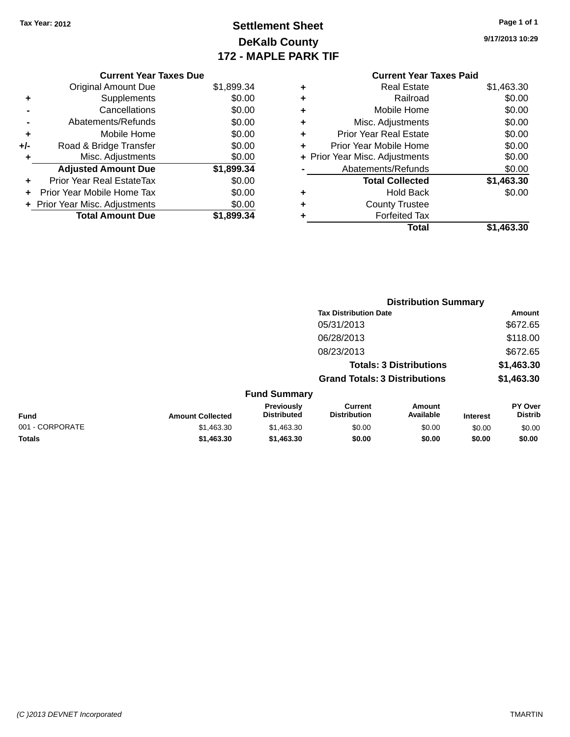**Tax Year: 2012**

# Settlement Sheet
## DeKalb County
## 172 - MAPLE PARK TIF

9/17/2013 10:29

### Current Year Taxes Due

| | | |
|---|---|---|
| | Original Amount Due | $1,899.34 |
| + | Supplements | $0.00 |
| - | Cancellations | $0.00 |
| - | Abatements/Refunds | $0.00 |
| + | Mobile Home | $0.00 |
| +/- | Road & Bridge Transfer | $0.00 |
| + | Misc. Adjustments | $0.00 |
| | **Adjusted Amount Due** | **$1,899.34** |
| + | Prior Year Real EstateTax | $0.00 |
| + | Prior Year Mobile Home Tax | $0.00 |
| + | Prior Year Misc. Adjustments | $0.00 |
| | **Total Amount Due** | **$1,899.34** |

### Current Year Taxes Paid

| | | |
|---|---|---|
| + | Real Estate | $1,463.30 |
| + | Railroad | $0.00 |
| + | Mobile Home | $0.00 |
| + | Misc. Adjustments | $0.00 |
| + | Prior Year Real Estate | $0.00 |
| + | Prior Year Mobile Home | $0.00 |
| + | Prior Year Misc. Adjustments | $0.00 |
| - | Abatements/Refunds | $0.00 |
| | **Total Collected** | **$1,463.30** |
| + | Hold Back | $0.00 |
| + | County Trustee | |
| + | Forfeited Tax | |
| | **Total** | **$1,463.30** |

### Distribution Summary

| Tax Distribution Date | Amount |
|---|---|
| 05/31/2013 | $672.65 |
| 06/28/2013 | $118.00 |
| 08/23/2013 | $672.65 |
| **Totals: 3 Distributions** | **$1,463.30** |
| **Grand Totals: 3 Distributions** | **$1,463.30** |

### Fund Summary

| Fund | Amount Collected | Previously Distributed | Current Distribution | Amount Available | Interest | PY Over Distrib |
|---|---|---|---|---|---|---|
| 001 - CORPORATE | $1,463.30 | $1,463.30 | $0.00 | $0.00 | $0.00 | $0.00 |
| **Totals** | **$1,463.30** | **$1,463.30** | **$0.00** | **$0.00** | **$0.00** | **$0.00** |

*(C )2013 DEVNET Incorporated* TMARTIN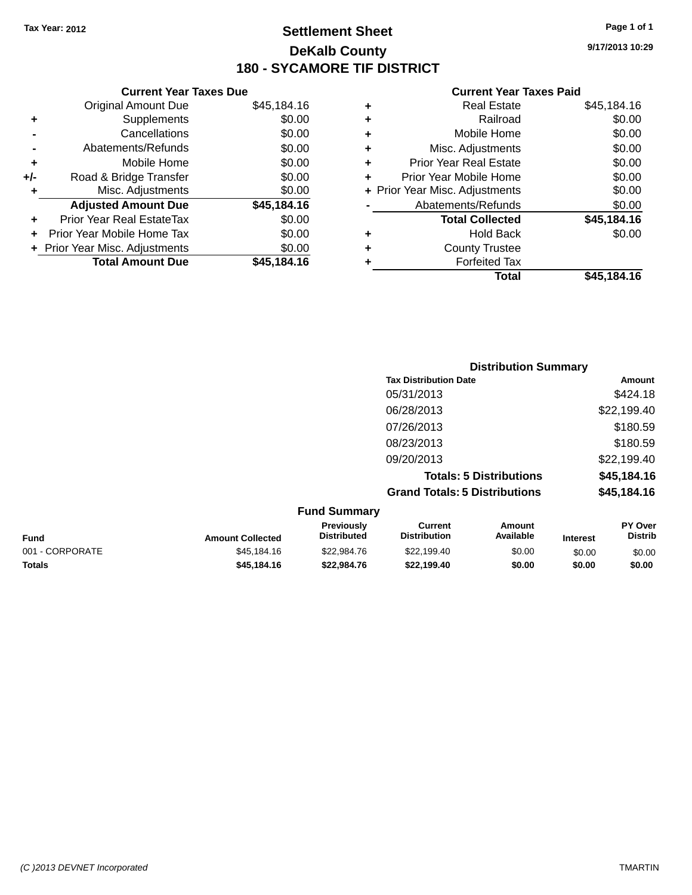Tax Year: 2012

# Settlement Sheet

## DeKalb County

## 180 - SYCAMORE TIF DISTRICT

9/17/2013 10:29

### Current Year Taxes Due

| | | |
|---|---|---|
| | Original Amount Due | $45,184.16 |
| + | Supplements | $0.00 |
| - | Cancellations | $0.00 |
| - | Abatements/Refunds | $0.00 |
| + | Mobile Home | $0.00 |
| +/- | Road & Bridge Transfer | $0.00 |
| + | Misc. Adjustments | $0.00 |
| | **Adjusted Amount Due** | **$45,184.16** |
| + | Prior Year Real EstateTax | $0.00 |
| + | Prior Year Mobile Home Tax | $0.00 |
| + | Prior Year Misc. Adjustments | $0.00 |
| | **Total Amount Due** | **$45,184.16** |

### Current Year Taxes Paid

| | | |
|---|---|---|
| + | Real Estate | $45,184.16 |
| + | Railroad | $0.00 |
| + | Mobile Home | $0.00 |
| + | Misc. Adjustments | $0.00 |
| + | Prior Year Real Estate | $0.00 |
| + | Prior Year Mobile Home | $0.00 |
| + | Prior Year Misc. Adjustments | $0.00 |
| - | Abatements/Refunds | $0.00 |
| | **Total Collected** | **$45,184.16** |
| + | Hold Back | $0.00 |
| + | County Trustee | |
| + | Forfeited Tax | |
| | **Total** | **$45,184.16** |

### Distribution Summary

| Tax Distribution Date | Amount |
|---|---|
| 05/31/2013 | $424.18 |
| 06/28/2013 | $22,199.40 |
| 07/26/2013 | $180.59 |
| 08/23/2013 | $180.59 |
| 09/20/2013 | $22,199.40 |
| **Totals: 5 Distributions** | **$45,184.16** |
| **Grand Totals: 5 Distributions** | **$45,184.16** |

### Fund Summary

| Fund | Amount Collected | Previously Distributed | Current Distribution | Amount Available | Interest | PY Over Distrib |
|---|---|---|---|---|---|---|
| 001 - CORPORATE | $45,184.16 | $22,984.76 | $22,199.40 | $0.00 | $0.00 | $0.00 |
| **Totals** | **$45,184.16** | **$22,984.76** | **$22,199.40** | **$0.00** | **$0.00** | **$0.00** |

(C )2013 DEVNET Incorporated TMARTIN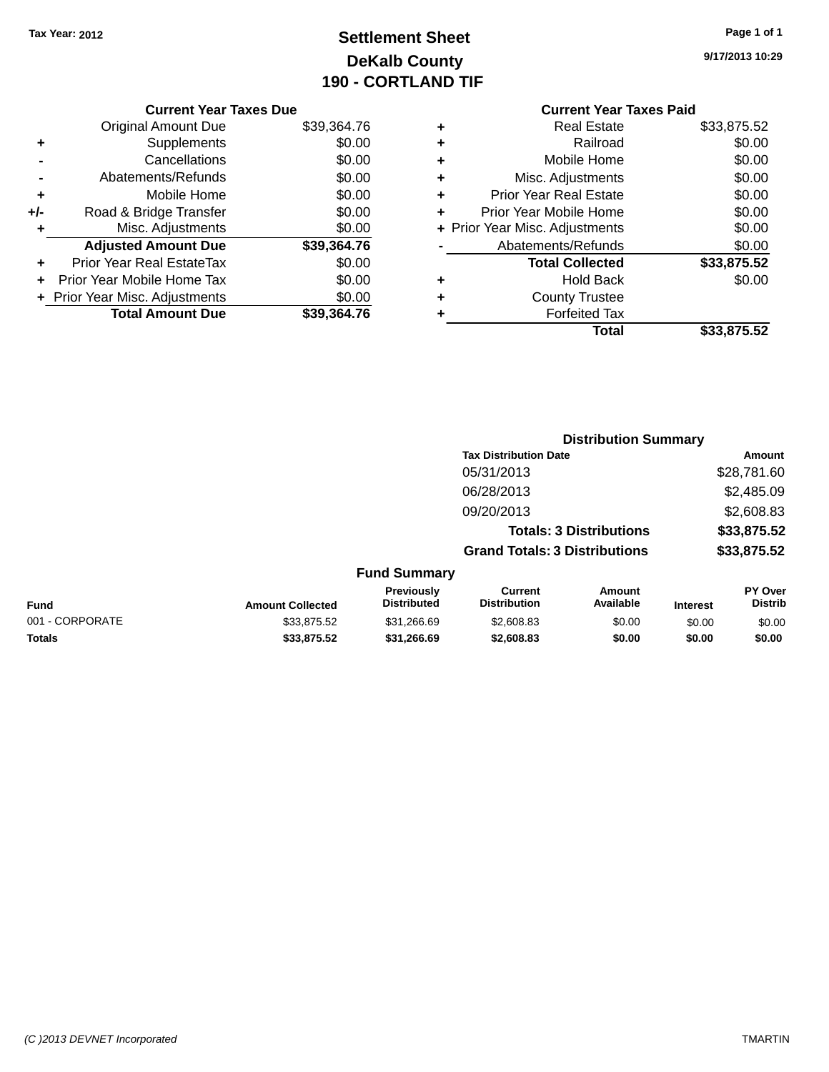Tax Year: 2012

# Settlement Sheet

## DeKalb County

## 190 - CORTLAND TIF

9/17/2013 10:29

### Current Year Taxes Due

| | | |
|---|---|---|
| | Original Amount Due | $39,364.76 |
| + | Supplements | $0.00 |
| - | Cancellations | $0.00 |
| - | Abatements/Refunds | $0.00 |
| + | Mobile Home | $0.00 |
| +/- | Road & Bridge Transfer | $0.00 |
| + | Misc. Adjustments | $0.00 |
| | **Adjusted Amount Due** | **$39,364.76** |
| + | Prior Year Real EstateTax | $0.00 |
| + | Prior Year Mobile Home Tax | $0.00 |
| + | Prior Year Misc. Adjustments | $0.00 |
| | **Total Amount Due** | **$39,364.76** |

### Current Year Taxes Paid

| | | |
|---|---|---|
| + | Real Estate | $33,875.52 |
| + | Railroad | $0.00 |
| + | Mobile Home | $0.00 |
| + | Misc. Adjustments | $0.00 |
| + | Prior Year Real Estate | $0.00 |
| + | Prior Year Mobile Home | $0.00 |
| + | Prior Year Misc. Adjustments | $0.00 |
| - | Abatements/Refunds | $0.00 |
| | **Total Collected** | **$33,875.52** |
| + | Hold Back | $0.00 |
| + | County Trustee | |
| + | Forfeited Tax | |
| | **Total** | **$33,875.52** |

### Distribution Summary

| Tax Distribution Date | Amount |
|---|---|
| 05/31/2013 | $28,781.60 |
| 06/28/2013 | $2,485.09 |
| 09/20/2013 | $2,608.83 |
| **Totals: 3 Distributions** | **$33,875.52** |
| **Grand Totals: 3 Distributions** | **$33,875.52** |

### Fund Summary

| Fund | Amount Collected | Previously Distributed | Current Distribution | Amount Available | Interest | PY Over Distrib |
|---|---|---|---|---|---|---|
| 001 - CORPORATE | $33,875.52 | $31,266.69 | $2,608.83 | $0.00 | $0.00 | $0.00 |
| **Totals** | **$33,875.52** | **$31,266.69** | **$2,608.83** | **$0.00** | **$0.00** | **$0.00** |

(C )2013 DEVNET Incorporated TMARTIN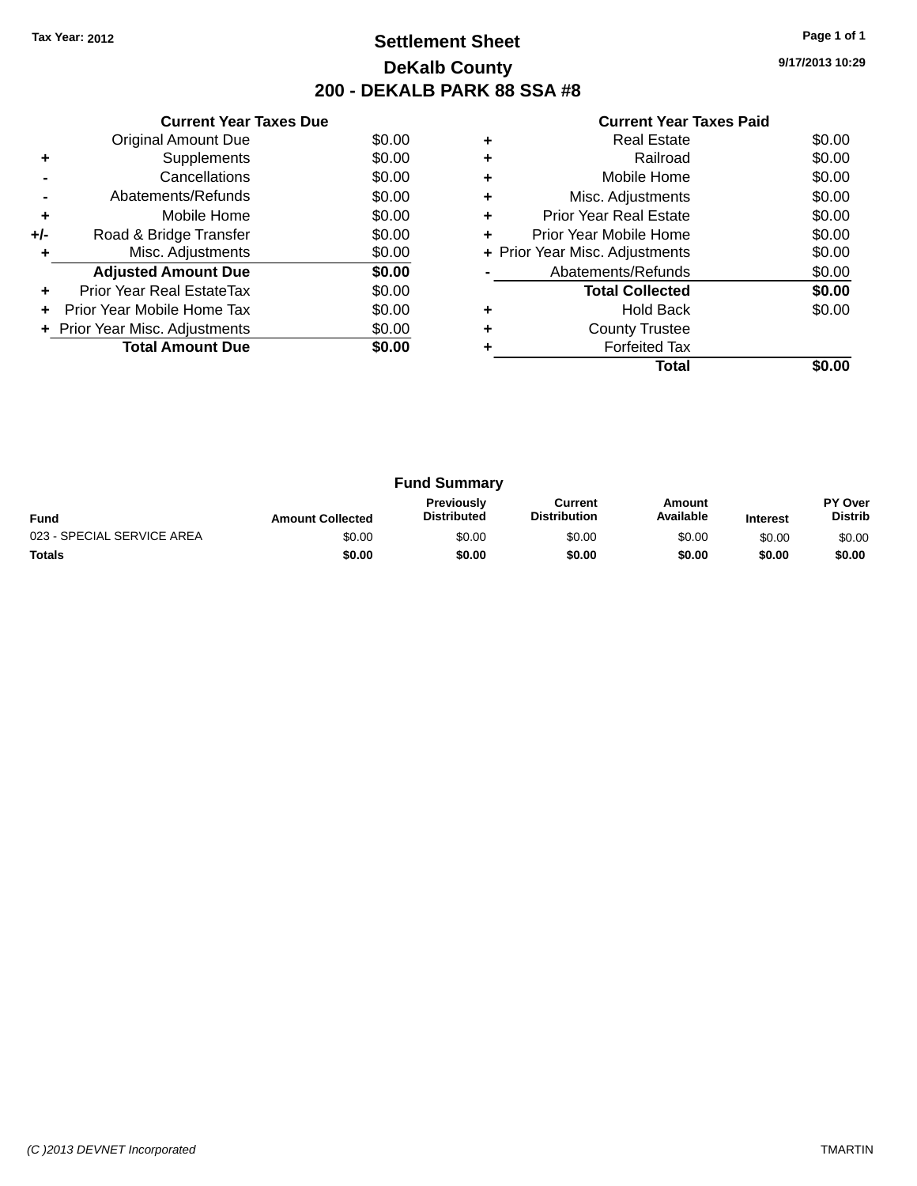Tax Year: 2012

# Settlement Sheet

## DeKalb County

## 200 - DEKALB PARK 88 SSA #8

9/17/2013 10:29

### Current Year Taxes Due

| | | |
|---|---|---|
| | Original Amount Due | $0.00 |
| + | Supplements | $0.00 |
| - | Cancellations | $0.00 |
| - | Abatements/Refunds | $0.00 |
| + | Mobile Home | $0.00 |
| +/- | Road & Bridge Transfer | $0.00 |
| + | Misc. Adjustments | $0.00 |
| | **Adjusted Amount Due** | **$0.00** |
| + | Prior Year Real EstateTax | $0.00 |
| + | Prior Year Mobile Home Tax | $0.00 |
| + | Prior Year Misc. Adjustments | $0.00 |
| | **Total Amount Due** | **$0.00** |

### Current Year Taxes Paid

| | | |
|---|---|---|
| + | Real Estate | $0.00 |
| + | Railroad | $0.00 |
| + | Mobile Home | $0.00 |
| + | Misc. Adjustments | $0.00 |
| + | Prior Year Real Estate | $0.00 |
| + | Prior Year Mobile Home | $0.00 |
| + | Prior Year Misc. Adjustments | $0.00 |
| - | Abatements/Refunds | $0.00 |
| | **Total Collected** | **$0.00** |
| + | Hold Back | $0.00 |
| + | County Trustee | |
| + | Forfeited Tax | |
| | **Total** | **$0.00** |

### Fund Summary

| Fund | Amount Collected | Previously Distributed | Current Distribution | Amount Available | Interest | PY Over Distrib |
|---|---|---|---|---|---|---|
| 023 - SPECIAL SERVICE AREA | $0.00 | $0.00 | $0.00 | $0.00 | $0.00 | $0.00 |
| **Totals** | **$0.00** | **$0.00** | **$0.00** | **$0.00** | **$0.00** | **$0.00** |

(C )2013 DEVNET Incorporated TMARTIN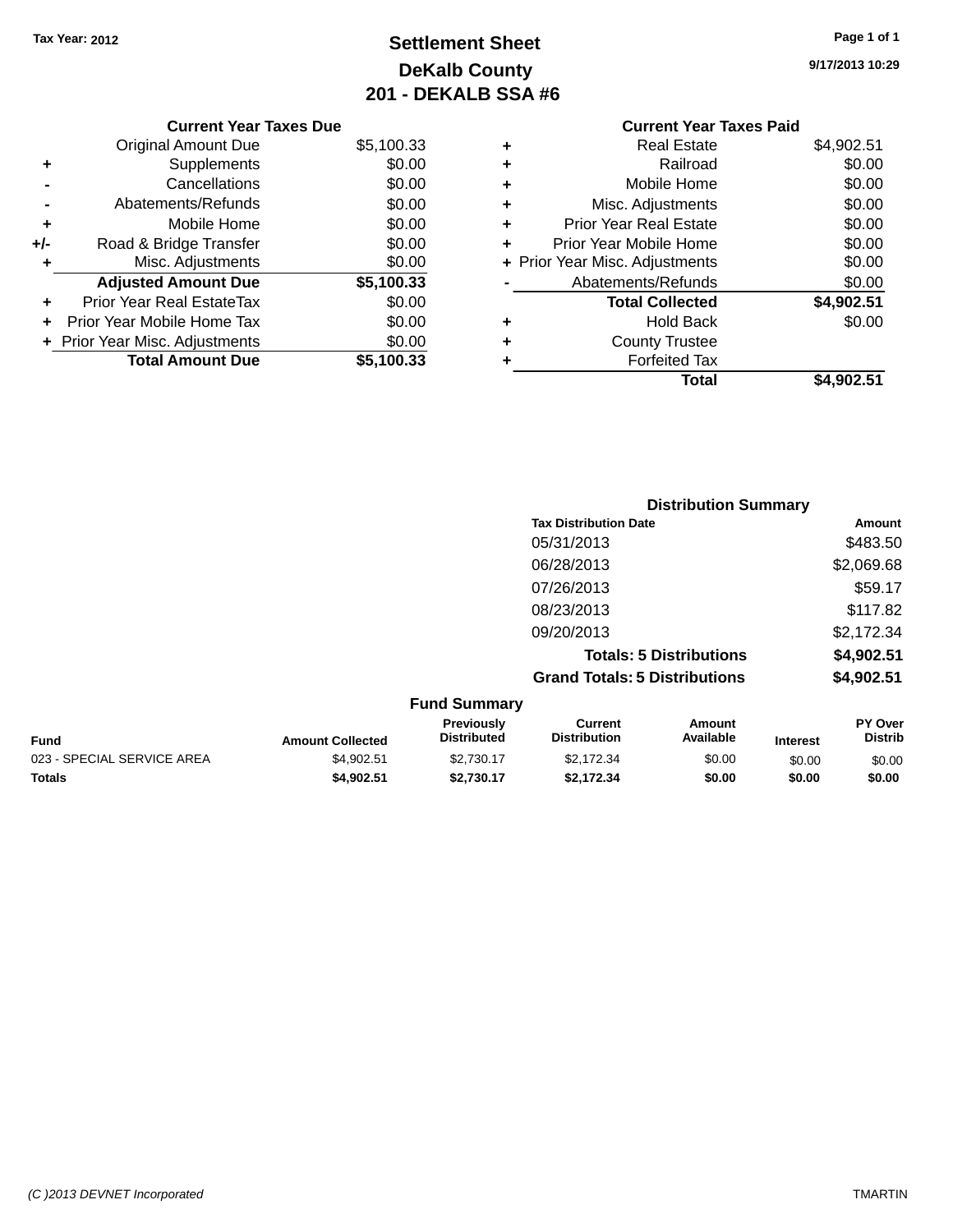Tax Year: 2012

# Settlement Sheet
## DeKalb County
## 201 - DEKALB SSA #6

9/17/2013 10:29

| | Current Year Taxes Due | |
|---|---|---|
| | Original Amount Due | $5,100.33 |
| + | Supplements | $0.00 |
| - | Cancellations | $0.00 |
| - | Abatements/Refunds | $0.00 |
| + | Mobile Home | $0.00 |
| +/- | Road & Bridge Transfer | $0.00 |
| + | Misc. Adjustments | $0.00 |
| | **Adjusted Amount Due** | **$5,100.33** |
| + | Prior Year Real EstateTax | $0.00 |
| + | Prior Year Mobile Home Tax | $0.00 |
| + | Prior Year Misc. Adjustments | $0.00 |
| | **Total Amount Due** | **$5,100.33** |

| | Current Year Taxes Paid | |
|---|---|---|
| + | Real Estate | $4,902.51 |
| + | Railroad | $0.00 |
| + | Mobile Home | $0.00 |
| + | Misc. Adjustments | $0.00 |
| + | Prior Year Real Estate | $0.00 |
| + | Prior Year Mobile Home | $0.00 |
| + | Prior Year Misc. Adjustments | $0.00 |
| - | Abatements/Refunds | $0.00 |
| | **Total Collected** | **$4,902.51** |
| + | Hold Back | $0.00 |
| + | County Trustee | |
| + | Forfeited Tax | |
| | **Total** | **$4,902.51** |

### Distribution Summary

| Tax Distribution Date | Amount |
|---|---|
| 05/31/2013 | $483.50 |
| 06/28/2013 | $2,069.68 |
| 07/26/2013 | $59.17 |
| 08/23/2013 | $117.82 |
| 09/20/2013 | $2,172.34 |
| **Totals: 5 Distributions** | **$4,902.51** |
| **Grand Totals: 5 Distributions** | **$4,902.51** |

### Fund Summary

| Fund | Amount Collected | Previously Distributed | Current Distribution | Amount Available | Interest | PY Over Distrib |
|---|---|---|---|---|---|---|
| 023 - SPECIAL SERVICE AREA | $4,902.51 | $2,730.17 | $2,172.34 | $0.00 | $0.00 | $0.00 |
| **Totals** | **$4,902.51** | **$2,730.17** | **$2,172.34** | **$0.00** | **$0.00** | **$0.00** |

(C )2013 DEVNET Incorporated TMARTIN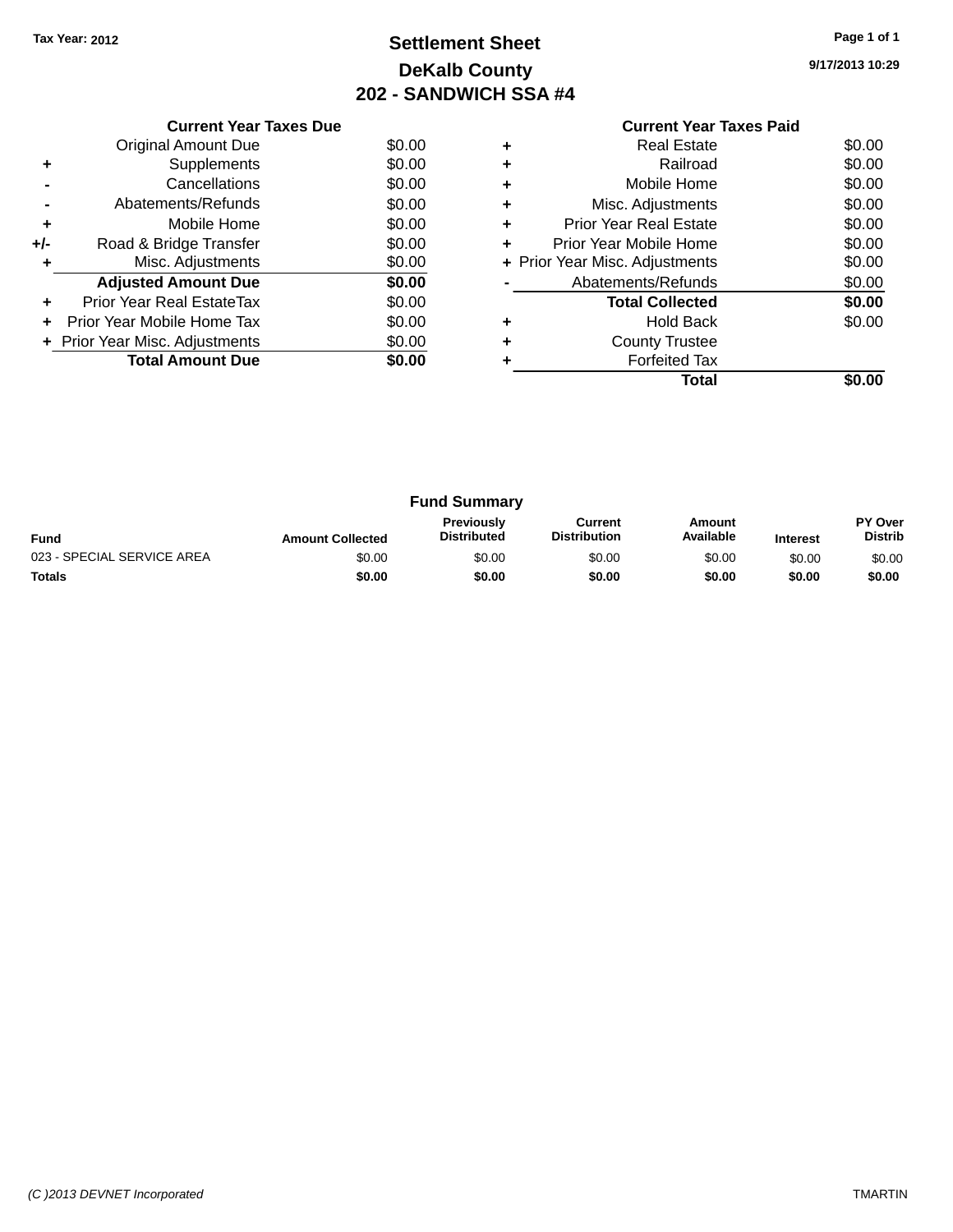Tax Year: 2012

# Settlement Sheet

## DeKalb County

## 202 - SANDWICH SSA #4

9/17/2013 10:29

### Current Year Taxes Due

| | | |
|---|---|---|
| | Original Amount Due | $0.00 |
| + | Supplements | $0.00 |
| - | Cancellations | $0.00 |
| - | Abatements/Refunds | $0.00 |
| + | Mobile Home | $0.00 |
| +/- | Road & Bridge Transfer | $0.00 |
| + | Misc. Adjustments | $0.00 |
| | **Adjusted Amount Due** | **$0.00** |
| + | Prior Year Real EstateTax | $0.00 |
| + | Prior Year Mobile Home Tax | $0.00 |
| + | Prior Year Misc. Adjustments | $0.00 |
| | **Total Amount Due** | **$0.00** |

### Current Year Taxes Paid

| | | |
|---|---|---|
| + | Real Estate | $0.00 |
| + | Railroad | $0.00 |
| + | Mobile Home | $0.00 |
| + | Misc. Adjustments | $0.00 |
| + | Prior Year Real Estate | $0.00 |
| + | Prior Year Mobile Home | $0.00 |
| + | Prior Year Misc. Adjustments | $0.00 |
| - | Abatements/Refunds | $0.00 |
| | **Total Collected** | **$0.00** |
| + | Hold Back | $0.00 |
| + | County Trustee | |
| + | Forfeited Tax | |
| | **Total** | **$0.00** |

### Fund Summary

| Fund | Amount Collected | Previously Distributed | Current Distribution | Amount Available | Interest | PY Over Distrib |
|---|---|---|---|---|---|---|
| 023 - SPECIAL SERVICE AREA | $0.00 | $0.00 | $0.00 | $0.00 | $0.00 | $0.00 |
| **Totals** | **$0.00** | **$0.00** | **$0.00** | **$0.00** | **$0.00** | **$0.00** |

(C )2013 DEVNET Incorporated TMARTIN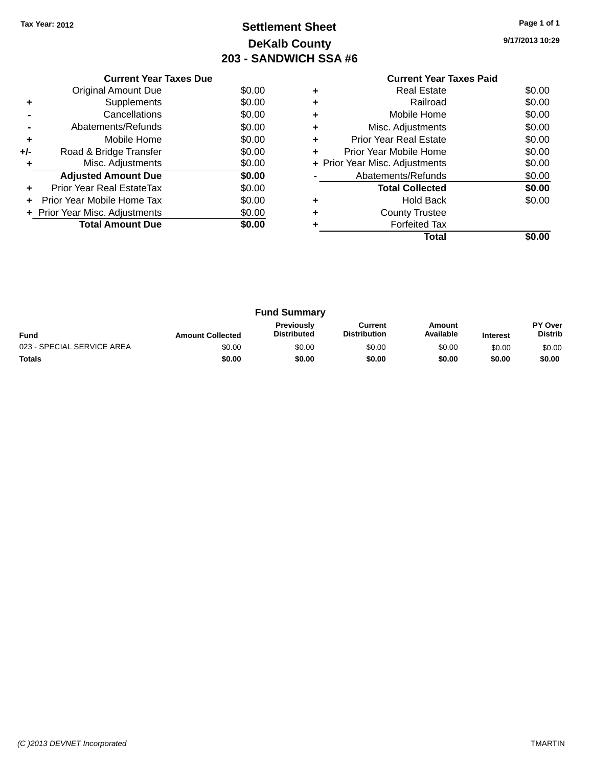Tax Year: 2012

# Settlement Sheet

## DeKalb County

## 203 - SANDWICH SSA #6

9/17/2013 10:29

### Current Year Taxes Due

| | | |
|---|---|---|
| | Original Amount Due | $0.00 |
| + | Supplements | $0.00 |
| - | Cancellations | $0.00 |
| - | Abatements/Refunds | $0.00 |
| + | Mobile Home | $0.00 |
| +/- | Road & Bridge Transfer | $0.00 |
| + | Misc. Adjustments | $0.00 |
| | **Adjusted Amount Due** | **$0.00** |
| + | Prior Year Real EstateTax | $0.00 |
| + | Prior Year Mobile Home Tax | $0.00 |
| + | Prior Year Misc. Adjustments | $0.00 |
| | **Total Amount Due** | **$0.00** |

### Current Year Taxes Paid

| | | |
|---|---|---|
| + | Real Estate | $0.00 |
| + | Railroad | $0.00 |
| + | Mobile Home | $0.00 |
| + | Misc. Adjustments | $0.00 |
| + | Prior Year Real Estate | $0.00 |
| + | Prior Year Mobile Home | $0.00 |
| + | Prior Year Misc. Adjustments | $0.00 |
| - | Abatements/Refunds | $0.00 |
| | **Total Collected** | **$0.00** |
| + | Hold Back | $0.00 |
| + | County Trustee | |
| + | Forfeited Tax | |
| | **Total** | **$0.00** |

### Fund Summary

| Fund | Amount Collected | Previously Distributed | Current Distribution | Amount Available | Interest | PY Over Distrib |
|---|---|---|---|---|---|---|
| 023 - SPECIAL SERVICE AREA | $0.00 | $0.00 | $0.00 | $0.00 | $0.00 | $0.00 |
| **Totals** | **$0.00** | **$0.00** | **$0.00** | **$0.00** | **$0.00** | **$0.00** |

(C )2013 DEVNET Incorporated

TMARTIN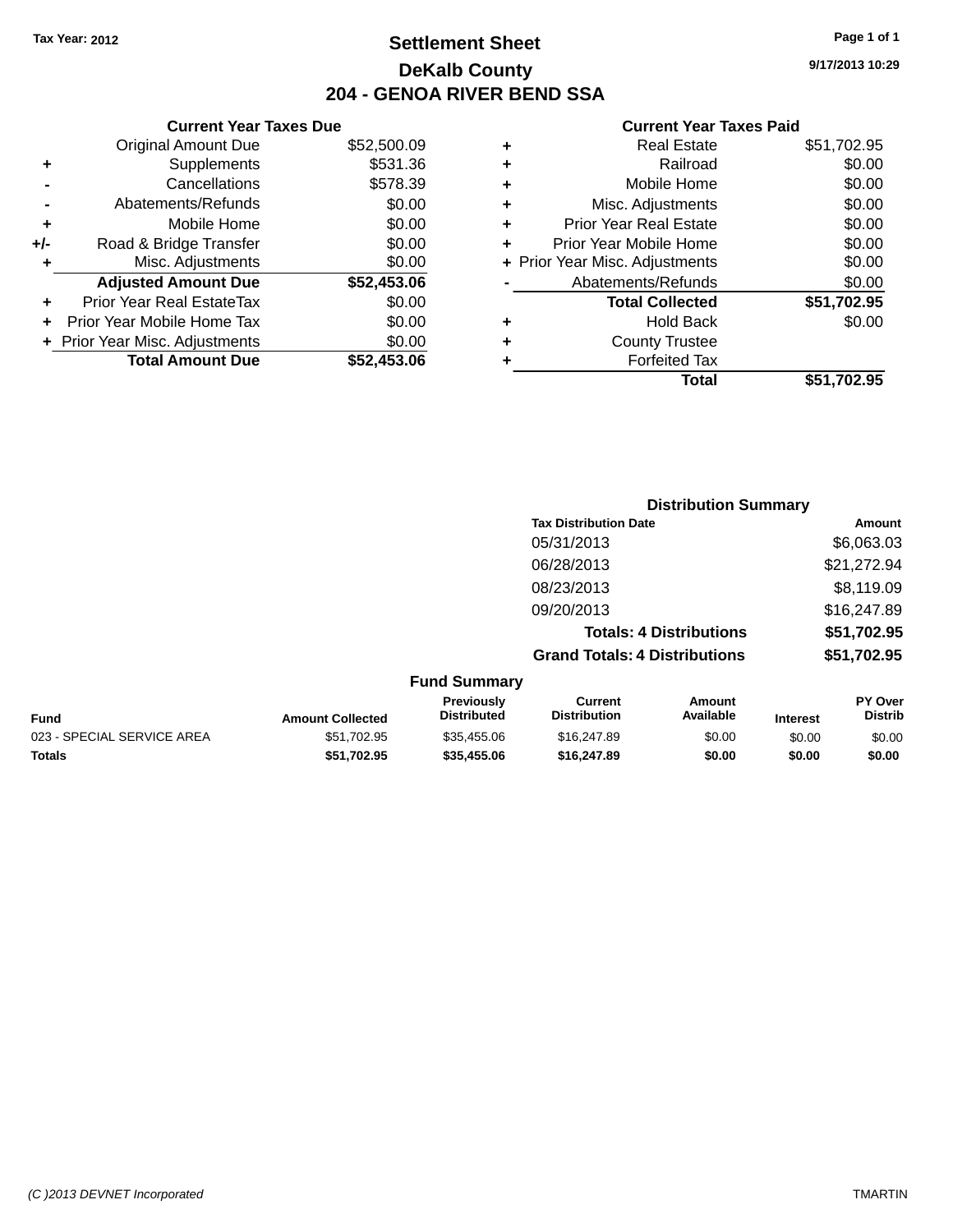Tax Year: 2012

# Settlement Sheet

## DeKalb County

## 204 - GENOA RIVER BEND SSA

9/17/2013 10:29

### Current Year Taxes Due

| | | |
|---|---|---|
| | Original Amount Due | $52,500.09 |
| + | Supplements | $531.36 |
| - | Cancellations | $578.39 |
| - | Abatements/Refunds | $0.00 |
| + | Mobile Home | $0.00 |
| +/- | Road & Bridge Transfer | $0.00 |
| + | Misc. Adjustments | $0.00 |
| | **Adjusted Amount Due** | **$52,453.06** |
| + | Prior Year Real EstateTax | $0.00 |
| + | Prior Year Mobile Home Tax | $0.00 |
| + | Prior Year Misc. Adjustments | $0.00 |
| | **Total Amount Due** | **$52,453.06** |

### Current Year Taxes Paid

| | | |
|---|---|---|
| + | Real Estate | $51,702.95 |
| + | Railroad | $0.00 |
| + | Mobile Home | $0.00 |
| + | Misc. Adjustments | $0.00 |
| + | Prior Year Real Estate | $0.00 |
| + | Prior Year Mobile Home | $0.00 |
| + | Prior Year Misc. Adjustments | $0.00 |
| - | Abatements/Refunds | $0.00 |
| | **Total Collected** | **$51,702.95** |
| + | Hold Back | $0.00 |
| + | County Trustee | |
| + | Forfeited Tax | |
| | **Total** | **$51,702.95** |

### Distribution Summary

| Tax Distribution Date | Amount |
|---|---|
| 05/31/2013 | $6,063.03 |
| 06/28/2013 | $21,272.94 |
| 08/23/2013 | $8,119.09 |
| 09/20/2013 | $16,247.89 |
| **Totals: 4 Distributions** | **$51,702.95** |
| **Grand Totals: 4 Distributions** | **$51,702.95** |

### Fund Summary

| Fund | Amount Collected | Previously Distributed | Current Distribution | Amount Available | Interest | PY Over Distrib |
|---|---|---|---|---|---|---|
| 023 - SPECIAL SERVICE AREA | $51,702.95 | $35,455.06 | $16,247.89 | $0.00 | $0.00 | $0.00 |
| **Totals** | **$51,702.95** | **$35,455.06** | **$16,247.89** | **$0.00** | **$0.00** | **$0.00** |

(C )2013 DEVNET Incorporated — TMARTIN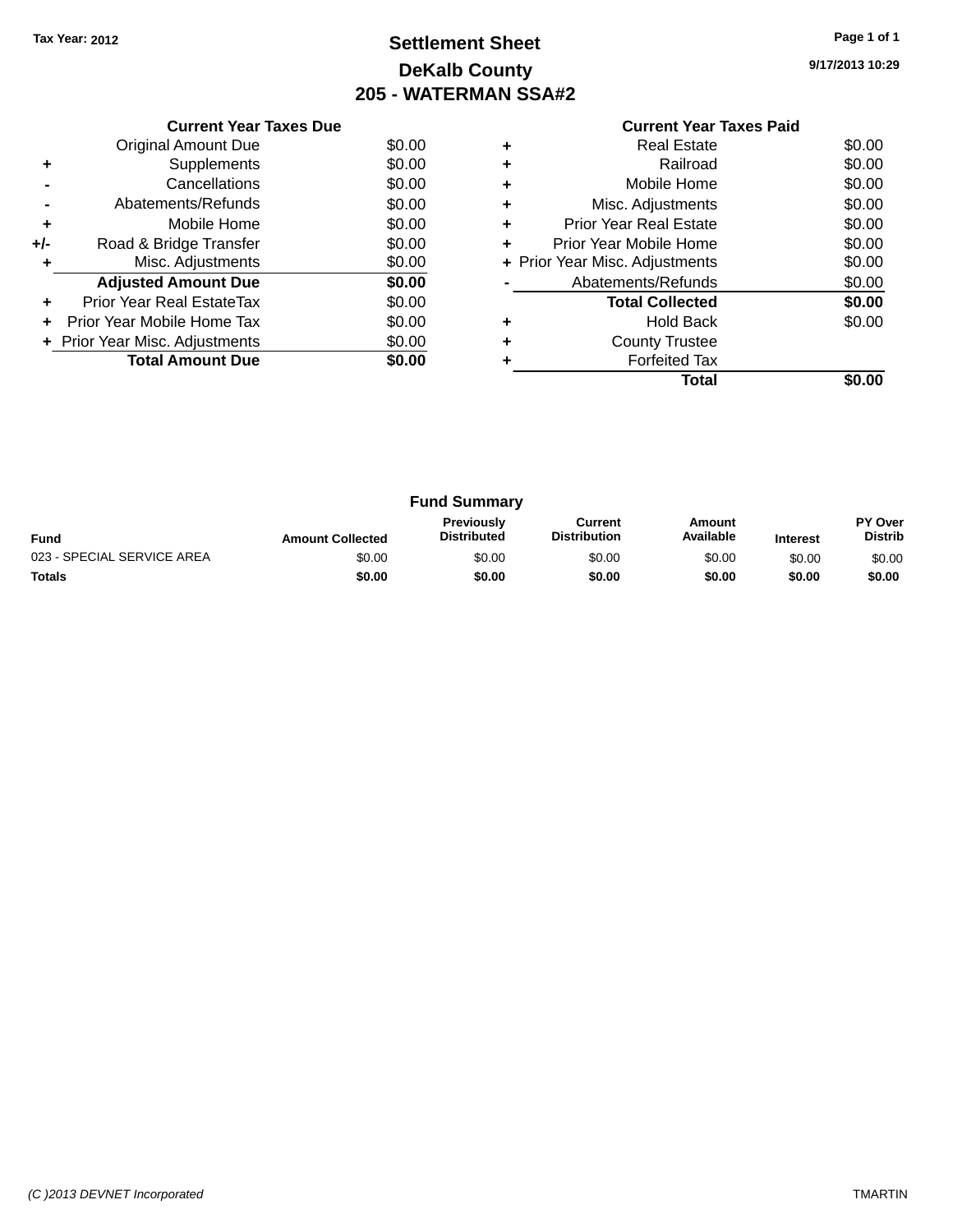Tax Year: 2012

# Settlement Sheet
## DeKalb County
## 205 - WATERMAN SSA#2

9/17/2013 10:29

### Current Year Taxes Due

| | | |
|---|---|---|
| | Original Amount Due | $0.00 |
| + | Supplements | $0.00 |
| - | Cancellations | $0.00 |
| - | Abatements/Refunds | $0.00 |
| + | Mobile Home | $0.00 |
| +/- | Road & Bridge Transfer | $0.00 |
| + | Misc. Adjustments | $0.00 |
| | **Adjusted Amount Due** | **$0.00** |
| + | Prior Year Real EstateTax | $0.00 |
| + | Prior Year Mobile Home Tax | $0.00 |
| + | Prior Year Misc. Adjustments | $0.00 |
| | **Total Amount Due** | **$0.00** |

### Current Year Taxes Paid

| | | |
|---|---|---|
| + | Real Estate | $0.00 |
| + | Railroad | $0.00 |
| + | Mobile Home | $0.00 |
| + | Misc. Adjustments | $0.00 |
| + | Prior Year Real Estate | $0.00 |
| + | Prior Year Mobile Home | $0.00 |
| + | Prior Year Misc. Adjustments | $0.00 |
| - | Abatements/Refunds | $0.00 |
| | **Total Collected** | **$0.00** |
| + | Hold Back | $0.00 |
| + | County Trustee | |
| + | Forfeited Tax | |
| | **Total** | **$0.00** |

### Fund Summary

| Fund | Amount Collected | Previously Distributed | Current Distribution | Amount Available | Interest | PY Over Distrib |
|---|---|---|---|---|---|---|
| 023 - SPECIAL SERVICE AREA | $0.00 | $0.00 | $0.00 | $0.00 | $0.00 | $0.00 |
| **Totals** | **$0.00** | **$0.00** | **$0.00** | **$0.00** | **$0.00** | **$0.00** |

(C )2013 DEVNET Incorporated TMARTIN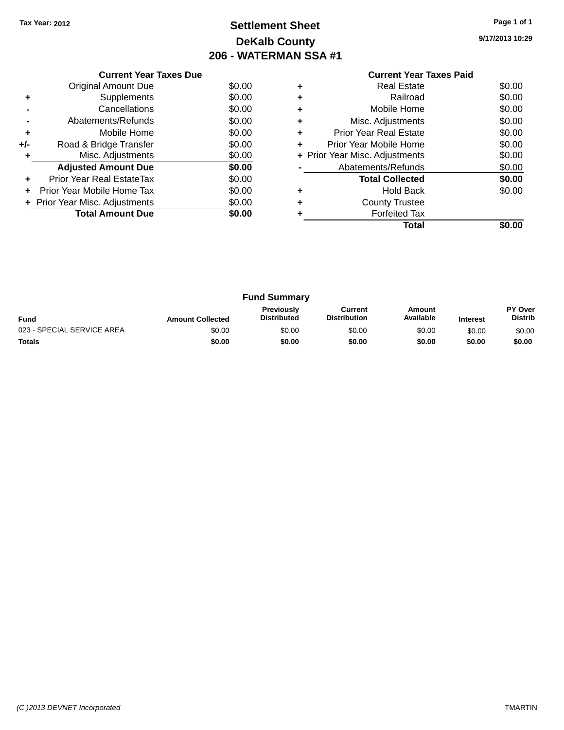Tax Year: 2012

# Settlement Sheet

## DeKalb County

## 206 - WATERMAN SSA #1

9/17/2013 10:29

| | Current Year Taxes Due | |
|---|---|---|
| | Original Amount Due | $0.00 |
| + | Supplements | $0.00 |
| - | Cancellations | $0.00 |
| - | Abatements/Refunds | $0.00 |
| + | Mobile Home | $0.00 |
| +/- | Road & Bridge Transfer | $0.00 |
| + | Misc. Adjustments | $0.00 |
| | **Adjusted Amount Due** | **$0.00** |
| + | Prior Year Real EstateTax | $0.00 |
| + | Prior Year Mobile Home Tax | $0.00 |
| + | Prior Year Misc. Adjustments | $0.00 |
| | **Total Amount Due** | **$0.00** |

| | Current Year Taxes Paid | |
|---|---|---|
| + | Real Estate | $0.00 |
| + | Railroad | $0.00 |
| + | Mobile Home | $0.00 |
| + | Misc. Adjustments | $0.00 |
| + | Prior Year Real Estate | $0.00 |
| + | Prior Year Mobile Home | $0.00 |
| + | Prior Year Misc. Adjustments | $0.00 |
| - | Abatements/Refunds | $0.00 |
| | **Total Collected** | **$0.00** |
| + | Hold Back | $0.00 |
| + | County Trustee | |
| + | Forfeited Tax | |
| | **Total** | **$0.00** |

### Fund Summary

| Fund | Amount Collected | Previously Distributed | Current Distribution | Amount Available | Interest | PY Over Distrib |
|---|---|---|---|---|---|---|
| 023 - SPECIAL SERVICE AREA | $0.00 | $0.00 | $0.00 | $0.00 | $0.00 | $0.00 |
| **Totals** | **$0.00** | **$0.00** | **$0.00** | **$0.00** | **$0.00** | **$0.00** |

(C )2013 DEVNET Incorporated TMARTIN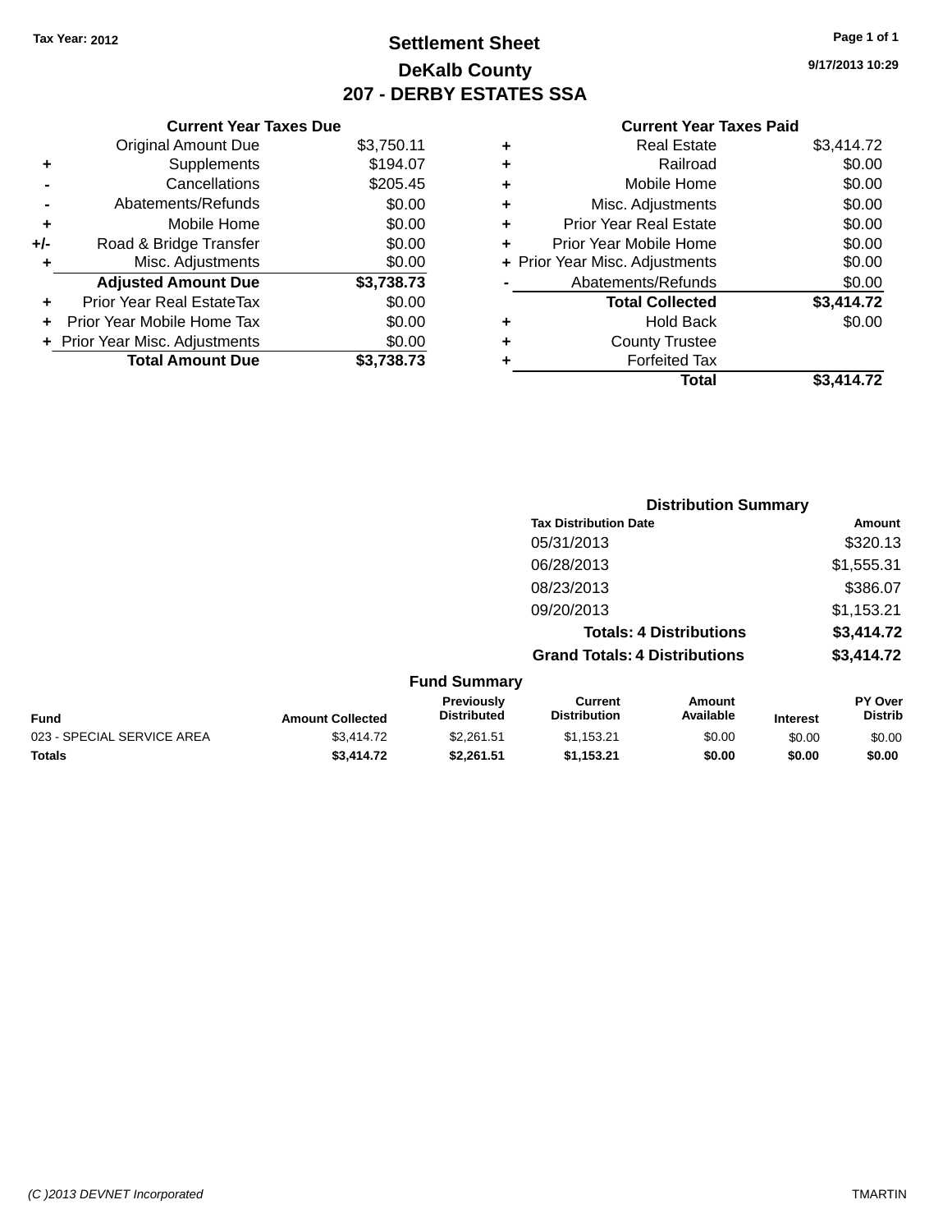Tax Year: 2012

# Settlement Sheet

## DeKalb County

## 207 - DERBY ESTATES SSA

9/17/2013 10:29

### Current Year Taxes Due

| | | |
|---|---|---|
| | Original Amount Due | $3,750.11 |
| + | Supplements | $194.07 |
| - | Cancellations | $205.45 |
| - | Abatements/Refunds | $0.00 |
| + | Mobile Home | $0.00 |
| +/- | Road & Bridge Transfer | $0.00 |
| + | Misc. Adjustments | $0.00 |
| | **Adjusted Amount Due** | **$3,738.73** |
| + | Prior Year Real EstateTax | $0.00 |
| + | Prior Year Mobile Home Tax | $0.00 |
| + | Prior Year Misc. Adjustments | $0.00 |
| | **Total Amount Due** | **$3,738.73** |

### Current Year Taxes Paid

| | | |
|---|---|---|
| + | Real Estate | $3,414.72 |
| + | Railroad | $0.00 |
| + | Mobile Home | $0.00 |
| + | Misc. Adjustments | $0.00 |
| + | Prior Year Real Estate | $0.00 |
| + | Prior Year Mobile Home | $0.00 |
| + | Prior Year Misc. Adjustments | $0.00 |
| - | Abatements/Refunds | $0.00 |
| | **Total Collected** | **$3,414.72** |
| + | Hold Back | $0.00 |
| + | County Trustee | |
| + | Forfeited Tax | |
| | **Total** | **$3,414.72** |

### Distribution Summary

| Tax Distribution Date | Amount |
|---|---|
| 05/31/2013 | $320.13 |
| 06/28/2013 | $1,555.31 |
| 08/23/2013 | $386.07 |
| 09/20/2013 | $1,153.21 |
| **Totals: 4 Distributions** | **$3,414.72** |
| **Grand Totals: 4 Distributions** | **$3,414.72** |

### Fund Summary

| Fund | Amount Collected | Previously Distributed | Current Distribution | Amount Available | Interest | PY Over Distrib |
|---|---|---|---|---|---|---|
| 023 - SPECIAL SERVICE AREA | $3,414.72 | $2,261.51 | $1,153.21 | $0.00 | $0.00 | $0.00 |
| **Totals** | **$3,414.72** | **$2,261.51** | **$1,153.21** | **$0.00** | **$0.00** | **$0.00** |

(C )2013 DEVNET Incorporated TMARTIN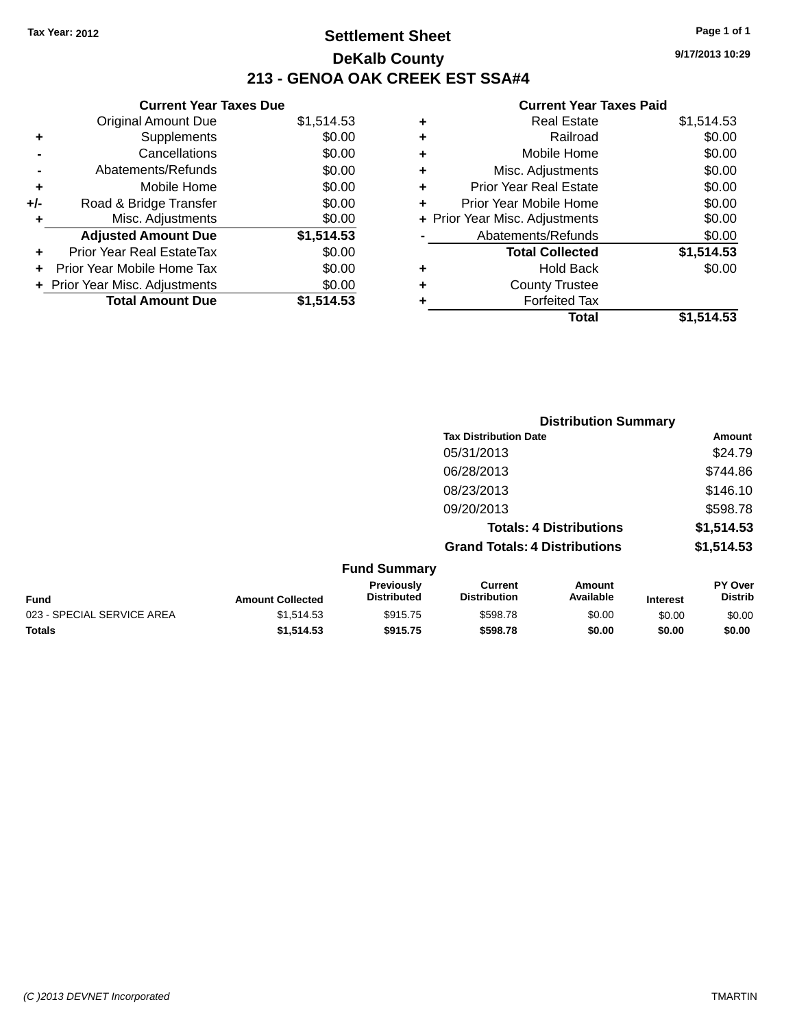Tax Year: 2012

# Settlement Sheet

## DeKalb County

## 213 - GENOA OAK CREEK EST SSA#4

9/17/2013 10:29

### Current Year Taxes Due

| | | |
|---|---|---|
| | Original Amount Due | $1,514.53 |
| + | Supplements | $0.00 |
| - | Cancellations | $0.00 |
| - | Abatements/Refunds | $0.00 |
| + | Mobile Home | $0.00 |
| +/- | Road & Bridge Transfer | $0.00 |
| + | Misc. Adjustments | $0.00 |
| | **Adjusted Amount Due** | **$1,514.53** |
| + | Prior Year Real EstateTax | $0.00 |
| + | Prior Year Mobile Home Tax | $0.00 |
| + | Prior Year Misc. Adjustments | $0.00 |
| | **Total Amount Due** | **$1,514.53** |

### Current Year Taxes Paid

| | | |
|---|---|---|
| + | Real Estate | $1,514.53 |
| + | Railroad | $0.00 |
| + | Mobile Home | $0.00 |
| + | Misc. Adjustments | $0.00 |
| + | Prior Year Real Estate | $0.00 |
| + | Prior Year Mobile Home | $0.00 |
| + | Prior Year Misc. Adjustments | $0.00 |
| - | Abatements/Refunds | $0.00 |
| | **Total Collected** | **$1,514.53** |
| + | Hold Back | $0.00 |
| + | County Trustee | |
| + | Forfeited Tax | |
| | **Total** | **$1,514.53** |

### Distribution Summary

| Tax Distribution Date | Amount |
|---|---|
| 05/31/2013 | $24.79 |
| 06/28/2013 | $744.86 |
| 08/23/2013 | $146.10 |
| 09/20/2013 | $598.78 |
| **Totals: 4 Distributions** | **$1,514.53** |
| **Grand Totals: 4 Distributions** | **$1,514.53** |

### Fund Summary

| Fund | Amount Collected | Previously Distributed | Current Distribution | Amount Available | Interest | PY Over Distrib |
|---|---|---|---|---|---|---|
| 023 - SPECIAL SERVICE AREA | $1,514.53 | $915.75 | $598.78 | $0.00 | $0.00 | $0.00 |
| **Totals** | **$1,514.53** | **$915.75** | **$598.78** | **$0.00** | **$0.00** | **$0.00** |

(C )2013 DEVNET Incorporated TMARTIN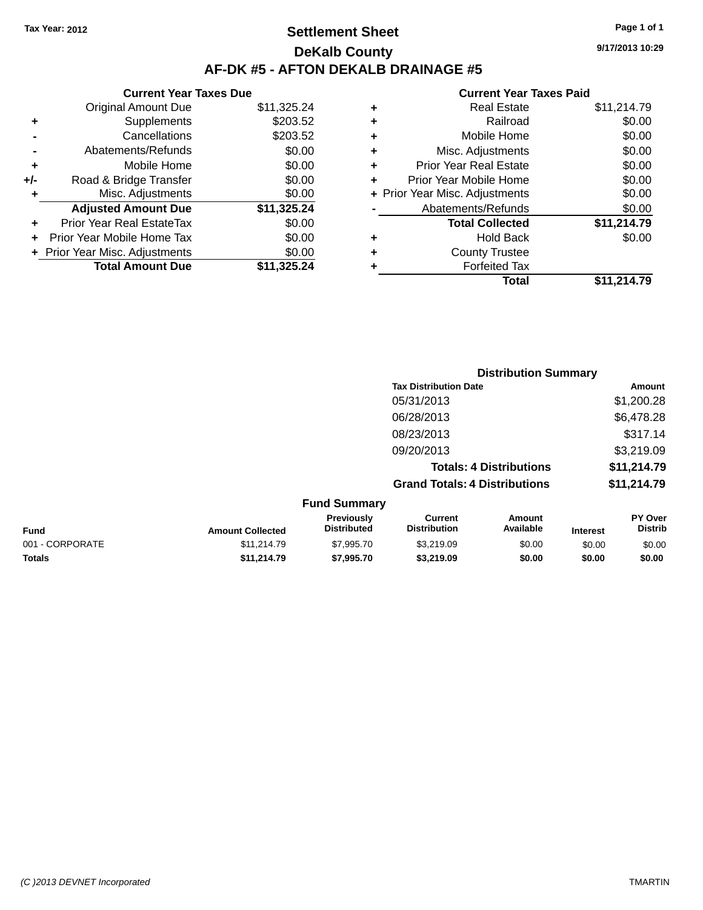Tax Year: 2012

# Settlement Sheet

## DeKalb County

## AF-DK #5 - AFTON DEKALB DRAINAGE #5

9/17/2013 10:29

**Current Year Taxes Due**

| | | |
|---|---|---|
| | Original Amount Due | $11,325.24 |
| + | Supplements | $203.52 |
| - | Cancellations | $203.52 |
| - | Abatements/Refunds | $0.00 |
| + | Mobile Home | $0.00 |
| +/- | Road & Bridge Transfer | $0.00 |
| + | Misc. Adjustments | $0.00 |
| | **Adjusted Amount Due** | **$11,325.24** |
| + | Prior Year Real EstateTax | $0.00 |
| + | Prior Year Mobile Home Tax | $0.00 |
| + | Prior Year Misc. Adjustments | $0.00 |
| | **Total Amount Due** | **$11,325.24** |

**Current Year Taxes Paid**

| | | |
|---|---|---|
| + | Real Estate | $11,214.79 |
| + | Railroad | $0.00 |
| + | Mobile Home | $0.00 |
| + | Misc. Adjustments | $0.00 |
| + | Prior Year Real Estate | $0.00 |
| + | Prior Year Mobile Home | $0.00 |
| + | Prior Year Misc. Adjustments | $0.00 |
| - | Abatements/Refunds | $0.00 |
| | **Total Collected** | **$11,214.79** |
| + | Hold Back | $0.00 |
| + | County Trustee | |
| + | Forfeited Tax | |
| | **Total** | **$11,214.79** |

**Distribution Summary**

| Tax Distribution Date | Amount |
|---|---|
| 05/31/2013 | $1,200.28 |
| 06/28/2013 | $6,478.28 |
| 08/23/2013 | $317.14 |
| 09/20/2013 | $3,219.09 |
| **Totals: 4 Distributions** | **$11,214.79** |
| **Grand Totals: 4 Distributions** | **$11,214.79** |

**Fund Summary**

| Fund | Amount Collected | Previously Distributed | Current Distribution | Amount Available | Interest | PY Over Distrib |
|---|---|---|---|---|---|---|
| 001 - CORPORATE | $11,214.79 | $7,995.70 | $3,219.09 | $0.00 | $0.00 | $0.00 |
| **Totals** | **$11,214.79** | **$7,995.70** | **$3,219.09** | **$0.00** | **$0.00** | **$0.00** |

(C )2013 DEVNET Incorporated TMARTIN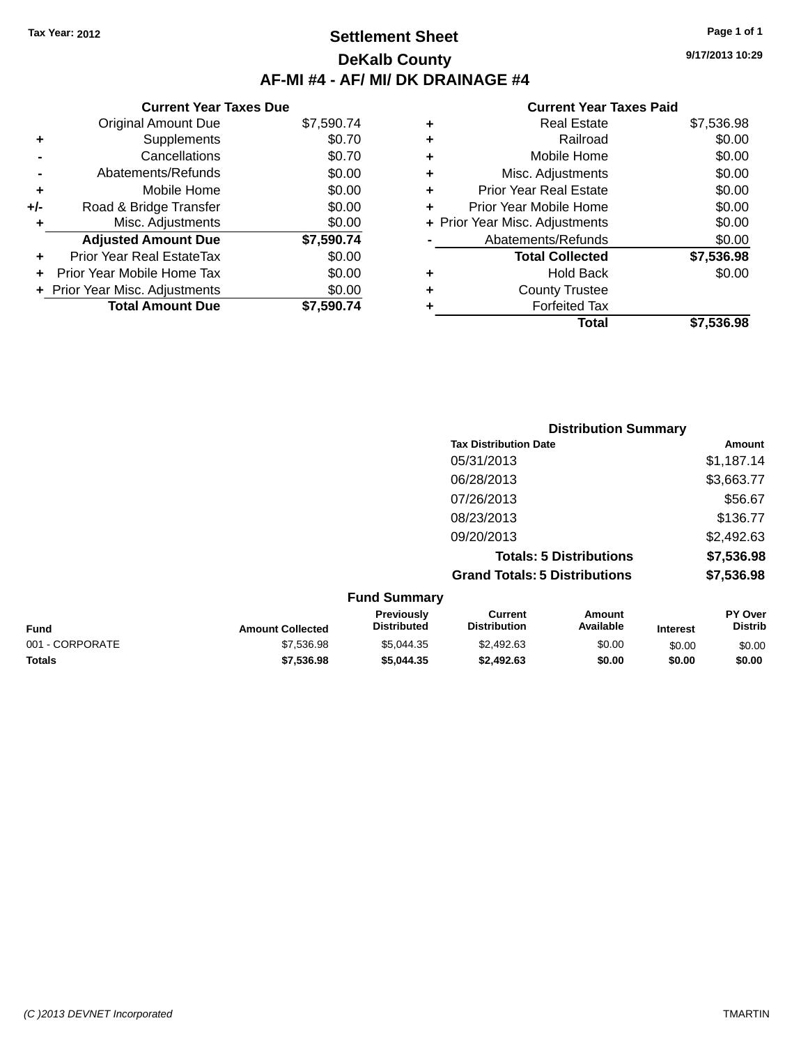Tax Year: 2012

# Settlement Sheet

## DeKalb County

## AF-MI #4 - AF/ MI/ DK DRAINAGE #4

9/17/2013 10:29

### Current Year Taxes Due

| | | |
|---|---|---|
| | Original Amount Due | $7,590.74 |
| + | Supplements | $0.70 |
| - | Cancellations | $0.70 |
| - | Abatements/Refunds | $0.00 |
| + | Mobile Home | $0.00 |
| +/- | Road & Bridge Transfer | $0.00 |
| + | Misc. Adjustments | $0.00 |
| | **Adjusted Amount Due** | **$7,590.74** |
| + | Prior Year Real EstateTax | $0.00 |
| + | Prior Year Mobile Home Tax | $0.00 |
| + | Prior Year Misc. Adjustments | $0.00 |
| | **Total Amount Due** | **$7,590.74** |

### Current Year Taxes Paid

| | | |
|---|---|---|
| + | Real Estate | $7,536.98 |
| + | Railroad | $0.00 |
| + | Mobile Home | $0.00 |
| + | Misc. Adjustments | $0.00 |
| + | Prior Year Real Estate | $0.00 |
| + | Prior Year Mobile Home | $0.00 |
| + | Prior Year Misc. Adjustments | $0.00 |
| - | Abatements/Refunds | $0.00 |
| | **Total Collected** | **$7,536.98** |
| + | Hold Back | $0.00 |
| + | County Trustee | |
| + | Forfeited Tax | |
| | **Total** | **$7,536.98** |

### Distribution Summary

| Tax Distribution Date | Amount |
|---|---|
| 05/31/2013 | $1,187.14 |
| 06/28/2013 | $3,663.77 |
| 07/26/2013 | $56.67 |
| 08/23/2013 | $136.77 |
| 09/20/2013 | $2,492.63 |
| **Totals: 5 Distributions** | **$7,536.98** |
| **Grand Totals: 5 Distributions** | **$7,536.98** |

### Fund Summary

| Fund | Amount Collected | Previously Distributed | Current Distribution | Amount Available | Interest | PY Over Distrib |
|---|---|---|---|---|---|---|
| 001 - CORPORATE | $7,536.98 | $5,044.35 | $2,492.63 | $0.00 | $0.00 | $0.00 |
| **Totals** | **$7,536.98** | **$5,044.35** | **$2,492.63** | **$0.00** | **$0.00** | **$0.00** |

(C )2013 DEVNET Incorporated

TMARTIN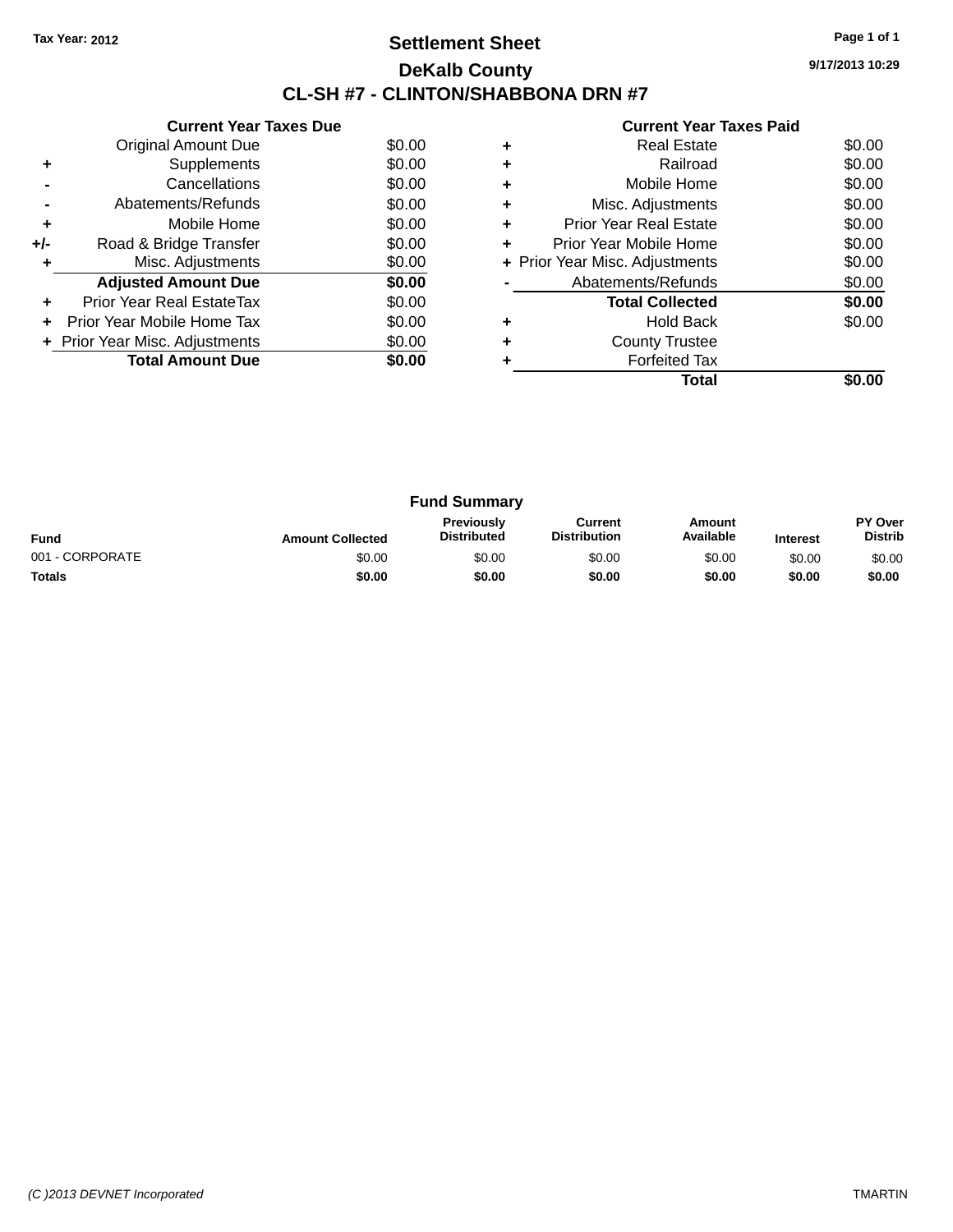Tax Year: 2012

# Settlement Sheet

## DeKalb County

## CL-SH #7 - CLINTON/SHABBONA DRN #7

9/17/2013 10:29

### Current Year Taxes Due

| | | |
|---|---|---|
| | Original Amount Due | $0.00 |
| + | Supplements | $0.00 |
| - | Cancellations | $0.00 |
| - | Abatements/Refunds | $0.00 |
| + | Mobile Home | $0.00 |
| +/- | Road & Bridge Transfer | $0.00 |
| + | Misc. Adjustments | $0.00 |
| | **Adjusted Amount Due** | **$0.00** |
| + | Prior Year Real EstateTax | $0.00 |
| + | Prior Year Mobile Home Tax | $0.00 |
| + | Prior Year Misc. Adjustments | $0.00 |
| | **Total Amount Due** | **$0.00** |

### Current Year Taxes Paid

| | | |
|---|---|---|
| + | Real Estate | $0.00 |
| + | Railroad | $0.00 |
| + | Mobile Home | $0.00 |
| + | Misc. Adjustments | $0.00 |
| + | Prior Year Real Estate | $0.00 |
| + | Prior Year Mobile Home | $0.00 |
| + | Prior Year Misc. Adjustments | $0.00 |
| - | Abatements/Refunds | $0.00 |
| | **Total Collected** | **$0.00** |
| + | Hold Back | $0.00 |
| + | County Trustee | |
| + | Forfeited Tax | |
| | **Total** | **$0.00** |

### Fund Summary

| Fund | Amount Collected | Previously Distributed | Current Distribution | Amount Available | Interest | PY Over Distrib |
|---|---|---|---|---|---|---|
| 001 - CORPORATE | $0.00 | $0.00 | $0.00 | $0.00 | $0.00 | $0.00 |
| **Totals** | **$0.00** | **$0.00** | **$0.00** | **$0.00** | **$0.00** | **$0.00** |

(C )2013 DEVNET Incorporated

TMARTIN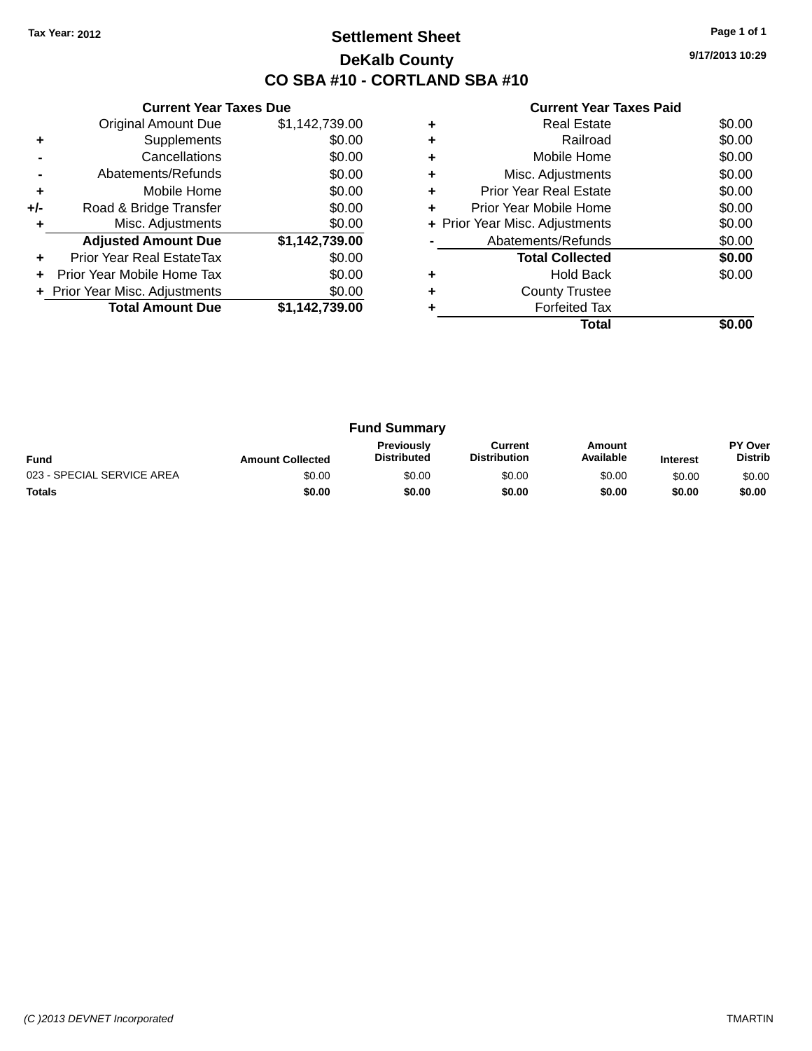Tax Year: 2012

# Settlement Sheet

## DeKalb County

## CO SBA #10 - CORTLAND SBA #10

9/17/2013 10:29

### Current Year Taxes Due

| | | |
|---|---|---|
| | Original Amount Due | $1,142,739.00 |
| + | Supplements | $0.00 |
| - | Cancellations | $0.00 |
| - | Abatements/Refunds | $0.00 |
| + | Mobile Home | $0.00 |
| +/- | Road & Bridge Transfer | $0.00 |
| + | Misc. Adjustments | $0.00 |
| | **Adjusted Amount Due** | **$1,142,739.00** |
| + | Prior Year Real EstateTax | $0.00 |
| + | Prior Year Mobile Home Tax | $0.00 |
| + | Prior Year Misc. Adjustments | $0.00 |
| | **Total Amount Due** | **$1,142,739.00** |

### Current Year Taxes Paid

| | | |
|---|---|---|
| + | Real Estate | $0.00 |
| + | Railroad | $0.00 |
| + | Mobile Home | $0.00 |
| + | Misc. Adjustments | $0.00 |
| + | Prior Year Real Estate | $0.00 |
| + | Prior Year Mobile Home | $0.00 |
| + | Prior Year Misc. Adjustments | $0.00 |
| - | Abatements/Refunds | $0.00 |
| | **Total Collected** | **$0.00** |
| + | Hold Back | $0.00 |
| + | County Trustee | |
| + | Forfeited Tax | |
| | **Total** | **$0.00** |

### Fund Summary

| Fund | Amount Collected | Previously Distributed | Current Distribution | Amount Available | Interest | PY Over Distrib |
|---|---|---|---|---|---|---|
| 023 - SPECIAL SERVICE AREA | $0.00 | $0.00 | $0.00 | $0.00 | $0.00 | $0.00 |
| **Totals** | **$0.00** | **$0.00** | **$0.00** | **$0.00** | **$0.00** | **$0.00** |

(C )2013 DEVNET Incorporated

TMARTIN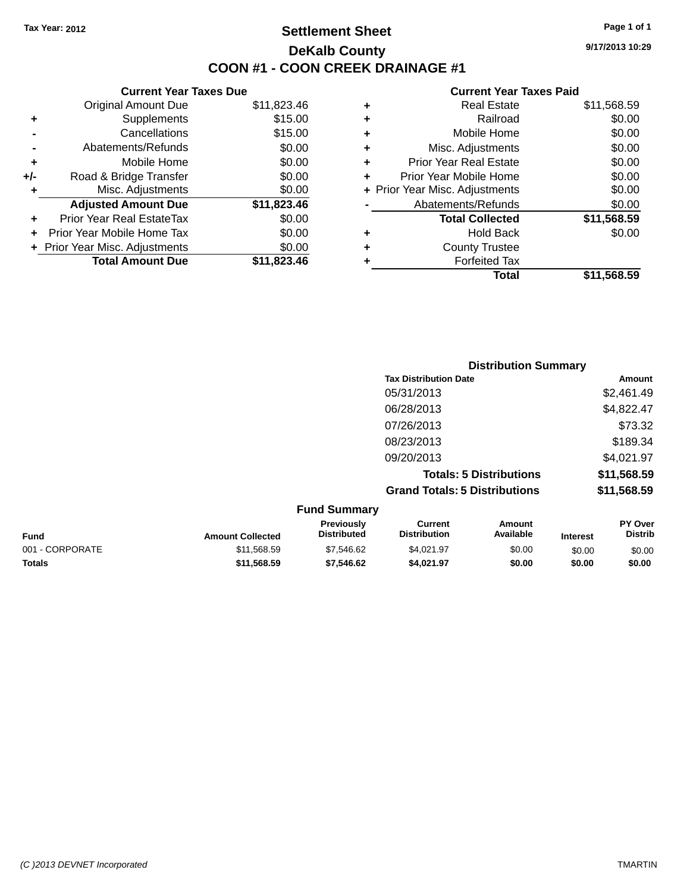Tax Year: 2012

# Settlement Sheet

## DeKalb County

## COON #1 - COON CREEK DRAINAGE #1

9/17/2013 10:29

### Current Year Taxes Due

| | | |
|---|---|---|
| | Original Amount Due | $11,823.46 |
| + | Supplements | $15.00 |
| - | Cancellations | $15.00 |
| - | Abatements/Refunds | $0.00 |
| + | Mobile Home | $0.00 |
| +/- | Road & Bridge Transfer | $0.00 |
| + | Misc. Adjustments | $0.00 |
| | **Adjusted Amount Due** | **$11,823.46** |
| + | Prior Year Real EstateTax | $0.00 |
| + | Prior Year Mobile Home Tax | $0.00 |
| + | Prior Year Misc. Adjustments | $0.00 |
| | **Total Amount Due** | **$11,823.46** |

### Current Year Taxes Paid

| | | |
|---|---|---|
| + | Real Estate | $11,568.59 |
| + | Railroad | $0.00 |
| + | Mobile Home | $0.00 |
| + | Misc. Adjustments | $0.00 |
| + | Prior Year Real Estate | $0.00 |
| + | Prior Year Mobile Home | $0.00 |
| + | Prior Year Misc. Adjustments | $0.00 |
| - | Abatements/Refunds | $0.00 |
| | **Total Collected** | **$11,568.59** |
| + | Hold Back | $0.00 |
| + | County Trustee | |
| + | Forfeited Tax | |
| | **Total** | **$11,568.59** |

### Distribution Summary

| Tax Distribution Date | Amount |
|---|---|
| 05/31/2013 | $2,461.49 |
| 06/28/2013 | $4,822.47 |
| 07/26/2013 | $73.32 |
| 08/23/2013 | $189.34 |
| 09/20/2013 | $4,021.97 |
| **Totals: 5 Distributions** | **$11,568.59** |
| **Grand Totals: 5 Distributions** | **$11,568.59** |

### Fund Summary

| Fund | Amount Collected | Previously Distributed | Current Distribution | Amount Available | Interest | PY Over Distrib |
|---|---|---|---|---|---|---|
| 001 - CORPORATE | $11,568.59 | $7,546.62 | $4,021.97 | $0.00 | $0.00 | $0.00 |
| **Totals** | **$11,568.59** | **$7,546.62** | **$4,021.97** | **$0.00** | **$0.00** | **$0.00** |

(C )2013 DEVNET Incorporated TMARTIN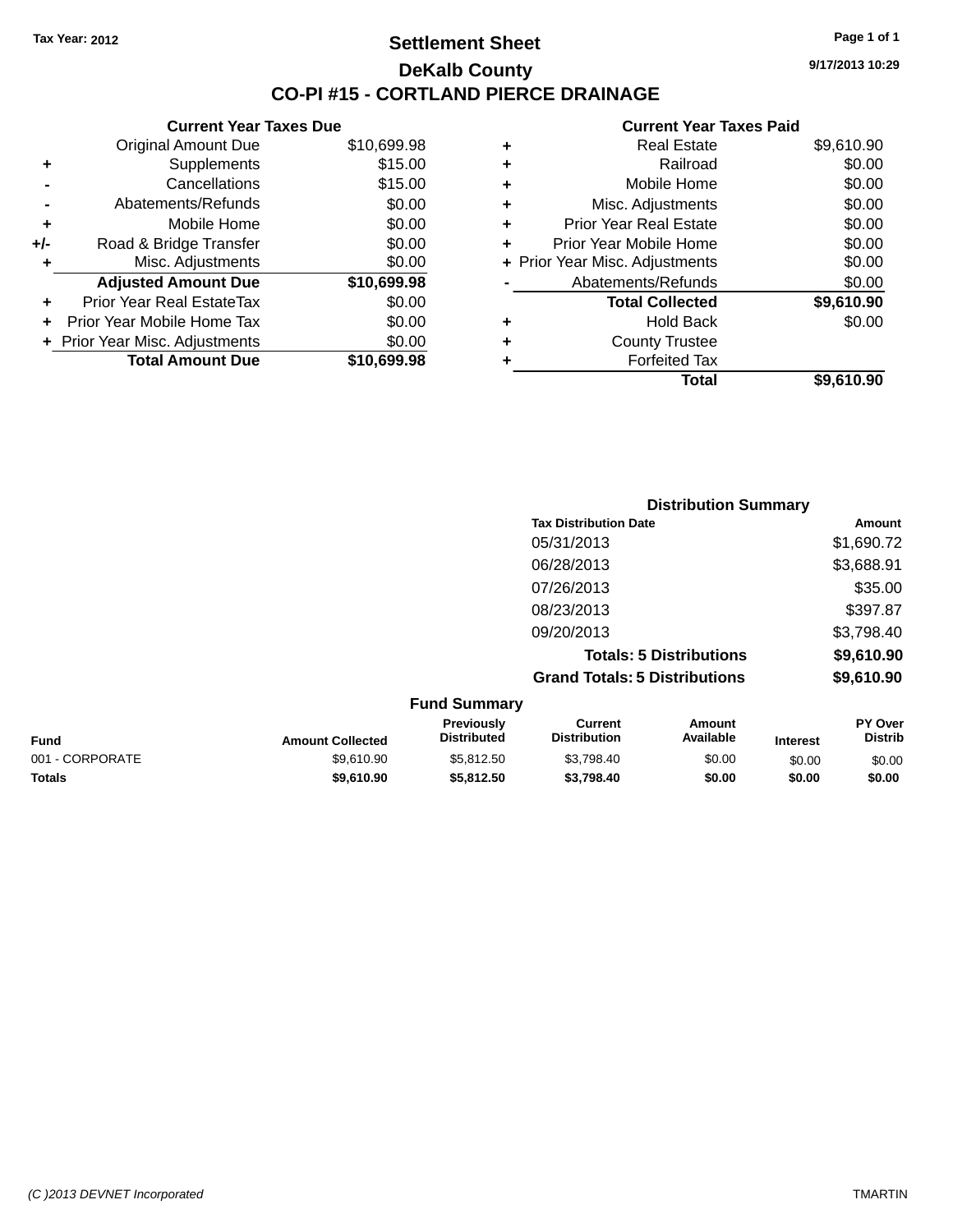Tax Year: 2012

# Settlement Sheet
## DeKalb County
## CO-PI #15 - CORTLAND PIERCE DRAINAGE

9/17/2013 10:29

### Current Year Taxes Due

| | | |
|---|---|---|
| | Original Amount Due | $10,699.98 |
| + | Supplements | $15.00 |
| - | Cancellations | $15.00 |
| - | Abatements/Refunds | $0.00 |
| + | Mobile Home | $0.00 |
| +/- | Road & Bridge Transfer | $0.00 |
| + | Misc. Adjustments | $0.00 |
| | **Adjusted Amount Due** | **$10,699.98** |
| + | Prior Year Real EstateTax | $0.00 |
| + | Prior Year Mobile Home Tax | $0.00 |
| + | Prior Year Misc. Adjustments | $0.00 |
| | **Total Amount Due** | **$10,699.98** |

### Current Year Taxes Paid

| | | |
|---|---|---|
| + | Real Estate | $9,610.90 |
| + | Railroad | $0.00 |
| + | Mobile Home | $0.00 |
| + | Misc. Adjustments | $0.00 |
| + | Prior Year Real Estate | $0.00 |
| + | Prior Year Mobile Home | $0.00 |
| + | Prior Year Misc. Adjustments | $0.00 |
| - | Abatements/Refunds | $0.00 |
| | **Total Collected** | **$9,610.90** |
| + | Hold Back | $0.00 |
| + | County Trustee | |
| + | Forfeited Tax | |
| | **Total** | **$9,610.90** |

### Distribution Summary

| Tax Distribution Date | Amount |
|---|---|
| 05/31/2013 | $1,690.72 |
| 06/28/2013 | $3,688.91 |
| 07/26/2013 | $35.00 |
| 08/23/2013 | $397.87 |
| 09/20/2013 | $3,798.40 |
| **Totals: 5 Distributions** | **$9,610.90** |
| **Grand Totals: 5 Distributions** | **$9,610.90** |

### Fund Summary

| Fund | Amount Collected | Previously Distributed | Current Distribution | Amount Available | Interest | PY Over Distrib |
|---|---|---|---|---|---|---|
| 001 - CORPORATE | $9,610.90 | $5,812.50 | $3,798.40 | $0.00 | $0.00 | $0.00 |
| **Totals** | **$9,610.90** | **$5,812.50** | **$3,798.40** | **$0.00** | **$0.00** | **$0.00** |

(C )2013 DEVNET Incorporated — TMARTIN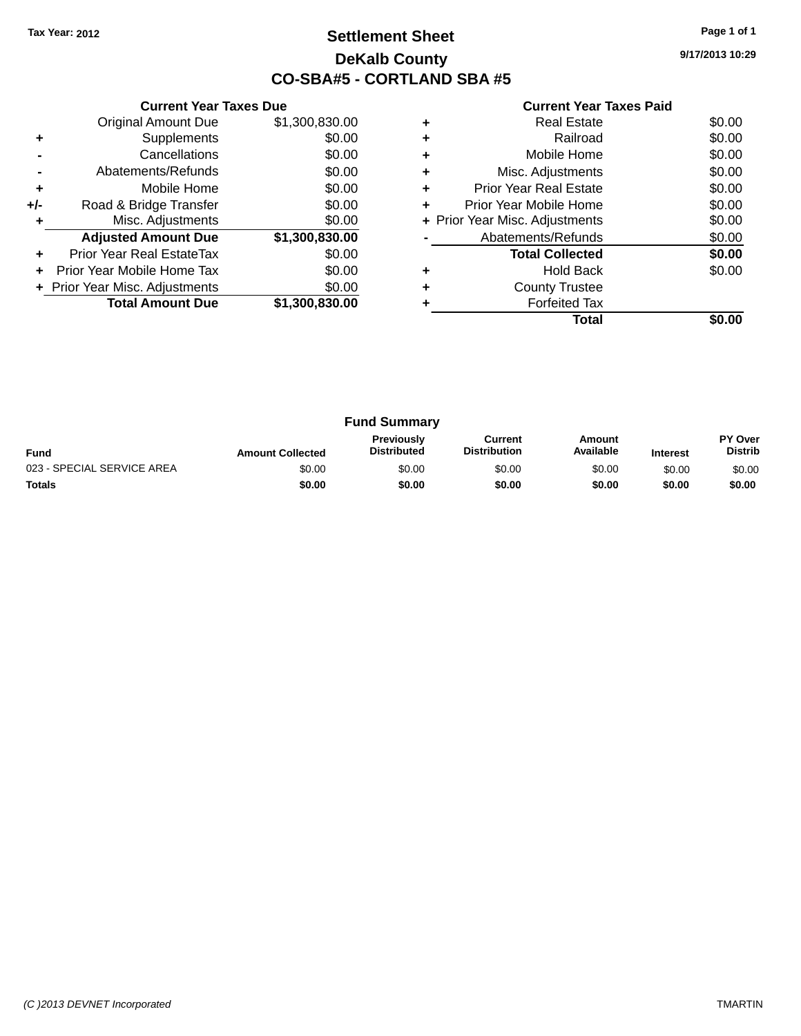Tax Year: 2012

# Settlement Sheet

## DeKalb County

## CO-SBA#5 - CORTLAND SBA #5

9/17/2013 10:29

### Current Year Taxes Due

| | | |
|---|---|---|
| | Original Amount Due | $1,300,830.00 |
| + | Supplements | $0.00 |
| - | Cancellations | $0.00 |
| - | Abatements/Refunds | $0.00 |
| + | Mobile Home | $0.00 |
| +/- | Road & Bridge Transfer | $0.00 |
| + | Misc. Adjustments | $0.00 |
| | **Adjusted Amount Due** | **$1,300,830.00** |
| + | Prior Year Real EstateTax | $0.00 |
| + | Prior Year Mobile Home Tax | $0.00 |
| + | Prior Year Misc. Adjustments | $0.00 |
| | **Total Amount Due** | **$1,300,830.00** |

### Current Year Taxes Paid

| | | |
|---|---|---|
| + | Real Estate | $0.00 |
| + | Railroad | $0.00 |
| + | Mobile Home | $0.00 |
| + | Misc. Adjustments | $0.00 |
| + | Prior Year Real Estate | $0.00 |
| + | Prior Year Mobile Home | $0.00 |
| + | Prior Year Misc. Adjustments | $0.00 |
| - | Abatements/Refunds | $0.00 |
| | **Total Collected** | **$0.00** |
| + | Hold Back | $0.00 |
| + | County Trustee | |
| + | Forfeited Tax | |
| | **Total** | **$0.00** |

### Fund Summary

| Fund | Amount Collected | Previously Distributed | Current Distribution | Amount Available | Interest | PY Over Distrib |
|---|---|---|---|---|---|---|
| 023 - SPECIAL SERVICE AREA | $0.00 | $0.00 | $0.00 | $0.00 | $0.00 | $0.00 |
| **Totals** | **$0.00** | **$0.00** | **$0.00** | **$0.00** | **$0.00** | **$0.00** |

(C )2013 DEVNET Incorporated TMARTIN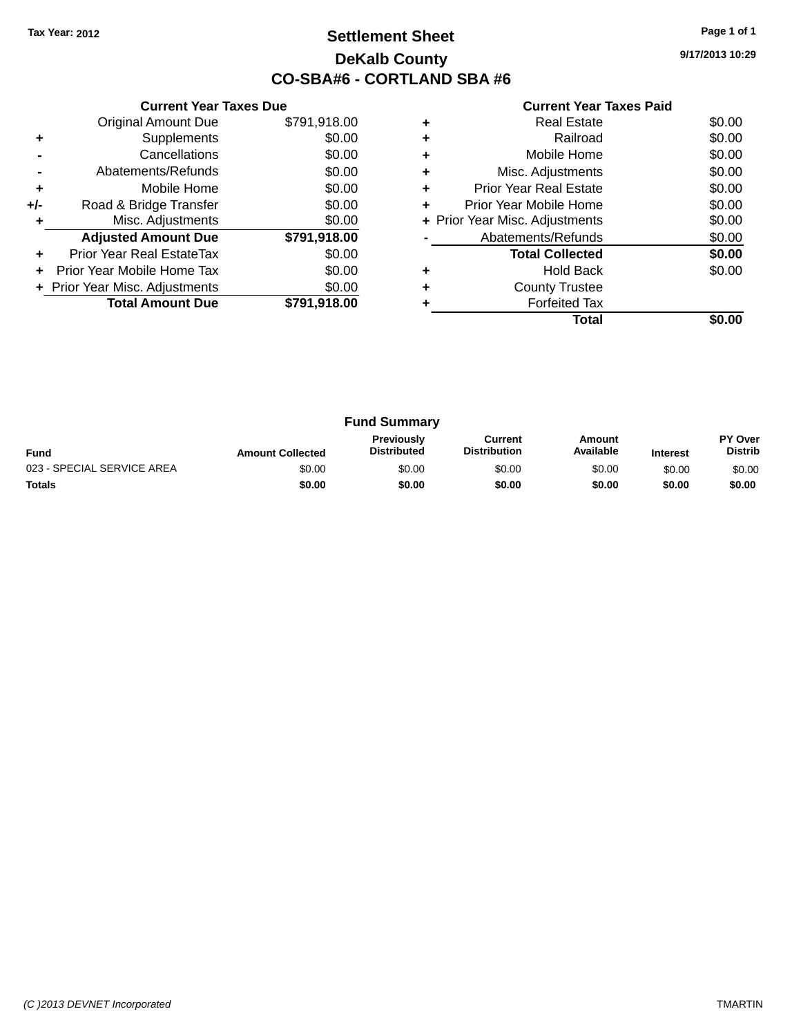Tax Year: 2012

# Settlement Sheet

## DeKalb County

## CO-SBA#6 - CORTLAND SBA #6

9/17/2013 10:29

### Current Year Taxes Due

| | | |
|---|---|---|
| | Original Amount Due | $791,918.00 |
| + | Supplements | $0.00 |
| - | Cancellations | $0.00 |
| - | Abatements/Refunds | $0.00 |
| + | Mobile Home | $0.00 |
| +/- | Road & Bridge Transfer | $0.00 |
| + | Misc. Adjustments | $0.00 |
| | **Adjusted Amount Due** | **$791,918.00** |
| + | Prior Year Real EstateTax | $0.00 |
| + | Prior Year Mobile Home Tax | $0.00 |
| + | Prior Year Misc. Adjustments | $0.00 |
| | **Total Amount Due** | **$791,918.00** |

### Current Year Taxes Paid

| | | |
|---|---|---|
| + | Real Estate | $0.00 |
| + | Railroad | $0.00 |
| + | Mobile Home | $0.00 |
| + | Misc. Adjustments | $0.00 |
| + | Prior Year Real Estate | $0.00 |
| + | Prior Year Mobile Home | $0.00 |
| + | Prior Year Misc. Adjustments | $0.00 |
| - | Abatements/Refunds | $0.00 |
| | **Total Collected** | **$0.00** |
| + | Hold Back | $0.00 |
| + | County Trustee | |
| + | Forfeited Tax | |
| | **Total** | **$0.00** |

### Fund Summary

| Fund | Amount Collected | Previously Distributed | Current Distribution | Amount Available | Interest | PY Over Distrib |
|---|---|---|---|---|---|---|
| 023 - SPECIAL SERVICE AREA | $0.00 | $0.00 | $0.00 | $0.00 | $0.00 | $0.00 |
| **Totals** | **$0.00** | **$0.00** | **$0.00** | **$0.00** | **$0.00** | **$0.00** |

(C )2013 DEVNET Incorporated TMARTIN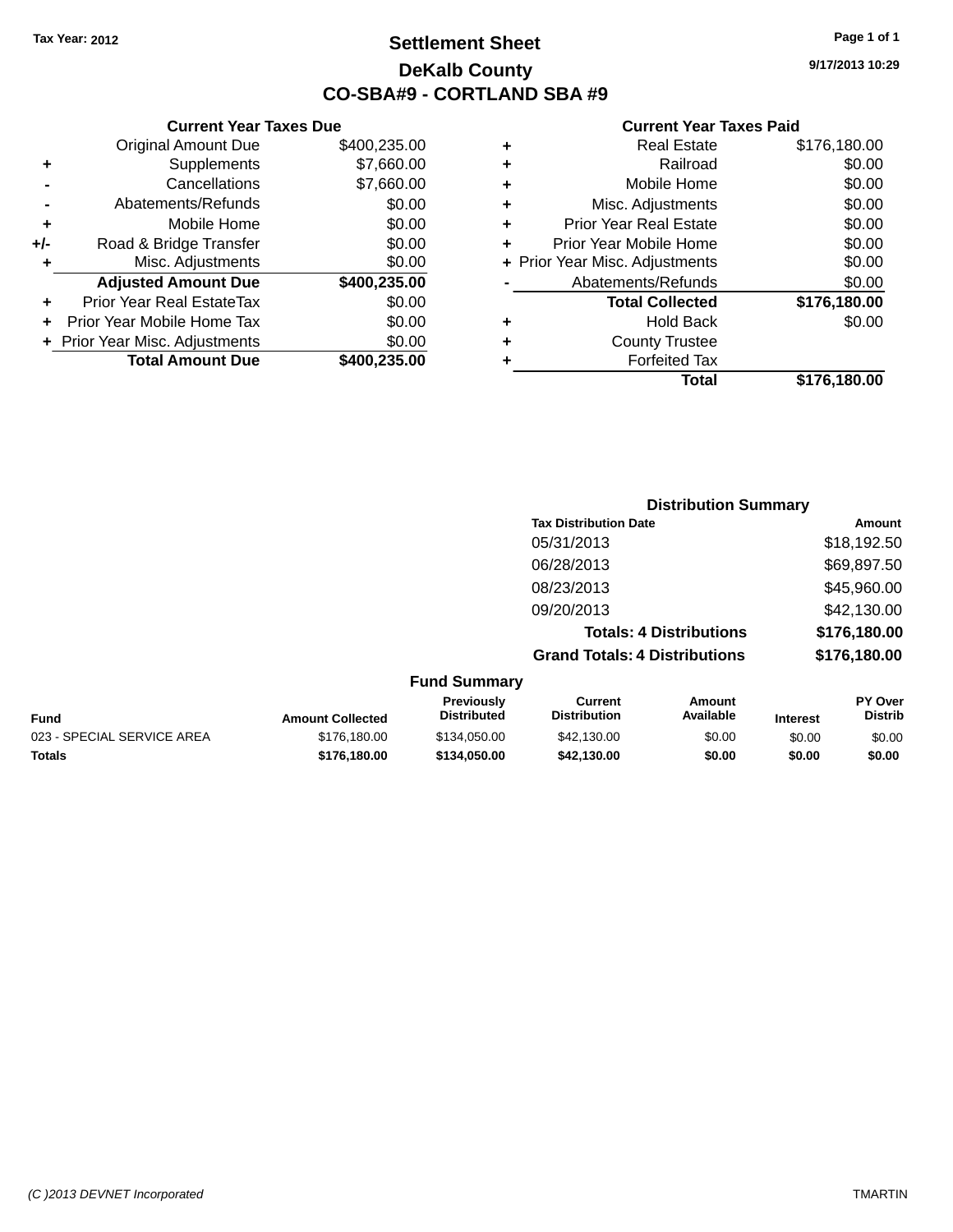Tax Year: 2012

# Settlement Sheet

## DeKalb County

## CO-SBA#9 - CORTLAND SBA #9

9/17/2013 10:29

### Current Year Taxes Due

| | | |
|---|---|---|
| | Original Amount Due | $400,235.00 |
| + | Supplements | $7,660.00 |
| - | Cancellations | $7,660.00 |
| - | Abatements/Refunds | $0.00 |
| + | Mobile Home | $0.00 |
| +/- | Road & Bridge Transfer | $0.00 |
| + | Misc. Adjustments | $0.00 |
| | **Adjusted Amount Due** | **$400,235.00** |
| + | Prior Year Real EstateTax | $0.00 |
| + | Prior Year Mobile Home Tax | $0.00 |
| + | Prior Year Misc. Adjustments | $0.00 |
| | **Total Amount Due** | **$400,235.00** |

### Current Year Taxes Paid

| | | |
|---|---|---|
| + | Real Estate | $176,180.00 |
| + | Railroad | $0.00 |
| + | Mobile Home | $0.00 |
| + | Misc. Adjustments | $0.00 |
| + | Prior Year Real Estate | $0.00 |
| + | Prior Year Mobile Home | $0.00 |
| + | Prior Year Misc. Adjustments | $0.00 |
| - | Abatements/Refunds | $0.00 |
| | **Total Collected** | **$176,180.00** |
| + | Hold Back | $0.00 |
| + | County Trustee | |
| + | Forfeited Tax | |
| | **Total** | **$176,180.00** |

### Distribution Summary

| Tax Distribution Date | Amount |
|---|---|
| 05/31/2013 | $18,192.50 |
| 06/28/2013 | $69,897.50 |
| 08/23/2013 | $45,960.00 |
| 09/20/2013 | $42,130.00 |
| **Totals: 4 Distributions** | **$176,180.00** |
| **Grand Totals: 4 Distributions** | **$176,180.00** |

### Fund Summary

| Fund | Amount Collected | Previously Distributed | Current Distribution | Amount Available | Interest | PY Over Distrib |
|---|---|---|---|---|---|---|
| 023 - SPECIAL SERVICE AREA | $176,180.00 | $134,050.00 | $42,130.00 | $0.00 | $0.00 | $0.00 |
| **Totals** | **$176,180.00** | **$134,050.00** | **$42,130.00** | **$0.00** | **$0.00** | **$0.00** |

(C )2013 DEVNET Incorporated TMARTIN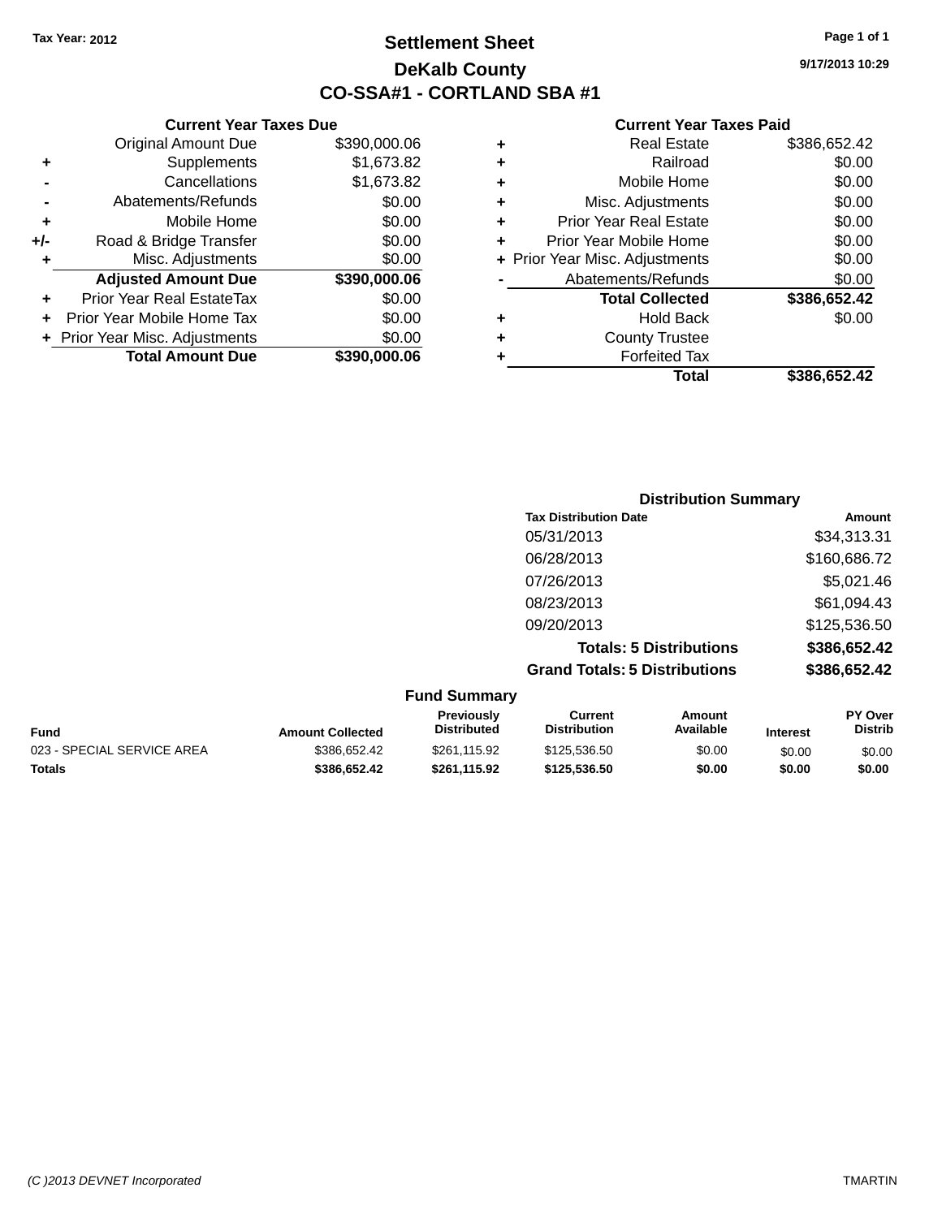Tax Year: 2012

# Settlement Sheet

## DeKalb County

## CO-SSA#1 - CORTLAND SBA #1

9/17/2013 10:29

### Current Year Taxes Due

| | | |
|---|---|---|
| | Original Amount Due | $390,000.06 |
| + | Supplements | $1,673.82 |
| - | Cancellations | $1,673.82 |
| - | Abatements/Refunds | $0.00 |
| + | Mobile Home | $0.00 |
| +/- | Road & Bridge Transfer | $0.00 |
| + | Misc. Adjustments | $0.00 |
| | **Adjusted Amount Due** | **$390,000.06** |
| + | Prior Year Real EstateTax | $0.00 |
| + | Prior Year Mobile Home Tax | $0.00 |
| + | Prior Year Misc. Adjustments | $0.00 |
| | **Total Amount Due** | **$390,000.06** |

### Current Year Taxes Paid

| | | |
|---|---|---|
| + | Real Estate | $386,652.42 |
| + | Railroad | $0.00 |
| + | Mobile Home | $0.00 |
| + | Misc. Adjustments | $0.00 |
| + | Prior Year Real Estate | $0.00 |
| + | Prior Year Mobile Home | $0.00 |
| + | Prior Year Misc. Adjustments | $0.00 |
| - | Abatements/Refunds | $0.00 |
| | **Total Collected** | **$386,652.42** |
| + | Hold Back | $0.00 |
| + | County Trustee | |
| + | Forfeited Tax | |
| | **Total** | **$386,652.42** |

### Distribution Summary

| Tax Distribution Date | Amount |
|---|---|
| 05/31/2013 | $34,313.31 |
| 06/28/2013 | $160,686.72 |
| 07/26/2013 | $5,021.46 |
| 08/23/2013 | $61,094.43 |
| 09/20/2013 | $125,536.50 |
| **Totals: 5 Distributions** | **$386,652.42** |
| **Grand Totals: 5 Distributions** | **$386,652.42** |

### Fund Summary

| Fund | Amount Collected | Previously Distributed | Current Distribution | Amount Available | Interest | PY Over Distrib |
|---|---|---|---|---|---|---|
| 023 - SPECIAL SERVICE AREA | $386,652.42 | $261,115.92 | $125,536.50 | $0.00 | $0.00 | $0.00 |
| **Totals** | **$386,652.42** | **$261,115.92** | **$125,536.50** | **$0.00** | **$0.00** | **$0.00** |

(C )2013 DEVNET Incorporated TMARTIN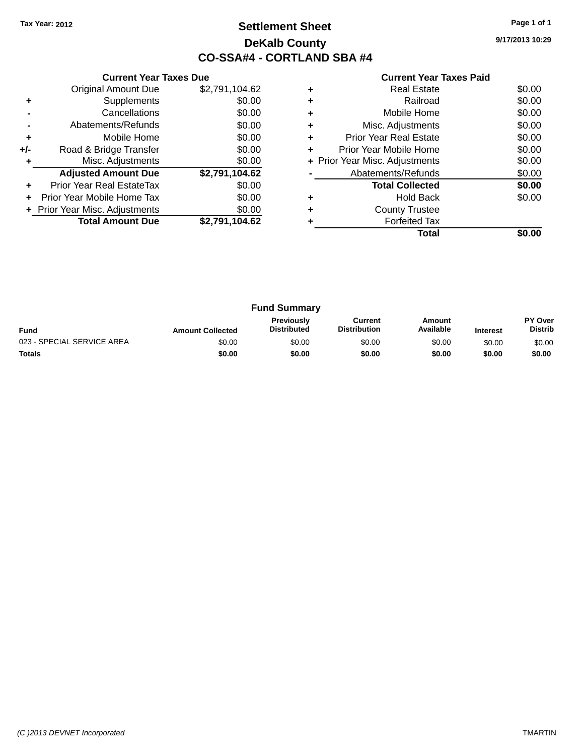Tax Year: 2012

# Settlement Sheet

## DeKalb County

## CO-SSA#4 - CORTLAND SBA #4

9/17/2013 10:29

### Current Year Taxes Due

| | | |
|---|---|---|
| | Original Amount Due | $2,791,104.62 |
| + | Supplements | $0.00 |
| - | Cancellations | $0.00 |
| - | Abatements/Refunds | $0.00 |
| + | Mobile Home | $0.00 |
| +/- | Road & Bridge Transfer | $0.00 |
| + | Misc. Adjustments | $0.00 |
| | **Adjusted Amount Due** | **$2,791,104.62** |
| + | Prior Year Real EstateTax | $0.00 |
| + | Prior Year Mobile Home Tax | $0.00 |
| + | Prior Year Misc. Adjustments | $0.00 |
| | **Total Amount Due** | **$2,791,104.62** |

### Current Year Taxes Paid

| | | |
|---|---|---|
| + | Real Estate | $0.00 |
| + | Railroad | $0.00 |
| + | Mobile Home | $0.00 |
| + | Misc. Adjustments | $0.00 |
| + | Prior Year Real Estate | $0.00 |
| + | Prior Year Mobile Home | $0.00 |
| + | Prior Year Misc. Adjustments | $0.00 |
| - | Abatements/Refunds | $0.00 |
| | **Total Collected** | **$0.00** |
| + | Hold Back | $0.00 |
| + | County Trustee | |
| + | Forfeited Tax | |
| | **Total** | **$0.00** |

### Fund Summary

| Fund | Amount Collected | Previously Distributed | Current Distribution | Amount Available | Interest | PY Over Distrib |
|---|---|---|---|---|---|---|
| 023 - SPECIAL SERVICE AREA | $0.00 | $0.00 | $0.00 | $0.00 | $0.00 | $0.00 |
| **Totals** | **$0.00** | **$0.00** | **$0.00** | **$0.00** | **$0.00** | **$0.00** |

(C )2013 DEVNET Incorporated TMARTIN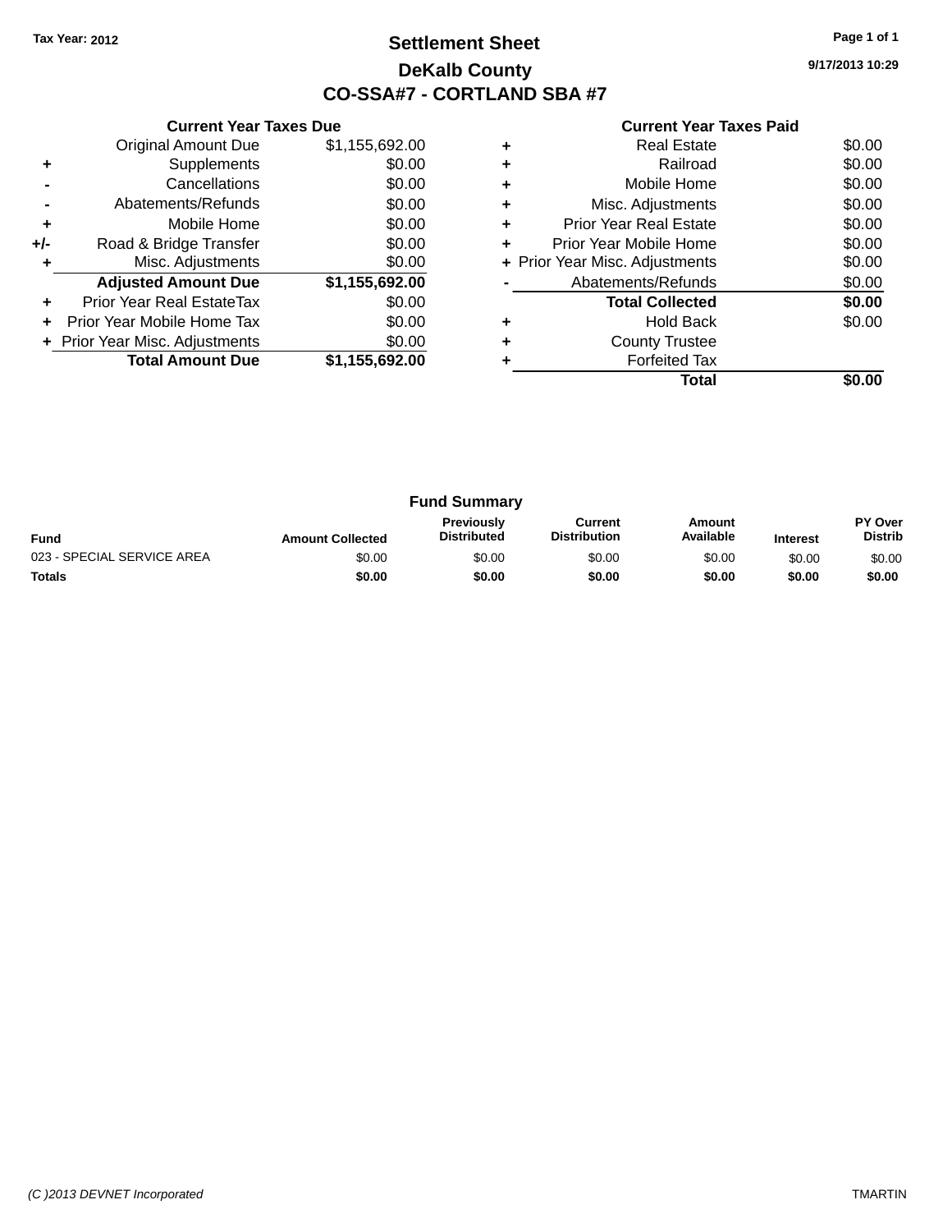Tax Year: 2012

# Settlement Sheet

## DeKalb County

## CO-SSA#7 - CORTLAND SBA #7

9/17/2013 10:29

### Current Year Taxes Due

| | | |
|---|---|---|
| | Original Amount Due | $1,155,692.00 |
| + | Supplements | $0.00 |
| - | Cancellations | $0.00 |
| - | Abatements/Refunds | $0.00 |
| + | Mobile Home | $0.00 |
| +/- | Road & Bridge Transfer | $0.00 |
| + | Misc. Adjustments | $0.00 |
| | **Adjusted Amount Due** | **$1,155,692.00** |
| + | Prior Year Real EstateTax | $0.00 |
| + | Prior Year Mobile Home Tax | $0.00 |
| + | Prior Year Misc. Adjustments | $0.00 |
| | **Total Amount Due** | **$1,155,692.00** |

### Current Year Taxes Paid

| | | |
|---|---|---|
| + | Real Estate | $0.00 |
| + | Railroad | $0.00 |
| + | Mobile Home | $0.00 |
| + | Misc. Adjustments | $0.00 |
| + | Prior Year Real Estate | $0.00 |
| + | Prior Year Mobile Home | $0.00 |
| + | Prior Year Misc. Adjustments | $0.00 |
| - | Abatements/Refunds | $0.00 |
| | **Total Collected** | **$0.00** |
| + | Hold Back | $0.00 |
| + | County Trustee | |
| + | Forfeited Tax | |
| | **Total** | **$0.00** |

### Fund Summary

| Fund | Amount Collected | Previously Distributed | Current Distribution | Amount Available | Interest | PY Over Distrib |
|---|---|---|---|---|---|---|
| 023 - SPECIAL SERVICE AREA | $0.00 | $0.00 | $0.00 | $0.00 | $0.00 | $0.00 |
| **Totals** | **$0.00** | **$0.00** | **$0.00** | **$0.00** | **$0.00** | **$0.00** |

(C )2013 DEVNET Incorporated

TMARTIN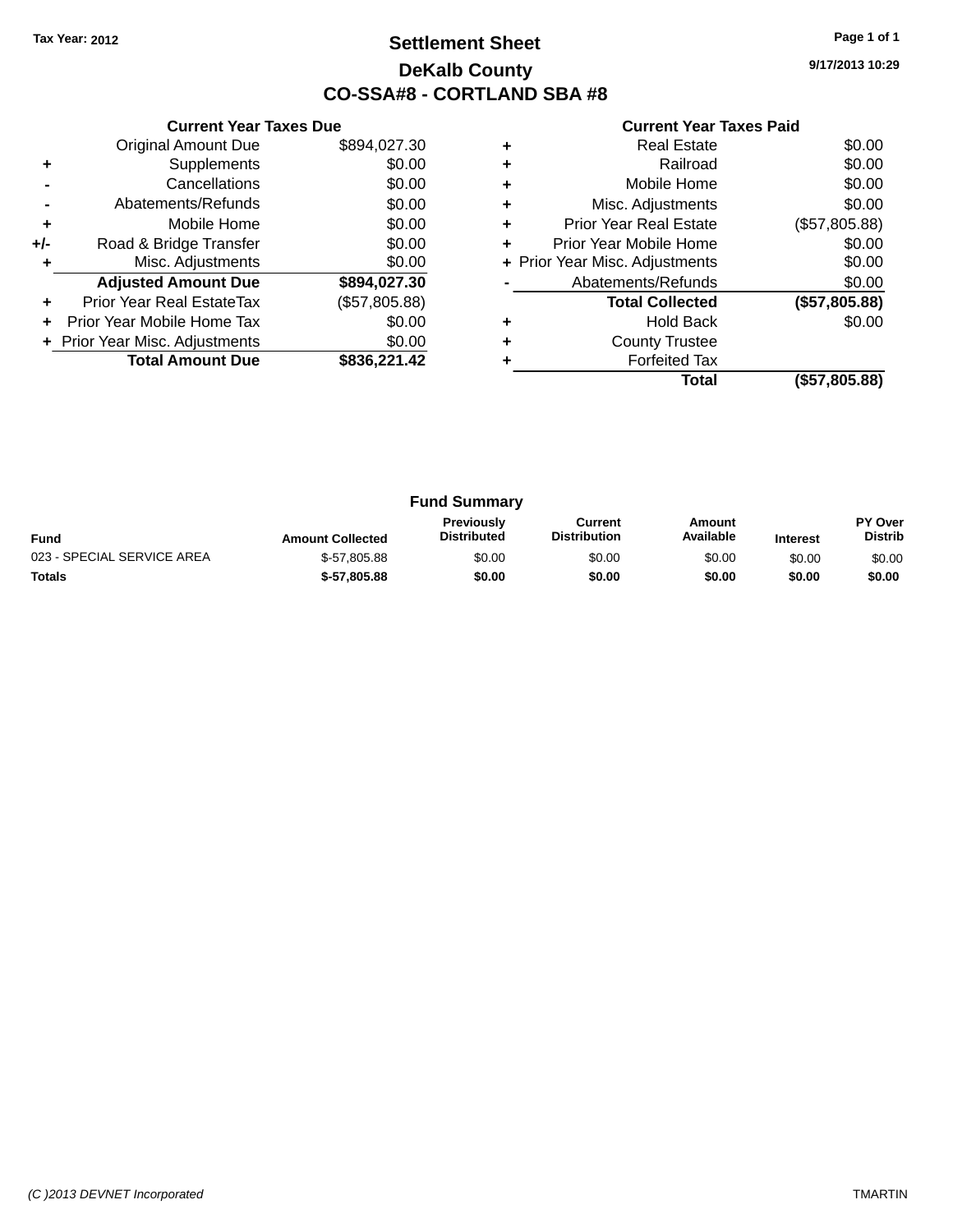Tax Year: 2012

# Settlement Sheet

## DeKalb County

## CO-SSA#8 - CORTLAND SBA #8

9/17/2013 10:29

### Current Year Taxes Due

| | | |
|---|---|---|
| | Original Amount Due | $894,027.30 |
| + | Supplements | $0.00 |
| - | Cancellations | $0.00 |
| - | Abatements/Refunds | $0.00 |
| + | Mobile Home | $0.00 |
| +/- | Road & Bridge Transfer | $0.00 |
| + | Misc. Adjustments | $0.00 |
| | **Adjusted Amount Due** | **$894,027.30** |
| + | Prior Year Real EstateTax | ($57,805.88) |
| + | Prior Year Mobile Home Tax | $0.00 |
| + | Prior Year Misc. Adjustments | $0.00 |
| | **Total Amount Due** | **$836,221.42** |

### Current Year Taxes Paid

| | | |
|---|---|---|
| + | Real Estate | $0.00 |
| + | Railroad | $0.00 |
| + | Mobile Home | $0.00 |
| + | Misc. Adjustments | $0.00 |
| + | Prior Year Real Estate | ($57,805.88) |
| + | Prior Year Mobile Home | $0.00 |
| + | Prior Year Misc. Adjustments | $0.00 |
| - | Abatements/Refunds | $0.00 |
| | **Total Collected** | **($57,805.88)** |
| + | Hold Back | $0.00 |
| + | County Trustee | |
| + | Forfeited Tax | |
| | **Total** | **($57,805.88)** |

### Fund Summary

| Fund | Amount Collected | Previously Distributed | Current Distribution | Amount Available | Interest | PY Over Distrib |
|---|---|---|---|---|---|---|
| 023 - SPECIAL SERVICE AREA | $-57,805.88 | $0.00 | $0.00 | $0.00 | $0.00 | $0.00 |
| **Totals** | **$-57,805.88** | **$0.00** | **$0.00** | **$0.00** | **$0.00** | **$0.00** |

(C )2013 DEVNET Incorporated

TMARTIN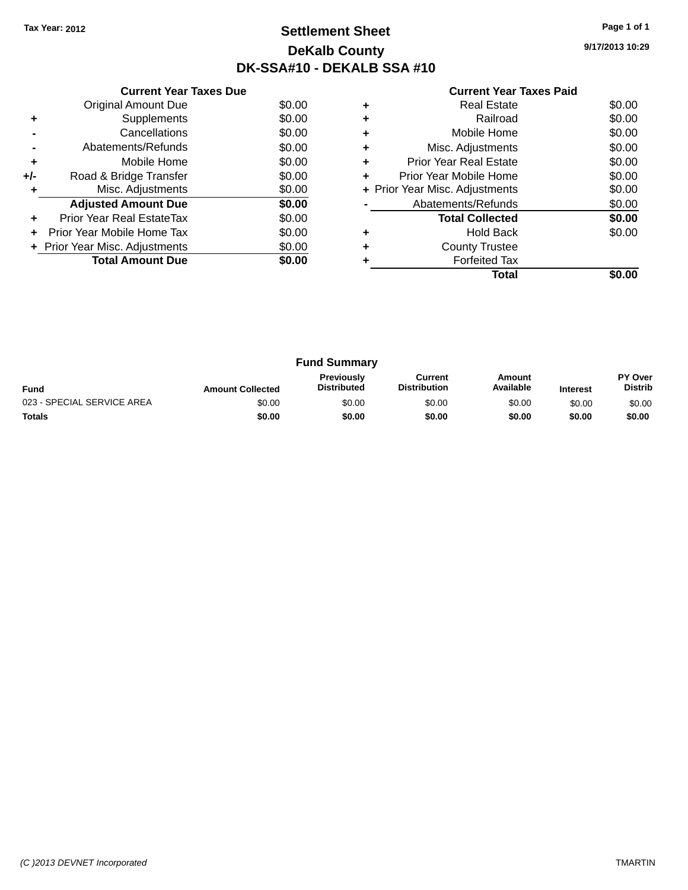Tax Year: 2012

# Settlement Sheet

## DeKalb County

## DK-SSA#10 - DEKALB SSA #10

9/17/2013 10:29

### Current Year Taxes Due

| | | |
|---|---|---|
| | Original Amount Due | $0.00 |
| + | Supplements | $0.00 |
| - | Cancellations | $0.00 |
| - | Abatements/Refunds | $0.00 |
| + | Mobile Home | $0.00 |
| +/- | Road & Bridge Transfer | $0.00 |
| + | Misc. Adjustments | $0.00 |
| | **Adjusted Amount Due** | **$0.00** |
| + | Prior Year Real EstateTax | $0.00 |
| + | Prior Year Mobile Home Tax | $0.00 |
| + | Prior Year Misc. Adjustments | $0.00 |
| | **Total Amount Due** | **$0.00** |

### Current Year Taxes Paid

| | | |
|---|---|---|
| + | Real Estate | $0.00 |
| + | Railroad | $0.00 |
| + | Mobile Home | $0.00 |
| + | Misc. Adjustments | $0.00 |
| + | Prior Year Real Estate | $0.00 |
| + | Prior Year Mobile Home | $0.00 |
| + | Prior Year Misc. Adjustments | $0.00 |
| - | Abatements/Refunds | $0.00 |
| | **Total Collected** | **$0.00** |
| + | Hold Back | $0.00 |
| + | County Trustee | |
| + | Forfeited Tax | |
| | **Total** | **$0.00** |

### Fund Summary

| Fund | Amount Collected | Previously Distributed | Current Distribution | Amount Available | Interest | PY Over Distrib |
|---|---|---|---|---|---|---|
| 023 - SPECIAL SERVICE AREA | $0.00 | $0.00 | $0.00 | $0.00 | $0.00 | $0.00 |
| **Totals** | **$0.00** | **$0.00** | **$0.00** | **$0.00** | **$0.00** | **$0.00** |

(C )2013 DEVNET Incorporated TMARTIN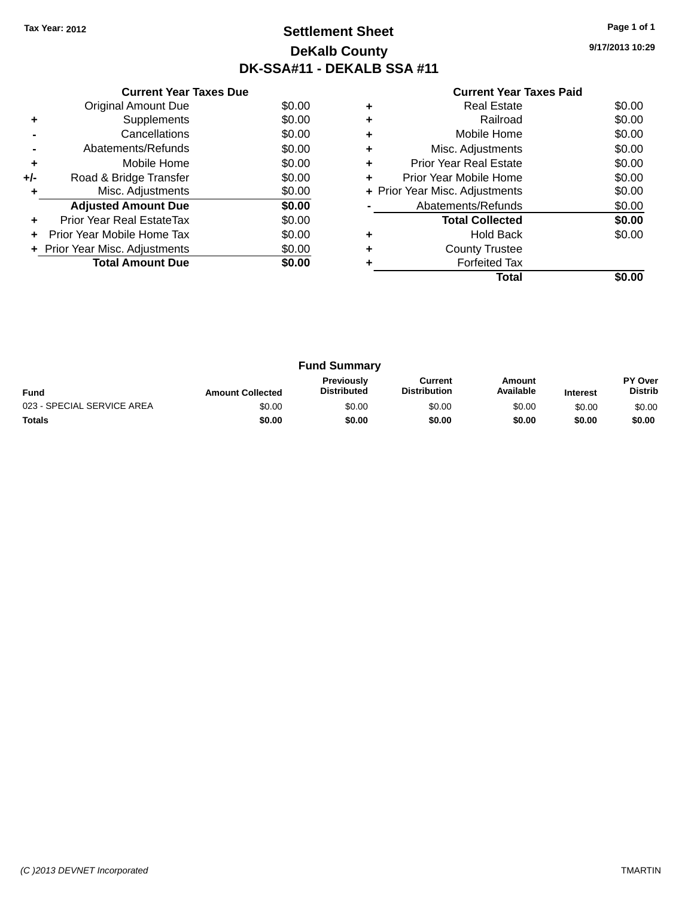Tax Year: 2012

# Settlement Sheet

## DeKalb County

## DK-SSA#11 - DEKALB SSA #11

9/17/2013 10:29

### Current Year Taxes Due

| | | |
|---|---|---|
| | Original Amount Due | $0.00 |
| + | Supplements | $0.00 |
| - | Cancellations | $0.00 |
| - | Abatements/Refunds | $0.00 |
| + | Mobile Home | $0.00 |
| +/- | Road & Bridge Transfer | $0.00 |
| + | Misc. Adjustments | $0.00 |
| | **Adjusted Amount Due** | **$0.00** |
| + | Prior Year Real EstateTax | $0.00 |
| + | Prior Year Mobile Home Tax | $0.00 |
| + | Prior Year Misc. Adjustments | $0.00 |
| | **Total Amount Due** | **$0.00** |

### Current Year Taxes Paid

| | | |
|---|---|---|
| + | Real Estate | $0.00 |
| + | Railroad | $0.00 |
| + | Mobile Home | $0.00 |
| + | Misc. Adjustments | $0.00 |
| + | Prior Year Real Estate | $0.00 |
| + | Prior Year Mobile Home | $0.00 |
| + | Prior Year Misc. Adjustments | $0.00 |
| - | Abatements/Refunds | $0.00 |
| | **Total Collected** | **$0.00** |
| + | Hold Back | $0.00 |
| + | County Trustee | |
| + | Forfeited Tax | |
| | **Total** | **$0.00** |

### Fund Summary

| Fund | Amount Collected | Previously Distributed | Current Distribution | Amount Available | Interest | PY Over Distrib |
|---|---|---|---|---|---|---|
| 023 - SPECIAL SERVICE AREA | $0.00 | $0.00 | $0.00 | $0.00 | $0.00 | $0.00 |
| **Totals** | **$0.00** | **$0.00** | **$0.00** | **$0.00** | **$0.00** | **$0.00** |

(C )2013 DEVNET Incorporated

TMARTIN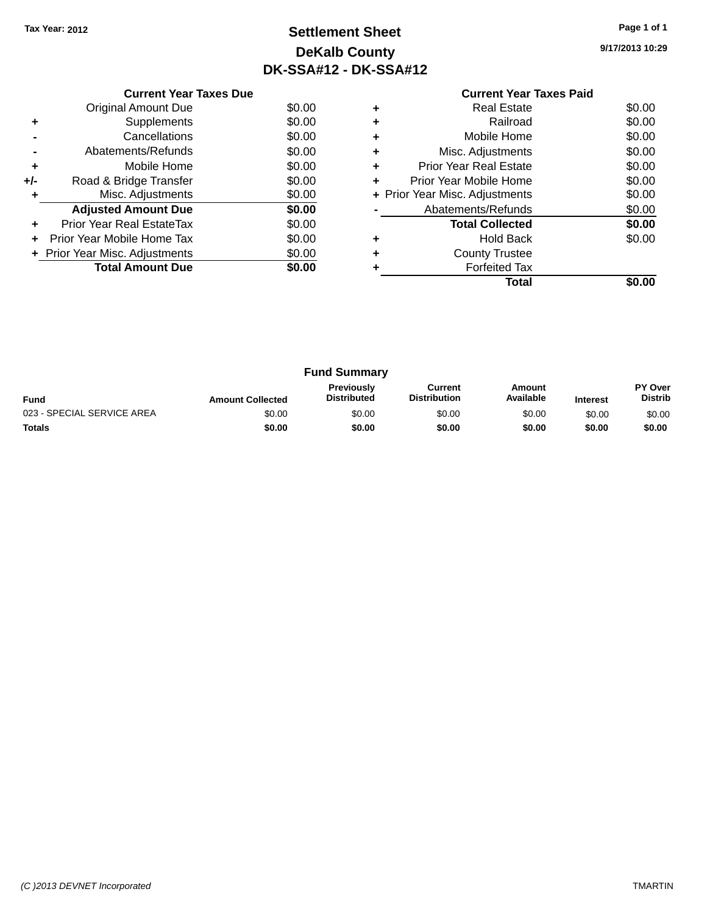Tax Year: 2012

# Settlement Sheet

## DeKalb County

## DK-SSA#12 - DK-SSA#12

9/17/2013 10:29

### Current Year Taxes Due

| | | |
|---|---|---|
| | Original Amount Due | $0.00 |
| + | Supplements | $0.00 |
| - | Cancellations | $0.00 |
| - | Abatements/Refunds | $0.00 |
| + | Mobile Home | $0.00 |
| +/- | Road & Bridge Transfer | $0.00 |
| + | Misc. Adjustments | $0.00 |
| | **Adjusted Amount Due** | **$0.00** |
| + | Prior Year Real EstateTax | $0.00 |
| + | Prior Year Mobile Home Tax | $0.00 |
| + | Prior Year Misc. Adjustments | $0.00 |
| | **Total Amount Due** | **$0.00** |

### Current Year Taxes Paid

| | | |
|---|---|---|
| + | Real Estate | $0.00 |
| + | Railroad | $0.00 |
| + | Mobile Home | $0.00 |
| + | Misc. Adjustments | $0.00 |
| + | Prior Year Real Estate | $0.00 |
| + | Prior Year Mobile Home | $0.00 |
| + | Prior Year Misc. Adjustments | $0.00 |
| - | Abatements/Refunds | $0.00 |
| | **Total Collected** | **$0.00** |
| + | Hold Back | $0.00 |
| + | County Trustee | |
| + | Forfeited Tax | |
| | **Total** | **$0.00** |

### Fund Summary

| Fund | Amount Collected | Previously Distributed | Current Distribution | Amount Available | Interest | PY Over Distrib |
|---|---|---|---|---|---|---|
| 023 - SPECIAL SERVICE AREA | $0.00 | $0.00 | $0.00 | $0.00 | $0.00 | $0.00 |
| **Totals** | **$0.00** | **$0.00** | **$0.00** | **$0.00** | **$0.00** | **$0.00** |

(C )2013 DEVNET Incorporated TMARTIN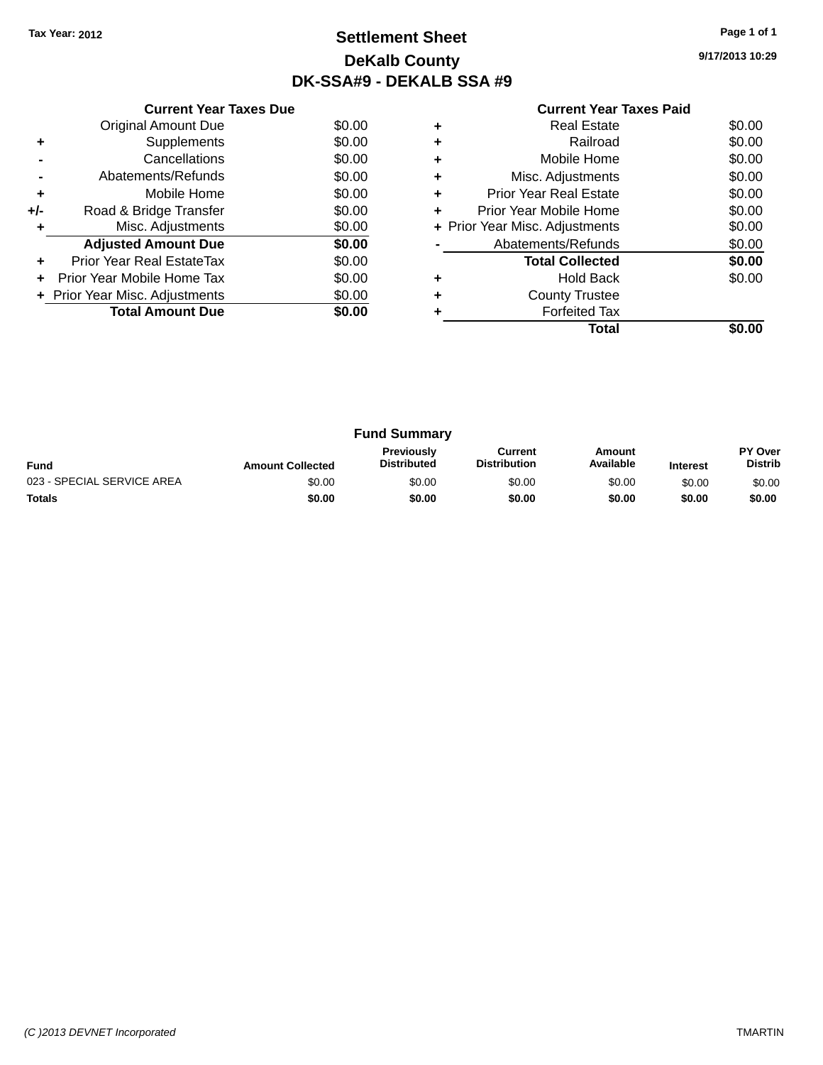Tax Year: 2012

# Settlement Sheet

## DeKalb County

## DK-SSA#9 - DEKALB SSA #9

9/17/2013 10:29

### Current Year Taxes Due

| | | |
|---|---|---|
| | Original Amount Due | $0.00 |
| + | Supplements | $0.00 |
| - | Cancellations | $0.00 |
| - | Abatements/Refunds | $0.00 |
| + | Mobile Home | $0.00 |
| +/- | Road & Bridge Transfer | $0.00 |
| + | Misc. Adjustments | $0.00 |
| | **Adjusted Amount Due** | **$0.00** |
| + | Prior Year Real EstateTax | $0.00 |
| + | Prior Year Mobile Home Tax | $0.00 |
| + | Prior Year Misc. Adjustments | $0.00 |
| | **Total Amount Due** | **$0.00** |

### Current Year Taxes Paid

| | | |
|---|---|---|
| + | Real Estate | $0.00 |
| + | Railroad | $0.00 |
| + | Mobile Home | $0.00 |
| + | Misc. Adjustments | $0.00 |
| + | Prior Year Real Estate | $0.00 |
| + | Prior Year Mobile Home | $0.00 |
| + | Prior Year Misc. Adjustments | $0.00 |
| - | Abatements/Refunds | $0.00 |
| | **Total Collected** | **$0.00** |
| + | Hold Back | $0.00 |
| + | County Trustee | |
| + | Forfeited Tax | |
| | **Total** | **$0.00** |

### Fund Summary

| Fund | Amount Collected | Previously Distributed | Current Distribution | Amount Available | Interest | PY Over Distrib |
|---|---|---|---|---|---|---|
| 023 - SPECIAL SERVICE AREA | $0.00 | $0.00 | $0.00 | $0.00 | $0.00 | $0.00 |
| **Totals** | **$0.00** | **$0.00** | **$0.00** | **$0.00** | **$0.00** | **$0.00** |

(C )2013 DEVNET Incorporated

TMARTIN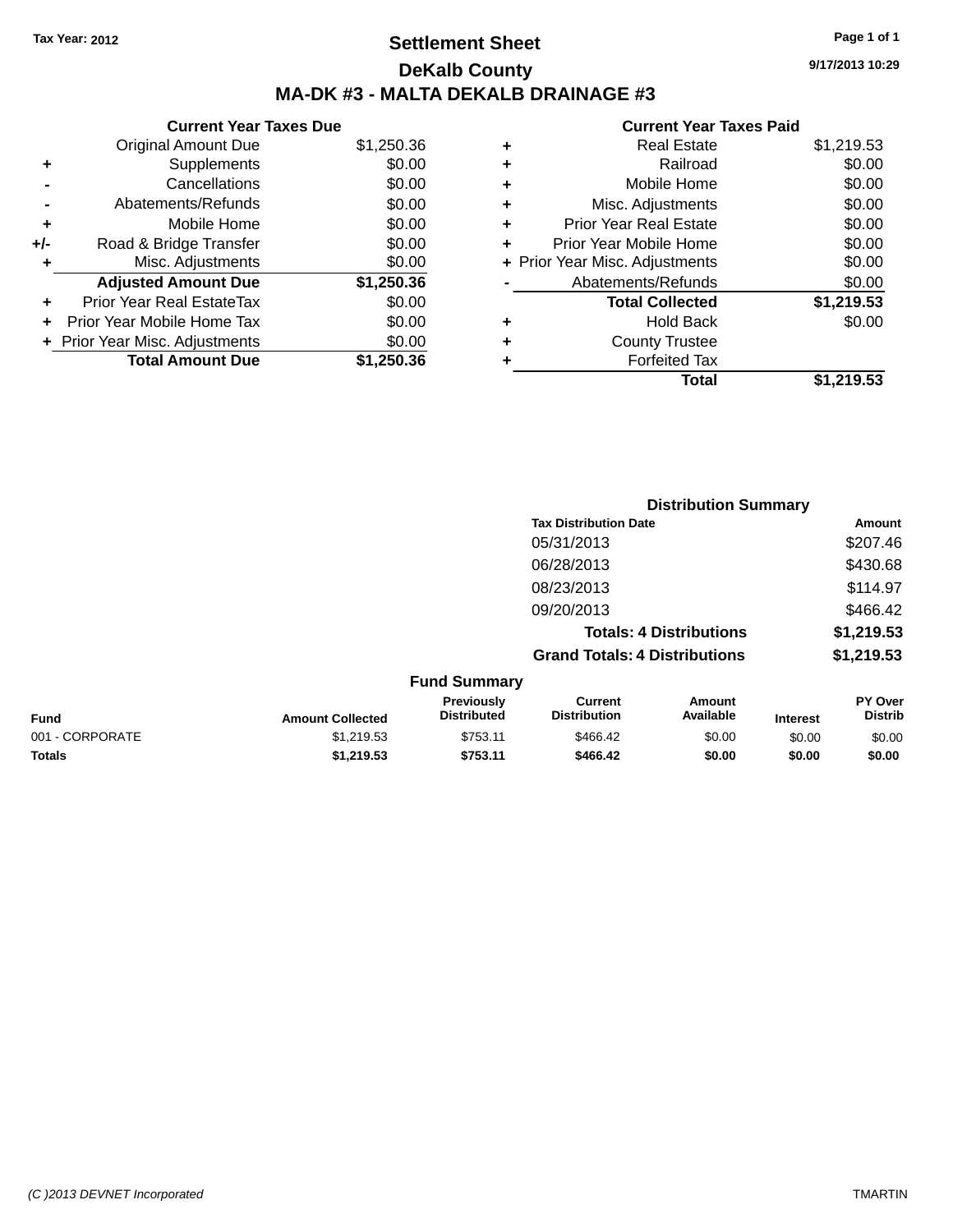Tax Year: 2012

# Settlement Sheet

## DeKalb County

## MA-DK #3 - MALTA DEKALB DRAINAGE #3

9/17/2013 10:29

### Current Year Taxes Due

| | | |
|---|---|---|
| | Original Amount Due | $1,250.36 |
| + | Supplements | $0.00 |
| - | Cancellations | $0.00 |
| - | Abatements/Refunds | $0.00 |
| + | Mobile Home | $0.00 |
| +/- | Road & Bridge Transfer | $0.00 |
| + | Misc. Adjustments | $0.00 |
| | **Adjusted Amount Due** | **$1,250.36** |
| + | Prior Year Real EstateTax | $0.00 |
| + | Prior Year Mobile Home Tax | $0.00 |
| + | Prior Year Misc. Adjustments | $0.00 |
| | **Total Amount Due** | **$1,250.36** |

### Current Year Taxes Paid

| | | |
|---|---|---|
| + | Real Estate | $1,219.53 |
| + | Railroad | $0.00 |
| + | Mobile Home | $0.00 |
| + | Misc. Adjustments | $0.00 |
| + | Prior Year Real Estate | $0.00 |
| + | Prior Year Mobile Home | $0.00 |
| + | Prior Year Misc. Adjustments | $0.00 |
| - | Abatements/Refunds | $0.00 |
| | **Total Collected** | **$1,219.53** |
| + | Hold Back | $0.00 |
| + | County Trustee | |
| + | Forfeited Tax | |
| | **Total** | **$1,219.53** |

### Distribution Summary

| Tax Distribution Date | Amount |
|---|---|
| 05/31/2013 | $207.46 |
| 06/28/2013 | $430.68 |
| 08/23/2013 | $114.97 |
| 09/20/2013 | $466.42 |
| **Totals: 4 Distributions** | **$1,219.53** |
| **Grand Totals: 4 Distributions** | **$1,219.53** |

### Fund Summary

| Fund | Amount Collected | Previously Distributed | Current Distribution | Amount Available | Interest | PY Over Distrib |
|---|---|---|---|---|---|---|
| 001 - CORPORATE | $1,219.53 | $753.11 | $466.42 | $0.00 | $0.00 | $0.00 |
| **Totals** | **$1,219.53** | **$753.11** | **$466.42** | **$0.00** | **$0.00** | **$0.00** |

(C )2013 DEVNET Incorporated TMARTIN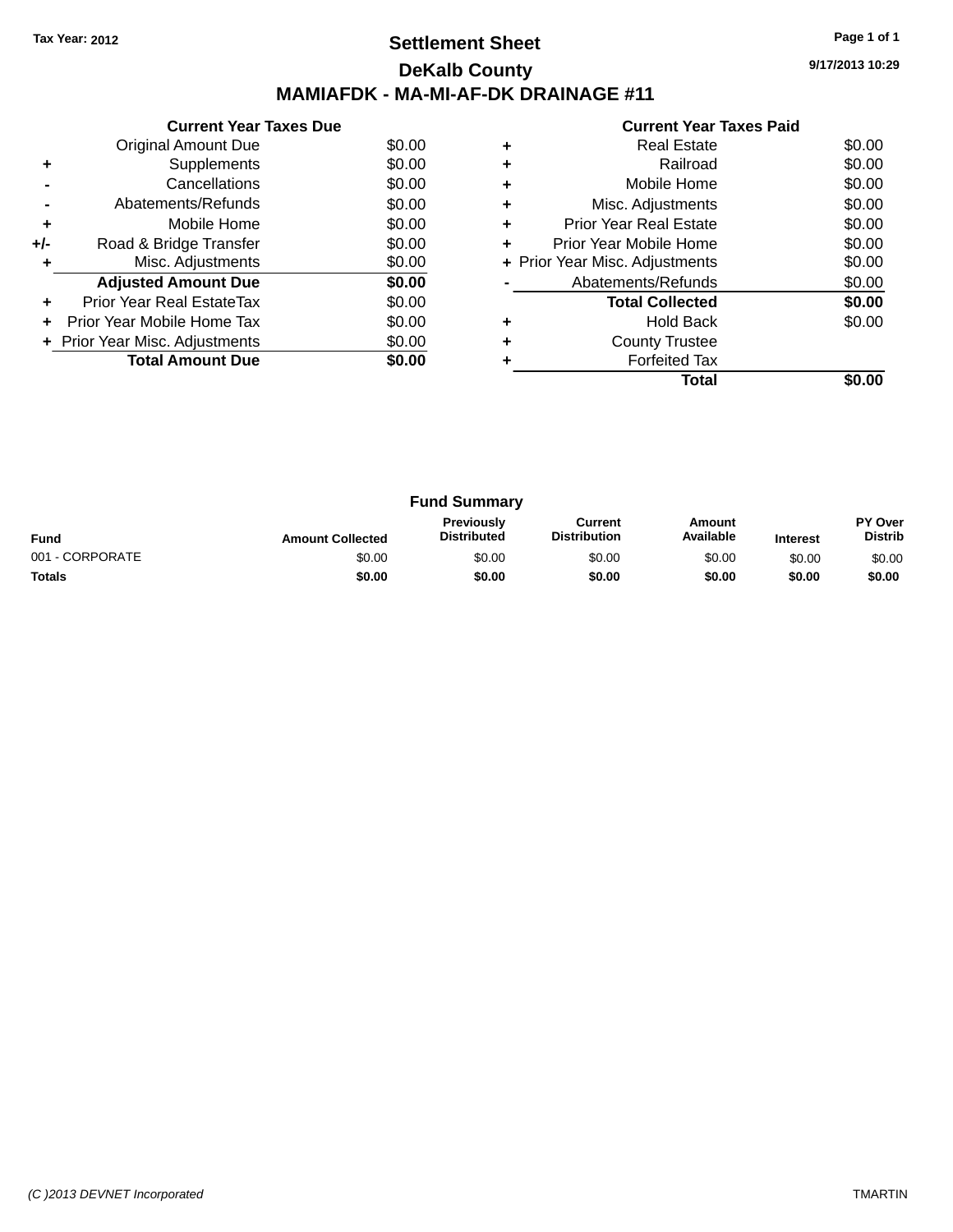Tax Year: 2012

# Settlement Sheet

## DeKalb County

## MAMIAFDK - MA-MI-AF-DK DRAINAGE #11

9/17/2013 10:29

### Current Year Taxes Due

| | | |
|---|---|---|
| | Original Amount Due | $0.00 |
| + | Supplements | $0.00 |
| - | Cancellations | $0.00 |
| - | Abatements/Refunds | $0.00 |
| + | Mobile Home | $0.00 |
| +/- | Road & Bridge Transfer | $0.00 |
| + | Misc. Adjustments | $0.00 |
| | **Adjusted Amount Due** | **$0.00** |
| + | Prior Year Real EstateTax | $0.00 |
| + | Prior Year Mobile Home Tax | $0.00 |
| + | Prior Year Misc. Adjustments | $0.00 |
| | **Total Amount Due** | **$0.00** |

### Current Year Taxes Paid

| | | |
|---|---|---|
| + | Real Estate | $0.00 |
| + | Railroad | $0.00 |
| + | Mobile Home | $0.00 |
| + | Misc. Adjustments | $0.00 |
| + | Prior Year Real Estate | $0.00 |
| + | Prior Year Mobile Home | $0.00 |
| + | Prior Year Misc. Adjustments | $0.00 |
| - | Abatements/Refunds | $0.00 |
| | **Total Collected** | **$0.00** |
| + | Hold Back | $0.00 |
| + | County Trustee | |
| + | Forfeited Tax | |
| | **Total** | **$0.00** |

### Fund Summary

| Fund | Amount Collected | Previously Distributed | Current Distribution | Amount Available | Interest | PY Over Distrib |
|---|---|---|---|---|---|---|
| 001 - CORPORATE | $0.00 | $0.00 | $0.00 | $0.00 | $0.00 | $0.00 |
| **Totals** | **$0.00** | **$0.00** | **$0.00** | **$0.00** | **$0.00** | **$0.00** |

(C )2013 DEVNET Incorporated TMARTIN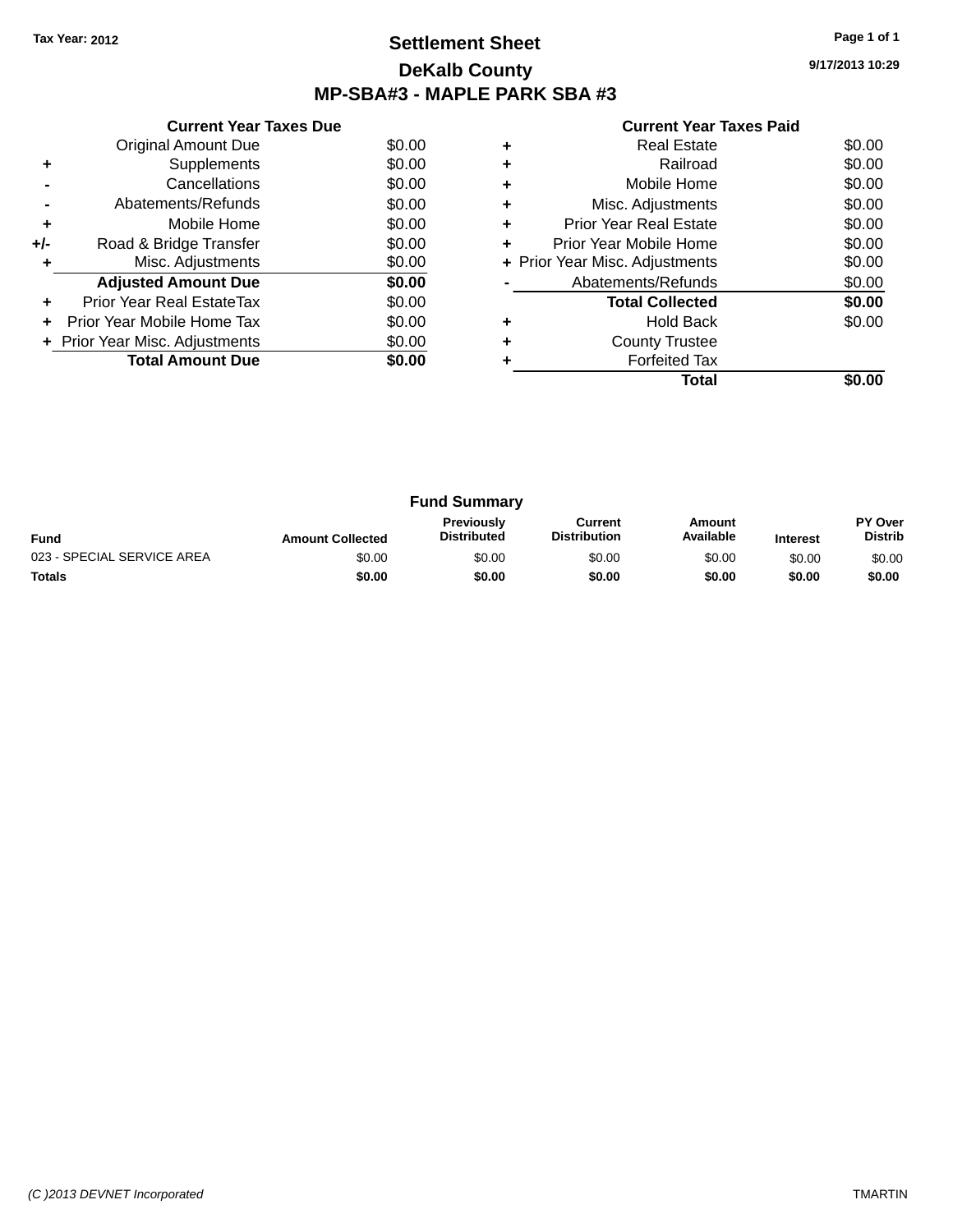**Tax Year: 2012**

# Settlement Sheet

## DeKalb County

## MP-SBA#3 - MAPLE PARK SBA #3

9/17/2013 10:29

### Current Year Taxes Due

| | | |
|---|---|---|
| | Original Amount Due | $0.00 |
| + | Supplements | $0.00 |
| - | Cancellations | $0.00 |
| - | Abatements/Refunds | $0.00 |
| + | Mobile Home | $0.00 |
| +/- | Road & Bridge Transfer | $0.00 |
| + | Misc. Adjustments | $0.00 |
| | **Adjusted Amount Due** | **$0.00** |
| + | Prior Year Real EstateTax | $0.00 |
| + | Prior Year Mobile Home Tax | $0.00 |
| + | Prior Year Misc. Adjustments | $0.00 |
| | **Total Amount Due** | **$0.00** |

### Current Year Taxes Paid

| | | |
|---|---|---|
| + | Real Estate | $0.00 |
| + | Railroad | $0.00 |
| + | Mobile Home | $0.00 |
| + | Misc. Adjustments | $0.00 |
| + | Prior Year Real Estate | $0.00 |
| + | Prior Year Mobile Home | $0.00 |
| + | Prior Year Misc. Adjustments | $0.00 |
| - | Abatements/Refunds | $0.00 |
| | **Total Collected** | **$0.00** |
| + | Hold Back | $0.00 |
| + | County Trustee | |
| + | Forfeited Tax | |
| | **Total** | **$0.00** |

### Fund Summary

| Fund | Amount Collected | Previously Distributed | Current Distribution | Amount Available | Interest | PY Over Distrib |
|---|---|---|---|---|---|---|
| 023 - SPECIAL SERVICE AREA | $0.00 | $0.00 | $0.00 | $0.00 | $0.00 | $0.00 |
| **Totals** | **$0.00** | **$0.00** | **$0.00** | **$0.00** | **$0.00** | **$0.00** |

(C )2013 DEVNET Incorporated TMARTIN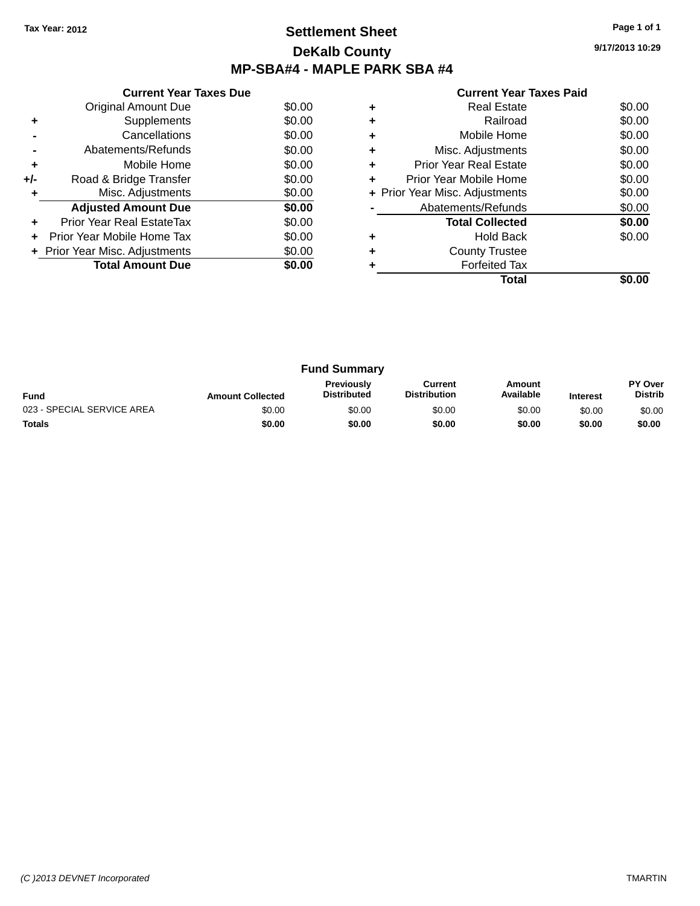Tax Year: 2012

# Settlement Sheet

## DeKalb County

## MP-SBA#4 - MAPLE PARK SBA #4

9/17/2013 10:29

### Current Year Taxes Due

| | | |
|---|---|---|
| | Original Amount Due | $0.00 |
| + | Supplements | $0.00 |
| - | Cancellations | $0.00 |
| - | Abatements/Refunds | $0.00 |
| + | Mobile Home | $0.00 |
| +/- | Road & Bridge Transfer | $0.00 |
| + | Misc. Adjustments | $0.00 |
| | **Adjusted Amount Due** | **$0.00** |
| + | Prior Year Real EstateTax | $0.00 |
| + | Prior Year Mobile Home Tax | $0.00 |
| + | Prior Year Misc. Adjustments | $0.00 |
| | **Total Amount Due** | **$0.00** |

### Current Year Taxes Paid

| | | |
|---|---|---|
| + | Real Estate | $0.00 |
| + | Railroad | $0.00 |
| + | Mobile Home | $0.00 |
| + | Misc. Adjustments | $0.00 |
| + | Prior Year Real Estate | $0.00 |
| + | Prior Year Mobile Home | $0.00 |
| + | Prior Year Misc. Adjustments | $0.00 |
| - | Abatements/Refunds | $0.00 |
| | **Total Collected** | **$0.00** |
| + | Hold Back | $0.00 |
| + | County Trustee | |
| + | Forfeited Tax | |
| | **Total** | **$0.00** |

### Fund Summary

| Fund | Amount Collected | Previously Distributed | Current Distribution | Amount Available | Interest | PY Over Distrib |
|---|---|---|---|---|---|---|
| 023 - SPECIAL SERVICE AREA | $0.00 | $0.00 | $0.00 | $0.00 | $0.00 | $0.00 |
| **Totals** | **$0.00** | **$0.00** | **$0.00** | **$0.00** | **$0.00** | **$0.00** |

(C )2013 DEVNET Incorporated TMARTIN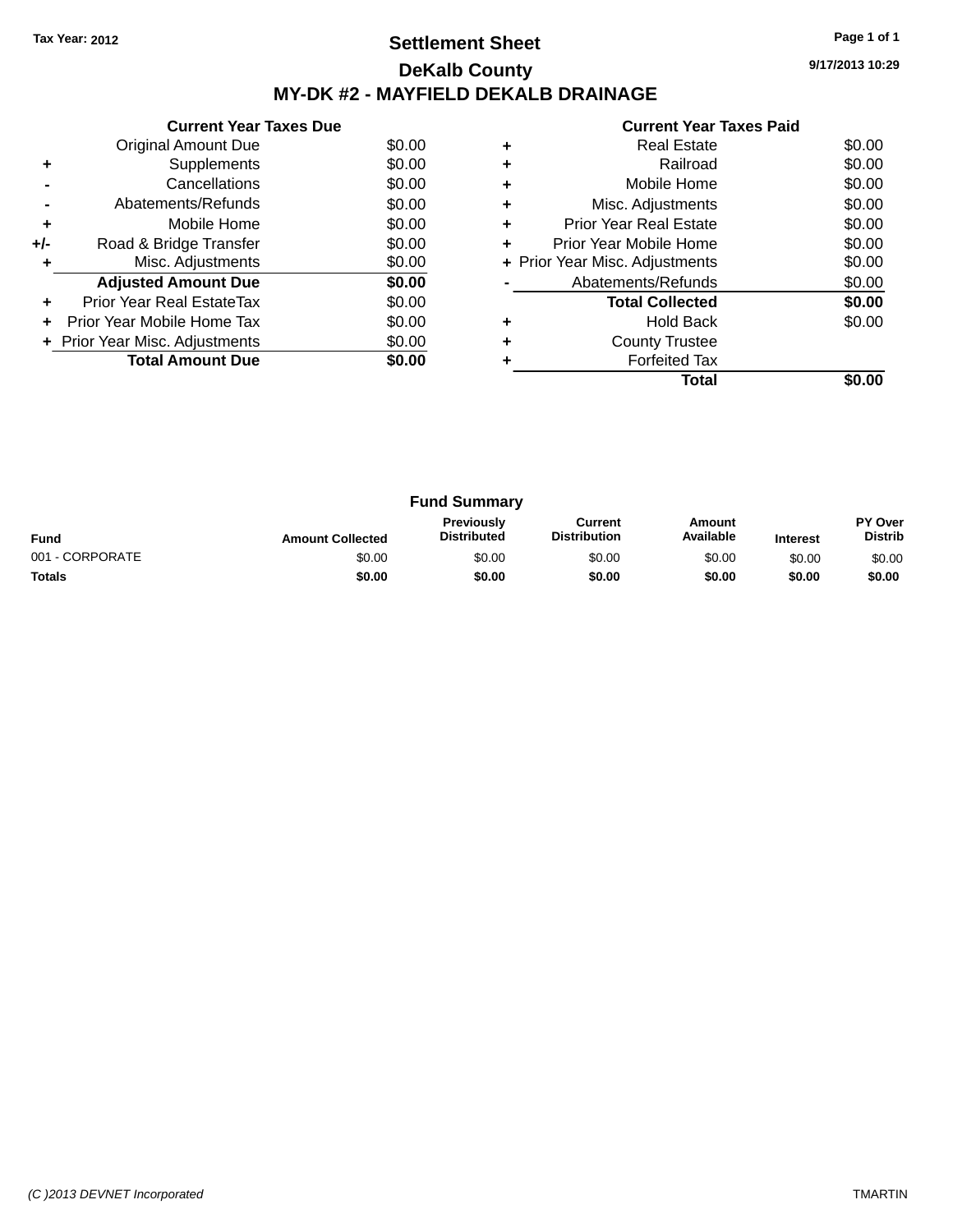Tax Year: 2012

# Settlement Sheet

## DeKalb County

## MY-DK #2 - MAYFIELD DEKALB DRAINAGE

9/17/2013 10:29

### Current Year Taxes Due

| | | |
|---|---|---|
| | Original Amount Due | $0.00 |
| + | Supplements | $0.00 |
| - | Cancellations | $0.00 |
| - | Abatements/Refunds | $0.00 |
| + | Mobile Home | $0.00 |
| +/- | Road & Bridge Transfer | $0.00 |
| + | Misc. Adjustments | $0.00 |
| | **Adjusted Amount Due** | **$0.00** |
| + | Prior Year Real EstateTax | $0.00 |
| + | Prior Year Mobile Home Tax | $0.00 |
| + | Prior Year Misc. Adjustments | $0.00 |
| | **Total Amount Due** | **$0.00** |

### Current Year Taxes Paid

| | | |
|---|---|---|
| + | Real Estate | $0.00 |
| + | Railroad | $0.00 |
| + | Mobile Home | $0.00 |
| + | Misc. Adjustments | $0.00 |
| + | Prior Year Real Estate | $0.00 |
| + | Prior Year Mobile Home | $0.00 |
| + | Prior Year Misc. Adjustments | $0.00 |
| - | Abatements/Refunds | $0.00 |
| | **Total Collected** | **$0.00** |
| + | Hold Back | $0.00 |
| + | County Trustee | |
| + | Forfeited Tax | |
| | **Total** | **$0.00** |

### Fund Summary

| Fund | Amount Collected | Previously Distributed | Current Distribution | Amount Available | Interest | PY Over Distrib |
|---|---|---|---|---|---|---|
| 001 - CORPORATE | $0.00 | $0.00 | $0.00 | $0.00 | $0.00 | $0.00 |
| **Totals** | **$0.00** | **$0.00** | **$0.00** | **$0.00** | **$0.00** | **$0.00** |

(C )2013 DEVNET Incorporated TMARTIN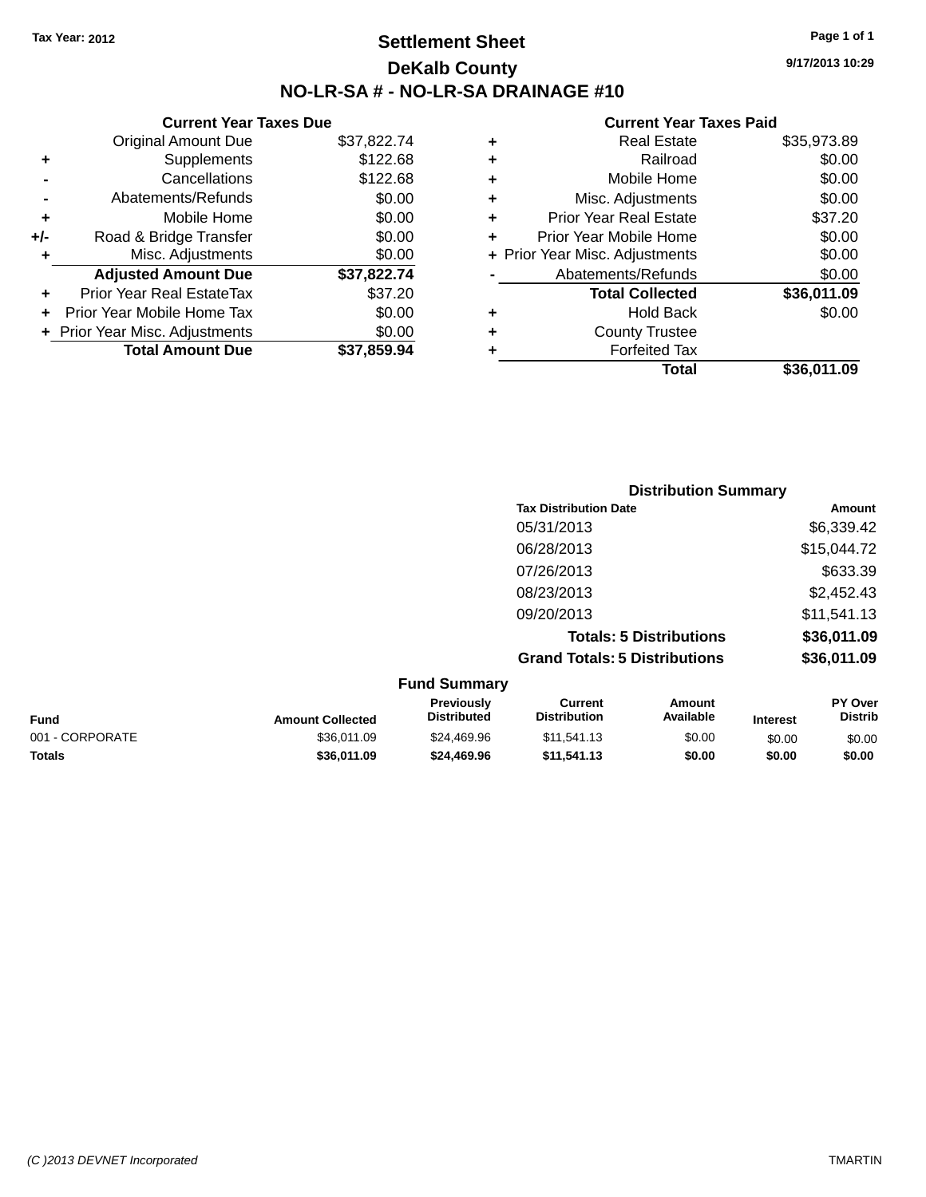Tax Year: 2012

# Settlement Sheet

## DeKalb County

## NO-LR-SA # - NO-LR-SA DRAINAGE #10

9/17/2013 10:29

### Current Year Taxes Due

| | | |
|---|---|---|
| | Original Amount Due | $37,822.74 |
| + | Supplements | $122.68 |
| - | Cancellations | $122.68 |
| - | Abatements/Refunds | $0.00 |
| + | Mobile Home | $0.00 |
| +/- | Road & Bridge Transfer | $0.00 |
| + | Misc. Adjustments | $0.00 |
| | **Adjusted Amount Due** | **$37,822.74** |
| + | Prior Year Real EstateTax | $37.20 |
| + | Prior Year Mobile Home Tax | $0.00 |
| + | Prior Year Misc. Adjustments | $0.00 |
| | **Total Amount Due** | **$37,859.94** |

### Current Year Taxes Paid

| | | |
|---|---|---|
| + | Real Estate | $35,973.89 |
| + | Railroad | $0.00 |
| + | Mobile Home | $0.00 |
| + | Misc. Adjustments | $0.00 |
| + | Prior Year Real Estate | $37.20 |
| + | Prior Year Mobile Home | $0.00 |
| + | Prior Year Misc. Adjustments | $0.00 |
| - | Abatements/Refunds | $0.00 |
| | **Total Collected** | **$36,011.09** |
| + | Hold Back | $0.00 |
| + | County Trustee | |
| + | Forfeited Tax | |
| | **Total** | **$36,011.09** |

### Distribution Summary

| Tax Distribution Date | Amount |
|---|---|
| 05/31/2013 | $6,339.42 |
| 06/28/2013 | $15,044.72 |
| 07/26/2013 | $633.39 |
| 08/23/2013 | $2,452.43 |
| 09/20/2013 | $11,541.13 |
| **Totals: 5 Distributions** | **$36,011.09** |
| **Grand Totals: 5 Distributions** | **$36,011.09** |

### Fund Summary

| Fund | Amount Collected | Previously Distributed | Current Distribution | Amount Available | Interest | PY Over Distrib |
|---|---|---|---|---|---|---|
| 001 - CORPORATE | $36,011.09 | $24,469.96 | $11,541.13 | $0.00 | $0.00 | $0.00 |
| **Totals** | **$36,011.09** | **$24,469.96** | **$11,541.13** | **$0.00** | **$0.00** | **$0.00** |

(C )2013 DEVNET Incorporated TMARTIN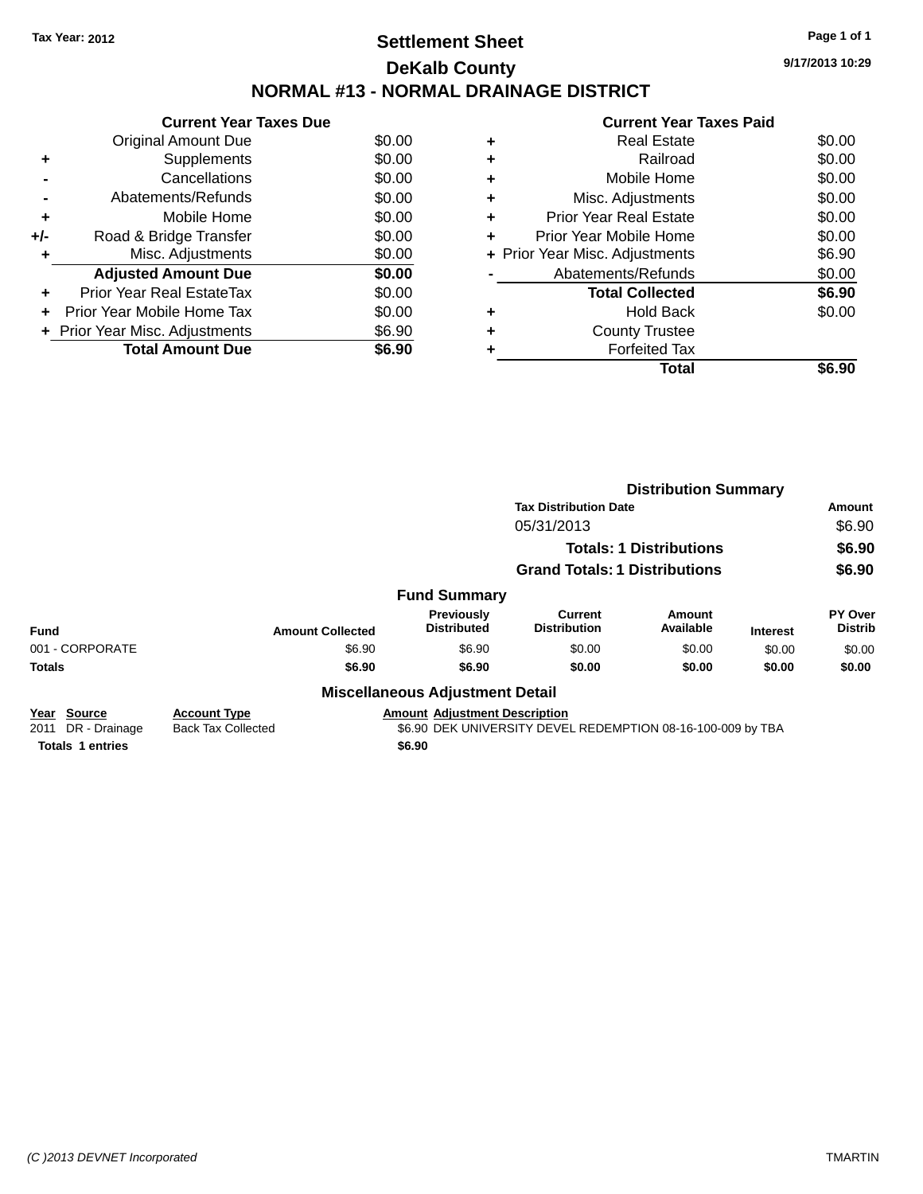Tax Year: 2012

# Settlement Sheet
## DeKalb County
## NORMAL #13 - NORMAL DRAINAGE DISTRICT

9/17/2013 10:29

### Current Year Taxes Due

| | | |
|---|---|---|
| | Original Amount Due | $0.00 |
| + | Supplements | $0.00 |
| - | Cancellations | $0.00 |
| - | Abatements/Refunds | $0.00 |
| + | Mobile Home | $0.00 |
| +/- | Road & Bridge Transfer | $0.00 |
| + | Misc. Adjustments | $0.00 |
| | **Adjusted Amount Due** | **$0.00** |
| + | Prior Year Real EstateTax | $0.00 |
| + | Prior Year Mobile Home Tax | $0.00 |
| + | Prior Year Misc. Adjustments | $6.90 |
| | **Total Amount Due** | **$6.90** |

### Current Year Taxes Paid

| | | |
|---|---|---|
| + | Real Estate | $0.00 |
| + | Railroad | $0.00 |
| + | Mobile Home | $0.00 |
| + | Misc. Adjustments | $0.00 |
| + | Prior Year Real Estate | $0.00 |
| + | Prior Year Mobile Home | $0.00 |
| + | Prior Year Misc. Adjustments | $6.90 |
| - | Abatements/Refunds | $0.00 |
| | **Total Collected** | **$6.90** |
| + | Hold Back | $0.00 |
| + | County Trustee | |
| + | Forfeited Tax | |
| | **Total** | **$6.90** |

### Distribution Summary

| Tax Distribution Date | Amount |
|---|---|
| 05/31/2013 | $6.90 |
| **Totals: 1 Distributions** | **$6.90** |
| **Grand Totals: 1 Distributions** | **$6.90** |

### Fund Summary

| Fund | Amount Collected | Previously Distributed | Current Distribution | Amount Available | Interest | PY Over Distrib |
|---|---|---|---|---|---|---|
| 001 - CORPORATE | $6.90 | $6.90 | $0.00 | $0.00 | $0.00 | $0.00 |
| **Totals** | **$6.90** | **$6.90** | **$0.00** | **$0.00** | **$0.00** | **$0.00** |

### Miscellaneous Adjustment Detail

| Year | Source | Account Type | Amount | Adjustment Description |
|---|---|---|---|---|
| 2011 | DR - Drainage | Back Tax Collected | $6.90 | DEK UNIVERSITY DEVEL REDEMPTION 08-16-100-009 by TBA |
| **Totals** | **1 entries** | | **$6.90** | |

(C )2013 DEVNET Incorporated TMARTIN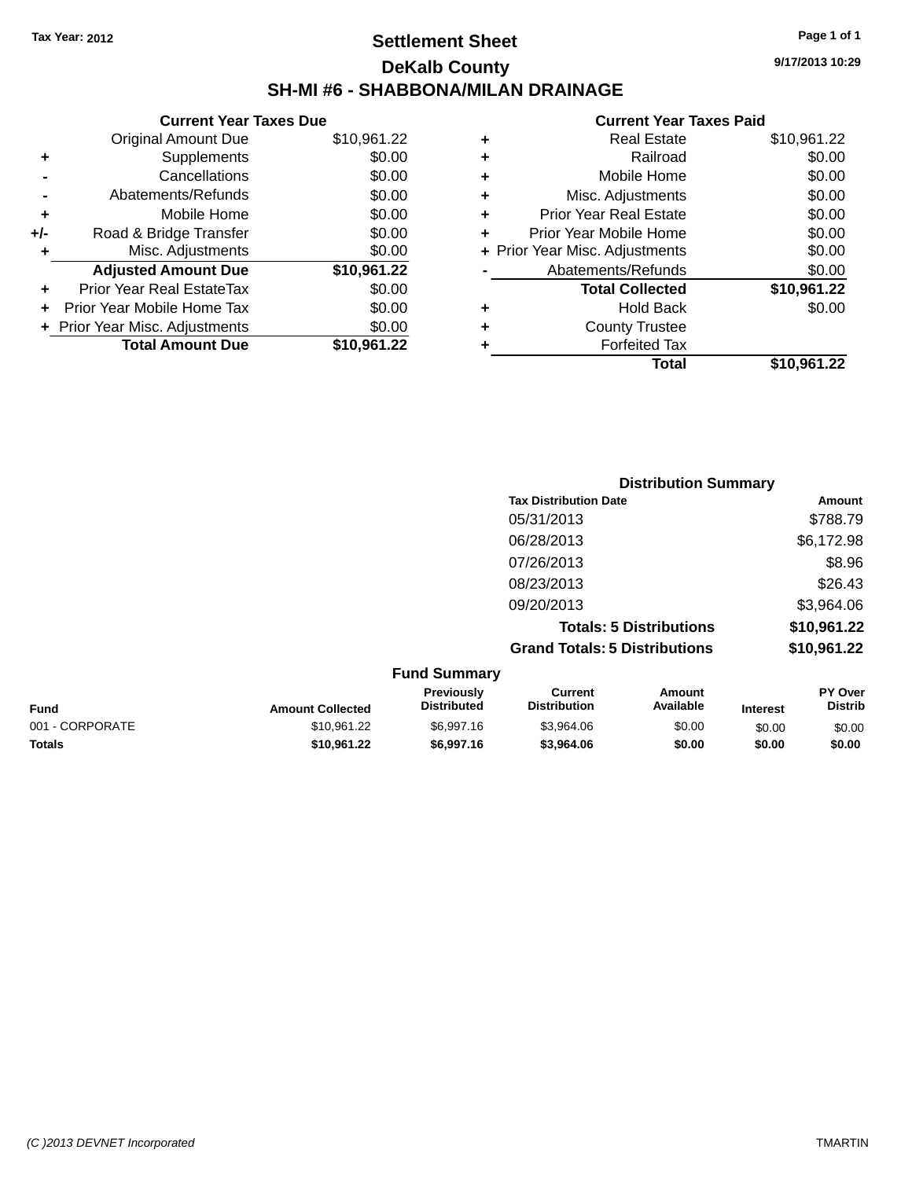Tax Year: 2012

# Settlement Sheet

## DeKalb County

## SH-MI #6 - SHABBONA/MILAN DRAINAGE

9/17/2013 10:29

### Current Year Taxes Due

| | | |
|---|---|---|
| | Original Amount Due | $10,961.22 |
| + | Supplements | $0.00 |
| - | Cancellations | $0.00 |
| - | Abatements/Refunds | $0.00 |
| + | Mobile Home | $0.00 |
| +/- | Road & Bridge Transfer | $0.00 |
| + | Misc. Adjustments | $0.00 |
| | **Adjusted Amount Due** | **$10,961.22** |
| + | Prior Year Real EstateTax | $0.00 |
| + | Prior Year Mobile Home Tax | $0.00 |
| + | Prior Year Misc. Adjustments | $0.00 |
| | **Total Amount Due** | **$10,961.22** |

### Current Year Taxes Paid

| | | |
|---|---|---|
| + | Real Estate | $10,961.22 |
| + | Railroad | $0.00 |
| + | Mobile Home | $0.00 |
| + | Misc. Adjustments | $0.00 |
| + | Prior Year Real Estate | $0.00 |
| + | Prior Year Mobile Home | $0.00 |
| + | Prior Year Misc. Adjustments | $0.00 |
| - | Abatements/Refunds | $0.00 |
| | **Total Collected** | **$10,961.22** |
| + | Hold Back | $0.00 |
| + | County Trustee | |
| + | Forfeited Tax | |
| | **Total** | **$10,961.22** |

### Distribution Summary

| Tax Distribution Date | Amount |
|---|---|
| 05/31/2013 | $788.79 |
| 06/28/2013 | $6,172.98 |
| 07/26/2013 | $8.96 |
| 08/23/2013 | $26.43 |
| 09/20/2013 | $3,964.06 |
| **Totals: 5 Distributions** | **$10,961.22** |
| **Grand Totals: 5 Distributions** | **$10,961.22** |

### Fund Summary

| Fund | Amount Collected | Previously Distributed | Current Distribution | Amount Available | Interest | PY Over Distrib |
|---|---|---|---|---|---|---|
| 001 - CORPORATE | $10,961.22 | $6,997.16 | $3,964.06 | $0.00 | $0.00 | $0.00 |
| **Totals** | **$10,961.22** | **$6,997.16** | **$3,964.06** | **$0.00** | **$0.00** | **$0.00** |

(C )2013 DEVNET Incorporated — TMARTIN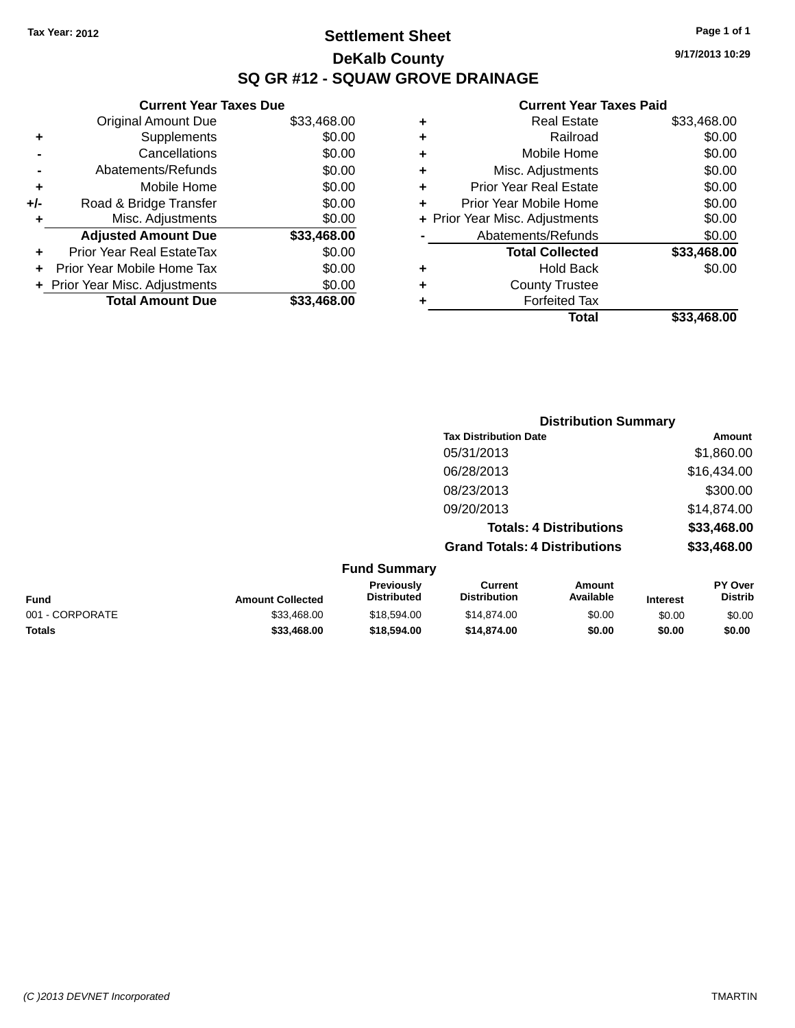Tax Year: 2012

# Settlement Sheet

## DeKalb County

## SQ GR #12 - SQUAW GROVE DRAINAGE

9/17/2013 10:29

### Current Year Taxes Due

| | | |
|---|---|---|
| | Original Amount Due | $33,468.00 |
| + | Supplements | $0.00 |
| - | Cancellations | $0.00 |
| - | Abatements/Refunds | $0.00 |
| + | Mobile Home | $0.00 |
| +/- | Road & Bridge Transfer | $0.00 |
| + | Misc. Adjustments | $0.00 |
| | **Adjusted Amount Due** | **$33,468.00** |
| + | Prior Year Real EstateTax | $0.00 |
| + | Prior Year Mobile Home Tax | $0.00 |
| + | Prior Year Misc. Adjustments | $0.00 |
| | **Total Amount Due** | **$33,468.00** |

### Current Year Taxes Paid

| | | |
|---|---|---|
| + | Real Estate | $33,468.00 |
| + | Railroad | $0.00 |
| + | Mobile Home | $0.00 |
| + | Misc. Adjustments | $0.00 |
| + | Prior Year Real Estate | $0.00 |
| + | Prior Year Mobile Home | $0.00 |
| + | Prior Year Misc. Adjustments | $0.00 |
| - | Abatements/Refunds | $0.00 |
| | **Total Collected** | **$33,468.00** |
| + | Hold Back | $0.00 |
| + | County Trustee | |
| + | Forfeited Tax | |
| | **Total** | **$33,468.00** |

### Distribution Summary

| Tax Distribution Date | Amount |
|---|---|
| 05/31/2013 | $1,860.00 |
| 06/28/2013 | $16,434.00 |
| 08/23/2013 | $300.00 |
| 09/20/2013 | $14,874.00 |
| **Totals: 4 Distributions** | **$33,468.00** |
| **Grand Totals: 4 Distributions** | **$33,468.00** |

### Fund Summary

| Fund | Amount Collected | Previously Distributed | Current Distribution | Amount Available | Interest | PY Over Distrib |
|---|---|---|---|---|---|---|
| 001 - CORPORATE | $33,468.00 | $18,594.00 | $14,874.00 | $0.00 | $0.00 | $0.00 |
| **Totals** | **$33,468.00** | **$18,594.00** | **$14,874.00** | **$0.00** | **$0.00** | **$0.00** |

(C )2013 DEVNET Incorporated TMARTIN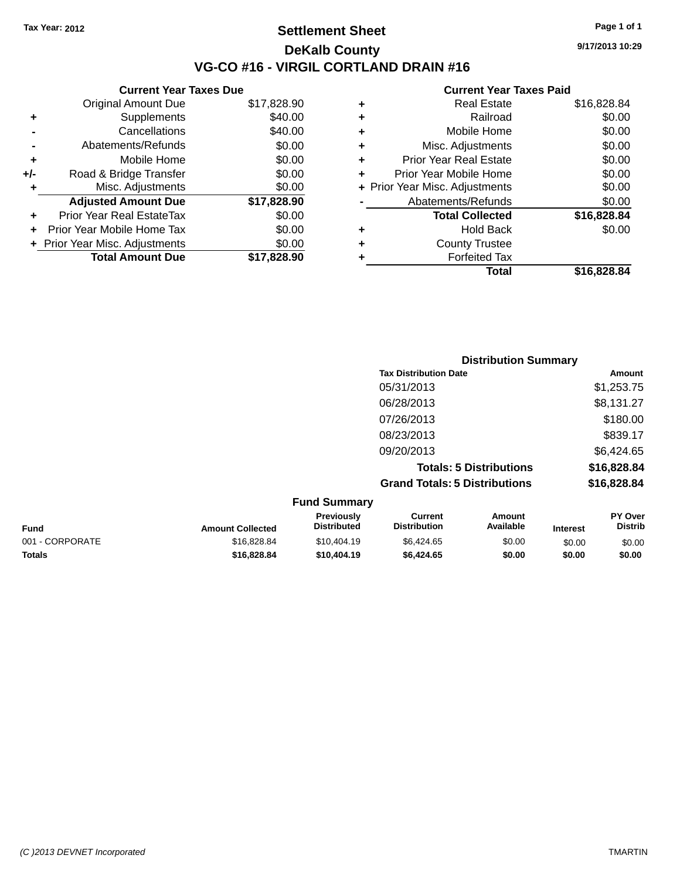Tax Year: 2012

# Settlement Sheet

## DeKalb County

## VG-CO #16 - VIRGIL CORTLAND DRAIN #16

9/17/2013 10:29

### Current Year Taxes Due

| | | |
|---|---|---|
| | Original Amount Due | $17,828.90 |
| + | Supplements | $40.00 |
| - | Cancellations | $40.00 |
| - | Abatements/Refunds | $0.00 |
| + | Mobile Home | $0.00 |
| +/- | Road & Bridge Transfer | $0.00 |
| + | Misc. Adjustments | $0.00 |
| | **Adjusted Amount Due** | **$17,828.90** |
| + | Prior Year Real EstateTax | $0.00 |
| + | Prior Year Mobile Home Tax | $0.00 |
| + | Prior Year Misc. Adjustments | $0.00 |
| | **Total Amount Due** | **$17,828.90** |

### Current Year Taxes Paid

| | | |
|---|---|---|
| + | Real Estate | $16,828.84 |
| + | Railroad | $0.00 |
| + | Mobile Home | $0.00 |
| + | Misc. Adjustments | $0.00 |
| + | Prior Year Real Estate | $0.00 |
| + | Prior Year Mobile Home | $0.00 |
| + | Prior Year Misc. Adjustments | $0.00 |
| - | Abatements/Refunds | $0.00 |
| | **Total Collected** | **$16,828.84** |
| + | Hold Back | $0.00 |
| + | County Trustee | |
| + | Forfeited Tax | |
| | **Total** | **$16,828.84** |

### Distribution Summary

| Tax Distribution Date | Amount |
|---|---|
| 05/31/2013 | $1,253.75 |
| 06/28/2013 | $8,131.27 |
| 07/26/2013 | $180.00 |
| 08/23/2013 | $839.17 |
| 09/20/2013 | $6,424.65 |
| **Totals: 5 Distributions** | **$16,828.84** |
| **Grand Totals: 5 Distributions** | **$16,828.84** |

### Fund Summary

| Fund | Amount Collected | Previously Distributed | Current Distribution | Amount Available | Interest | PY Over Distrib |
|---|---|---|---|---|---|---|
| 001 - CORPORATE | $16,828.84 | $10,404.19 | $6,424.65 | $0.00 | $0.00 | $0.00 |
| **Totals** | **$16,828.84** | **$10,404.19** | **$6,424.65** | **$0.00** | **$0.00** | **$0.00** |

(C )2013 DEVNET Incorporated

TMARTIN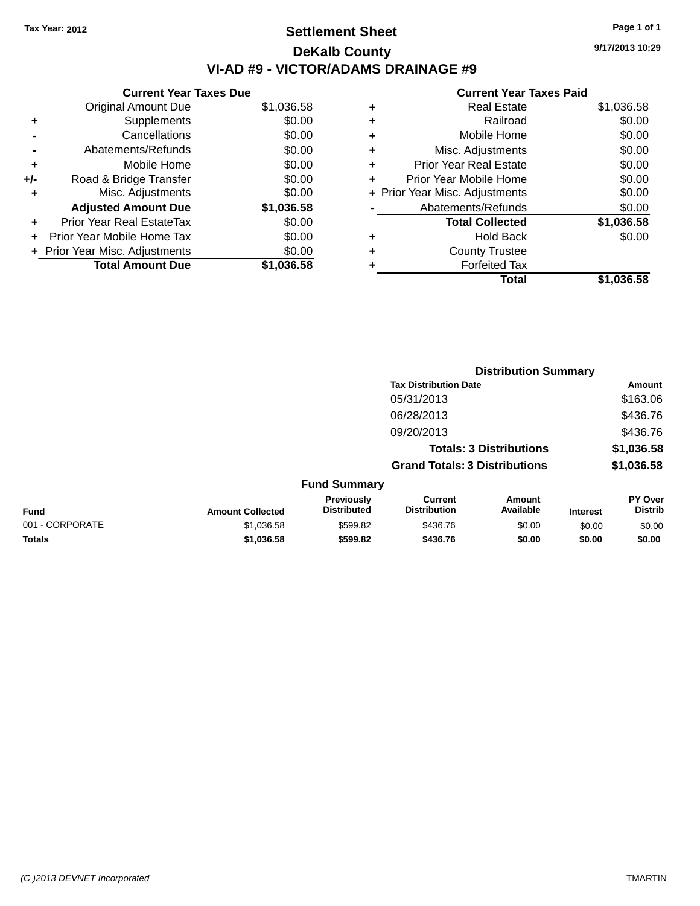Tax Year: 2012

# Settlement Sheet

## DeKalb County

## VI-AD #9 - VICTOR/ADAMS DRAINAGE #9

9/17/2013 10:29

### Current Year Taxes Due

| | | |
|---|---|---|
| | Original Amount Due | $1,036.58 |
| + | Supplements | $0.00 |
| - | Cancellations | $0.00 |
| - | Abatements/Refunds | $0.00 |
| + | Mobile Home | $0.00 |
| +/- | Road & Bridge Transfer | $0.00 |
| + | Misc. Adjustments | $0.00 |
| | **Adjusted Amount Due** | **$1,036.58** |
| + | Prior Year Real EstateTax | $0.00 |
| + | Prior Year Mobile Home Tax | $0.00 |
| + | Prior Year Misc. Adjustments | $0.00 |
| | **Total Amount Due** | **$1,036.58** |

### Current Year Taxes Paid

| | | |
|---|---|---|
| + | Real Estate | $1,036.58 |
| + | Railroad | $0.00 |
| + | Mobile Home | $0.00 |
| + | Misc. Adjustments | $0.00 |
| + | Prior Year Real Estate | $0.00 |
| + | Prior Year Mobile Home | $0.00 |
| + | Prior Year Misc. Adjustments | $0.00 |
| - | Abatements/Refunds | $0.00 |
| | **Total Collected** | **$1,036.58** |
| + | Hold Back | $0.00 |
| + | County Trustee | |
| + | Forfeited Tax | |
| | **Total** | **$1,036.58** |

### Distribution Summary

| Tax Distribution Date | Amount |
|---|---|
| 05/31/2013 | $163.06 |
| 06/28/2013 | $436.76 |
| 09/20/2013 | $436.76 |
| **Totals: 3 Distributions** | **$1,036.58** |
| **Grand Totals: 3 Distributions** | **$1,036.58** |

### Fund Summary

| Fund | Amount Collected | Previously Distributed | Current Distribution | Amount Available | Interest | PY Over Distrib |
|---|---|---|---|---|---|---|
| 001 - CORPORATE | $1,036.58 | $599.82 | $436.76 | $0.00 | $0.00 | $0.00 |
| **Totals** | **$1,036.58** | **$599.82** | **$436.76** | **$0.00** | **$0.00** | **$0.00** |

(C )2013 DEVNET Incorporated TMARTIN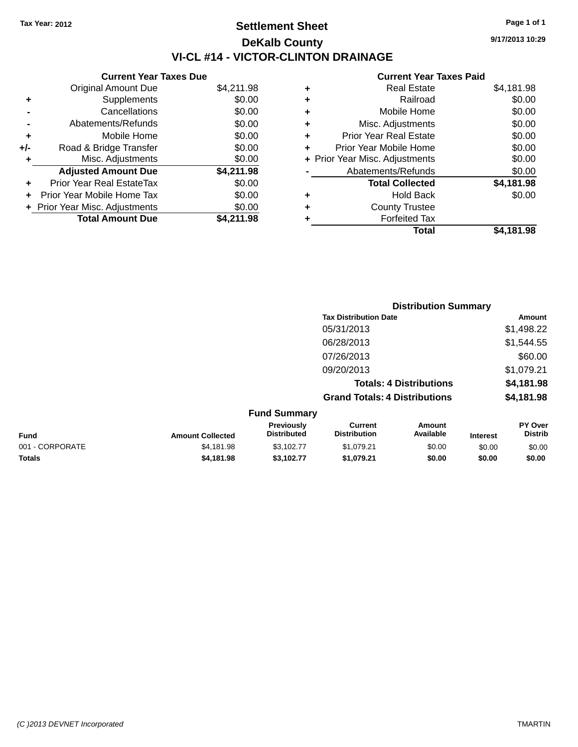Tax Year: 2012

# Settlement Sheet

## DeKalb County

## VI-CL #14 - VICTOR-CLINTON DRAINAGE

9/17/2013 10:29

**Current Year Taxes Due**

| | | |
|---|---|---|
| | Original Amount Due | $4,211.98 |
| + | Supplements | $0.00 |
| - | Cancellations | $0.00 |
| - | Abatements/Refunds | $0.00 |
| + | Mobile Home | $0.00 |
| +/- | Road & Bridge Transfer | $0.00 |
| + | Misc. Adjustments | $0.00 |
| | **Adjusted Amount Due** | **$4,211.98** |
| + | Prior Year Real EstateTax | $0.00 |
| + | Prior Year Mobile Home Tax | $0.00 |
| + | Prior Year Misc. Adjustments | $0.00 |
| | **Total Amount Due** | **$4,211.98** |

**Current Year Taxes Paid**

| | | |
|---|---|---|
| + | Real Estate | $4,181.98 |
| + | Railroad | $0.00 |
| + | Mobile Home | $0.00 |
| + | Misc. Adjustments | $0.00 |
| + | Prior Year Real Estate | $0.00 |
| + | Prior Year Mobile Home | $0.00 |
| + | Prior Year Misc. Adjustments | $0.00 |
| - | Abatements/Refunds | $0.00 |
| | **Total Collected** | **$4,181.98** |
| + | Hold Back | $0.00 |
| + | County Trustee | |
| + | Forfeited Tax | |
| | **Total** | **$4,181.98** |

**Distribution Summary**

| Tax Distribution Date | Amount |
|---|---|
| 05/31/2013 | $1,498.22 |
| 06/28/2013 | $1,544.55 |
| 07/26/2013 | $60.00 |
| 09/20/2013 | $1,079.21 |
| **Totals: 4 Distributions** | **$4,181.98** |
| **Grand Totals: 4 Distributions** | **$4,181.98** |

**Fund Summary**

| Fund | Amount Collected | Previously Distributed | Current Distribution | Amount Available | Interest | PY Over Distrib |
|---|---|---|---|---|---|---|
| 001 - CORPORATE | $4,181.98 | $3,102.77 | $1,079.21 | $0.00 | $0.00 | $0.00 |
| **Totals** | **$4,181.98** | **$3,102.77** | **$1,079.21** | **$0.00** | **$0.00** | **$0.00** |

(C )2013 DEVNET Incorporated TMARTIN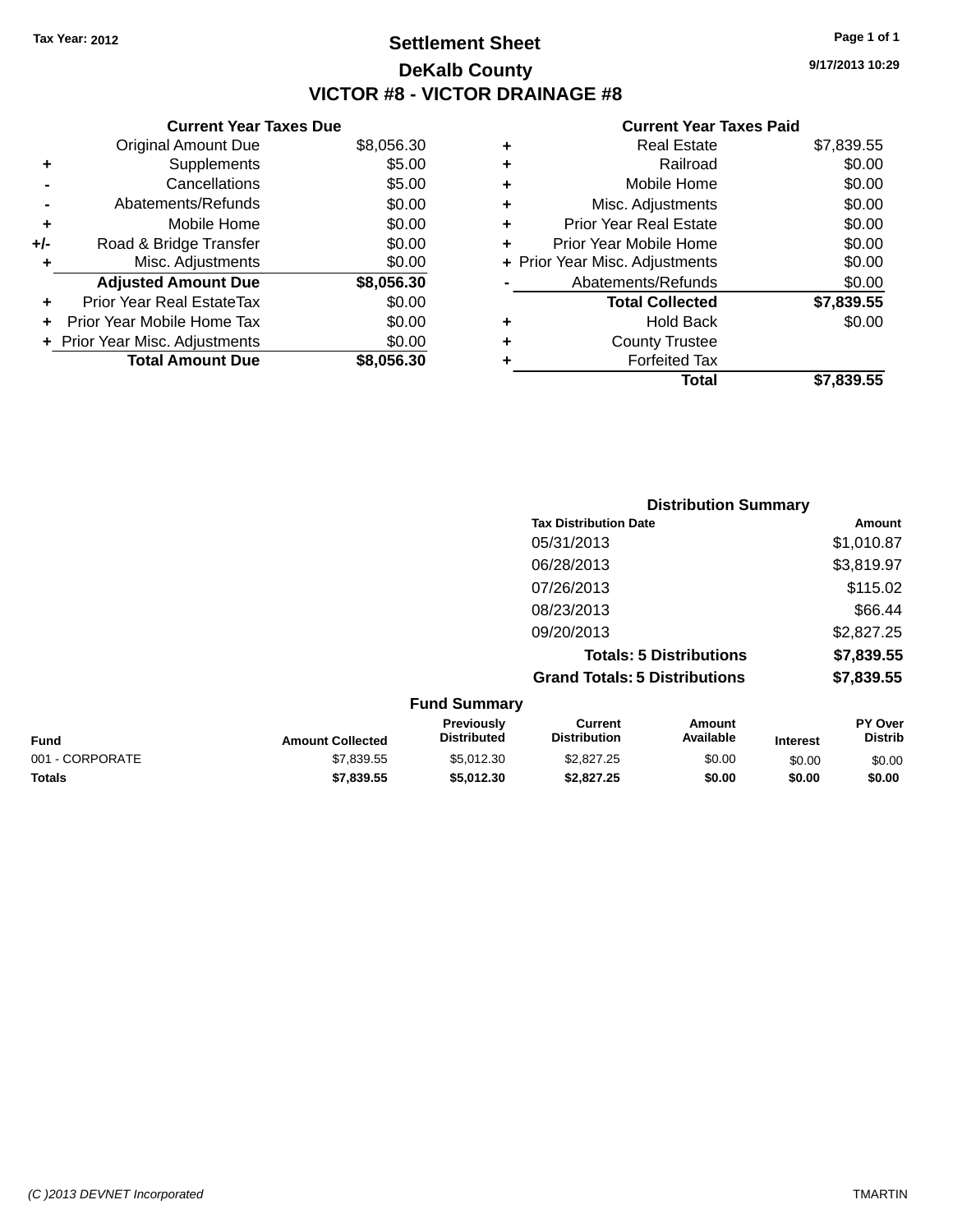Tax Year: 2012

# Settlement Sheet

## DeKalb County

## VICTOR #8 - VICTOR DRAINAGE #8

9/17/2013 10:29

**Current Year Taxes Due**

| | | |
|---|---|---|
| | Original Amount Due | $8,056.30 |
| + | Supplements | $5.00 |
| - | Cancellations | $5.00 |
| - | Abatements/Refunds | $0.00 |
| + | Mobile Home | $0.00 |
| +/- | Road & Bridge Transfer | $0.00 |
| + | Misc. Adjustments | $0.00 |
| | **Adjusted Amount Due** | **$8,056.30** |
| + | Prior Year Real EstateTax | $0.00 |
| + | Prior Year Mobile Home Tax | $0.00 |
| + | Prior Year Misc. Adjustments | $0.00 |
| | **Total Amount Due** | **$8,056.30** |

**Current Year Taxes Paid**

| | | |
|---|---|---|
| + | Real Estate | $7,839.55 |
| + | Railroad | $0.00 |
| + | Mobile Home | $0.00 |
| + | Misc. Adjustments | $0.00 |
| + | Prior Year Real Estate | $0.00 |
| + | Prior Year Mobile Home | $0.00 |
| + | Prior Year Misc. Adjustments | $0.00 |
| - | Abatements/Refunds | $0.00 |
| | **Total Collected** | **$7,839.55** |
| + | Hold Back | $0.00 |
| + | County Trustee | |
| + | Forfeited Tax | |
| | **Total** | **$7,839.55** |

**Distribution Summary**

| Tax Distribution Date | Amount |
|---|---|
| 05/31/2013 | $1,010.87 |
| 06/28/2013 | $3,819.97 |
| 07/26/2013 | $115.02 |
| 08/23/2013 | $66.44 |
| 09/20/2013 | $2,827.25 |
| **Totals: 5 Distributions** | **$7,839.55** |
| **Grand Totals: 5 Distributions** | **$7,839.55** |

**Fund Summary**

| Fund | Amount Collected | Previously Distributed | Current Distribution | Amount Available | Interest | PY Over Distrib |
|---|---|---|---|---|---|---|
| 001 - CORPORATE | $7,839.55 | $5,012.30 | $2,827.25 | $0.00 | $0.00 | $0.00 |
| **Totals** | **$7,839.55** | **$5,012.30** | **$2,827.25** | **$0.00** | **$0.00** | **$0.00** |

(C )2013 DEVNET Incorporated

TMARTIN